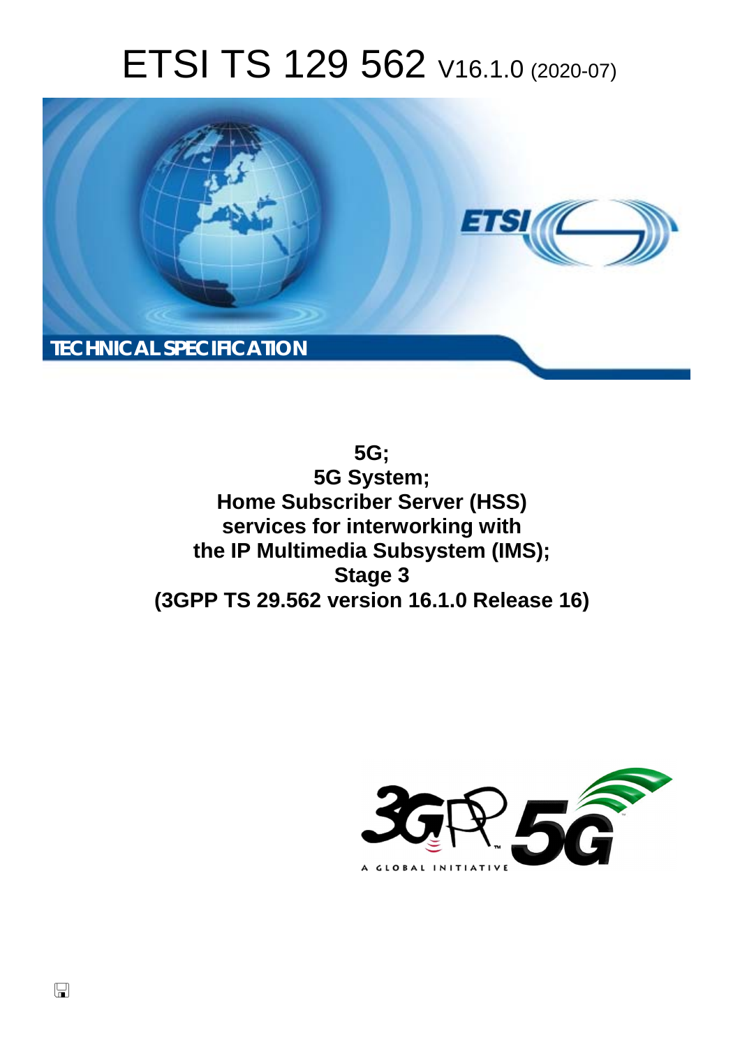# ETSI TS 129 562 V16.1.0 (2020-07)

TECHNICAL SPECIFICATION

**5G;**
**5G System;**
**Home Subscriber Server (HSS) services for interworking with the IP Multimedia Subsystem (IMS);**
**Stage 3**
**(3GPP TS 29.562 version 16.1.0 Release 16)**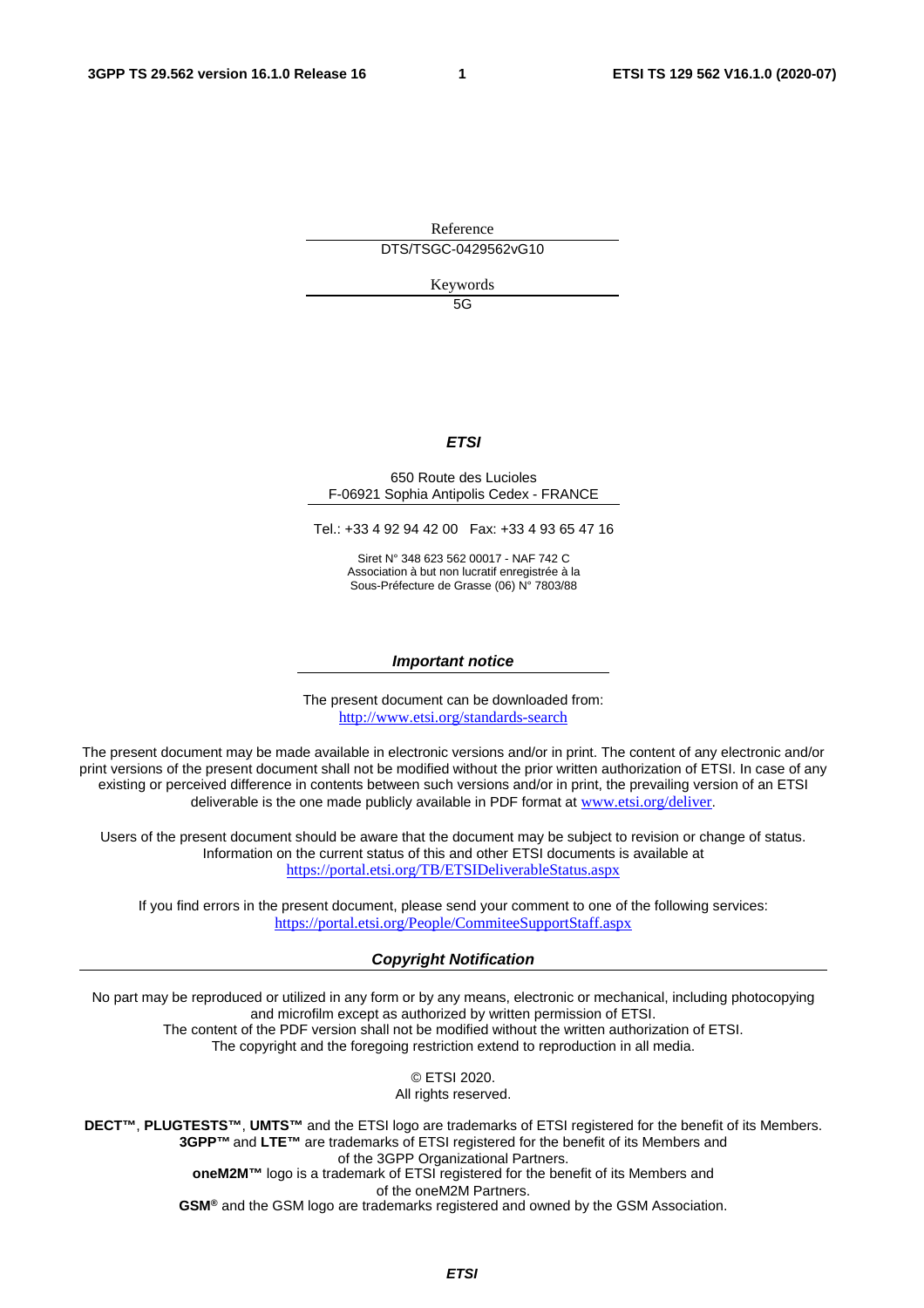Reference

DTS/TSGC-0429562vG10

Keywords

5G

***ETSI***

650 Route des Lucioles
F-06921 Sophia Antipolis Cedex - FRANCE

Tel.: +33 4 92 94 42 00   Fax: +33 4 93 65 47 16

Siret N° 348 623 562 00017 - NAF 742 C
Association à but non lucratif enregistrée à la
Sous-Préfecture de Grasse (06) N° 7803/88

***Important notice***

The present document can be downloaded from:
http://www.etsi.org/standards-search

The present document may be made available in electronic versions and/or in print. The content of any electronic and/or print versions of the present document shall not be modified without the prior written authorization of ETSI. In case of any existing or perceived difference in contents between such versions and/or in print, the prevailing version of an ETSI deliverable is the one made publicly available in PDF format at www.etsi.org/deliver.

Users of the present document should be aware that the document may be subject to revision or change of status. Information on the current status of this and other ETSI documents is available at
https://portal.etsi.org/TB/ETSIDeliverableStatus.aspx

If you find errors in the present document, please send your comment to one of the following services:
https://portal.etsi.org/People/CommiteeSupportStaff.aspx

***Copyright Notification***

No part may be reproduced or utilized in any form or by any means, electronic or mechanical, including photocopying and microfilm except as authorized by written permission of ETSI.
The content of the PDF version shall not be modified without the written authorization of ETSI.
The copyright and the foregoing restriction extend to reproduction in all media.

© ETSI 2020.
All rights reserved.

**DECT™**, **PLUGTESTS™**, **UMTS™** and the ETSI logo are trademarks of ETSI registered for the benefit of its Members.
**3GPP™** and **LTE™** are trademarks of ETSI registered for the benefit of its Members and
of the 3GPP Organizational Partners.
**oneM2M™** logo is a trademark of ETSI registered for the benefit of its Members and
of the oneM2M Partners.
**GSM®** and the GSM logo are trademarks registered and owned by the GSM Association.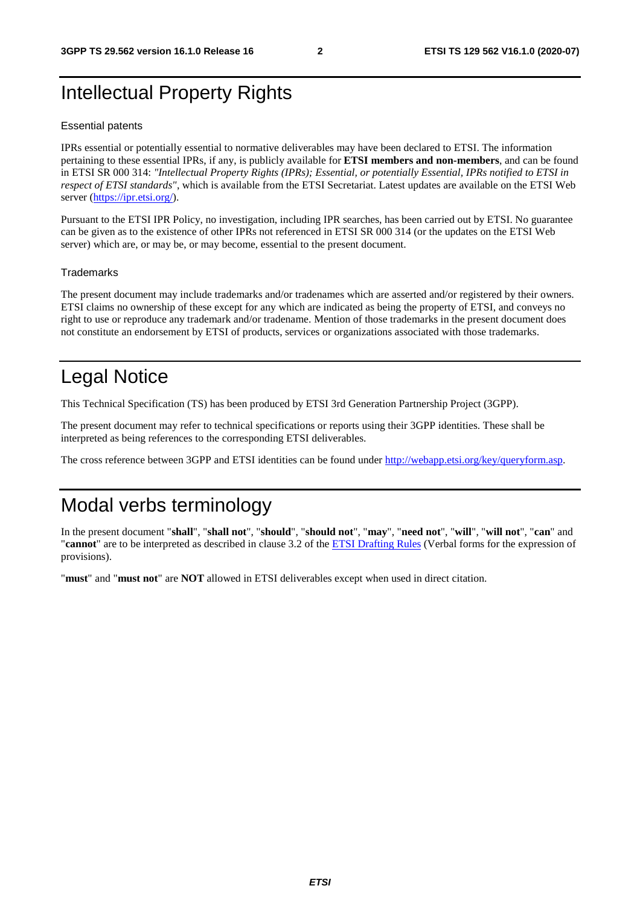# Intellectual Property Rights

Essential patents

IPRs essential or potentially essential to normative deliverables may have been declared to ETSI. The information pertaining to these essential IPRs, if any, is publicly available for **ETSI members and non-members**, and can be found in ETSI SR 000 314: *"Intellectual Property Rights (IPRs); Essential, or potentially Essential, IPRs notified to ETSI in respect of ETSI standards"*, which is available from the ETSI Secretariat. Latest updates are available on the ETSI Web server (https://ipr.etsi.org/).

Pursuant to the ETSI IPR Policy, no investigation, including IPR searches, has been carried out by ETSI. No guarantee can be given as to the existence of other IPRs not referenced in ETSI SR 000 314 (or the updates on the ETSI Web server) which are, or may be, or may become, essential to the present document.

Trademarks

The present document may include trademarks and/or tradenames which are asserted and/or registered by their owners. ETSI claims no ownership of these except for any which are indicated as being the property of ETSI, and conveys no right to use or reproduce any trademark and/or tradename. Mention of those trademarks in the present document does not constitute an endorsement by ETSI of products, services or organizations associated with those trademarks.

# Legal Notice

This Technical Specification (TS) has been produced by ETSI 3rd Generation Partnership Project (3GPP).

The present document may refer to technical specifications or reports using their 3GPP identities. These shall be interpreted as being references to the corresponding ETSI deliverables.

The cross reference between 3GPP and ETSI identities can be found under http://webapp.etsi.org/key/queryform.asp.

# Modal verbs terminology

In the present document "**shall**", "**shall not**", "**should**", "**should not**", "**may**", "**need not**", "**will**", "**will not**", "**can**" and "**cannot**" are to be interpreted as described in clause 3.2 of the ETSI Drafting Rules (Verbal forms for the expression of provisions).

"**must**" and "**must not**" are **NOT** allowed in ETSI deliverables except when used in direct citation.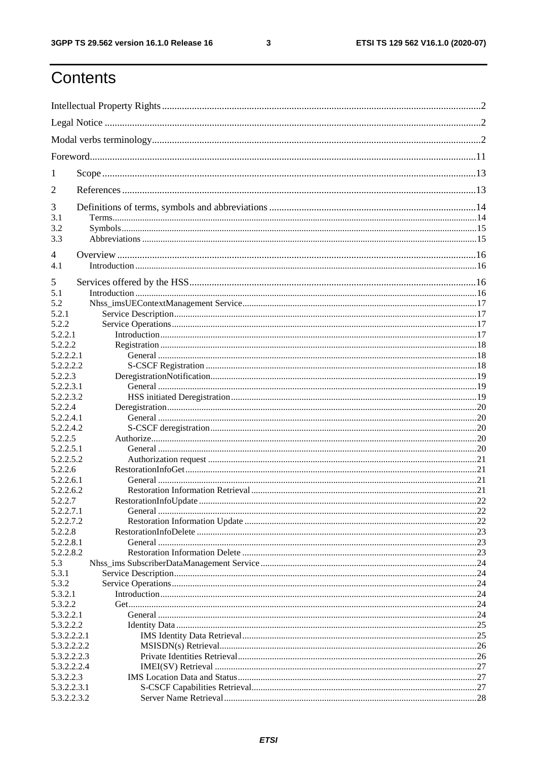# Contents

Intellectual Property Rights ........................................................................................................................... 2
Legal Notice ...................................................................................................................................................... 2
Modal verbs terminology .................................................................................................................................. 2
Foreword ......................................................................................................................................................... 11
1 Scope ........................................................................................................................................................... 13
2 References ................................................................................................................................................... 13
3 Definitions of terms, symbols and abbreviations ........................................................................................ 14
3.1 Terms ......................................................................................................................................................... 14
3.2 Symbols ..................................................................................................................................................... 15
3.3 Abbreviations ............................................................................................................................................ 15
4 Overview ..................................................................................................................................................... 16
4.1 Introduction ............................................................................................................................................... 16
5 Services offered by the HSS ....................................................................................................................... 16
5.1 Introduction ............................................................................................................................................... 16
5.2 Nhss_imsUEContextManagement Service ................................................................................................ 17
5.2.1 Service Description ................................................................................................................................ 17
5.2.2 Service Operations .................................................................................................................................. 17
5.2.2.1 Introduction .......................................................................................................................................... 17
5.2.2.2 Registration .......................................................................................................................................... 18
5.2.2.2.1 General ............................................................................................................................................ 18
5.2.2.2.2 S-CSCF Registration ....................................................................................................................... 18
5.2.2.3 DeregistrationNotification .................................................................................................................... 19
5.2.2.3.1 General ............................................................................................................................................ 19
5.2.2.3.2 HSS initiated Deregistration ............................................................................................................ 19
5.2.2.4 Deregistration ....................................................................................................................................... 20
5.2.2.4.1 General ............................................................................................................................................ 20
5.2.2.4.2 S-CSCF deregistration ..................................................................................................................... 20
5.2.2.5 Authorize .............................................................................................................................................. 20
5.2.2.5.1 General ............................................................................................................................................ 20
5.2.2.5.2 Authorization request ...................................................................................................................... 21
5.2.2.6 RestorationInfoGet ............................................................................................................................... 21
5.2.2.6.1 General ............................................................................................................................................ 21
5.2.2.6.2 Restoration Information Retrieval ................................................................................................... 21
5.2.2.7 RestorationInfoUpdate ......................................................................................................................... 22
5.2.2.7.1 General ............................................................................................................................................ 22
5.2.2.7.2 Restoration Information Update ..................................................................................................... 22
5.2.2.8 RestorationInfoDelete .......................................................................................................................... 23
5.2.2.8.1 General ............................................................................................................................................ 23
5.2.2.8.2 Restoration Information Delete ....................................................................................................... 23
5.3 Nhss_ims SubscriberDataManagement Service ........................................................................................ 24
5.3.1 Service Description ................................................................................................................................ 24
5.3.2 Service Operations .................................................................................................................................. 24
5.3.2.1 Introduction .......................................................................................................................................... 24
5.3.2.2 Get ........................................................................................................................................................ 24
5.3.2.2.1 General ............................................................................................................................................ 24
5.3.2.2.2 Identity Data .................................................................................................................................... 25
5.3.2.2.2.1 IMS Identity Data Retrieval ......................................................................................................... 25
5.3.2.2.2.2 MSISDN(s) Retrieval ................................................................................................................... 26
5.3.2.2.2.3 Private Identities Retrieval ........................................................................................................... 26
5.3.2.2.2.4 IMEI(SV) Retrieval ..................................................................................................................... 27
5.3.2.2.3 IMS Location Data and Status ......................................................................................................... 27
5.3.2.2.3.1 S-CSCF Capabilities Retrieval ..................................................................................................... 27
5.3.2.2.3.2 Server Name Retrieval ................................................................................................................. 28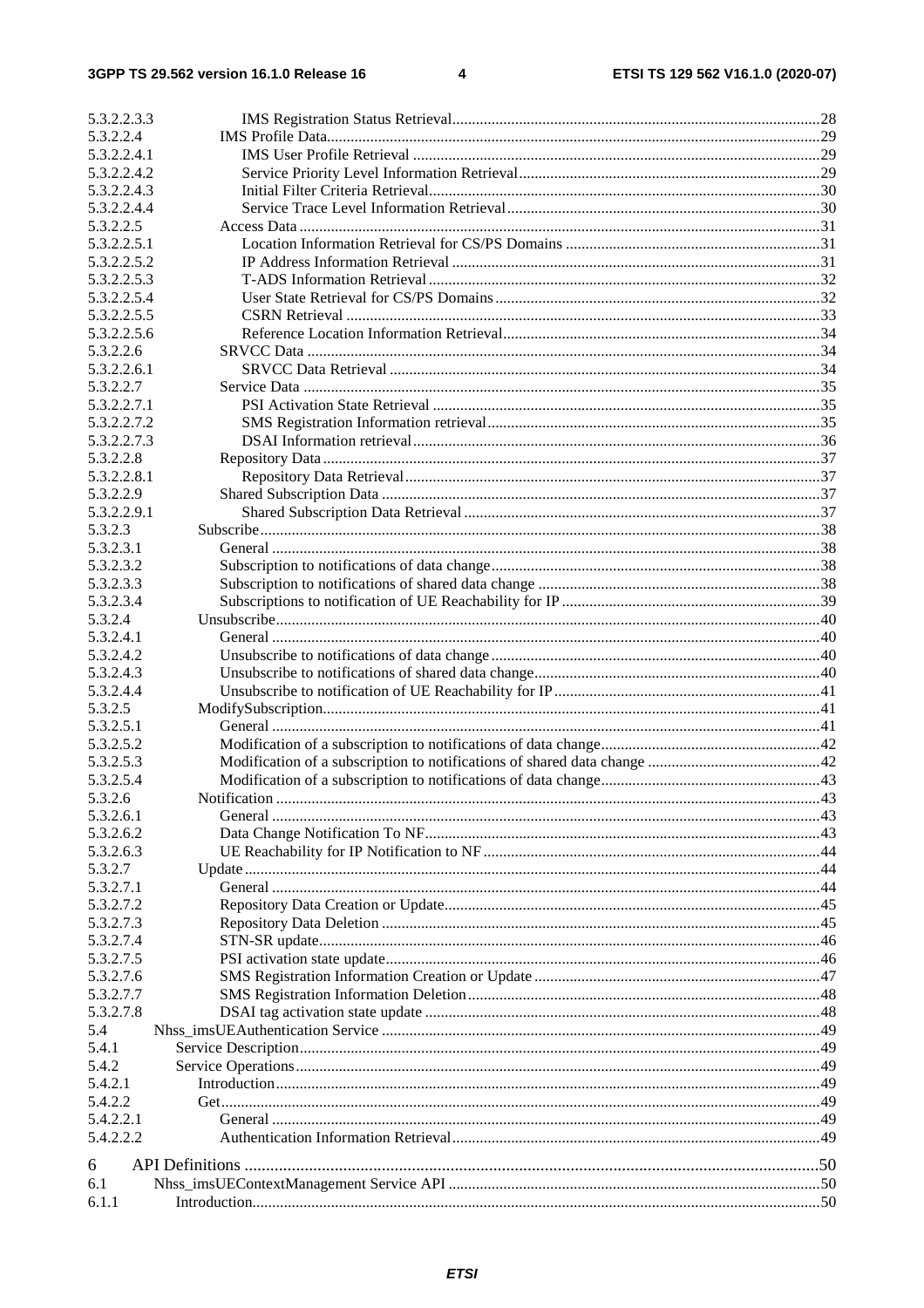5.3.2.2.3.3 IMS Registration Status Retrieval ..... 28
5.3.2.2.4 IMS Profile Data ..... 29
5.3.2.2.4.1 IMS User Profile Retrieval ..... 29
5.3.2.2.4.2 Service Priority Level Information Retrieval ..... 29
5.3.2.2.4.3 Initial Filter Criteria Retrieval ..... 30
5.3.2.2.4.4 Service Trace Level Information Retrieval ..... 30
5.3.2.2.5 Access Data ..... 31
5.3.2.2.5.1 Location Information Retrieval for CS/PS Domains ..... 31
5.3.2.2.5.2 IP Address Information Retrieval ..... 31
5.3.2.2.5.3 T-ADS Information Retrieval ..... 32
5.3.2.2.5.4 User State Retrieval for CS/PS Domains ..... 32
5.3.2.2.5.5 CSRN Retrieval ..... 33
5.3.2.2.5.6 Reference Location Information Retrieval ..... 34
5.3.2.2.6 SRVCC Data ..... 34
5.3.2.2.6.1 SRVCC Data Retrieval ..... 34
5.3.2.2.7 Service Data ..... 35
5.3.2.2.7.1 PSI Activation State Retrieval ..... 35
5.3.2.2.7.2 SMS Registration Information retrieval ..... 35
5.3.2.2.7.3 DSAI Information retrieval ..... 36
5.3.2.2.8 Repository Data ..... 37
5.3.2.2.8.1 Repository Data Retrieval ..... 37
5.3.2.2.9 Shared Subscription Data ..... 37
5.3.2.2.9.1 Shared Subscription Data Retrieval ..... 37
5.3.2.3 Subscribe ..... 38
5.3.2.3.1 General ..... 38
5.3.2.3.2 Subscription to notifications of data change ..... 38
5.3.2.3.3 Subscription to notifications of shared data change ..... 38
5.3.2.3.4 Subscriptions to notification of UE Reachability for IP ..... 39
5.3.2.4 Unsubscribe ..... 40
5.3.2.4.1 General ..... 40
5.3.2.4.2 Unsubscribe to notifications of data change ..... 40
5.3.2.4.3 Unsubscribe to notifications of shared data change ..... 40
5.3.2.4.4 Unsubscribe to notification of UE Reachability for IP ..... 41
5.3.2.5 ModifySubscription ..... 41
5.3.2.5.1 General ..... 41
5.3.2.5.2 Modification of a subscription to notifications of data change ..... 42
5.3.2.5.3 Modification of a subscription to notifications of shared data change ..... 42
5.3.2.5.4 Modification of a subscription to notifications of data change ..... 43
5.3.2.6 Notification ..... 43
5.3.2.6.1 General ..... 43
5.3.2.6.2 Data Change Notification To NF ..... 43
5.3.2.6.3 UE Reachability for IP Notification to NF ..... 44
5.3.2.7 Update ..... 44
5.3.2.7.1 General ..... 44
5.3.2.7.2 Repository Data Creation or Update ..... 45
5.3.2.7.3 Repository Data Deletion ..... 45
5.3.2.7.4 STN-SR update ..... 46
5.3.2.7.5 PSI activation state update ..... 46
5.3.2.7.6 SMS Registration Information Creation or Update ..... 47
5.3.2.7.7 SMS Registration Information Deletion ..... 48
5.3.2.7.8 DSAI tag activation state update ..... 48
5.4 Nhss_imsUEAuthentication Service ..... 49
5.4.1 Service Description ..... 49
5.4.2 Service Operations ..... 49
5.4.2.1 Introduction ..... 49
5.4.2.2 Get ..... 49
5.4.2.2.1 General ..... 49
5.4.2.2.2 Authentication Information Retrieval ..... 49

6 API Definitions ..... 50
6.1 Nhss_imsUEContextManagement Service API ..... 50
6.1.1 Introduction ..... 50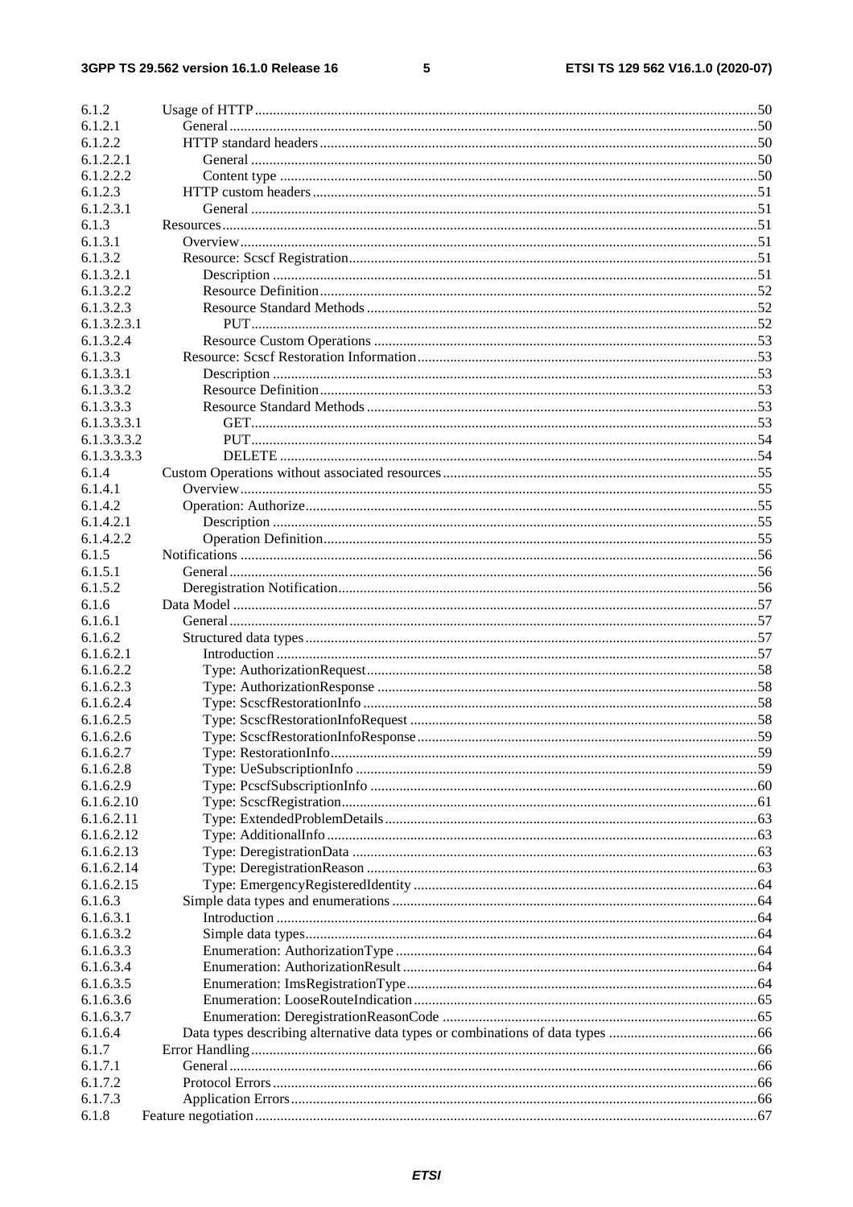6.1.2 Usage of HTTP ..... 50
6.1.2.1 General ..... 50
6.1.2.2 HTTP standard headers ..... 50
6.1.2.2.1 General ..... 50
6.1.2.2.2 Content type ..... 50
6.1.2.3 HTTP custom headers ..... 51
6.1.2.3.1 General ..... 51
6.1.3 Resources ..... 51
6.1.3.1 Overview ..... 51
6.1.3.2 Resource: Scscf Registration ..... 51
6.1.3.2.1 Description ..... 51
6.1.3.2.2 Resource Definition ..... 52
6.1.3.2.3 Resource Standard Methods ..... 52
6.1.3.2.3.1 PUT ..... 52
6.1.3.2.4 Resource Custom Operations ..... 53
6.1.3.3 Resource: Scscf Restoration Information ..... 53
6.1.3.3.1 Description ..... 53
6.1.3.3.2 Resource Definition ..... 53
6.1.3.3.3 Resource Standard Methods ..... 53
6.1.3.3.3.1 GET ..... 53
6.1.3.3.3.2 PUT ..... 54
6.1.3.3.3.3 DELETE ..... 54
6.1.4 Custom Operations without associated resources ..... 55
6.1.4.1 Overview ..... 55
6.1.4.2 Operation: Authorize ..... 55
6.1.4.2.1 Description ..... 55
6.1.4.2.2 Operation Definition ..... 55
6.1.5 Notifications ..... 56
6.1.5.1 General ..... 56
6.1.5.2 Deregistration Notification ..... 56
6.1.6 Data Model ..... 57
6.1.6.1 General ..... 57
6.1.6.2 Structured data types ..... 57
6.1.6.2.1 Introduction ..... 57
6.1.6.2.2 Type: AuthorizationRequest ..... 58
6.1.6.2.3 Type: AuthorizationResponse ..... 58
6.1.6.2.4 Type: ScscfRestorationInfo ..... 58
6.1.6.2.5 Type: ScscfRestorationInfoRequest ..... 58
6.1.6.2.6 Type: ScscfRestorationInfoResponse ..... 59
6.1.6.2.7 Type: RestorationInfo ..... 59
6.1.6.2.8 Type: UeSubscriptionInfo ..... 59
6.1.6.2.9 Type: PcscfSubscriptionInfo ..... 60
6.1.6.2.10 Type: ScscfRegistration ..... 61
6.1.6.2.11 Type: ExtendedProblemDetails ..... 63
6.1.6.2.12 Type: AdditionalInfo ..... 63
6.1.6.2.13 Type: DeregistrationData ..... 63
6.1.6.2.14 Type: DeregistrationReason ..... 63
6.1.6.2.15 Type: EmergencyRegisteredIdentity ..... 64
6.1.6.3 Simple data types and enumerations ..... 64
6.1.6.3.1 Introduction ..... 64
6.1.6.3.2 Simple data types ..... 64
6.1.6.3.3 Enumeration: AuthorizationType ..... 64
6.1.6.3.4 Enumeration: AuthorizationResult ..... 64
6.1.6.3.5 Enumeration: ImsRegistrationType ..... 64
6.1.6.3.6 Enumeration: LooseRouteIndication ..... 65
6.1.6.3.7 Enumeration: DeregistrationReasonCode ..... 65
6.1.6.4 Data types describing alternative data types or combinations of data types ..... 66
6.1.7 Error Handling ..... 66
6.1.7.1 General ..... 66
6.1.7.2 Protocol Errors ..... 66
6.1.7.3 Application Errors ..... 66
6.1.8 Feature negotiation ..... 67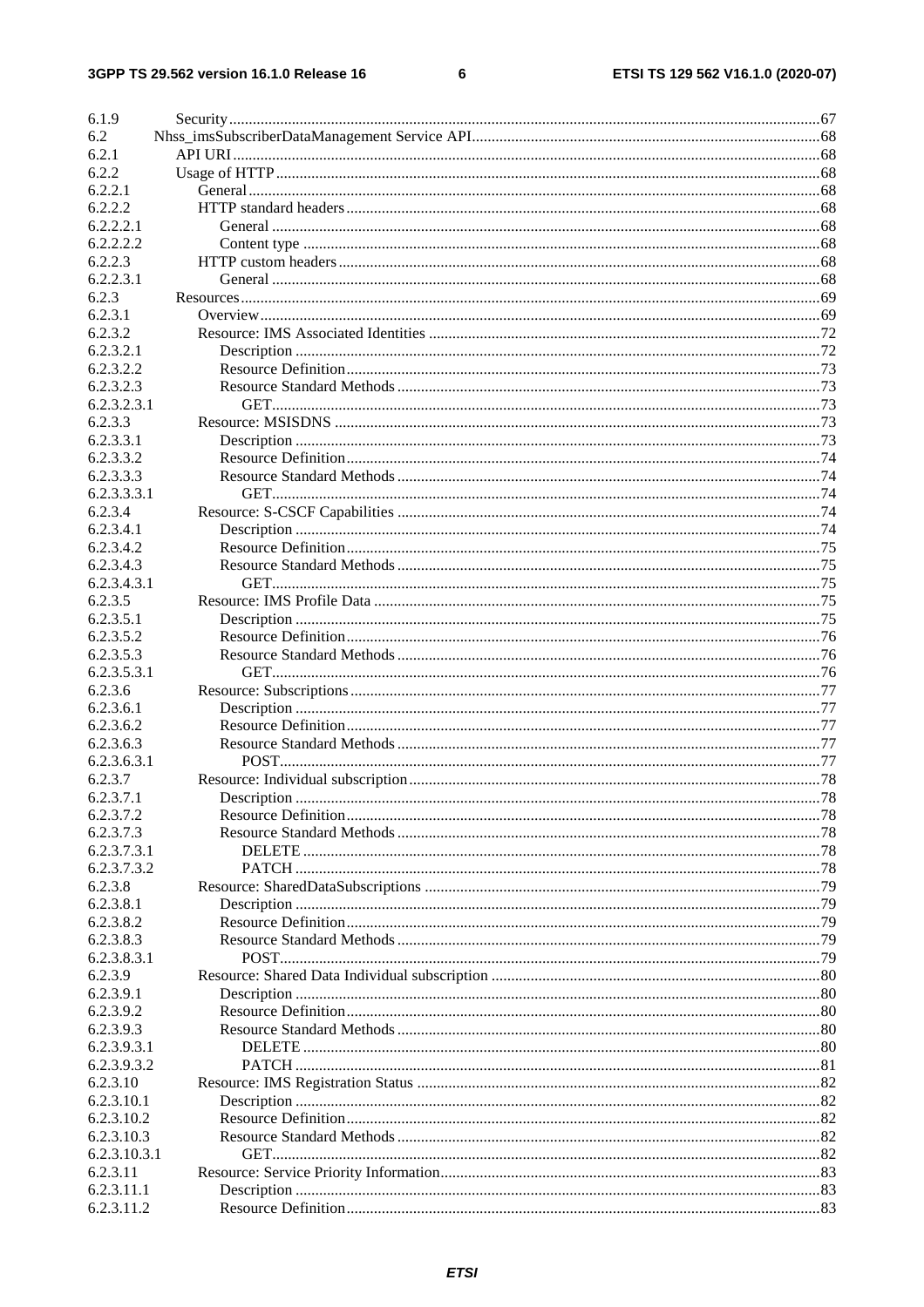6.1.9 Security .....67
6.2 Nhss_imsSubscriberDataManagement Service API .....68
6.2.1 API URI .....68
6.2.2 Usage of HTTP .....68
6.2.2.1 General .....68
6.2.2.2 HTTP standard headers .....68
6.2.2.2.1 General .....68
6.2.2.2.2 Content type .....68
6.2.2.3 HTTP custom headers .....68
6.2.2.3.1 General .....68
6.2.3 Resources .....69
6.2.3.1 Overview .....69
6.2.3.2 Resource: IMS Associated Identities .....72
6.2.3.2.1 Description .....72
6.2.3.2.2 Resource Definition .....73
6.2.3.2.3 Resource Standard Methods .....73
6.2.3.2.3.1 GET .....73
6.2.3.3 Resource: MSISDNS .....73
6.2.3.3.1 Description .....73
6.2.3.3.2 Resource Definition .....74
6.2.3.3.3 Resource Standard Methods .....74
6.2.3.3.3.1 GET .....74
6.2.3.4 Resource: S-CSCF Capabilities .....74
6.2.3.4.1 Description .....74
6.2.3.4.2 Resource Definition .....75
6.2.3.4.3 Resource Standard Methods .....75
6.2.3.4.3.1 GET .....75
6.2.3.5 Resource: IMS Profile Data .....75
6.2.3.5.1 Description .....75
6.2.3.5.2 Resource Definition .....76
6.2.3.5.3 Resource Standard Methods .....76
6.2.3.5.3.1 GET .....76
6.2.3.6 Resource: Subscriptions .....77
6.2.3.6.1 Description .....77
6.2.3.6.2 Resource Definition .....77
6.2.3.6.3 Resource Standard Methods .....77
6.2.3.6.3.1 POST .....77
6.2.3.7 Resource: Individual subscription .....78
6.2.3.7.1 Description .....78
6.2.3.7.2 Resource Definition .....78
6.2.3.7.3 Resource Standard Methods .....78
6.2.3.7.3.1 DELETE .....78
6.2.3.7.3.2 PATCH .....78
6.2.3.8 Resource: SharedDataSubscriptions .....79
6.2.3.8.1 Description .....79
6.2.3.8.2 Resource Definition .....79
6.2.3.8.3 Resource Standard Methods .....79
6.2.3.8.3.1 POST .....79
6.2.3.9 Resource: Shared Data Individual subscription .....80
6.2.3.9.1 Description .....80
6.2.3.9.2 Resource Definition .....80
6.2.3.9.3 Resource Standard Methods .....80
6.2.3.9.3.1 DELETE .....80
6.2.3.9.3.2 PATCH .....81
6.2.3.10 Resource: IMS Registration Status .....82
6.2.3.10.1 Description .....82
6.2.3.10.2 Resource Definition .....82
6.2.3.10.3 Resource Standard Methods .....82
6.2.3.10.3.1 GET .....82
6.2.3.11 Resource: Service Priority Information .....83
6.2.3.11.1 Description .....83
6.2.3.11.2 Resource Definition .....83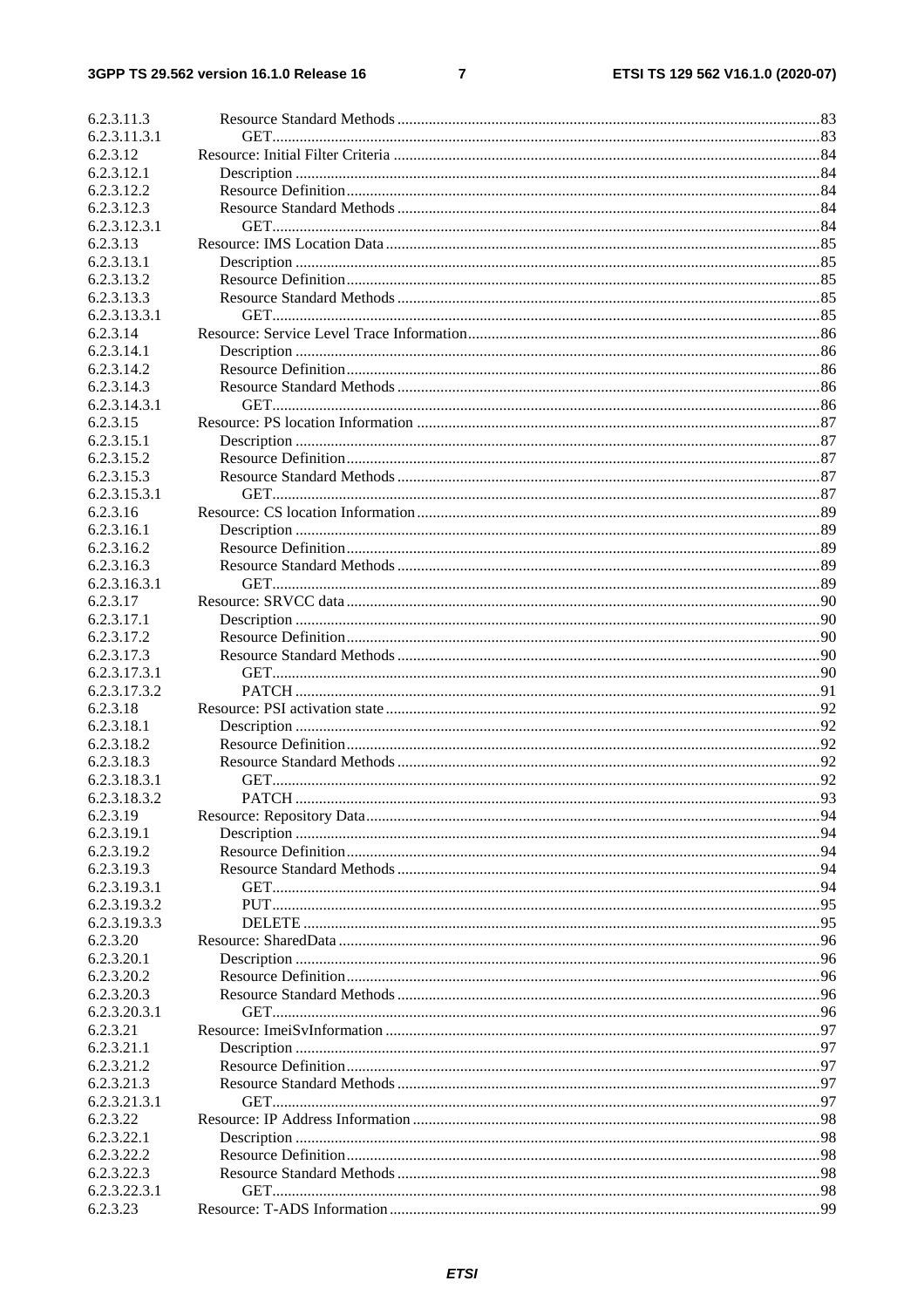6.2.3.11.3 Resource Standard Methods ..... 83
6.2.3.11.3.1 GET ..... 83
6.2.3.12 Resource: Initial Filter Criteria ..... 84
6.2.3.12.1 Description ..... 84
6.2.3.12.2 Resource Definition ..... 84
6.2.3.12.3 Resource Standard Methods ..... 84
6.2.3.12.3.1 GET ..... 84
6.2.3.13 Resource: IMS Location Data ..... 85
6.2.3.13.1 Description ..... 85
6.2.3.13.2 Resource Definition ..... 85
6.2.3.13.3 Resource Standard Methods ..... 85
6.2.3.13.3.1 GET ..... 85
6.2.3.14 Resource: Service Level Trace Information ..... 86
6.2.3.14.1 Description ..... 86
6.2.3.14.2 Resource Definition ..... 86
6.2.3.14.3 Resource Standard Methods ..... 86
6.2.3.14.3.1 GET ..... 86
6.2.3.15 Resource: PS location Information ..... 87
6.2.3.15.1 Description ..... 87
6.2.3.15.2 Resource Definition ..... 87
6.2.3.15.3 Resource Standard Methods ..... 87
6.2.3.15.3.1 GET ..... 87
6.2.3.16 Resource: CS location Information ..... 89
6.2.3.16.1 Description ..... 89
6.2.3.16.2 Resource Definition ..... 89
6.2.3.16.3 Resource Standard Methods ..... 89
6.2.3.16.3.1 GET ..... 89
6.2.3.17 Resource: SRVCC data ..... 90
6.2.3.17.1 Description ..... 90
6.2.3.17.2 Resource Definition ..... 90
6.2.3.17.3 Resource Standard Methods ..... 90
6.2.3.17.3.1 GET ..... 90
6.2.3.17.3.2 PATCH ..... 91
6.2.3.18 Resource: PSI activation state ..... 92
6.2.3.18.1 Description ..... 92
6.2.3.18.2 Resource Definition ..... 92
6.2.3.18.3 Resource Standard Methods ..... 92
6.2.3.18.3.1 GET ..... 92
6.2.3.18.3.2 PATCH ..... 93
6.2.3.19 Resource: Repository Data ..... 94
6.2.3.19.1 Description ..... 94
6.2.3.19.2 Resource Definition ..... 94
6.2.3.19.3 Resource Standard Methods ..... 94
6.2.3.19.3.1 GET ..... 94
6.2.3.19.3.2 PUT ..... 95
6.2.3.19.3.3 DELETE ..... 95
6.2.3.20 Resource: SharedData ..... 96
6.2.3.20.1 Description ..... 96
6.2.3.20.2 Resource Definition ..... 96
6.2.3.20.3 Resource Standard Methods ..... 96
6.2.3.20.3.1 GET ..... 96
6.2.3.21 Resource: ImeiSvInformation ..... 97
6.2.3.21.1 Description ..... 97
6.2.3.21.2 Resource Definition ..... 97
6.2.3.21.3 Resource Standard Methods ..... 97
6.2.3.21.3.1 GET ..... 97
6.2.3.22 Resource: IP Address Information ..... 98
6.2.3.22.1 Description ..... 98
6.2.3.22.2 Resource Definition ..... 98
6.2.3.22.3 Resource Standard Methods ..... 98
6.2.3.22.3.1 GET ..... 98
6.2.3.23 Resource: T-ADS Information ..... 99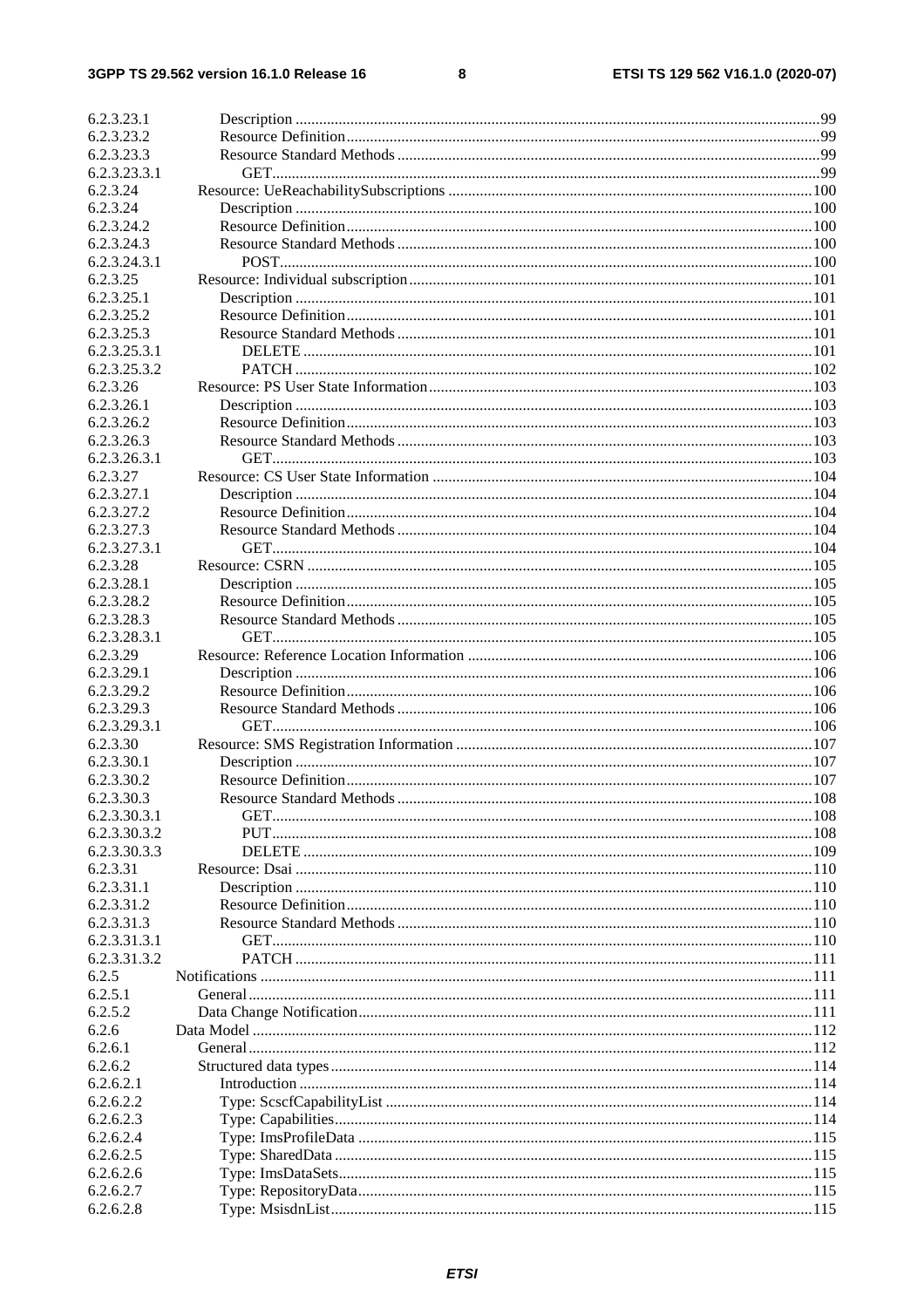| | | |
|---|---|---|
| 6.2.3.23.1 | Description | 99 |
| 6.2.3.23.2 | Resource Definition | 99 |
| 6.2.3.23.3 | Resource Standard Methods | 99 |
| 6.2.3.23.3.1 | GET | 99 |
| 6.2.3.24 | Resource: UeReachabilitySubscriptions | 100 |
| 6.2.3.24 | Description | 100 |
| 6.2.3.24.2 | Resource Definition | 100 |
| 6.2.3.24.3 | Resource Standard Methods | 100 |
| 6.2.3.24.3.1 | POST | 100 |
| 6.2.3.25 | Resource: Individual subscription | 101 |
| 6.2.3.25.1 | Description | 101 |
| 6.2.3.25.2 | Resource Definition | 101 |
| 6.2.3.25.3 | Resource Standard Methods | 101 |
| 6.2.3.25.3.1 | DELETE | 101 |
| 6.2.3.25.3.2 | PATCH | 102 |
| 6.2.3.26 | Resource: PS User State Information | 103 |
| 6.2.3.26.1 | Description | 103 |
| 6.2.3.26.2 | Resource Definition | 103 |
| 6.2.3.26.3 | Resource Standard Methods | 103 |
| 6.2.3.26.3.1 | GET | 103 |
| 6.2.3.27 | Resource: CS User State Information | 104 |
| 6.2.3.27.1 | Description | 104 |
| 6.2.3.27.2 | Resource Definition | 104 |
| 6.2.3.27.3 | Resource Standard Methods | 104 |
| 6.2.3.27.3.1 | GET | 104 |
| 6.2.3.28 | Resource: CSRN | 105 |
| 6.2.3.28.1 | Description | 105 |
| 6.2.3.28.2 | Resource Definition | 105 |
| 6.2.3.28.3 | Resource Standard Methods | 105 |
| 6.2.3.28.3.1 | GET | 105 |
| 6.2.3.29 | Resource: Reference Location Information | 106 |
| 6.2.3.29.1 | Description | 106 |
| 6.2.3.29.2 | Resource Definition | 106 |
| 6.2.3.29.3 | Resource Standard Methods | 106 |
| 6.2.3.29.3.1 | GET | 106 |
| 6.2.3.30 | Resource: SMS Registration Information | 107 |
| 6.2.3.30.1 | Description | 107 |
| 6.2.3.30.2 | Resource Definition | 107 |
| 6.2.3.30.3 | Resource Standard Methods | 108 |
| 6.2.3.30.3.1 | GET | 108 |
| 6.2.3.30.3.2 | PUT | 108 |
| 6.2.3.30.3.3 | DELETE | 109 |
| 6.2.3.31 | Resource: Dsai | 110 |
| 6.2.3.31.1 | Description | 110 |
| 6.2.3.31.2 | Resource Definition | 110 |
| 6.2.3.31.3 | Resource Standard Methods | 110 |
| 6.2.3.31.3.1 | GET | 110 |
| 6.2.3.31.3.2 | PATCH | 111 |
| 6.2.5 | Notifications | 111 |
| 6.2.5.1 | General | 111 |
| 6.2.5.2 | Data Change Notification | 111 |
| 6.2.6 | Data Model | 112 |
| 6.2.6.1 | General | 112 |
| 6.2.6.2 | Structured data types | 114 |
| 6.2.6.2.1 | Introduction | 114 |
| 6.2.6.2.2 | Type: ScscfCapabilityList | 114 |
| 6.2.6.2.3 | Type: Capabilities | 114 |
| 6.2.6.2.4 | Type: ImsProfileData | 115 |
| 6.2.6.2.5 | Type: SharedData | 115 |
| 6.2.6.2.6 | Type: ImsDataSets | 115 |
| 6.2.6.2.7 | Type: RepositoryData | 115 |
| 6.2.6.2.8 | Type: MsisdnList | 115 |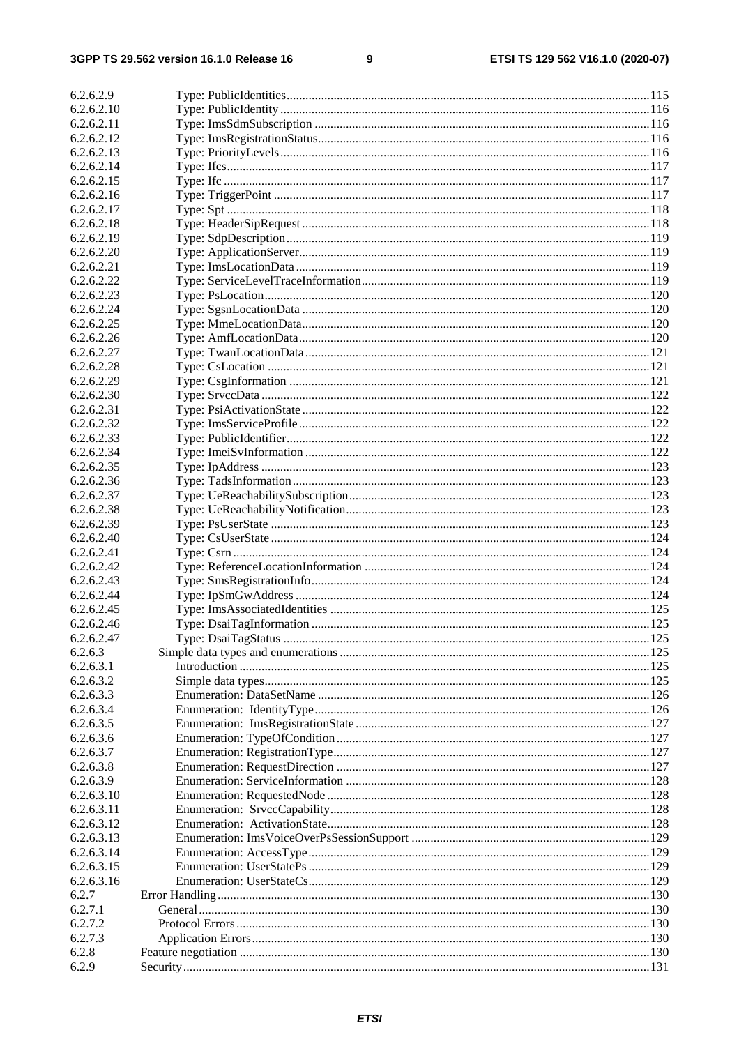6.2.6.2.9 Type: PublicIdentities ... 115
6.2.6.2.10 Type: PublicIdentity ... 116
6.2.6.2.11 Type: ImsSdmSubscription ... 116
6.2.6.2.12 Type: ImsRegistrationStatus ... 116
6.2.6.2.13 Type: PriorityLevels ... 116
6.2.6.2.14 Type: Ifcs ... 117
6.2.6.2.15 Type: Ifc ... 117
6.2.6.2.16 Type: TriggerPoint ... 117
6.2.6.2.17 Type: Spt ... 118
6.2.6.2.18 Type: HeaderSipRequest ... 118
6.2.6.2.19 Type: SdpDescription ... 119
6.2.6.2.20 Type: ApplicationServer ... 119
6.2.6.2.21 Type: ImsLocationData ... 119
6.2.6.2.22 Type: ServiceLevelTraceInformation ... 119
6.2.6.2.23 Type: PsLocation ... 120
6.2.6.2.24 Type: SgsnLocationData ... 120
6.2.6.2.25 Type: MmeLocationData ... 120
6.2.6.2.26 Type: AmfLocationData ... 120
6.2.6.2.27 Type: TwanLocationData ... 121
6.2.6.2.28 Type: CsLocation ... 121
6.2.6.2.29 Type: CsgInformation ... 121
6.2.6.2.30 Type: SrvccData ... 122
6.2.6.2.31 Type: PsiActivationState ... 122
6.2.6.2.32 Type: ImsServiceProfile ... 122
6.2.6.2.33 Type: PublicIdentifier ... 122
6.2.6.2.34 Type: ImeiSvInformation ... 122
6.2.6.2.35 Type: IpAddress ... 123
6.2.6.2.36 Type: TadsInformation ... 123
6.2.6.2.37 Type: UeReachabilitySubscription ... 123
6.2.6.2.38 Type: UeReachabilityNotification ... 123
6.2.6.2.39 Type: PsUserState ... 123
6.2.6.2.40 Type: CsUserState ... 124
6.2.6.2.41 Type: Csrn ... 124
6.2.6.2.42 Type: ReferenceLocationInformation ... 124
6.2.6.2.43 Type: SmsRegistrationInfo ... 124
6.2.6.2.44 Type: IpSmGwAddress ... 124
6.2.6.2.45 Type: ImsAssociatedIdentities ... 125
6.2.6.2.46 Type: DsaiTagInformation ... 125
6.2.6.2.47 Type: DsaiTagStatus ... 125
6.2.6.3 Simple data types and enumerations ... 125
6.2.6.3.1 Introduction ... 125
6.2.6.3.2 Simple data types ... 125
6.2.6.3.3 Enumeration: DataSetName ... 126
6.2.6.3.4 Enumeration: IdentityType ... 126
6.2.6.3.5 Enumeration: ImsRegistrationState ... 127
6.2.6.3.6 Enumeration: TypeOfCondition ... 127
6.2.6.3.7 Enumeration: RegistrationType ... 127
6.2.6.3.8 Enumeration: RequestDirection ... 127
6.2.6.3.9 Enumeration: ServiceInformation ... 128
6.2.6.3.10 Enumeration: RequestedNode ... 128
6.2.6.3.11 Enumeration: SrvccCapability ... 128
6.2.6.3.12 Enumeration: ActivationState ... 128
6.2.6.3.13 Enumeration: ImsVoiceOverPsSessionSupport ... 129
6.2.6.3.14 Enumeration: AccessType ... 129
6.2.6.3.15 Enumeration: UserStatePs ... 129
6.2.6.3.16 Enumeration: UserStateCs ... 129
6.2.7 Error Handling ... 130
6.2.7.1 General ... 130
6.2.7.2 Protocol Errors ... 130
6.2.7.3 Application Errors ... 130
6.2.8 Feature negotiation ... 130
6.2.9 Security ... 131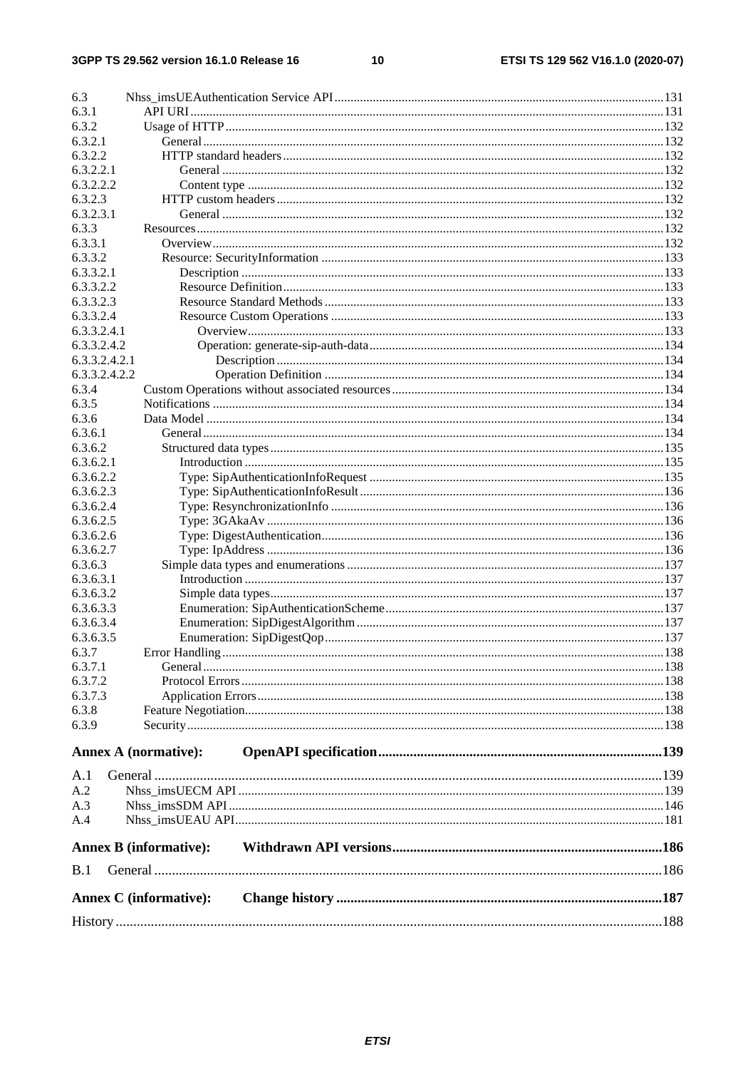6.3 Nhss_imsUEAuthentication Service API ... 131
6.3.1 API URI ... 131
6.3.2 Usage of HTTP ... 132
6.3.2.1 General ... 132
6.3.2.2 HTTP standard headers ... 132
6.3.2.2.1 General ... 132
6.3.2.2.2 Content type ... 132
6.3.2.3 HTTP custom headers ... 132
6.3.2.3.1 General ... 132
6.3.3 Resources ... 132
6.3.3.1 Overview ... 132
6.3.3.2 Resource: SecurityInformation ... 133
6.3.3.2.1 Description ... 133
6.3.3.2.2 Resource Definition ... 133
6.3.3.2.3 Resource Standard Methods ... 133
6.3.3.2.4 Resource Custom Operations ... 133
6.3.3.2.4.1 Overview ... 133
6.3.3.2.4.2 Operation: generate-sip-auth-data ... 134
6.3.3.2.4.2.1 Description ... 134
6.3.3.2.4.2.2 Operation Definition ... 134
6.3.4 Custom Operations without associated resources ... 134
6.3.5 Notifications ... 134
6.3.6 Data Model ... 134
6.3.6.1 General ... 134
6.3.6.2 Structured data types ... 135
6.3.6.2.1 Introduction ... 135
6.3.6.2.2 Type: SipAuthenticationInfoRequest ... 135
6.3.6.2.3 Type: SipAuthenticationInfoResult ... 136
6.3.6.2.4 Type: ResynchronizationInfo ... 136
6.3.6.2.5 Type: 3GAkaAv ... 136
6.3.6.2.6 Type: DigestAuthentication ... 136
6.3.6.2.7 Type: IpAddress ... 136
6.3.6.3 Simple data types and enumerations ... 137
6.3.6.3.1 Introduction ... 137
6.3.6.3.2 Simple data types ... 137
6.3.6.3.3 Enumeration: SipAuthenticationScheme ... 137
6.3.6.3.4 Enumeration: SipDigestAlgorithm ... 137
6.3.6.3.5 Enumeration: SipDigestQop ... 137
6.3.7 Error Handling ... 138
6.3.7.1 General ... 138
6.3.7.2 Protocol Errors ... 138
6.3.7.3 Application Errors ... 138
6.3.8 Feature Negotiation ... 138
6.3.9 Security ... 138

**Annex A (normative): OpenAPI specification ... 139**

A.1 General ... 139
A.2 Nhss_imsUECM API ... 139
A.3 Nhss_imsSDM API ... 146
A.4 Nhss_imsUEAU API ... 181

**Annex B (informative): Withdrawn API versions ... 186**

B.1 General ... 186

**Annex C (informative): Change history ... 187**

History ... 188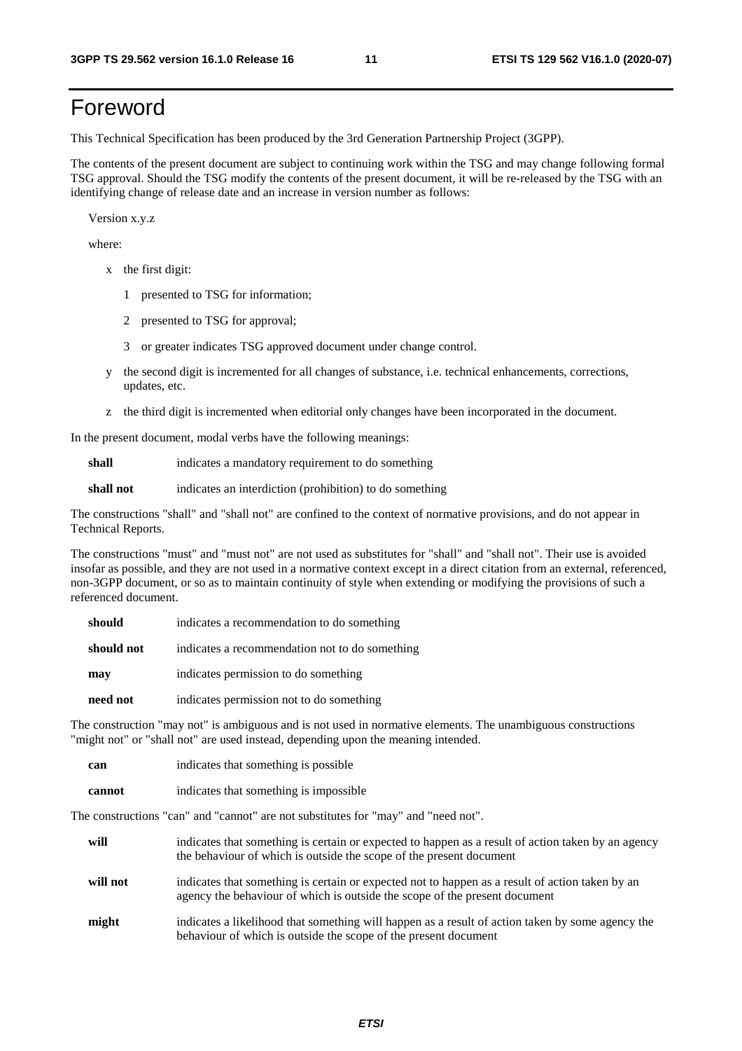# Foreword

This Technical Specification has been produced by the 3rd Generation Partnership Project (3GPP).

The contents of the present document are subject to continuing work within the TSG and may change following formal TSG approval. Should the TSG modify the contents of the present document, it will be re-released by the TSG with an identifying change of release date and an increase in version number as follows:

Version x.y.z

where:

- x the first digit:
  - 1 presented to TSG for information;
  - 2 presented to TSG for approval;
  - 3 or greater indicates TSG approved document under change control.
- y the second digit is incremented for all changes of substance, i.e. technical enhancements, corrections, updates, etc.
- z the third digit is incremented when editorial only changes have been incorporated in the document.

In the present document, modal verbs have the following meanings:

**shall** indicates a mandatory requirement to do something

**shall not** indicates an interdiction (prohibition) to do something

The constructions "shall" and "shall not" are confined to the context of normative provisions, and do not appear in Technical Reports.

The constructions "must" and "must not" are not used as substitutes for "shall" and "shall not". Their use is avoided insofar as possible, and they are not used in a normative context except in a direct citation from an external, referenced, non-3GPP document, or so as to maintain continuity of style when extending or modifying the provisions of such a referenced document.

**should** indicates a recommendation to do something

**should not** indicates a recommendation not to do something

**may** indicates permission to do something

**need not** indicates permission not to do something

The construction "may not" is ambiguous and is not used in normative elements. The unambiguous constructions "might not" or "shall not" are used instead, depending upon the meaning intended.

**can** indicates that something is possible

**cannot** indicates that something is impossible

The constructions "can" and "cannot" are not substitutes for "may" and "need not".

**will** indicates that something is certain or expected to happen as a result of action taken by an agency the behaviour of which is outside the scope of the present document

**will not** indicates that something is certain or expected not to happen as a result of action taken by an agency the behaviour of which is outside the scope of the present document

**might** indicates a likelihood that something will happen as a result of action taken by some agency the behaviour of which is outside the scope of the present document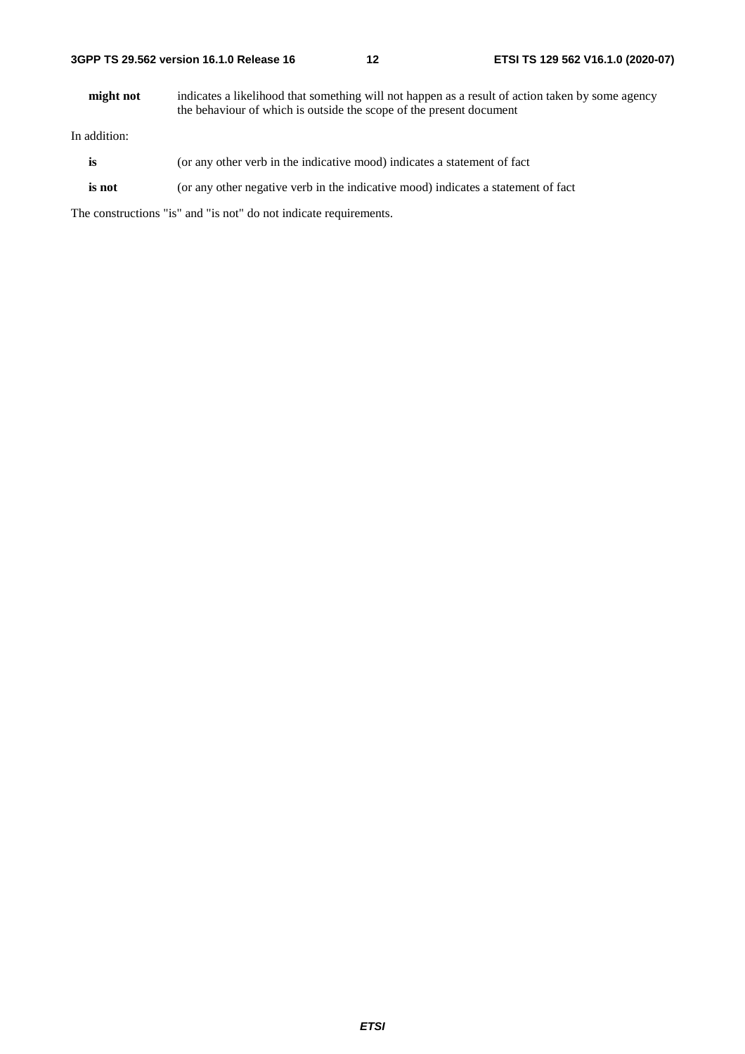**might not** indicates a likelihood that something will not happen as a result of action taken by some agency the behaviour of which is outside the scope of the present document

In addition:

**is** (or any other verb in the indicative mood) indicates a statement of fact

**is not** (or any other negative verb in the indicative mood) indicates a statement of fact

The constructions "is" and "is not" do not indicate requirements.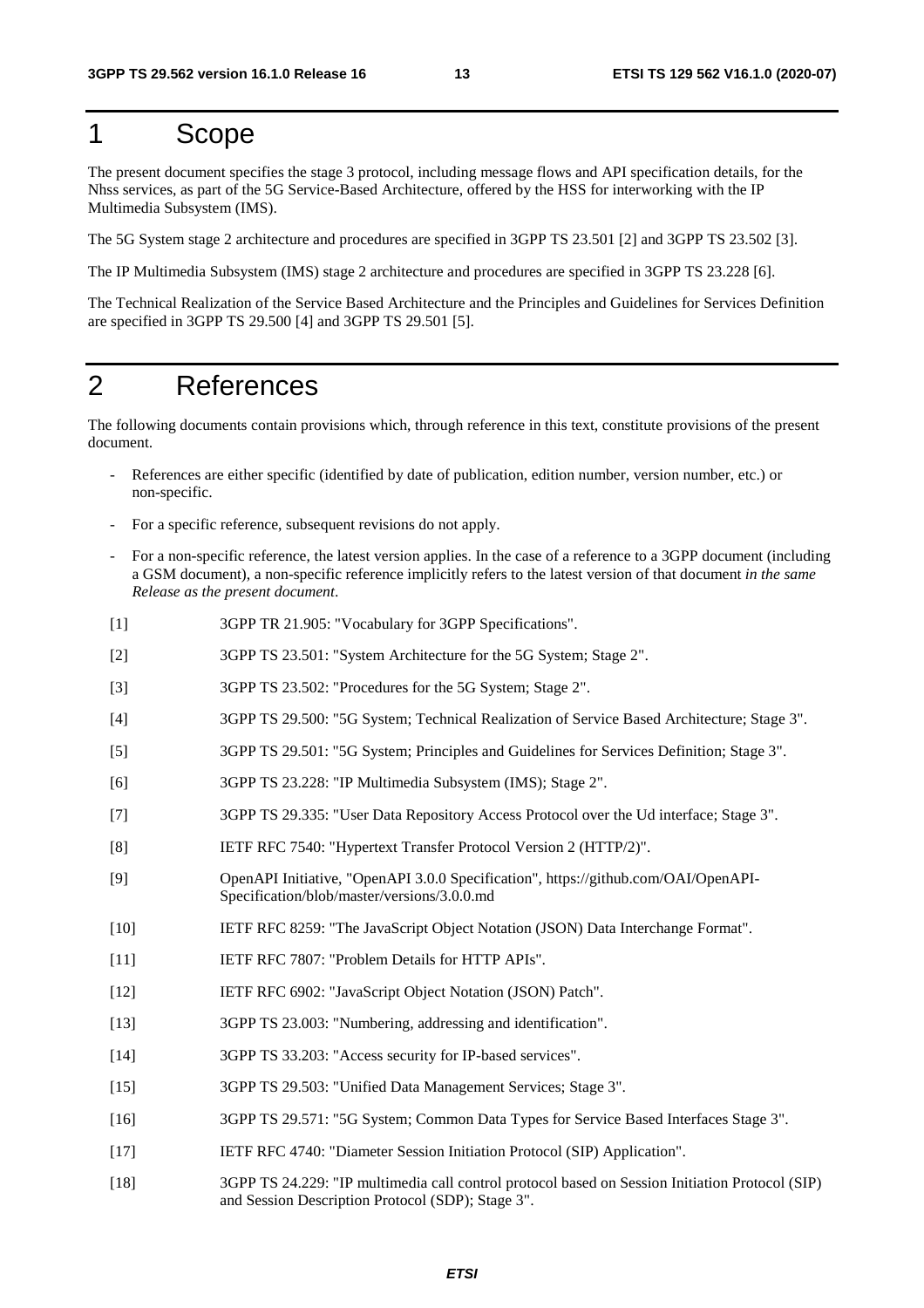# 1 Scope

The present document specifies the stage 3 protocol, including message flows and API specification details, for the Nhss services, as part of the 5G Service-Based Architecture, offered by the HSS for interworking with the IP Multimedia Subsystem (IMS).

The 5G System stage 2 architecture and procedures are specified in 3GPP TS 23.501 [2] and 3GPP TS 23.502 [3].

The IP Multimedia Subsystem (IMS) stage 2 architecture and procedures are specified in 3GPP TS 23.228 [6].

The Technical Realization of the Service Based Architecture and the Principles and Guidelines for Services Definition are specified in 3GPP TS 29.500 [4] and 3GPP TS 29.501 [5].

# 2 References

The following documents contain provisions which, through reference in this text, constitute provisions of the present document.

- References are either specific (identified by date of publication, edition number, version number, etc.) or non-specific.
- For a specific reference, subsequent revisions do not apply.
- For a non-specific reference, the latest version applies. In the case of a reference to a 3GPP document (including a GSM document), a non-specific reference implicitly refers to the latest version of that document *in the same Release as the present document*.

[1] 3GPP TR 21.905: "Vocabulary for 3GPP Specifications".

[2] 3GPP TS 23.501: "System Architecture for the 5G System; Stage 2".

[3] 3GPP TS 23.502: "Procedures for the 5G System; Stage 2".

[4] 3GPP TS 29.500: "5G System; Technical Realization of Service Based Architecture; Stage 3".

[5] 3GPP TS 29.501: "5G System; Principles and Guidelines for Services Definition; Stage 3".

[6] 3GPP TS 23.228: "IP Multimedia Subsystem (IMS); Stage 2".

[7] 3GPP TS 29.335: "User Data Repository Access Protocol over the Ud interface; Stage 3".

[8] IETF RFC 7540: "Hypertext Transfer Protocol Version 2 (HTTP/2)".

[9] OpenAPI Initiative, "OpenAPI 3.0.0 Specification", https://github.com/OAI/OpenAPI-Specification/blob/master/versions/3.0.0.md

[10] IETF RFC 8259: "The JavaScript Object Notation (JSON) Data Interchange Format".

[11] IETF RFC 7807: "Problem Details for HTTP APIs".

[12] IETF RFC 6902: "JavaScript Object Notation (JSON) Patch".

[13] 3GPP TS 23.003: "Numbering, addressing and identification".

[14] 3GPP TS 33.203: "Access security for IP-based services".

[15] 3GPP TS 29.503: "Unified Data Management Services; Stage 3".

[16] 3GPP TS 29.571: "5G System; Common Data Types for Service Based Interfaces Stage 3".

[17] IETF RFC 4740: "Diameter Session Initiation Protocol (SIP) Application".

[18] 3GPP TS 24.229: "IP multimedia call control protocol based on Session Initiation Protocol (SIP) and Session Description Protocol (SDP); Stage 3".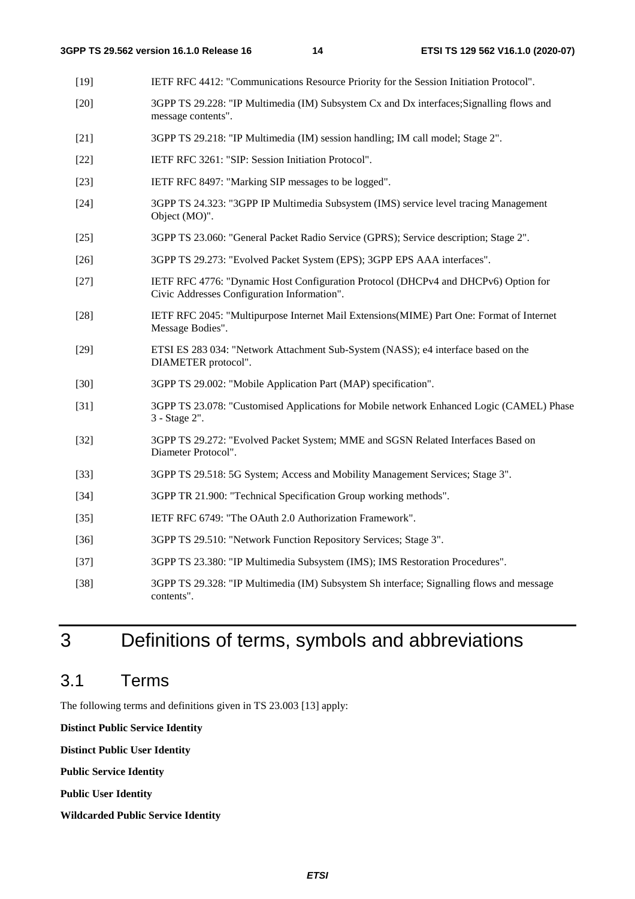[19] IETF RFC 4412: "Communications Resource Priority for the Session Initiation Protocol".

[20] 3GPP TS 29.228: "IP Multimedia (IM) Subsystem Cx and Dx interfaces;Signalling flows and message contents".

[21] 3GPP TS 29.218: "IP Multimedia (IM) session handling; IM call model; Stage 2".

[22] IETF RFC 3261: "SIP: Session Initiation Protocol".

[23] IETF RFC 8497: "Marking SIP messages to be logged".

[24] 3GPP TS 24.323: "3GPP IP Multimedia Subsystem (IMS) service level tracing Management Object (MO)".

[25] 3GPP TS 23.060: "General Packet Radio Service (GPRS); Service description; Stage 2".

[26] 3GPP TS 29.273: "Evolved Packet System (EPS); 3GPP EPS AAA interfaces".

[27] IETF RFC 4776: "Dynamic Host Configuration Protocol (DHCPv4 and DHCPv6) Option for Civic Addresses Configuration Information".

[28] IETF RFC 2045: "Multipurpose Internet Mail Extensions(MIME) Part One: Format of Internet Message Bodies".

[29] ETSI ES 283 034: "Network Attachment Sub-System (NASS); e4 interface based on the DIAMETER protocol".

[30] 3GPP TS 29.002: "Mobile Application Part (MAP) specification".

[31] 3GPP TS 23.078: "Customised Applications for Mobile network Enhanced Logic (CAMEL) Phase 3 - Stage 2".

[32] 3GPP TS 29.272: "Evolved Packet System; MME and SGSN Related Interfaces Based on Diameter Protocol".

[33] 3GPP TS 29.518: 5G System; Access and Mobility Management Services; Stage 3".

[34] 3GPP TR 21.900: "Technical Specification Group working methods".

[35] IETF RFC 6749: "The OAuth 2.0 Authorization Framework".

[36] 3GPP TS 29.510: "Network Function Repository Services; Stage 3".

[37] 3GPP TS 23.380: "IP Multimedia Subsystem (IMS); IMS Restoration Procedures".

[38] 3GPP TS 29.328: "IP Multimedia (IM) Subsystem Sh interface; Signalling flows and message contents".

# 3 Definitions of terms, symbols and abbreviations

## 3.1 Terms

The following terms and definitions given in TS 23.003 [13] apply:

**Distinct Public Service Identity**

**Distinct Public User Identity**

**Public Service Identity**

**Public User Identity**

**Wildcarded Public Service Identity**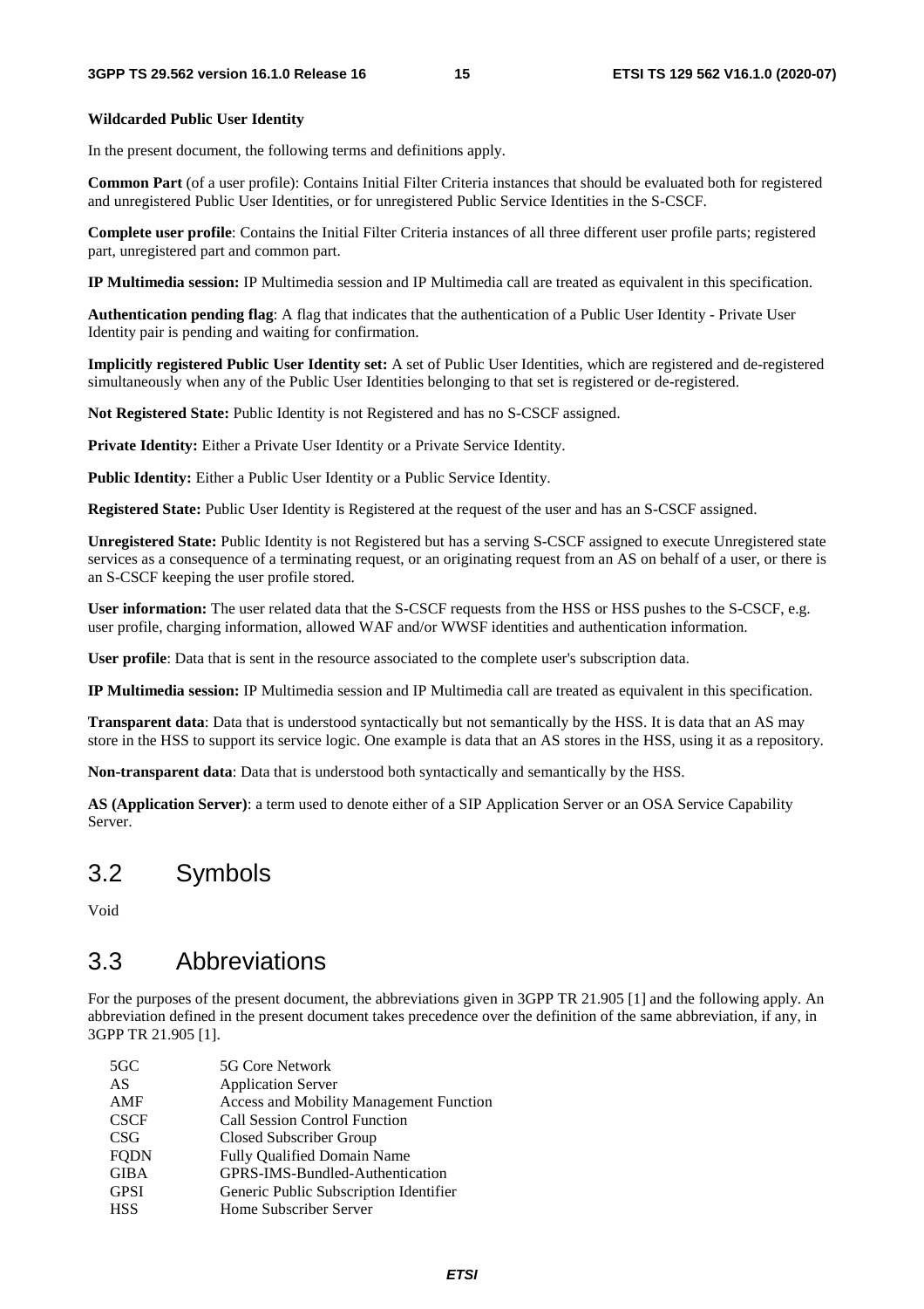**Wildcarded Public User Identity**

In the present document, the following terms and definitions apply.

**Common Part** (of a user profile): Contains Initial Filter Criteria instances that should be evaluated both for registered and unregistered Public User Identities, or for unregistered Public Service Identities in the S-CSCF.

**Complete user profile**: Contains the Initial Filter Criteria instances of all three different user profile parts; registered part, unregistered part and common part.

**IP Multimedia session:** IP Multimedia session and IP Multimedia call are treated as equivalent in this specification.

**Authentication pending flag**: A flag that indicates that the authentication of a Public User Identity - Private User Identity pair is pending and waiting for confirmation.

**Implicitly registered Public User Identity set:** A set of Public User Identities, which are registered and de-registered simultaneously when any of the Public User Identities belonging to that set is registered or de-registered.

**Not Registered State:** Public Identity is not Registered and has no S-CSCF assigned.

**Private Identity:** Either a Private User Identity or a Private Service Identity.

**Public Identity:** Either a Public User Identity or a Public Service Identity.

**Registered State:** Public User Identity is Registered at the request of the user and has an S-CSCF assigned.

**Unregistered State:** Public Identity is not Registered but has a serving S-CSCF assigned to execute Unregistered state services as a consequence of a terminating request, or an originating request from an AS on behalf of a user, or there is an S-CSCF keeping the user profile stored.

**User information:** The user related data that the S-CSCF requests from the HSS or HSS pushes to the S-CSCF, e.g. user profile, charging information, allowed WAF and/or WWSF identities and authentication information.

**User profile**: Data that is sent in the resource associated to the complete user's subscription data.

**IP Multimedia session:** IP Multimedia session and IP Multimedia call are treated as equivalent in this specification.

**Transparent data**: Data that is understood syntactically but not semantically by the HSS. It is data that an AS may store in the HSS to support its service logic. One example is data that an AS stores in the HSS, using it as a repository.

**Non-transparent data**: Data that is understood both syntactically and semantically by the HSS.

**AS (Application Server)**: a term used to denote either of a SIP Application Server or an OSA Service Capability Server.

## 3.2 Symbols

Void

## 3.3 Abbreviations

For the purposes of the present document, the abbreviations given in 3GPP TR 21.905 [1] and the following apply. An abbreviation defined in the present document takes precedence over the definition of the same abbreviation, if any, in 3GPP TR 21.905 [1].

| | |
|---|---|
| 5GC | 5G Core Network |
| AS | Application Server |
| AMF | Access and Mobility Management Function |
| CSCF | Call Session Control Function |
| CSG | Closed Subscriber Group |
| FQDN | Fully Qualified Domain Name |
| GIBA | GPRS-IMS-Bundled-Authentication |
| GPSI | Generic Public Subscription Identifier |
| HSS | Home Subscriber Server |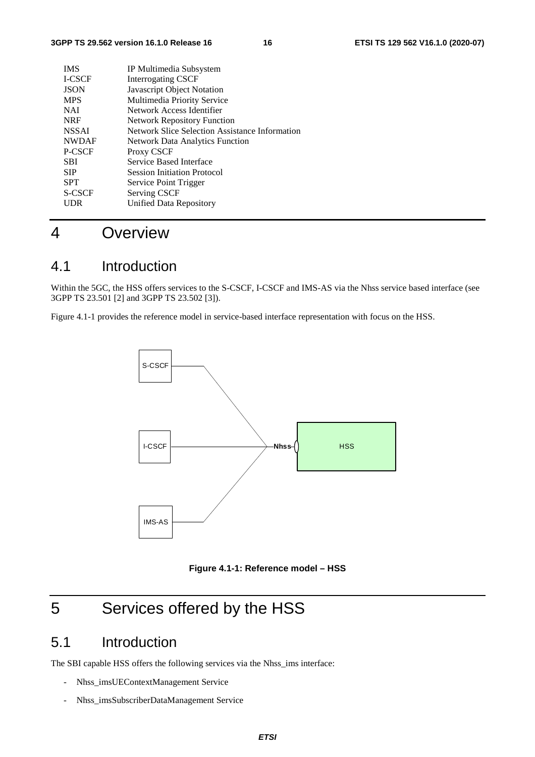| | |
|---|---|
| IMS | IP Multimedia Subsystem |
| I-CSCF | Interrogating CSCF |
| JSON | Javascript Object Notation |
| MPS | Multimedia Priority Service |
| NAI | Network Access Identifier |
| NRF | Network Repository Function |
| NSSAI | Network Slice Selection Assistance Information |
| NWDAF | Network Data Analytics Function |
| P-CSCF | Proxy CSCF |
| SBI | Service Based Interface |
| SIP | Session Initiation Protocol |
| SPT | Service Point Trigger |
| S-CSCF | Serving CSCF |
| UDR | Unified Data Repository |

# 4 Overview

## 4.1 Introduction

Within the 5GC, the HSS offers services to the S-CSCF, I-CSCF and IMS-AS via the Nhss service based interface (see 3GPP TS 23.501 [2] and 3GPP TS 23.502 [3]).

Figure 4.1-1 provides the reference model in service-based interface representation with focus on the HSS.

S-CSCF

I-CSCF

IMS-AS

Nhss

HSS

**Figure 4.1-1: Reference model – HSS**

# 5 Services offered by the HSS

## 5.1 Introduction

The SBI capable HSS offers the following services via the Nhss_ims interface:

- Nhss_imsUEContextManagement Service
- Nhss_imsSubscriberDataManagement Service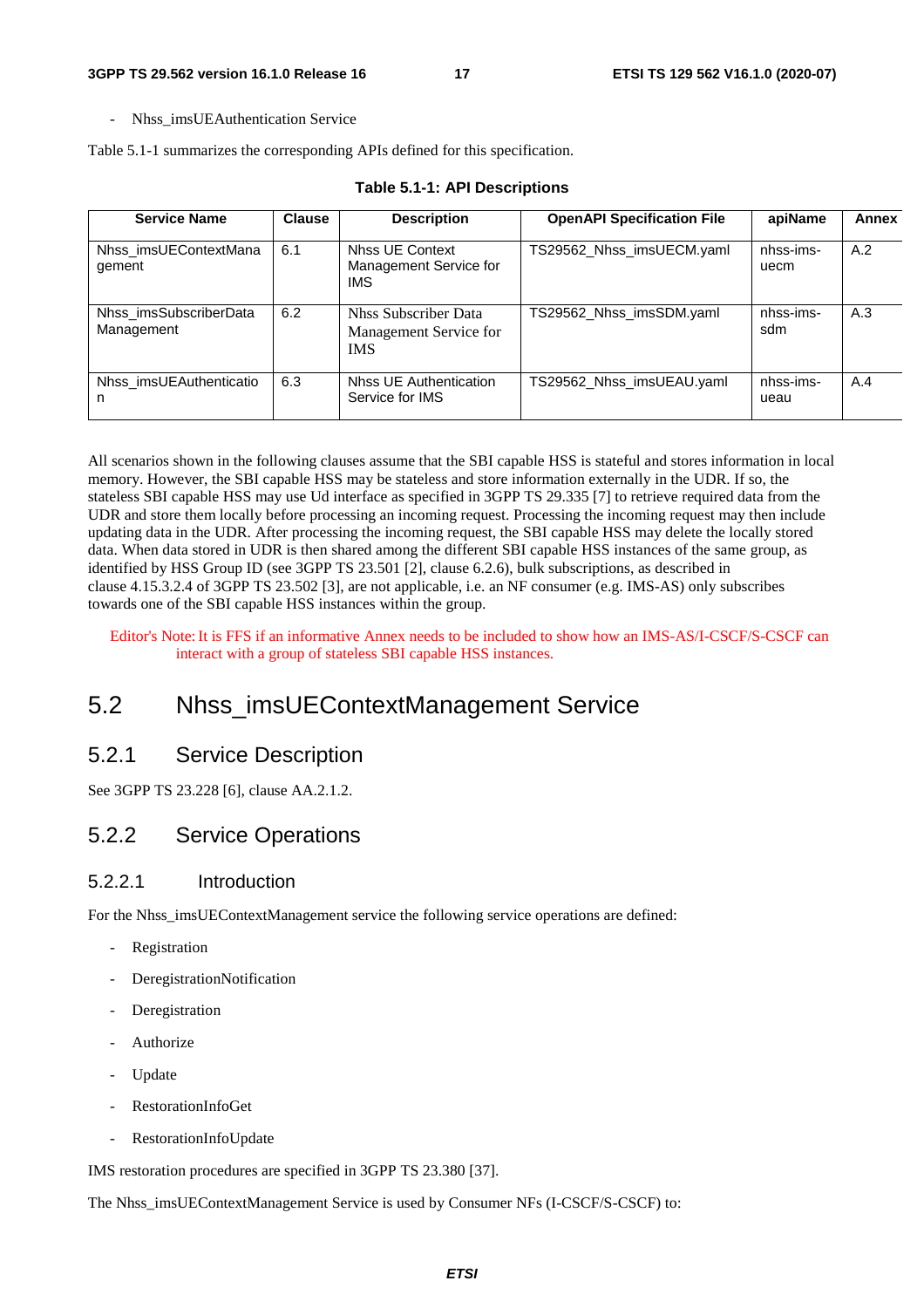- Nhss_imsUEAuthentication Service

Table 5.1-1 summarizes the corresponding APIs defined for this specification.

**Table 5.1-1: API Descriptions**

| Service Name | Clause | Description | OpenAPI Specification File | apiName | Annex |
|---|---|---|---|---|---|
| Nhss_imsUEContextManagement | 6.1 | Nhss UE Context Management Service for IMS | TS29562_Nhss_imsUECM.yaml | nhss-ims-uecm | A.2 |
| Nhss_imsSubscriberDataManagement | 6.2 | Nhss Subscriber Data Management Service for IMS | TS29562_Nhss_imsSDM.yaml | nhss-ims-sdm | A.3 |
| Nhss_imsUEAuthentication | 6.3 | Nhss UE Authentication Service for IMS | TS29562_Nhss_imsUEAU.yaml | nhss-ims-ueau | A.4 |

All scenarios shown in the following clauses assume that the SBI capable HSS is stateful and stores information in local memory. However, the SBI capable HSS may be stateless and store information externally in the UDR. If so, the stateless SBI capable HSS may use Ud interface as specified in 3GPP TS 29.335 [7] to retrieve required data from the UDR and store them locally before processing an incoming request. Processing the incoming request may then include updating data in the UDR. After processing the incoming request, the SBI capable HSS may delete the locally stored data. When data stored in UDR is then shared among the different SBI capable HSS instances of the same group, as identified by HSS Group ID (see 3GPP TS 23.501 [2], clause 6.2.6), bulk subscriptions, as described in clause 4.15.3.2.4 of 3GPP TS 23.502 [3], are not applicable, i.e. an NF consumer (e.g. IMS-AS) only subscribes towards one of the SBI capable HSS instances within the group.

Editor's Note: It is FFS if an informative Annex needs to be included to show how an IMS-AS/I-CSCF/S-CSCF can interact with a group of stateless SBI capable HSS instances.

## 5.2 Nhss_imsUEContextManagement Service

### 5.2.1 Service Description

See 3GPP TS 23.228 [6], clause AA.2.1.2.

### 5.2.2 Service Operations

#### 5.2.2.1 Introduction

For the Nhss_imsUEContextManagement service the following service operations are defined:

- Registration
- DeregistrationNotification
- Deregistration
- Authorize
- Update
- RestorationInfoGet
- RestorationInfoUpdate

IMS restoration procedures are specified in 3GPP TS 23.380 [37].

The Nhss_imsUEContextManagement Service is used by Consumer NFs (I-CSCF/S-CSCF) to: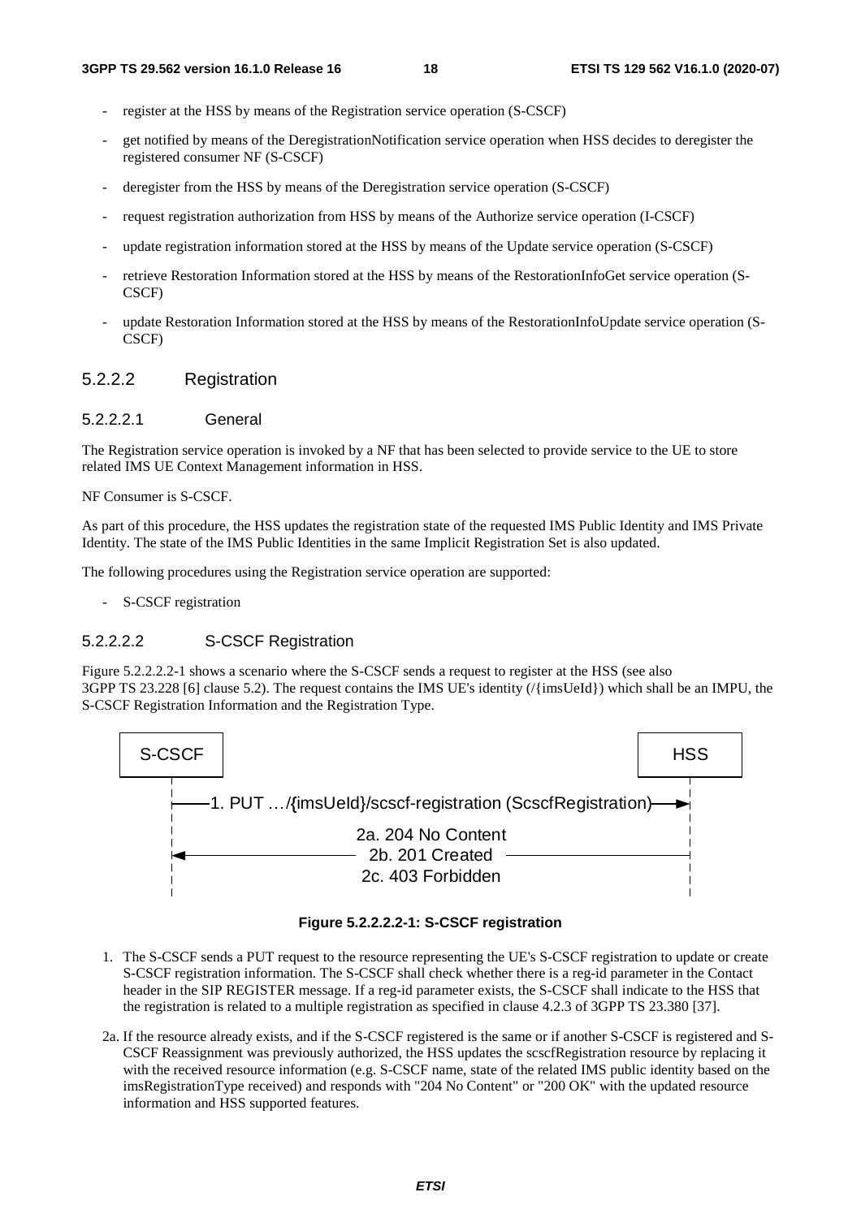- register at the HSS by means of the Registration service operation (S-CSCF)
- get notified by means of the DeregistrationNotification service operation when HSS decides to deregister the registered consumer NF (S-CSCF)
- deregister from the HSS by means of the Deregistration service operation (S-CSCF)
- request registration authorization from HSS by means of the Authorize service operation (I-CSCF)
- update registration information stored at the HSS by means of the Update service operation (S-CSCF)
- retrieve Restoration Information stored at the HSS by means of the RestorationInfoGet service operation (S-CSCF)
- update Restoration Information stored at the HSS by means of the RestorationInfoUpdate service operation (S-CSCF)

#### 5.2.2.2 Registration

##### 5.2.2.2.1 General

The Registration service operation is invoked by a NF that has been selected to provide service to the UE to store related IMS UE Context Management information in HSS.

NF Consumer is S-CSCF.

As part of this procedure, the HSS updates the registration state of the requested IMS Public Identity and IMS Private Identity. The state of the IMS Public Identities in the same Implicit Registration Set is also updated.

The following procedures using the Registration service operation are supported:

- S-CSCF registration

##### 5.2.2.2.2 S-CSCF Registration

Figure 5.2.2.2.2-1 shows a scenario where the S-CSCF sends a request to register at the HSS (see also 3GPP TS 23.228 [6] clause 5.2). The request contains the IMS UE's identity (/{imsUeId}) which shall be an IMPU, the S-CSCF Registration Information and the Registration Type.

S-CSCF → HSS: 1. PUT …/{imsUeId}/scscf-registration (ScscfRegistration)

HSS → S-CSCF: 2a. 204 No Content / 2b. 201 Created / 2c. 403 Forbidden

**Figure 5.2.2.2.2-1: S-CSCF registration**

1. The S-CSCF sends a PUT request to the resource representing the UE's S-CSCF registration to update or create S-CSCF registration information. The S-CSCF shall check whether there is a reg-id parameter in the Contact header in the SIP REGISTER message. If a reg-id parameter exists, the S-CSCF shall indicate to the HSS that the registration is related to a multiple registration as specified in clause 4.2.3 of 3GPP TS 23.380 [37].

2a. If the resource already exists, and if the S-CSCF registered is the same or if another S-CSCF is registered and S-CSCF Reassignment was previously authorized, the HSS updates the scscfRegistration resource by replacing it with the received resource information (e.g. S-CSCF name, state of the related IMS public identity based on the imsRegistrationType received) and responds with "204 No Content" or "200 OK" with the updated resource information and HSS supported features.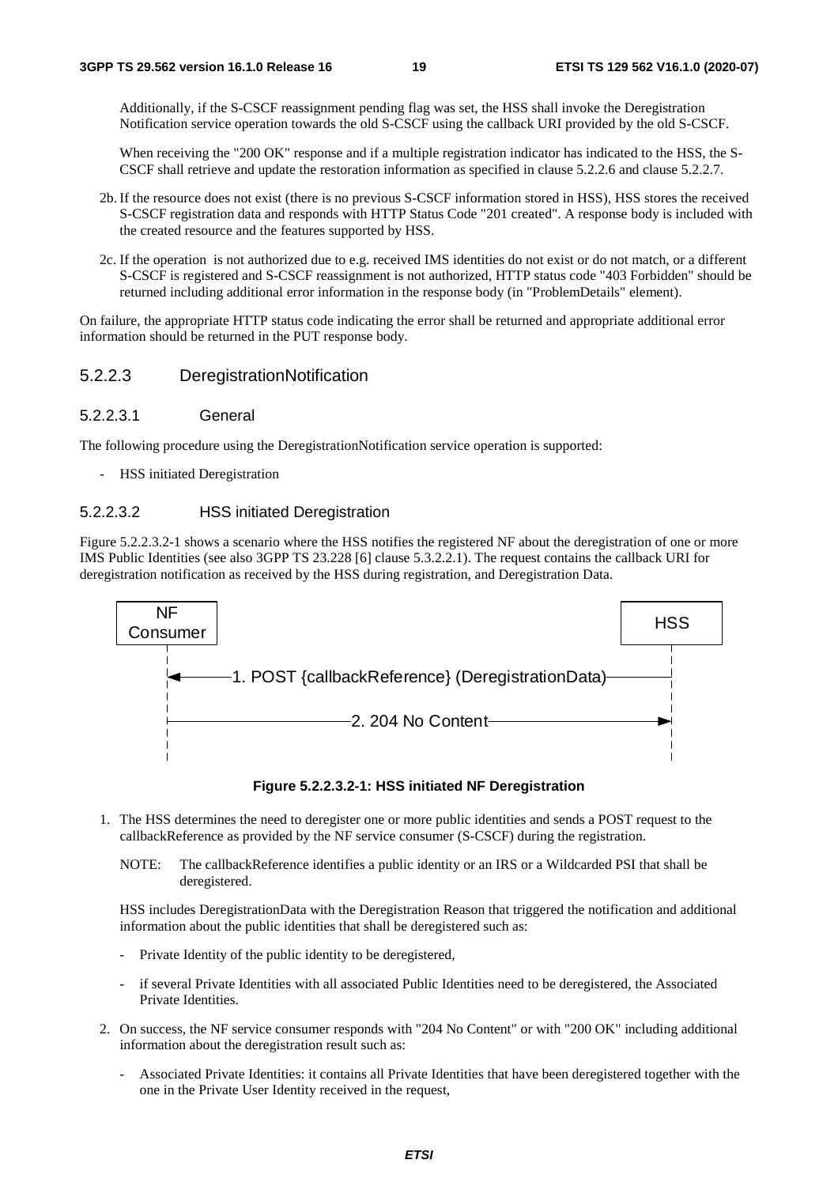Additionally, if the S-CSCF reassignment pending flag was set, the HSS shall invoke the Deregistration Notification service operation towards the old S-CSCF using the callback URI provided by the old S-CSCF.

When receiving the "200 OK" response and if a multiple registration indicator has indicated to the HSS, the S-CSCF shall retrieve and update the restoration information as specified in clause 5.2.2.6 and clause 5.2.2.7.

2b. If the resource does not exist (there is no previous S-CSCF information stored in HSS), HSS stores the received S-CSCF registration data and responds with HTTP Status Code "201 created". A response body is included with the created resource and the features supported by HSS.

2c. If the operation is not authorized due to e.g. received IMS identities do not exist or do not match, or a different S-CSCF is registered and S-CSCF reassignment is not authorized, HTTP status code "403 Forbidden" should be returned including additional error information in the response body (in "ProblemDetails" element).

On failure, the appropriate HTTP status code indicating the error shall be returned and appropriate additional error information should be returned in the PUT response body.

#### 5.2.2.3 DeregistrationNotification

##### 5.2.2.3.1 General

The following procedure using the DeregistrationNotification service operation is supported:

- HSS initiated Deregistration

##### 5.2.2.3.2 HSS initiated Deregistration

Figure 5.2.2.3.2-1 shows a scenario where the HSS notifies the registered NF about the deregistration of one or more IMS Public Identities (see also 3GPP TS 23.228 [6] clause 5.3.2.2.1). The request contains the callback URI for deregistration notification as received by the HSS during registration, and Deregistration Data.

NF Consumer — HSS

1. POST {callbackReference} (DeregistrationData)

2. 204 No Content

**Figure 5.2.2.3.2-1: HSS initiated NF Deregistration**

1. The HSS determines the need to deregister one or more public identities and sends a POST request to the callbackReference as provided by the NF service consumer (S-CSCF) during the registration.

   NOTE: The callbackReference identifies a public identity or an IRS or a Wildcarded PSI that shall be deregistered.

   HSS includes DeregistrationData with the Deregistration Reason that triggered the notification and additional information about the public identities that shall be deregistered such as:

   - Private Identity of the public identity to be deregistered,
   - if several Private Identities with all associated Public Identities need to be deregistered, the Associated Private Identities.

2. On success, the NF service consumer responds with "204 No Content" or with "200 OK" including additional information about the deregistration result such as:

   - Associated Private Identities: it contains all Private Identities that have been deregistered together with the one in the Private User Identity received in the request,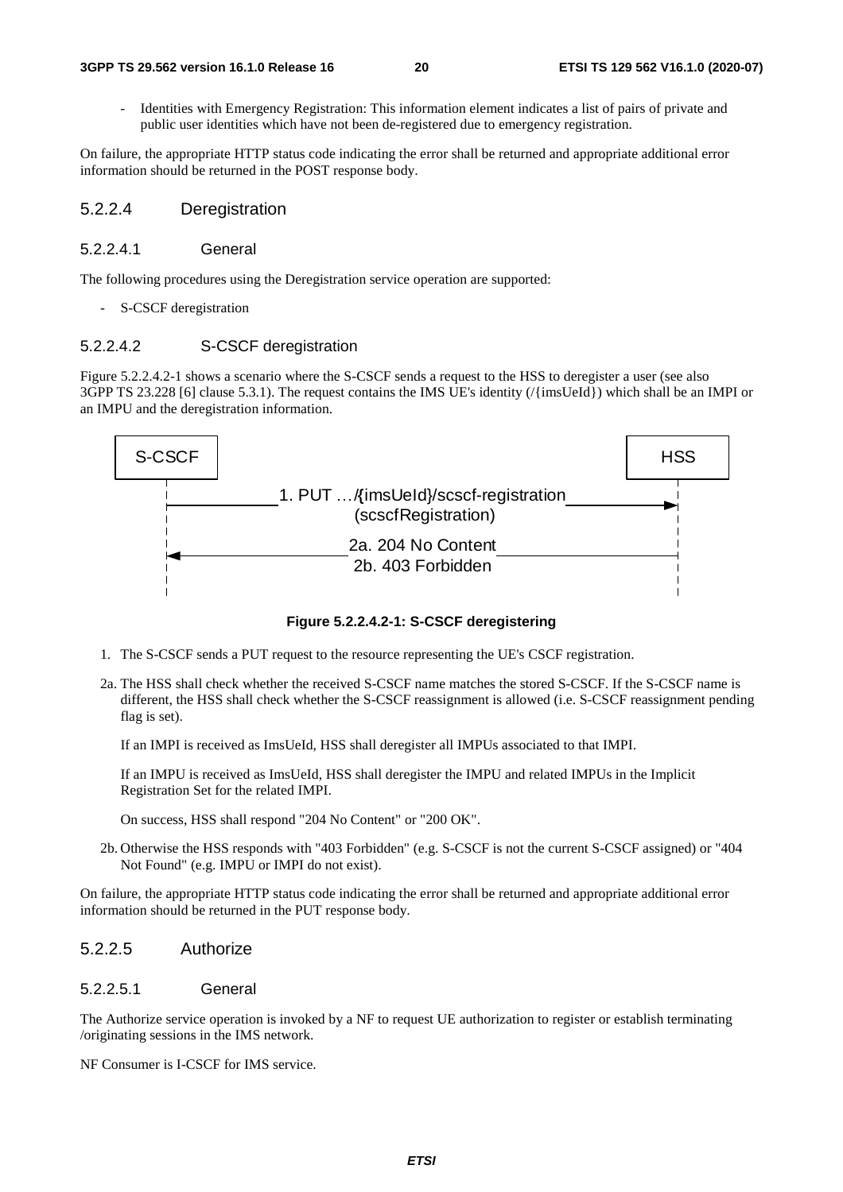- Identities with Emergency Registration: This information element indicates a list of pairs of private and public user identities which have not been de-registered due to emergency registration.

On failure, the appropriate HTTP status code indicating the error shall be returned and appropriate additional error information should be returned in the POST response body.

### 5.2.2.4 Deregistration

#### 5.2.2.4.1 General

The following procedures using the Deregistration service operation are supported:

- S-CSCF deregistration

#### 5.2.2.4.2 S-CSCF deregistration

Figure 5.2.2.4.2-1 shows a scenario where the S-CSCF sends a request to the HSS to deregister a user (see also 3GPP TS 23.228 [6] clause 5.3.1). The request contains the IMS UE's identity (/{imsUeId}) which shall be an IMPI or an IMPU and the deregistration information.

S-CSCF → HSS: 1. PUT …/{imsUeId}/scscf-registration (scscfRegistration)

HSS → S-CSCF: 2a. 204 No Content / 2b. 403 Forbidden

**Figure 5.2.2.4.2-1: S-CSCF deregistering**

1. The S-CSCF sends a PUT request to the resource representing the UE's CSCF registration.

2a. The HSS shall check whether the received S-CSCF name matches the stored S-CSCF. If the S-CSCF name is different, the HSS shall check whether the S-CSCF reassignment is allowed (i.e. S-CSCF reassignment pending flag is set).

   If an IMPI is received as ImsUeId, HSS shall deregister all IMPUs associated to that IMPI.

   If an IMPU is received as ImsUeId, HSS shall deregister the IMPU and related IMPUs in the Implicit Registration Set for the related IMPI.

   On success, HSS shall respond "204 No Content" or "200 OK".

2b. Otherwise the HSS responds with "403 Forbidden" (e.g. S-CSCF is not the current S-CSCF assigned) or "404 Not Found" (e.g. IMPU or IMPI do not exist).

On failure, the appropriate HTTP status code indicating the error shall be returned and appropriate additional error information should be returned in the PUT response body.

### 5.2.2.5 Authorize

#### 5.2.2.5.1 General

The Authorize service operation is invoked by a NF to request UE authorization to register or establish terminating /originating sessions in the IMS network.

NF Consumer is I-CSCF for IMS service.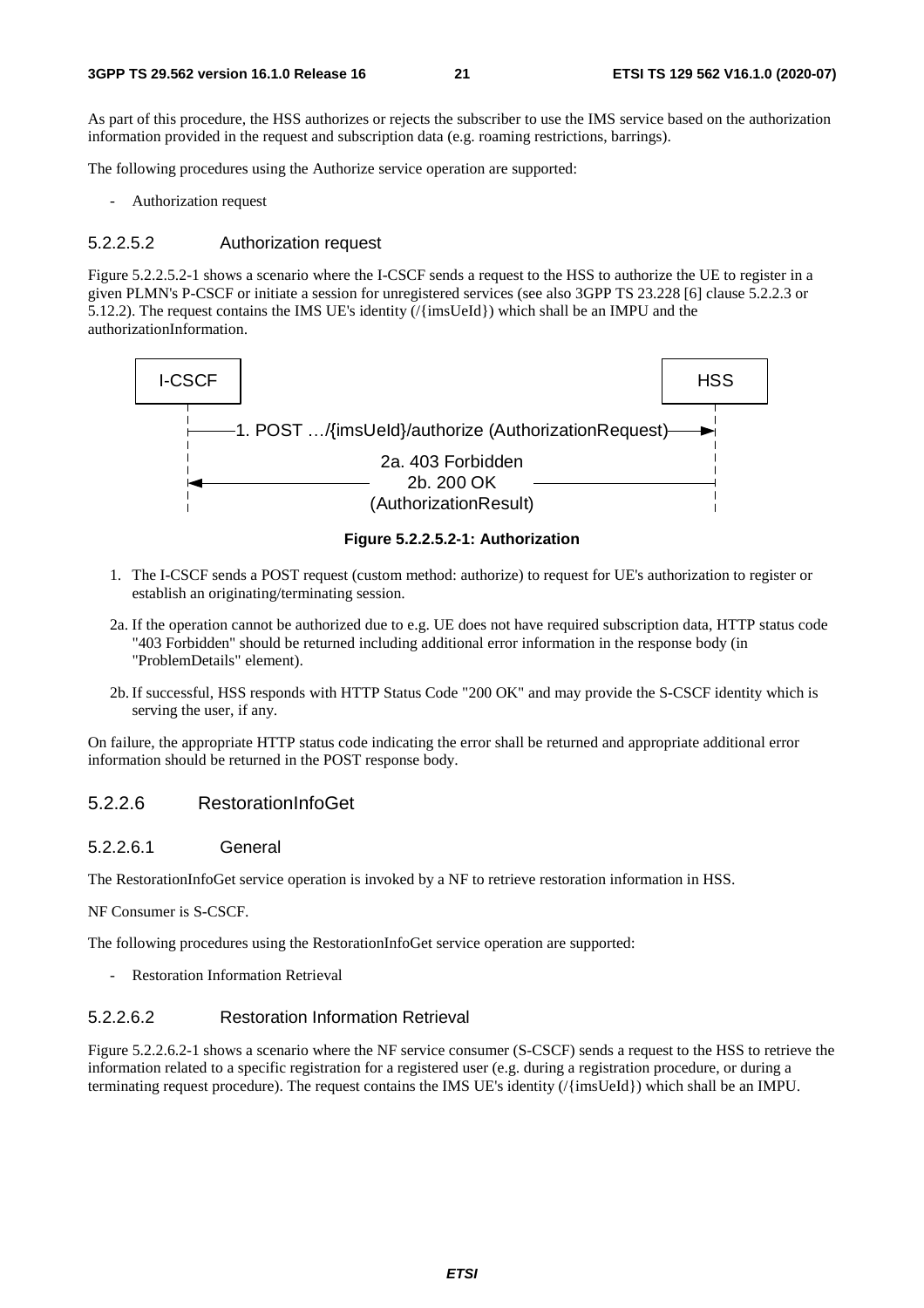As part of this procedure, the HSS authorizes or rejects the subscriber to use the IMS service based on the authorization information provided in the request and subscription data (e.g. roaming restrictions, barrings).

The following procedures using the Authorize service operation are supported:

- Authorization request

#### 5.2.2.5.2 Authorization request

Figure 5.2.2.5.2-1 shows a scenario where the I-CSCF sends a request to the HSS to authorize the UE to register in a given PLMN's P-CSCF or initiate a session for unregistered services (see also 3GPP TS 23.228 [6] clause 5.2.2.3 or 5.12.2). The request contains the IMS UE's identity (/{imsUeId}) which shall be an IMPU and the authorizationInformation.

```
I-CSCF                                                          HSS
  |                                                              |
  |---1. POST .../{imsUeId}/authorize (AuthorizationRequest)---->|
  |                                                              |
  |                     2a. 403 Forbidden                        |
  |<----------------------- 2b. 200 OK --------------------------|
  |                   (AuthorizationResult)                      |
```

**Figure 5.2.2.5.2-1: Authorization**

1. The I-CSCF sends a POST request (custom method: authorize) to request for UE's authorization to register or establish an originating/terminating session.

2a. If the operation cannot be authorized due to e.g. UE does not have required subscription data, HTTP status code "403 Forbidden" should be returned including additional error information in the response body (in "ProblemDetails" element).

2b. If successful, HSS responds with HTTP Status Code "200 OK" and may provide the S-CSCF identity which is serving the user, if any.

On failure, the appropriate HTTP status code indicating the error shall be returned and appropriate additional error information should be returned in the POST response body.

### 5.2.2.6 RestorationInfoGet

#### 5.2.2.6.1 General

The RestorationInfoGet service operation is invoked by a NF to retrieve restoration information in HSS.

NF Consumer is S-CSCF.

The following procedures using the RestorationInfoGet service operation are supported:

- Restoration Information Retrieval

#### 5.2.2.6.2 Restoration Information Retrieval

Figure 5.2.2.6.2-1 shows a scenario where the NF service consumer (S-CSCF) sends a request to the HSS to retrieve the information related to a specific registration for a registered user (e.g. during a registration procedure, or during a terminating request procedure). The request contains the IMS UE's identity (/{imsUeId}) which shall be an IMPU.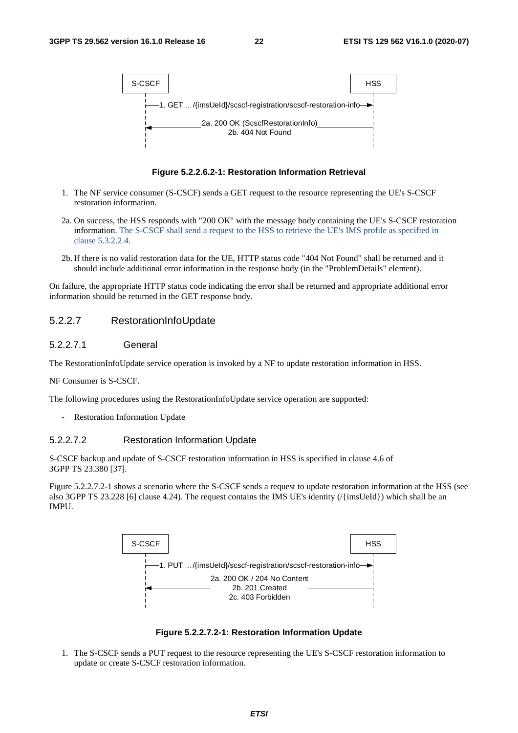```
S-CSCF                                                          HSS
  |                                                               |
  |--1. GET .../{imsUeId}/scscf-registration/scscf-restoration-info-->|
  |                                                               |
  |<---------- 2a. 200 OK (ScscfRestorationInfo) -----------------|
  |            2b. 404 Not Found                                  |
  |                                                               |
```

**Figure 5.2.2.6.2-1: Restoration Information Retrieval**

1. The NF service consumer (S-CSCF) sends a GET request to the resource representing the UE's S-CSCF restoration information.

2a. On success, the HSS responds with "200 OK" with the message body containing the UE's S-CSCF restoration information. The S-CSCF shall send a request to the HSS to retrieve the UE's IMS profile as specified in clause 5.3.2.2.4.

2b. If there is no valid restoration data for the UE, HTTP status code "404 Not Found" shall be returned and it should include additional error information in the response body (in the "ProblemDetails" element).

On failure, the appropriate HTTP status code indicating the error shall be returned and appropriate additional error information should be returned in the GET response body.

### 5.2.2.7 RestorationInfoUpdate

#### 5.2.2.7.1 General

The RestorationInfoUpdate service operation is invoked by a NF to update restoration information in HSS.

NF Consumer is S-CSCF.

The following procedures using the RestorationInfoUpdate service operation are supported:

- Restoration Information Update

#### 5.2.2.7.2 Restoration Information Update

S-CSCF backup and update of S-CSCF restoration information in HSS is specified in clause 4.6 of 3GPP TS 23.380 [37].

Figure 5.2.2.7.2-1 shows a scenario where the S-CSCF sends a request to update restoration information at the HSS (see also 3GPP TS 23.228 [6] clause 4.24). The request contains the IMS UE's identity (/{imsUeId}) which shall be an IMPU.

```
S-CSCF                                                          HSS
  |                                                               |
  |--1. PUT .../{imsUeId}/scscf-registration/scscf-restoration-info-->|
  |                                                               |
  |            2a. 200 OK / 204 No Content                        |
  |<---------- 2b. 201 Created -----------------------------------|
  |            2c. 403 Forbidden                                  |
  |                                                               |
```

**Figure 5.2.2.7.2-1: Restoration Information Update**

1. The S-CSCF sends a PUT request to the resource representing the UE's S-CSCF restoration information to update or create S-CSCF restoration information.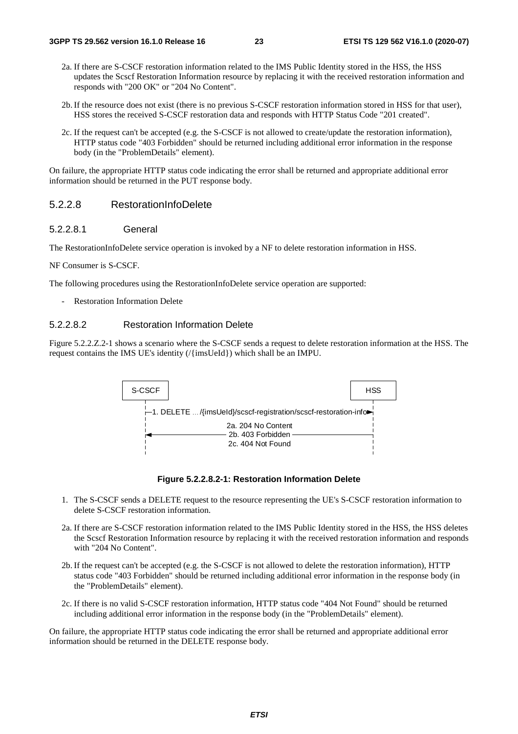2a. If there are S-CSCF restoration information related to the IMS Public Identity stored in the HSS, the HSS updates the Scscf Restoration Information resource by replacing it with the received restoration information and responds with "200 OK" or "204 No Content".

2b. If the resource does not exist (there is no previous S-CSCF restoration information stored in HSS for that user), HSS stores the received S-CSCF restoration data and responds with HTTP Status Code "201 created".

2c. If the request can't be accepted (e.g. the S-CSCF is not allowed to create/update the restoration information), HTTP status code "403 Forbidden" should be returned including additional error information in the response body (in the "ProblemDetails" element).

On failure, the appropriate HTTP status code indicating the error shall be returned and appropriate additional error information should be returned in the PUT response body.

#### 5.2.2.8 RestorationInfoDelete

##### 5.2.2.8.1 General

The RestorationInfoDelete service operation is invoked by a NF to delete restoration information in HSS.

NF Consumer is S-CSCF.

The following procedures using the RestorationInfoDelete service operation are supported:

- Restoration Information Delete

##### 5.2.2.8.2 Restoration Information Delete

Figure 5.2.2.Z.2-1 shows a scenario where the S-CSCF sends a request to delete restoration information at the HSS. The request contains the IMS UE's identity (/{imsUeId}) which shall be an IMPU.

S-CSCF → HSS: 1. DELETE .../{imsUeId}/scscf-registration/scscf-restoration-info

HSS → S-CSCF: 2a. 204 No Content / 2b. 403 Forbidden / 2c. 404 Not Found

**Figure 5.2.2.8.2-1: Restoration Information Delete**

1. The S-CSCF sends a DELETE request to the resource representing the UE's S-CSCF restoration information to delete S-CSCF restoration information.

2a. If there are S-CSCF restoration information related to the IMS Public Identity stored in the HSS, the HSS deletes the Scscf Restoration Information resource by replacing it with the received restoration information and responds with "204 No Content".

2b. If the request can't be accepted (e.g. the S-CSCF is not allowed to delete the restoration information), HTTP status code "403 Forbidden" should be returned including additional error information in the response body (in the "ProblemDetails" element).

2c. If there is no valid S-CSCF restoration information, HTTP status code "404 Not Found" should be returned including additional error information in the response body (in the "ProblemDetails" element).

On failure, the appropriate HTTP status code indicating the error shall be returned and appropriate additional error information should be returned in the DELETE response body.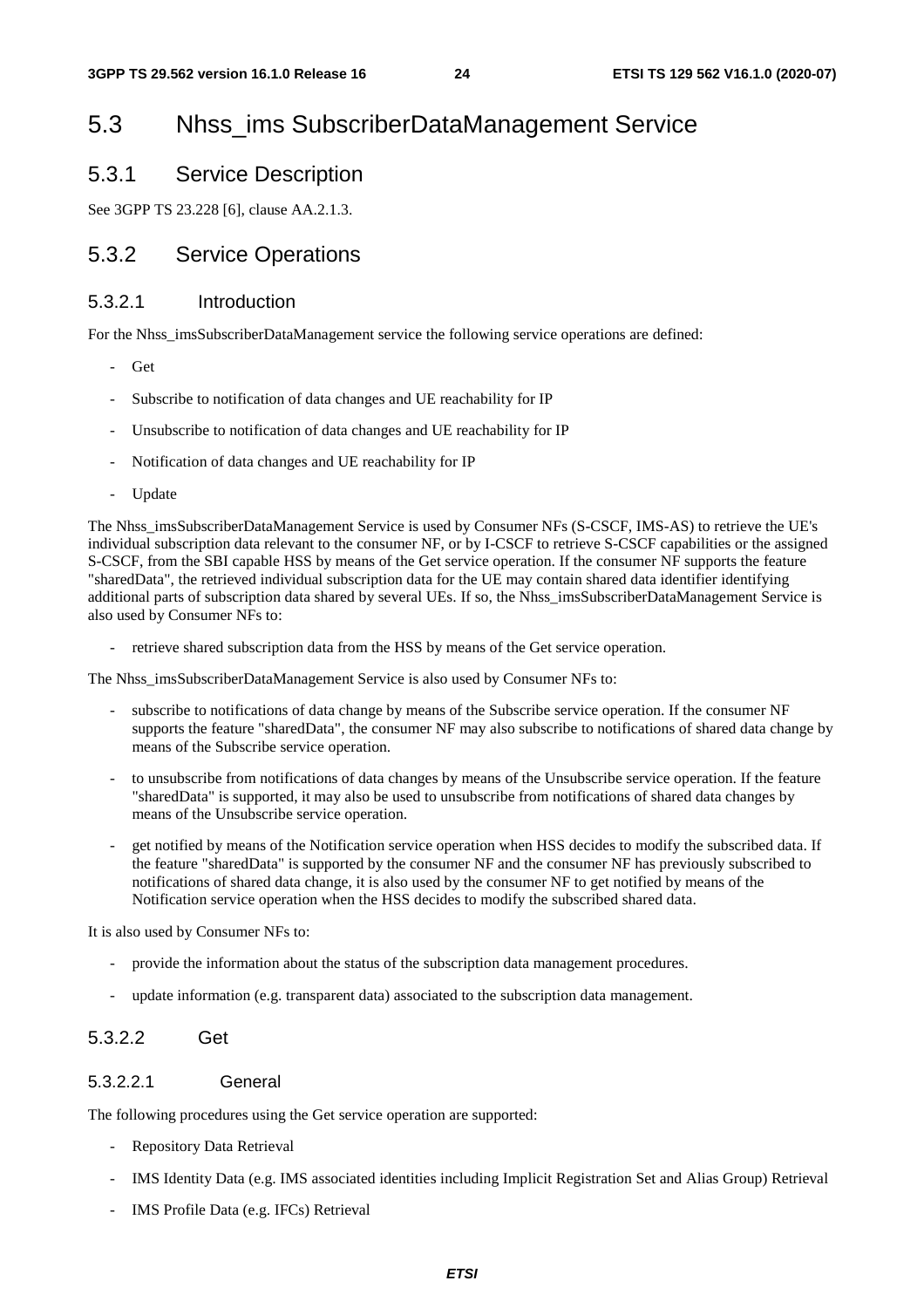## 5.3 Nhss_ims SubscriberDataManagement Service

### 5.3.1 Service Description

See 3GPP TS 23.228 [6], clause AA.2.1.3.

### 5.3.2 Service Operations

#### 5.3.2.1 Introduction

For the Nhss_imsSubscriberDataManagement service the following service operations are defined:

- Get
- Subscribe to notification of data changes and UE reachability for IP
- Unsubscribe to notification of data changes and UE reachability for IP
- Notification of data changes and UE reachability for IP
- Update

The Nhss_imsSubscriberDataManagement Service is used by Consumer NFs (S-CSCF, IMS-AS) to retrieve the UE's individual subscription data relevant to the consumer NF, or by I-CSCF to retrieve S-CSCF capabilities or the assigned S-CSCF, from the SBI capable HSS by means of the Get service operation. If the consumer NF supports the feature "sharedData", the retrieved individual subscription data for the UE may contain shared data identifier identifying additional parts of subscription data shared by several UEs. If so, the Nhss_imsSubscriberDataManagement Service is also used by Consumer NFs to:

- retrieve shared subscription data from the HSS by means of the Get service operation.

The Nhss_imsSubscriberDataManagement Service is also used by Consumer NFs to:

- subscribe to notifications of data change by means of the Subscribe service operation. If the consumer NF supports the feature "sharedData", the consumer NF may also subscribe to notifications of shared data change by means of the Subscribe service operation.
- to unsubscribe from notifications of data changes by means of the Unsubscribe service operation. If the feature "sharedData" is supported, it may also be used to unsubscribe from notifications of shared data changes by means of the Unsubscribe service operation.
- get notified by means of the Notification service operation when HSS decides to modify the subscribed data. If the feature "sharedData" is supported by the consumer NF and the consumer NF has previously subscribed to notifications of shared data change, it is also used by the consumer NF to get notified by means of the Notification service operation when the HSS decides to modify the subscribed shared data.

It is also used by Consumer NFs to:

- provide the information about the status of the subscription data management procedures.
- update information (e.g. transparent data) associated to the subscription data management.

#### 5.3.2.2 Get

##### 5.3.2.2.1 General

The following procedures using the Get service operation are supported:

- Repository Data Retrieval
- IMS Identity Data (e.g. IMS associated identities including Implicit Registration Set and Alias Group) Retrieval
- IMS Profile Data (e.g. IFCs) Retrieval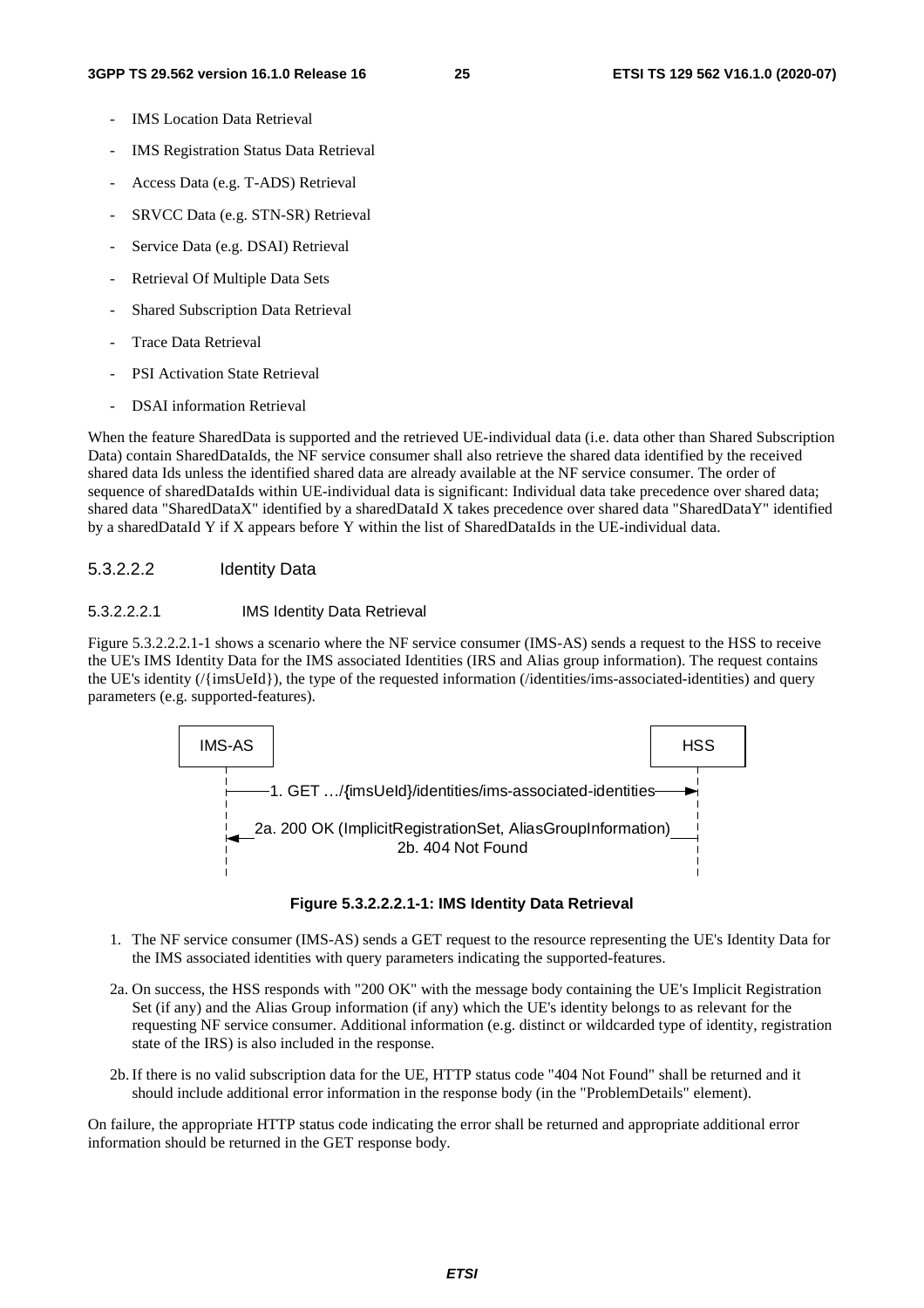- IMS Location Data Retrieval
- IMS Registration Status Data Retrieval
- Access Data (e.g. T-ADS) Retrieval
- SRVCC Data (e.g. STN-SR) Retrieval
- Service Data (e.g. DSAI) Retrieval
- Retrieval Of Multiple Data Sets
- Shared Subscription Data Retrieval
- Trace Data Retrieval
- PSI Activation State Retrieval
- DSAI information Retrieval

When the feature SharedData is supported and the retrieved UE-individual data (i.e. data other than Shared Subscription Data) contain SharedDataIds, the NF service consumer shall also retrieve the shared data identified by the received shared data Ids unless the identified shared data are already available at the NF service consumer. The order of sequence of sharedDataIds within UE-individual data is significant: Individual data take precedence over shared data; shared data "SharedDataX" identified by a sharedDataId X takes precedence over shared data "SharedDataY" identified by a sharedDataId Y if X appears before Y within the list of SharedDataIds in the UE-individual data.

#### 5.3.2.2.2 Identity Data

##### 5.3.2.2.2.1 IMS Identity Data Retrieval

Figure 5.3.2.2.2.1-1 shows a scenario where the NF service consumer (IMS-AS) sends a request to the HSS to receive the UE's IMS Identity Data for the IMS associated Identities (IRS and Alias group information). The request contains the UE's identity (/{imsUeId}), the type of the requested information (/identities/ims-associated-identities) and query parameters (e.g. supported-features).

IMS-AS → HSS: 1. GET …/{imsUeId}/identities/ims-associated-identities

HSS → IMS-AS: 2a. 200 OK (ImplicitRegistrationSet, AliasGroupInformation) / 2b. 404 Not Found

**Figure 5.3.2.2.2.1-1: IMS Identity Data Retrieval**

1. The NF service consumer (IMS-AS) sends a GET request to the resource representing the UE's Identity Data for the IMS associated identities with query parameters indicating the supported-features.

2a. On success, the HSS responds with "200 OK" with the message body containing the UE's Implicit Registration Set (if any) and the Alias Group information (if any) which the UE's identity belongs to as relevant for the requesting NF service consumer. Additional information (e.g. distinct or wildcarded type of identity, registration state of the IRS) is also included in the response.

2b. If there is no valid subscription data for the UE, HTTP status code "404 Not Found" shall be returned and it should include additional error information in the response body (in the "ProblemDetails" element).

On failure, the appropriate HTTP status code indicating the error shall be returned and appropriate additional error information should be returned in the GET response body.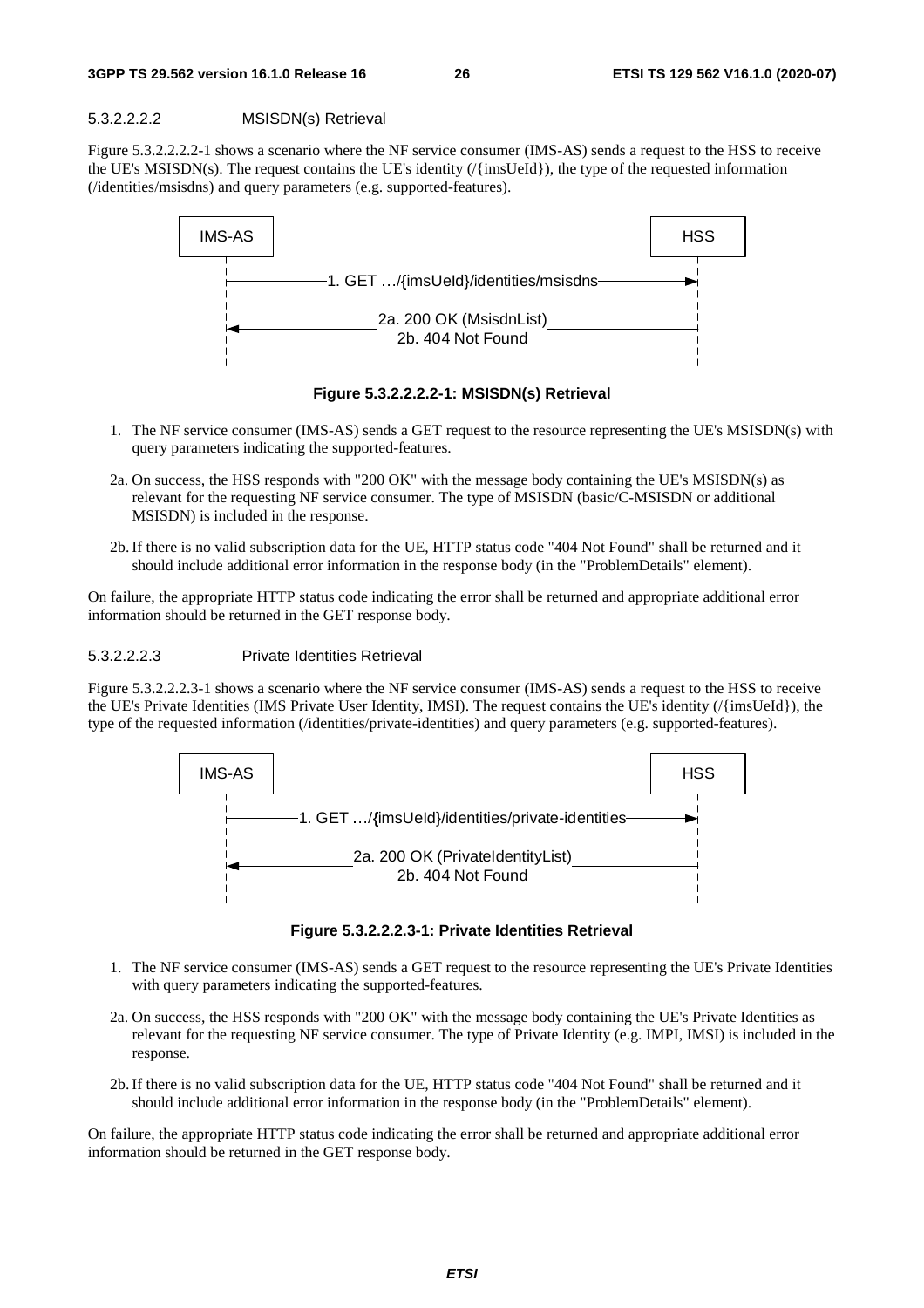##### 5.3.2.2.2.2 MSISDN(s) Retrieval

Figure 5.3.2.2.2.2-1 shows a scenario where the NF service consumer (IMS-AS) sends a request to the HSS to receive the UE's MSISDN(s). The request contains the UE's identity (/{imsUeId}), the type of the requested information (/identities/msisdns) and query parameters (e.g. supported-features).

IMS-AS → HSS: 1. GET …/{imsUeId}/identities/msisdns

HSS → IMS-AS: 2a. 200 OK (MsisdnList) / 2b. 404 Not Found

**Figure 5.3.2.2.2.2-1: MSISDN(s) Retrieval**

1. The NF service consumer (IMS-AS) sends a GET request to the resource representing the UE's MSISDN(s) with query parameters indicating the supported-features.

2a. On success, the HSS responds with "200 OK" with the message body containing the UE's MSISDN(s) as relevant for the requesting NF service consumer. The type of MSISDN (basic/C-MSISDN or additional MSISDN) is included in the response.

2b. If there is no valid subscription data for the UE, HTTP status code "404 Not Found" shall be returned and it should include additional error information in the response body (in the "ProblemDetails" element).

On failure, the appropriate HTTP status code indicating the error shall be returned and appropriate additional error information should be returned in the GET response body.

##### 5.3.2.2.2.3 Private Identities Retrieval

Figure 5.3.2.2.2.3-1 shows a scenario where the NF service consumer (IMS-AS) sends a request to the HSS to receive the UE's Private Identities (IMS Private User Identity, IMSI). The request contains the UE's identity (/{imsUeId}), the type of the requested information (/identities/private-identities) and query parameters (e.g. supported-features).

IMS-AS → HSS: 1. GET …/{imsUeId}/identities/private-identities

HSS → IMS-AS: 2a. 200 OK (PrivateIdentityList) / 2b. 404 Not Found

**Figure 5.3.2.2.2.3-1: Private Identities Retrieval**

1. The NF service consumer (IMS-AS) sends a GET request to the resource representing the UE's Private Identities with query parameters indicating the supported-features.

2a. On success, the HSS responds with "200 OK" with the message body containing the UE's Private Identities as relevant for the requesting NF service consumer. The type of Private Identity (e.g. IMPI, IMSI) is included in the response.

2b. If there is no valid subscription data for the UE, HTTP status code "404 Not Found" shall be returned and it should include additional error information in the response body (in the "ProblemDetails" element).

On failure, the appropriate HTTP status code indicating the error shall be returned and appropriate additional error information should be returned in the GET response body.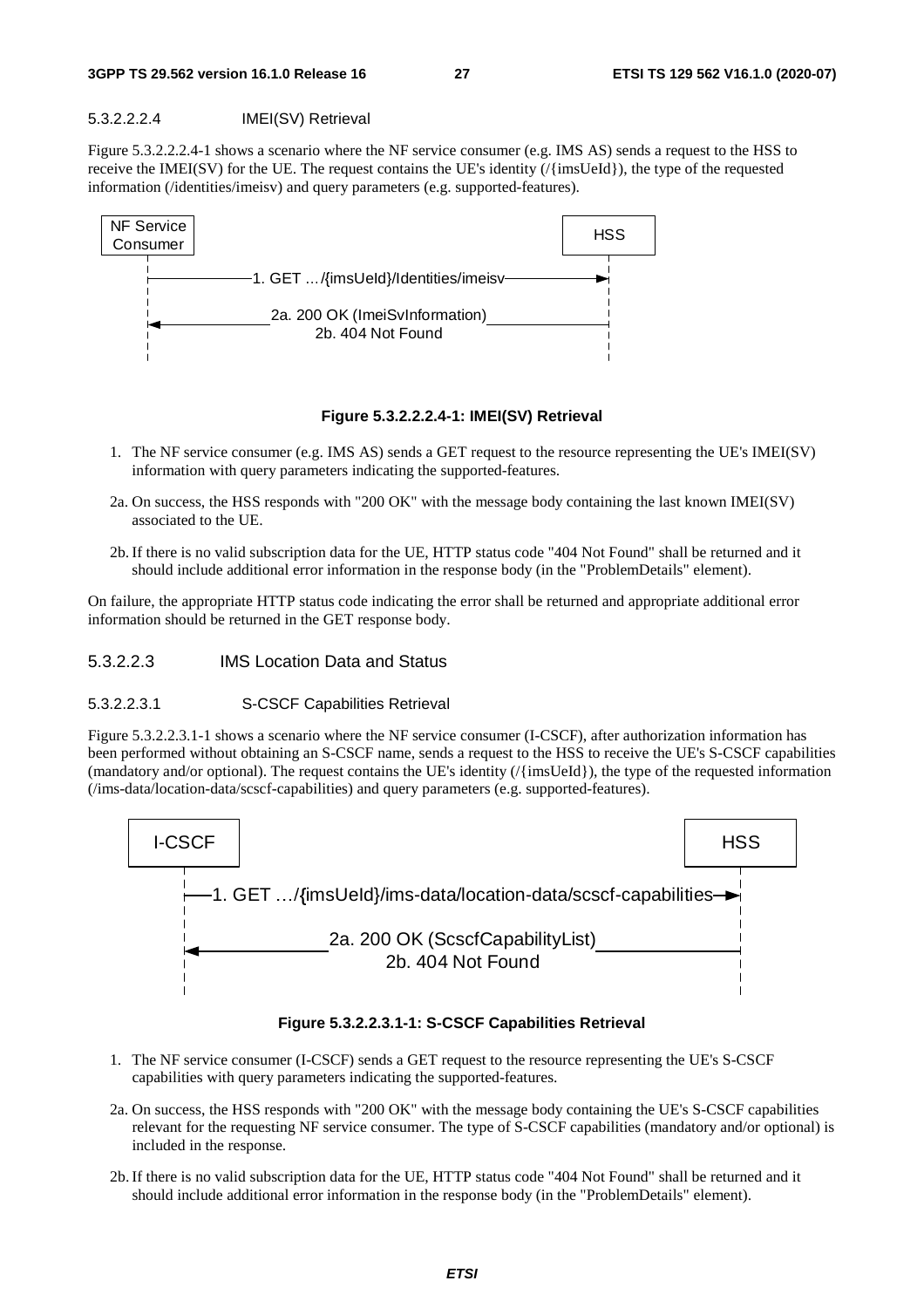##### 5.3.2.2.2.4 IMEI(SV) Retrieval

Figure 5.3.2.2.2.4-1 shows a scenario where the NF service consumer (e.g. IMS AS) sends a request to the HSS to receive the IMEI(SV) for the UE. The request contains the UE's identity (/{imsUeId}), the type of the requested information (/identities/imeisv) and query parameters (e.g. supported-features).

**Figure 5.3.2.2.2.4-1: IMEI(SV) Retrieval**

1. The NF service consumer (e.g. IMS AS) sends a GET request to the resource representing the UE's IMEI(SV) information with query parameters indicating the supported-features.

2a. On success, the HSS responds with "200 OK" with the message body containing the last known IMEI(SV) associated to the UE.

2b. If there is no valid subscription data for the UE, HTTP status code "404 Not Found" shall be returned and it should include additional error information in the response body (in the "ProblemDetails" element).

On failure, the appropriate HTTP status code indicating the error shall be returned and appropriate additional error information should be returned in the GET response body.

#### 5.3.2.2.3 IMS Location Data and Status

##### 5.3.2.2.3.1 S-CSCF Capabilities Retrieval

Figure 5.3.2.2.3.1-1 shows a scenario where the NF service consumer (I-CSCF), after authorization information has been performed without obtaining an S-CSCF name, sends a request to the HSS to receive the UE's S-CSCF capabilities (mandatory and/or optional). The request contains the UE's identity (/{imsUeId}), the type of the requested information (/ims-data/location-data/scscf-capabilities) and query parameters (e.g. supported-features).

**Figure 5.3.2.2.3.1-1: S-CSCF Capabilities Retrieval**

1. The NF service consumer (I-CSCF) sends a GET request to the resource representing the UE's S-CSCF capabilities with query parameters indicating the supported-features.

2a. On success, the HSS responds with "200 OK" with the message body containing the UE's S-CSCF capabilities relevant for the requesting NF service consumer. The type of S-CSCF capabilities (mandatory and/or optional) is included in the response.

2b. If there is no valid subscription data for the UE, HTTP status code "404 Not Found" shall be returned and it should include additional error information in the response body (in the "ProblemDetails" element).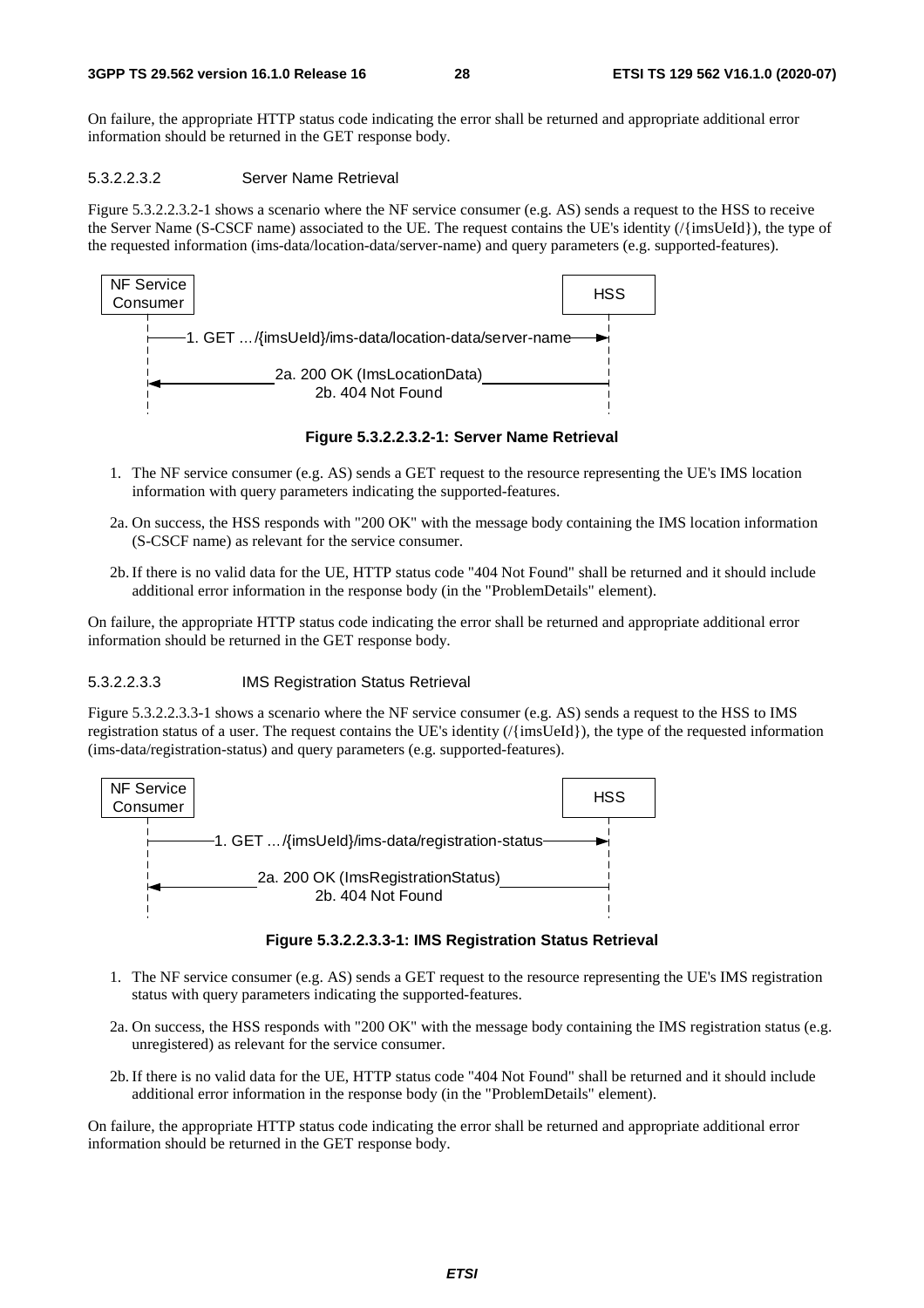On failure, the appropriate HTTP status code indicating the error shall be returned and appropriate additional error information should be returned in the GET response body.

##### 5.3.2.2.3.2 Server Name Retrieval

Figure 5.3.2.2.3.2-1 shows a scenario where the NF service consumer (e.g. AS) sends a request to the HSS to receive the Server Name (S-CSCF name) associated to the UE. The request contains the UE's identity (/{imsUeId}), the type of the requested information (ims-data/location-data/server-name) and query parameters (e.g. supported-features).

```
NF Service Consumer                                              HSS
      |                                                           |
      |--1. GET .../{imsUeId}/ims-data/location-data/server-name->|
      |                                                           |
      |<-------------- 2a. 200 OK (ImsLocationData) --------------|
      |                 2b. 404 Not Found                         |
```

**Figure 5.3.2.2.3.2-1: Server Name Retrieval**

1. The NF service consumer (e.g. AS) sends a GET request to the resource representing the UE's IMS location information with query parameters indicating the supported-features.

2a. On success, the HSS responds with "200 OK" with the message body containing the IMS location information (S-CSCF name) as relevant for the service consumer.

2b. If there is no valid data for the UE, HTTP status code "404 Not Found" shall be returned and it should include additional error information in the response body (in the "ProblemDetails" element).

On failure, the appropriate HTTP status code indicating the error shall be returned and appropriate additional error information should be returned in the GET response body.

##### 5.3.2.2.3.3 IMS Registration Status Retrieval

Figure 5.3.2.2.3.3-1 shows a scenario where the NF service consumer (e.g. AS) sends a request to the HSS to IMS registration status of a user. The request contains the UE's identity (/{imsUeId}), the type of the requested information (ims-data/registration-status) and query parameters (e.g. supported-features).

```
NF Service Consumer                                              HSS
      |                                                           |
      |------1. GET .../{imsUeId}/ims-data/registration-status--->|
      |                                                           |
      |<----------- 2a. 200 OK (ImsRegistrationStatus) -----------|
      |                 2b. 404 Not Found                         |
```

**Figure 5.3.2.2.3.3-1: IMS Registration Status Retrieval**

1. The NF service consumer (e.g. AS) sends a GET request to the resource representing the UE's IMS registration status with query parameters indicating the supported-features.

2a. On success, the HSS responds with "200 OK" with the message body containing the IMS registration status (e.g. unregistered) as relevant for the service consumer.

2b. If there is no valid data for the UE, HTTP status code "404 Not Found" shall be returned and it should include additional error information in the response body (in the "ProblemDetails" element).

On failure, the appropriate HTTP status code indicating the error shall be returned and appropriate additional error information should be returned in the GET response body.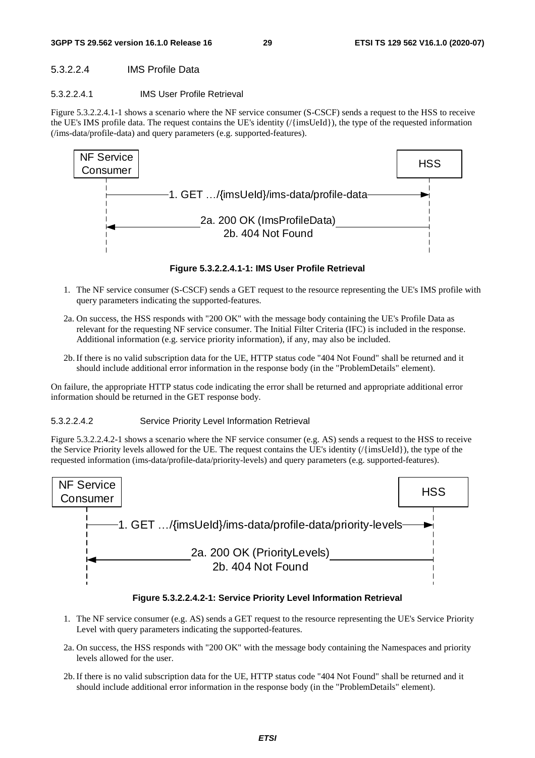#### 5.3.2.2.4 IMS Profile Data

##### 5.3.2.2.4.1 IMS User Profile Retrieval

Figure 5.3.2.2.4.1-1 shows a scenario where the NF service consumer (S-CSCF) sends a request to the HSS to receive the UE's IMS profile data. The request contains the UE's identity (/{imsUeId}), the type of the requested information (/ims-data/profile-data) and query parameters (e.g. supported-features).

**Figure 5.3.2.2.4.1-1: IMS User Profile Retrieval**

1. The NF service consumer (S-CSCF) sends a GET request to the resource representing the UE's IMS profile with query parameters indicating the supported-features.

2a. On success, the HSS responds with "200 OK" with the message body containing the UE's Profile Data as relevant for the requesting NF service consumer. The Initial Filter Criteria (IFC) is included in the response. Additional information (e.g. service priority information), if any, may also be included.

2b. If there is no valid subscription data for the UE, HTTP status code "404 Not Found" shall be returned and it should include additional error information in the response body (in the "ProblemDetails" element).

On failure, the appropriate HTTP status code indicating the error shall be returned and appropriate additional error information should be returned in the GET response body.

##### 5.3.2.2.4.2 Service Priority Level Information Retrieval

Figure 5.3.2.2.4.2-1 shows a scenario where the NF service consumer (e.g. AS) sends a request to the HSS to receive the Service Priority levels allowed for the UE. The request contains the UE's identity (/{imsUeId}), the type of the requested information (ims-data/profile-data/priority-levels) and query parameters (e.g. supported-features).

**Figure 5.3.2.2.4.2-1: Service Priority Level Information Retrieval**

1. The NF service consumer (e.g. AS) sends a GET request to the resource representing the UE's Service Priority Level with query parameters indicating the supported-features.

2a. On success, the HSS responds with "200 OK" with the message body containing the Namespaces and priority levels allowed for the user.

2b. If there is no valid subscription data for the UE, HTTP status code "404 Not Found" shall be returned and it should include additional error information in the response body (in the "ProblemDetails" element).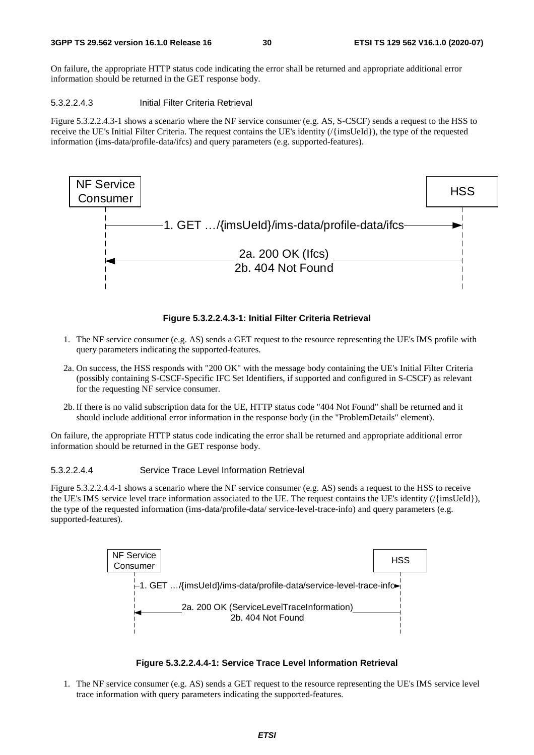On failure, the appropriate HTTP status code indicating the error shall be returned and appropriate additional error information should be returned in the GET response body.

##### 5.3.2.2.4.3 Initial Filter Criteria Retrieval

Figure 5.3.2.2.4.3-1 shows a scenario where the NF service consumer (e.g. AS, S-CSCF) sends a request to the HSS to receive the UE's Initial Filter Criteria. The request contains the UE's identity (/{imsUeId}), the type of the requested information (ims-data/profile-data/ifcs) and query parameters (e.g. supported-features).

NF Service Consumer → HSS: 1. GET …/{imsUeId}/ims-data/profile-data/ifcs

HSS → NF Service Consumer: 2a. 200 OK (Ifcs) / 2b. 404 Not Found

**Figure 5.3.2.2.4.3-1: Initial Filter Criteria Retrieval**

1. The NF service consumer (e.g. AS) sends a GET request to the resource representing the UE's IMS profile with query parameters indicating the supported-features.

2a. On success, the HSS responds with "200 OK" with the message body containing the UE's Initial Filter Criteria (possibly containing S-CSCF-Specific IFC Set Identifiers, if supported and configured in S-CSCF) as relevant for the requesting NF service consumer.

2b. If there is no valid subscription data for the UE, HTTP status code "404 Not Found" shall be returned and it should include additional error information in the response body (in the "ProblemDetails" element).

On failure, the appropriate HTTP status code indicating the error shall be returned and appropriate additional error information should be returned in the GET response body.

##### 5.3.2.2.4.4 Service Trace Level Information Retrieval

Figure 5.3.2.2.4.4-1 shows a scenario where the NF service consumer (e.g. AS) sends a request to the HSS to receive the UE's IMS service level trace information associated to the UE. The request contains the UE's identity (/{imsUeId}), the type of the requested information (ims-data/profile-data/ service-level-trace-info) and query parameters (e.g. supported-features).

NF Service Consumer → HSS: 1. GET …/{imsUeId}/ims-data/profile-data/service-level-trace-info

HSS → NF Service Consumer: 2a. 200 OK (ServiceLevelTraceInformation) / 2b. 404 Not Found

**Figure 5.3.2.2.4.4-1: Service Trace Level Information Retrieval**

1. The NF service consumer (e.g. AS) sends a GET request to the resource representing the UE's IMS service level trace information with query parameters indicating the supported-features.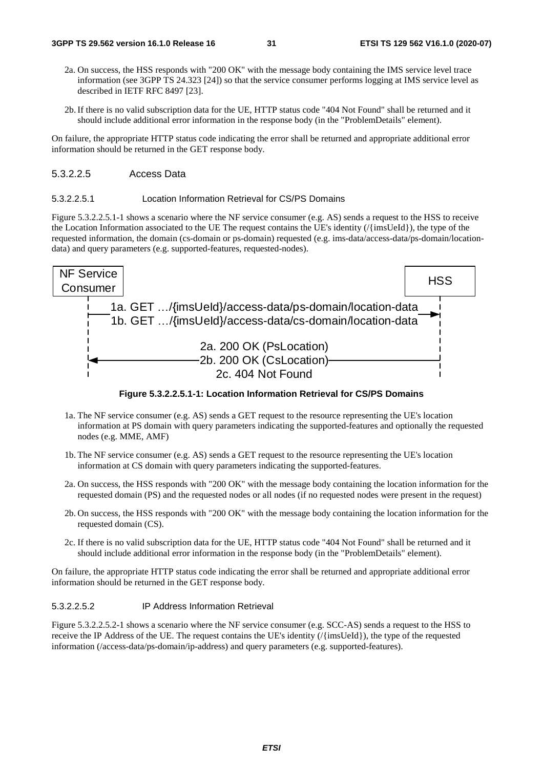2a. On success, the HSS responds with "200 OK" with the message body containing the IMS service level trace information (see 3GPP TS 24.323 [24]) so that the service consumer performs logging at IMS service level as described in IETF RFC 8497 [23].

2b. If there is no valid subscription data for the UE, HTTP status code "404 Not Found" shall be returned and it should include additional error information in the response body (in the "ProblemDetails" element).

On failure, the appropriate HTTP status code indicating the error shall be returned and appropriate additional error information should be returned in the GET response body.

##### 5.3.2.2.5 Access Data

###### 5.3.2.2.5.1 Location Information Retrieval for CS/PS Domains

Figure 5.3.2.2.5.1-1 shows a scenario where the NF service consumer (e.g. AS) sends a request to the HSS to receive the Location Information associated to the UE The request contains the UE's identity (/{imsUeId}), the type of the requested information, the domain (cs-domain or ps-domain) requested (e.g. ims-data/access-data/ps-domain/location-data) and query parameters (e.g. supported-features, requested-nodes).

NF Service Consumer | HSS

1a. GET …/{imsUeId}/access-data/ps-domain/location-data
1b. GET …/{imsUeId}/access-data/cs-domain/location-data

2a. 200 OK (PsLocation)
2b. 200 OK (CsLocation)
2c. 404 Not Found

**Figure 5.3.2.2.5.1-1: Location Information Retrieval for CS/PS Domains**

1a. The NF service consumer (e.g. AS) sends a GET request to the resource representing the UE's location information at PS domain with query parameters indicating the supported-features and optionally the requested nodes (e.g. MME, AMF)

1b. The NF service consumer (e.g. AS) sends a GET request to the resource representing the UE's location information at CS domain with query parameters indicating the supported-features.

2a. On success, the HSS responds with "200 OK" with the message body containing the location information for the requested domain (PS) and the requested nodes or all nodes (if no requested nodes were present in the request)

2b. On success, the HSS responds with "200 OK" with the message body containing the location information for the requested domain (CS).

2c. If there is no valid subscription data for the UE, HTTP status code "404 Not Found" shall be returned and it should include additional error information in the response body (in the "ProblemDetails" element).

On failure, the appropriate HTTP status code indicating the error shall be returned and appropriate additional error information should be returned in the GET response body.

###### 5.3.2.2.5.2 IP Address Information Retrieval

Figure 5.3.2.2.5.2-1 shows a scenario where the NF service consumer (e.g. SCC-AS) sends a request to the HSS to receive the IP Address of the UE. The request contains the UE's identity (/{imsUeId}), the type of the requested information (/access-data/ps-domain/ip-address) and query parameters (e.g. supported-features).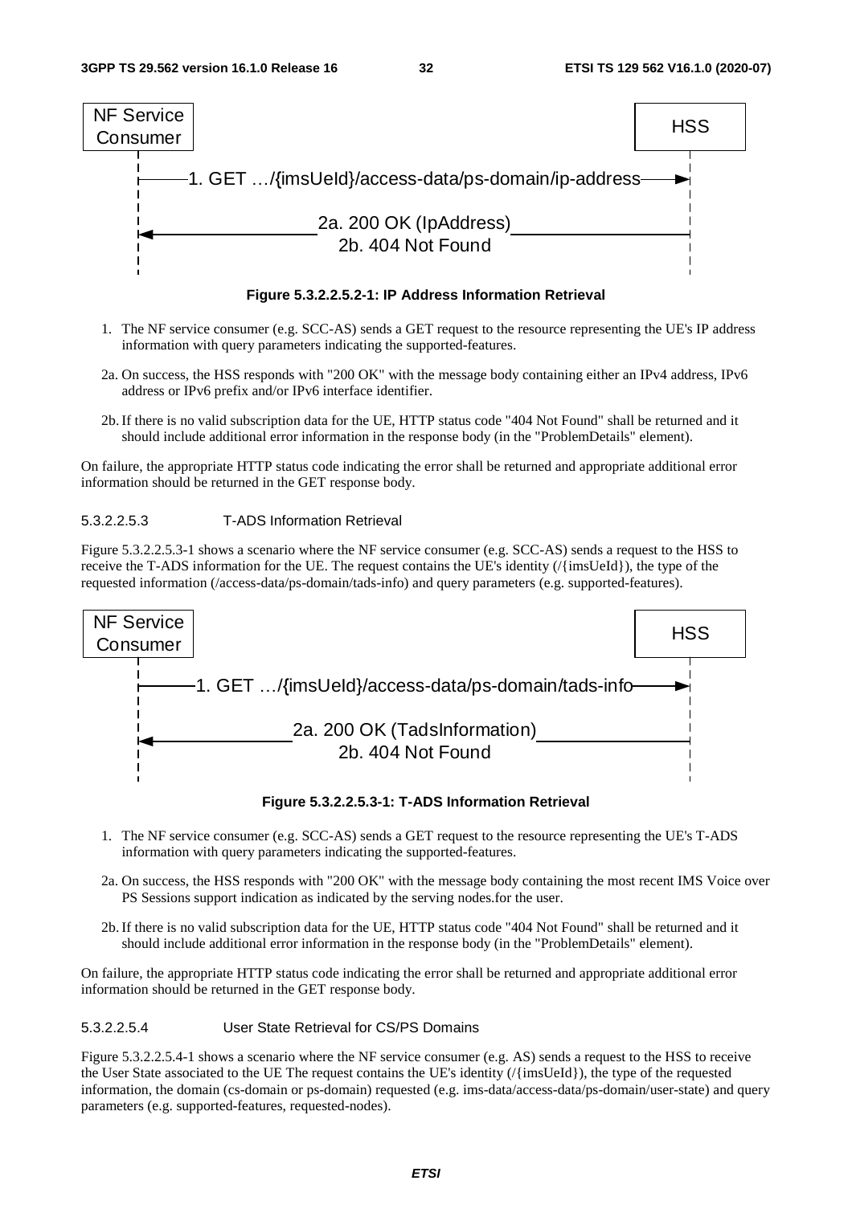```
NF Service Consumer                                                    HSS
      |                                                                 |
      |---1. GET .../{imsUeId}/access-data/ps-domain/ip-address-------->|
      |                                                                 |
      |<--------------2a. 200 OK (IpAddress)----------------------------|
      |               2b. 404 Not Found                                 |
```

**Figure 5.3.2.2.5.2-1: IP Address Information Retrieval**

1. The NF service consumer (e.g. SCC-AS) sends a GET request to the resource representing the UE's IP address information with query parameters indicating the supported-features.

2a. On success, the HSS responds with "200 OK" with the message body containing either an IPv4 address, IPv6 address or IPv6 prefix and/or IPv6 interface identifier.

2b. If there is no valid subscription data for the UE, HTTP status code "404 Not Found" shall be returned and it should include additional error information in the response body (in the "ProblemDetails" element).

On failure, the appropriate HTTP status code indicating the error shall be returned and appropriate additional error information should be returned in the GET response body.

##### 5.3.2.2.5.3 T-ADS Information Retrieval

Figure 5.3.2.2.5.3-1 shows a scenario where the NF service consumer (e.g. SCC-AS) sends a request to the HSS to receive the T-ADS information for the UE. The request contains the UE's identity (/{imsUeId}), the type of the requested information (/access-data/ps-domain/tads-info) and query parameters (e.g. supported-features).

```
NF Service Consumer                                                    HSS
      |                                                                 |
      |---1. GET .../{imsUeId}/access-data/ps-domain/tads-info--------->|
      |                                                                 |
      |<--------------2a. 200 OK (TadsInformation)----------------------|
      |               2b. 404 Not Found                                 |
```

**Figure 5.3.2.2.5.3-1: T-ADS Information Retrieval**

1. The NF service consumer (e.g. SCC-AS) sends a GET request to the resource representing the UE's T-ADS information with query parameters indicating the supported-features.

2a. On success, the HSS responds with "200 OK" with the message body containing the most recent IMS Voice over PS Sessions support indication as indicated by the serving nodes.for the user.

2b. If there is no valid subscription data for the UE, HTTP status code "404 Not Found" shall be returned and it should include additional error information in the response body (in the "ProblemDetails" element).

On failure, the appropriate HTTP status code indicating the error shall be returned and appropriate additional error information should be returned in the GET response body.

##### 5.3.2.2.5.4 User State Retrieval for CS/PS Domains

Figure 5.3.2.2.5.4-1 shows a scenario where the NF service consumer (e.g. AS) sends a request to the HSS to receive the User State associated to the UE The request contains the UE's identity (/{imsUeId}), the type of the requested information, the domain (cs-domain or ps-domain) requested (e.g. ims-data/access-data/ps-domain/user-state) and query parameters (e.g. supported-features, requested-nodes).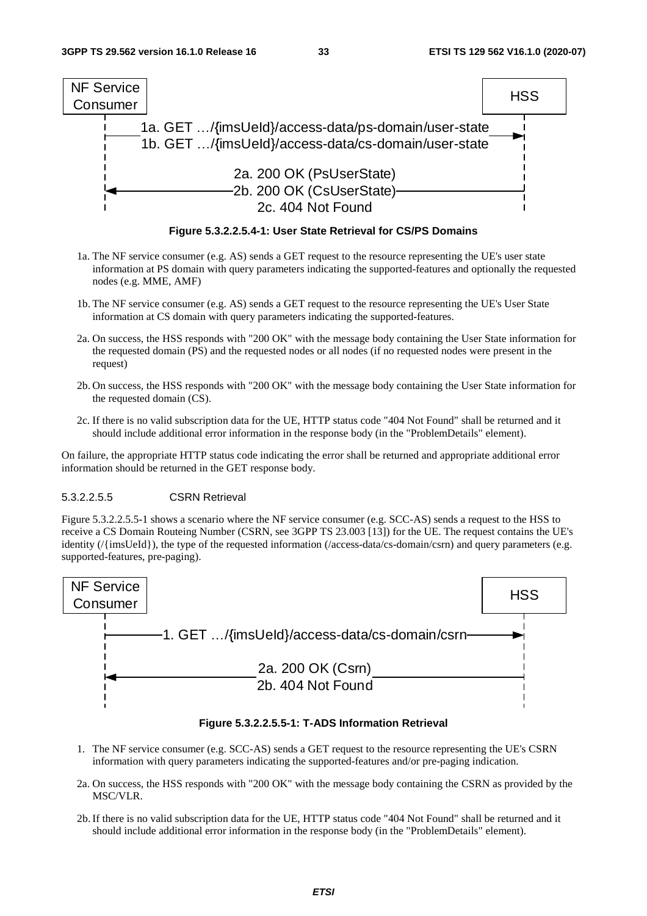Figure 5.3.2.2.5.4-1: User State Retrieval for CS/PS Domains

1a. The NF service consumer (e.g. AS) sends a GET request to the resource representing the UE's user state information at PS domain with query parameters indicating the supported-features and optionally the requested nodes (e.g. MME, AMF)

1b. The NF service consumer (e.g. AS) sends a GET request to the resource representing the UE's User State information at CS domain with query parameters indicating the supported-features.

2a. On success, the HSS responds with "200 OK" with the message body containing the User State information for the requested domain (PS) and the requested nodes or all nodes (if no requested nodes were present in the request)

2b. On success, the HSS responds with "200 OK" with the message body containing the User State information for the requested domain (CS).

2c. If there is no valid subscription data for the UE, HTTP status code "404 Not Found" shall be returned and it should include additional error information in the response body (in the "ProblemDetails" element).

On failure, the appropriate HTTP status code indicating the error shall be returned and appropriate additional error information should be returned in the GET response body.

##### 5.3.2.2.5.5 CSRN Retrieval

Figure 5.3.2.2.5.5-1 shows a scenario where the NF service consumer (e.g. SCC-AS) sends a request to the HSS to receive a CS Domain Routeing Number (CSRN, see 3GPP TS 23.003 [13]) for the UE. The request contains the UE's identity (/{imsUeId}), the type of the requested information (/access-data/cs-domain/csrn) and query parameters (e.g. supported-features, pre-paging).

Figure 5.3.2.2.5.5-1: T-ADS Information Retrieval

1. The NF service consumer (e.g. SCC-AS) sends a GET request to the resource representing the UE's CSRN information with query parameters indicating the supported-features and/or pre-paging indication.

2a. On success, the HSS responds with "200 OK" with the message body containing the CSRN as provided by the MSC/VLR.

2b. If there is no valid subscription data for the UE, HTTP status code "404 Not Found" shall be returned and it should include additional error information in the response body (in the "ProblemDetails" element).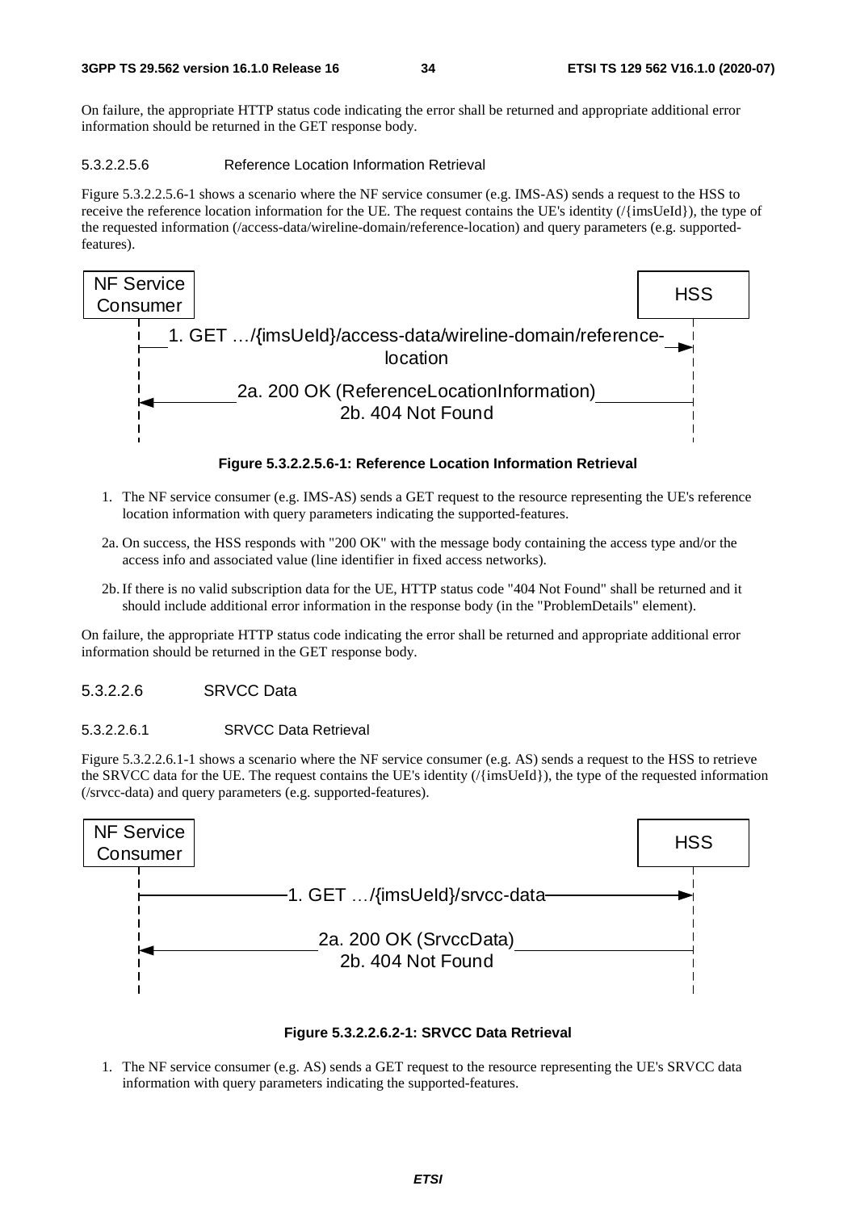On failure, the appropriate HTTP status code indicating the error shall be returned and appropriate additional error information should be returned in the GET response body.

##### 5.3.2.2.5.6 Reference Location Information Retrieval

Figure 5.3.2.2.5.6-1 shows a scenario where the NF service consumer (e.g. IMS-AS) sends a request to the HSS to receive the reference location information for the UE. The request contains the UE's identity (/{imsUeId}), the type of the requested information (/access-data/wireline-domain/reference-location) and query parameters (e.g. supported-features).

NF Service Consumer → HSS: 1. GET …/{imsUeId}/access-data/wireline-domain/reference-location

HSS → NF Service Consumer: 2a. 200 OK (ReferenceLocationInformation) / 2b. 404 Not Found

**Figure 5.3.2.2.5.6-1: Reference Location Information Retrieval**

1. The NF service consumer (e.g. IMS-AS) sends a GET request to the resource representing the UE's reference location information with query parameters indicating the supported-features.

2a. On success, the HSS responds with "200 OK" with the message body containing the access type and/or the access info and associated value (line identifier in fixed access networks).

2b. If there is no valid subscription data for the UE, HTTP status code "404 Not Found" shall be returned and it should include additional error information in the response body (in the "ProblemDetails" element).

On failure, the appropriate HTTP status code indicating the error shall be returned and appropriate additional error information should be returned in the GET response body.

#### 5.3.2.2.6 SRVCC Data

##### 5.3.2.2.6.1 SRVCC Data Retrieval

Figure 5.3.2.2.6.1-1 shows a scenario where the NF service consumer (e.g. AS) sends a request to the HSS to retrieve the SRVCC data for the UE. The request contains the UE's identity (/{imsUeId}), the type of the requested information (/srvcc-data) and query parameters (e.g. supported-features).

NF Service Consumer → HSS: 1. GET …/{imsUeId}/srvcc-data

HSS → NF Service Consumer: 2a. 200 OK (SrvccData) / 2b. 404 Not Found

**Figure 5.3.2.2.6.2-1: SRVCC Data Retrieval**

1. The NF service consumer (e.g. AS) sends a GET request to the resource representing the UE's SRVCC data information with query parameters indicating the supported-features.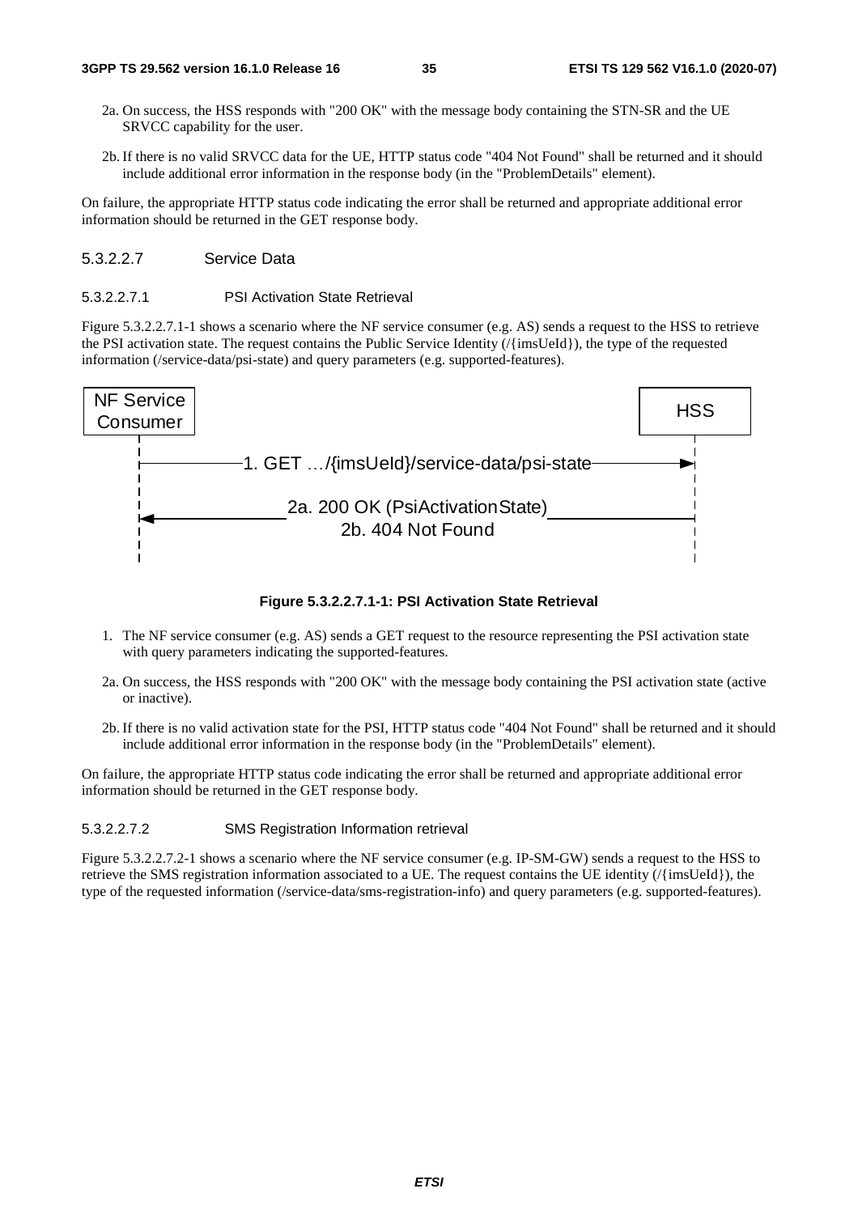2a. On success, the HSS responds with "200 OK" with the message body containing the STN-SR and the UE SRVCC capability for the user.

2b. If there is no valid SRVCC data for the UE, HTTP status code "404 Not Found" shall be returned and it should include additional error information in the response body (in the "ProblemDetails" element).

On failure, the appropriate HTTP status code indicating the error shall be returned and appropriate additional error information should be returned in the GET response body.

##### 5.3.2.2.7 Service Data

###### 5.3.2.2.7.1 PSI Activation State Retrieval

Figure 5.3.2.2.7.1-1 shows a scenario where the NF service consumer (e.g. AS) sends a request to the HSS to retrieve the PSI activation state. The request contains the Public Service Identity (/{imsUeId}), the type of the requested information (/service-data/psi-state) and query parameters (e.g. supported-features).

NF Service Consumer | HSS

1. GET …/{imsUeId}/service-data/psi-state

2a. 200 OK (PsiActivationState)
2b. 404 Not Found

**Figure 5.3.2.2.7.1-1: PSI Activation State Retrieval**

1. The NF service consumer (e.g. AS) sends a GET request to the resource representing the PSI activation state with query parameters indicating the supported-features.

2a. On success, the HSS responds with "200 OK" with the message body containing the PSI activation state (active or inactive).

2b. If there is no valid activation state for the PSI, HTTP status code "404 Not Found" shall be returned and it should include additional error information in the response body (in the "ProblemDetails" element).

On failure, the appropriate HTTP status code indicating the error shall be returned and appropriate additional error information should be returned in the GET response body.

###### 5.3.2.2.7.2 SMS Registration Information retrieval

Figure 5.3.2.2.7.2-1 shows a scenario where the NF service consumer (e.g. IP-SM-GW) sends a request to the HSS to retrieve the SMS registration information associated to a UE. The request contains the UE identity (/{imsUeId}), the type of the requested information (/service-data/sms-registration-info) and query parameters (e.g. supported-features).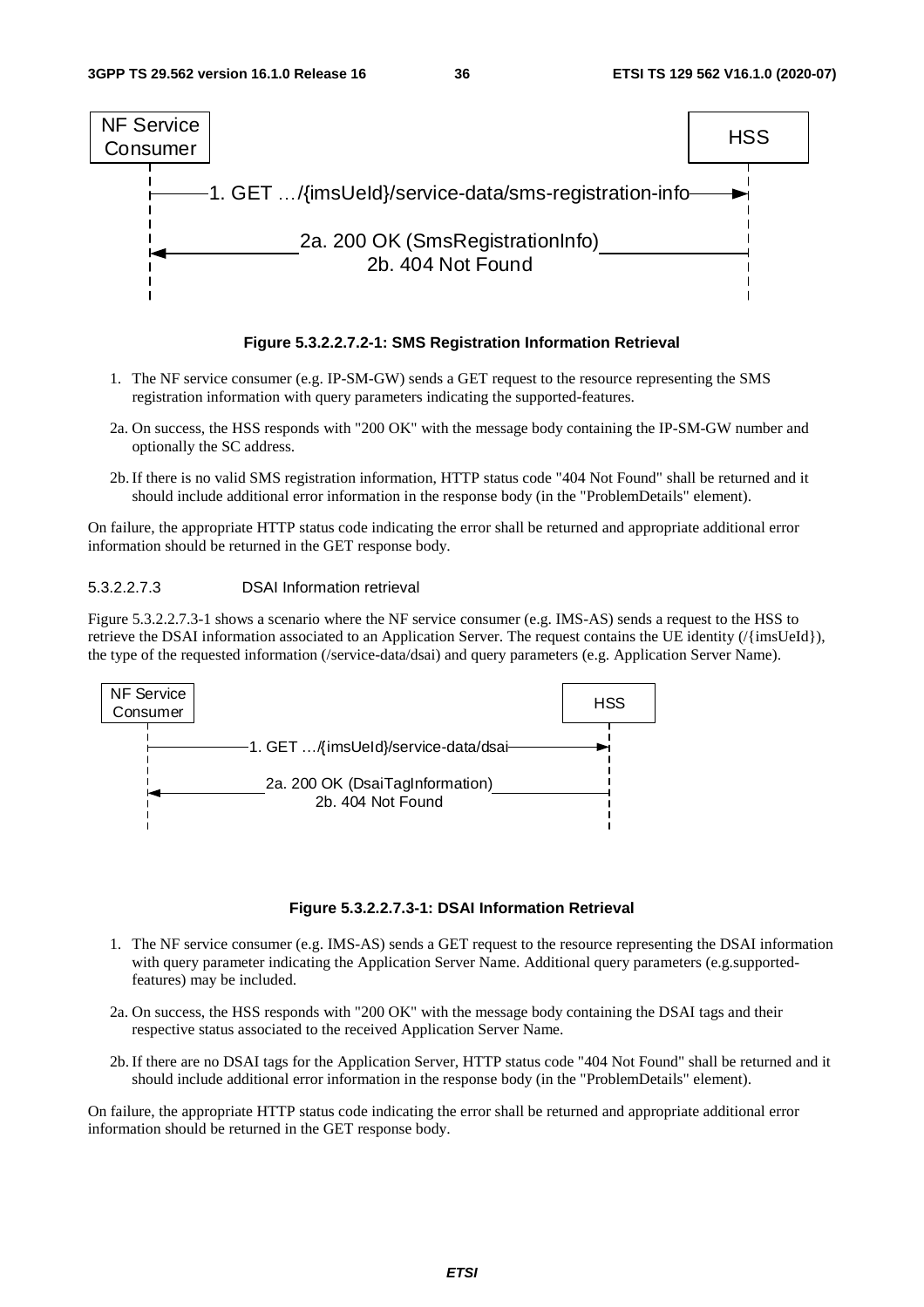**Figure 5.3.2.2.7.2-1: SMS Registration Information Retrieval**

1. The NF service consumer (e.g. IP-SM-GW) sends a GET request to the resource representing the SMS registration information with query parameters indicating the supported-features.

2a. On success, the HSS responds with "200 OK" with the message body containing the IP-SM-GW number and optionally the SC address.

2b. If there is no valid SMS registration information, HTTP status code "404 Not Found" shall be returned and it should include additional error information in the response body (in the "ProblemDetails" element).

On failure, the appropriate HTTP status code indicating the error shall be returned and appropriate additional error information should be returned in the GET response body.

##### 5.3.2.2.7.3 DSAI Information retrieval

Figure 5.3.2.2.7.3-1 shows a scenario where the NF service consumer (e.g. IMS-AS) sends a request to the HSS to retrieve the DSAI information associated to an Application Server. The request contains the UE identity (/{imsUeId}), the type of the requested information (/service-data/dsai) and query parameters (e.g. Application Server Name).

**Figure 5.3.2.2.7.3-1: DSAI Information Retrieval**

1. The NF service consumer (e.g. IMS-AS) sends a GET request to the resource representing the DSAI information with query parameter indicating the Application Server Name. Additional query parameters (e.g.supported-features) may be included.

2a. On success, the HSS responds with "200 OK" with the message body containing the DSAI tags and their respective status associated to the received Application Server Name.

2b. If there are no DSAI tags for the Application Server, HTTP status code "404 Not Found" shall be returned and it should include additional error information in the response body (in the "ProblemDetails" element).

On failure, the appropriate HTTP status code indicating the error shall be returned and appropriate additional error information should be returned in the GET response body.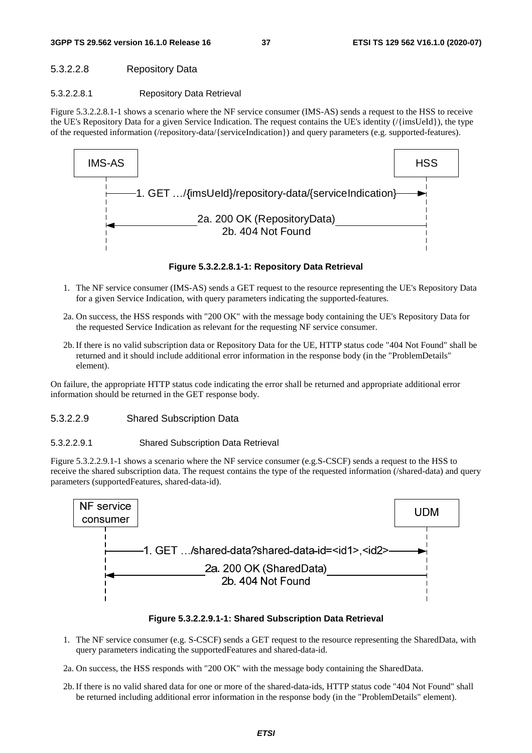#### 5.3.2.2.8 Repository Data

##### 5.3.2.2.8.1 Repository Data Retrieval

Figure 5.3.2.2.8.1-1 shows a scenario where the NF service consumer (IMS-AS) sends a request to the HSS to receive the UE's Repository Data for a given Service Indication. The request contains the UE's identity (/{imsUeId}), the type of the requested information (/repository-data/{serviceIndication}) and query parameters (e.g. supported-features).

IMS-AS → HSS: 1. GET …/{imsUeId}/repository-data/{serviceIndication}

HSS → IMS-AS: 2a. 200 OK (RepositoryData) / 2b. 404 Not Found

**Figure 5.3.2.2.8.1-1: Repository Data Retrieval**

1. The NF service consumer (IMS-AS) sends a GET request to the resource representing the UE's Repository Data for a given Service Indication, with query parameters indicating the supported-features.

2a. On success, the HSS responds with "200 OK" with the message body containing the UE's Repository Data for the requested Service Indication as relevant for the requesting NF service consumer.

2b. If there is no valid subscription data or Repository Data for the UE, HTTP status code "404 Not Found" shall be returned and it should include additional error information in the response body (in the "ProblemDetails" element).

On failure, the appropriate HTTP status code indicating the error shall be returned and appropriate additional error information should be returned in the GET response body.

#### 5.3.2.2.9 Shared Subscription Data

##### 5.3.2.2.9.1 Shared Subscription Data Retrieval

Figure 5.3.2.2.9.1-1 shows a scenario where the NF service consumer (e.g.S-CSCF) sends a request to the HSS to receive the shared subscription data. The request contains the type of the requested information (/shared-data) and query parameters (supportedFeatures, shared-data-id).

NF service consumer → UDM: 1. GET …/shared-data?shared-data-id=<id1>,<id2>

UDM → NF service consumer: 2a. 200 OK (SharedData) / 2b. 404 Not Found

**Figure 5.3.2.2.9.1-1: Shared Subscription Data Retrieval**

1. The NF service consumer (e.g. S-CSCF) sends a GET request to the resource representing the SharedData, with query parameters indicating the supportedFeatures and shared-data-id.

2a. On success, the HSS responds with "200 OK" with the message body containing the SharedData.

2b. If there is no valid shared data for one or more of the shared-data-ids, HTTP status code "404 Not Found" shall be returned including additional error information in the response body (in the "ProblemDetails" element).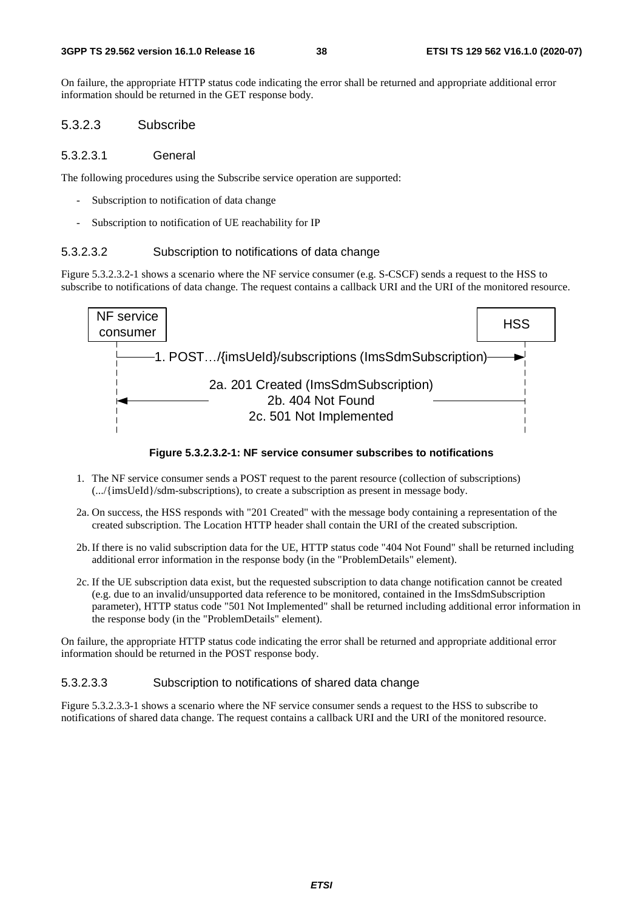On failure, the appropriate HTTP status code indicating the error shall be returned and appropriate additional error information should be returned in the GET response body.

#### 5.3.2.3 Subscribe

##### 5.3.2.3.1 General

The following procedures using the Subscribe service operation are supported:

- Subscription to notification of data change
- Subscription to notification of UE reachability for IP

##### 5.3.2.3.2 Subscription to notifications of data change

Figure 5.3.2.3.2-1 shows a scenario where the NF service consumer (e.g. S-CSCF) sends a request to the HSS to subscribe to notifications of data change. The request contains a callback URI and the URI of the monitored resource.

NF service consumer → HSS: 1. POST…/{imsUeId}/subscriptions (ImsSdmSubscription)

HSS → NF service consumer: 2a. 201 Created (ImsSdmSubscription) / 2b. 404 Not Found / 2c. 501 Not Implemented

**Figure 5.3.2.3.2-1: NF service consumer subscribes to notifications**

1. The NF service consumer sends a POST request to the parent resource (collection of subscriptions) (.../{imsUeId}/sdm-subscriptions), to create a subscription as present in message body.

2a. On success, the HSS responds with "201 Created" with the message body containing a representation of the created subscription. The Location HTTP header shall contain the URI of the created subscription.

2b. If there is no valid subscription data for the UE, HTTP status code "404 Not Found" shall be returned including additional error information in the response body (in the "ProblemDetails" element).

2c. If the UE subscription data exist, but the requested subscription to data change notification cannot be created (e.g. due to an invalid/unsupported data reference to be monitored, contained in the ImsSdmSubscription parameter), HTTP status code "501 Not Implemented" shall be returned including additional error information in the response body (in the "ProblemDetails" element).

On failure, the appropriate HTTP status code indicating the error shall be returned and appropriate additional error information should be returned in the POST response body.

##### 5.3.2.3.3 Subscription to notifications of shared data change

Figure 5.3.2.3.3-1 shows a scenario where the NF service consumer sends a request to the HSS to subscribe to notifications of shared data change. The request contains a callback URI and the URI of the monitored resource.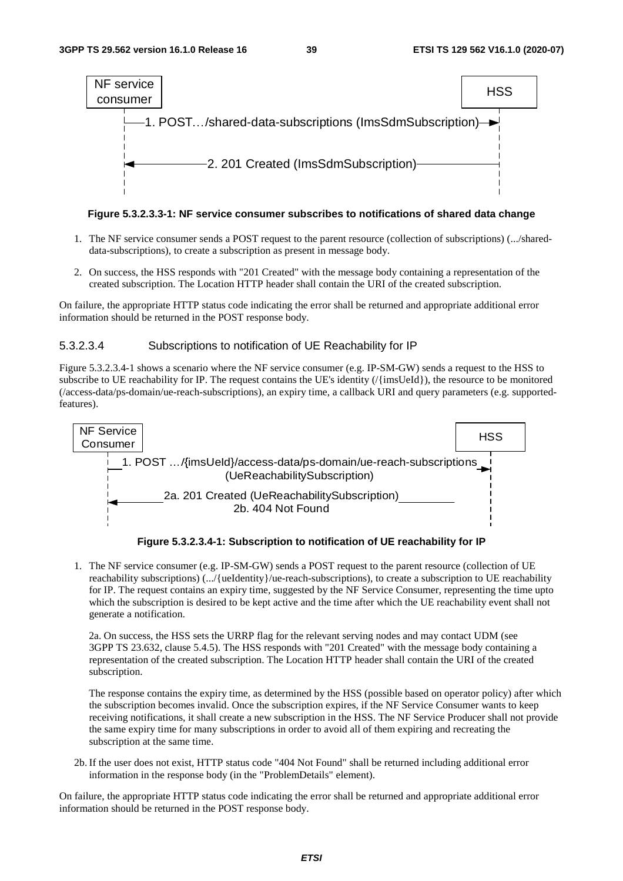NF service consumer → HSS

1. POST…/shared-data-subscriptions (ImsSdmSubscription)

2. 201 Created (ImsSdmSubscription)

**Figure 5.3.2.3.3-1: NF service consumer subscribes to notifications of shared data change**

1. The NF service consumer sends a POST request to the parent resource (collection of subscriptions) (.../shared-data-subscriptions), to create a subscription as present in message body.

2. On success, the HSS responds with "201 Created" with the message body containing a representation of the created subscription. The Location HTTP header shall contain the URI of the created subscription.

On failure, the appropriate HTTP status code indicating the error shall be returned and appropriate additional error information should be returned in the POST response body.

#### 5.3.2.3.4 Subscriptions to notification of UE Reachability for IP

Figure 5.3.2.3.4-1 shows a scenario where the NF service consumer (e.g. IP-SM-GW) sends a request to the HSS to subscribe to UE reachability for IP. The request contains the UE's identity (/{imsUeId}), the resource to be monitored (/access-data/ps-domain/ue-reach-subscriptions), an expiry time, a callback URI and query parameters (e.g. supported-features).

NF Service Consumer → HSS

1. POST …/{imsUeId}/access-data/ps-domain/ue-reach-subscriptions (UeReachabilitySubscription)

2a. 201 Created (UeReachabilitySubscription)
2b. 404 Not Found

**Figure 5.3.2.3.4-1: Subscription to notification of UE reachability for IP**

1. The NF service consumer (e.g. IP-SM-GW) sends a POST request to the parent resource (collection of UE reachability subscriptions) (.../{ueIdentity}/ue-reach-subscriptions), to create a subscription to UE reachability for IP. The request contains an expiry time, suggested by the NF Service Consumer, representing the time upto which the subscription is desired to be kept active and the time after which the UE reachability event shall not generate a notification.

   2a. On success, the HSS sets the URRP flag for the relevant serving nodes and may contact UDM (see 3GPP TS 23.632, clause 5.4.5). The HSS responds with "201 Created" with the message body containing a representation of the created subscription. The Location HTTP header shall contain the URI of the created subscription.

   The response contains the expiry time, as determined by the HSS (possible based on operator policy) after which the subscription becomes invalid. Once the subscription expires, if the NF Service Consumer wants to keep receiving notifications, it shall create a new subscription in the HSS. The NF Service Producer shall not provide the same expiry time for many subscriptions in order to avoid all of them expiring and recreating the subscription at the same time.

2b. If the user does not exist, HTTP status code "404 Not Found" shall be returned including additional error information in the response body (in the "ProblemDetails" element).

On failure, the appropriate HTTP status code indicating the error shall be returned and appropriate additional error information should be returned in the POST response body.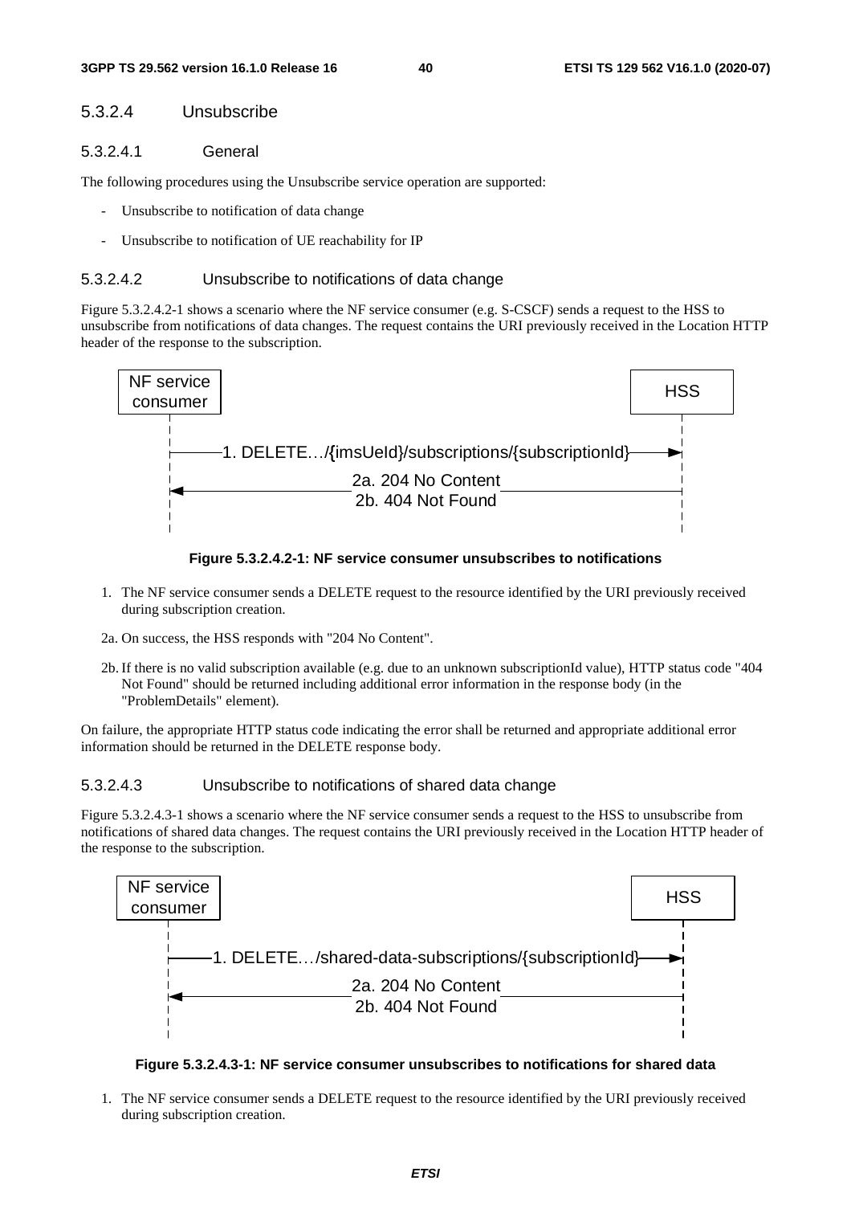#### 5.3.2.4 Unsubscribe

##### 5.3.2.4.1 General

The following procedures using the Unsubscribe service operation are supported:

- Unsubscribe to notification of data change
- Unsubscribe to notification of UE reachability for IP

##### 5.3.2.4.2 Unsubscribe to notifications of data change

Figure 5.3.2.4.2-1 shows a scenario where the NF service consumer (e.g. S-CSCF) sends a request to the HSS to unsubscribe from notifications of data changes. The request contains the URI previously received in the Location HTTP header of the response to the subscription.

NF service consumer → HSS: 1. DELETE…/{imsUeId}/subscriptions/{subscriptionId}

HSS → NF service consumer: 2a. 204 No Content / 2b. 404 Not Found

**Figure 5.3.2.4.2-1: NF service consumer unsubscribes to notifications**

1. The NF service consumer sends a DELETE request to the resource identified by the URI previously received during subscription creation.

2a. On success, the HSS responds with "204 No Content".

2b. If there is no valid subscription available (e.g. due to an unknown subscriptionId value), HTTP status code "404 Not Found" should be returned including additional error information in the response body (in the "ProblemDetails" element).

On failure, the appropriate HTTP status code indicating the error shall be returned and appropriate additional error information should be returned in the DELETE response body.

##### 5.3.2.4.3 Unsubscribe to notifications of shared data change

Figure 5.3.2.4.3-1 shows a scenario where the NF service consumer sends a request to the HSS to unsubscribe from notifications of shared data changes. The request contains the URI previously received in the Location HTTP header of the response to the subscription.

NF service consumer → HSS: 1. DELETE…/shared-data-subscriptions/{subscriptionId}

HSS → NF service consumer: 2a. 204 No Content / 2b. 404 Not Found

**Figure 5.3.2.4.3-1: NF service consumer unsubscribes to notifications for shared data**

1. The NF service consumer sends a DELETE request to the resource identified by the URI previously received during subscription creation.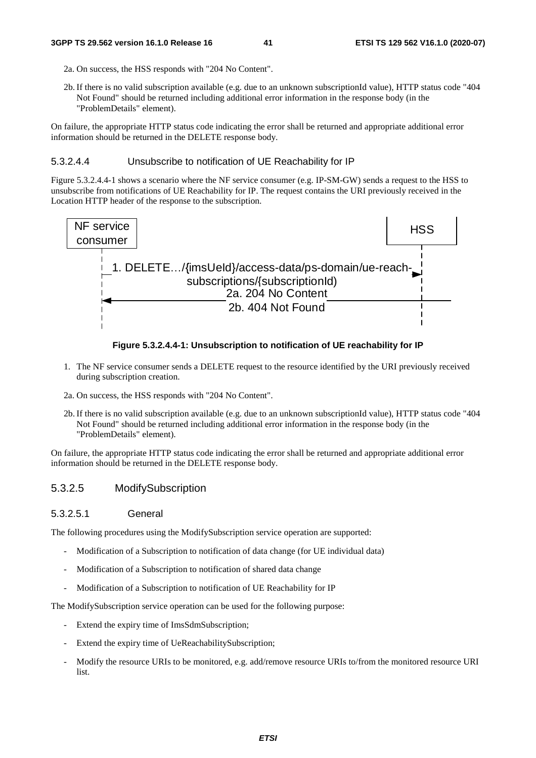2a. On success, the HSS responds with "204 No Content".

2b. If there is no valid subscription available (e.g. due to an unknown subscriptionId value), HTTP status code "404 Not Found" should be returned including additional error information in the response body (in the "ProblemDetails" element).

On failure, the appropriate HTTP status code indicating the error shall be returned and appropriate additional error information should be returned in the DELETE response body.

#### 5.3.2.4.4 Unsubscribe to notification of UE Reachability for IP

Figure 5.3.2.4.4-1 shows a scenario where the NF service consumer (e.g. IP-SM-GW) sends a request to the HSS to unsubscribe from notifications of UE Reachability for IP. The request contains the URI previously received in the Location HTTP header of the response to the subscription.

NF service consumer | HSS

1. DELETE…/{imsUeId}/access-data/ps-domain/ue-reach-subscriptions/{subscriptionId}

2a. 204 No Content

2b. 404 Not Found

**Figure 5.3.2.4.4-1: Unsubscription to notification of UE reachability for IP**

1. The NF service consumer sends a DELETE request to the resource identified by the URI previously received during subscription creation.

2a. On success, the HSS responds with "204 No Content".

2b. If there is no valid subscription available (e.g. due to an unknown subscriptionId value), HTTP status code "404 Not Found" should be returned including additional error information in the response body (in the "ProblemDetails" element).

On failure, the appropriate HTTP status code indicating the error shall be returned and appropriate additional error information should be returned in the DELETE response body.

### 5.3.2.5 ModifySubscription

#### 5.3.2.5.1 General

The following procedures using the ModifySubscription service operation are supported:

- Modification of a Subscription to notification of data change (for UE individual data)
- Modification of a Subscription to notification of shared data change
- Modification of a Subscription to notification of UE Reachability for IP

The ModifySubscription service operation can be used for the following purpose:

- Extend the expiry time of ImsSdmSubscription;
- Extend the expiry time of UeReachabilitySubscription;
- Modify the resource URIs to be monitored, e.g. add/remove resource URIs to/from the monitored resource URI list.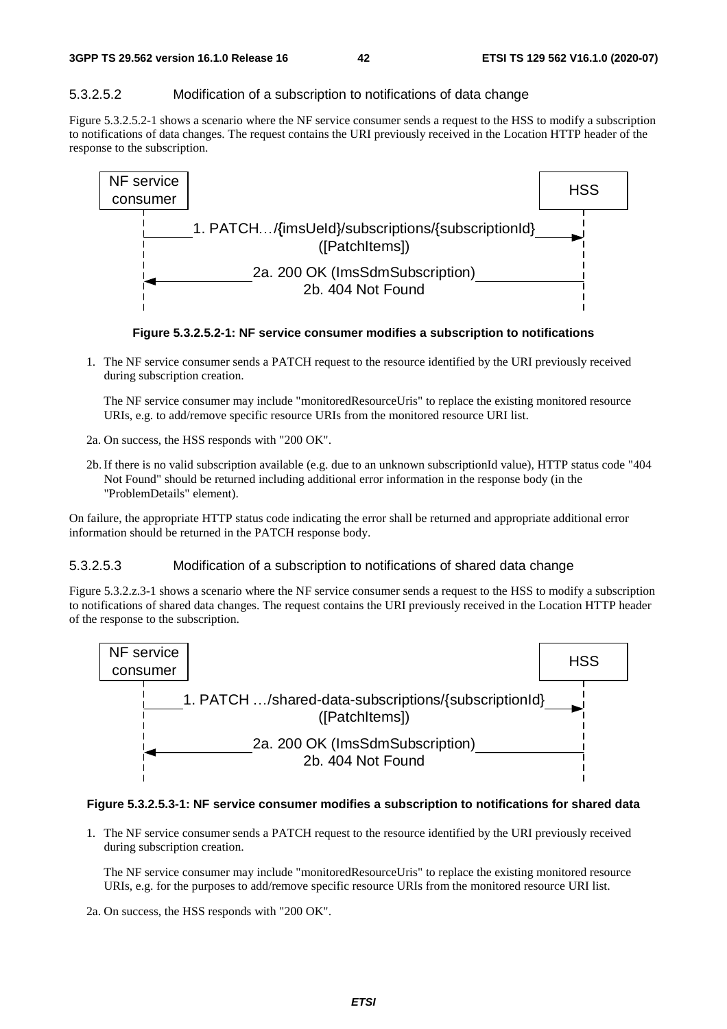#### 5.3.2.5.2 Modification of a subscription to notifications of data change

Figure 5.3.2.5.2-1 shows a scenario where the NF service consumer sends a request to the HSS to modify a subscription to notifications of data changes. The request contains the URI previously received in the Location HTTP header of the response to the subscription.

```
NF service                                                        HSS
consumer
    |  1. PATCH…/{imsUeId}/subscriptions/{subscriptionId}          |
    |  ([PatchItems])                                          --> |
    |                                                              |
    |  2a. 200 OK (ImsSdmSubscription)                             |
    | <-- 2b. 404 Not Found                                        |
```

**Figure 5.3.2.5.2-1: NF service consumer modifies a subscription to notifications**

1. The NF service consumer sends a PATCH request to the resource identified by the URI previously received during subscription creation.

   The NF service consumer may include "monitoredResourceUris" to replace the existing monitored resource URIs, e.g. to add/remove specific resource URIs from the monitored resource URI list.

2a. On success, the HSS responds with "200 OK".

2b. If there is no valid subscription available (e.g. due to an unknown subscriptionId value), HTTP status code "404 Not Found" should be returned including additional error information in the response body (in the "ProblemDetails" element).

On failure, the appropriate HTTP status code indicating the error shall be returned and appropriate additional error information should be returned in the PATCH response body.

#### 5.3.2.5.3 Modification of a subscription to notifications of shared data change

Figure 5.3.2.z.3-1 shows a scenario where the NF service consumer sends a request to the HSS to modify a subscription to notifications of shared data changes. The request contains the URI previously received in the Location HTTP header of the response to the subscription.

```
NF service                                                        HSS
consumer
    |  1. PATCH …/shared-data-subscriptions/{subscriptionId}       |
    |  ([PatchItems])                                          --> |
    |                                                              |
    |  2a. 200 OK (ImsSdmSubscription)                             |
    | <-- 2b. 404 Not Found                                        |
```

**Figure 5.3.2.5.3-1: NF service consumer modifies a subscription to notifications for shared data**

1. The NF service consumer sends a PATCH request to the resource identified by the URI previously received during subscription creation.

   The NF service consumer may include "monitoredResourceUris" to replace the existing monitored resource URIs, e.g. for the purposes to add/remove specific resource URIs from the monitored resource URI list.

2a. On success, the HSS responds with "200 OK".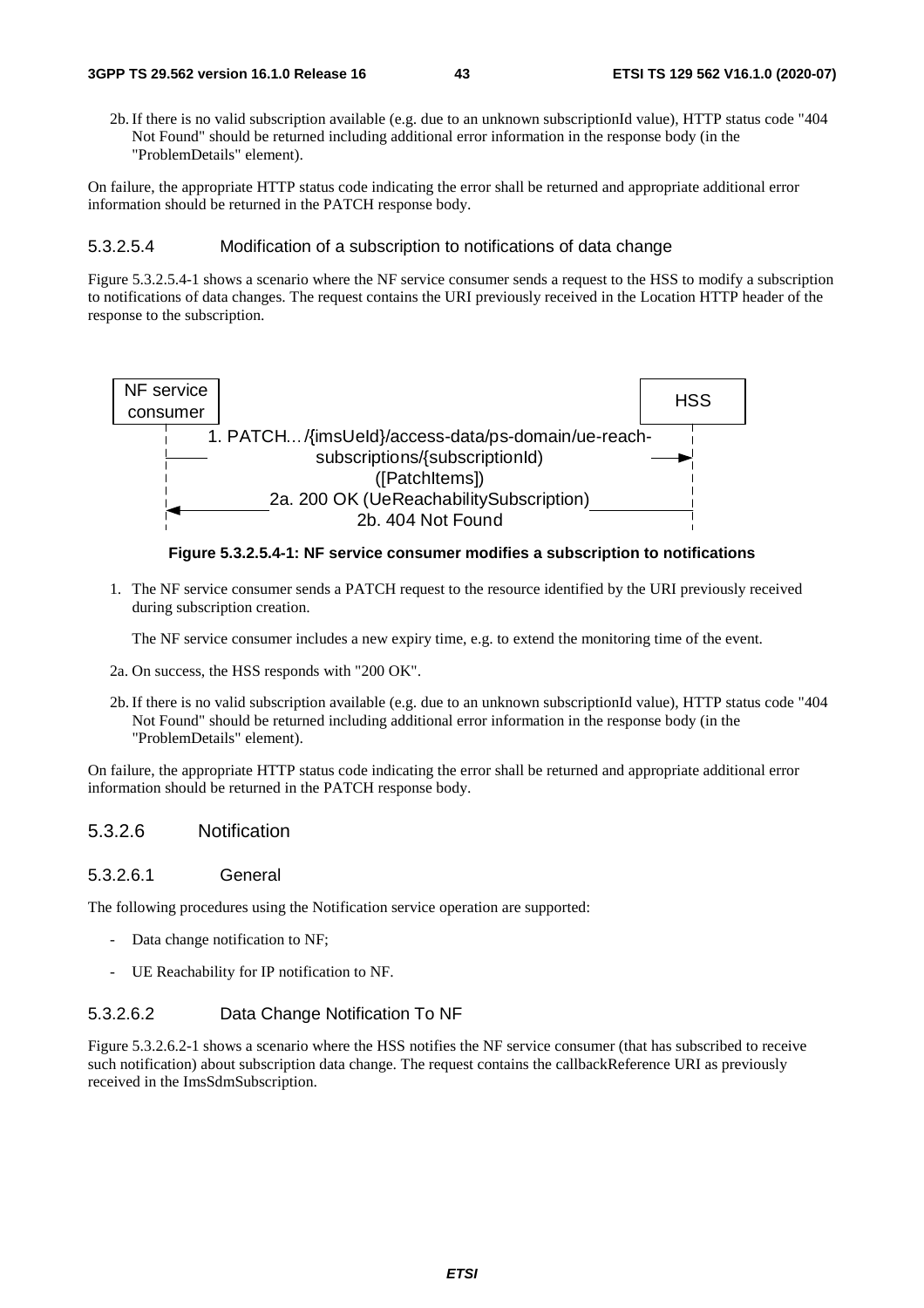2b. If there is no valid subscription available (e.g. due to an unknown subscriptionId value), HTTP status code "404 Not Found" should be returned including additional error information in the response body (in the "ProblemDetails" element).

On failure, the appropriate HTTP status code indicating the error shall be returned and appropriate additional error information should be returned in the PATCH response body.

#### 5.3.2.5.4 Modification of a subscription to notifications of data change

Figure 5.3.2.5.4-1 shows a scenario where the NF service consumer sends a request to the HSS to modify a subscription to notifications of data changes. The request contains the URI previously received in the Location HTTP header of the response to the subscription.

NF service consumer → HSS: 1. PATCH…/{imsUeId}/access-data/ps-domain/ue-reach-subscriptions/{subscriptionId} ([PatchItems])

HSS → NF service consumer: 2a. 200 OK (UeReachabilitySubscription)
2b. 404 Not Found

**Figure 5.3.2.5.4-1: NF service consumer modifies a subscription to notifications**

1. The NF service consumer sends a PATCH request to the resource identified by the URI previously received during subscription creation.

   The NF service consumer includes a new expiry time, e.g. to extend the monitoring time of the event.

2a. On success, the HSS responds with "200 OK".

2b. If there is no valid subscription available (e.g. due to an unknown subscriptionId value), HTTP status code "404 Not Found" should be returned including additional error information in the response body (in the "ProblemDetails" element).

On failure, the appropriate HTTP status code indicating the error shall be returned and appropriate additional error information should be returned in the PATCH response body.

### 5.3.2.6 Notification

#### 5.3.2.6.1 General

The following procedures using the Notification service operation are supported:

- Data change notification to NF;
- UE Reachability for IP notification to NF.

#### 5.3.2.6.2 Data Change Notification To NF

Figure 5.3.2.6.2-1 shows a scenario where the HSS notifies the NF service consumer (that has subscribed to receive such notification) about subscription data change. The request contains the callbackReference URI as previously received in the ImsSdmSubscription.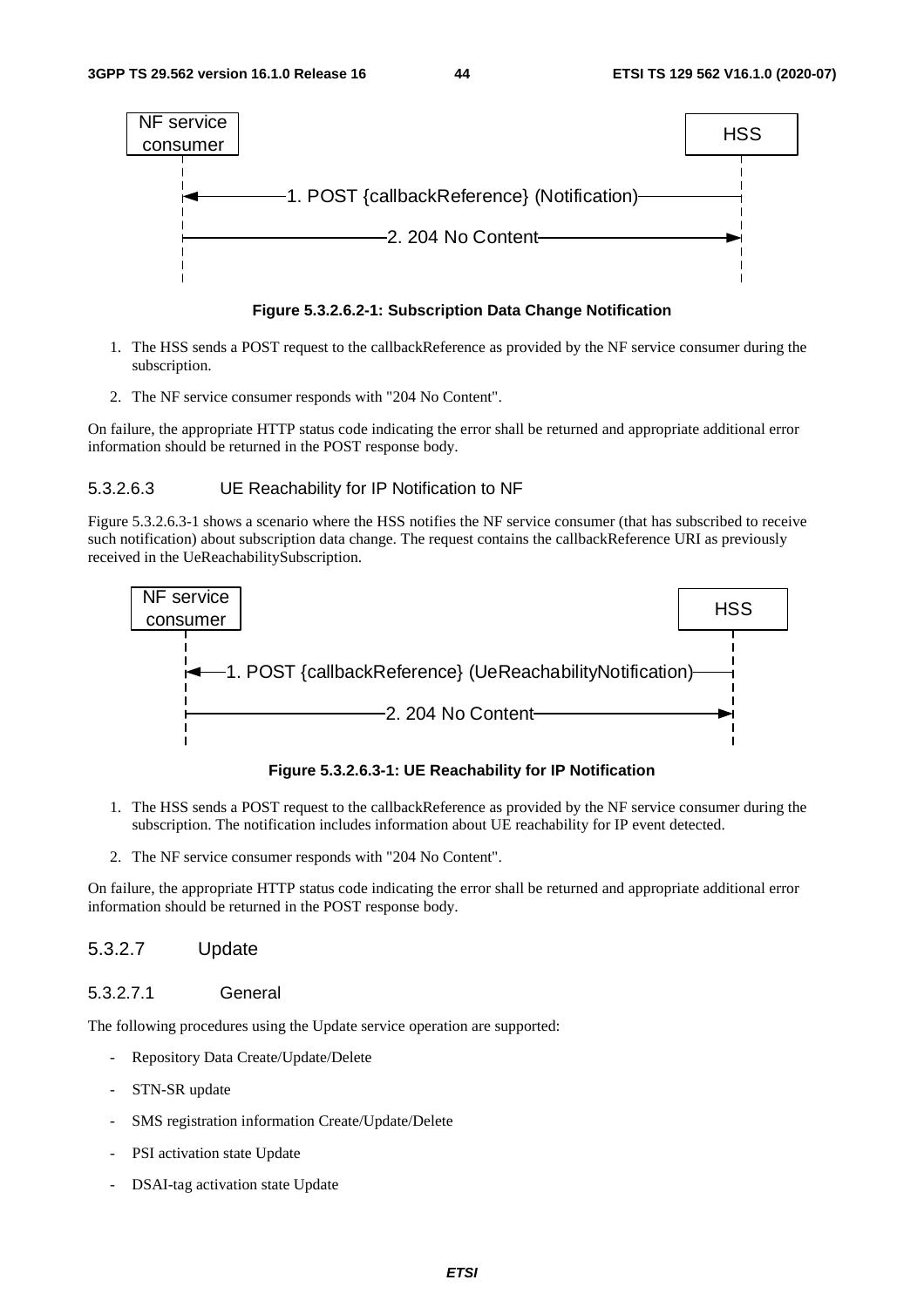Figure 5.3.2.6.2-1: Subscription Data Change Notification

1. The HSS sends a POST request to the callbackReference as provided by the NF service consumer during the subscription.
2. The NF service consumer responds with "204 No Content".

On failure, the appropriate HTTP status code indicating the error shall be returned and appropriate additional error information should be returned in the POST response body.

#### 5.3.2.6.3 UE Reachability for IP Notification to NF

Figure 5.3.2.6.3-1 shows a scenario where the HSS notifies the NF service consumer (that has subscribed to receive such notification) about subscription data change. The request contains the callbackReference URI as previously received in the UeReachabilitySubscription.

Figure 5.3.2.6.3-1: UE Reachability for IP Notification

1. The HSS sends a POST request to the callbackReference as provided by the NF service consumer during the subscription. The notification includes information about UE reachability for IP event detected.
2. The NF service consumer responds with "204 No Content".

On failure, the appropriate HTTP status code indicating the error shall be returned and appropriate additional error information should be returned in the POST response body.

### 5.3.2.7 Update

#### 5.3.2.7.1 General

The following procedures using the Update service operation are supported:

- Repository Data Create/Update/Delete
- STN-SR update
- SMS registration information Create/Update/Delete
- PSI activation state Update
- DSAI-tag activation state Update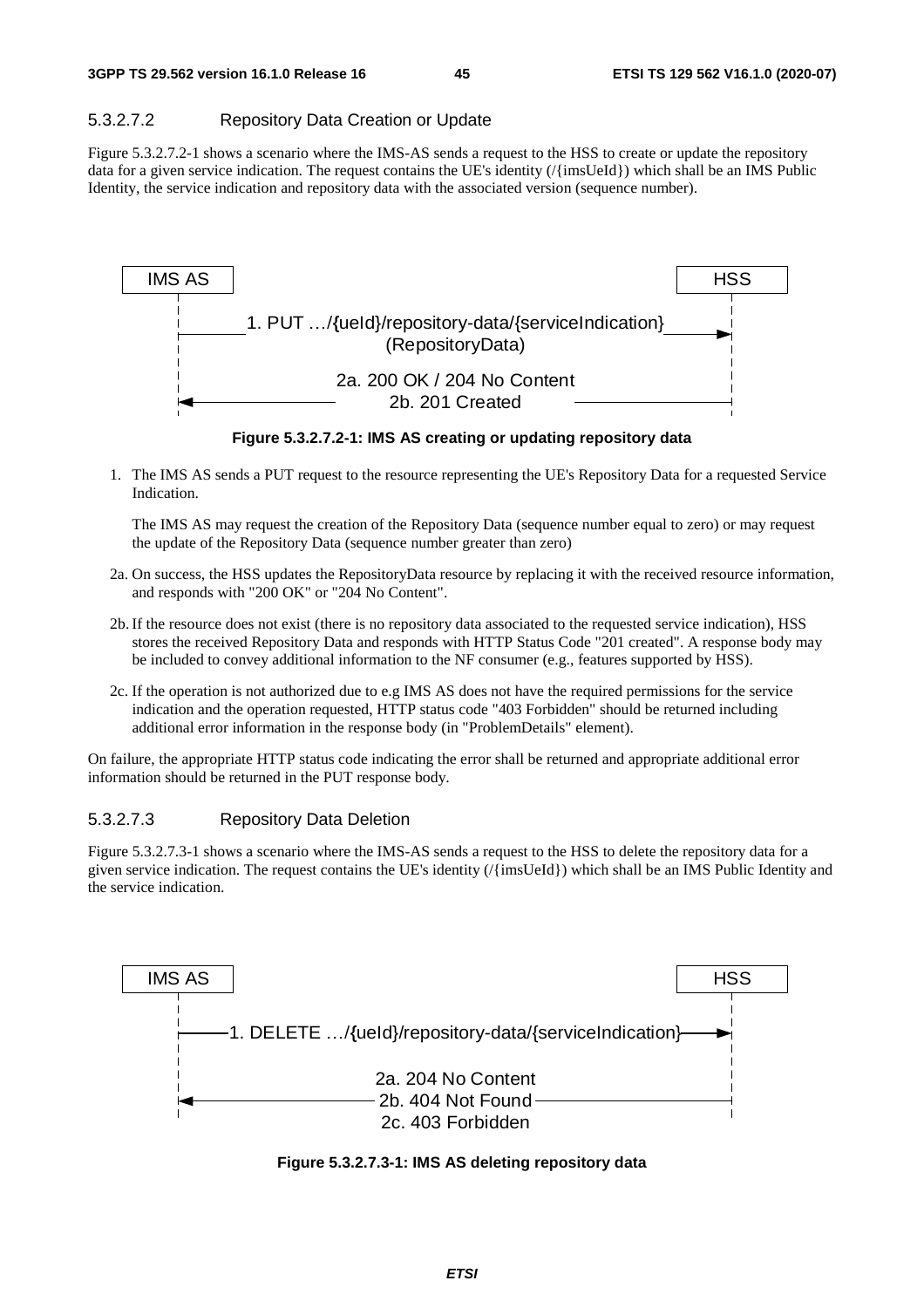#### 5.3.2.7.2 Repository Data Creation or Update

Figure 5.3.2.7.2-1 shows a scenario where the IMS-AS sends a request to the HSS to create or update the repository data for a given service indication. The request contains the UE's identity (/{imsUeId}) which shall be an IMS Public Identity, the service indication and repository data with the associated version (sequence number).

**Figure 5.3.2.7.2-1: IMS AS creating or updating repository data**

1. The IMS AS sends a PUT request to the resource representing the UE's Repository Data for a requested Service Indication.

   The IMS AS may request the creation of the Repository Data (sequence number equal to zero) or may request the update of the Repository Data (sequence number greater than zero)

2a. On success, the HSS updates the RepositoryData resource by replacing it with the received resource information, and responds with "200 OK" or "204 No Content".

2b. If the resource does not exist (there is no repository data associated to the requested service indication), HSS stores the received Repository Data and responds with HTTP Status Code "201 created". A response body may be included to convey additional information to the NF consumer (e.g., features supported by HSS).

2c. If the operation is not authorized due to e.g IMS AS does not have the required permissions for the service indication and the operation requested, HTTP status code "403 Forbidden" should be returned including additional error information in the response body (in "ProblemDetails" element).

On failure, the appropriate HTTP status code indicating the error shall be returned and appropriate additional error information should be returned in the PUT response body.

#### 5.3.2.7.3 Repository Data Deletion

Figure 5.3.2.7.3-1 shows a scenario where the IMS-AS sends a request to the HSS to delete the repository data for a given service indication. The request contains the UE's identity (/{imsUeId}) which shall be an IMS Public Identity and the service indication.

**Figure 5.3.2.7.3-1: IMS AS deleting repository data**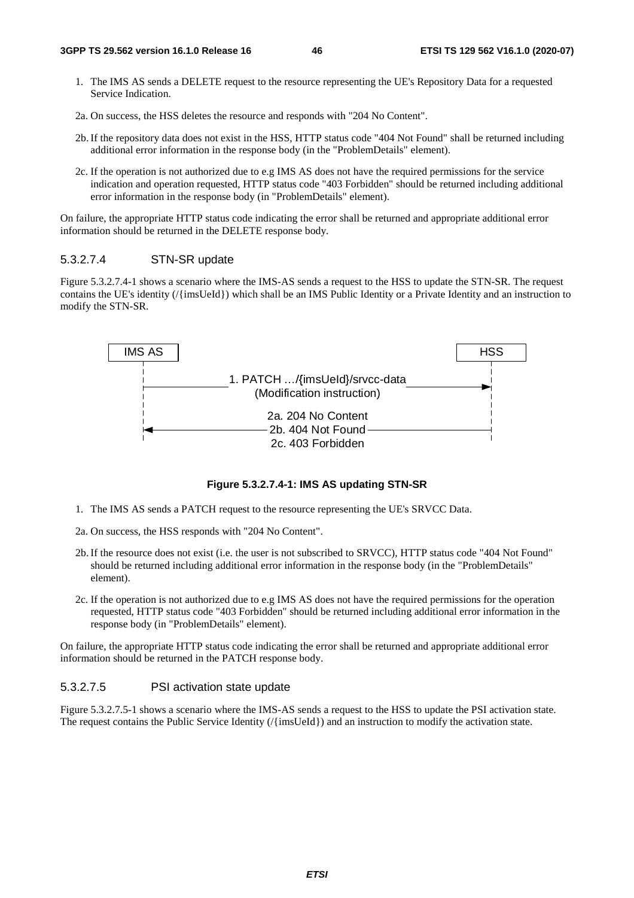1. The IMS AS sends a DELETE request to the resource representing the UE's Repository Data for a requested Service Indication.

2a. On success, the HSS deletes the resource and responds with "204 No Content".

2b. If the repository data does not exist in the HSS, HTTP status code "404 Not Found" shall be returned including additional error information in the response body (in the "ProblemDetails" element).

2c. If the operation is not authorized due to e.g IMS AS does not have the required permissions for the service indication and operation requested, HTTP status code "403 Forbidden" should be returned including additional error information in the response body (in "ProblemDetails" element).

On failure, the appropriate HTTP status code indicating the error shall be returned and appropriate additional error information should be returned in the DELETE response body.

#### 5.3.2.7.4 STN-SR update

Figure 5.3.2.7.4-1 shows a scenario where the IMS-AS sends a request to the HSS to update the STN-SR. The request contains the UE's identity (/{imsUeId}) which shall be an IMS Public Identity or a Private Identity and an instruction to modify the STN-SR.

IMS AS → HSS: 1. PATCH …/{imsUeId}/srvcc-data (Modification instruction)

HSS → IMS AS: 2a. 204 No Content / 2b. 404 Not Found / 2c. 403 Forbidden

**Figure 5.3.2.7.4-1: IMS AS updating STN-SR**

1. The IMS AS sends a PATCH request to the resource representing the UE's SRVCC Data.

2a. On success, the HSS responds with "204 No Content".

2b. If the resource does not exist (i.e. the user is not subscribed to SRVCC), HTTP status code "404 Not Found" should be returned including additional error information in the response body (in the "ProblemDetails" element).

2c. If the operation is not authorized due to e.g IMS AS does not have the required permissions for the operation requested, HTTP status code "403 Forbidden" should be returned including additional error information in the response body (in "ProblemDetails" element).

On failure, the appropriate HTTP status code indicating the error shall be returned and appropriate additional error information should be returned in the PATCH response body.

#### 5.3.2.7.5 PSI activation state update

Figure 5.3.2.7.5-1 shows a scenario where the IMS-AS sends a request to the HSS to update the PSI activation state. The request contains the Public Service Identity (/{imsUeId}) and an instruction to modify the activation state.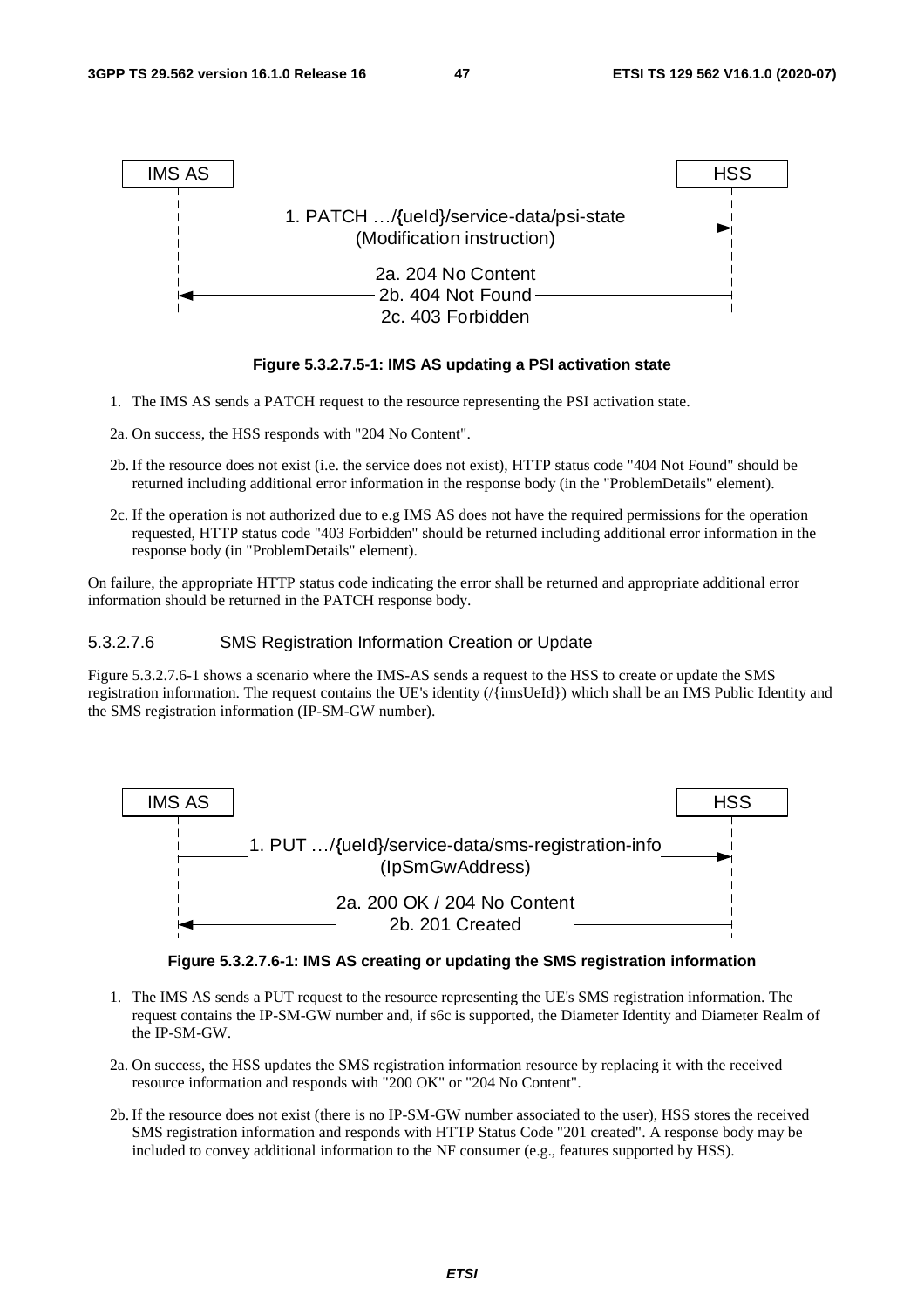```
IMS AS                                                        HSS
  |                                                            |
  |  1. PATCH …/{ueId}/service-data/psi-state                  |
  |----------------------------------------------------------->|
  |  (Modification instruction)                                |
  |                                                            |
  |  2a. 204 No Content                                        |
  |  2b. 404 Not Found                                         |
  |<-----------------------------------------------------------|
  |  2c. 403 Forbidden                                         |
```

**Figure 5.3.2.7.5-1: IMS AS updating a PSI activation state**

1. The IMS AS sends a PATCH request to the resource representing the PSI activation state.

2a. On success, the HSS responds with "204 No Content".

2b. If the resource does not exist (i.e. the service does not exist), HTTP status code "404 Not Found" should be returned including additional error information in the response body (in the "ProblemDetails" element).

2c. If the operation is not authorized due to e.g IMS AS does not have the required permissions for the operation requested, HTTP status code "403 Forbidden" should be returned including additional error information in the response body (in "ProblemDetails" element).

On failure, the appropriate HTTP status code indicating the error shall be returned and appropriate additional error information should be returned in the PATCH response body.

#### 5.3.2.7.6 SMS Registration Information Creation or Update

Figure 5.3.2.7.6-1 shows a scenario where the IMS-AS sends a request to the HSS to create or update the SMS registration information. The request contains the UE's identity (/{imsUeId}) which shall be an IMS Public Identity and the SMS registration information (IP-SM-GW number).

```
IMS AS                                                        HSS
  |                                                            |
  |  1. PUT …/{ueId}/service-data/sms-registration-info        |
  |----------------------------------------------------------->|
  |  (IpSmGwAddress)                                           |
  |                                                            |
  |  2a. 200 OK / 204 No Content                               |
  |  2b. 201 Created                                           |
  |<-----------------------------------------------------------|
```

**Figure 5.3.2.7.6-1: IMS AS creating or updating the SMS registration information**

1. The IMS AS sends a PUT request to the resource representing the UE's SMS registration information. The request contains the IP-SM-GW number and, if s6c is supported, the Diameter Identity and Diameter Realm of the IP-SM-GW.

2a. On success, the HSS updates the SMS registration information resource by replacing it with the received resource information and responds with "200 OK" or "204 No Content".

2b. If the resource does not exist (there is no IP-SM-GW number associated to the user), HSS stores the received SMS registration information and responds with HTTP Status Code "201 created". A response body may be included to convey additional information to the NF consumer (e.g., features supported by HSS).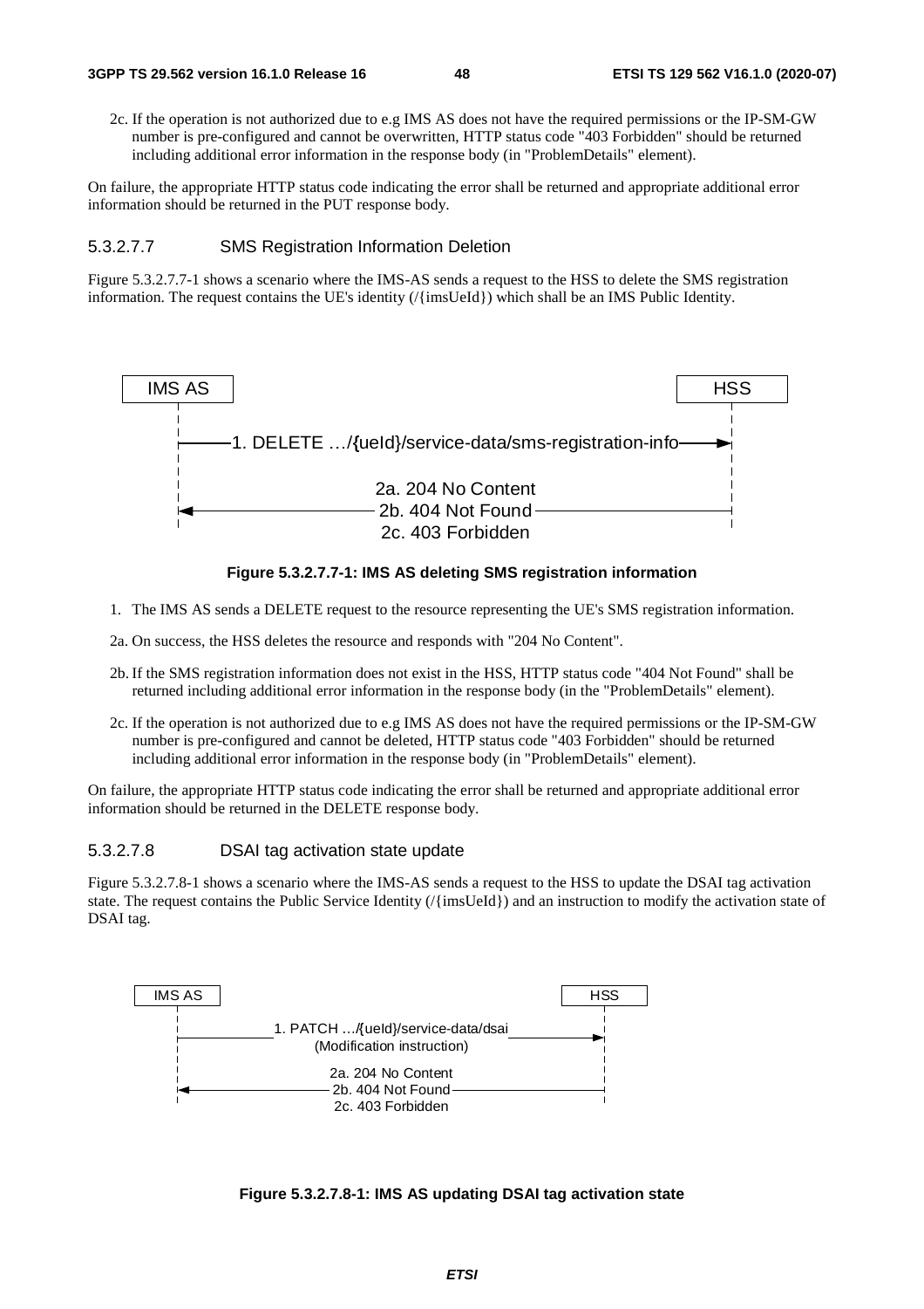2c. If the operation is not authorized due to e.g IMS AS does not have the required permissions or the IP-SM-GW number is pre-configured and cannot be overwritten, HTTP status code "403 Forbidden" should be returned including additional error information in the response body (in "ProblemDetails" element).

On failure, the appropriate HTTP status code indicating the error shall be returned and appropriate additional error information should be returned in the PUT response body.

#### 5.3.2.7.7 SMS Registration Information Deletion

Figure 5.3.2.7.7-1 shows a scenario where the IMS-AS sends a request to the HSS to delete the SMS registration information. The request contains the UE's identity (/{imsUeId}) which shall be an IMS Public Identity.

IMS AS → HSS: 1. DELETE …/{ueId}/service-data/sms-registration-info

HSS → IMS AS: 2a. 204 No Content / 2b. 404 Not Found / 2c. 403 Forbidden

**Figure 5.3.2.7.7-1: IMS AS deleting SMS registration information**

1. The IMS AS sends a DELETE request to the resource representing the UE's SMS registration information.

2a. On success, the HSS deletes the resource and responds with "204 No Content".

2b. If the SMS registration information does not exist in the HSS, HTTP status code "404 Not Found" shall be returned including additional error information in the response body (in the "ProblemDetails" element).

2c. If the operation is not authorized due to e.g IMS AS does not have the required permissions or the IP-SM-GW number is pre-configured and cannot be deleted, HTTP status code "403 Forbidden" should be returned including additional error information in the response body (in "ProblemDetails" element).

On failure, the appropriate HTTP status code indicating the error shall be returned and appropriate additional error information should be returned in the DELETE response body.

#### 5.3.2.7.8 DSAI tag activation state update

Figure 5.3.2.7.8-1 shows a scenario where the IMS-AS sends a request to the HSS to update the DSAI tag activation state. The request contains the Public Service Identity (/{imsUeId}) and an instruction to modify the activation state of DSAI tag.

IMS AS → HSS: 1. PATCH …/{ueId}/service-data/dsai (Modification instruction)

HSS → IMS AS: 2a. 204 No Content / 2b. 404 Not Found / 2c. 403 Forbidden

**Figure 5.3.2.7.8-1: IMS AS updating DSAI tag activation state**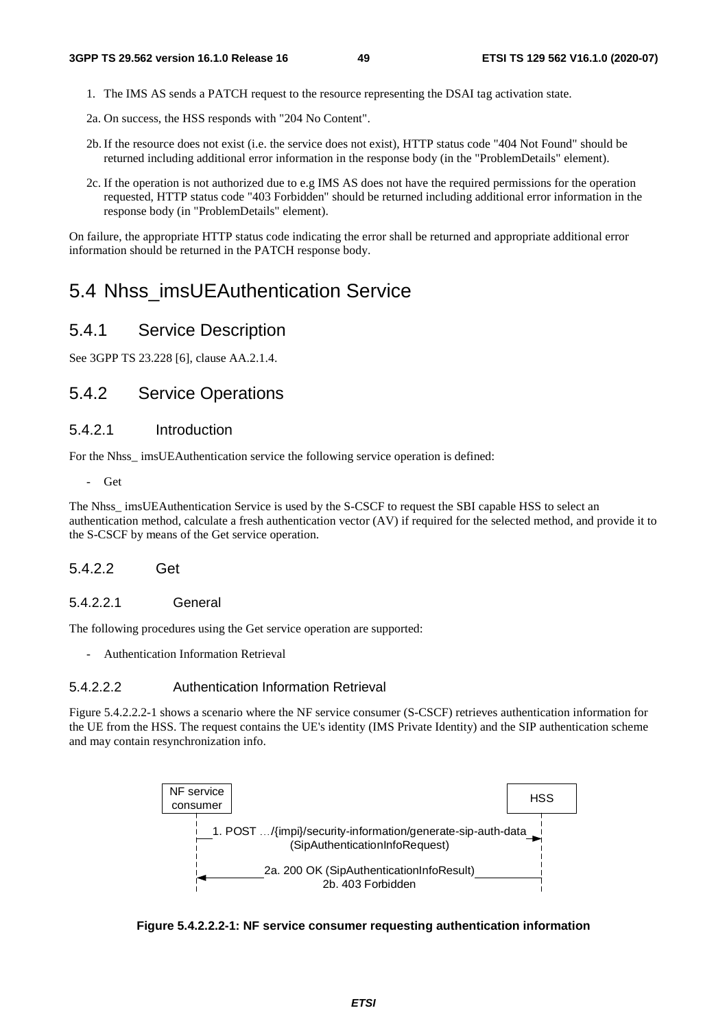1. The IMS AS sends a PATCH request to the resource representing the DSAI tag activation state.

2a. On success, the HSS responds with "204 No Content".

2b. If the resource does not exist (i.e. the service does not exist), HTTP status code "404 Not Found" should be returned including additional error information in the response body (in the "ProblemDetails" element).

2c. If the operation is not authorized due to e.g IMS AS does not have the required permissions for the operation requested, HTTP status code "403 Forbidden" should be returned including additional error information in the response body (in "ProblemDetails" element).

On failure, the appropriate HTTP status code indicating the error shall be returned and appropriate additional error information should be returned in the PATCH response body.

# 5.4 Nhss_imsUEAuthentication Service

## 5.4.1 Service Description

See 3GPP TS 23.228 [6], clause AA.2.1.4.

## 5.4.2 Service Operations

### 5.4.2.1 Introduction

For the Nhss_ imsUEAuthentication service the following service operation is defined:

- Get

The Nhss_ imsUEAuthentication Service is used by the S-CSCF to request the SBI capable HSS to select an authentication method, calculate a fresh authentication vector (AV) if required for the selected method, and provide it to the S-CSCF by means of the Get service operation.

### 5.4.2.2 Get

#### 5.4.2.2.1 General

The following procedures using the Get service operation are supported:

- Authentication Information Retrieval

#### 5.4.2.2.2 Authentication Information Retrieval

Figure 5.4.2.2.2-1 shows a scenario where the NF service consumer (S-CSCF) retrieves authentication information for the UE from the HSS. The request contains the UE's identity (IMS Private Identity) and the SIP authentication scheme and may contain resynchronization info.

NF service consumer → HSS: 1. POST …/{impi}/security-information/generate-sip-auth-data (SipAuthenticationInfoRequest)

HSS → NF service consumer: 2a. 200 OK (SipAuthenticationInfoResult) 2b. 403 Forbidden

**Figure 5.4.2.2.2-1: NF service consumer requesting authentication information**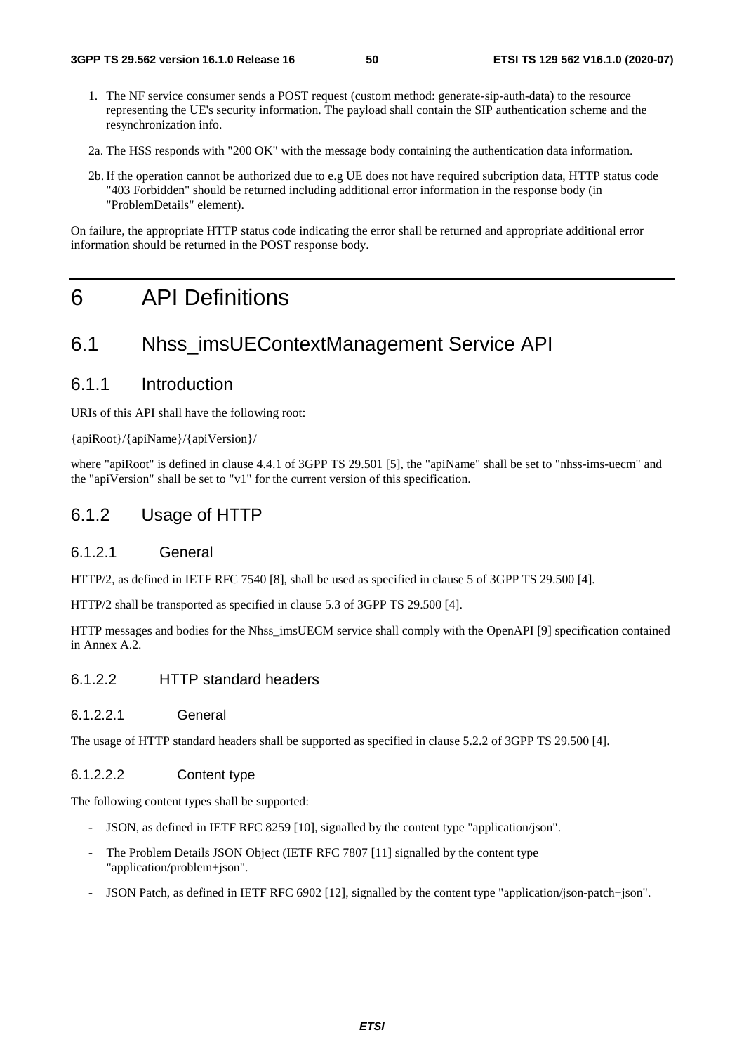1. The NF service consumer sends a POST request (custom method: generate-sip-auth-data) to the resource representing the UE's security information. The payload shall contain the SIP authentication scheme and the resynchronization info.

2a. The HSS responds with "200 OK" with the message body containing the authentication data information.

2b. If the operation cannot be authorized due to e.g UE does not have required subcription data, HTTP status code "403 Forbidden" should be returned including additional error information in the response body (in "ProblemDetails" element).

On failure, the appropriate HTTP status code indicating the error shall be returned and appropriate additional error information should be returned in the POST response body.

# 6 API Definitions

## 6.1 Nhss_imsUEContextManagement Service API

### 6.1.1 Introduction

URIs of this API shall have the following root:

{apiRoot}/{apiName}/{apiVersion}/

where "apiRoot" is defined in clause 4.4.1 of 3GPP TS 29.501 [5], the "apiName" shall be set to "nhss-ims-uecm" and the "apiVersion" shall be set to "v1" for the current version of this specification.

### 6.1.2 Usage of HTTP

#### 6.1.2.1 General

HTTP/2, as defined in IETF RFC 7540 [8], shall be used as specified in clause 5 of 3GPP TS 29.500 [4].

HTTP/2 shall be transported as specified in clause 5.3 of 3GPP TS 29.500 [4].

HTTP messages and bodies for the Nhss_imsUECM service shall comply with the OpenAPI [9] specification contained in Annex A.2.

#### 6.1.2.2 HTTP standard headers

##### 6.1.2.2.1 General

The usage of HTTP standard headers shall be supported as specified in clause 5.2.2 of 3GPP TS 29.500 [4].

##### 6.1.2.2.2 Content type

The following content types shall be supported:

- JSON, as defined in IETF RFC 8259 [10], signalled by the content type "application/json".
- The Problem Details JSON Object (IETF RFC 7807 [11] signalled by the content type "application/problem+json".
- JSON Patch, as defined in IETF RFC 6902 [12], signalled by the content type "application/json-patch+json".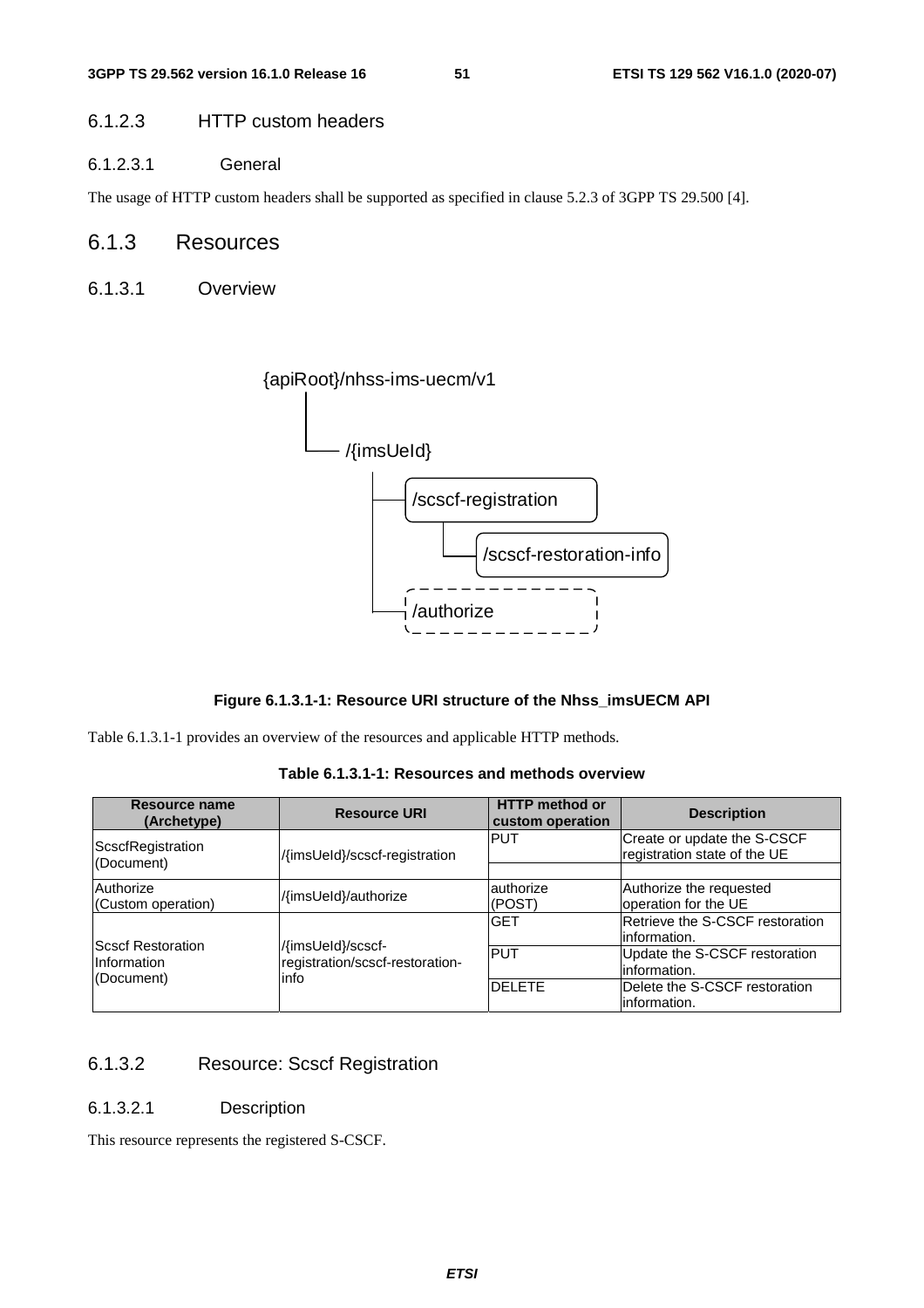#### 6.1.2.3 HTTP custom headers

##### 6.1.2.3.1 General

The usage of HTTP custom headers shall be supported as specified in clause 5.2.3 of 3GPP TS 29.500 [4].

### 6.1.3 Resources

#### 6.1.3.1 Overview

```
{apiRoot}/nhss-ims-uecm/v1
    └── /{imsUeId}
            ├── /scscf-registration
            │       └── /scscf-restoration-info
            └── /authorize
```

**Figure 6.1.3.1-1: Resource URI structure of the Nhss_imsUECM API**

Table 6.1.3.1-1 provides an overview of the resources and applicable HTTP methods.

**Table 6.1.3.1-1: Resources and methods overview**

| Resource name (Archetype) | Resource URI | HTTP method or custom operation | Description |
| --- | --- | --- | --- |
| ScscfRegistration (Document) | /{imsUeId}/scscf-registration | PUT | Create or update the S-CSCF registration state of the UE |
| | | | |
| Authorize (Custom operation) | /{imsUeId}/authorize | authorize (POST) | Authorize the requested operation for the UE |
| Scscf Restoration Information (Document) | /{imsUeId}/scscf-registration/scscf-restoration-info | GET | Retrieve the S-CSCF restoration information. |
| | | PUT | Update the S-CSCF restoration information. |
| | | DELETE | Delete the S-CSCF restoration information. |

#### 6.1.3.2 Resource: Scscf Registration

##### 6.1.3.2.1 Description

This resource represents the registered S-CSCF.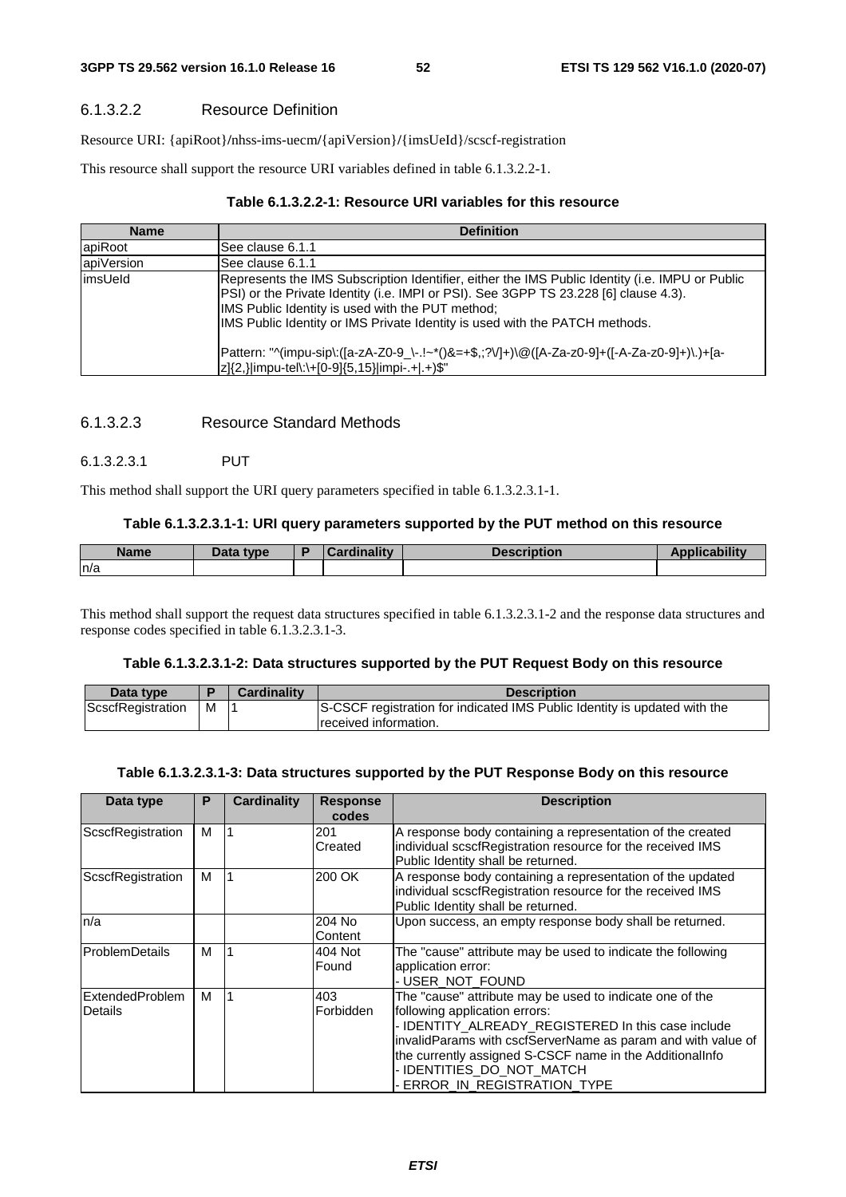#### 6.1.3.2.2 Resource Definition

Resource URI: {apiRoot}/nhss-ims-uecm/{apiVersion}/{imsUeId}/scscf-registration

This resource shall support the resource URI variables defined in table 6.1.3.2.2-1.

**Table 6.1.3.2.2-1: Resource URI variables for this resource**

| Name | Definition |
| --- | --- |
| apiRoot | See clause 6.1.1 |
| apiVersion | See clause 6.1.1 |
| imsUeId | Represents the IMS Subscription Identifier, either the IMS Public Identity (i.e. IMPU or Public PSI) or the Private Identity (i.e. IMPI or PSI). See 3GPP TS 23.228 [6] clause 4.3).<br>IMS Public Identity is used with the PUT method;<br>IMS Public Identity or IMS Private Identity is used with the PATCH methods.<br><br>Pattern: "^(impu-sip\:([a-zA-Z0-9_\-.!~*()&=+$,;?\/]+)\@([A-Za-z0-9]+([-A-Za-z0-9]+)\.)+[a-z]{2,}\|impu-tel\:\+[0-9]{5,15}\|impi-.+\|.+)$" |

#### 6.1.3.2.3 Resource Standard Methods

##### 6.1.3.2.3.1 PUT

This method shall support the URI query parameters specified in table 6.1.3.2.3.1-1.

**Table 6.1.3.2.3.1-1: URI query parameters supported by the PUT method on this resource**

| Name | Data type | P | Cardinality | Description | Applicability |
| --- | --- | --- | --- | --- | --- |
| n/a | | | | | |

This method shall support the request data structures specified in table 6.1.3.2.3.1-2 and the response data structures and response codes specified in table 6.1.3.2.3.1-3.

**Table 6.1.3.2.3.1-2: Data structures supported by the PUT Request Body on this resource**

| Data type | P | Cardinality | Description |
| --- | --- | --- | --- |
| ScscfRegistration | M | 1 | S-CSCF registration for indicated IMS Public Identity is updated with the received information. |

**Table 6.1.3.2.3.1-3: Data structures supported by the PUT Response Body on this resource**

| Data type | P | Cardinality | Response codes | Description |
| --- | --- | --- | --- | --- |
| ScscfRegistration | M | 1 | 201 Created | A response body containing a representation of the created individual scscfRegistration resource for the received IMS Public Identity shall be returned. |
| ScscfRegistration | M | 1 | 200 OK | A response body containing a representation of the updated individual scscfRegistration resource for the received IMS Public Identity shall be returned. |
| n/a | | | 204 No Content | Upon success, an empty response body shall be returned. |
| ProblemDetails | M | 1 | 404 Not Found | The "cause" attribute may be used to indicate the following application error:<br>- USER_NOT_FOUND |
| ExtendedProblem Details | M | 1 | 403 Forbidden | The "cause" attribute may be used to indicate one of the following application errors:<br>- IDENTITY_ALREADY_REGISTERED In this case include invalidParams with cscfServerName as param and with value of the currently assigned S-CSCF name in the AdditionalInfo<br>- IDENTITIES_DO_NOT_MATCH<br>- ERROR_IN_REGISTRATION_TYPE |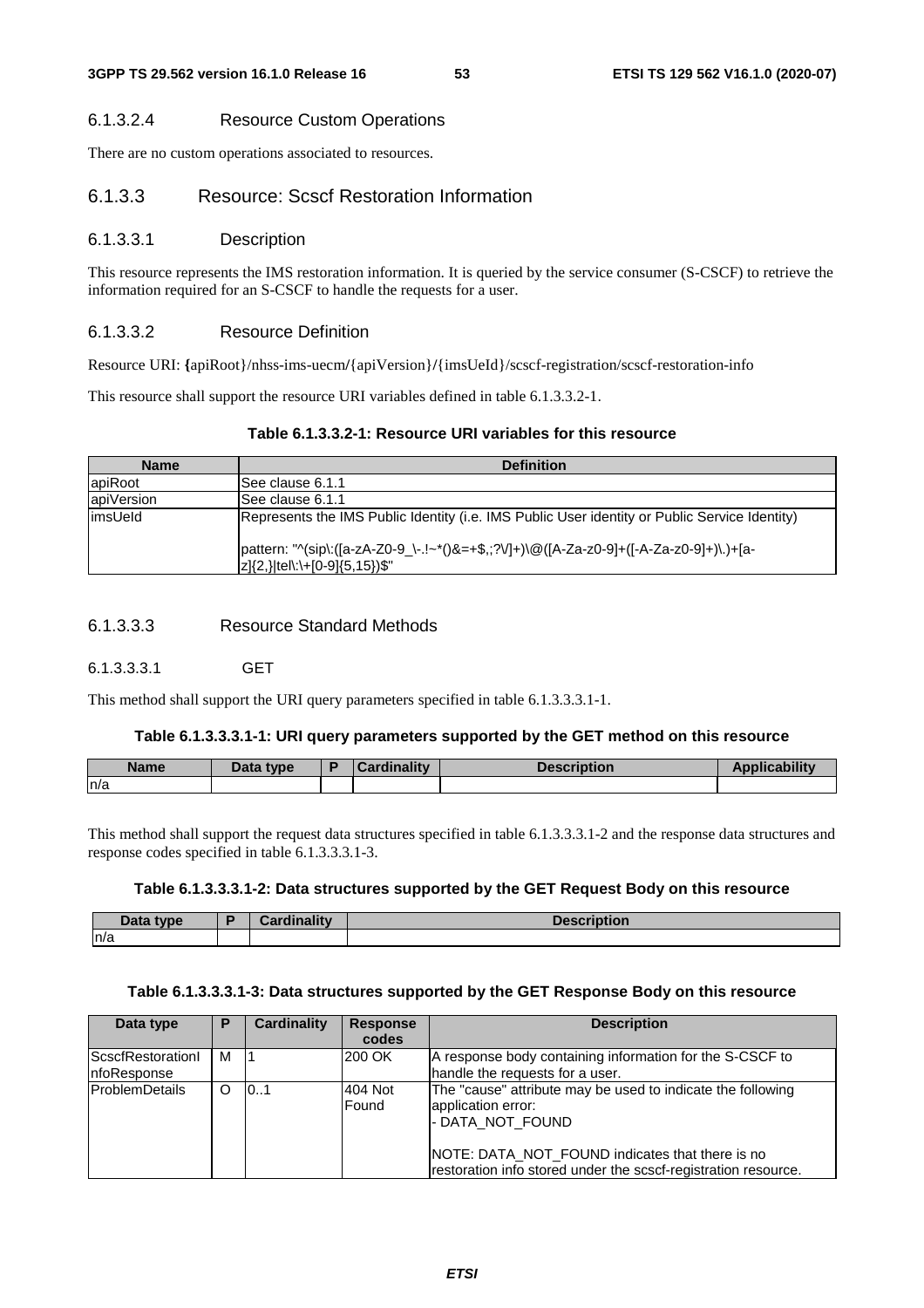#### 6.1.3.2.4 Resource Custom Operations

There are no custom operations associated to resources.

### 6.1.3.3 Resource: Scscf Restoration Information

#### 6.1.3.3.1 Description

This resource represents the IMS restoration information. It is queried by the service consumer (S-CSCF) to retrieve the information required for an S-CSCF to handle the requests for a user.

#### 6.1.3.3.2 Resource Definition

Resource URI: {apiRoot}/nhss-ims-uecm/{apiVersion}/{imsUeId}/scscf-registration/scscf-restoration-info

This resource shall support the resource URI variables defined in table 6.1.3.3.2-1.

**Table 6.1.3.3.2-1: Resource URI variables for this resource**

| Name | Definition |
|---|---|
| apiRoot | See clause 6.1.1 |
| apiVersion | See clause 6.1.1 |
| imsUeId | Represents the IMS Public Identity (i.e. IMS Public User identity or Public Service Identity)<br><br>pattern: "^(sip\:([a-zA-Z0-9_\-.!~*()&=+$,;?\/]+)\@([A-Za-z0-9]+([-A-Za-z0-9]+)\.)+[a-z]{2,}\|tel\:\+[0-9]{5,15})$" |

#### 6.1.3.3.3 Resource Standard Methods

##### 6.1.3.3.3.1 GET

This method shall support the URI query parameters specified in table 6.1.3.3.3.1-1.

**Table 6.1.3.3.3.1-1: URI query parameters supported by the GET method on this resource**

| Name | Data type | P | Cardinality | Description | Applicability |
|---|---|---|---|---|---|
| n/a | | | | | |

This method shall support the request data structures specified in table 6.1.3.3.3.1-2 and the response data structures and response codes specified in table 6.1.3.3.3.1-3.

**Table 6.1.3.3.3.1-2: Data structures supported by the GET Request Body on this resource**

| Data type | P | Cardinality | Description |
|---|---|---|---|
| n/a | | | |

**Table 6.1.3.3.3.1-3: Data structures supported by the GET Response Body on this resource**

| Data type | P | Cardinality | Response codes | Description |
|---|---|---|---|---|
| ScscfRestorationInfoResponse | M | 1 | 200 OK | A response body containing information for the S-CSCF to handle the requests for a user. |
| ProblemDetails | O | 0..1 | 404 Not Found | The "cause" attribute may be used to indicate the following application error:<br>- DATA_NOT_FOUND<br><br>NOTE: DATA_NOT_FOUND indicates that there is no restoration info stored under the scscf-registration resource. |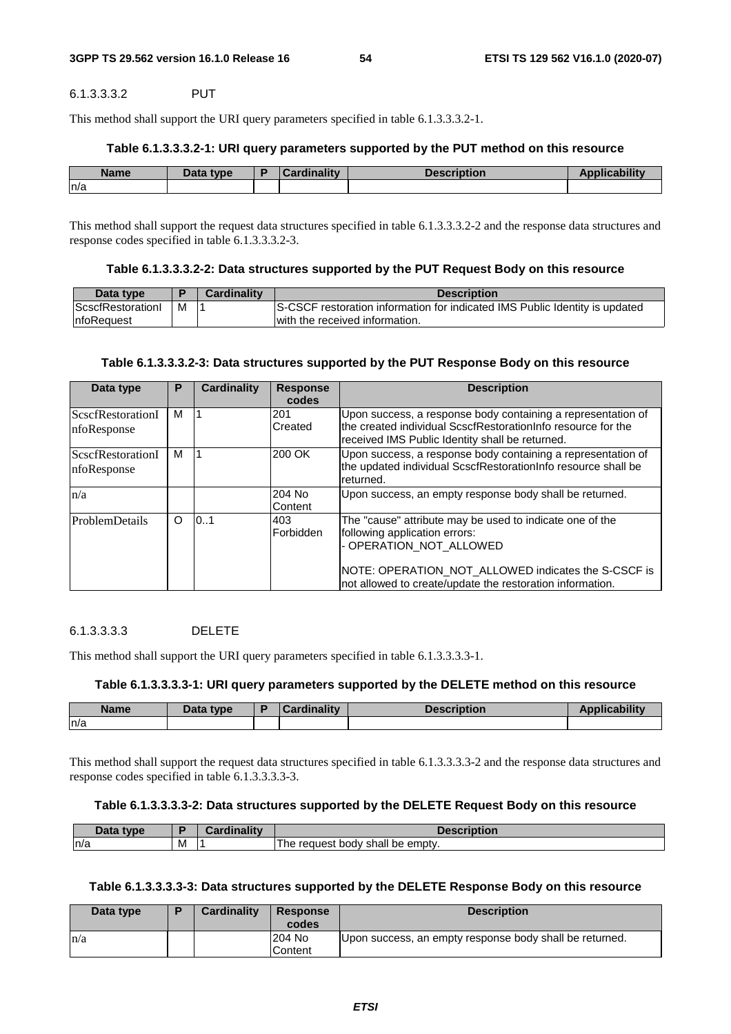##### 6.1.3.3.3.2 PUT

This method shall support the URI query parameters specified in table 6.1.3.3.3.2-1.

**Table 6.1.3.3.3.2-1: URI query parameters supported by the PUT method on this resource**

| Name | Data type | P | Cardinality | Description | Applicability |
|---|---|---|---|---|---|
| n/a | | | | | |

This method shall support the request data structures specified in table 6.1.3.3.3.2-2 and the response data structures and response codes specified in table 6.1.3.3.3.2-3.

**Table 6.1.3.3.3.2-2: Data structures supported by the PUT Request Body on this resource**

| Data type | P | Cardinality | Description |
|---|---|---|---|
| ScscfRestorationInfoRequest | M | 1 | S-CSCF restoration information for indicated IMS Public Identity is updated with the received information. |

**Table 6.1.3.3.3.2-3: Data structures supported by the PUT Response Body on this resource**

| Data type | P | Cardinality | Response codes | Description |
|---|---|---|---|---|
| ScscfRestorationInfoResponse | M | 1 | 201 Created | Upon success, a response body containing a representation of the created individual ScscfRestorationInfo resource for the received IMS Public Identity shall be returned. |
| ScscfRestorationInfoResponse | M | 1 | 200 OK | Upon success, a response body containing a representation of the updated individual ScscfRestorationInfo resource shall be returned. |
| n/a | | | 204 No Content | Upon success, an empty response body shall be returned. |
| ProblemDetails | O | 0..1 | 403 Forbidden | The "cause" attribute may be used to indicate one of the following application errors:<br>- OPERATION_NOT_ALLOWED<br><br>NOTE: OPERATION_NOT_ALLOWED indicates the S-CSCF is not allowed to create/update the restoration information. |

##### 6.1.3.3.3.3 DELETE

This method shall support the URI query parameters specified in table 6.1.3.3.3.3-1.

**Table 6.1.3.3.3.3-1: URI query parameters supported by the DELETE method on this resource**

| Name | Data type | P | Cardinality | Description | Applicability |
|---|---|---|---|---|---|
| n/a | | | | | |

This method shall support the request data structures specified in table 6.1.3.3.3.3-2 and the response data structures and response codes specified in table 6.1.3.3.3.3-3.

**Table 6.1.3.3.3.3-2: Data structures supported by the DELETE Request Body on this resource**

| Data type | P | Cardinality | Description |
|---|---|---|---|
| n/a | M | 1 | The request body shall be empty. |

**Table 6.1.3.3.3.3-3: Data structures supported by the DELETE Response Body on this resource**

| Data type | P | Cardinality | Response codes | Description |
|---|---|---|---|---|
| n/a | | | 204 No Content | Upon success, an empty response body shall be returned. |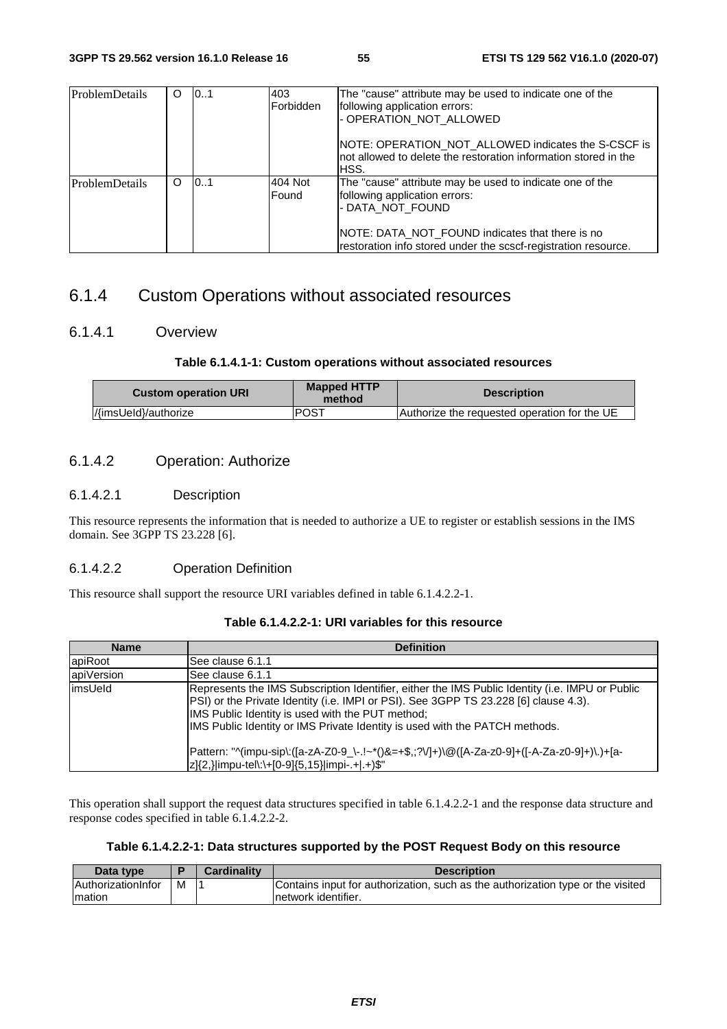| ProblemDetails | O | 0..1 | 403 Forbidden | The "cause" attribute may be used to indicate one of the following application errors:<br>- OPERATION_NOT_ALLOWED<br><br>NOTE: OPERATION_NOT_ALLOWED indicates the S-CSCF is not allowed to delete the restoration information stored in the HSS. |
|---|---|---|---|---|
| ProblemDetails | O | 0..1 | 404 Not Found | The "cause" attribute may be used to indicate one of the following application errors:<br>- DATA_NOT_FOUND<br><br>NOTE: DATA_NOT_FOUND indicates that there is no restoration info stored under the scscf-registration resource. |

## 6.1.4 Custom Operations without associated resources

### 6.1.4.1 Overview

**Table 6.1.4.1-1: Custom operations without associated resources**

| Custom operation URI | Mapped HTTP method | Description |
|---|---|---|
| /{imsUeId}/authorize | POST | Authorize the requested operation for the UE |

### 6.1.4.2 Operation: Authorize

#### 6.1.4.2.1 Description

This resource represents the information that is needed to authorize a UE to register or establish sessions in the IMS domain. See 3GPP TS 23.228 [6].

#### 6.1.4.2.2 Operation Definition

This resource shall support the resource URI variables defined in table 6.1.4.2.2-1.

**Table 6.1.4.2.2-1: URI variables for this resource**

| Name | Definition |
|---|---|
| apiRoot | See clause 6.1.1 |
| apiVersion | See clause 6.1.1 |
| imsUeId | Represents the IMS Subscription Identifier, either the IMS Public Identity (i.e. IMPU or Public PSI) or the Private Identity (i.e. IMPI or PSI). See 3GPP TS 23.228 [6] clause 4.3).<br>IMS Public Identity is used with the PUT method;<br>IMS Public Identity or IMS Private Identity is used with the PATCH methods.<br><br>Pattern: "^(impu-sip\:([a-zA-Z0-9_\-.!~*()&=+$,;?\/]+)\@([A-Za-z0-9]+([-A-Za-z0-9]+)\.)+[a-z]{2,}\|impu-tel\:\+[0-9]{5,15}\|impi-.+\|.+)$" |

This operation shall support the request data structures specified in table 6.1.4.2.2-1 and the response data structure and response codes specified in table 6.1.4.2.2-2.

**Table 6.1.4.2.2-1: Data structures supported by the POST Request Body on this resource**

| Data type | P | Cardinality | Description |
|---|---|---|---|
| AuthorizationInformation | M | 1 | Contains input for authorization, such as the authorization type or the visited network identifier. |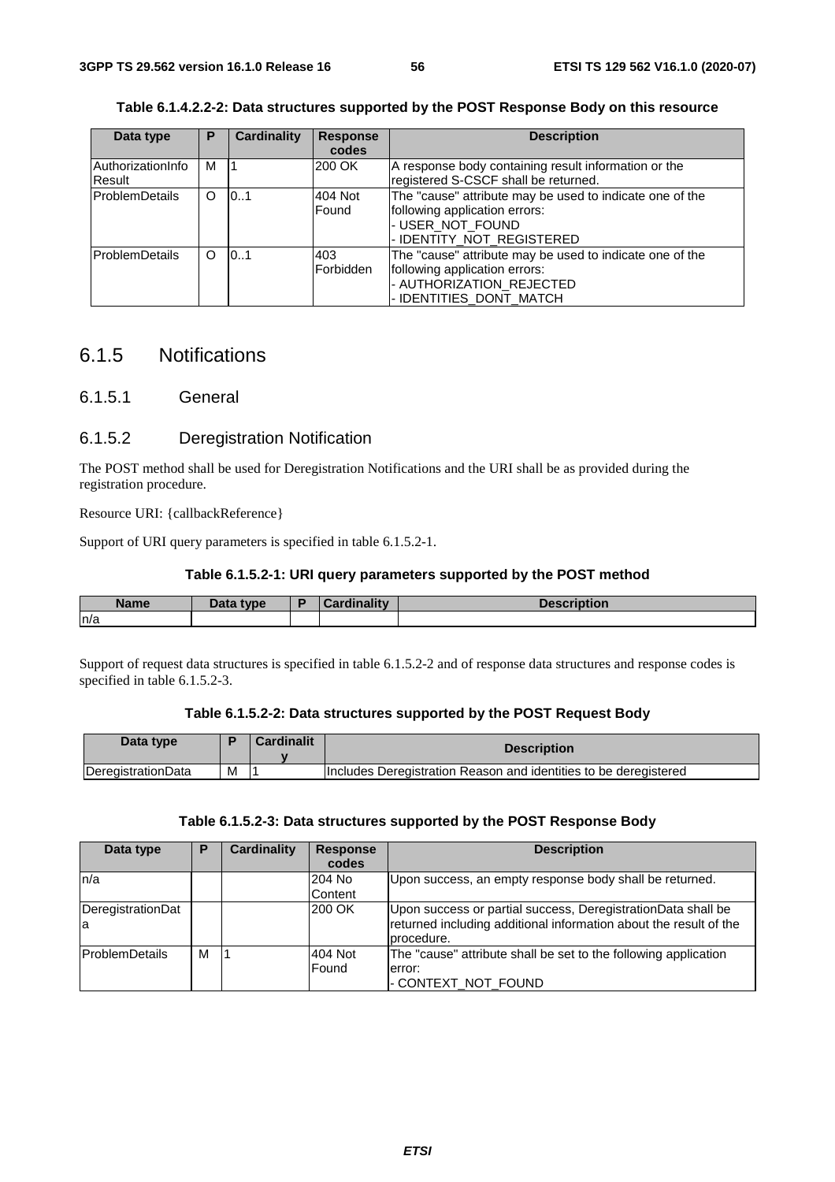**Table 6.1.4.2.2-2: Data structures supported by the POST Response Body on this resource**

| Data type | P | Cardinality | Response codes | Description |
|---|---|---|---|---|
| AuthorizationInfoResult | M | 1 | 200 OK | A response body containing result information or the registered S-CSCF shall be returned. |
| ProblemDetails | O | 0..1 | 404 Not Found | The "cause" attribute may be used to indicate one of the following application errors:<br>- USER_NOT_FOUND<br>- IDENTITY_NOT_REGISTERED |
| ProblemDetails | O | 0..1 | 403 Forbidden | The "cause" attribute may be used to indicate one of the following application errors:<br>- AUTHORIZATION_REJECTED<br>- IDENTITIES_DONT_MATCH |

## 6.1.5 Notifications

### 6.1.5.1 General

### 6.1.5.2 Deregistration Notification

The POST method shall be used for Deregistration Notifications and the URI shall be as provided during the registration procedure.

Resource URI: {callbackReference}

Support of URI query parameters is specified in table 6.1.5.2-1.

**Table 6.1.5.2-1: URI query parameters supported by the POST method**

| Name | Data type | P | Cardinality | Description |
|---|---|---|---|---|
| n/a | | | | |

Support of request data structures is specified in table 6.1.5.2-2 and of response data structures and response codes is specified in table 6.1.5.2-3.

**Table 6.1.5.2-2: Data structures supported by the POST Request Body**

| Data type | P | Cardinality | Description |
|---|---|---|---|
| DeregistrationData | M | 1 | Includes Deregistration Reason and identities to be deregistered |

**Table 6.1.5.2-3: Data structures supported by the POST Response Body**

| Data type | P | Cardinality | Response codes | Description |
|---|---|---|---|---|
| n/a | | | 204 No Content | Upon success, an empty response body shall be returned. |
| DeregistrationData | | | 200 OK | Upon success or partial success, DeregistrationData shall be returned including additional information about the result of the procedure. |
| ProblemDetails | M | 1 | 404 Not Found | The "cause" attribute shall be set to the following application error:<br>- CONTEXT_NOT_FOUND |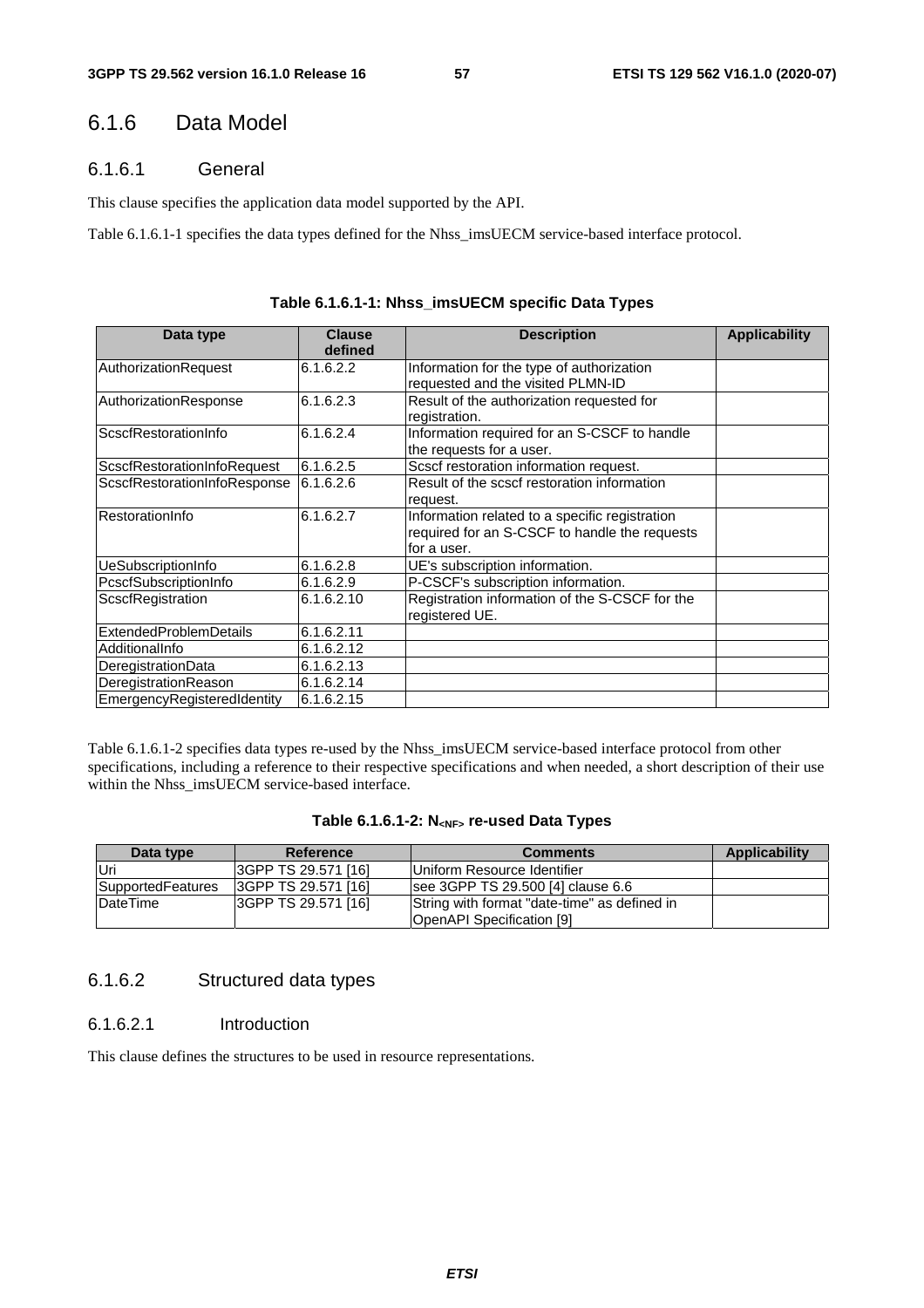### 6.1.6 Data Model

#### 6.1.6.1 General

This clause specifies the application data model supported by the API.

Table 6.1.6.1-1 specifies the data types defined for the Nhss_imsUECM service-based interface protocol.

**Table 6.1.6.1-1: Nhss_imsUECM specific Data Types**

| Data type | Clause defined | Description | Applicability |
|---|---|---|---|
| AuthorizationRequest | 6.1.6.2.2 | Information for the type of authorization requested and the visited PLMN-ID | |
| AuthorizationResponse | 6.1.6.2.3 | Result of the authorization requested for registration. | |
| ScscfRestorationInfo | 6.1.6.2.4 | Information required for an S-CSCF to handle the requests for a user. | |
| ScscfRestorationInfoRequest | 6.1.6.2.5 | Scscf restoration information request. | |
| ScscfRestorationInfoResponse | 6.1.6.2.6 | Result of the scscf restoration information request. | |
| RestorationInfo | 6.1.6.2.7 | Information related to a specific registration required for an S-CSCF to handle the requests for a user. | |
| UeSubscriptionInfo | 6.1.6.2.8 | UE's subscription information. | |
| PcscfSubscriptionInfo | 6.1.6.2.9 | P-CSCF's subscription information. | |
| ScscfRegistration | 6.1.6.2.10 | Registration information of the S-CSCF for the registered UE. | |
| ExtendedProblemDetails | 6.1.6.2.11 | | |
| AdditionalInfo | 6.1.6.2.12 | | |
| DeregistrationData | 6.1.6.2.13 | | |
| DeregistrationReason | 6.1.6.2.14 | | |
| EmergencyRegisteredIdentity | 6.1.6.2.15 | | |

Table 6.1.6.1-2 specifies data types re-used by the Nhss_imsUECM service-based interface protocol from other specifications, including a reference to their respective specifications and when needed, a short description of their use within the Nhss_imsUECM service-based interface.

**Table 6.1.6.1-2: $N_{<NF>}$ re-used Data Types**

| Data type | Reference | Comments | Applicability |
|---|---|---|---|
| Uri | 3GPP TS 29.571 [16] | Uniform Resource Identifier | |
| SupportedFeatures | 3GPP TS 29.571 [16] | see 3GPP TS 29.500 [4] clause 6.6 | |
| DateTime | 3GPP TS 29.571 [16] | String with format "date-time" as defined in OpenAPI Specification [9] | |

#### 6.1.6.2 Structured data types

##### 6.1.6.2.1 Introduction

This clause defines the structures to be used in resource representations.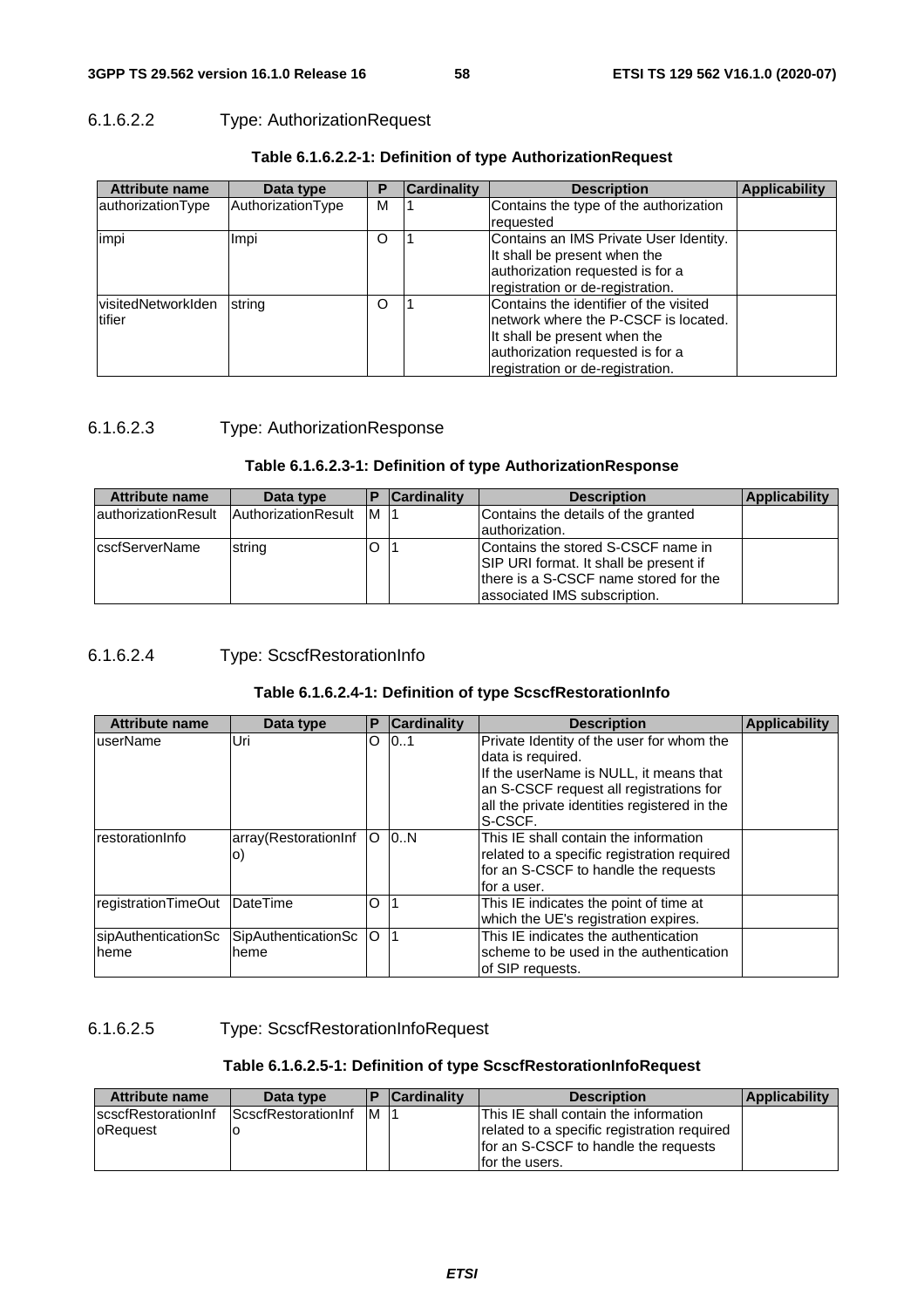#### 6.1.6.2.2 Type: AuthorizationRequest

**Table 6.1.6.2.2-1: Definition of type AuthorizationRequest**

| Attribute name | Data type | P | Cardinality | Description | Applicability |
|---|---|---|---|---|---|
| authorizationType | AuthorizationType | M | 1 | Contains the type of the authorization requested | |
| impi | Impi | O | 1 | Contains an IMS Private User Identity. It shall be present when the authorization requested is for a registration or de-registration. | |
| visitedNetworkIdentifier | string | O | 1 | Contains the identifier of the visited network where the P-CSCF is located. It shall be present when the authorization requested is for a registration or de-registration. | |

#### 6.1.6.2.3 Type: AuthorizationResponse

**Table 6.1.6.2.3-1: Definition of type AuthorizationResponse**

| Attribute name | Data type | P | Cardinality | Description | Applicability |
|---|---|---|---|---|---|
| authorizationResult | AuthorizationResult | M | 1 | Contains the details of the granted authorization. | |
| cscfServerName | string | O | 1 | Contains the stored S-CSCF name in SIP URI format. It shall be present if there is a S-CSCF name stored for the associated IMS subscription. | |

#### 6.1.6.2.4 Type: ScscfRestorationInfo

**Table 6.1.6.2.4-1: Definition of type ScscfRestorationInfo**

| Attribute name | Data type | P | Cardinality | Description | Applicability |
|---|---|---|---|---|---|
| userName | Uri | O | 0..1 | Private Identity of the user for whom the data is required.<br>If the userName is NULL, it means that an S-CSCF request all registrations for all the private identities registered in the S-CSCF. | |
| restorationInfo | array(RestorationInfo) | O | 0..N | This IE shall contain the information related to a specific registration required for an S-CSCF to handle the requests for a user. | |
| registrationTimeOut | DateTime | O | 1 | This IE indicates the point of time at which the UE's registration expires. | |
| sipAuthenticationScheme | SipAuthenticationScheme | O | 1 | This IE indicates the authentication scheme to be used in the authentication of SIP requests. | |

#### 6.1.6.2.5 Type: ScscfRestorationInfoRequest

**Table 6.1.6.2.5-1: Definition of type ScscfRestorationInfoRequest**

| Attribute name | Data type | P | Cardinality | Description | Applicability |
|---|---|---|---|---|---|
| scscfRestorationInfoRequest | ScscfRestorationInfo | M | 1 | This IE shall contain the information related to a specific registration required for an S-CSCF to handle the requests for the users. | |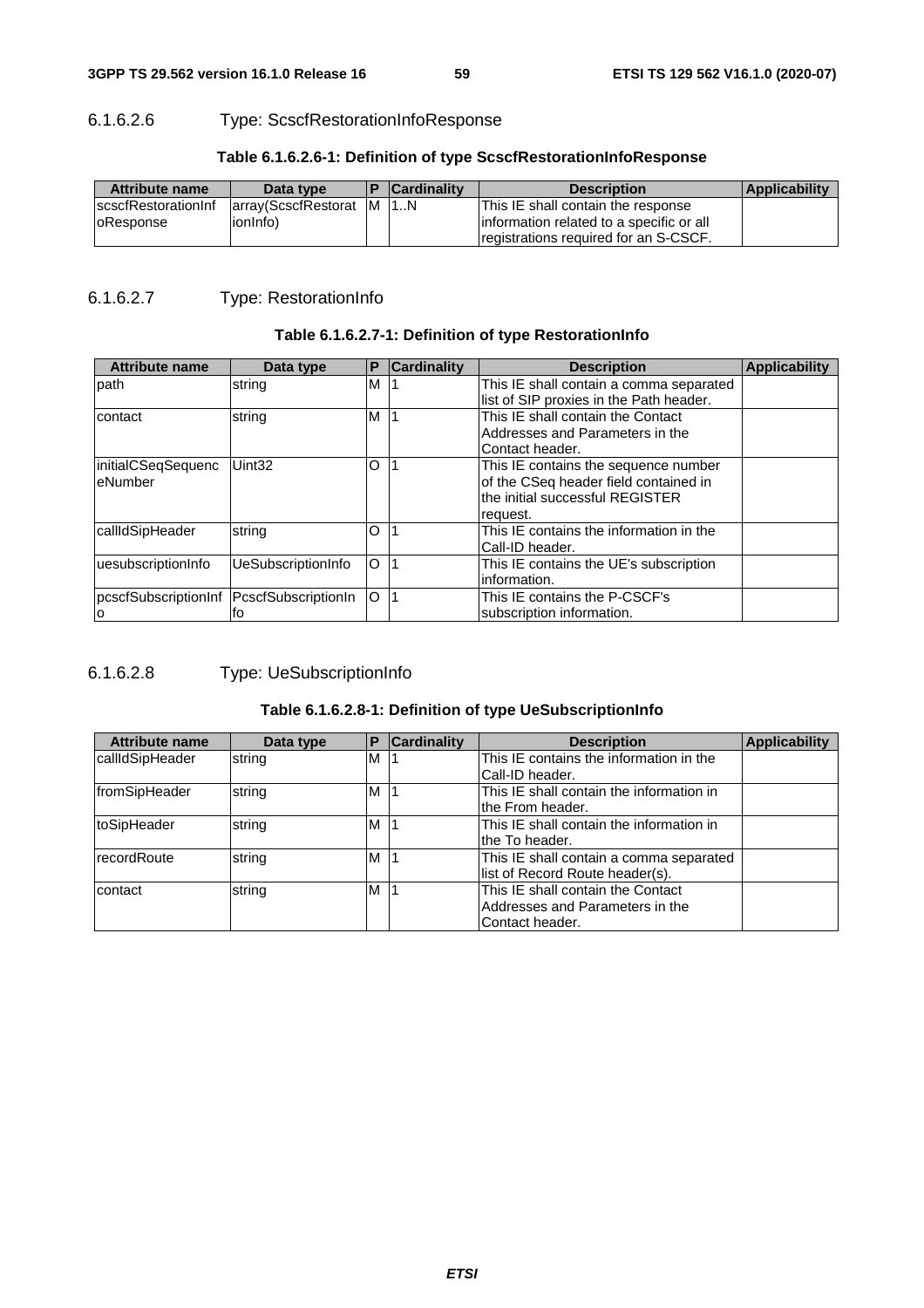#### 6.1.6.2.6 Type: ScscfRestorationInfoResponse

**Table 6.1.6.2.6-1: Definition of type ScscfRestorationInfoResponse**

| Attribute name | Data type | P | Cardinality | Description | Applicability |
| --- | --- | --- | --- | --- | --- |
| scscfRestorationInfoResponse | array(ScscfRestorationInfo) | M | 1..N | This IE shall contain the response information related to a specific or all registrations required for an S-CSCF. | |

#### 6.1.6.2.7 Type: RestorationInfo

**Table 6.1.6.2.7-1: Definition of type RestorationInfo**

| Attribute name | Data type | P | Cardinality | Description | Applicability |
| --- | --- | --- | --- | --- | --- |
| path | string | M | 1 | This IE shall contain a comma separated list of SIP proxies in the Path header. | |
| contact | string | M | 1 | This IE shall contain the Contact Addresses and Parameters in the Contact header. | |
| initialCSeqSequenceNumber | Uint32 | O | 1 | This IE contains the sequence number of the CSeq header field contained in the initial successful REGISTER request. | |
| callIdSipHeader | string | O | 1 | This IE contains the information in the Call-ID header. | |
| uesubscriptionInfo | UeSubscriptionInfo | O | 1 | This IE contains the UE's subscription information. | |
| pcscfSubscriptionInfo | PcscfSubscriptionInfo | O | 1 | This IE contains the P-CSCF's subscription information. | |

#### 6.1.6.2.8 Type: UeSubscriptionInfo

**Table 6.1.6.2.8-1: Definition of type UeSubscriptionInfo**

| Attribute name | Data type | P | Cardinality | Description | Applicability |
| --- | --- | --- | --- | --- | --- |
| callIdSipHeader | string | M | 1 | This IE contains the information in the Call-ID header. | |
| fromSipHeader | string | M | 1 | This IE shall contain the information in the From header. | |
| toSipHeader | string | M | 1 | This IE shall contain the information in the To header. | |
| recordRoute | string | M | 1 | This IE shall contain a comma separated list of Record Route header(s). | |
| contact | string | M | 1 | This IE shall contain the Contact Addresses and Parameters in the Contact header. | |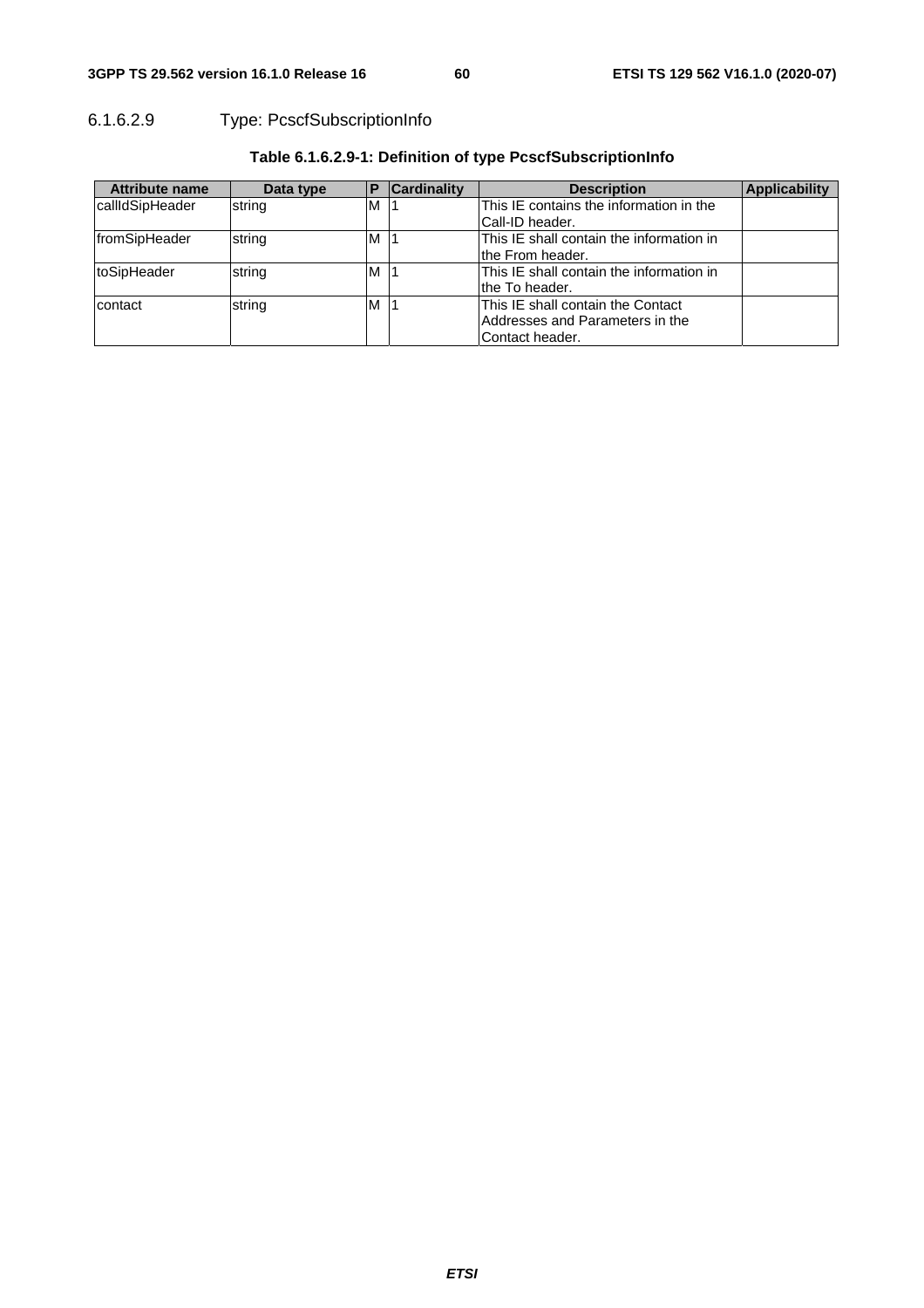#### 6.1.6.2.9 Type: PcscfSubscriptionInfo

**Table 6.1.6.2.9-1: Definition of type PcscfSubscriptionInfo**

| Attribute name | Data type | P | Cardinality | Description | Applicability |
|---|---|---|---|---|---|
| callIdSipHeader | string | M | 1 | This IE contains the information in the Call-ID header. | |
| fromSipHeader | string | M | 1 | This IE shall contain the information in the From header. | |
| toSipHeader | string | M | 1 | This IE shall contain the information in the To header. | |
| contact | string | M | 1 | This IE shall contain the Contact Addresses and Parameters in the Contact header. | |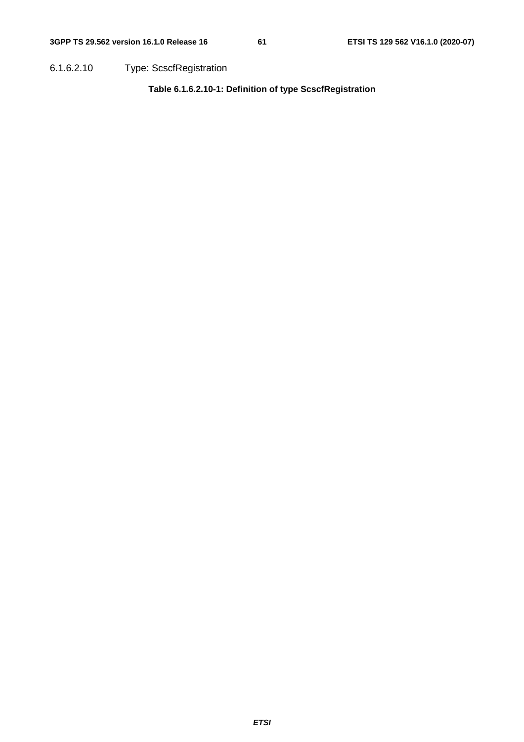#### 6.1.6.2.10 Type: ScscfRegistration

**Table 6.1.6.2.10-1: Definition of type ScscfRegistration**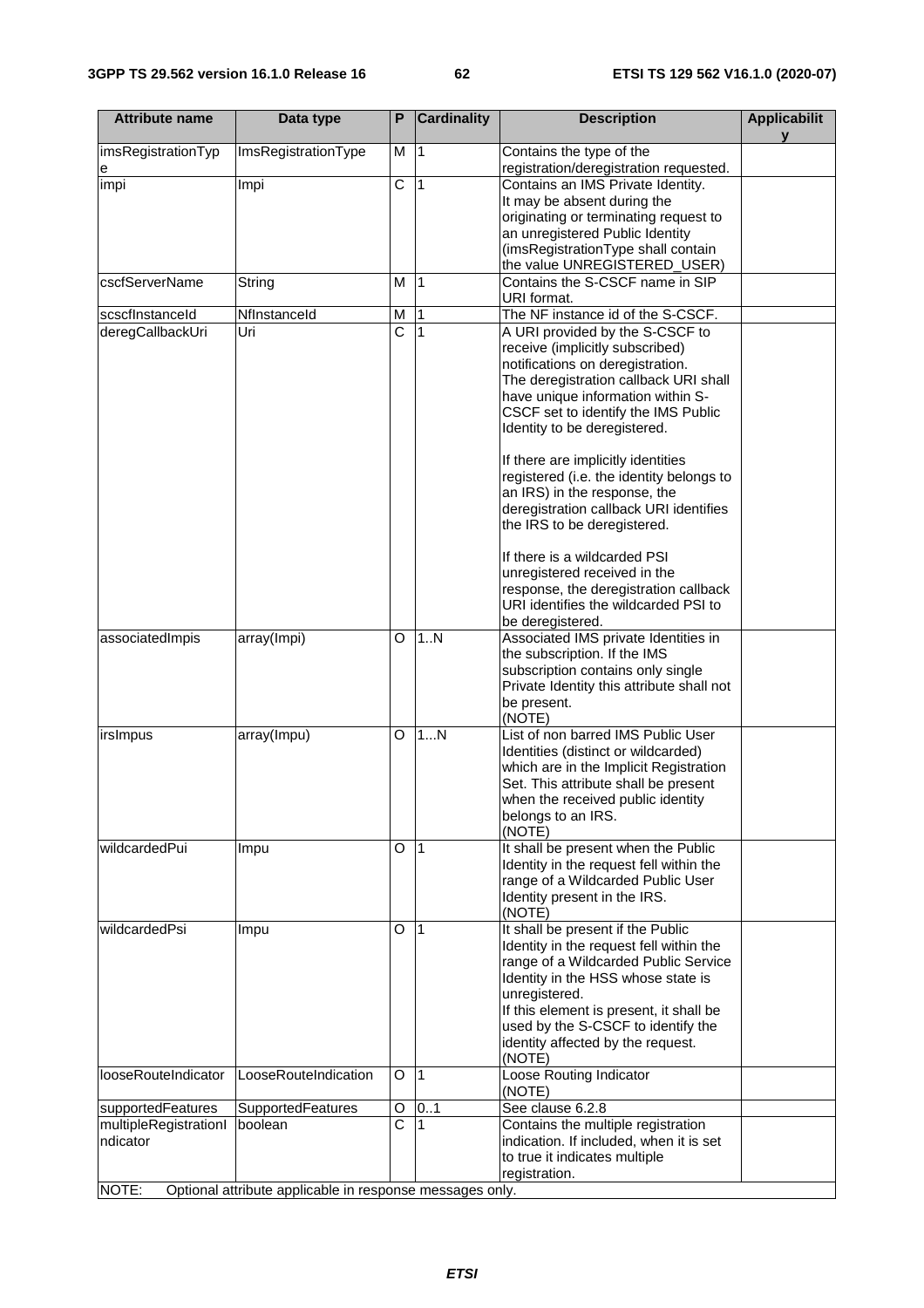| Attribute name | Data type | P | Cardinality | Description | Applicability |
| --- | --- | --- | --- | --- | --- |
| imsRegistrationType | ImsRegistrationType | M | 1 | Contains the type of the registration/deregistration requested. | |
| impi | Impi | C | 1 | Contains an IMS Private Identity. It may be absent during the originating or terminating request to an unregistered Public Identity (imsRegistrationType shall contain the value UNREGISTERED_USER) | |
| cscfServerName | String | M | 1 | Contains the S-CSCF name in SIP URI format. | |
| scscfInstanceId | NfInstanceId | M | 1 | The NF instance id of the S-CSCF. | |
| deregCallbackUri | Uri | C | 1 | A URI provided by the S-CSCF to receive (implicitly subscribed) notifications on deregistration. The deregistration callback URI shall have unique information within S-CSCF set to identify the IMS Public Identity to be deregistered.<br><br>If there are implicitly identities registered (i.e. the identity belongs to an IRS) in the response, the deregistration callback URI identifies the IRS to be deregistered.<br><br>If there is a wildcarded PSI unregistered received in the response, the deregistration callback URI identifies the wildcarded PSI to be deregistered. | |
| associatedImpis | array(Impi) | O | 1..N | Associated IMS private Identities in the subscription. If the IMS subscription contains only single Private Identity this attribute shall not be present.<br>(NOTE) | |
| irsImpus | array(Impu) | O | 1...N | List of non barred IMS Public User Identities (distinct or wildcarded) which are in the Implicit Registration Set. This attribute shall be present when the received public identity belongs to an IRS.<br>(NOTE) | |
| wildcardedPui | Impu | O | 1 | It shall be present when the Public Identity in the request fell within the range of a Wildcarded Public User Identity present in the IRS.<br>(NOTE) | |
| wildcardedPsi | Impu | O | 1 | It shall be present if the Public Identity in the request fell within the range of a Wildcarded Public Service Identity in the HSS whose state is unregistered.<br>If this element is present, it shall be used by the S-CSCF to identify the identity affected by the request.<br>(NOTE) | |
| looseRouteIndicator | LooseRouteIndication | O | 1 | Loose Routing Indicator<br>(NOTE) | |
| supportedFeatures | SupportedFeatures | O | 0..1 | See clause 6.2.8 | |
| multipleRegistrationIndicator | boolean | C | 1 | Contains the multiple registration indication. If included, when it is set to true it indicates multiple registration. | |
| NOTE: Optional attribute applicable in response messages only. | | | | | |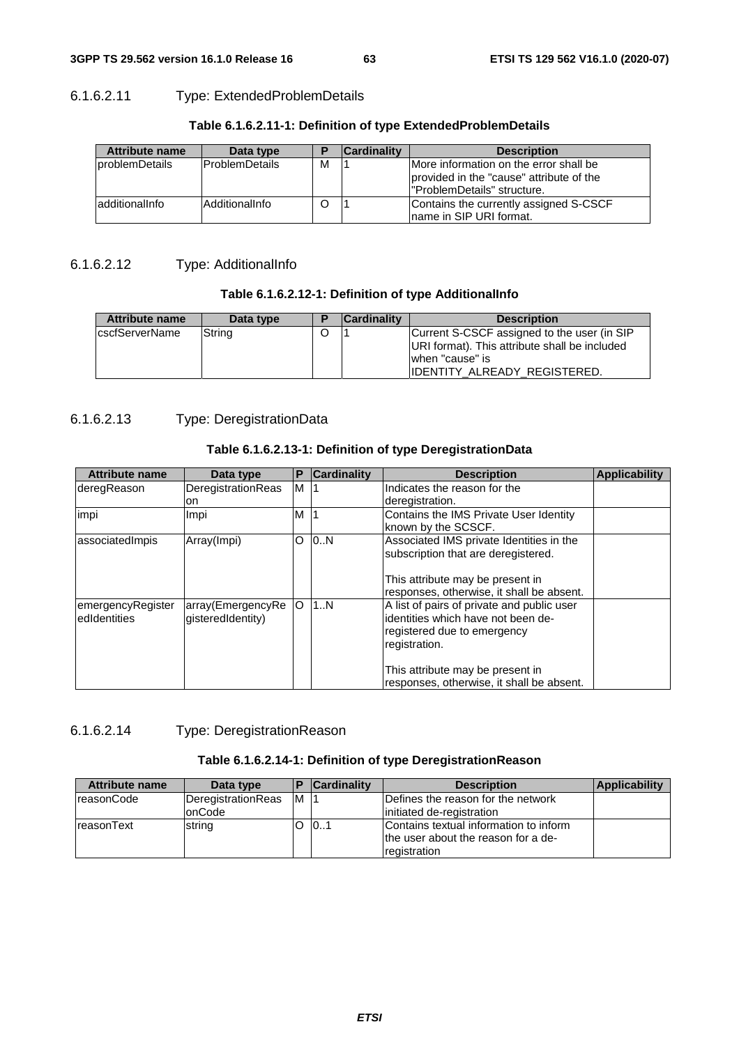#### 6.1.6.2.11 Type: ExtendedProblemDetails

**Table 6.1.6.2.11-1: Definition of type ExtendedProblemDetails**

| Attribute name | Data type | P | Cardinality | Description |
|---|---|---|---|---|
| problemDetails | ProblemDetails | M | 1 | More information on the error shall be provided in the "cause" attribute of the "ProblemDetails" structure. |
| additionalInfo | AdditionalInfo | O | 1 | Contains the currently assigned S-CSCF name in SIP URI format. |

#### 6.1.6.2.12 Type: AdditionalInfo

**Table 6.1.6.2.12-1: Definition of type AdditionalInfo**

| Attribute name | Data type | P | Cardinality | Description |
|---|---|---|---|---|
| cscfServerName | String | O | 1 | Current S-CSCF assigned to the user (in SIP URI format). This attribute shall be included when "cause" is IDENTITY_ALREADY_REGISTERED. |

#### 6.1.6.2.13 Type: DeregistrationData

**Table 6.1.6.2.13-1: Definition of type DeregistrationData**

| Attribute name | Data type | P | Cardinality | Description | Applicability |
|---|---|---|---|---|---|
| deregReason | DeregistrationReason | M | 1 | Indicates the reason for the deregistration. | |
| impi | Impi | M | 1 | Contains the IMS Private User Identity known by the SCSCF. | |
| associatedImpis | Array(Impi) | O | 0..N | Associated IMS private Identities in the subscription that are deregistered.<br><br>This attribute may be present in responses, otherwise, it shall be absent. | |
| emergencyRegisteredIdentities | array(EmergencyRegisteredIdentity) | O | 1..N | A list of pairs of private and public user identities which have not been de-registered due to emergency registration.<br><br>This attribute may be present in responses, otherwise, it shall be absent. | |

#### 6.1.6.2.14 Type: DeregistrationReason

**Table 6.1.6.2.14-1: Definition of type DeregistrationReason**

| Attribute name | Data type | P | Cardinality | Description | Applicability |
|---|---|---|---|---|---|
| reasonCode | DeregistrationReasonCode | M | 1 | Defines the reason for the network initiated de-registration | |
| reasonText | string | O | 0..1 | Contains textual information to inform the user about the reason for a de-registration | |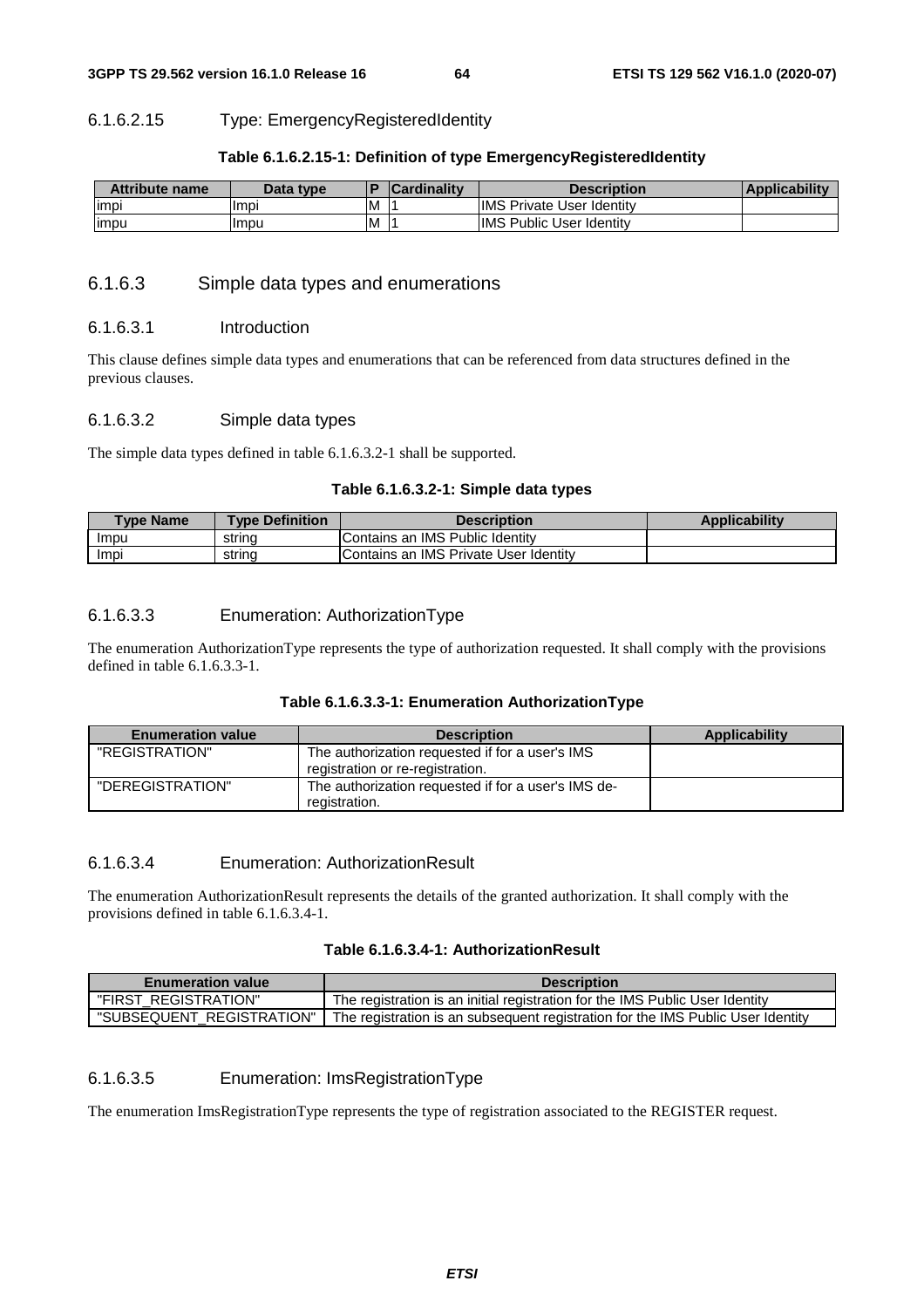#### 6.1.6.2.15 Type: EmergencyRegisteredIdentity

**Table 6.1.6.2.15-1: Definition of type EmergencyRegisteredIdentity**

| Attribute name | Data type | P | Cardinality | Description | Applicability |
|---|---|---|---|---|---|
| impi | Impi | M | 1 | IMS Private User Identity | |
| impu | Impu | M | 1 | IMS Public User Identity | |

### 6.1.6.3 Simple data types and enumerations

#### 6.1.6.3.1 Introduction

This clause defines simple data types and enumerations that can be referenced from data structures defined in the previous clauses.

#### 6.1.6.3.2 Simple data types

The simple data types defined in table 6.1.6.3.2-1 shall be supported.

**Table 6.1.6.3.2-1: Simple data types**

| Type Name | Type Definition | Description | Applicability |
|---|---|---|---|
| Impu | string | Contains an IMS Public Identity | |
| Impi | string | Contains an IMS Private User Identity | |

#### 6.1.6.3.3 Enumeration: AuthorizationType

The enumeration AuthorizationType represents the type of authorization requested. It shall comply with the provisions defined in table 6.1.6.3.3-1.

**Table 6.1.6.3.3-1: Enumeration AuthorizationType**

| Enumeration value | Description | Applicability |
|---|---|---|
| "REGISTRATION" | The authorization requested if for a user's IMS registration or re-registration. | |
| "DEREGISTRATION" | The authorization requested if for a user's IMS de-registration. | |

#### 6.1.6.3.4 Enumeration: AuthorizationResult

The enumeration AuthorizationResult represents the details of the granted authorization. It shall comply with the provisions defined in table 6.1.6.3.4-1.

**Table 6.1.6.3.4-1: AuthorizationResult**

| Enumeration value | Description |
|---|---|
| "FIRST_REGISTRATION" | The registration is an initial registration for the IMS Public User Identity |
| "SUBSEQUENT_REGISTRATION" | The registration is an subsequent registration for the IMS Public User Identity |

#### 6.1.6.3.5 Enumeration: ImsRegistrationType

The enumeration ImsRegistrationType represents the type of registration associated to the REGISTER request.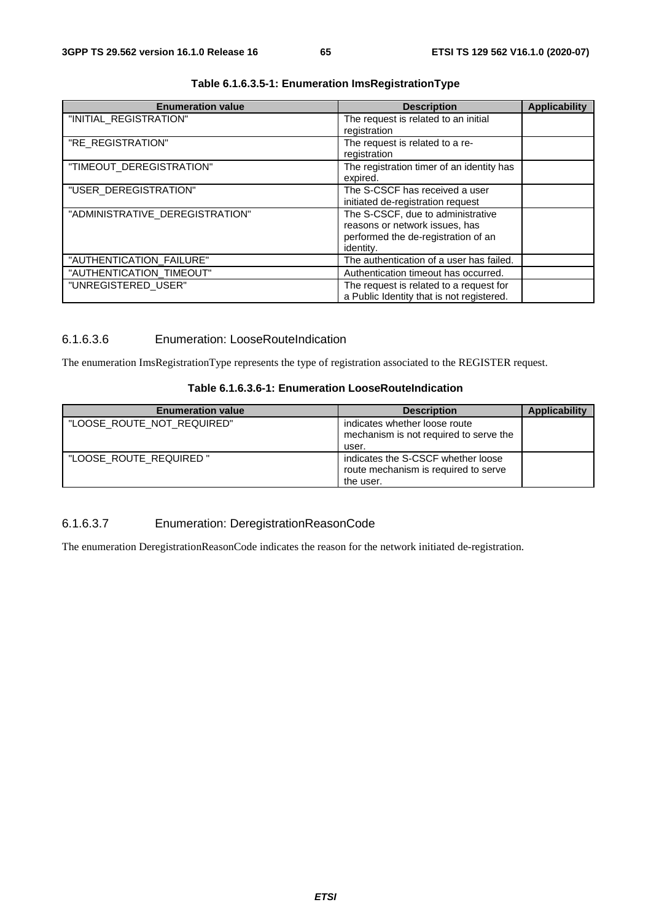**Table 6.1.6.3.5-1: Enumeration ImsRegistrationType**

| Enumeration value | Description | Applicability |
| --- | --- | --- |
| "INITIAL_REGISTRATION" | The request is related to an initial registration | |
| "RE_REGISTRATION" | The request is related to a re-registration | |
| "TIMEOUT_DEREGISTRATION" | The registration timer of an identity has expired. | |
| "USER_DEREGISTRATION" | The S-CSCF has received a user initiated de-registration request | |
| "ADMINISTRATIVE_DEREGISTRATION" | The S-CSCF, due to administrative reasons or network issues, has performed the de-registration of an identity. | |
| "AUTHENTICATION_FAILURE" | The authentication of a user has failed. | |
| "AUTHENTICATION_TIMEOUT" | Authentication timeout has occurred. | |
| "UNREGISTERED_USER" | The request is related to a request for a Public Identity that is not registered. | |

### 6.1.6.3.6 Enumeration: LooseRouteIndication

The enumeration ImsRegistrationType represents the type of registration associated to the REGISTER request.

**Table 6.1.6.3.6-1: Enumeration LooseRouteIndication**

| Enumeration value | Description | Applicability |
| --- | --- | --- |
| "LOOSE_ROUTE_NOT_REQUIRED" | indicates whether loose route mechanism is not required to serve the user. | |
| "LOOSE_ROUTE_REQUIRED " | indicates the S-CSCF whether loose route mechanism is required to serve the user. | |

### 6.1.6.3.7 Enumeration: DeregistrationReasonCode

The enumeration DeregistrationReasonCode indicates the reason for the network initiated de-registration.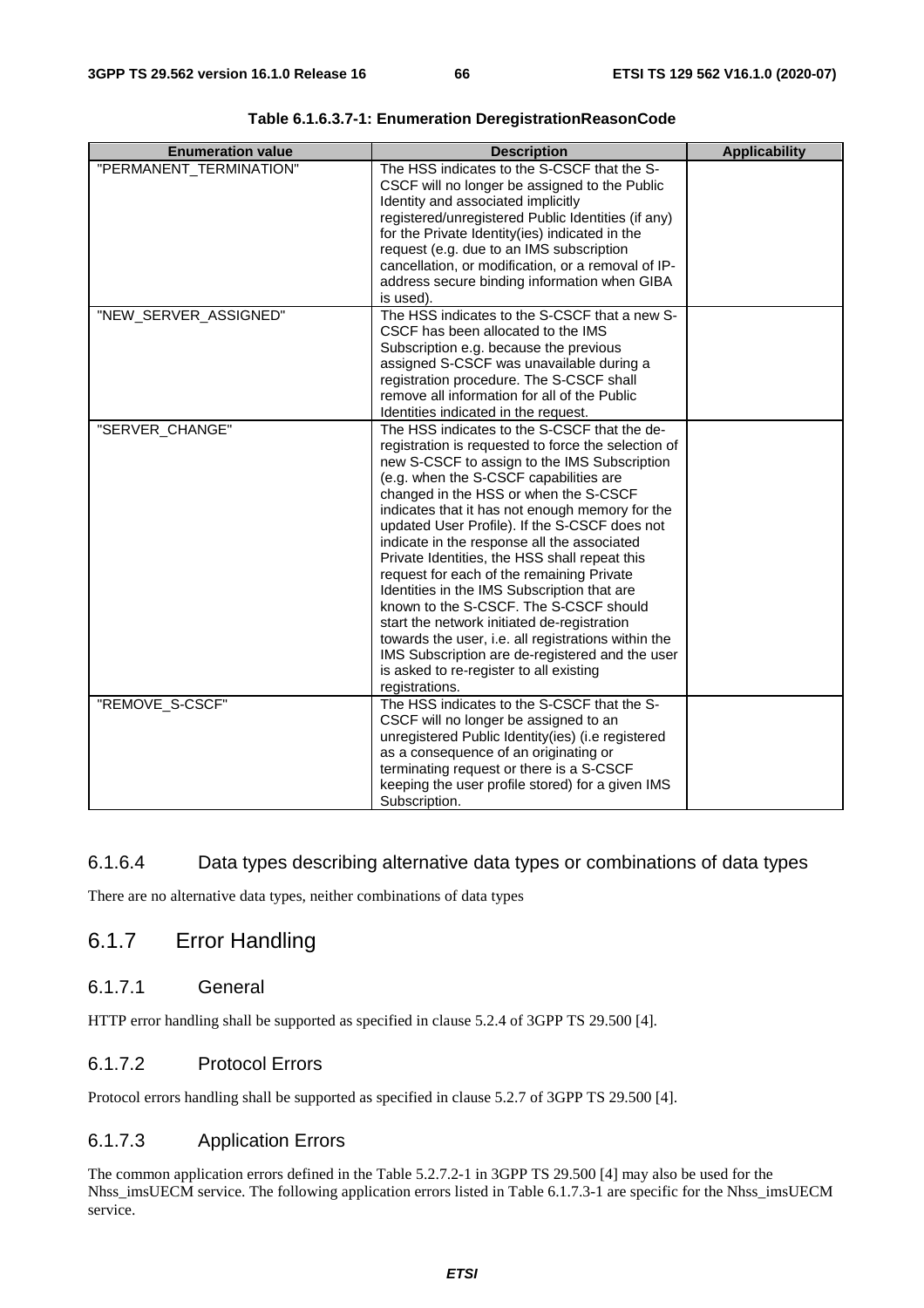**Table 6.1.6.3.7-1: Enumeration DeregistrationReasonCode**

| Enumeration value | Description | Applicability |
| --- | --- | --- |
| "PERMANENT_TERMINATION" | The HSS indicates to the S-CSCF that the S-CSCF will no longer be assigned to the Public Identity and associated implicitly registered/unregistered Public Identities (if any) for the Private Identity(ies) indicated in the request (e.g. due to an IMS subscription cancellation, or modification, or a removal of IP-address secure binding information when GIBA is used). | |
| "NEW_SERVER_ASSIGNED" | The HSS indicates to the S-CSCF that a new S-CSCF has been allocated to the IMS Subscription e.g. because the previous assigned S-CSCF was unavailable during a registration procedure. The S-CSCF shall remove all information for all of the Public Identities indicated in the request. | |
| "SERVER_CHANGE" | The HSS indicates to the S-CSCF that the de-registration is requested to force the selection of new S-CSCF to assign to the IMS Subscription (e.g. when the S-CSCF capabilities are changed in the HSS or when the S-CSCF indicates that it has not enough memory for the updated User Profile). If the S-CSCF does not indicate in the response all the associated Private Identities, the HSS shall repeat this request for each of the remaining Private Identities in the IMS Subscription that are known to the S-CSCF. The S-CSCF should start the network initiated de-registration towards the user, i.e. all registrations within the IMS Subscription are de-registered and the user is asked to re-register to all existing registrations. | |
| "REMOVE_S-CSCF" | The HSS indicates to the S-CSCF that the S-CSCF will no longer be assigned to an unregistered Public Identity(ies) (i.e registered as a consequence of an originating or terminating request or there is a S-CSCF keeping the user profile stored) for a given IMS Subscription. | |

#### 6.1.6.4 Data types describing alternative data types or combinations of data types

There are no alternative data types, neither combinations of data types

### 6.1.7 Error Handling

#### 6.1.7.1 General

HTTP error handling shall be supported as specified in clause 5.2.4 of 3GPP TS 29.500 [4].

#### 6.1.7.2 Protocol Errors

Protocol errors handling shall be supported as specified in clause 5.2.7 of 3GPP TS 29.500 [4].

#### 6.1.7.3 Application Errors

The common application errors defined in the Table 5.2.7.2-1 in 3GPP TS 29.500 [4] may also be used for the Nhss_imsUECM service. The following application errors listed in Table 6.1.7.3-1 are specific for the Nhss_imsUECM service.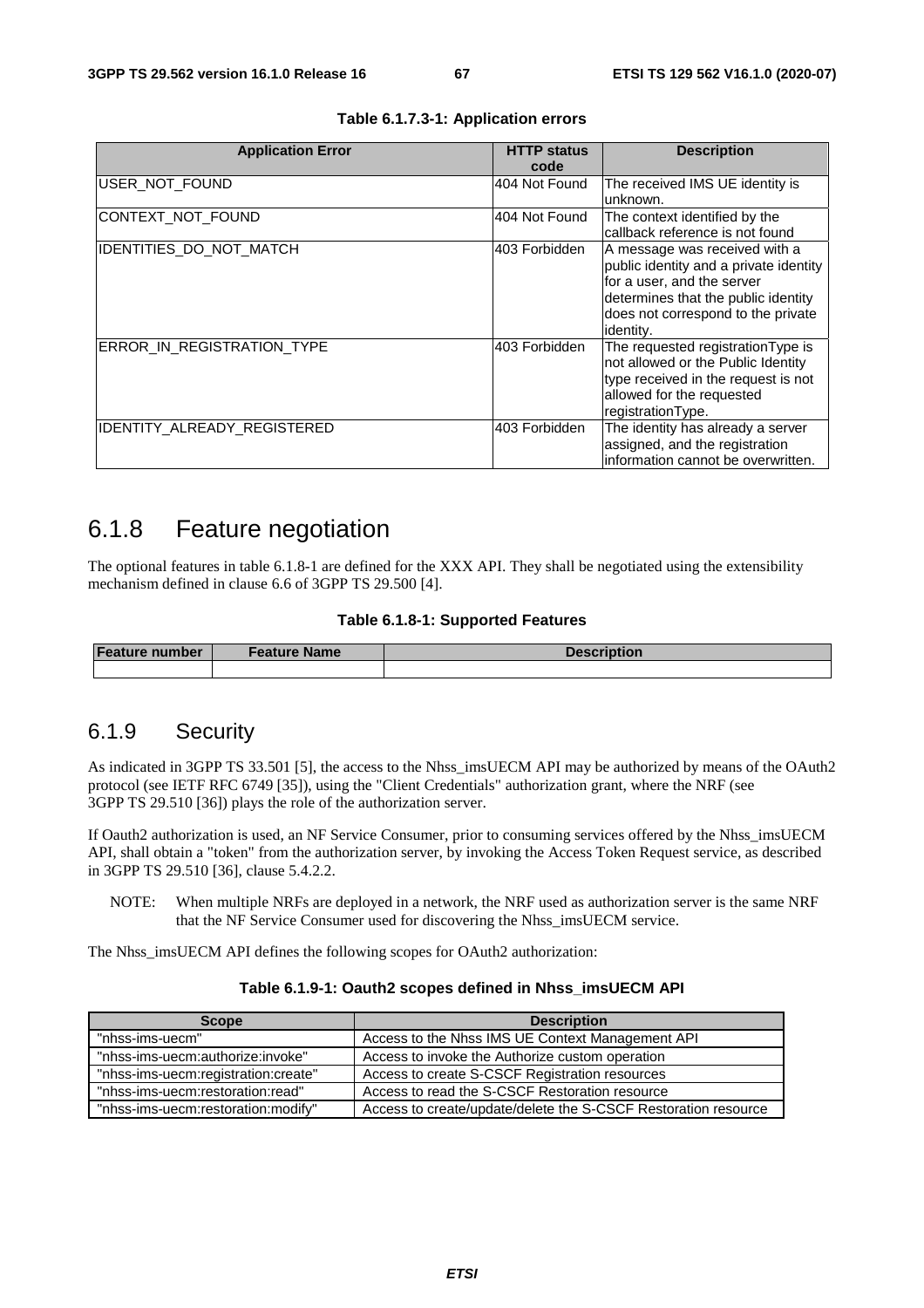**Table 6.1.7.3-1: Application errors**

| Application Error | HTTP status code | Description |
| --- | --- | --- |
| USER_NOT_FOUND | 404 Not Found | The received IMS UE identity is unknown. |
| CONTEXT_NOT_FOUND | 404 Not Found | The context identified by the callback reference is not found |
| IDENTITIES_DO_NOT_MATCH | 403 Forbidden | A message was received with a public identity and a private identity for a user, and the server determines that the public identity does not correspond to the private identity. |
| ERROR_IN_REGISTRATION_TYPE | 403 Forbidden | The requested registrationType is not allowed or the Public Identity type received in the request is not allowed for the requested registrationType. |
| IDENTITY_ALREADY_REGISTERED | 403 Forbidden | The identity has already a server assigned, and the registration information cannot be overwritten. |

## 6.1.8 Feature negotiation

The optional features in table 6.1.8-1 are defined for the XXX API. They shall be negotiated using the extensibility mechanism defined in clause 6.6 of 3GPP TS 29.500 [4].

**Table 6.1.8-1: Supported Features**

| Feature number | Feature Name | Description |
| --- | --- | --- |
| | | |

## 6.1.9 Security

As indicated in 3GPP TS 33.501 [5], the access to the Nhss_imsUECM API may be authorized by means of the OAuth2 protocol (see IETF RFC 6749 [35]), using the "Client Credentials" authorization grant, where the NRF (see 3GPP TS 29.510 [36]) plays the role of the authorization server.

If Oauth2 authorization is used, an NF Service Consumer, prior to consuming services offered by the Nhss_imsUECM API, shall obtain a "token" from the authorization server, by invoking the Access Token Request service, as described in 3GPP TS 29.510 [36], clause 5.4.2.2.

NOTE: When multiple NRFs are deployed in a network, the NRF used as authorization server is the same NRF that the NF Service Consumer used for discovering the Nhss_imsUECM service.

The Nhss_imsUECM API defines the following scopes for OAuth2 authorization:

**Table 6.1.9-1: Oauth2 scopes defined in Nhss_imsUECM API**

| Scope | Description |
| --- | --- |
| "nhss-ims-uecm" | Access to the Nhss IMS UE Context Management API |
| "nhss-ims-uecm:authorize:invoke" | Access to invoke the Authorize custom operation |
| "nhss-ims-uecm:registration:create" | Access to create S-CSCF Registration resources |
| "nhss-ims-uecm:restoration:read" | Access to read the S-CSCF Restoration resource |
| "nhss-ims-uecm:restoration:modify" | Access to create/update/delete the S-CSCF Restoration resource |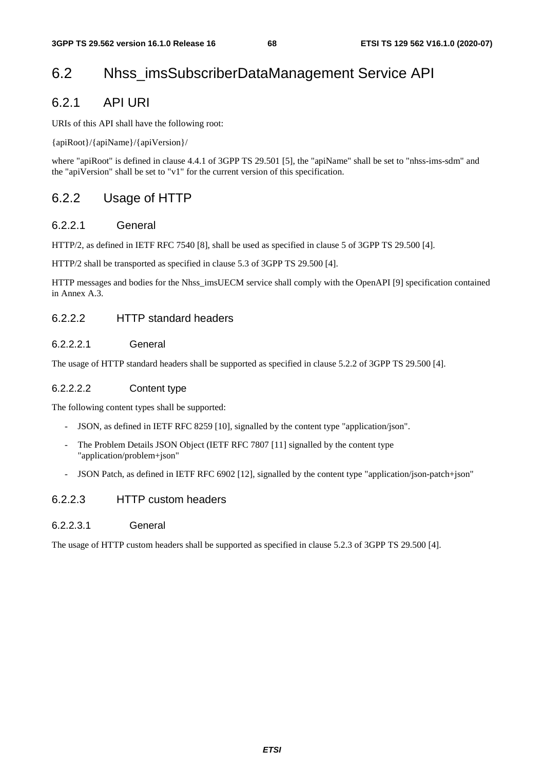# 6.2 Nhss_imsSubscriberDataManagement Service API

## 6.2.1 API URI

URIs of this API shall have the following root:

{apiRoot}/{apiName}/{apiVersion}/

where "apiRoot" is defined in clause 4.4.1 of 3GPP TS 29.501 [5], the "apiName" shall be set to "nhss-ims-sdm" and the "apiVersion" shall be set to "v1" for the current version of this specification.

## 6.2.2 Usage of HTTP

### 6.2.2.1 General

HTTP/2, as defined in IETF RFC 7540 [8], shall be used as specified in clause 5 of 3GPP TS 29.500 [4].

HTTP/2 shall be transported as specified in clause 5.3 of 3GPP TS 29.500 [4].

HTTP messages and bodies for the Nhss_imsUECM service shall comply with the OpenAPI [9] specification contained in Annex A.3.

### 6.2.2.2 HTTP standard headers

#### 6.2.2.2.1 General

The usage of HTTP standard headers shall be supported as specified in clause 5.2.2 of 3GPP TS 29.500 [4].

#### 6.2.2.2.2 Content type

The following content types shall be supported:

- JSON, as defined in IETF RFC 8259 [10], signalled by the content type "application/json".
- The Problem Details JSON Object (IETF RFC 7807 [11] signalled by the content type "application/problem+json"
- JSON Patch, as defined in IETF RFC 6902 [12], signalled by the content type "application/json-patch+json"

### 6.2.2.3 HTTP custom headers

#### 6.2.2.3.1 General

The usage of HTTP custom headers shall be supported as specified in clause 5.2.3 of 3GPP TS 29.500 [4].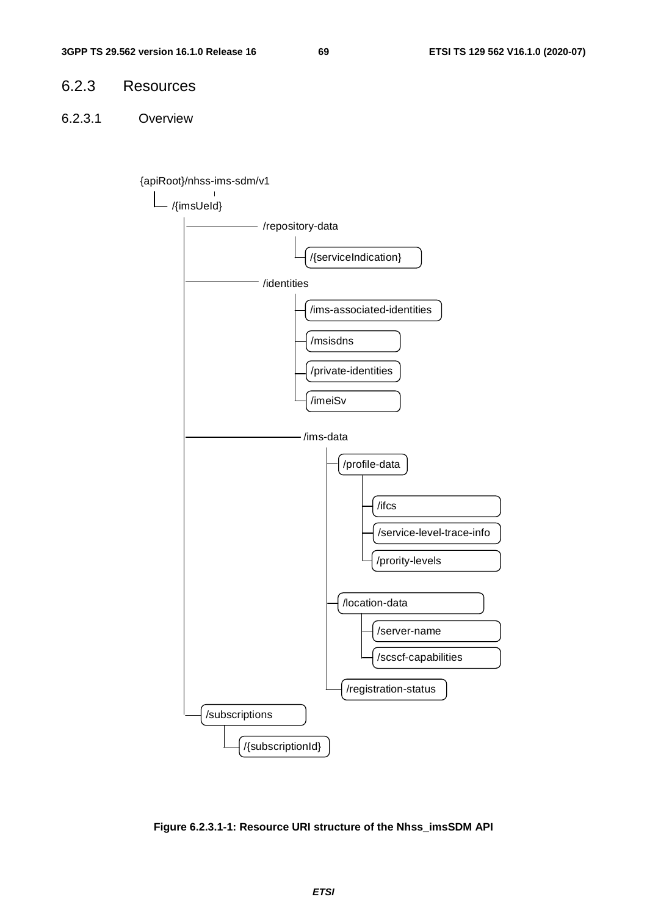### 6.2.3 Resources

#### 6.2.3.1 Overview

```
{apiRoot}/nhss-ims-sdm/v1
  └─ /{imsUeId}
       ├─ /repository-data
       │    └─ /{serviceIndication}
       ├─ /identities
       │    ├─ /ims-associated-identities
       │    ├─ /msisdns
       │    ├─ /private-identities
       │    └─ /imeiSv
       ├─ /ims-data
       │    ├─ /profile-data
       │    │    ├─ /ifcs
       │    │    ├─ /service-level-trace-info
       │    │    └─ /prority-levels
       │    ├─ /location-data
       │    │    ├─ /server-name
       │    │    └─ /scscf-capabilities
       │    └─ /registration-status
       └─ /subscriptions
            └─ /{subscriptionId}
```

**Figure 6.2.3.1-1: Resource URI structure of the Nhss_imsSDM API**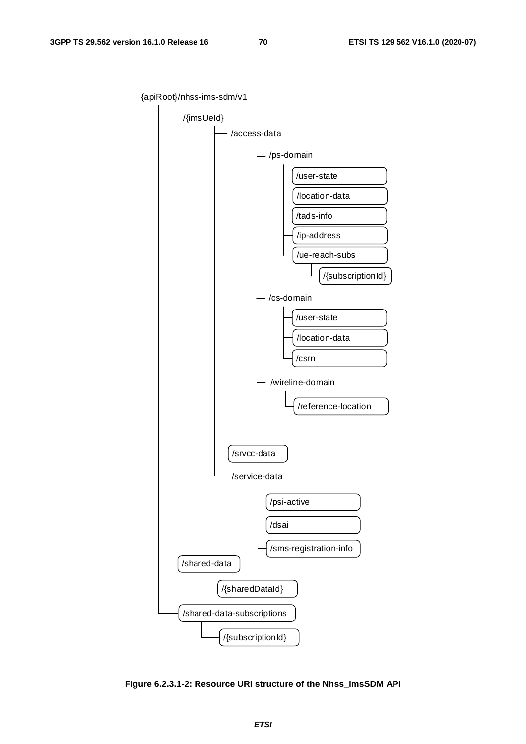```
{apiRoot}/nhss-ims-sdm/v1
    /{imsUeId}
        /access-data
            /ps-domain
                /user-state
                /location-data
                /tads-info
                /ip-address
                /ue-reach-subs
                    /{subscriptionId}
            /cs-domain
                /user-state
                /location-data
                /csrn
            /wireline-domain
                /reference-location
        /srvcc-data
        /service-data
            /psi-active
            /dsai
            /sms-registration-info
    /shared-data
        /{sharedDataId}
    /shared-data-subscriptions
        /{subscriptionId}
```

**Figure 6.2.3.1-2: Resource URI structure of the Nhss_imsSDM API**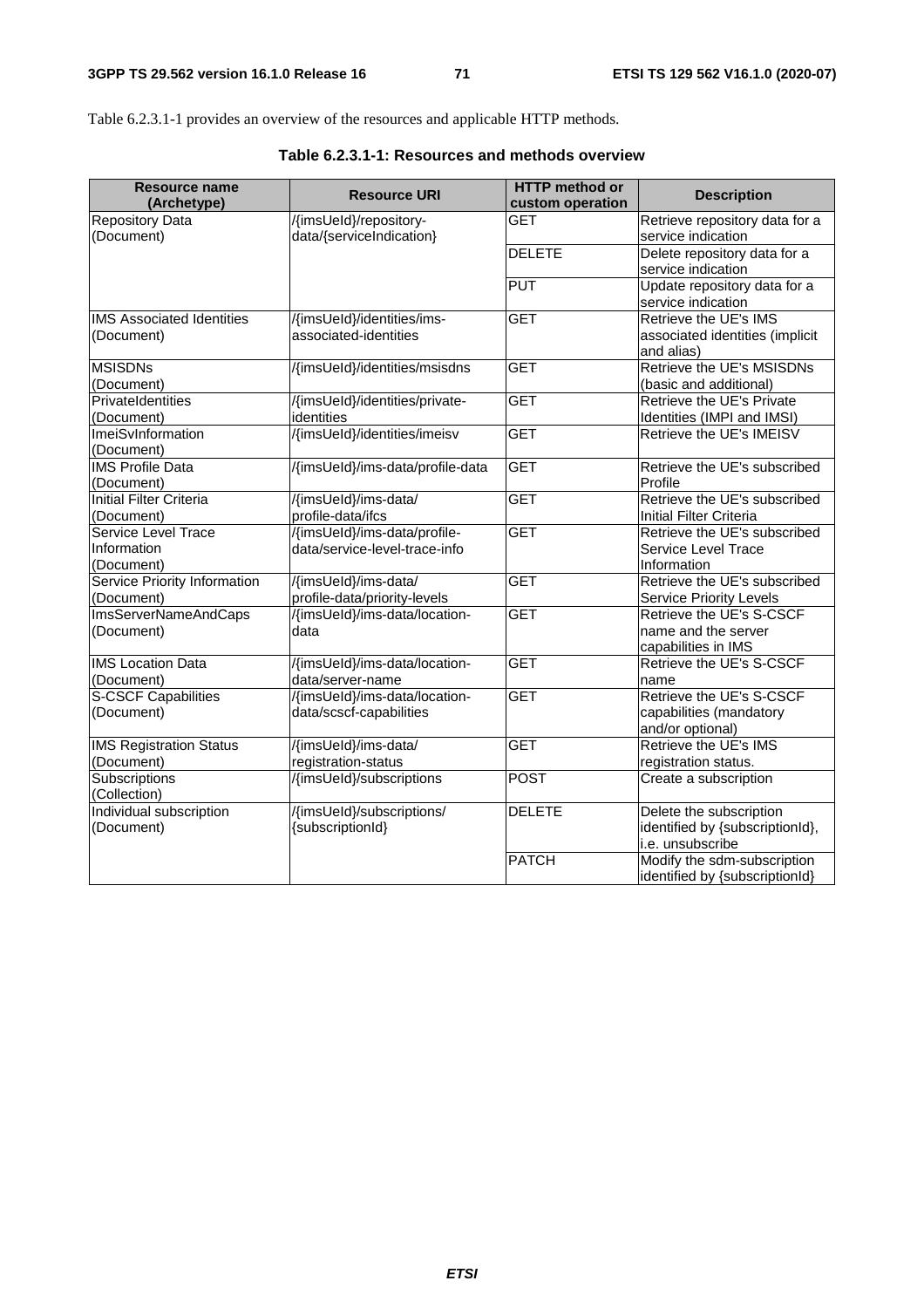Table 6.2.3.1-1 provides an overview of the resources and applicable HTTP methods.

**Table 6.2.3.1-1: Resources and methods overview**

| Resource name (Archetype) | Resource URI | HTTP method or custom operation | Description |
|---|---|---|---|
| Repository Data (Document) | /{imsUeId}/repository-data/{serviceIndication} | GET | Retrieve repository data for a service indication |
| | | DELETE | Delete repository data for a service indication |
| | | PUT | Update repository data for a service indication |
| IMS Associated Identities (Document) | /{imsUeId}/identities/ims-associated-identities | GET | Retrieve the UE's IMS associated identities (implicit and alias) |
| MSISDNs (Document) | /{imsUeId}/identities/msisdns | GET | Retrieve the UE's MSISDNs (basic and additional) |
| PrivateIdentities (Document) | /{imsUeId}/identities/private-identities | GET | Retrieve the UE's Private Identities (IMPI and IMSI) |
| ImeiSvInformation (Document) | /{imsUeId}/identities/imeisv | GET | Retrieve the UE's IMEISV |
| IMS Profile Data (Document) | /{imsUeId}/ims-data/profile-data | GET | Retrieve the UE's subscribed Profile |
| Initial Filter Criteria (Document) | /{imsUeId}/ims-data/ profile-data/ifcs | GET | Retrieve the UE's subscribed Initial Filter Criteria |
| Service Level Trace Information (Document) | /{imsUeId}/ims-data/profile-data/service-level-trace-info | GET | Retrieve the UE's subscribed Service Level Trace Information |
| Service Priority Information (Document) | /{imsUeId}/ims-data/ profile-data/priority-levels | GET | Retrieve the UE's subscribed Service Priority Levels |
| ImsServerNameAndCaps (Document) | /{imsUeId}/ims-data/location-data | GET | Retrieve the UE's S-CSCF name and the server capabilities in IMS |
| IMS Location Data (Document) | /{imsUeId}/ims-data/location-data/server-name | GET | Retrieve the UE's S-CSCF name |
| S-CSCF Capabilities (Document) | /{imsUeId}/ims-data/location-data/scscf-capabilities | GET | Retrieve the UE's S-CSCF capabilities (mandatory and/or optional) |
| IMS Registration Status (Document) | /{imsUeId}/ims-data/ registration-status | GET | Retrieve the UE's IMS registration status. |
| Subscriptions (Collection) | /{imsUeId}/subscriptions | POST | Create a subscription |
| Individual subscription (Document) | /{imsUeId}/subscriptions/ {subscriptionId} | DELETE | Delete the subscription identified by {subscriptionId}, i.e. unsubscribe |
| | | PATCH | Modify the sdm-subscription identified by {subscriptionId} |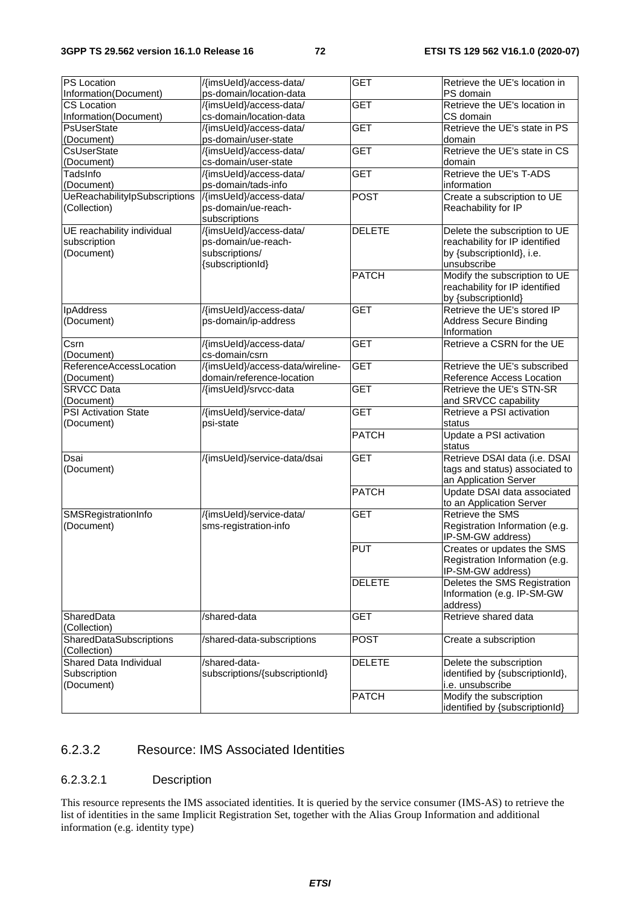| PS Location Information(Document) | /{imsUeId}/access-data/ps-domain/location-data | GET | Retrieve the UE's location in PS domain |
|---|---|---|---|
| CS Location Information(Document) | /{imsUeId}/access-data/cs-domain/location-data | GET | Retrieve the UE's location in CS domain |
| PsUserState (Document) | /{imsUeId}/access-data/ps-domain/user-state | GET | Retrieve the UE's state in PS domain |
| CsUserState (Document) | /{imsUeId}/access-data/cs-domain/user-state | GET | Retrieve the UE's state in CS domain |
| TadsInfo (Document) | /{imsUeId}/access-data/ps-domain/tads-info | GET | Retrieve the UE's T-ADS information |
| UeReachabilityIpSubscriptions (Collection) | /{imsUeId}/access-data/ps-domain/ue-reach-subscriptions | POST | Create a subscription to UE Reachability for IP |
| UE reachability individual subscription (Document) | /{imsUeId}/access-data/ps-domain/ue-reach-subscriptions/{subscriptionId} | DELETE | Delete the subscription to UE reachability for IP identified by {subscriptionId}, i.e. unsubscribe |
| | | PATCH | Modify the subscription to UE reachability for IP identified by {subscriptionId} |
| IpAddress (Document) | /{imsUeId}/access-data/ps-domain/ip-address | GET | Retrieve the UE's stored IP Address Secure Binding Information |
| Csrn (Document) | /{imsUeId}/access-data/cs-domain/csrn | GET | Retrieve a CSRN for the UE |
| ReferenceAccessLocation (Document) | /{imsUeId}/access-data/wireline-domain/reference-location | GET | Retrieve the UE's subscribed Reference Access Location |
| SRVCC Data (Document) | /{imsUeId}/srvcc-data | GET | Retrieve the UE's STN-SR and SRVCC capability |
| PSI Activation State (Document) | /{imsUeId}/service-data/psi-state | GET | Retrieve a PSI activation status |
| | | PATCH | Update a PSI activation status |
| Dsai (Document) | /{imsUeId}/service-data/dsai | GET | Retrieve DSAI data (i.e. DSAI tags and status) associated to an Application Server |
| | | PATCH | Update DSAI data associated to an Application Server |
| SMSRegistrationInfo (Document) | /{imsUeId}/service-data/sms-registration-info | GET | Retrieve the SMS Registration Information (e.g. IP-SM-GW address) |
| | | PUT | Creates or updates the SMS Registration Information (e.g. IP-SM-GW address) |
| | | DELETE | Deletes the SMS Registration Information (e.g. IP-SM-GW address) |
| SharedData (Collection) | /shared-data | GET | Retrieve shared data |
| SharedDataSubscriptions (Collection) | /shared-data-subscriptions | POST | Create a subscription |
| Shared Data Individual Subscription (Document) | /shared-data-subscriptions/{subscriptionId} | DELETE | Delete the subscription identified by {subscriptionId}, i.e. unsubscribe |
| | | PATCH | Modify the subscription identified by {subscriptionId} |

### 6.2.3.2 Resource: IMS Associated Identities

#### 6.2.3.2.1 Description

This resource represents the IMS associated identities. It is queried by the service consumer (IMS-AS) to retrieve the list of identities in the same Implicit Registration Set, together with the Alias Group Information and additional information (e.g. identity type)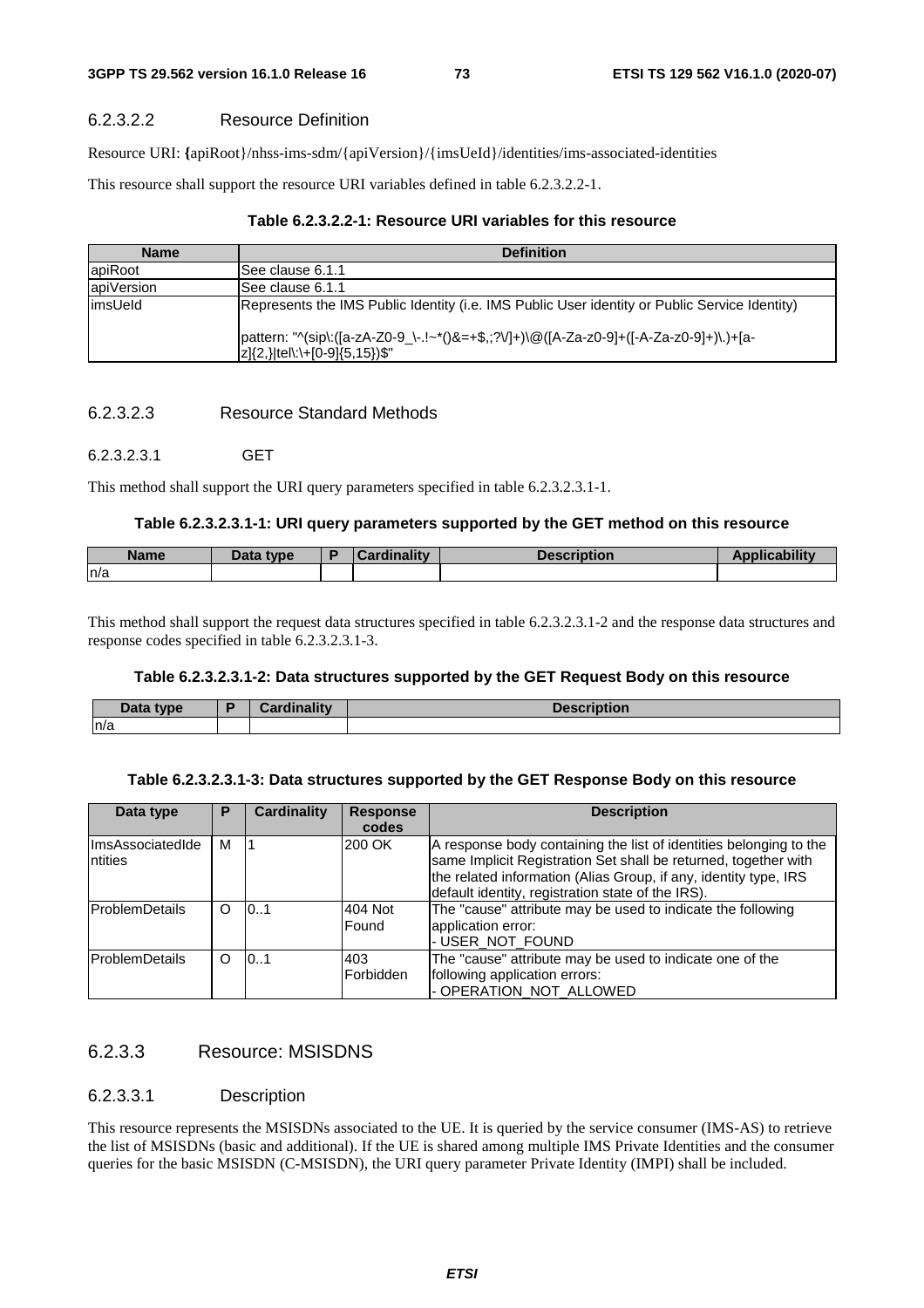#### 6.2.3.2.2 Resource Definition

Resource URI: {apiRoot}/nhss-ims-sdm/{apiVersion}/{imsUeId}/identities/ims-associated-identities

This resource shall support the resource URI variables defined in table 6.2.3.2.2-1.

**Table 6.2.3.2.2-1: Resource URI variables for this resource**

| Name | Definition |
|---|---|
| apiRoot | See clause 6.1.1 |
| apiVersion | See clause 6.1.1 |
| imsUeId | Represents the IMS Public Identity (i.e. IMS Public User identity or Public Service Identity)<br><br>pattern: "^(sip\:([a-zA-Z0-9_\-.!~*()&=+$,;?\/]+)\@([A-Za-z0-9]+([-A-Za-z0-9]+)\.)+[a-z]{2,}\|tel\:\+[0-9]{5,15})$" |

#### 6.2.3.2.3 Resource Standard Methods

##### 6.2.3.2.3.1 GET

This method shall support the URI query parameters specified in table 6.2.3.2.3.1-1.

**Table 6.2.3.2.3.1-1: URI query parameters supported by the GET method on this resource**

| Name | Data type | P | Cardinality | Description | Applicability |
|---|---|---|---|---|---|
| n/a | | | | | |

This method shall support the request data structures specified in table 6.2.3.2.3.1-2 and the response data structures and response codes specified in table 6.2.3.2.3.1-3.

**Table 6.2.3.2.3.1-2: Data structures supported by the GET Request Body on this resource**

| Data type | P | Cardinality | Description |
|---|---|---|---|
| n/a | | | |

**Table 6.2.3.2.3.1-3: Data structures supported by the GET Response Body on this resource**

| Data type | P | Cardinality | Response codes | Description |
|---|---|---|---|---|
| ImsAssociatedIdentities | M | 1 | 200 OK | A response body containing the list of identities belonging to the same Implicit Registration Set shall be returned, together with the related information (Alias Group, if any, identity type, IRS default identity, registration state of the IRS). |
| ProblemDetails | O | 0..1 | 404 Not Found | The "cause" attribute may be used to indicate the following application error:<br>- USER_NOT_FOUND |
| ProblemDetails | O | 0..1 | 403 Forbidden | The "cause" attribute may be used to indicate one of the following application errors:<br>- OPERATION_NOT_ALLOWED |

### 6.2.3.3 Resource: MSISDNS

#### 6.2.3.3.1 Description

This resource represents the MSISDNs associated to the UE. It is queried by the service consumer (IMS-AS) to retrieve the list of MSISDNs (basic and additional). If the UE is shared among multiple IMS Private Identities and the consumer queries for the basic MSISDN (C-MSISDN), the URI query parameter Private Identity (IMPI) shall be included.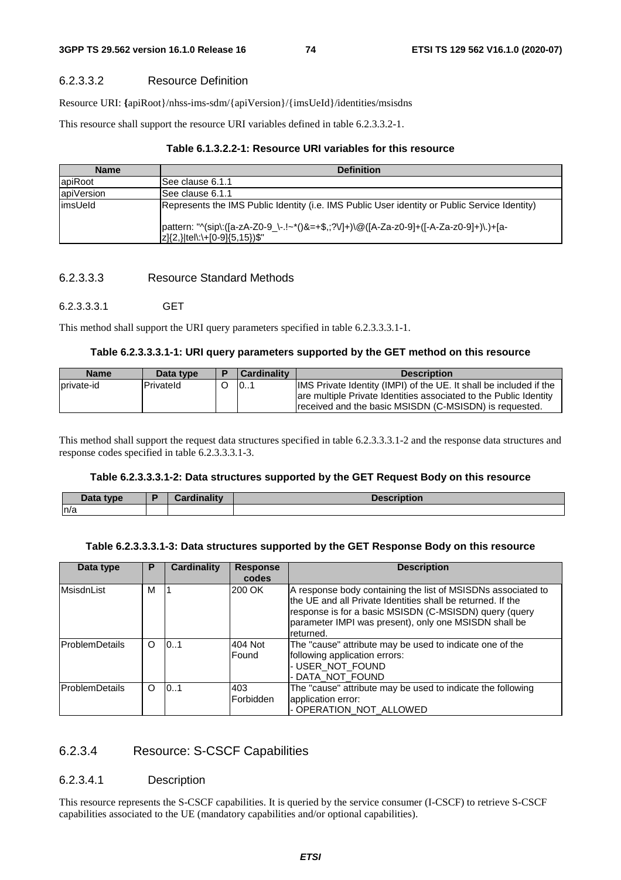#### 6.2.3.3.2 Resource Definition

Resource URI: {apiRoot}/nhss-ims-sdm/{apiVersion}/{imsUeId}/identities/msisdns

This resource shall support the resource URI variables defined in table 6.2.3.3.2-1.

**Table 6.1.3.2.2-1: Resource URI variables for this resource**

| Name | Definition |
| --- | --- |
| apiRoot | See clause 6.1.1 |
| apiVersion | See clause 6.1.1 |
| imsUeId | Represents the IMS Public Identity (i.e. IMS Public User identity or Public Service Identity)<br><br>pattern: "^(sip\:([a-zA-Z0-9_\-.!~*()&=+$,;?\/]+)\@([A-Za-z0-9]+([-A-Za-z0-9]+)\.)+[a-z]{2,}\|tel\:\+[0-9]{5,15})$" |

#### 6.2.3.3.3 Resource Standard Methods

##### 6.2.3.3.3.1 GET

This method shall support the URI query parameters specified in table 6.2.3.3.3.1-1.

**Table 6.2.3.3.3.1-1: URI query parameters supported by the GET method on this resource**

| Name | Data type | P | Cardinality | Description |
| --- | --- | --- | --- | --- |
| private-id | PrivateId | O | 0..1 | IMS Private Identity (IMPI) of the UE. It shall be included if the are multiple Private Identities associated to the Public Identity received and the basic MSISDN (C-MSISDN) is requested. |

This method shall support the request data structures specified in table 6.2.3.3.3.1-2 and the response data structures and response codes specified in table 6.2.3.3.3.1-3.

**Table 6.2.3.3.3.1-2: Data structures supported by the GET Request Body on this resource**

| Data type | P | Cardinality | Description |
| --- | --- | --- | --- |
| n/a | | | |

**Table 6.2.3.3.3.1-3: Data structures supported by the GET Response Body on this resource**

| Data type | P | Cardinality | Response codes | Description |
| --- | --- | --- | --- | --- |
| MsisdnList | M | 1 | 200 OK | A response body containing the list of MSISDNs associated to the UE and all Private Identities shall be returned. If the response is for a basic MSISDN (C-MSISDN) query (query parameter IMPI was present), only one MSISDN shall be returned. |
| ProblemDetails | O | 0..1 | 404 Not Found | The "cause" attribute may be used to indicate one of the following application errors:<br>- USER_NOT_FOUND<br>- DATA_NOT_FOUND |
| ProblemDetails | O | 0..1 | 403 Forbidden | The "cause" attribute may be used to indicate the following application error:<br>- OPERATION_NOT_ALLOWED |

### 6.2.3.4 Resource: S-CSCF Capabilities

#### 6.2.3.4.1 Description

This resource represents the S-CSCF capabilities. It is queried by the service consumer (I-CSCF) to retrieve S-CSCF capabilities associated to the UE (mandatory capabilities and/or optional capabilities).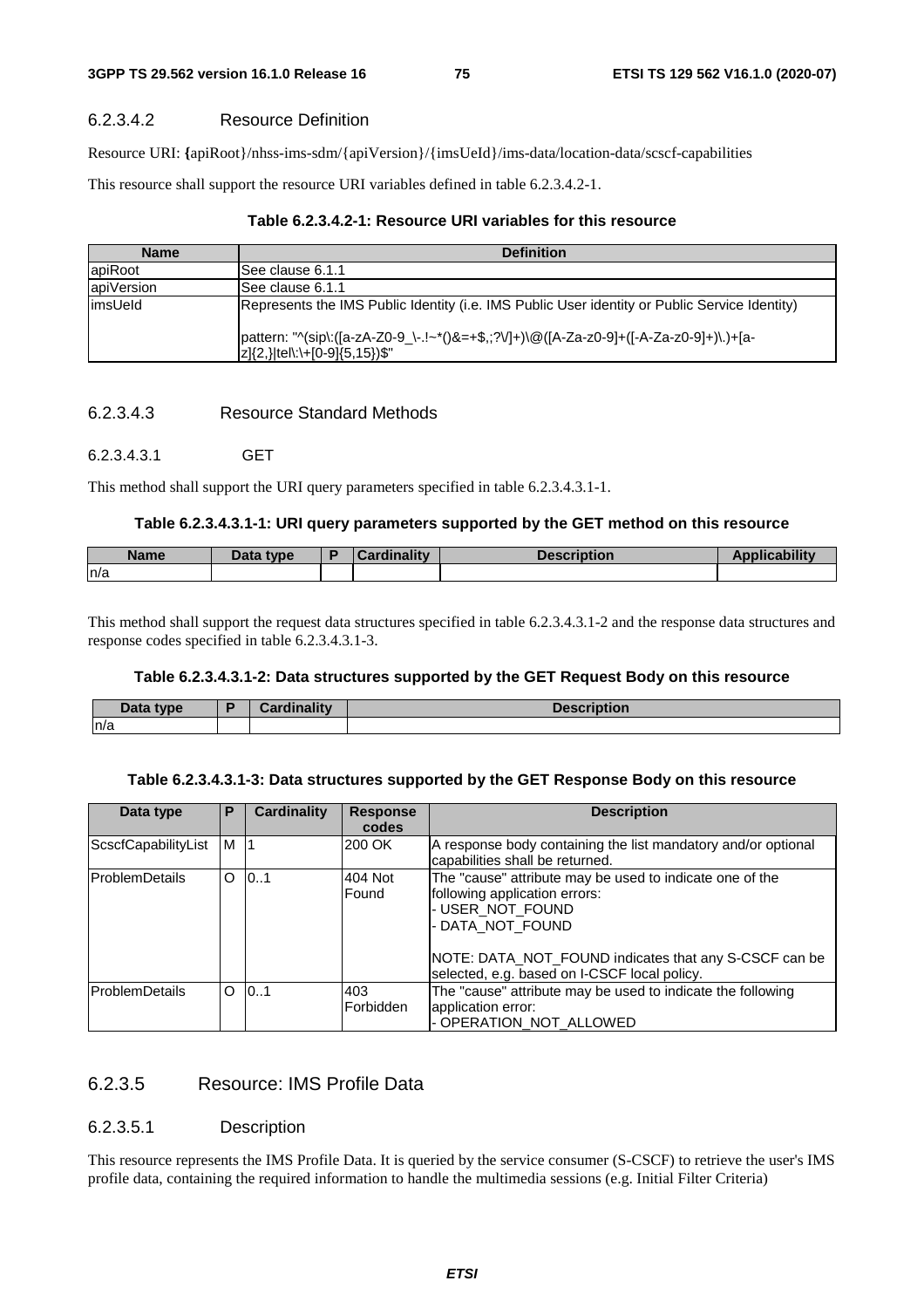#### 6.2.3.4.2 Resource Definition

Resource URI: {apiRoot}/nhss-ims-sdm/{apiVersion}/{imsUeId}/ims-data/location-data/scscf-capabilities

This resource shall support the resource URI variables defined in table 6.2.3.4.2-1.

**Table 6.2.3.4.2-1: Resource URI variables for this resource**

| Name | Definition |
| --- | --- |
| apiRoot | See clause 6.1.1 |
| apiVersion | See clause 6.1.1 |
| imsUeId | Represents the IMS Public Identity (i.e. IMS Public User identity or Public Service Identity)<br><br>pattern: "^(sip\:([a-zA-Z0-9_\-.!~*()&=+$,;?\/]+)\@([A-Za-z0-9]+([-A-Za-z0-9]+)\.)+[a-z]{2,}\|tel\:\+[0-9]{5,15})$" |

#### 6.2.3.4.3 Resource Standard Methods

##### 6.2.3.4.3.1 GET

This method shall support the URI query parameters specified in table 6.2.3.4.3.1-1.

**Table 6.2.3.4.3.1-1: URI query parameters supported by the GET method on this resource**

| Name | Data type | P | Cardinality | Description | Applicability |
| --- | --- | --- | --- | --- | --- |
| n/a | | | | | |

This method shall support the request data structures specified in table 6.2.3.4.3.1-2 and the response data structures and response codes specified in table 6.2.3.4.3.1-3.

**Table 6.2.3.4.3.1-2: Data structures supported by the GET Request Body on this resource**

| Data type | P | Cardinality | Description |
| --- | --- | --- | --- |
| n/a | | | |

**Table 6.2.3.4.3.1-3: Data structures supported by the GET Response Body on this resource**

| Data type | P | Cardinality | Response codes | Description |
| --- | --- | --- | --- | --- |
| ScscfCapabilityList | M | 1 | 200 OK | A response body containing the list mandatory and/or optional capabilities shall be returned. |
| ProblemDetails | O | 0..1 | 404 Not Found | The "cause" attribute may be used to indicate one of the following application errors:<br>- USER_NOT_FOUND<br>- DATA_NOT_FOUND<br><br>NOTE: DATA_NOT_FOUND indicates that any S-CSCF can be selected, e.g. based on I-CSCF local policy. |
| ProblemDetails | O | 0..1 | 403 Forbidden | The "cause" attribute may be used to indicate the following application error:<br>- OPERATION_NOT_ALLOWED |

### 6.2.3.5 Resource: IMS Profile Data

#### 6.2.3.5.1 Description

This resource represents the IMS Profile Data. It is queried by the service consumer (S-CSCF) to retrieve the user's IMS profile data, containing the required information to handle the multimedia sessions (e.g. Initial Filter Criteria)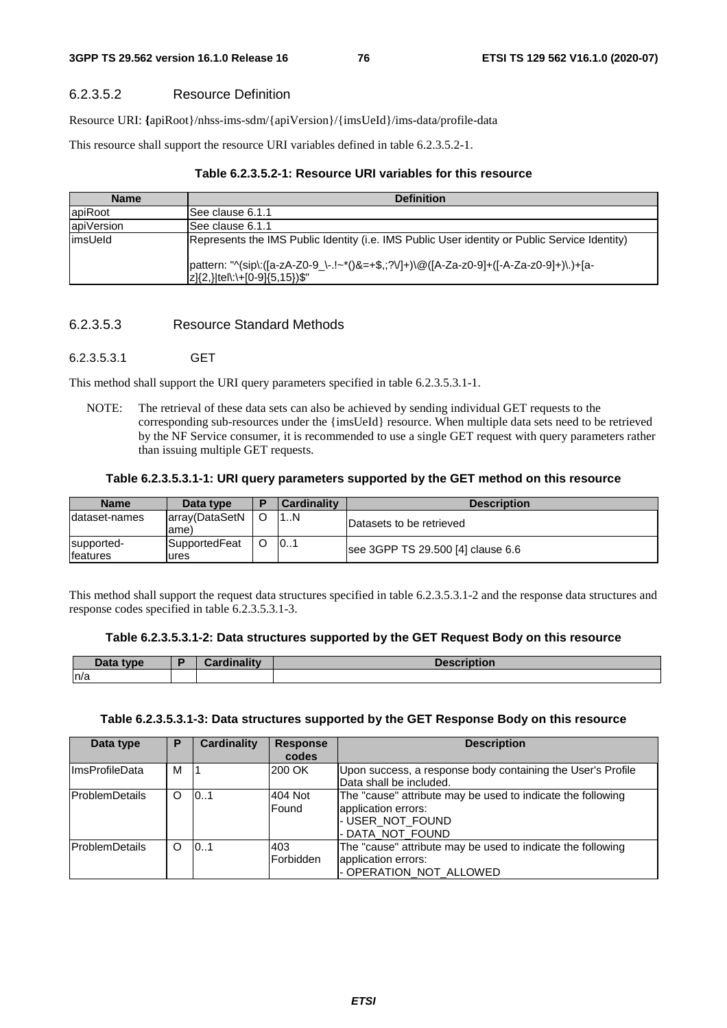#### 6.2.3.5.2 Resource Definition

Resource URI: {apiRoot}/nhss-ims-sdm/{apiVersion}/{imsUeId}/ims-data/profile-data

This resource shall support the resource URI variables defined in table 6.2.3.5.2-1.

**Table 6.2.3.5.2-1: Resource URI variables for this resource**

| Name | Definition |
| --- | --- |
| apiRoot | See clause 6.1.1 |
| apiVersion | See clause 6.1.1 |
| imsUeId | Represents the IMS Public Identity (i.e. IMS Public User identity or Public Service Identity)<br><br>pattern: "^(sip\:([a-zA-Z0-9_\-.!~*()&=+$,;?\/]+)\@([A-Za-z0-9]+([-A-Za-z0-9]+)\.)+[a-z]{2,}\|tel\:\+[0-9]{5,15})$" |

#### 6.2.3.5.3 Resource Standard Methods

##### 6.2.3.5.3.1 GET

This method shall support the URI query parameters specified in table 6.2.3.5.3.1-1.

NOTE: The retrieval of these data sets can also be achieved by sending individual GET requests to the corresponding sub-resources under the {imsUeId} resource. When multiple data sets need to be retrieved by the NF Service consumer, it is recommended to use a single GET request with query parameters rather than issuing multiple GET requests.

**Table 6.2.3.5.3.1-1: URI query parameters supported by the GET method on this resource**

| Name | Data type | P | Cardinality | Description |
| --- | --- | --- | --- | --- |
| dataset-names | array(DataSetName) | O | 1..N | Datasets to be retrieved |
| supported-features | SupportedFeatures | O | 0..1 | see 3GPP TS 29.500 [4] clause 6.6 |

This method shall support the request data structures specified in table 6.2.3.5.3.1-2 and the response data structures and response codes specified in table 6.2.3.5.3.1-3.

**Table 6.2.3.5.3.1-2: Data structures supported by the GET Request Body on this resource**

| Data type | P | Cardinality | Description |
| --- | --- | --- | --- |
| n/a | | | |

**Table 6.2.3.5.3.1-3: Data structures supported by the GET Response Body on this resource**

| Data type | P | Cardinality | Response codes | Description |
| --- | --- | --- | --- | --- |
| ImsProfileData | M | 1 | 200 OK | Upon success, a response body containing the User's Profile Data shall be included. |
| ProblemDetails | O | 0..1 | 404 Not Found | The "cause" attribute may be used to indicate the following application errors:<br>- USER_NOT_FOUND<br>- DATA_NOT_FOUND |
| ProblemDetails | O | 0..1 | 403 Forbidden | The "cause" attribute may be used to indicate the following application errors:<br>- OPERATION_NOT_ALLOWED |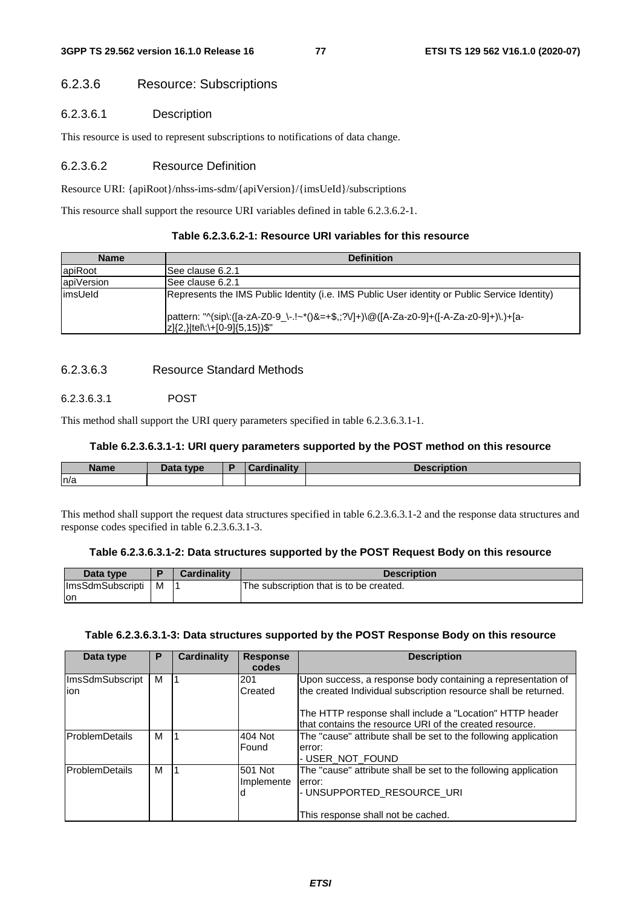#### 6.2.3.6 Resource: Subscriptions

##### 6.2.3.6.1 Description

This resource is used to represent subscriptions to notifications of data change.

##### 6.2.3.6.2 Resource Definition

Resource URI: {apiRoot}/nhss-ims-sdm/{apiVersion}/{imsUeId}/subscriptions

This resource shall support the resource URI variables defined in table 6.2.3.6.2-1.

**Table 6.2.3.6.2-1: Resource URI variables for this resource**

| Name | Definition |
|---|---|
| apiRoot | See clause 6.2.1 |
| apiVersion | See clause 6.2.1 |
| imsUeId | Represents the IMS Public Identity (i.e. IMS Public User identity or Public Service Identity)<br><br>pattern: "^(sip\:([a-zA-Z0-9_\-.!~*()&=+$,;?\/]+)\@([A-Za-z0-9]+([-A-Za-z0-9]+)\.)+[a-z]{2,}\|tel\:\+[0-9]{5,15})$" |

##### 6.2.3.6.3 Resource Standard Methods

###### 6.2.3.6.3.1 POST

This method shall support the URI query parameters specified in table 6.2.3.6.3.1-1.

**Table 6.2.3.6.3.1-1: URI query parameters supported by the POST method on this resource**

| Name | Data type | P | Cardinality | Description |
|---|---|---|---|---|
| n/a | | | | |

This method shall support the request data structures specified in table 6.2.3.6.3.1-2 and the response data structures and response codes specified in table 6.2.3.6.3.1-3.

**Table 6.2.3.6.3.1-2: Data structures supported by the POST Request Body on this resource**

| Data type | P | Cardinality | Description |
|---|---|---|---|
| ImsSdmSubscription | M | 1 | The subscription that is to be created. |

**Table 6.2.3.6.3.1-3: Data structures supported by the POST Response Body on this resource**

| Data type | P | Cardinality | Response codes | Description |
|---|---|---|---|---|
| ImsSdmSubscription | M | 1 | 201 Created | Upon success, a response body containing a representation of the created Individual subscription resource shall be returned.<br><br>The HTTP response shall include a "Location" HTTP header that contains the resource URI of the created resource. |
| ProblemDetails | M | 1 | 404 Not Found | The "cause" attribute shall be set to the following application error:<br>- USER_NOT_FOUND |
| ProblemDetails | M | 1 | 501 Not Implemented | The "cause" attribute shall be set to the following application error:<br>- UNSUPPORTED_RESOURCE_URI<br><br>This response shall not be cached. |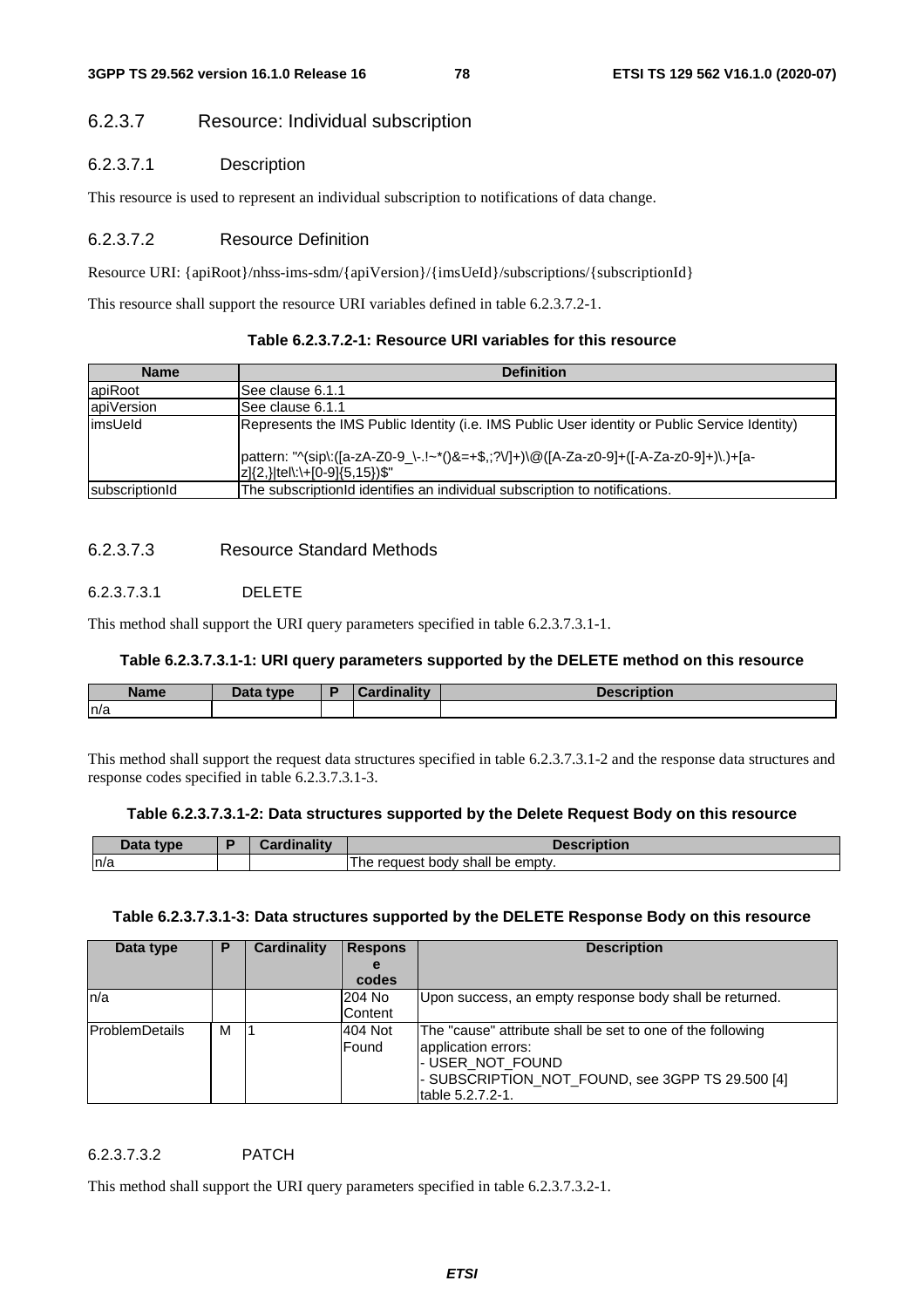#### 6.2.3.7 Resource: Individual subscription

##### 6.2.3.7.1 Description

This resource is used to represent an individual subscription to notifications of data change.

##### 6.2.3.7.2 Resource Definition

Resource URI: {apiRoot}/nhss-ims-sdm/{apiVersion}/{imsUeId}/subscriptions/{subscriptionId}

This resource shall support the resource URI variables defined in table 6.2.3.7.2-1.

**Table 6.2.3.7.2-1: Resource URI variables for this resource**

| Name | Definition |
| --- | --- |
| apiRoot | See clause 6.1.1 |
| apiVersion | See clause 6.1.1 |
| imsUeId | Represents the IMS Public Identity (i.e. IMS Public User identity or Public Service Identity)<br><br>pattern: "^(sip\:([a-zA-Z0-9_\-.!~*()&=+$,;?\/]+)\@([A-Za-z0-9]+([-A-Za-z0-9]+)\.)+[a-z]{2,}\|tel\:\+[0-9]{5,15})$" |
| subscriptionId | The subscriptionId identifies an individual subscription to notifications. |

##### 6.2.3.7.3 Resource Standard Methods

###### 6.2.3.7.3.1 DELETE

This method shall support the URI query parameters specified in table 6.2.3.7.3.1-1.

**Table 6.2.3.7.3.1-1: URI query parameters supported by the DELETE method on this resource**

| Name | Data type | P | Cardinality | Description |
| --- | --- | --- | --- | --- |
| n/a | | | | |

This method shall support the request data structures specified in table 6.2.3.7.3.1-2 and the response data structures and response codes specified in table 6.2.3.7.3.1-3.

**Table 6.2.3.7.3.1-2: Data structures supported by the Delete Request Body on this resource**

| Data type | P | Cardinality | Description |
| --- | --- | --- | --- |
| n/a | | | The request body shall be empty. |

**Table 6.2.3.7.3.1-3: Data structures supported by the DELETE Response Body on this resource**

| Data type | P | Cardinality | Response codes | Description |
| --- | --- | --- | --- | --- |
| n/a | | | 204 No Content | Upon success, an empty response body shall be returned. |
| ProblemDetails | M | 1 | 404 Not Found | The "cause" attribute shall be set to one of the following application errors:<br>- USER_NOT_FOUND<br>- SUBSCRIPTION_NOT_FOUND, see 3GPP TS 29.500 [4] table 5.2.7.2-1. |

###### 6.2.3.7.3.2 PATCH

This method shall support the URI query parameters specified in table 6.2.3.7.3.2-1.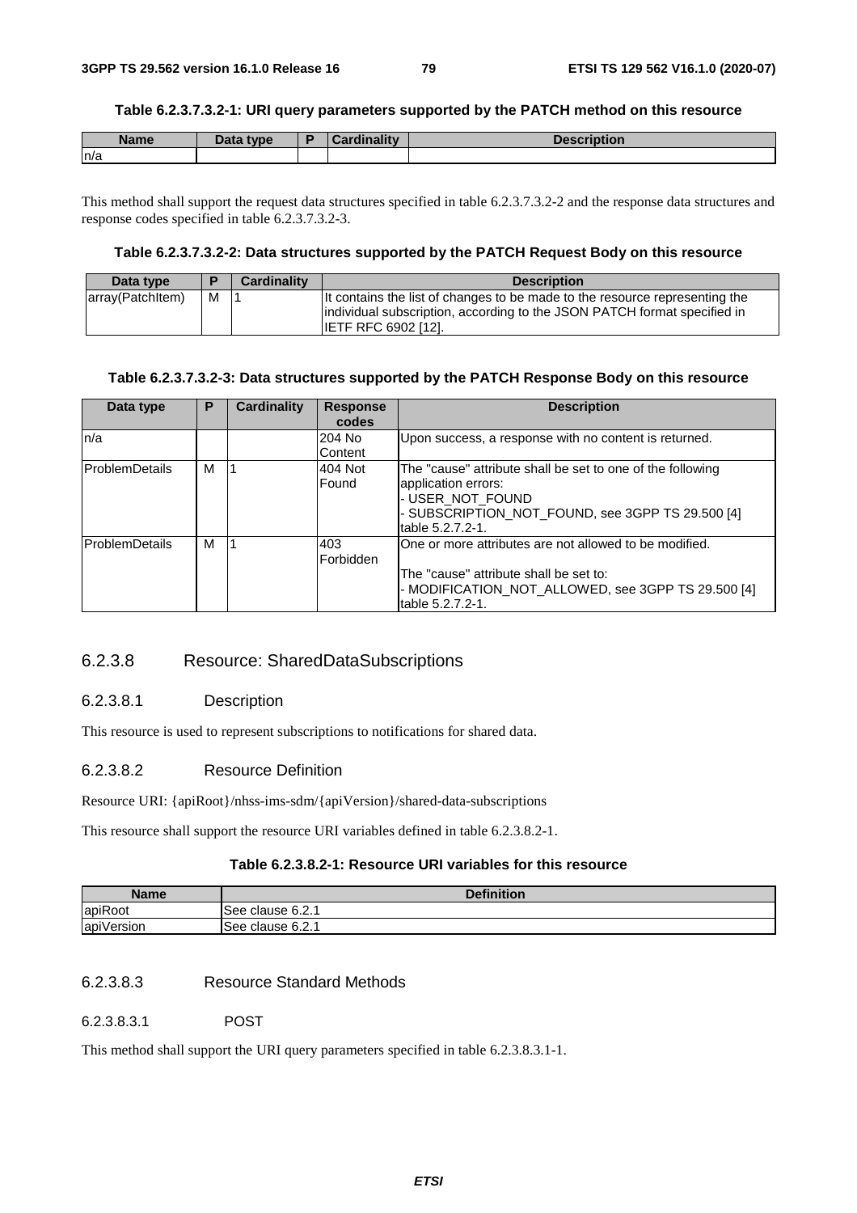**Table 6.2.3.7.3.2-1: URI query parameters supported by the PATCH method on this resource**

| Name | Data type | P | Cardinality | Description |
| --- | --- | --- | --- | --- |
| n/a | | | | |

This method shall support the request data structures specified in table 6.2.3.7.3.2-2 and the response data structures and response codes specified in table 6.2.3.7.3.2-3.

**Table 6.2.3.7.3.2-2: Data structures supported by the PATCH Request Body on this resource**

| Data type | P | Cardinality | Description |
| --- | --- | --- | --- |
| array(PatchItem) | M | 1 | It contains the list of changes to be made to the resource representing the individual subscription, according to the JSON PATCH format specified in IETF RFC 6902 [12]. |

**Table 6.2.3.7.3.2-3: Data structures supported by the PATCH Response Body on this resource**

| Data type | P | Cardinality | Response codes | Description |
| --- | --- | --- | --- | --- |
| n/a | | | 204 No Content | Upon success, a response with no content is returned. |
| ProblemDetails | M | 1 | 404 Not Found | The "cause" attribute shall be set to one of the following application errors:<br>- USER_NOT_FOUND<br>- SUBSCRIPTION_NOT_FOUND, see 3GPP TS 29.500 [4] table 5.2.7.2-1. |
| ProblemDetails | M | 1 | 403 Forbidden | One or more attributes are not allowed to be modified.<br><br>The "cause" attribute shall be set to:<br>- MODIFICATION_NOT_ALLOWED, see 3GPP TS 29.500 [4] table 5.2.7.2-1. |

### 6.2.3.8 Resource: SharedDataSubscriptions

#### 6.2.3.8.1 Description

This resource is used to represent subscriptions to notifications for shared data.

#### 6.2.3.8.2 Resource Definition

Resource URI: {apiRoot}/nhss-ims-sdm/{apiVersion}/shared-data-subscriptions

This resource shall support the resource URI variables defined in table 6.2.3.8.2-1.

**Table 6.2.3.8.2-1: Resource URI variables for this resource**

| Name | Definition |
| --- | --- |
| apiRoot | See clause 6.2.1 |
| apiVersion | See clause 6.2.1 |

#### 6.2.3.8.3 Resource Standard Methods

##### 6.2.3.8.3.1 POST

This method shall support the URI query parameters specified in table 6.2.3.8.3.1-1.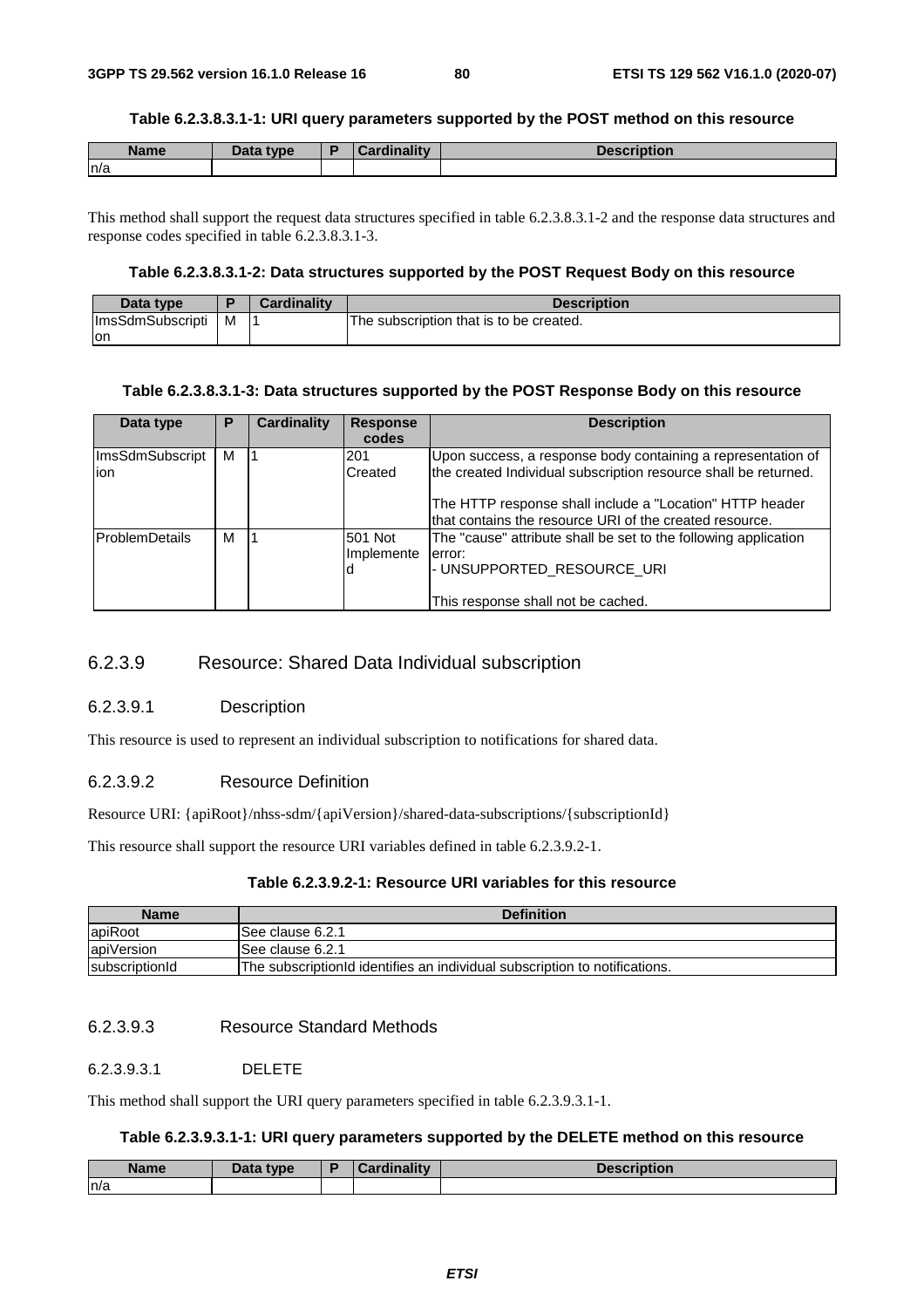**Table 6.2.3.8.3.1-1: URI query parameters supported by the POST method on this resource**

| Name | Data type | P | Cardinality | Description |
| --- | --- | --- | --- | --- |
| n/a | | | | |

This method shall support the request data structures specified in table 6.2.3.8.3.1-2 and the response data structures and response codes specified in table 6.2.3.8.3.1-3.

**Table 6.2.3.8.3.1-2: Data structures supported by the POST Request Body on this resource**

| Data type | P | Cardinality | Description |
| --- | --- | --- | --- |
| ImsSdmSubscription | M | 1 | The subscription that is to be created. |

**Table 6.2.3.8.3.1-3: Data structures supported by the POST Response Body on this resource**

| Data type | P | Cardinality | Response codes | Description |
| --- | --- | --- | --- | --- |
| ImsSdmSubscription | M | 1 | 201 Created | Upon success, a response body containing a representation of the created Individual subscription resource shall be returned.<br><br>The HTTP response shall include a "Location" HTTP header that contains the resource URI of the created resource. |
| ProblemDetails | M | 1 | 501 Not Implemented | The "cause" attribute shall be set to the following application error:<br>- UNSUPPORTED_RESOURCE_URI<br><br>This response shall not be cached. |

### 6.2.3.9 Resource: Shared Data Individual subscription

#### 6.2.3.9.1 Description

This resource is used to represent an individual subscription to notifications for shared data.

#### 6.2.3.9.2 Resource Definition

Resource URI: {apiRoot}/nhss-sdm/{apiVersion}/shared-data-subscriptions/{subscriptionId}

This resource shall support the resource URI variables defined in table 6.2.3.9.2-1.

**Table 6.2.3.9.2-1: Resource URI variables for this resource**

| Name | Definition |
| --- | --- |
| apiRoot | See clause 6.2.1 |
| apiVersion | See clause 6.2.1 |
| subscriptionId | The subscriptionId identifies an individual subscription to notifications. |

#### 6.2.3.9.3 Resource Standard Methods

##### 6.2.3.9.3.1 DELETE

This method shall support the URI query parameters specified in table 6.2.3.9.3.1-1.

**Table 6.2.3.9.3.1-1: URI query parameters supported by the DELETE method on this resource**

| Name | Data type | P | Cardinality | Description |
| --- | --- | --- | --- | --- |
| n/a | | | | |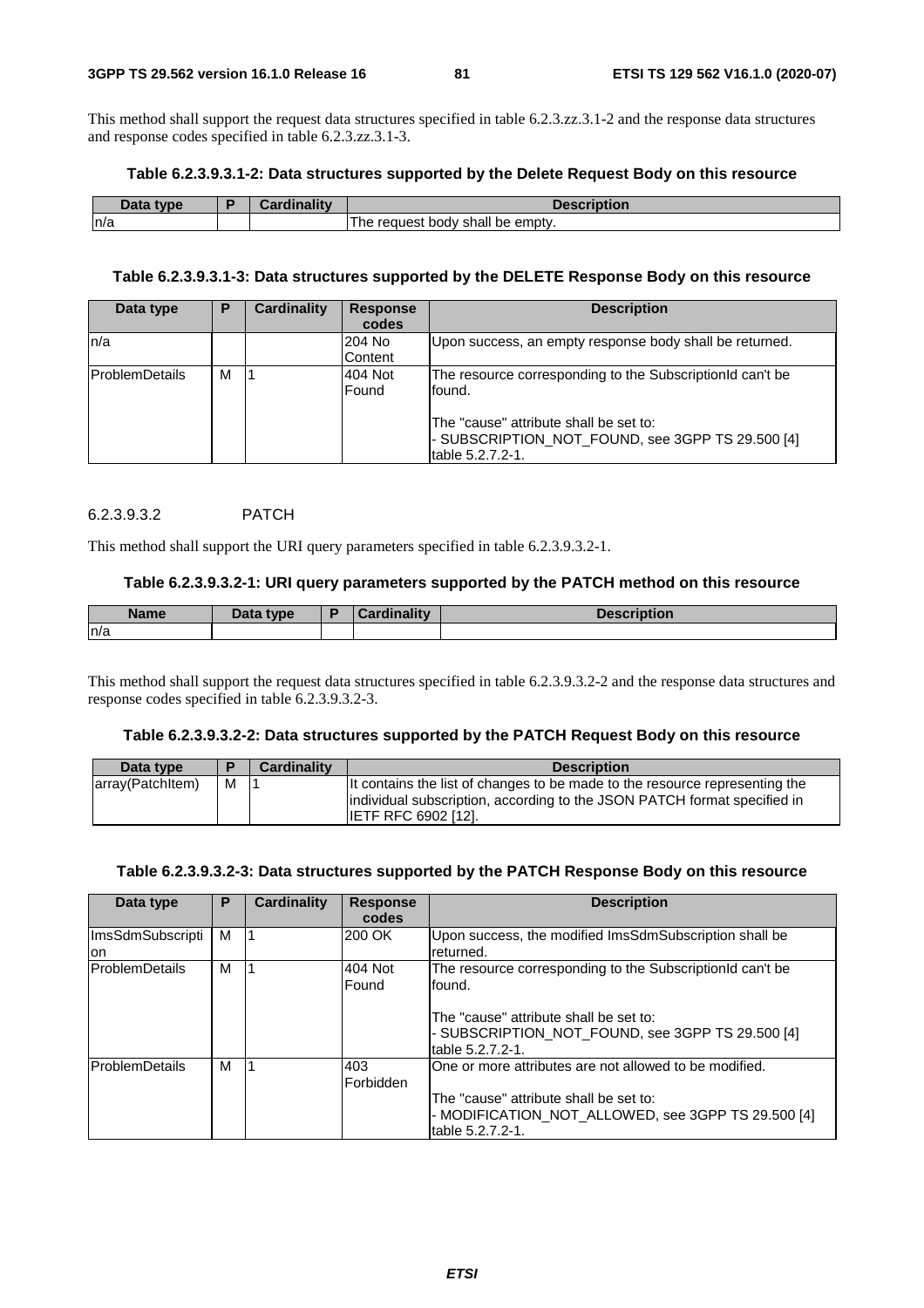This method shall support the request data structures specified in table 6.2.3.zz.3.1-2 and the response data structures and response codes specified in table 6.2.3.zz.3.1-3.

**Table 6.2.3.9.3.1-2: Data structures supported by the Delete Request Body on this resource**

| Data type | P | Cardinality | Description |
| --- | --- | --- | --- |
| n/a | | | The request body shall be empty. |

**Table 6.2.3.9.3.1-3: Data structures supported by the DELETE Response Body on this resource**

| Data type | P | Cardinality | Response codes | Description |
| --- | --- | --- | --- | --- |
| n/a | | | 204 No Content | Upon success, an empty response body shall be returned. |
| ProblemDetails | M | 1 | 404 Not Found | The resource corresponding to the SubscriptionId can't be found.<br><br>The "cause" attribute shall be set to:<br>- SUBSCRIPTION_NOT_FOUND, see 3GPP TS 29.500 [4] table 5.2.7.2-1. |

##### 6.2.3.9.3.2 PATCH

This method shall support the URI query parameters specified in table 6.2.3.9.3.2-1.

**Table 6.2.3.9.3.2-1: URI query parameters supported by the PATCH method on this resource**

| Name | Data type | P | Cardinality | Description |
| --- | --- | --- | --- | --- |
| n/a | | | | |

This method shall support the request data structures specified in table 6.2.3.9.3.2-2 and the response data structures and response codes specified in table 6.2.3.9.3.2-3.

**Table 6.2.3.9.3.2-2: Data structures supported by the PATCH Request Body on this resource**

| Data type | P | Cardinality | Description |
| --- | --- | --- | --- |
| array(PatchItem) | M | 1 | It contains the list of changes to be made to the resource representing the individual subscription, according to the JSON PATCH format specified in IETF RFC 6902 [12]. |

**Table 6.2.3.9.3.2-3: Data structures supported by the PATCH Response Body on this resource**

| Data type | P | Cardinality | Response codes | Description |
| --- | --- | --- | --- | --- |
| ImsSdmSubscription | M | 1 | 200 OK | Upon success, the modified ImsSdmSubscription shall be returned. |
| ProblemDetails | M | 1 | 404 Not Found | The resource corresponding to the SubscriptionId can't be found.<br><br>The "cause" attribute shall be set to:<br>- SUBSCRIPTION_NOT_FOUND, see 3GPP TS 29.500 [4] table 5.2.7.2-1. |
| ProblemDetails | M | 1 | 403 Forbidden | One or more attributes are not allowed to be modified.<br><br>The "cause" attribute shall be set to:<br>- MODIFICATION_NOT_ALLOWED, see 3GPP TS 29.500 [4] table 5.2.7.2-1. |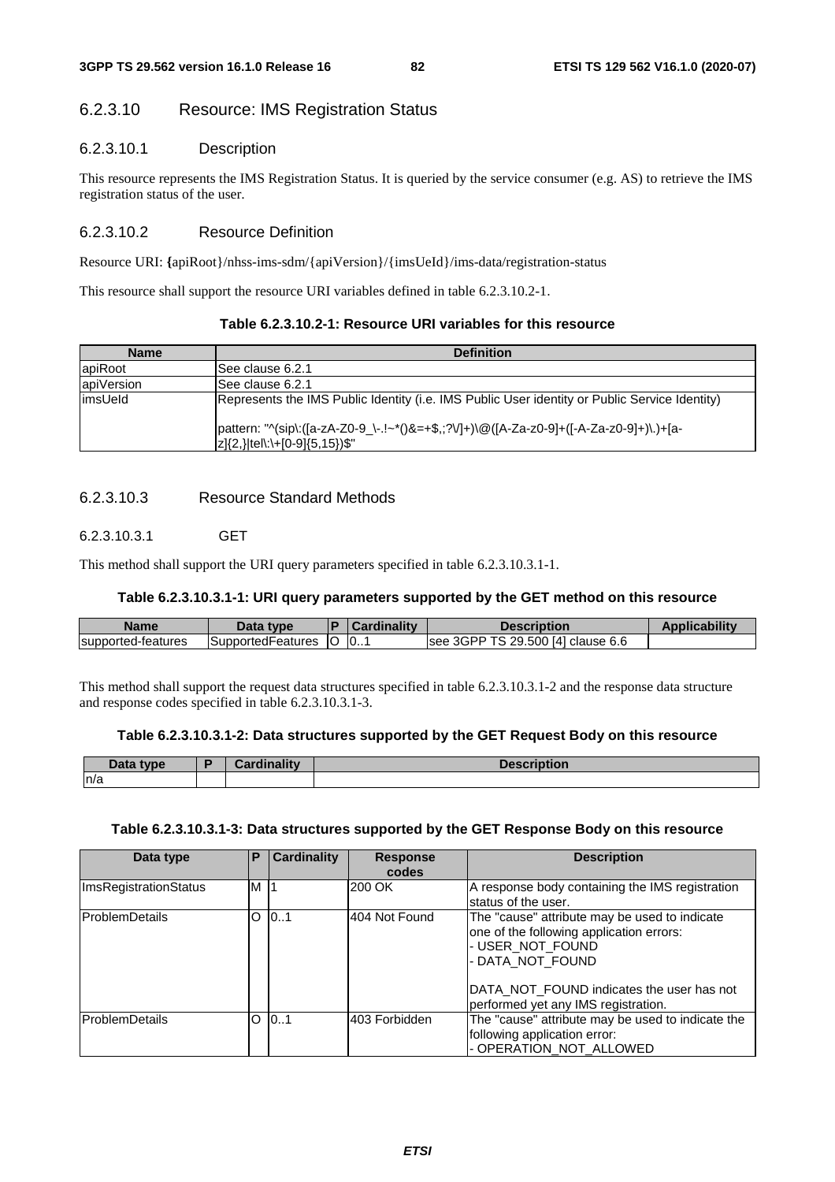### 6.2.3.10 Resource: IMS Registration Status

#### 6.2.3.10.1 Description

This resource represents the IMS Registration Status. It is queried by the service consumer (e.g. AS) to retrieve the IMS registration status of the user.

#### 6.2.3.10.2 Resource Definition

Resource URI: {apiRoot}/nhss-ims-sdm/{apiVersion}/{imsUeId}/ims-data/registration-status

This resource shall support the resource URI variables defined in table 6.2.3.10.2-1.

**Table 6.2.3.10.2-1: Resource URI variables for this resource**

| Name | Definition |
|---|---|
| apiRoot | See clause 6.2.1 |
| apiVersion | See clause 6.2.1 |
| imsUeId | Represents the IMS Public Identity (i.e. IMS Public User identity or Public Service Identity)<br><br>pattern: "^(sip\:([a-zA-Z0-9_\-.!~*()&=+$,;?\/]+)\@([A-Za-z0-9]+([-A-Za-z0-9]+)\.)+[a-z]{2,}\|tel\:\+[0-9]{5,15})$" |

#### 6.2.3.10.3 Resource Standard Methods

##### 6.2.3.10.3.1 GET

This method shall support the URI query parameters specified in table 6.2.3.10.3.1-1.

**Table 6.2.3.10.3.1-1: URI query parameters supported by the GET method on this resource**

| Name | Data type | P | Cardinality | Description | Applicability |
|---|---|---|---|---|---|
| supported-features | SupportedFeatures | O | 0..1 | see 3GPP TS 29.500 [4] clause 6.6 | |

This method shall support the request data structures specified in table 6.2.3.10.3.1-2 and the response data structure and response codes specified in table 6.2.3.10.3.1-3.

**Table 6.2.3.10.3.1-2: Data structures supported by the GET Request Body on this resource**

| Data type | P | Cardinality | Description |
|---|---|---|---|
| n/a | | | |

**Table 6.2.3.10.3.1-3: Data structures supported by the GET Response Body on this resource**

| Data type | P | Cardinality | Response codes | Description |
|---|---|---|---|---|
| ImsRegistrationStatus | M | 1 | 200 OK | A response body containing the IMS registration status of the user. |
| ProblemDetails | O | 0..1 | 404 Not Found | The "cause" attribute may be used to indicate one of the following application errors:<br>- USER_NOT_FOUND<br>- DATA_NOT_FOUND<br><br>DATA_NOT_FOUND indicates the user has not performed yet any IMS registration. |
| ProblemDetails | O | 0..1 | 403 Forbidden | The "cause" attribute may be used to indicate the following application error:<br>- OPERATION_NOT_ALLOWED |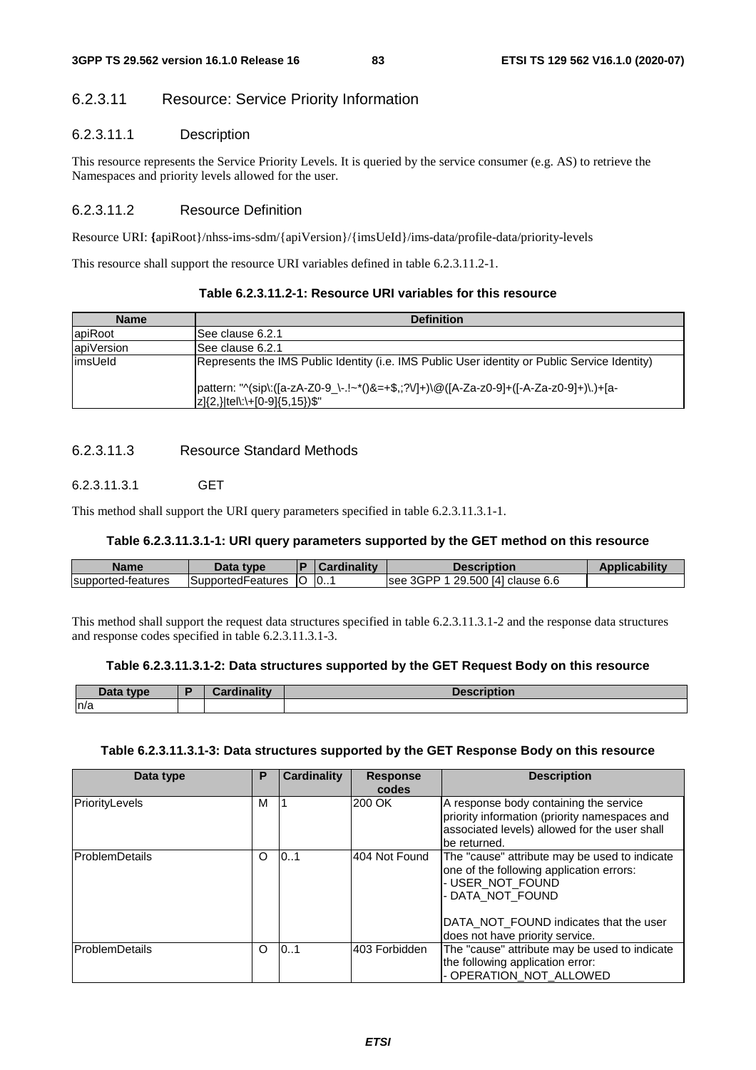#### 6.2.3.11 Resource: Service Priority Information

##### 6.2.3.11.1 Description

This resource represents the Service Priority Levels. It is queried by the service consumer (e.g. AS) to retrieve the Namespaces and priority levels allowed for the user.

##### 6.2.3.11.2 Resource Definition

Resource URI: {apiRoot}/nhss-ims-sdm/{apiVersion}/{imsUeId}/ims-data/profile-data/priority-levels

This resource shall support the resource URI variables defined in table 6.2.3.11.2-1.

**Table 6.2.3.11.2-1: Resource URI variables for this resource**

| Name | Definition |
| --- | --- |
| apiRoot | See clause 6.2.1 |
| apiVersion | See clause 6.2.1 |
| imsUeId | Represents the IMS Public Identity (i.e. IMS Public User identity or Public Service Identity)<br><br>pattern: "^(sip\:([a-zA-Z0-9_\-.!~*()&=+$,;?\/]+)\@([A-Za-z0-9]+([-A-Za-z0-9]+)\.)+[a-z]{2,}\|tel\:\+[0-9]{5,15})$" |

##### 6.2.3.11.3 Resource Standard Methods

###### 6.2.3.11.3.1 GET

This method shall support the URI query parameters specified in table 6.2.3.11.3.1-1.

**Table 6.2.3.11.3.1-1: URI query parameters supported by the GET method on this resource**

| Name | Data type | P | Cardinality | Description | Applicability |
| --- | --- | --- | --- | --- | --- |
| supported-features | SupportedFeatures | O | 0..1 | see 3GPP 1 29.500 [4] clause 6.6 | |

This method shall support the request data structures specified in table 6.2.3.11.3.1-2 and the response data structures and response codes specified in table 6.2.3.11.3.1-3.

**Table 6.2.3.11.3.1-2: Data structures supported by the GET Request Body on this resource**

| Data type | P | Cardinality | Description |
| --- | --- | --- | --- |
| n/a | | | |

**Table 6.2.3.11.3.1-3: Data structures supported by the GET Response Body on this resource**

| Data type | P | Cardinality | Response codes | Description |
| --- | --- | --- | --- | --- |
| PriorityLevels | M | 1 | 200 OK | A response body containing the service priority information (priority namespaces and associated levels) allowed for the user shall be returned. |
| ProblemDetails | O | 0..1 | 404 Not Found | The "cause" attribute may be used to indicate one of the following application errors:<br>- USER_NOT_FOUND<br>- DATA_NOT_FOUND<br><br>DATA_NOT_FOUND indicates that the user does not have priority service. |
| ProblemDetails | O | 0..1 | 403 Forbidden | The "cause" attribute may be used to indicate the following application error:<br>- OPERATION_NOT_ALLOWED |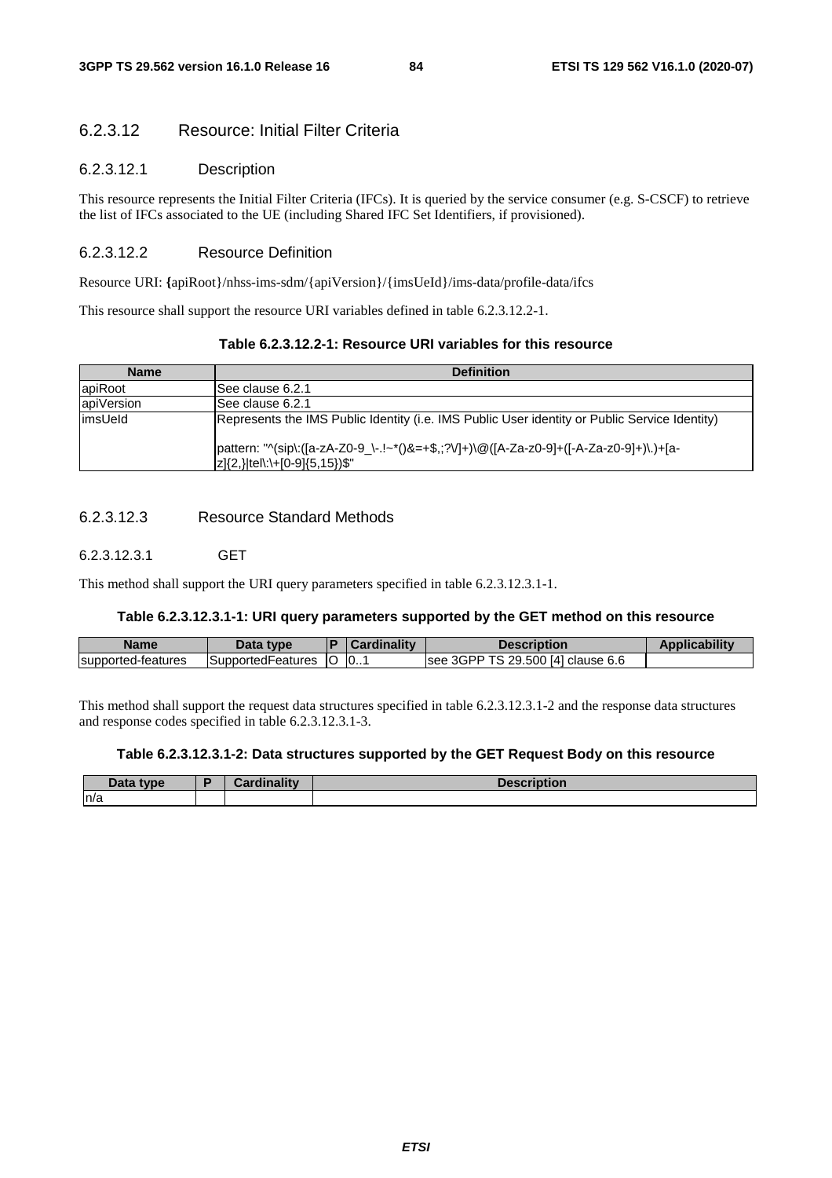### 6.2.3.12 Resource: Initial Filter Criteria

#### 6.2.3.12.1 Description

This resource represents the Initial Filter Criteria (IFCs). It is queried by the service consumer (e.g. S-CSCF) to retrieve the list of IFCs associated to the UE (including Shared IFC Set Identifiers, if provisioned).

#### 6.2.3.12.2 Resource Definition

Resource URI: {apiRoot}/nhss-ims-sdm/{apiVersion}/{imsUeId}/ims-data/profile-data/ifcs

This resource shall support the resource URI variables defined in table 6.2.3.12.2-1.

**Table 6.2.3.12.2-1: Resource URI variables for this resource**

| Name | Definition |
| --- | --- |
| apiRoot | See clause 6.2.1 |
| apiVersion | See clause 6.2.1 |
| imsUeId | Represents the IMS Public Identity (i.e. IMS Public User identity or Public Service Identity)<br><br>pattern: "^(sip\:([a-zA-Z0-9_\-.!~*()&=+$,;?\/]+)\@([A-Za-z0-9]+([-A-Za-z0-9]+)\.)+[a-z]{2,}\|tel\:\+[0-9]{5,15})$" |

#### 6.2.3.12.3 Resource Standard Methods

##### 6.2.3.12.3.1 GET

This method shall support the URI query parameters specified in table 6.2.3.12.3.1-1.

**Table 6.2.3.12.3.1-1: URI query parameters supported by the GET method on this resource**

| Name | Data type | P | Cardinality | Description | Applicability |
| --- | --- | --- | --- | --- | --- |
| supported-features | SupportedFeatures | O | 0..1 | see 3GPP TS 29.500 [4] clause 6.6 | |

This method shall support the request data structures specified in table 6.2.3.12.3.1-2 and the response data structures and response codes specified in table 6.2.3.12.3.1-3.

**Table 6.2.3.12.3.1-2: Data structures supported by the GET Request Body on this resource**

| Data type | P | Cardinality | Description |
| --- | --- | --- | --- |
| n/a | | | |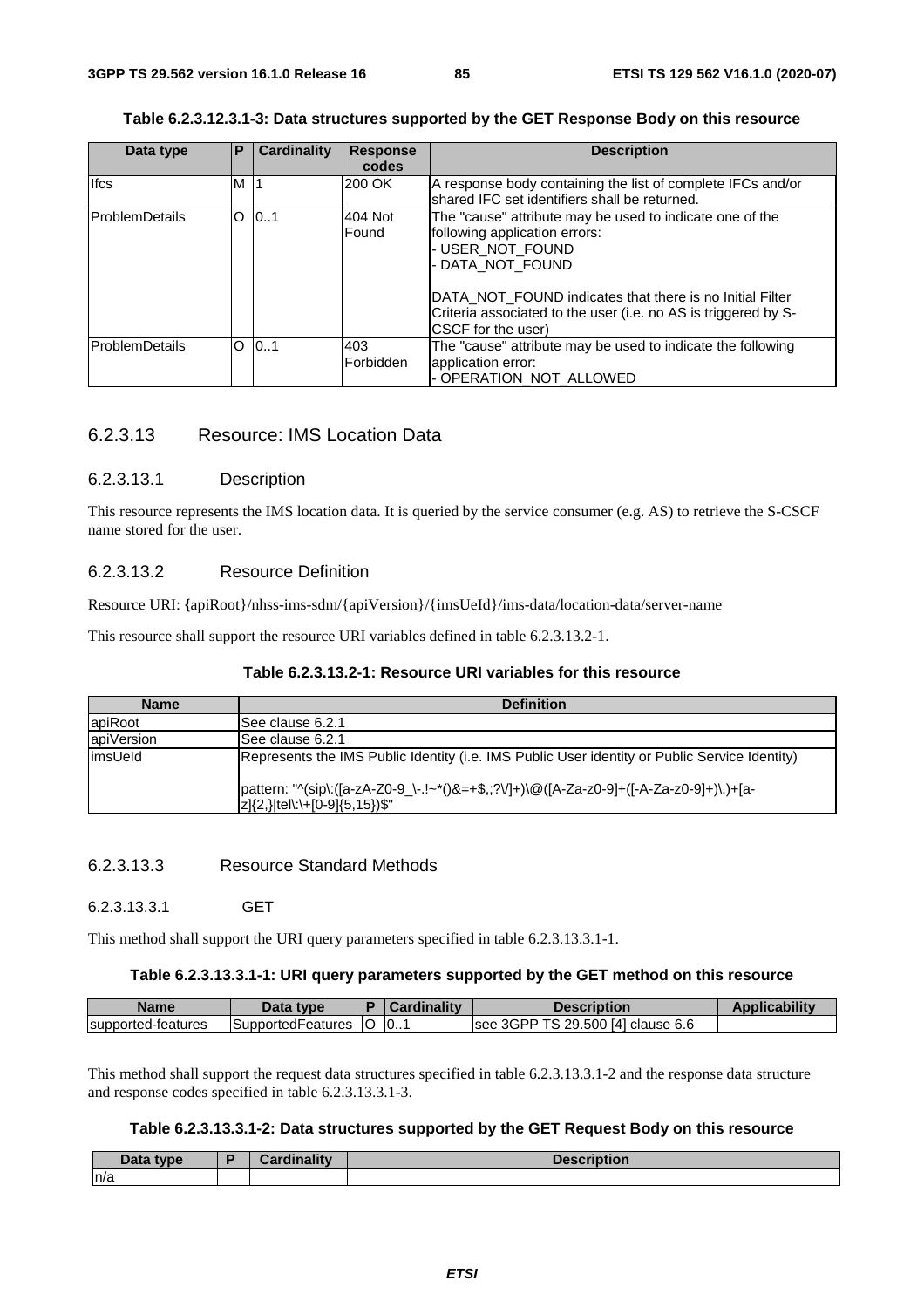**Table 6.2.3.12.3.1-3: Data structures supported by the GET Response Body on this resource**

| Data type | P | Cardinality | Response codes | Description |
| --- | --- | --- | --- | --- |
| Ifcs | M | 1 | 200 OK | A response body containing the list of complete IFCs and/or shared IFC set identifiers shall be returned. |
| ProblemDetails | O | 0..1 | 404 Not Found | The "cause" attribute may be used to indicate one of the following application errors:<br>- USER_NOT_FOUND<br>- DATA_NOT_FOUND<br><br>DATA_NOT_FOUND indicates that there is no Initial Filter Criteria associated to the user (i.e. no AS is triggered by S-CSCF for the user) |
| ProblemDetails | O | 0..1 | 403 Forbidden | The "cause" attribute may be used to indicate the following application error:<br>- OPERATION_NOT_ALLOWED |

### 6.2.3.13 Resource: IMS Location Data

#### 6.2.3.13.1 Description

This resource represents the IMS location data. It is queried by the service consumer (e.g. AS) to retrieve the S-CSCF name stored for the user.

#### 6.2.3.13.2 Resource Definition

Resource URI: {apiRoot}/nhss-ims-sdm/{apiVersion}/{imsUeId}/ims-data/location-data/server-name

This resource shall support the resource URI variables defined in table 6.2.3.13.2-1.

**Table 6.2.3.13.2-1: Resource URI variables for this resource**

| Name | Definition |
| --- | --- |
| apiRoot | See clause 6.2.1 |
| apiVersion | See clause 6.2.1 |
| imsUeId | Represents the IMS Public Identity (i.e. IMS Public User identity or Public Service Identity)<br><br>pattern: "^(sip\:([a-zA-Z0-9_\-.!~*()&=+$,;?\/]+)\@([A-Za-z0-9]+([-A-Za-z0-9]+)\.)+[a-z]{2,}\|tel\:\+[0-9]{5,15})$" |

#### 6.2.3.13.3 Resource Standard Methods

##### 6.2.3.13.3.1 GET

This method shall support the URI query parameters specified in table 6.2.3.13.3.1-1.

**Table 6.2.3.13.3.1-1: URI query parameters supported by the GET method on this resource**

| Name | Data type | P | Cardinality | Description | Applicability |
| --- | --- | --- | --- | --- | --- |
| supported-features | SupportedFeatures | O | 0..1 | see 3GPP TS 29.500 [4] clause 6.6 | |

This method shall support the request data structures specified in table 6.2.3.13.3.1-2 and the response data structure and response codes specified in table 6.2.3.13.3.1-3.

**Table 6.2.3.13.3.1-2: Data structures supported by the GET Request Body on this resource**

| Data type | P | Cardinality | Description |
| --- | --- | --- | --- |
| n/a | | | |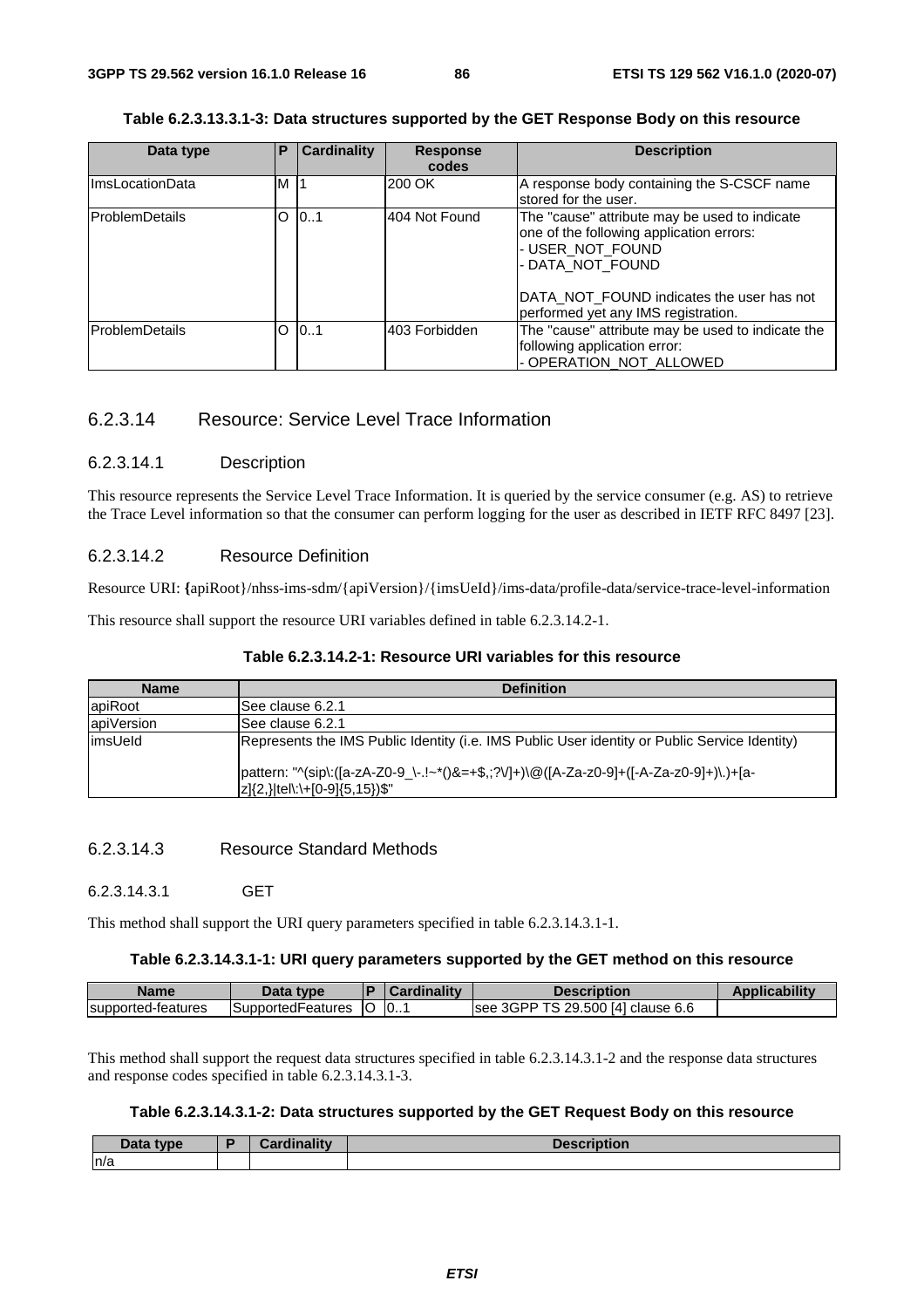**Table 6.2.3.13.3.1-3: Data structures supported by the GET Response Body on this resource**

| Data type | P | Cardinality | Response codes | Description |
| --- | --- | --- | --- | --- |
| ImsLocationData | M | 1 | 200 OK | A response body containing the S-CSCF name stored for the user. |
| ProblemDetails | O | 0..1 | 404 Not Found | The "cause" attribute may be used to indicate one of the following application errors:<br>- USER_NOT_FOUND<br>- DATA_NOT_FOUND<br><br>DATA_NOT_FOUND indicates the user has not performed yet any IMS registration. |
| ProblemDetails | O | 0..1 | 403 Forbidden | The "cause" attribute may be used to indicate the following application error:<br>- OPERATION_NOT_ALLOWED |

### 6.2.3.14 Resource: Service Level Trace Information

#### 6.2.3.14.1 Description

This resource represents the Service Level Trace Information. It is queried by the service consumer (e.g. AS) to retrieve the Trace Level information so that the consumer can perform logging for the user as described in IETF RFC 8497 [23].

#### 6.2.3.14.2 Resource Definition

Resource URI: {apiRoot}/nhss-ims-sdm/{apiVersion}/{imsUeId}/ims-data/profile-data/service-trace-level-information

This resource shall support the resource URI variables defined in table 6.2.3.14.2-1.

**Table 6.2.3.14.2-1: Resource URI variables for this resource**

| Name | Definition |
| --- | --- |
| apiRoot | See clause 6.2.1 |
| apiVersion | See clause 6.2.1 |
| imsUeId | Represents the IMS Public Identity (i.e. IMS Public User identity or Public Service Identity)<br><br>pattern: "^(sip\:([a-zA-Z0-9_\-.!~*()&=+$,;?\/]+)\@([A-Za-z0-9]+([-A-Za-z0-9]+)\.)+[a-z]{2,}\|tel\:\+[0-9]{5,15})$" |

#### 6.2.3.14.3 Resource Standard Methods

##### 6.2.3.14.3.1 GET

This method shall support the URI query parameters specified in table 6.2.3.14.3.1-1.

**Table 6.2.3.14.3.1-1: URI query parameters supported by the GET method on this resource**

| Name | Data type | P | Cardinality | Description | Applicability |
| --- | --- | --- | --- | --- | --- |
| supported-features | SupportedFeatures | O | 0..1 | see 3GPP TS 29.500 [4] clause 6.6 | |

This method shall support the request data structures specified in table 6.2.3.14.3.1-2 and the response data structures and response codes specified in table 6.2.3.14.3.1-3.

**Table 6.2.3.14.3.1-2: Data structures supported by the GET Request Body on this resource**

| Data type | P | Cardinality | Description |
| --- | --- | --- | --- |
| n/a | | | |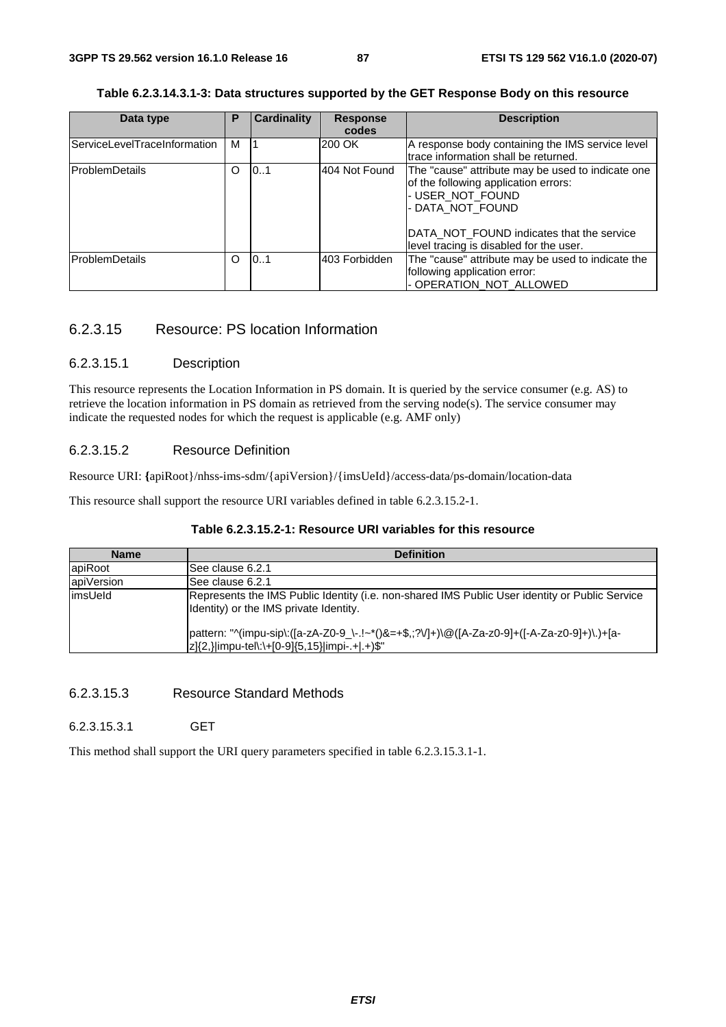**Table 6.2.3.14.3.1-3: Data structures supported by the GET Response Body on this resource**

| Data type | P | Cardinality | Response codes | Description |
|---|---|---|---|---|
| ServiceLevelTraceInformation | M | 1 | 200 OK | A response body containing the IMS service level trace information shall be returned. |
| ProblemDetails | O | 0..1 | 404 Not Found | The "cause" attribute may be used to indicate one of the following application errors:<br>- USER_NOT_FOUND<br>- DATA_NOT_FOUND<br><br>DATA_NOT_FOUND indicates that the service level tracing is disabled for the user. |
| ProblemDetails | O | 0..1 | 403 Forbidden | The "cause" attribute may be used to indicate the following application error:<br>- OPERATION_NOT_ALLOWED |

### 6.2.3.15 Resource: PS location Information

#### 6.2.3.15.1 Description

This resource represents the Location Information in PS domain. It is queried by the service consumer (e.g. AS) to retrieve the location information in PS domain as retrieved from the serving node(s). The service consumer may indicate the requested nodes for which the request is applicable (e.g. AMF only)

#### 6.2.3.15.2 Resource Definition

Resource URI: **{**apiRoot}/nhss-ims-sdm/{apiVersion}/{imsUeId}/access-data/ps-domain/location-data

This resource shall support the resource URI variables defined in table 6.2.3.15.2-1.

**Table 6.2.3.15.2-1: Resource URI variables for this resource**

| Name | Definition |
|---|---|
| apiRoot | See clause 6.2.1 |
| apiVersion | See clause 6.2.1 |
| imsUeId | Represents the IMS Public Identity (i.e. non-shared IMS Public User identity or Public Service Identity) or the IMS private Identity.<br><br>pattern: "^(impu-sip\:([a-zA-Z0-9_\-.!~*()&=+$,;?\/]+)\@([A-Za-z0-9]+([-A-Za-z0-9]+)\.)+[a-z]{2,}\|impu-tel\:\+[0-9]{5,15}\|impi-.+\|.+)$" |

#### 6.2.3.15.3 Resource Standard Methods

##### 6.2.3.15.3.1 GET

This method shall support the URI query parameters specified in table 6.2.3.15.3.1-1.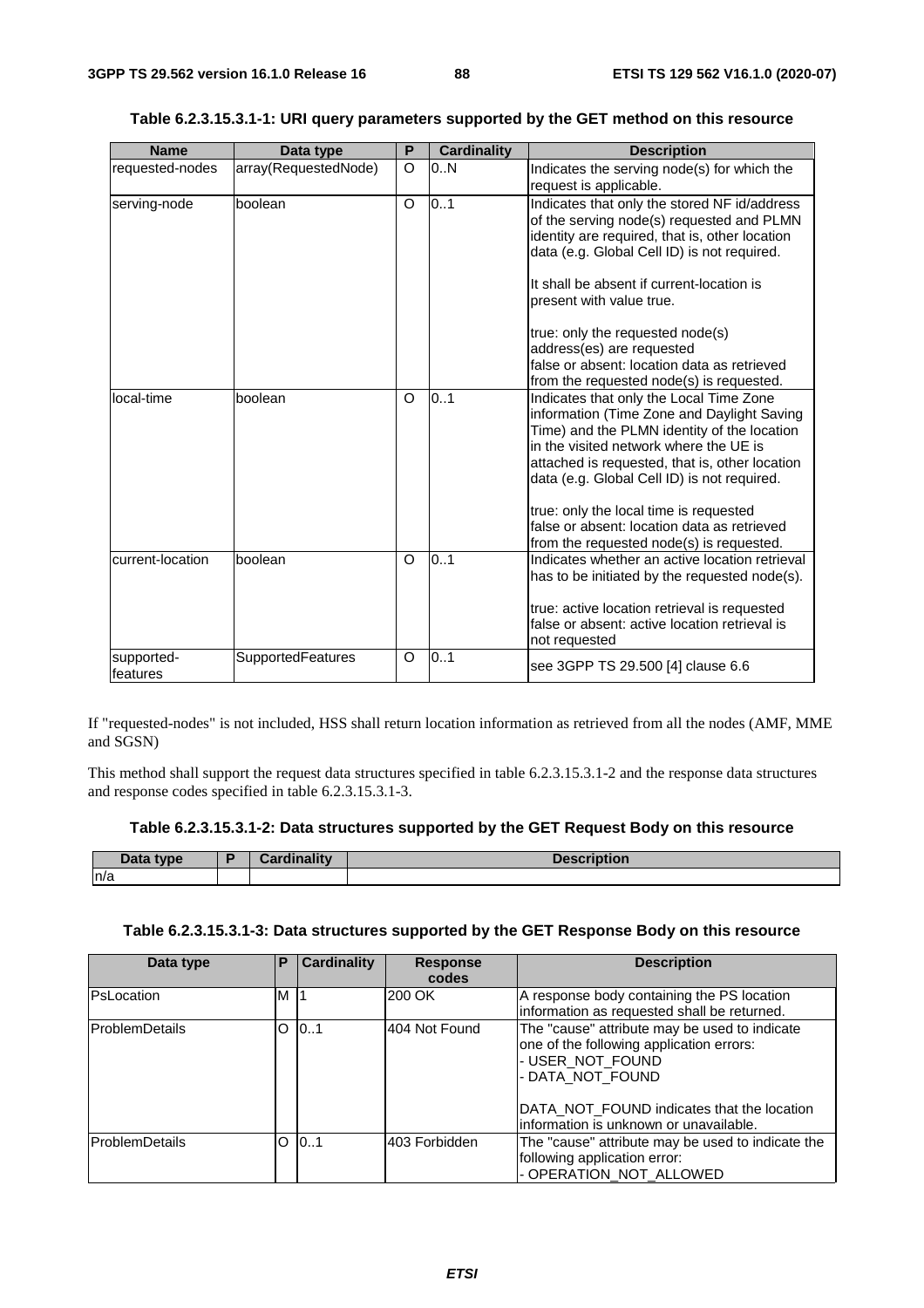**Table 6.2.3.15.3.1-1: URI query parameters supported by the GET method on this resource**

| Name | Data type | P | Cardinality | Description |
|---|---|---|---|---|
| requested-nodes | array(RequestedNode) | O | 0..N | Indicates the serving node(s) for which the request is applicable. |
| serving-node | boolean | O | 0..1 | Indicates that only the stored NF id/address of the serving node(s) requested and PLMN identity are required, that is, other location data (e.g. Global Cell ID) is not required.<br><br>It shall be absent if current-location is present with value true.<br><br>true: only the requested node(s) address(es) are requested<br>false or absent: location data as retrieved from the requested node(s) is requested. |
| local-time | boolean | O | 0..1 | Indicates that only the Local Time Zone information (Time Zone and Daylight Saving Time) and the PLMN identity of the location in the visited network where the UE is attached is requested, that is, other location data (e.g. Global Cell ID) is not required.<br><br>true: only the local time is requested<br>false or absent: location data as retrieved from the requested node(s) is requested. |
| current-location | boolean | O | 0..1 | Indicates whether an active location retrieval has to be initiated by the requested node(s).<br><br>true: active location retrieval is requested<br>false or absent: active location retrieval is not requested |
| supported-features | SupportedFeatures | O | 0..1 | see 3GPP TS 29.500 [4] clause 6.6 |

If "requested-nodes" is not included, HSS shall return location information as retrieved from all the nodes (AMF, MME and SGSN)

This method shall support the request data structures specified in table 6.2.3.15.3.1-2 and the response data structures and response codes specified in table 6.2.3.15.3.1-3.

**Table 6.2.3.15.3.1-2: Data structures supported by the GET Request Body on this resource**

| Data type | P | Cardinality | Description |
|---|---|---|---|
| n/a | | | |

**Table 6.2.3.15.3.1-3: Data structures supported by the GET Response Body on this resource**

| Data type | P | Cardinality | Response codes | Description |
|---|---|---|---|---|
| PsLocation | M | 1 | 200 OK | A response body containing the PS location information as requested shall be returned. |
| ProblemDetails | O | 0..1 | 404 Not Found | The "cause" attribute may be used to indicate one of the following application errors:<br>- USER_NOT_FOUND<br>- DATA_NOT_FOUND<br><br>DATA_NOT_FOUND indicates that the location information is unknown or unavailable. |
| ProblemDetails | O | 0..1 | 403 Forbidden | The "cause" attribute may be used to indicate the following application error:<br>- OPERATION_NOT_ALLOWED |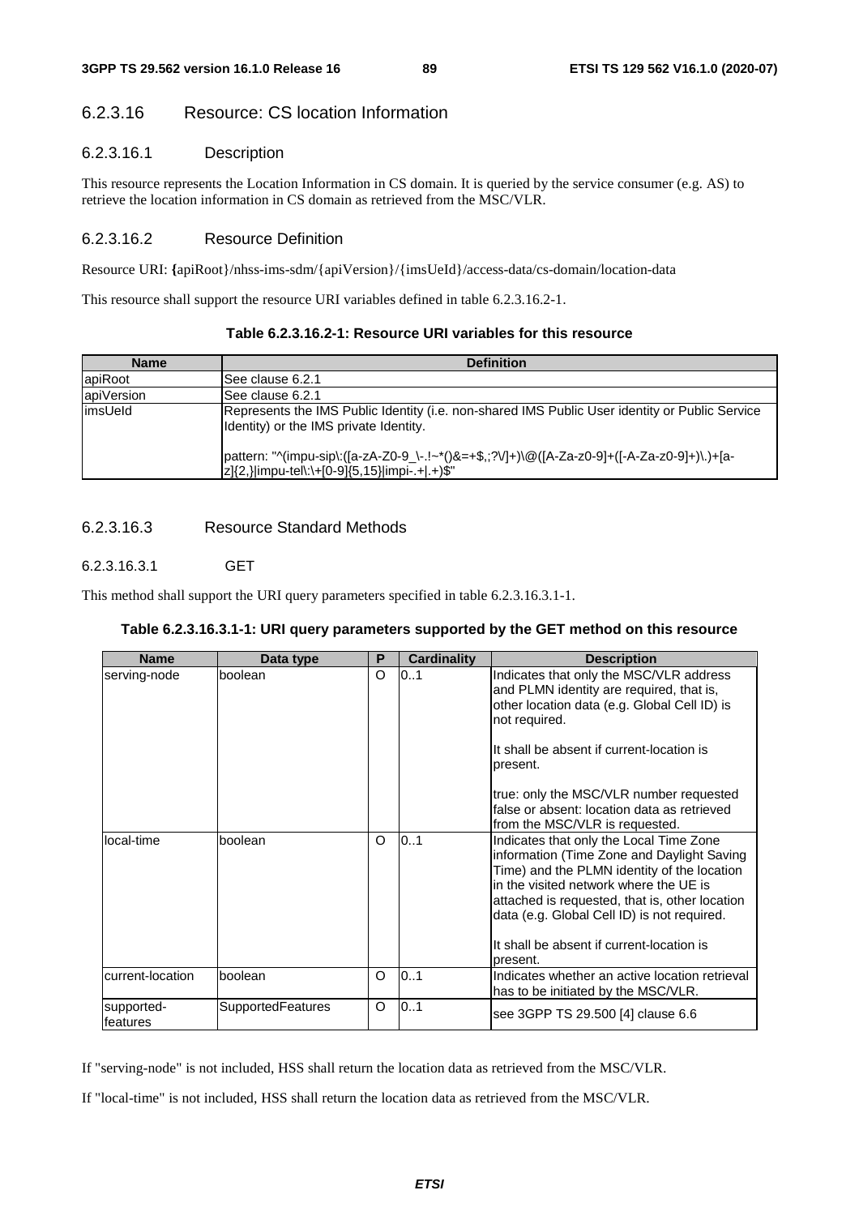#### 6.2.3.16 Resource: CS location Information

##### 6.2.3.16.1 Description

This resource represents the Location Information in CS domain. It is queried by the service consumer (e.g. AS) to retrieve the location information in CS domain as retrieved from the MSC/VLR.

##### 6.2.3.16.2 Resource Definition

Resource URI: {apiRoot}/nhss-ims-sdm/{apiVersion}/{imsUeId}/access-data/cs-domain/location-data

This resource shall support the resource URI variables defined in table 6.2.3.16.2-1.

**Table 6.2.3.16.2-1: Resource URI variables for this resource**

| Name | Definition |
| --- | --- |
| apiRoot | See clause 6.2.1 |
| apiVersion | See clause 6.2.1 |
| imsUeId | Represents the IMS Public Identity (i.e. non-shared IMS Public User identity or Public Service Identity) or the IMS private Identity.<br><br>pattern: "^(impu-sip\:([a-zA-Z0-9_\-.!~*()&=+$,;?\/]+)\@([A-Za-z0-9]+([-A-Za-z0-9]+)\.)+[a-z]{2,}\|impu-tel\:\+[0-9]{5,15}\|impi-.+\|.+)$" |

##### 6.2.3.16.3 Resource Standard Methods

###### 6.2.3.16.3.1 GET

This method shall support the URI query parameters specified in table 6.2.3.16.3.1-1.

**Table 6.2.3.16.3.1-1: URI query parameters supported by the GET method on this resource**

| Name | Data type | P | Cardinality | Description |
| --- | --- | --- | --- | --- |
| serving-node | boolean | O | 0..1 | Indicates that only the MSC/VLR address and PLMN identity are required, that is, other location data (e.g. Global Cell ID) is not required.<br><br>It shall be absent if current-location is present.<br><br>true: only the MSC/VLR number requested<br>false or absent: location data as retrieved from the MSC/VLR is requested. |
| local-time | boolean | O | 0..1 | Indicates that only the Local Time Zone information (Time Zone and Daylight Saving Time) and the PLMN identity of the location in the visited network where the UE is attached is requested, that is, other location data (e.g. Global Cell ID) is not required.<br><br>It shall be absent if current-location is present. |
| current-location | boolean | O | 0..1 | Indicates whether an active location retrieval has to be initiated by the MSC/VLR. |
| supported-features | SupportedFeatures | O | 0..1 | see 3GPP TS 29.500 [4] clause 6.6 |

If "serving-node" is not included, HSS shall return the location data as retrieved from the MSC/VLR.

If "local-time" is not included, HSS shall return the location data as retrieved from the MSC/VLR.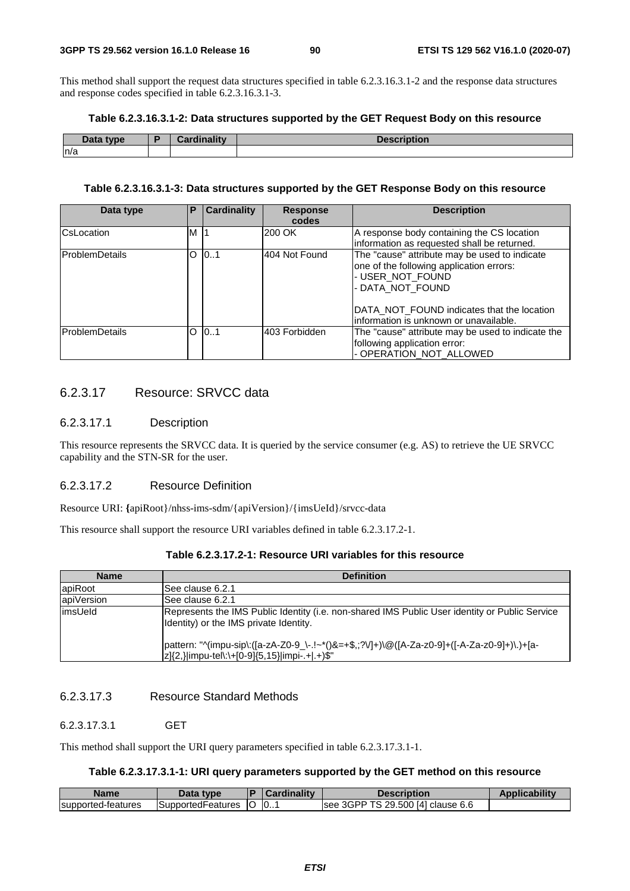This method shall support the request data structures specified in table 6.2.3.16.3.1-2 and the response data structures and response codes specified in table 6.2.3.16.3.1-3.

**Table 6.2.3.16.3.1-2: Data structures supported by the GET Request Body on this resource**

| Data type | P | Cardinality | Description |
|---|---|---|---|
| n/a | | | |

**Table 6.2.3.16.3.1-3: Data structures supported by the GET Response Body on this resource**

| Data type | P | Cardinality | Response codes | Description |
|---|---|---|---|---|
| CsLocation | M | 1 | 200 OK | A response body containing the CS location information as requested shall be returned. |
| ProblemDetails | O | 0..1 | 404 Not Found | The "cause" attribute may be used to indicate one of the following application errors:<br>- USER_NOT_FOUND<br>- DATA_NOT_FOUND<br><br>DATA_NOT_FOUND indicates that the location information is unknown or unavailable. |
| ProblemDetails | O | 0..1 | 403 Forbidden | The "cause" attribute may be used to indicate the following application error:<br>- OPERATION_NOT_ALLOWED |

### 6.2.3.17 Resource: SRVCC data

#### 6.2.3.17.1 Description

This resource represents the SRVCC data. It is queried by the service consumer (e.g. AS) to retrieve the UE SRVCC capability and the STN-SR for the user.

#### 6.2.3.17.2 Resource Definition

Resource URI: **{**apiRoot}/nhss-ims-sdm/{apiVersion}/{imsUeId}/srvcc-data

This resource shall support the resource URI variables defined in table 6.2.3.17.2-1.

**Table 6.2.3.17.2-1: Resource URI variables for this resource**

| Name | Definition |
|---|---|
| apiRoot | See clause 6.2.1 |
| apiVersion | See clause 6.2.1 |
| imsUeId | Represents the IMS Public Identity (i.e. non-shared IMS Public User identity or Public Service Identity) or the IMS private Identity.<br><br>pattern: "^(impu-sip\:([a-zA-Z0-9_\-.!~*()&=+$,;?\/]+)\@([A-Za-z0-9]+([-A-Za-z0-9]+)\.)+[a-z]{2,}\|impu-tel\:\+[0-9]{5,15}\|impi-.+\|.+)$" |

#### 6.2.3.17.3 Resource Standard Methods

##### 6.2.3.17.3.1 GET

This method shall support the URI query parameters specified in table 6.2.3.17.3.1-1.

**Table 6.2.3.17.3.1-1: URI query parameters supported by the GET method on this resource**

| Name | Data type | P | Cardinality | Description | Applicability |
|---|---|---|---|---|---|
| supported-features | SupportedFeatures | O | 0..1 | see 3GPP TS 29.500 [4] clause 6.6 | |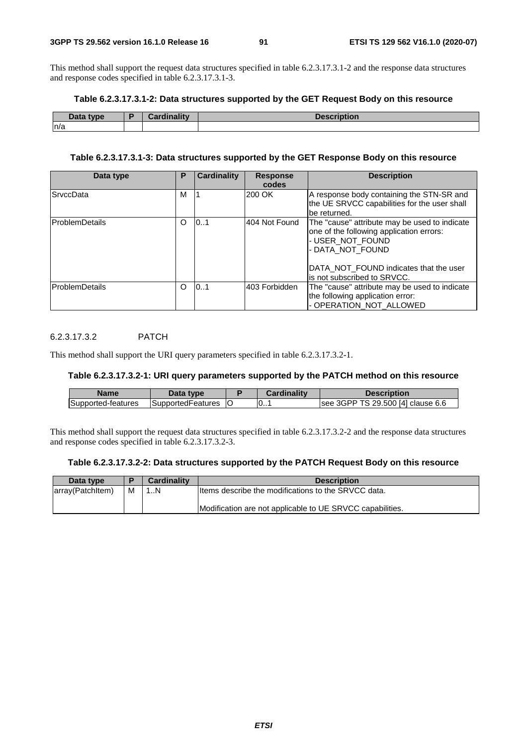This method shall support the request data structures specified in table 6.2.3.17.3.1-2 and the response data structures and response codes specified in table 6.2.3.17.3.1-3.

**Table 6.2.3.17.3.1-2: Data structures supported by the GET Request Body on this resource**

| Data type | P | Cardinality | Description |
|---|---|---|---|
| n/a | | | |

**Table 6.2.3.17.3.1-3: Data structures supported by the GET Response Body on this resource**

| Data type | P | Cardinality | Response codes | Description |
|---|---|---|---|---|
| SrvccData | M | 1 | 200 OK | A response body containing the STN-SR and the UE SRVCC capabilities for the user shall be returned. |
| ProblemDetails | O | 0..1 | 404 Not Found | The "cause" attribute may be used to indicate one of the following application errors:<br>- USER_NOT_FOUND<br>- DATA_NOT_FOUND<br><br>DATA_NOT_FOUND indicates that the user is not subscribed to SRVCC. |
| ProblemDetails | O | 0..1 | 403 Forbidden | The "cause" attribute may be used to indicate the following application error:<br>- OPERATION_NOT_ALLOWED |

#### 6.2.3.17.3.2 PATCH

This method shall support the URI query parameters specified in table 6.2.3.17.3.2-1.

**Table 6.2.3.17.3.2-1: URI query parameters supported by the PATCH method on this resource**

| Name | Data type | P | Cardinality | Description |
|---|---|---|---|---|
| Supported-features | SupportedFeatures | O | 0..1 | see 3GPP TS 29.500 [4] clause 6.6 |

This method shall support the request data structures specified in table 6.2.3.17.3.2-2 and the response data structures and response codes specified in table 6.2.3.17.3.2-3.

**Table 6.2.3.17.3.2-2: Data structures supported by the PATCH Request Body on this resource**

| Data type | P | Cardinality | Description |
|---|---|---|---|
| array(PatchItem) | M | 1..N | Items describe the modifications to the SRVCC data.<br><br>Modification are not applicable to UE SRVCC capabilities. |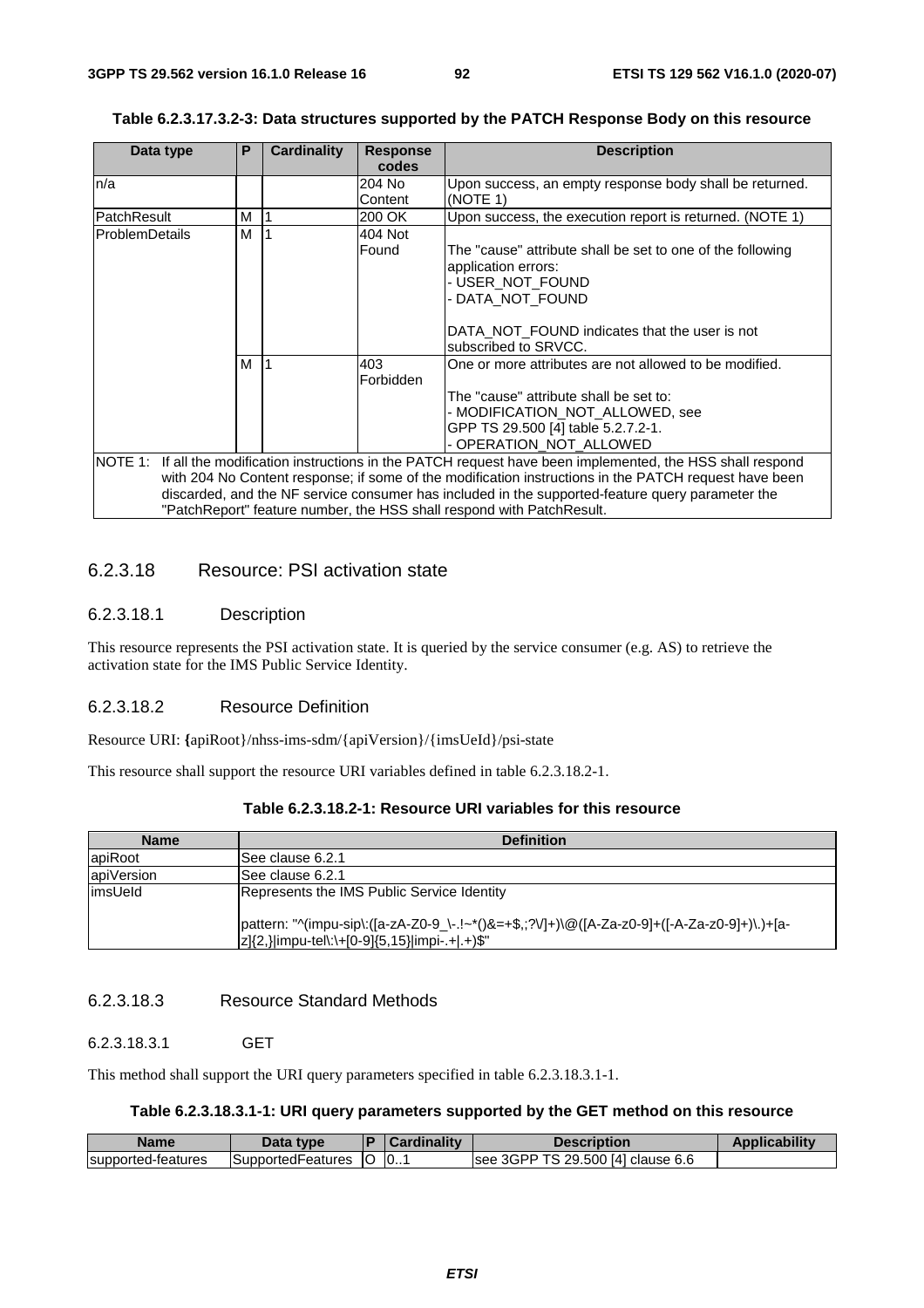**Table 6.2.3.17.3.2-3: Data structures supported by the PATCH Response Body on this resource**

| Data type | P | Cardinality | Response codes | Description |
|---|---|---|---|---|
| n/a | | | 204 No Content | Upon success, an empty response body shall be returned. (NOTE 1) |
| PatchResult | M | 1 | 200 OK | Upon success, the execution report is returned. (NOTE 1) |
| ProblemDetails | M | 1 | 404 Not Found | The "cause" attribute shall be set to one of the following application errors:<br>- USER_NOT_FOUND<br>- DATA_NOT_FOUND<br><br>DATA_NOT_FOUND indicates that the user is not subscribed to SRVCC. |
| | M | 1 | 403 Forbidden | One or more attributes are not allowed to be modified.<br><br>The "cause" attribute shall be set to:<br>- MODIFICATION_NOT_ALLOWED, see GPP TS 29.500 [4] table 5.2.7.2-1.<br>- OPERATION_NOT_ALLOWED |
| NOTE 1: If all the modification instructions in the PATCH request have been implemented, the HSS shall respond with 204 No Content response; if some of the modification instructions in the PATCH request have been discarded, and the NF service consumer has included in the supported-feature query parameter the "PatchReport" feature number, the HSS shall respond with PatchResult. | | | | |

### 6.2.3.18 Resource: PSI activation state

#### 6.2.3.18.1 Description

This resource represents the PSI activation state. It is queried by the service consumer (e.g. AS) to retrieve the activation state for the IMS Public Service Identity.

#### 6.2.3.18.2 Resource Definition

Resource URI: {apiRoot}/nhss-ims-sdm/{apiVersion}/{imsUeId}/psi-state

This resource shall support the resource URI variables defined in table 6.2.3.18.2-1.

**Table 6.2.3.18.2-1: Resource URI variables for this resource**

| Name | Definition |
|---|---|
| apiRoot | See clause 6.2.1 |
| apiVersion | See clause 6.2.1 |
| imsUeId | Represents the IMS Public Service Identity<br><br>pattern: "^(impu-sip\:([a-zA-Z0-9_\-.!~*()&=+$,;?\/]+)\@([A-Za-z0-9]+([-A-Za-z0-9]+)\.)+[a-z]{2,}\|impu-tel\:\+[0-9]{5,15}\|impi-.+\|.+)$" |

#### 6.2.3.18.3 Resource Standard Methods

##### 6.2.3.18.3.1 GET

This method shall support the URI query parameters specified in table 6.2.3.18.3.1-1.

**Table 6.2.3.18.3.1-1: URI query parameters supported by the GET method on this resource**

| Name | Data type | P | Cardinality | Description | Applicability |
|---|---|---|---|---|---|
| supported-features | SupportedFeatures | O | 0..1 | see 3GPP TS 29.500 [4] clause 6.6 | |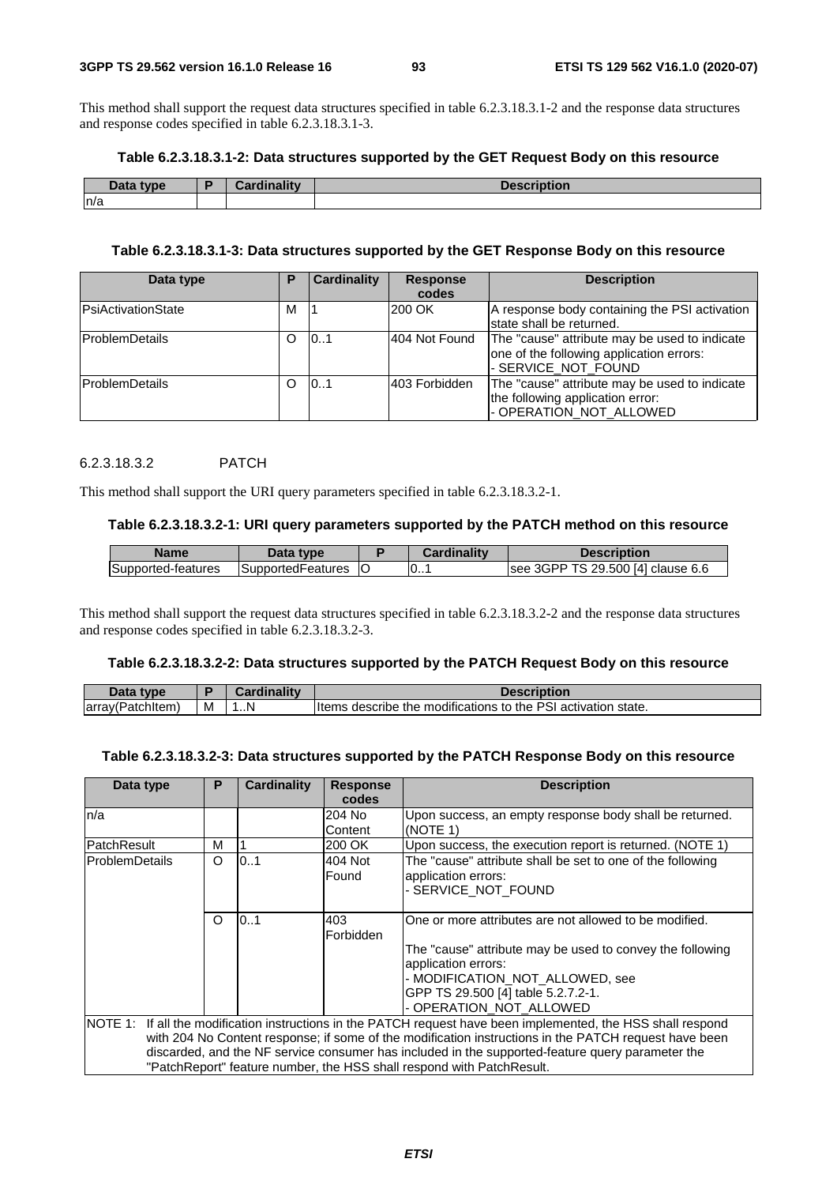This method shall support the request data structures specified in table 6.2.3.18.3.1-2 and the response data structures and response codes specified in table 6.2.3.18.3.1-3.

**Table 6.2.3.18.3.1-2: Data structures supported by the GET Request Body on this resource**

| Data type | P | Cardinality | Description |
|---|---|---|---|
| n/a | | | |

**Table 6.2.3.18.3.1-3: Data structures supported by the GET Response Body on this resource**

| Data type | P | Cardinality | Response codes | Description |
|---|---|---|---|---|
| PsiActivationState | M | 1 | 200 OK | A response body containing the PSI activation state shall be returned. |
| ProblemDetails | O | 0..1 | 404 Not Found | The "cause" attribute may be used to indicate one of the following application errors:<br>- SERVICE_NOT_FOUND |
| ProblemDetails | O | 0..1 | 403 Forbidden | The "cause" attribute may be used to indicate the following application error:<br>- OPERATION_NOT_ALLOWED |

#### 6.2.3.18.3.2 PATCH

This method shall support the URI query parameters specified in table 6.2.3.18.3.2-1.

**Table 6.2.3.18.3.2-1: URI query parameters supported by the PATCH method on this resource**

| Name | Data type | P | Cardinality | Description |
|---|---|---|---|---|
| Supported-features | SupportedFeatures | O | 0..1 | see 3GPP TS 29.500 [4] clause 6.6 |

This method shall support the request data structures specified in table 6.2.3.18.3.2-2 and the response data structures and response codes specified in table 6.2.3.18.3.2-3.

**Table 6.2.3.18.3.2-2: Data structures supported by the PATCH Request Body on this resource**

| Data type | P | Cardinality | Description |
|---|---|---|---|
| array(PatchItem) | M | 1..N | Items describe the modifications to the PSI activation state. |

**Table 6.2.3.18.3.2-3: Data structures supported by the PATCH Response Body on this resource**

| Data type | P | Cardinality | Response codes | Description |
|---|---|---|---|---|
| n/a | | | 204 No Content | Upon success, an empty response body shall be returned. (NOTE 1) |
| PatchResult | M | 1 | 200 OK | Upon success, the execution report is returned. (NOTE 1) |
| ProblemDetails | O | 0..1 | 404 Not Found | The "cause" attribute shall be set to one of the following application errors:<br>- SERVICE_NOT_FOUND |
| | O | 0..1 | 403 Forbidden | One or more attributes are not allowed to be modified.<br><br>The "cause" attribute may be used to convey the following application errors:<br>- MODIFICATION_NOT_ALLOWED, see GPP TS 29.500 [4] table 5.2.7.2-1.<br>- OPERATION_NOT_ALLOWED |
| NOTE 1: If all the modification instructions in the PATCH request have been implemented, the HSS shall respond with 204 No Content response; if some of the modification instructions in the PATCH request have been discarded, and the NF service consumer has included in the supported-feature query parameter the "PatchReport" feature number, the HSS shall respond with PatchResult. | | | | |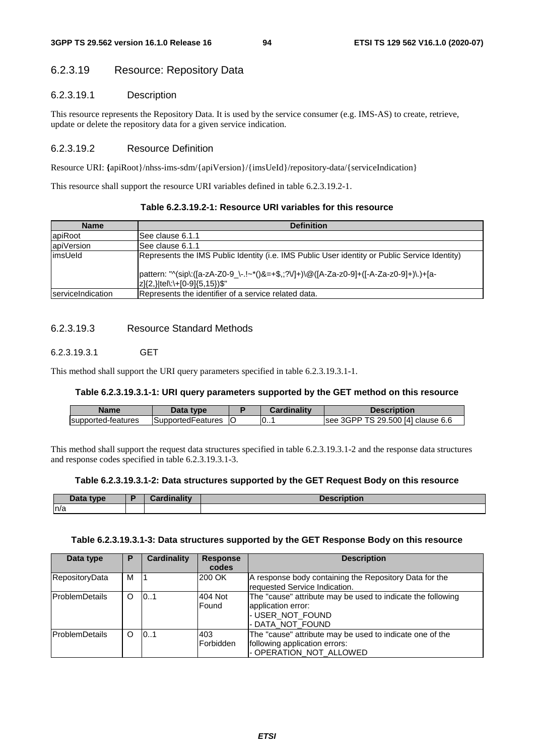#### 6.2.3.19 Resource: Repository Data

##### 6.2.3.19.1 Description

This resource represents the Repository Data. It is used by the service consumer (e.g. IMS-AS) to create, retrieve, update or delete the repository data for a given service indication.

##### 6.2.3.19.2 Resource Definition

Resource URI: {apiRoot}/nhss-ims-sdm/{apiVersion}/{imsUeId}/repository-data/{serviceIndication}

This resource shall support the resource URI variables defined in table 6.2.3.19.2-1.

**Table 6.2.3.19.2-1: Resource URI variables for this resource**

| Name | Definition |
|---|---|
| apiRoot | See clause 6.1.1 |
| apiVersion | See clause 6.1.1 |
| imsUeId | Represents the IMS Public Identity (i.e. IMS Public User identity or Public Service Identity)<br><br>pattern: "^(sip\:([a-zA-Z0-9_\-.!~*()&=+$,;?\/]+)\@([A-Za-z0-9]+([-A-Za-z0-9]+)\.)+[a-z]{2,}\|tel\:\+[0-9]{5,15})$" |
| serviceIndication | Represents the identifier of a service related data. |

##### 6.2.3.19.3 Resource Standard Methods

###### 6.2.3.19.3.1 GET

This method shall support the URI query parameters specified in table 6.2.3.19.3.1-1.

**Table 6.2.3.19.3.1-1: URI query parameters supported by the GET method on this resource**

| Name | Data type | P | Cardinality | Description |
|---|---|---|---|---|
| supported-features | SupportedFeatures | O | 0..1 | see 3GPP TS 29.500 [4] clause 6.6 |

This method shall support the request data structures specified in table 6.2.3.19.3.1-2 and the response data structures and response codes specified in table 6.2.3.19.3.1-3.

**Table 6.2.3.19.3.1-2: Data structures supported by the GET Request Body on this resource**

| Data type | P | Cardinality | Description |
|---|---|---|---|
| n/a | | | |

**Table 6.2.3.19.3.1-3: Data structures supported by the GET Response Body on this resource**

| Data type | P | Cardinality | Response codes | Description |
|---|---|---|---|---|
| RepositoryData | M | 1 | 200 OK | A response body containing the Repository Data for the requested Service Indication. |
| ProblemDetails | O | 0..1 | 404 Not Found | The "cause" attribute may be used to indicate the following application error:<br>- USER_NOT_FOUND<br>- DATA_NOT_FOUND |
| ProblemDetails | O | 0..1 | 403 Forbidden | The "cause" attribute may be used to indicate one of the following application errors:<br>- OPERATION_NOT_ALLOWED |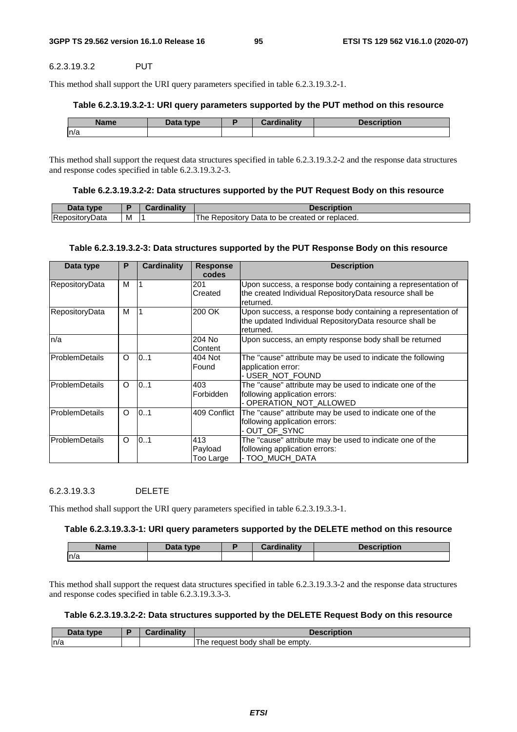#### 6.2.3.19.3.2 PUT

This method shall support the URI query parameters specified in table 6.2.3.19.3.2-1.

**Table 6.2.3.19.3.2-1: URI query parameters supported by the PUT method on this resource**

| Name | Data type | P | Cardinality | Description |
|---|---|---|---|---|
| n/a | | | | |

This method shall support the request data structures specified in table 6.2.3.19.3.2-2 and the response data structures and response codes specified in table 6.2.3.19.3.2-3.

**Table 6.2.3.19.3.2-2: Data structures supported by the PUT Request Body on this resource**

| Data type | P | Cardinality | Description |
|---|---|---|---|
| RepositoryData | M | 1 | The Repository Data to be created or replaced. |

**Table 6.2.3.19.3.2-3: Data structures supported by the PUT Response Body on this resource**

| Data type | P | Cardinality | Response codes | Description |
|---|---|---|---|---|
| RepositoryData | M | 1 | 201 Created | Upon success, a response body containing a representation of the created Individual RepositoryData resource shall be returned. |
| RepositoryData | M | 1 | 200 OK | Upon success, a response body containing a representation of the updated Individual RepositoryData resource shall be returned. |
| n/a | | | 204 No Content | Upon success, an empty response body shall be returned |
| ProblemDetails | O | 0..1 | 404 Not Found | The "cause" attribute may be used to indicate the following application error:<br>- USER_NOT_FOUND |
| ProblemDetails | O | 0..1 | 403 Forbidden | The "cause" attribute may be used to indicate one of the following application errors:<br>- OPERATION_NOT_ALLOWED |
| ProblemDetails | O | 0..1 | 409 Conflict | The "cause" attribute may be used to indicate one of the following application errors:<br>- OUT_OF_SYNC |
| ProblemDetails | O | 0..1 | 413 Payload Too Large | The "cause" attribute may be used to indicate one of the following application errors:<br>- TOO_MUCH_DATA |

#### 6.2.3.19.3.3 DELETE

This method shall support the URI query parameters specified in table 6.2.3.19.3.3-1.

**Table 6.2.3.19.3.3-1: URI query parameters supported by the DELETE method on this resource**

| Name | Data type | P | Cardinality | Description |
|---|---|---|---|---|
| n/a | | | | |

This method shall support the request data structures specified in table 6.2.3.19.3.3-2 and the response data structures and response codes specified in table 6.2.3.19.3.3-3.

**Table 6.2.3.19.3.2-2: Data structures supported by the DELETE Request Body on this resource**

| Data type | P | Cardinality | Description |
|---|---|---|---|
| n/a | | | The request body shall be empty. |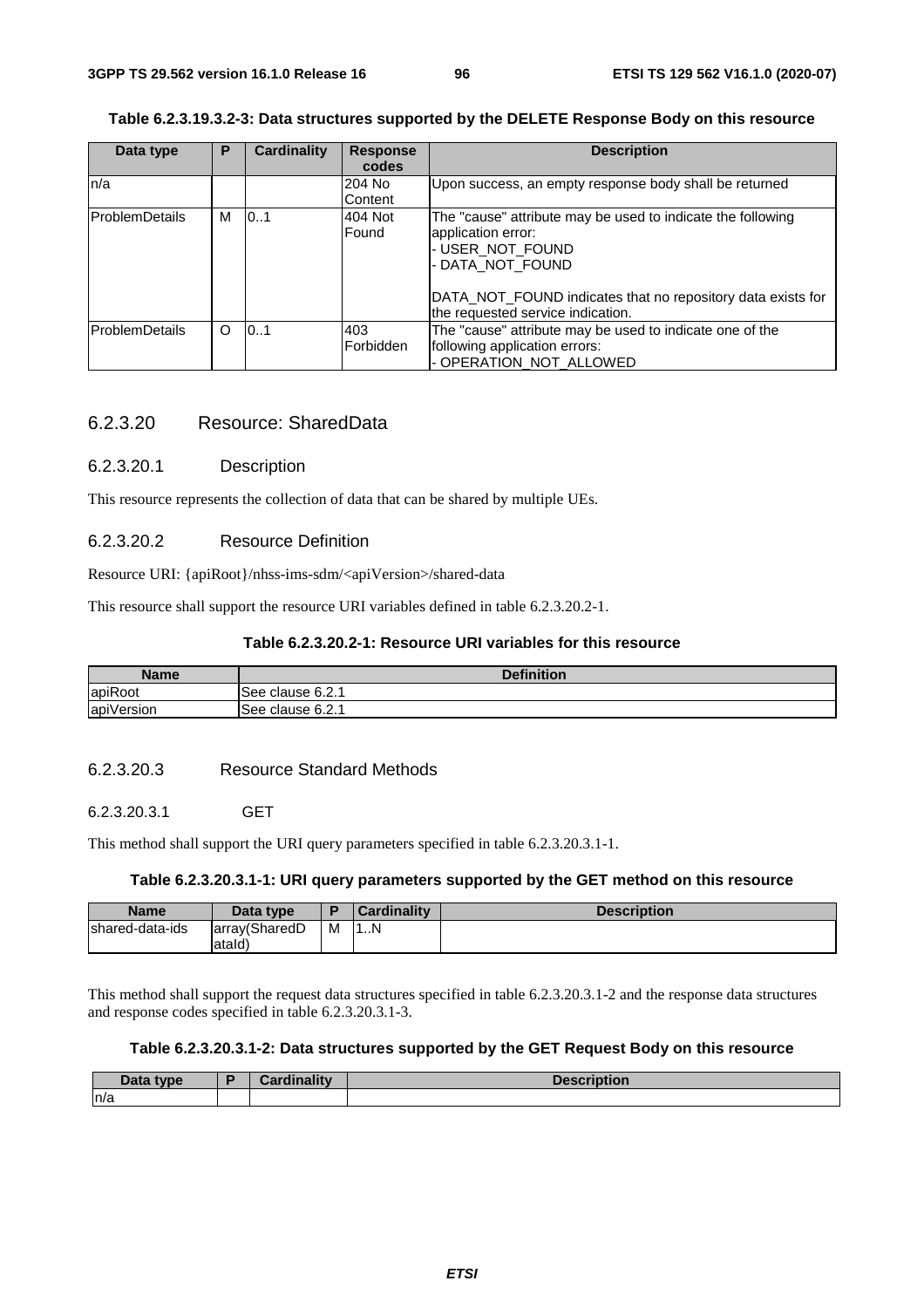**Table 6.2.3.19.3.2-3: Data structures supported by the DELETE Response Body on this resource**

| Data type | P | Cardinality | Response codes | Description |
|---|---|---|---|---|
| n/a | | | 204 No Content | Upon success, an empty response body shall be returned |
| ProblemDetails | M | 0..1 | 404 Not Found | The "cause" attribute may be used to indicate the following application error:<br>- USER_NOT_FOUND<br>- DATA_NOT_FOUND<br><br>DATA_NOT_FOUND indicates that no repository data exists for the requested service indication. |
| ProblemDetails | O | 0..1 | 403 Forbidden | The "cause" attribute may be used to indicate one of the following application errors:<br>- OPERATION_NOT_ALLOWED |

### 6.2.3.20 Resource: SharedData

#### 6.2.3.20.1 Description

This resource represents the collection of data that can be shared by multiple UEs.

#### 6.2.3.20.2 Resource Definition

Resource URI: {apiRoot}/nhss-ims-sdm/<apiVersion>/shared-data

This resource shall support the resource URI variables defined in table 6.2.3.20.2-1.

**Table 6.2.3.20.2-1: Resource URI variables for this resource**

| Name | Definition |
|---|---|
| apiRoot | See clause 6.2.1 |
| apiVersion | See clause 6.2.1 |

#### 6.2.3.20.3 Resource Standard Methods

##### 6.2.3.20.3.1 GET

This method shall support the URI query parameters specified in table 6.2.3.20.3.1-1.

**Table 6.2.3.20.3.1-1: URI query parameters supported by the GET method on this resource**

| Name | Data type | P | Cardinality | Description |
|---|---|---|---|---|
| shared-data-ids | array(SharedDataId) | M | 1..N | |

This method shall support the request data structures specified in table 6.2.3.20.3.1-2 and the response data structures and response codes specified in table 6.2.3.20.3.1-3.

**Table 6.2.3.20.3.1-2: Data structures supported by the GET Request Body on this resource**

| Data type | P | Cardinality | Description |
|---|---|---|---|
| n/a | | | |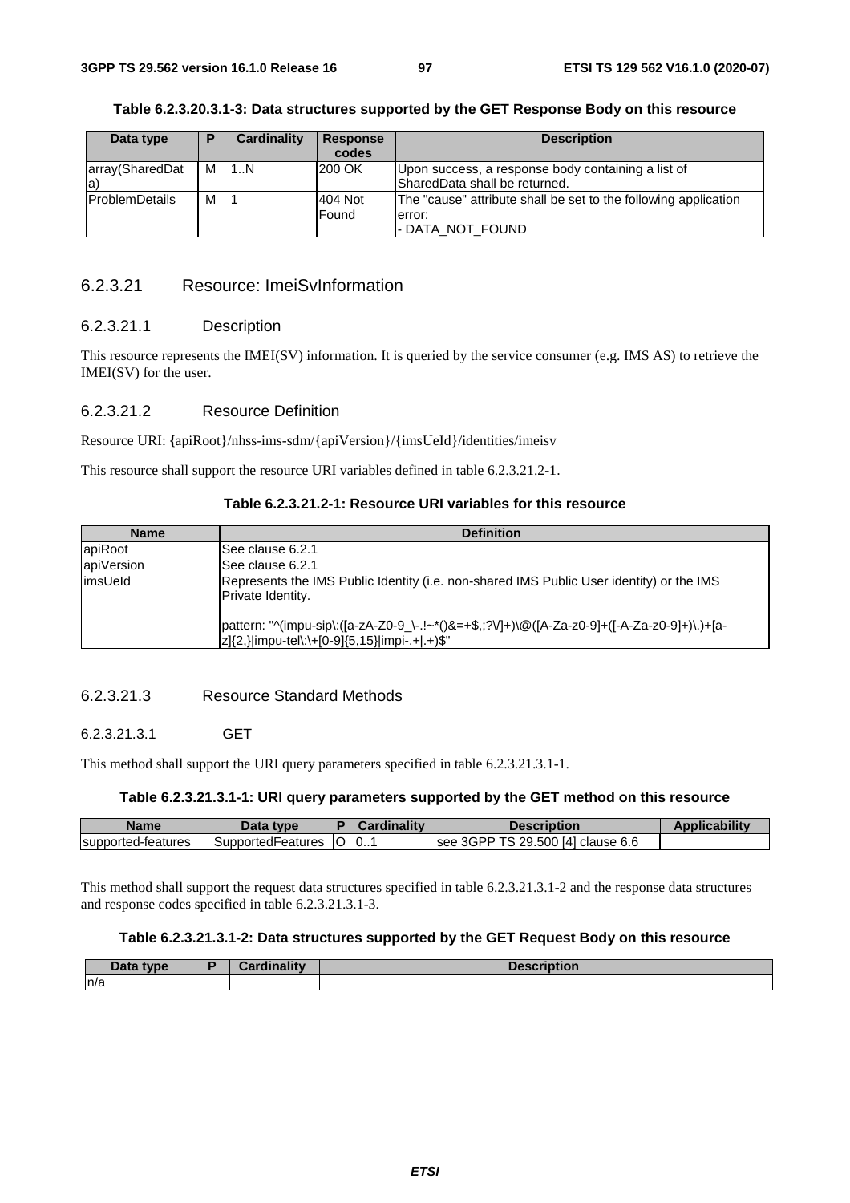**Table 6.2.3.20.3.1-3: Data structures supported by the GET Response Body on this resource**

| Data type | P | Cardinality | Response codes | Description |
|---|---|---|---|---|
| array(SharedData) | M | 1..N | 200 OK | Upon success, a response body containing a list of SharedData shall be returned. |
| ProblemDetails | M | 1 | 404 Not Found | The "cause" attribute shall be set to the following application error:<br>- DATA_NOT_FOUND |

### 6.2.3.21 Resource: ImeiSvInformation

#### 6.2.3.21.1 Description

This resource represents the IMEI(SV) information. It is queried by the service consumer (e.g. IMS AS) to retrieve the IMEI(SV) for the user.

#### 6.2.3.21.2 Resource Definition

Resource URI: {apiRoot}/nhss-ims-sdm/{apiVersion}/{imsUeId}/identities/imeisv

This resource shall support the resource URI variables defined in table 6.2.3.21.2-1.

**Table 6.2.3.21.2-1: Resource URI variables for this resource**

| Name | Definition |
|---|---|
| apiRoot | See clause 6.2.1 |
| apiVersion | See clause 6.2.1 |
| imsUeId | Represents the IMS Public Identity (i.e. non-shared IMS Public User identity) or the IMS Private Identity.<br><br>pattern: "^(impu-sip\:([a-zA-Z0-9_\-.!~*()&=+$,;?\/]+)\@([A-Za-z0-9]+([-A-Za-z0-9]+)\.)+[a-z]{2,}\|impu-tel\:\+[0-9]{5,15}\|impi-.+\|.+)$" |

#### 6.2.3.21.3 Resource Standard Methods

##### 6.2.3.21.3.1 GET

This method shall support the URI query parameters specified in table 6.2.3.21.3.1-1.

**Table 6.2.3.21.3.1-1: URI query parameters supported by the GET method on this resource**

| Name | Data type | P | Cardinality | Description | Applicability |
|---|---|---|---|---|---|
| supported-features | SupportedFeatures | O | 0..1 | see 3GPP TS 29.500 [4] clause 6.6 | |

This method shall support the request data structures specified in table 6.2.3.21.3.1-2 and the response data structures and response codes specified in table 6.2.3.21.3.1-3.

**Table 6.2.3.21.3.1-2: Data structures supported by the GET Request Body on this resource**

| Data type | P | Cardinality | Description |
|---|---|---|---|
| n/a | | | |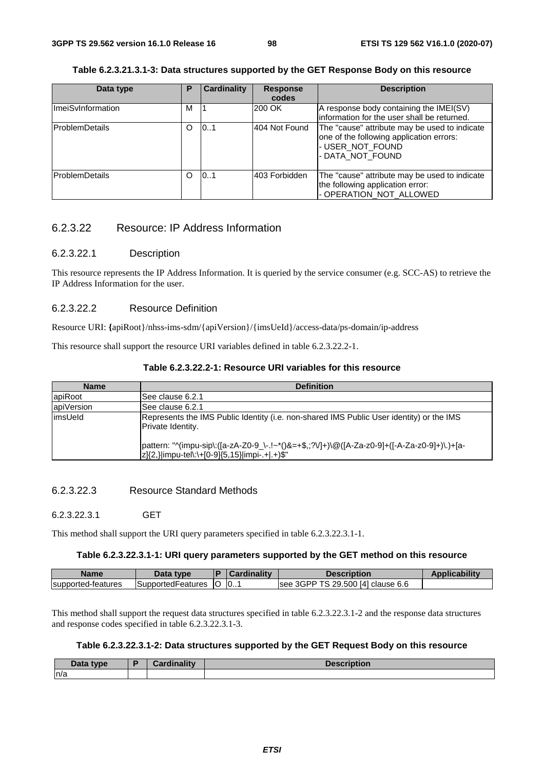**Table 6.2.3.21.3.1-3: Data structures supported by the GET Response Body on this resource**

| Data type | P | Cardinality | Response codes | Description |
| --- | --- | --- | --- | --- |
| ImeiSvInformation | M | 1 | 200 OK | A response body containing the IMEI(SV) information for the user shall be returned. |
| ProblemDetails | O | 0..1 | 404 Not Found | The "cause" attribute may be used to indicate one of the following application errors:<br>- USER_NOT_FOUND<br>- DATA_NOT_FOUND |
| ProblemDetails | O | 0..1 | 403 Forbidden | The "cause" attribute may be used to indicate the following application error:<br>- OPERATION_NOT_ALLOWED |

### 6.2.3.22 Resource: IP Address Information

#### 6.2.3.22.1 Description

This resource represents the IP Address Information. It is queried by the service consumer (e.g. SCC-AS) to retrieve the IP Address Information for the user.

#### 6.2.3.22.2 Resource Definition

Resource URI: **{**apiRoot}/nhss-ims-sdm/{apiVersion}/{imsUeId}/access-data/ps-domain/ip-address

This resource shall support the resource URI variables defined in table 6.2.3.22.2-1.

**Table 6.2.3.22.2-1: Resource URI variables for this resource**

| Name | Definition |
| --- | --- |
| apiRoot | See clause 6.2.1 |
| apiVersion | See clause 6.2.1 |
| imsUeId | Represents the IMS Public Identity (i.e. non-shared IMS Public User identity) or the IMS Private Identity.<br><br>pattern: "^(impu-sip\:([a-zA-Z0-9_\-.!~*()&=+$,;?\/]+)\@([A-Za-z0-9]+([-A-Za-z0-9]+)\.)+[a-z]{2,}\|impu-tel\:\+[0-9]{5,15}\|impi-.+\|.+)$" |

#### 6.2.3.22.3 Resource Standard Methods

##### 6.2.3.22.3.1 GET

This method shall support the URI query parameters specified in table 6.2.3.22.3.1-1.

**Table 6.2.3.22.3.1-1: URI query parameters supported by the GET method on this resource**

| Name | Data type | P | Cardinality | Description | Applicability |
| --- | --- | --- | --- | --- | --- |
| supported-features | SupportedFeatures | O | 0..1 | see 3GPP TS 29.500 [4] clause 6.6 | |

This method shall support the request data structures specified in table 6.2.3.22.3.1-2 and the response data structures and response codes specified in table 6.2.3.22.3.1-3.

**Table 6.2.3.22.3.1-2: Data structures supported by the GET Request Body on this resource**

| Data type | P | Cardinality | Description |
| --- | --- | --- | --- |
| n/a | | | |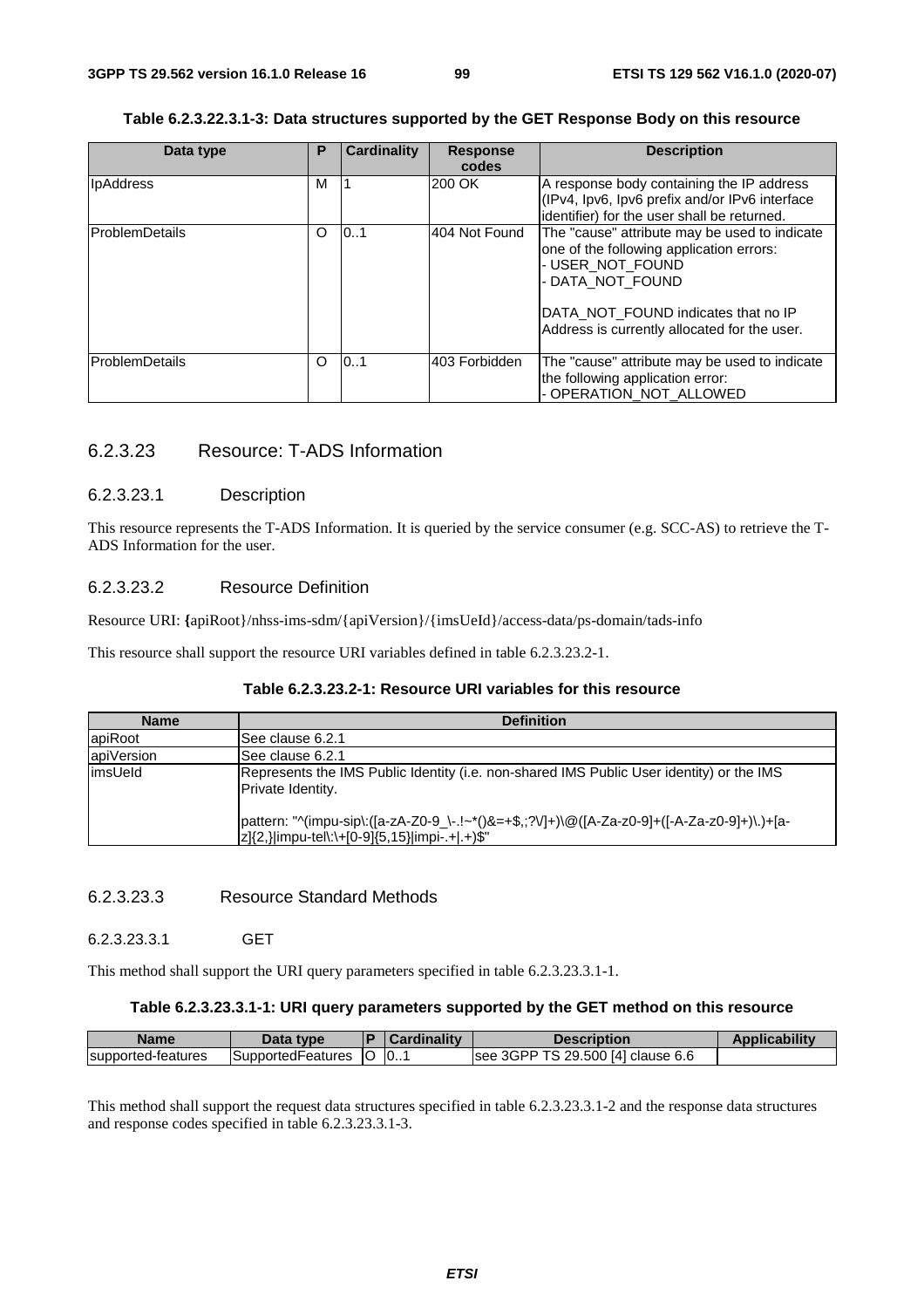**Table 6.2.3.22.3.1-3: Data structures supported by the GET Response Body on this resource**

| Data type | P | Cardinality | Response codes | Description |
|---|---|---|---|---|
| IpAddress | M | 1 | 200 OK | A response body containing the IP address (IPv4, Ipv6, Ipv6 prefix and/or IPv6 interface identifier) for the user shall be returned. |
| ProblemDetails | O | 0..1 | 404 Not Found | The "cause" attribute may be used to indicate one of the following application errors:<br>- USER_NOT_FOUND<br>- DATA_NOT_FOUND<br><br>DATA_NOT_FOUND indicates that no IP Address is currently allocated for the user. |
| ProblemDetails | O | 0..1 | 403 Forbidden | The "cause" attribute may be used to indicate the following application error:<br>- OPERATION_NOT_ALLOWED |

## 6.2.3.23 Resource: T-ADS Information

### 6.2.3.23.1 Description

This resource represents the T-ADS Information. It is queried by the service consumer (e.g. SCC-AS) to retrieve the T-ADS Information for the user.

### 6.2.3.23.2 Resource Definition

Resource URI: {apiRoot}/nhss-ims-sdm/{apiVersion}/{imsUeId}/access-data/ps-domain/tads-info

This resource shall support the resource URI variables defined in table 6.2.3.23.2-1.

**Table 6.2.3.23.2-1: Resource URI variables for this resource**

| Name | Definition |
|---|---|
| apiRoot | See clause 6.2.1 |
| apiVersion | See clause 6.2.1 |
| imsUeId | Represents the IMS Public Identity (i.e. non-shared IMS Public User identity) or the IMS Private Identity.<br><br>pattern: "^(impu-sip\:([a-zA-Z0-9_\-.!~*()&=+$,;?\/]+)\@([A-Za-z0-9]+([-A-Za-z0-9]+)\.)+[a-z]{2,}\|impu-tel\:\+[0-9]{5,15}\|impi-.+\|.+)$" |

### 6.2.3.23.3 Resource Standard Methods

#### 6.2.3.23.3.1 GET

This method shall support the URI query parameters specified in table 6.2.3.23.3.1-1.

**Table 6.2.3.23.3.1-1: URI query parameters supported by the GET method on this resource**

| Name | Data type | P | Cardinality | Description | Applicability |
|---|---|---|---|---|---|
| supported-features | SupportedFeatures | O | 0..1 | see 3GPP TS 29.500 [4] clause 6.6 | |

This method shall support the request data structures specified in table 6.2.3.23.3.1-2 and the response data structures and response codes specified in table 6.2.3.23.3.1-3.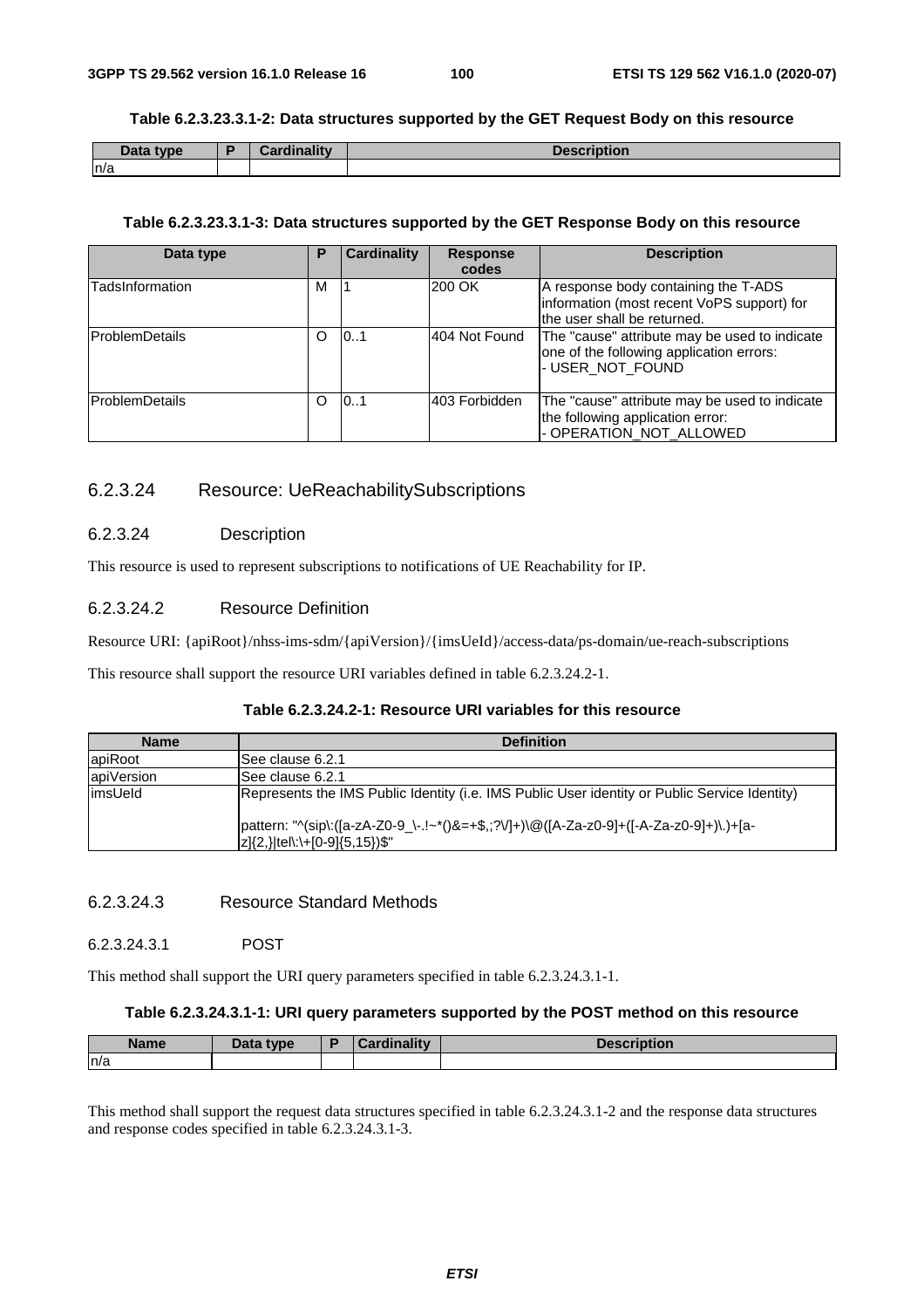**Table 6.2.3.23.3.1-2: Data structures supported by the GET Request Body on this resource**

| Data type | P | Cardinality | Description |
| --- | --- | --- | --- |
| n/a | | | |

**Table 6.2.3.23.3.1-3: Data structures supported by the GET Response Body on this resource**

| Data type | P | Cardinality | Response codes | Description |
| --- | --- | --- | --- | --- |
| TadsInformation | M | 1 | 200 OK | A response body containing the T-ADS information (most recent VoPS support) for the user shall be returned. |
| ProblemDetails | O | 0..1 | 404 Not Found | The "cause" attribute may be used to indicate one of the following application errors:<br>- USER_NOT_FOUND |
| ProblemDetails | O | 0..1 | 403 Forbidden | The "cause" attribute may be used to indicate the following application error:<br>- OPERATION_NOT_ALLOWED |

#### 6.2.3.24 Resource: UeReachabilitySubscriptions

##### 6.2.3.24 Description

This resource is used to represent subscriptions to notifications of UE Reachability for IP.

##### 6.2.3.24.2 Resource Definition

Resource URI: {apiRoot}/nhss-ims-sdm/{apiVersion}/{imsUeId}/access-data/ps-domain/ue-reach-subscriptions

This resource shall support the resource URI variables defined in table 6.2.3.24.2-1.

**Table 6.2.3.24.2-1: Resource URI variables for this resource**

| Name | Definition |
| --- | --- |
| apiRoot | See clause 6.2.1 |
| apiVersion | See clause 6.2.1 |
| imsUeId | Represents the IMS Public Identity (i.e. IMS Public User identity or Public Service Identity)<br><br>pattern: "^(sip\:([a-zA-Z0-9_\-.!~*()&=+$,;?\/]+)\@([A-Za-z0-9]+([-A-Za-z0-9]+)\.)+[a-z]{2,}\|tel\:\+[0-9]{5,15})$" |

##### 6.2.3.24.3 Resource Standard Methods

###### 6.2.3.24.3.1 POST

This method shall support the URI query parameters specified in table 6.2.3.24.3.1-1.

**Table 6.2.3.24.3.1-1: URI query parameters supported by the POST method on this resource**

| Name | Data type | P | Cardinality | Description |
| --- | --- | --- | --- | --- |
| n/a | | | | |

This method shall support the request data structures specified in table 6.2.3.24.3.1-2 and the response data structures and response codes specified in table 6.2.3.24.3.1-3.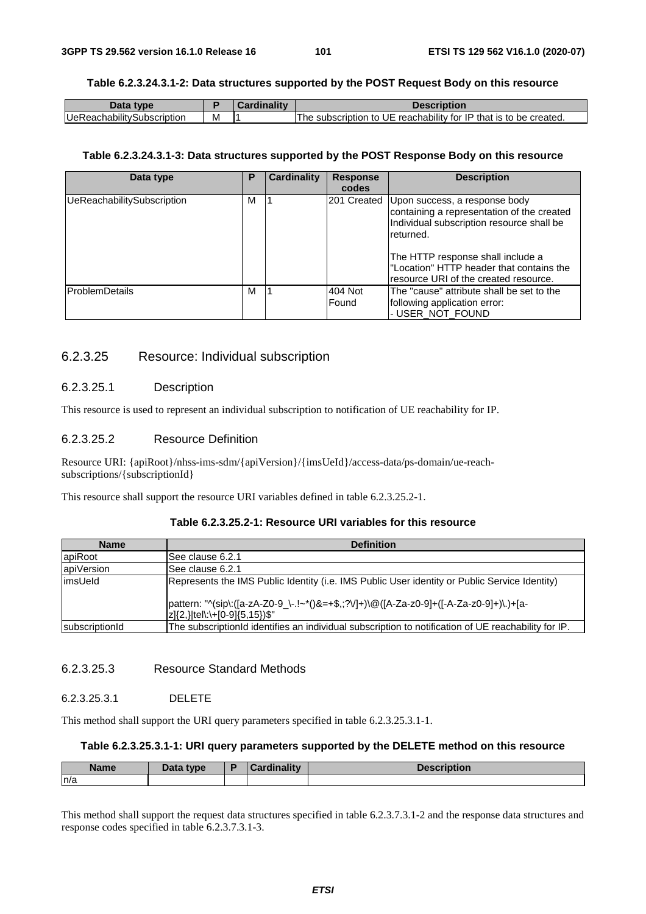**Table 6.2.3.24.3.1-2: Data structures supported by the POST Request Body on this resource**

| Data type | P | Cardinality | Description |
| --- | --- | --- | --- |
| UeReachabilitySubscription | M | 1 | The subscription to UE reachability for IP that is to be created. |

**Table 6.2.3.24.3.1-3: Data structures supported by the POST Response Body on this resource**

| Data type | P | Cardinality | Response codes | Description |
| --- | --- | --- | --- | --- |
| UeReachabilitySubscription | M | 1 | 201 Created | Upon success, a response body containing a representation of the created Individual subscription resource shall be returned.<br><br>The HTTP response shall include a "Location" HTTP header that contains the resource URI of the created resource. |
| ProblemDetails | M | 1 | 404 Not Found | The "cause" attribute shall be set to the following application error:<br>- USER_NOT_FOUND |

### 6.2.3.25 Resource: Individual subscription

#### 6.2.3.25.1 Description

This resource is used to represent an individual subscription to notification of UE reachability for IP.

#### 6.2.3.25.2 Resource Definition

Resource URI: {apiRoot}/nhss-ims-sdm/{apiVersion}/{imsUeId}/access-data/ps-domain/ue-reach-subscriptions/{subscriptionId}

This resource shall support the resource URI variables defined in table 6.2.3.25.2-1.

**Table 6.2.3.25.2-1: Resource URI variables for this resource**

| Name | Definition |
| --- | --- |
| apiRoot | See clause 6.2.1 |
| apiVersion | See clause 6.2.1 |
| imsUeId | Represents the IMS Public Identity (i.e. IMS Public User identity or Public Service Identity)<br><br>pattern: "^(sip\:([a-zA-Z0-9_\-.!~*()&=+$,;?\/]+)\@([A-Za-z0-9]+([-A-Za-z0-9]+)\.)+[a-z]{2,}\|tel\:\+[0-9]{5,15})$" |
| subscriptionId | The subscriptionId identifies an individual subscription to notification of UE reachability for IP. |

#### 6.2.3.25.3 Resource Standard Methods

##### 6.2.3.25.3.1 DELETE

This method shall support the URI query parameters specified in table 6.2.3.25.3.1-1.

**Table 6.2.3.25.3.1-1: URI query parameters supported by the DELETE method on this resource**

| Name | Data type | P | Cardinality | Description |
| --- | --- | --- | --- | --- |
| n/a | | | | |

This method shall support the request data structures specified in table 6.2.3.7.3.1-2 and the response data structures and response codes specified in table 6.2.3.7.3.1-3.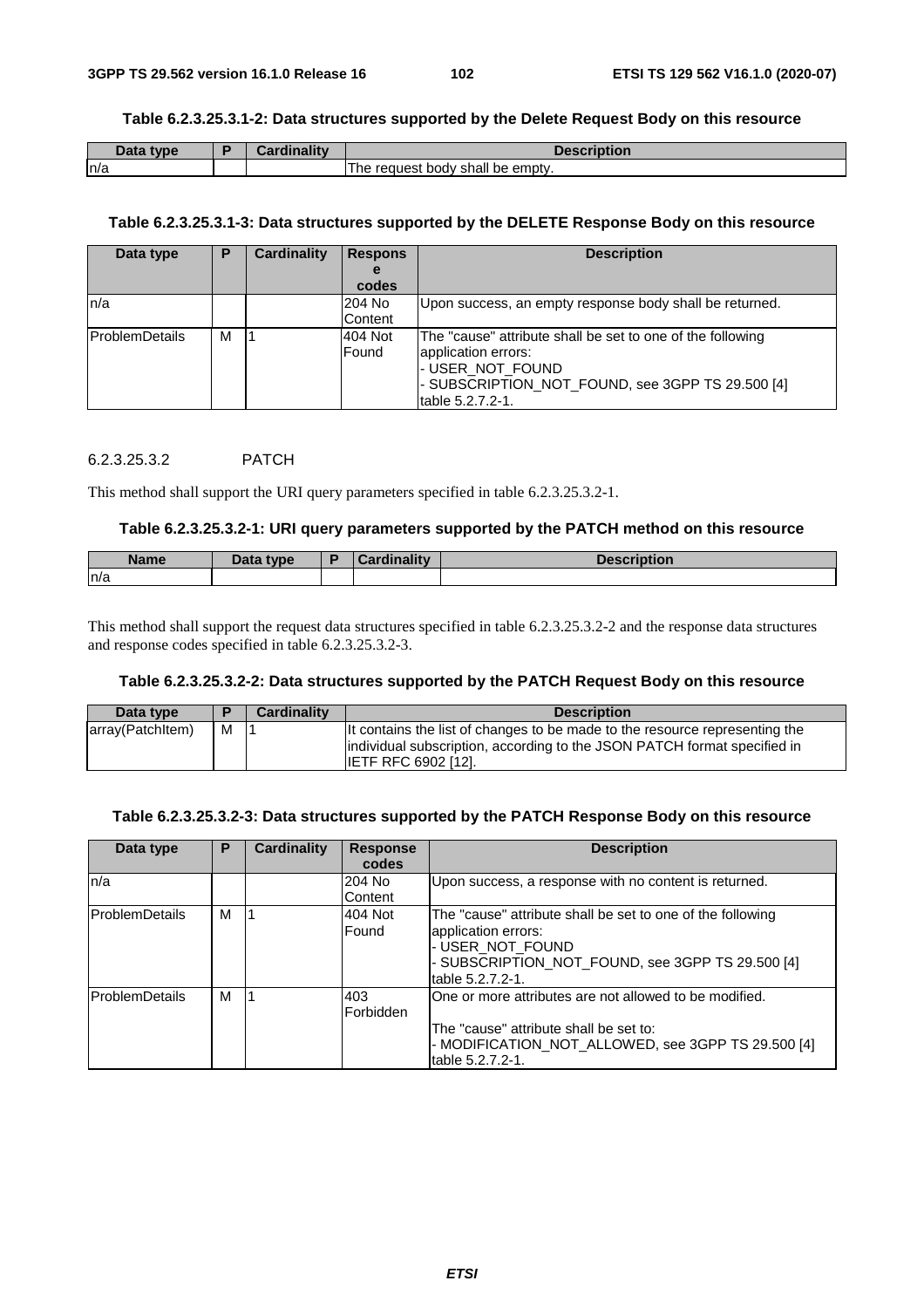**Table 6.2.3.25.3.1-2: Data structures supported by the Delete Request Body on this resource**

| Data type | P | Cardinality | Description |
|---|---|---|---|
| n/a | | | The request body shall be empty. |

**Table 6.2.3.25.3.1-3: Data structures supported by the DELETE Response Body on this resource**

| Data type | P | Cardinality | Response codes | Description |
|---|---|---|---|---|
| n/a | | | 204 No Content | Upon success, an empty response body shall be returned. |
| ProblemDetails | M | 1 | 404 Not Found | The "cause" attribute shall be set to one of the following application errors:<br>- USER_NOT_FOUND<br>- SUBSCRIPTION_NOT_FOUND, see 3GPP TS 29.500 [4] table 5.2.7.2-1. |

#### 6.2.3.25.3.2 PATCH

This method shall support the URI query parameters specified in table 6.2.3.25.3.2-1.

**Table 6.2.3.25.3.2-1: URI query parameters supported by the PATCH method on this resource**

| Name | Data type | P | Cardinality | Description |
|---|---|---|---|---|
| n/a | | | | |

This method shall support the request data structures specified in table 6.2.3.25.3.2-2 and the response data structures and response codes specified in table 6.2.3.25.3.2-3.

**Table 6.2.3.25.3.2-2: Data structures supported by the PATCH Request Body on this resource**

| Data type | P | Cardinality | Description |
|---|---|---|---|
| array(PatchItem) | M | 1 | It contains the list of changes to be made to the resource representing the individual subscription, according to the JSON PATCH format specified in IETF RFC 6902 [12]. |

**Table 6.2.3.25.3.2-3: Data structures supported by the PATCH Response Body on this resource**

| Data type | P | Cardinality | Response codes | Description |
|---|---|---|---|---|
| n/a | | | 204 No Content | Upon success, a response with no content is returned. |
| ProblemDetails | M | 1 | 404 Not Found | The "cause" attribute shall be set to one of the following application errors:<br>- USER_NOT_FOUND<br>- SUBSCRIPTION_NOT_FOUND, see 3GPP TS 29.500 [4] table 5.2.7.2-1. |
| ProblemDetails | M | 1 | 403 Forbidden | One or more attributes are not allowed to be modified.<br><br>The "cause" attribute shall be set to:<br>- MODIFICATION_NOT_ALLOWED, see 3GPP TS 29.500 [4] table 5.2.7.2-1. |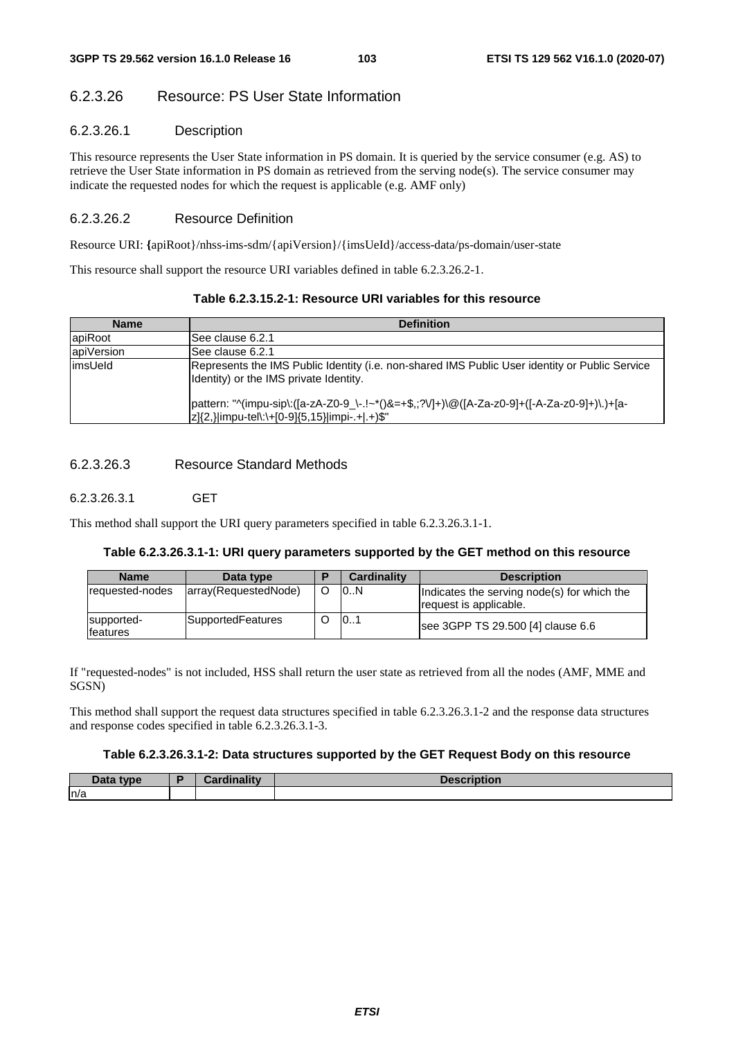### 6.2.3.26 Resource: PS User State Information

#### 6.2.3.26.1 Description

This resource represents the User State information in PS domain. It is queried by the service consumer (e.g. AS) to retrieve the User State information in PS domain as retrieved from the serving node(s). The service consumer may indicate the requested nodes for which the request is applicable (e.g. AMF only)

#### 6.2.3.26.2 Resource Definition

Resource URI: {apiRoot}/nhss-ims-sdm/{apiVersion}/{imsUeId}/access-data/ps-domain/user-state

This resource shall support the resource URI variables defined in table 6.2.3.26.2-1.

**Table 6.2.3.15.2-1: Resource URI variables for this resource**

| Name | Definition |
|---|---|
| apiRoot | See clause 6.2.1 |
| apiVersion | See clause 6.2.1 |
| imsUeId | Represents the IMS Public Identity (i.e. non-shared IMS Public User identity or Public Service Identity) or the IMS private Identity.<br><br>pattern: "^(impu-sip\:([a-zA-Z0-9_\-.!~*()&=+$,;?\/]+)\@([A-Za-z0-9]+([-A-Za-z0-9]+)\.)+[a-z]{2,}\|impu-tel\:\+[0-9]{5,15}\|impi-.+\|.+)$" |

#### 6.2.3.26.3 Resource Standard Methods

##### 6.2.3.26.3.1 GET

This method shall support the URI query parameters specified in table 6.2.3.26.3.1-1.

**Table 6.2.3.26.3.1-1: URI query parameters supported by the GET method on this resource**

| Name | Data type | P | Cardinality | Description |
|---|---|---|---|---|
| requested-nodes | array(RequestedNode) | O | 0..N | Indicates the serving node(s) for which the request is applicable. |
| supported-features | SupportedFeatures | O | 0..1 | see 3GPP TS 29.500 [4] clause 6.6 |

If "requested-nodes" is not included, HSS shall return the user state as retrieved from all the nodes (AMF, MME and SGSN)

This method shall support the request data structures specified in table 6.2.3.26.3.1-2 and the response data structures and response codes specified in table 6.2.3.26.3.1-3.

**Table 6.2.3.26.3.1-2: Data structures supported by the GET Request Body on this resource**

| Data type | P | Cardinality | Description |
|---|---|---|---|
| n/a | | | |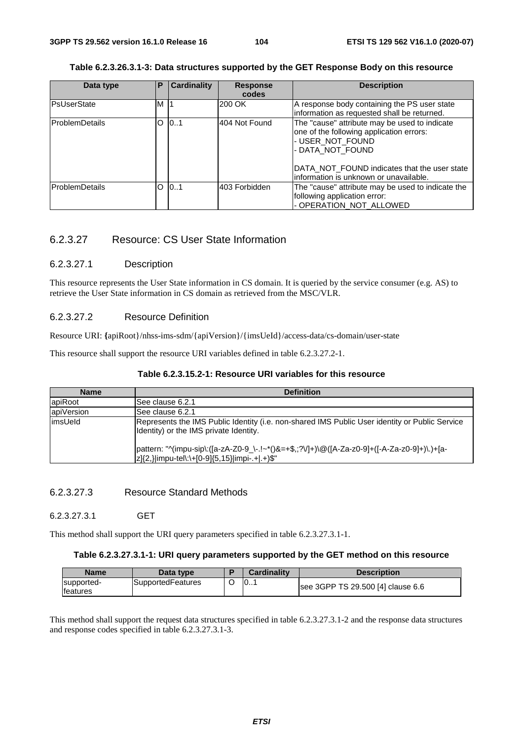**Table 6.2.3.26.3.1-3: Data structures supported by the GET Response Body on this resource**

| Data type | P | Cardinality | Response codes | Description |
|---|---|---|---|---|
| PsUserState | M | 1 | 200 OK | A response body containing the PS user state information as requested shall be returned. |
| ProblemDetails | O | 0..1 | 404 Not Found | The "cause" attribute may be used to indicate one of the following application errors:<br>- USER_NOT_FOUND<br>- DATA_NOT_FOUND<br><br>DATA_NOT_FOUND indicates that the user state information is unknown or unavailable. |
| ProblemDetails | O | 0..1 | 403 Forbidden | The "cause" attribute may be used to indicate the following application error:<br>- OPERATION_NOT_ALLOWED |

### 6.2.3.27 Resource: CS User State Information

#### 6.2.3.27.1 Description

This resource represents the User State information in CS domain. It is queried by the service consumer (e.g. AS) to retrieve the User State information in CS domain as retrieved from the MSC/VLR.

#### 6.2.3.27.2 Resource Definition

Resource URI: {apiRoot}/nhss-ims-sdm/{apiVersion}/{imsUeId}/access-data/cs-domain/user-state

This resource shall support the resource URI variables defined in table 6.2.3.27.2-1.

**Table 6.2.3.15.2-1: Resource URI variables for this resource**

| Name | Definition |
|---|---|
| apiRoot | See clause 6.2.1 |
| apiVersion | See clause 6.2.1 |
| imsUeId | Represents the IMS Public Identity (i.e. non-shared IMS Public User identity or Public Service Identity) or the IMS private Identity.<br><br>pattern: "^(impu-sip\:([a-zA-Z0-9_\-.!~*()&=+$,;?\/]+)\@([A-Za-z0-9]+([-A-Za-z0-9]+)\.)+[a-z]{2,}\|impu-tel\:\+[0-9]{5,15}\|impi-.+\|.+)$" |

#### 6.2.3.27.3 Resource Standard Methods

##### 6.2.3.27.3.1 GET

This method shall support the URI query parameters specified in table 6.2.3.27.3.1-1.

**Table 6.2.3.27.3.1-1: URI query parameters supported by the GET method on this resource**

| Name | Data type | P | Cardinality | Description |
|---|---|---|---|---|
| supported-features | SupportedFeatures | O | 0..1 | see 3GPP TS 29.500 [4] clause 6.6 |

This method shall support the request data structures specified in table 6.2.3.27.3.1-2 and the response data structures and response codes specified in table 6.2.3.27.3.1-3.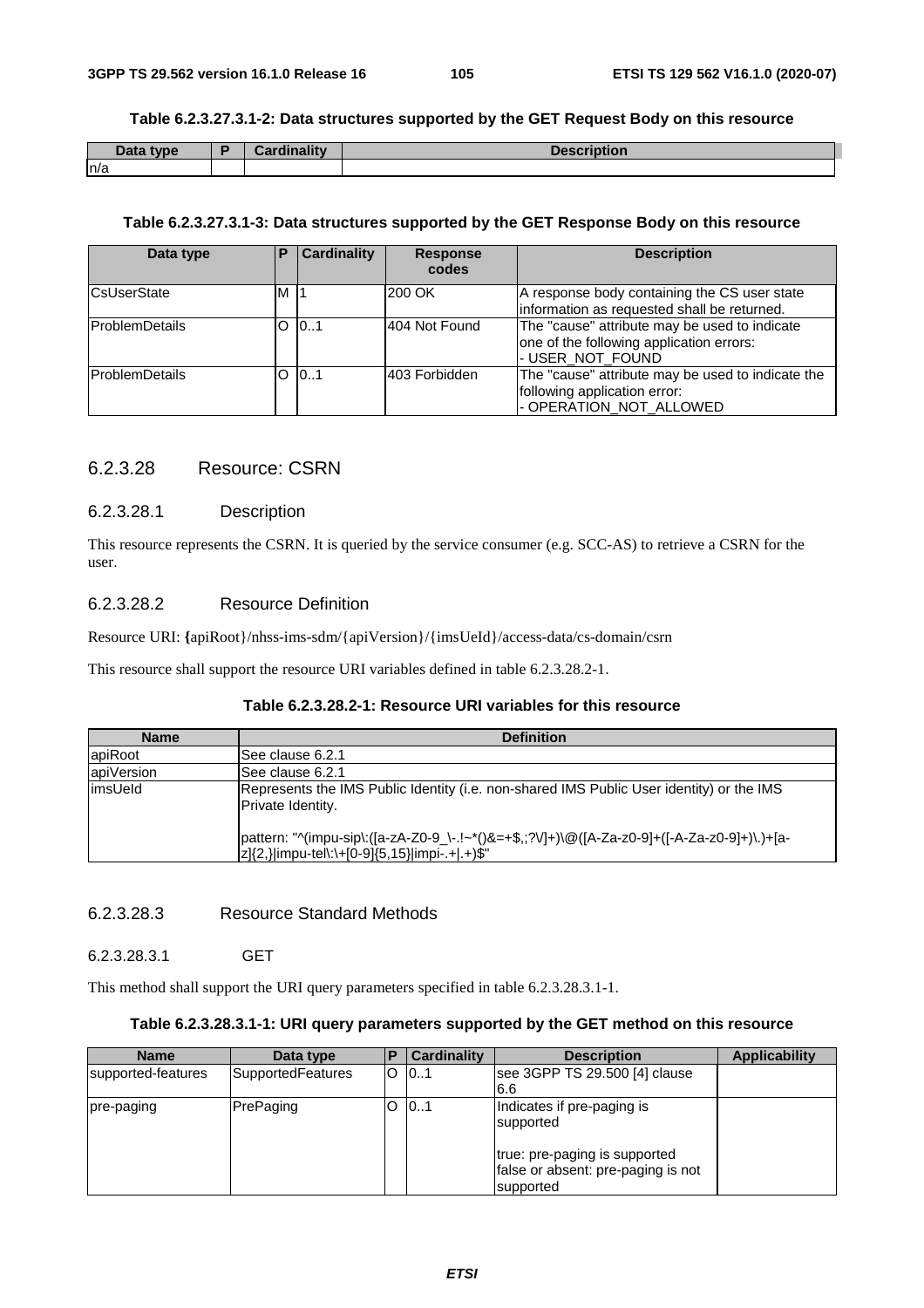**Table 6.2.3.27.3.1-2: Data structures supported by the GET Request Body on this resource**

| Data type | P | Cardinality | Description |
|---|---|---|---|
| n/a | | | |

**Table 6.2.3.27.3.1-3: Data structures supported by the GET Response Body on this resource**

| Data type | P | Cardinality | Response codes | Description |
|---|---|---|---|---|
| CsUserState | M | 1 | 200 OK | A response body containing the CS user state information as requested shall be returned. |
| ProblemDetails | O | 0..1 | 404 Not Found | The "cause" attribute may be used to indicate one of the following application errors:<br>- USER_NOT_FOUND |
| ProblemDetails | O | 0..1 | 403 Forbidden | The "cause" attribute may be used to indicate the following application error:<br>- OPERATION_NOT_ALLOWED |

### 6.2.3.28 Resource: CSRN

#### 6.2.3.28.1 Description

This resource represents the CSRN. It is queried by the service consumer (e.g. SCC-AS) to retrieve a CSRN for the user.

#### 6.2.3.28.2 Resource Definition

Resource URI: {apiRoot}/nhss-ims-sdm/{apiVersion}/{imsUeId}/access-data/cs-domain/csrn

This resource shall support the resource URI variables defined in table 6.2.3.28.2-1.

**Table 6.2.3.28.2-1: Resource URI variables for this resource**

| Name | Definition |
|---|---|
| apiRoot | See clause 6.2.1 |
| apiVersion | See clause 6.2.1 |
| imsUeId | Represents the IMS Public Identity (i.e. non-shared IMS Public User identity) or the IMS Private Identity.<br><br>pattern: "^(impu-sip\:([a-zA-Z0-9_\-.!~*()&=+$,;?\/]+)\@([A-Za-z0-9]+([-A-Za-z0-9]+)\.)+[a-z]{2,}\|impu-tel\:\+[0-9]{5,15}\|impi-.+\|.+)$" |

#### 6.2.3.28.3 Resource Standard Methods

##### 6.2.3.28.3.1 GET

This method shall support the URI query parameters specified in table 6.2.3.28.3.1-1.

**Table 6.2.3.28.3.1-1: URI query parameters supported by the GET method on this resource**

| Name | Data type | P | Cardinality | Description | Applicability |
|---|---|---|---|---|---|
| supported-features | SupportedFeatures | O | 0..1 | see 3GPP TS 29.500 [4] clause 6.6 | |
| pre-paging | PrePaging | O | 0..1 | Indicates if pre-paging is supported<br><br>true: pre-paging is supported<br>false or absent: pre-paging is not supported | |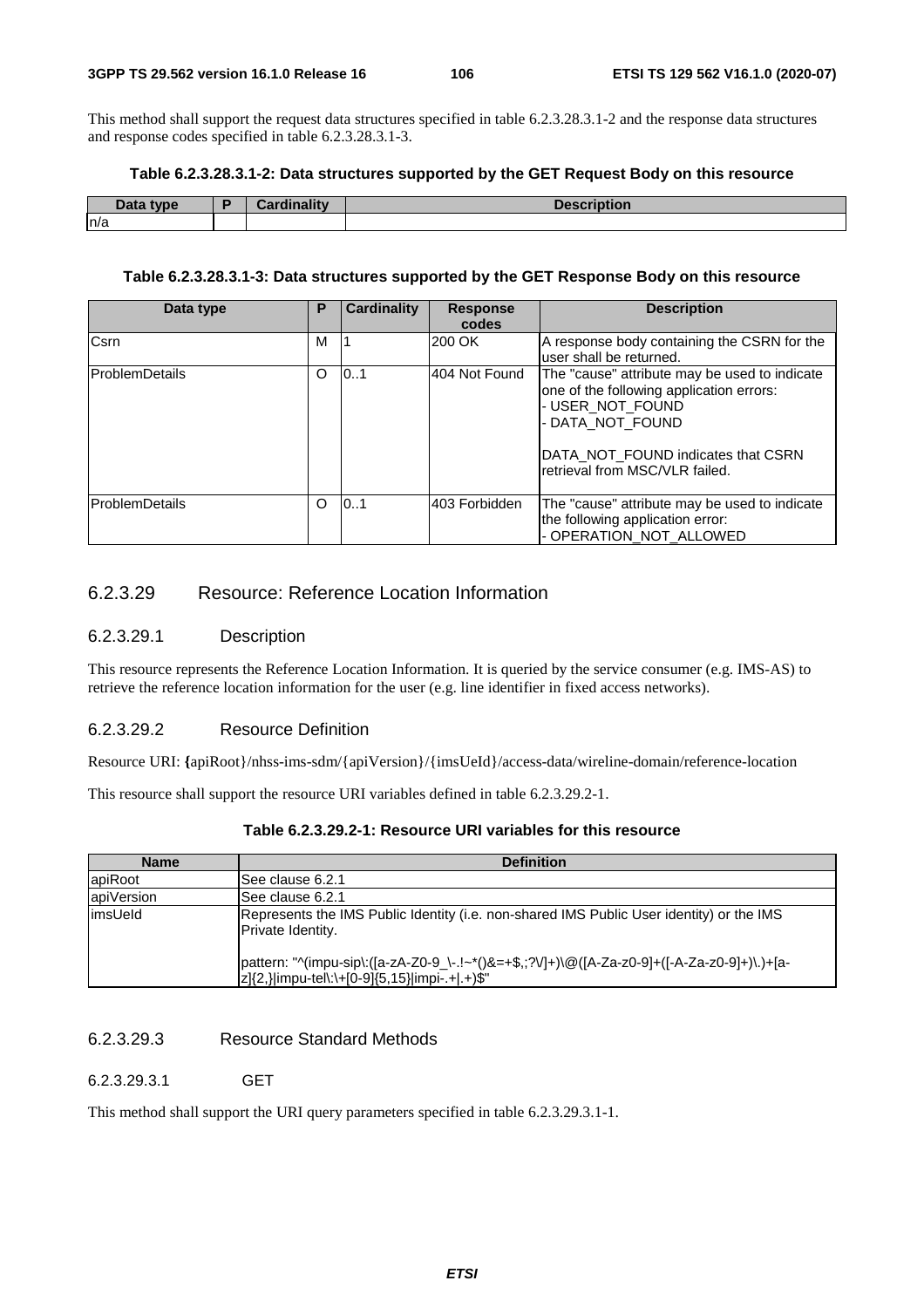This method shall support the request data structures specified in table 6.2.3.28.3.1-2 and the response data structures and response codes specified in table 6.2.3.28.3.1-3.

**Table 6.2.3.28.3.1-2: Data structures supported by the GET Request Body on this resource**

| Data type | P | Cardinality | Description |
|---|---|---|---|
| n/a | | | |

**Table 6.2.3.28.3.1-3: Data structures supported by the GET Response Body on this resource**

| Data type | P | Cardinality | Response codes | Description |
|---|---|---|---|---|
| Csrn | M | 1 | 200 OK | A response body containing the CSRN for the user shall be returned. |
| ProblemDetails | O | 0..1 | 404 Not Found | The "cause" attribute may be used to indicate one of the following application errors:<br>- USER_NOT_FOUND<br>- DATA_NOT_FOUND<br><br>DATA_NOT_FOUND indicates that CSRN retrieval from MSC/VLR failed. |
| ProblemDetails | O | 0..1 | 403 Forbidden | The "cause" attribute may be used to indicate the following application error:<br>- OPERATION_NOT_ALLOWED |

### 6.2.3.29 Resource: Reference Location Information

#### 6.2.3.29.1 Description

This resource represents the Reference Location Information. It is queried by the service consumer (e.g. IMS-AS) to retrieve the reference location information for the user (e.g. line identifier in fixed access networks).

#### 6.2.3.29.2 Resource Definition

Resource URI: {apiRoot}/nhss-ims-sdm/{apiVersion}/{imsUeId}/access-data/wireline-domain/reference-location

This resource shall support the resource URI variables defined in table 6.2.3.29.2-1.

**Table 6.2.3.29.2-1: Resource URI variables for this resource**

| Name | Definition |
|---|---|
| apiRoot | See clause 6.2.1 |
| apiVersion | See clause 6.2.1 |
| imsUeId | Represents the IMS Public Identity (i.e. non-shared IMS Public User identity) or the IMS Private Identity.<br><br>pattern: "^(impu-sip\:([a-zA-Z0-9_\-.!~*()&=+$,;?\/]+)\@([A-Za-z0-9]+([-A-Za-z0-9]+)\.)+[a-z]{2,}\|impu-tel\:\+[0-9]{5,15}\|impi-.+\|.+)$" |

#### 6.2.3.29.3 Resource Standard Methods

##### 6.2.3.29.3.1 GET

This method shall support the URI query parameters specified in table 6.2.3.29.3.1-1.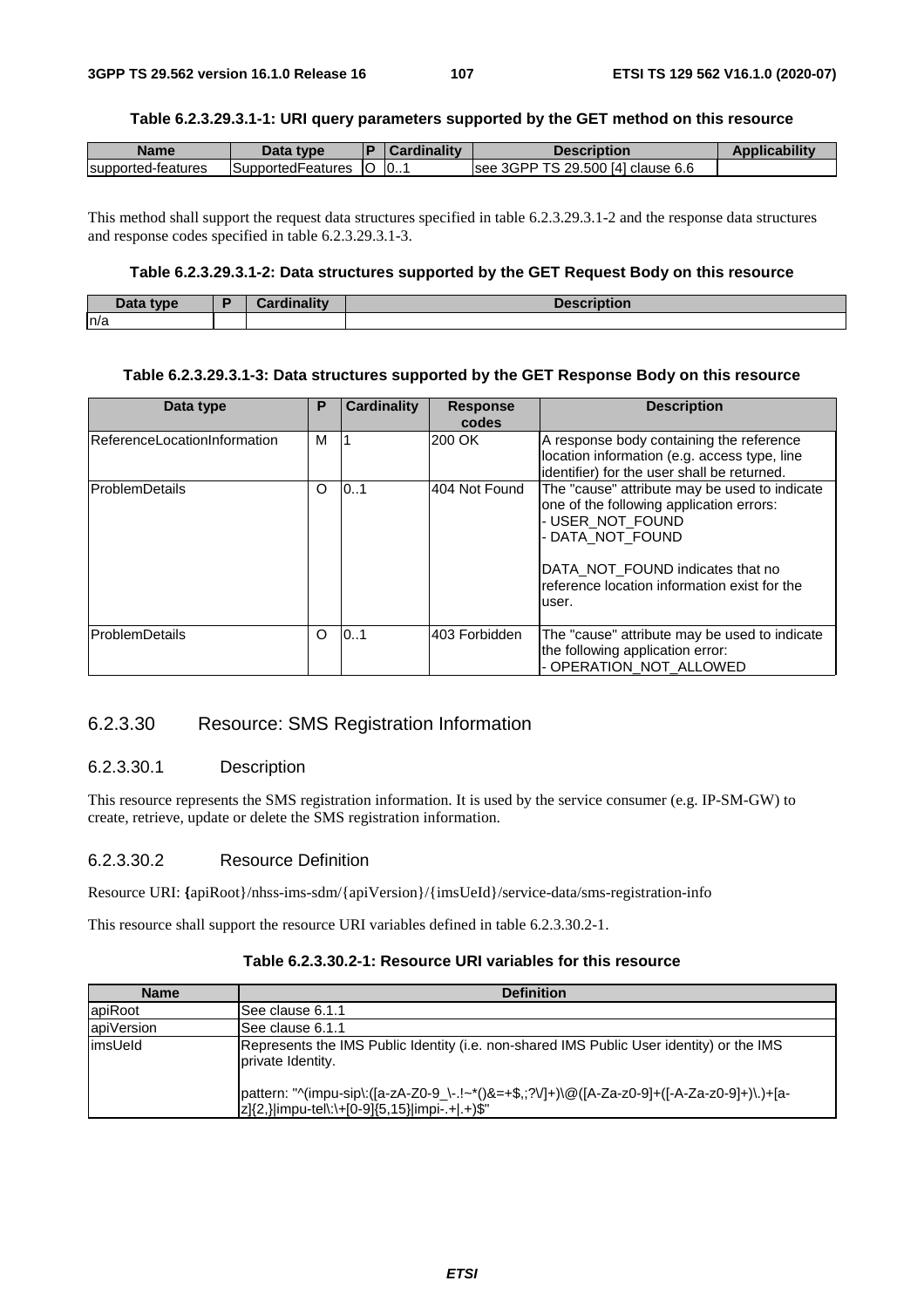**Table 6.2.3.29.3.1-1: URI query parameters supported by the GET method on this resource**

| Name | Data type | P | Cardinality | Description | Applicability |
| --- | --- | --- | --- | --- | --- |
| supported-features | SupportedFeatures | O | 0..1 | see 3GPP TS 29.500 [4] clause 6.6 | |

This method shall support the request data structures specified in table 6.2.3.29.3.1-2 and the response data structures and response codes specified in table 6.2.3.29.3.1-3.

**Table 6.2.3.29.3.1-2: Data structures supported by the GET Request Body on this resource**

| Data type | P | Cardinality | Description |
| --- | --- | --- | --- |
| n/a | | | |

**Table 6.2.3.29.3.1-3: Data structures supported by the GET Response Body on this resource**

| Data type | P | Cardinality | Response codes | Description |
| --- | --- | --- | --- | --- |
| ReferenceLocationInformation | M | 1 | 200 OK | A response body containing the reference location information (e.g. access type, line identifier) for the user shall be returned. |
| ProblemDetails | O | 0..1 | 404 Not Found | The "cause" attribute may be used to indicate one of the following application errors:<br>- USER_NOT_FOUND<br>- DATA_NOT_FOUND<br><br>DATA_NOT_FOUND indicates that no reference location information exist for the user. |
| ProblemDetails | O | 0..1 | 403 Forbidden | The "cause" attribute may be used to indicate the following application error:<br>- OPERATION_NOT_ALLOWED |

### 6.2.3.30 Resource: SMS Registration Information

#### 6.2.3.30.1 Description

This resource represents the SMS registration information. It is used by the service consumer (e.g. IP-SM-GW) to create, retrieve, update or delete the SMS registration information.

#### 6.2.3.30.2 Resource Definition

Resource URI: {apiRoot}/nhss-ims-sdm/{apiVersion}/{imsUeId}/service-data/sms-registration-info

This resource shall support the resource URI variables defined in table 6.2.3.30.2-1.

**Table 6.2.3.30.2-1: Resource URI variables for this resource**

| Name | Definition |
| --- | --- |
| apiRoot | See clause 6.1.1 |
| apiVersion | See clause 6.1.1 |
| imsUeId | Represents the IMS Public Identity (i.e. non-shared IMS Public User identity) or the IMS private Identity.<br><br>pattern: "^(impu-sip\:([a-zA-Z0-9_\-.!~*()&=+$,;?\/]+)\@([A-Za-z0-9]+([-A-Za-z0-9]+)\.)+[a-z]{2,}\|impu-tel\:\+[0-9]{5,15}\|impi-.+\|.+)$" |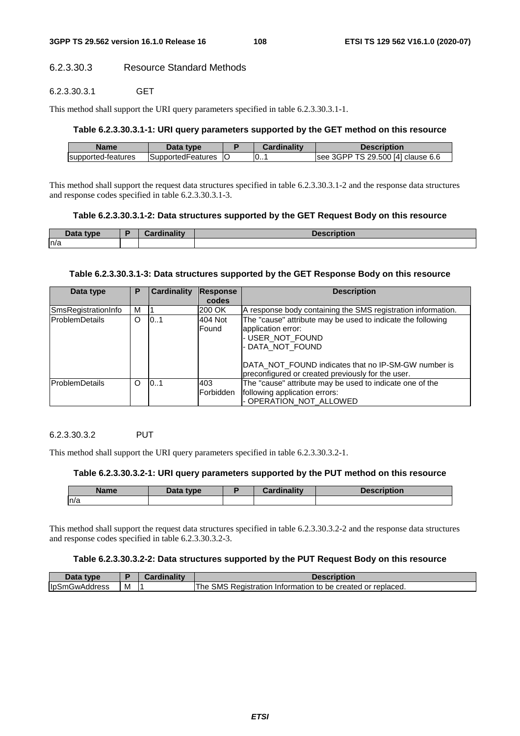#### 6.2.3.30.3 Resource Standard Methods

##### 6.2.3.30.3.1 GET

This method shall support the URI query parameters specified in table 6.2.3.30.3.1-1.

**Table 6.2.3.30.3.1-1: URI query parameters supported by the GET method on this resource**

| Name | Data type | P | Cardinality | Description |
| --- | --- | --- | --- | --- |
| supported-features | SupportedFeatures | O | 0..1 | see 3GPP TS 29.500 [4] clause 6.6 |

This method shall support the request data structures specified in table 6.2.3.30.3.1-2 and the response data structures and response codes specified in table 6.2.3.30.3.1-3.

**Table 6.2.3.30.3.1-2: Data structures supported by the GET Request Body on this resource**

| Data type | P | Cardinality | Description |
| --- | --- | --- | --- |
| n/a | | | |

**Table 6.2.3.30.3.1-3: Data structures supported by the GET Response Body on this resource**

| Data type | P | Cardinality | Response codes | Description |
| --- | --- | --- | --- | --- |
| SmsRegistrationInfo | M | 1 | 200 OK | A response body containing the SMS registration information. |
| ProblemDetails | O | 0..1 | 404 Not Found | The "cause" attribute may be used to indicate the following application error:<br>- USER_NOT_FOUND<br>- DATA_NOT_FOUND<br><br>DATA_NOT_FOUND indicates that no IP-SM-GW number is preconfigured or created previously for the user. |
| ProblemDetails | O | 0..1 | 403 Forbidden | The "cause" attribute may be used to indicate one of the following application errors:<br>- OPERATION_NOT_ALLOWED |

##### 6.2.3.30.3.2 PUT

This method shall support the URI query parameters specified in table 6.2.3.30.3.2-1.

**Table 6.2.3.30.3.2-1: URI query parameters supported by the PUT method on this resource**

| Name | Data type | P | Cardinality | Description |
| --- | --- | --- | --- | --- |
| n/a | | | | |

This method shall support the request data structures specified in table 6.2.3.30.3.2-2 and the response data structures and response codes specified in table 6.2.3.30.3.2-3.

**Table 6.2.3.30.3.2-2: Data structures supported by the PUT Request Body on this resource**

| Data type | P | Cardinality | Description |
| --- | --- | --- | --- |
| IpSmGwAddress | M | 1 | The SMS Registration Information to be created or replaced. |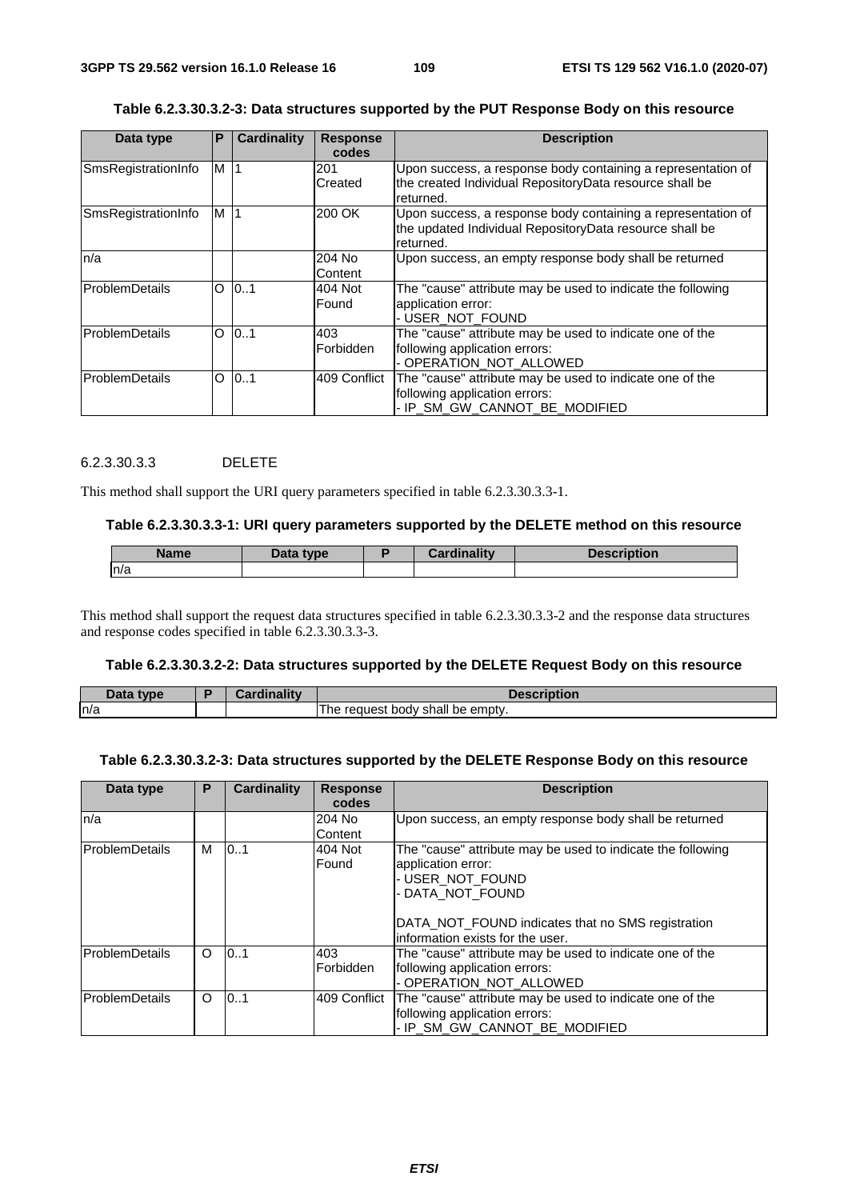**Table 6.2.3.30.3.2-3: Data structures supported by the PUT Response Body on this resource**

| Data type | P | Cardinality | Response codes | Description |
|---|---|---|---|---|
| SmsRegistrationInfo | M | 1 | 201 Created | Upon success, a response body containing a representation of the created Individual RepositoryData resource shall be returned. |
| SmsRegistrationInfo | M | 1 | 200 OK | Upon success, a response body containing a representation of the updated Individual RepositoryData resource shall be returned. |
| n/a | | | 204 No Content | Upon success, an empty response body shall be returned |
| ProblemDetails | O | 0..1 | 404 Not Found | The "cause" attribute may be used to indicate the following application error:<br>- USER_NOT_FOUND |
| ProblemDetails | O | 0..1 | 403 Forbidden | The "cause" attribute may be used to indicate one of the following application errors:<br>- OPERATION_NOT_ALLOWED |
| ProblemDetails | O | 0..1 | 409 Conflict | The "cause" attribute may be used to indicate one of the following application errors:<br>- IP_SM_GW_CANNOT_BE_MODIFIED |

#### 6.2.3.30.3.3 DELETE

This method shall support the URI query parameters specified in table 6.2.3.30.3.3-1.

**Table 6.2.3.30.3.3-1: URI query parameters supported by the DELETE method on this resource**

| Name | Data type | P | Cardinality | Description |
|---|---|---|---|---|
| n/a | | | | |

This method shall support the request data structures specified in table 6.2.3.30.3.3-2 and the response data structures and response codes specified in table 6.2.3.30.3.3-3.

**Table 6.2.3.30.3.2-2: Data structures supported by the DELETE Request Body on this resource**

| Data type | P | Cardinality | Description |
|---|---|---|---|
| n/a | | | The request body shall be empty. |

**Table 6.2.3.30.3.2-3: Data structures supported by the DELETE Response Body on this resource**

| Data type | P | Cardinality | Response codes | Description |
|---|---|---|---|---|
| n/a | | | 204 No Content | Upon success, an empty response body shall be returned |
| ProblemDetails | M | 0..1 | 404 Not Found | The "cause" attribute may be used to indicate the following application error:<br>- USER_NOT_FOUND<br>- DATA_NOT_FOUND<br><br>DATA_NOT_FOUND indicates that no SMS registration information exists for the user. |
| ProblemDetails | O | 0..1 | 403 Forbidden | The "cause" attribute may be used to indicate one of the following application errors:<br>- OPERATION_NOT_ALLOWED |
| ProblemDetails | O | 0..1 | 409 Conflict | The "cause" attribute may be used to indicate one of the following application errors:<br>- IP_SM_GW_CANNOT_BE_MODIFIED |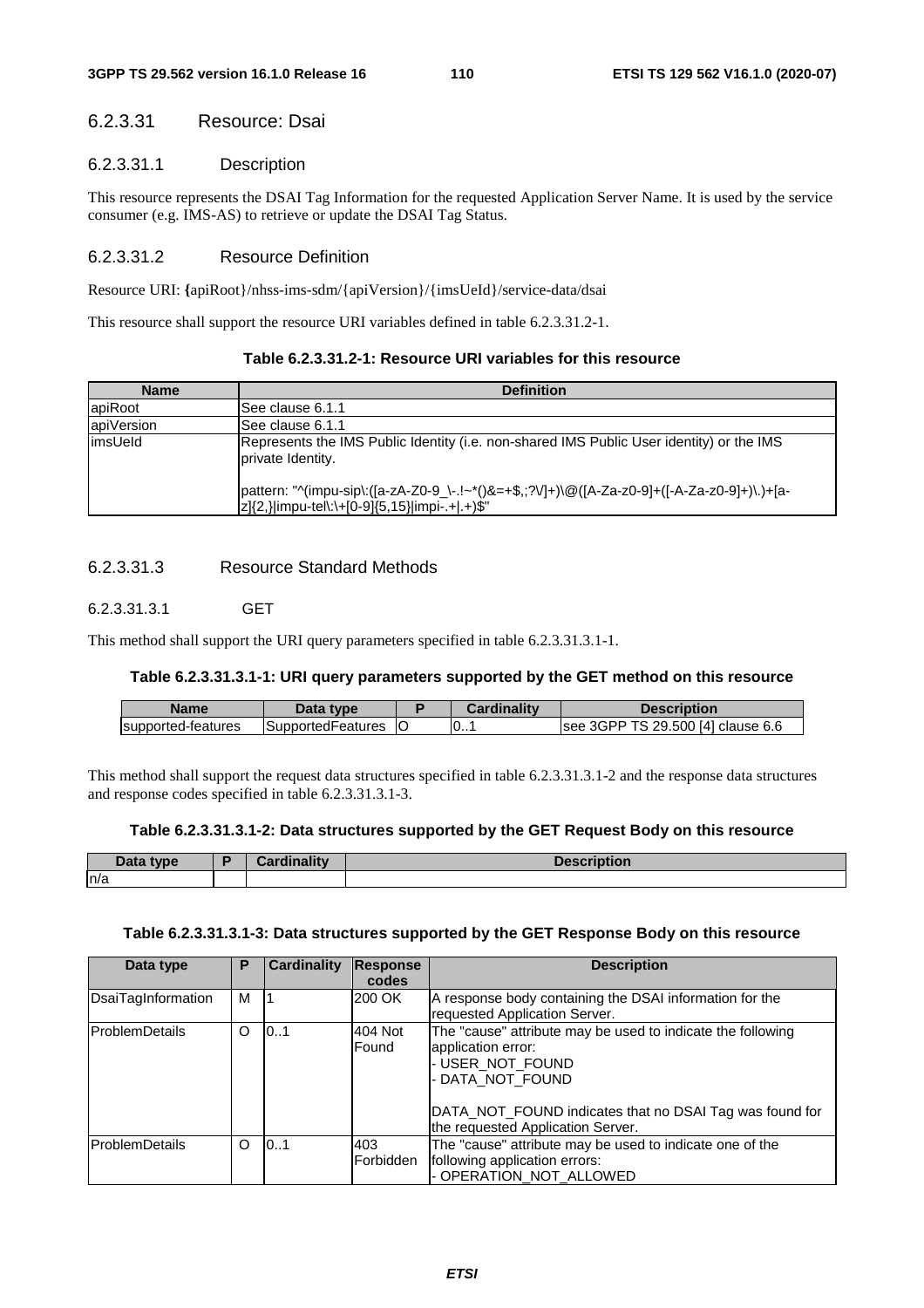#### 6.2.3.31 Resource: Dsai

##### 6.2.3.31.1 Description

This resource represents the DSAI Tag Information for the requested Application Server Name. It is used by the service consumer (e.g. IMS-AS) to retrieve or update the DSAI Tag Status.

##### 6.2.3.31.2 Resource Definition

Resource URI: {apiRoot}/nhss-ims-sdm/{apiVersion}/{imsUeId}/service-data/dsai

This resource shall support the resource URI variables defined in table 6.2.3.31.2-1.

**Table 6.2.3.31.2-1: Resource URI variables for this resource**

| Name | Definition |
| --- | --- |
| apiRoot | See clause 6.1.1 |
| apiVersion | See clause 6.1.1 |
| imsUeId | Represents the IMS Public Identity (i.e. non-shared IMS Public User identity) or the IMS private Identity.<br><br>pattern: "^(impu-sip\:([a-zA-Z0-9_\-.!~*()&=+$,;?\/]+)\@([A-Za-z0-9]+([-A-Za-z0-9]+)\.)+[a-z]{2,}\|impu-tel\:\+[0-9]{5,15}\|impi-.+\|.+)$" |

##### 6.2.3.31.3 Resource Standard Methods

###### 6.2.3.31.3.1 GET

This method shall support the URI query parameters specified in table 6.2.3.31.3.1-1.

**Table 6.2.3.31.3.1-1: URI query parameters supported by the GET method on this resource**

| Name | Data type | P | Cardinality | Description |
| --- | --- | --- | --- | --- |
| supported-features | SupportedFeatures | O | 0..1 | see 3GPP TS 29.500 [4] clause 6.6 |

This method shall support the request data structures specified in table 6.2.3.31.3.1-2 and the response data structures and response codes specified in table 6.2.3.31.3.1-3.

**Table 6.2.3.31.3.1-2: Data structures supported by the GET Request Body on this resource**

| Data type | P | Cardinality | Description |
| --- | --- | --- | --- |
| n/a | | | |

**Table 6.2.3.31.3.1-3: Data structures supported by the GET Response Body on this resource**

| Data type | P | Cardinality | Response codes | Description |
| --- | --- | --- | --- | --- |
| DsaiTagInformation | M | 1 | 200 OK | A response body containing the DSAI information for the requested Application Server. |
| ProblemDetails | O | 0..1 | 404 Not Found | The "cause" attribute may be used to indicate the following application error:<br>- USER_NOT_FOUND<br>- DATA_NOT_FOUND<br><br>DATA_NOT_FOUND indicates that no DSAI Tag was found for the requested Application Server. |
| ProblemDetails | O | 0..1 | 403 Forbidden | The "cause" attribute may be used to indicate one of the following application errors:<br>- OPERATION_NOT_ALLOWED |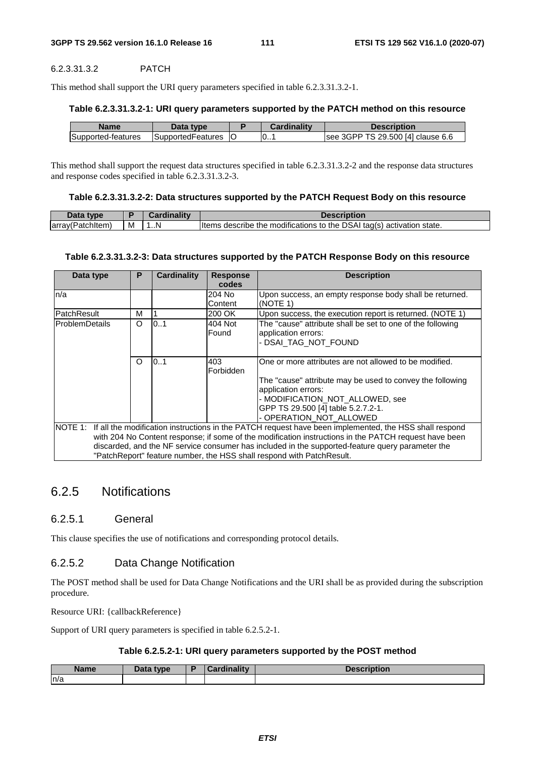#### 6.2.3.31.3.2 PATCH

This method shall support the URI query parameters specified in table 6.2.3.31.3.2-1.

**Table 6.2.3.31.3.2-1: URI query parameters supported by the PATCH method on this resource**

| Name | Data type | P | Cardinality | Description |
| --- | --- | --- | --- | --- |
| Supported-features | SupportedFeatures | O | 0..1 | see 3GPP TS 29.500 [4] clause 6.6 |

This method shall support the request data structures specified in table 6.2.3.31.3.2-2 and the response data structures and response codes specified in table 6.2.3.31.3.2-3.

**Table 6.2.3.31.3.2-2: Data structures supported by the PATCH Request Body on this resource**

| Data type | P | Cardinality | Description |
| --- | --- | --- | --- |
| array(PatchItem) | M | 1..N | Items describe the modifications to the DSAI tag(s) activation state. |

**Table 6.2.3.31.3.2-3: Data structures supported by the PATCH Response Body on this resource**

| Data type | P | Cardinality | Response codes | Description |
| --- | --- | --- | --- | --- |
| n/a | | | 204 No Content | Upon success, an empty response body shall be returned. (NOTE 1) |
| PatchResult | M | 1 | 200 OK | Upon success, the execution report is returned. (NOTE 1) |
| ProblemDetails | O | 0..1 | 404 Not Found | The "cause" attribute shall be set to one of the following application errors:<br>- DSAI_TAG_NOT_FOUND |
| | O | 0..1 | 403 Forbidden | One or more attributes are not allowed to be modified.<br><br>The "cause" attribute may be used to convey the following application errors:<br>- MODIFICATION_NOT_ALLOWED, see GPP TS 29.500 [4] table 5.2.7.2-1.<br>- OPERATION_NOT_ALLOWED |
| NOTE 1: If all the modification instructions in the PATCH request have been implemented, the HSS shall respond with 204 No Content response; if some of the modification instructions in the PATCH request have been discarded, and the NF service consumer has included in the supported-feature query parameter the "PatchReport" feature number, the HSS shall respond with PatchResult. | | | | |

## 6.2.5 Notifications

### 6.2.5.1 General

This clause specifies the use of notifications and corresponding protocol details.

### 6.2.5.2 Data Change Notification

The POST method shall be used for Data Change Notifications and the URI shall be as provided during the subscription procedure.

Resource URI: {callbackReference}

Support of URI query parameters is specified in table 6.2.5.2-1.

**Table 6.2.5.2-1: URI query parameters supported by the POST method**

| Name | Data type | P | Cardinality | Description |
| --- | --- | --- | --- | --- |
| n/a | | | | |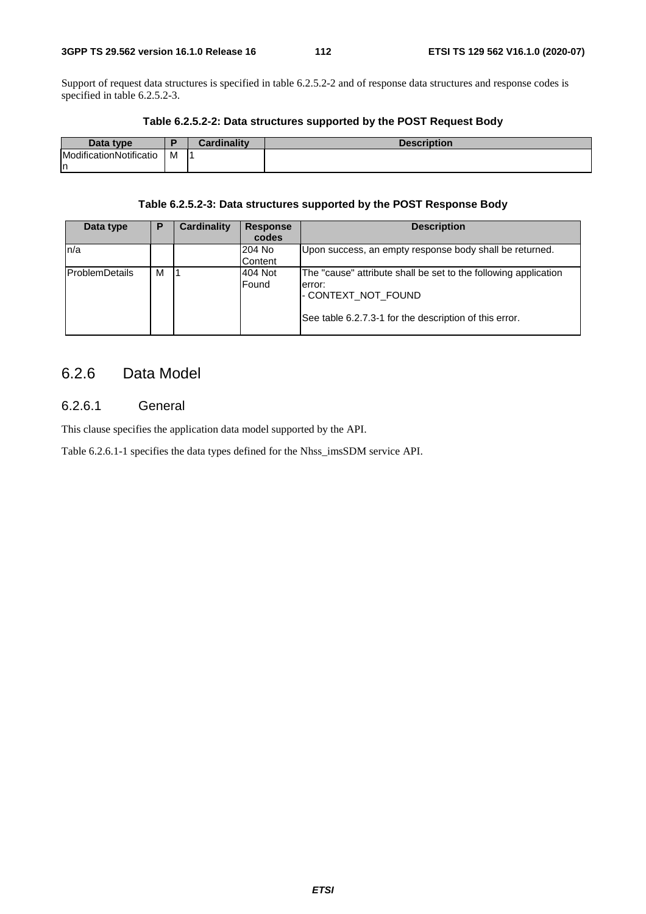Support of request data structures is specified in table 6.2.5.2-2 and of response data structures and response codes is specified in table 6.2.5.2-3.

**Table 6.2.5.2-2: Data structures supported by the POST Request Body**

| Data type | P | Cardinality | Description |
|---|---|---|---|
| ModificationNotification | M | 1 | |

**Table 6.2.5.2-3: Data structures supported by the POST Response Body**

| Data type | P | Cardinality | Response codes | Description |
|---|---|---|---|---|
| n/a | | | 204 No Content | Upon success, an empty response body shall be returned. |
| ProblemDetails | M | 1 | 404 Not Found | The "cause" attribute shall be set to the following application error:<br>- CONTEXT_NOT_FOUND<br><br>See table 6.2.7.3-1 for the description of this error. |

## 6.2.6 Data Model

### 6.2.6.1 General

This clause specifies the application data model supported by the API.

Table 6.2.6.1-1 specifies the data types defined for the Nhss_imsSDM service API.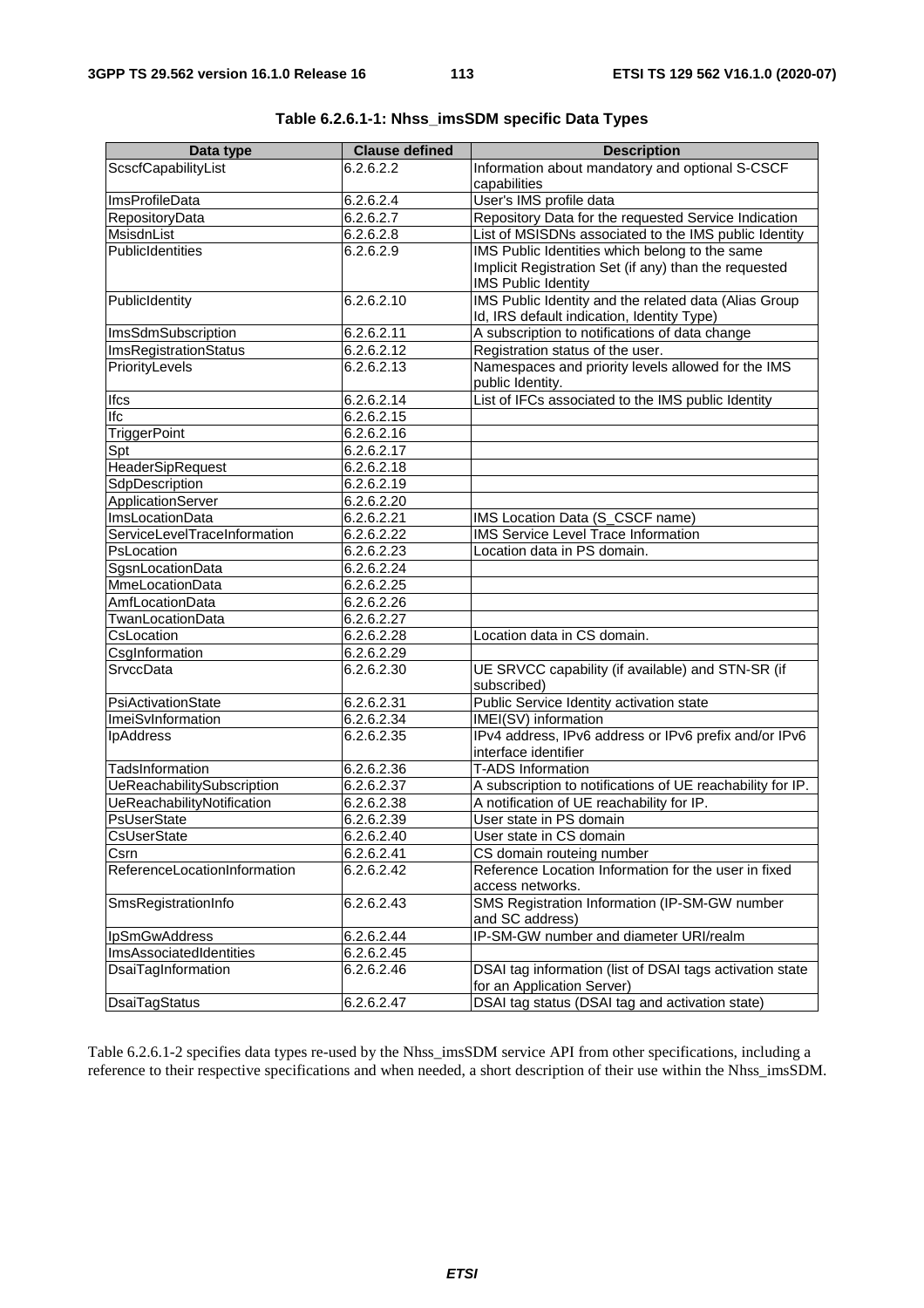**Table 6.2.6.1-1: Nhss_imsSDM specific Data Types**

| Data type | Clause defined | Description |
| --- | --- | --- |
| ScscfCapabilityList | 6.2.6.2.2 | Information about mandatory and optional S-CSCF capabilities |
| ImsProfileData | 6.2.6.2.4 | User's IMS profile data |
| RepositoryData | 6.2.6.2.7 | Repository Data for the requested Service Indication |
| MsisdnList | 6.2.6.2.8 | List of MSISDNs associated to the IMS public Identity |
| PublicIdentities | 6.2.6.2.9 | IMS Public Identities which belong to the same Implicit Registration Set (if any) than the requested IMS Public Identity |
| PublicIdentity | 6.2.6.2.10 | IMS Public Identity and the related data (Alias Group Id, IRS default indication, Identity Type) |
| ImsSdmSubscription | 6.2.6.2.11 | A subscription to notifications of data change |
| ImsRegistrationStatus | 6.2.6.2.12 | Registration status of the user. |
| PriorityLevels | 6.2.6.2.13 | Namespaces and priority levels allowed for the IMS public Identity. |
| Ifcs | 6.2.6.2.14 | List of IFCs associated to the IMS public Identity |
| Ifc | 6.2.6.2.15 | |
| TriggerPoint | 6.2.6.2.16 | |
| Spt | 6.2.6.2.17 | |
| HeaderSipRequest | 6.2.6.2.18 | |
| SdpDescription | 6.2.6.2.19 | |
| ApplicationServer | 6.2.6.2.20 | |
| ImsLocationData | 6.2.6.2.21 | IMS Location Data (S_CSCF name) |
| ServiceLevelTraceInformation | 6.2.6.2.22 | IMS Service Level Trace Information |
| PsLocation | 6.2.6.2.23 | Location data in PS domain. |
| SgsnLocationData | 6.2.6.2.24 | |
| MmeLocationData | 6.2.6.2.25 | |
| AmfLocationData | 6.2.6.2.26 | |
| TwanLocationData | 6.2.6.2.27 | |
| CsLocation | 6.2.6.2.28 | Location data in CS domain. |
| CsgInformation | 6.2.6.2.29 | |
| SrvccData | 6.2.6.2.30 | UE SRVCC capability (if available) and STN-SR (if subscribed) |
| PsiActivationState | 6.2.6.2.31 | Public Service Identity activation state |
| ImeiSvInformation | 6.2.6.2.34 | IMEI(SV) information |
| IpAddress | 6.2.6.2.35 | IPv4 address, IPv6 address or IPv6 prefix and/or IPv6 interface identifier |
| TadsInformation | 6.2.6.2.36 | T-ADS Information |
| UeReachabilitySubscription | 6.2.6.2.37 | A subscription to notifications of UE reachability for IP. |
| UeReachabilityNotification | 6.2.6.2.38 | A notification of UE reachability for IP. |
| PsUserState | 6.2.6.2.39 | User state in PS domain |
| CsUserState | 6.2.6.2.40 | User state in CS domain |
| Csrn | 6.2.6.2.41 | CS domain routeing number |
| ReferenceLocationInformation | 6.2.6.2.42 | Reference Location Information for the user in fixed access networks. |
| SmsRegistrationInfo | 6.2.6.2.43 | SMS Registration Information (IP-SM-GW number and SC address) |
| IpSmGwAddress | 6.2.6.2.44 | IP-SM-GW number and diameter URI/realm |
| ImsAssociatedIdentities | 6.2.6.2.45 | |
| DsaiTagInformation | 6.2.6.2.46 | DSAI tag information (list of DSAI tags activation state for an Application Server) |
| DsaiTagStatus | 6.2.6.2.47 | DSAI tag status (DSAI tag and activation state) |

Table 6.2.6.1-2 specifies data types re-used by the Nhss_imsSDM service API from other specifications, including a reference to their respective specifications and when needed, a short description of their use within the Nhss_imsSDM.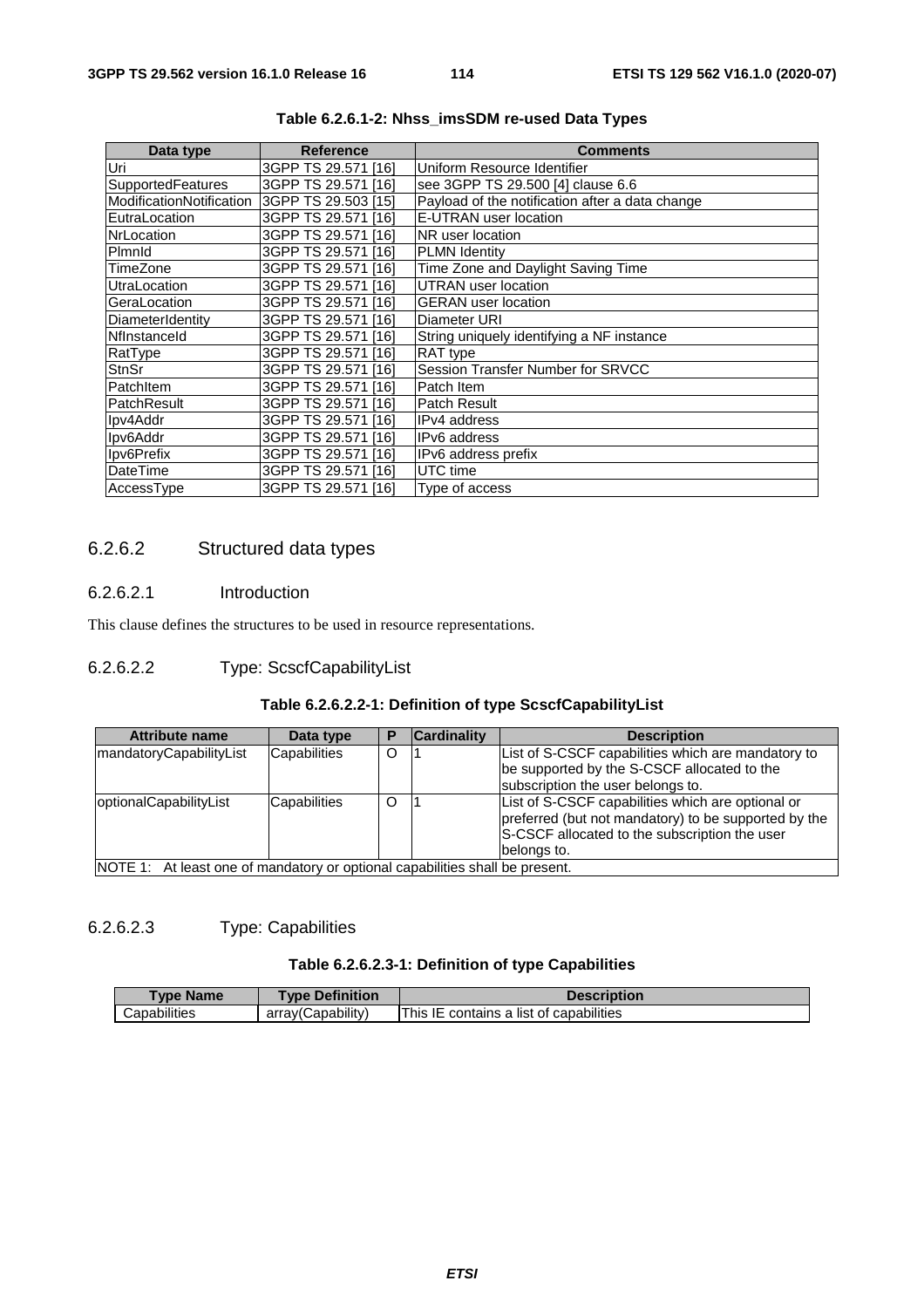**Table 6.2.6.1-2: Nhss_imsSDM re-used Data Types**

| Data type | Reference | Comments |
| --- | --- | --- |
| Uri | 3GPP TS 29.571 [16] | Uniform Resource Identifier |
| SupportedFeatures | 3GPP TS 29.571 [16] | see 3GPP TS 29.500 [4] clause 6.6 |
| ModificationNotification | 3GPP TS 29.503 [15] | Payload of the notification after a data change |
| EutraLocation | 3GPP TS 29.571 [16] | E-UTRAN user location |
| NrLocation | 3GPP TS 29.571 [16] | NR user location |
| PlmnId | 3GPP TS 29.571 [16] | PLMN Identity |
| TimeZone | 3GPP TS 29.571 [16] | Time Zone and Daylight Saving Time |
| UtraLocation | 3GPP TS 29.571 [16] | UTRAN user location |
| GeraLocation | 3GPP TS 29.571 [16] | GERAN user location |
| DiameterIdentity | 3GPP TS 29.571 [16] | Diameter URI |
| NfInstanceId | 3GPP TS 29.571 [16] | String uniquely identifying a NF instance |
| RatType | 3GPP TS 29.571 [16] | RAT type |
| StnSr | 3GPP TS 29.571 [16] | Session Transfer Number for SRVCC |
| PatchItem | 3GPP TS 29.571 [16] | Patch Item |
| PatchResult | 3GPP TS 29.571 [16] | Patch Result |
| Ipv4Addr | 3GPP TS 29.571 [16] | IPv4 address |
| Ipv6Addr | 3GPP TS 29.571 [16] | IPv6 address |
| Ipv6Prefix | 3GPP TS 29.571 [16] | IPv6 address prefix |
| DateTime | 3GPP TS 29.571 [16] | UTC time |
| AccessType | 3GPP TS 29.571 [16] | Type of access |

### 6.2.6.2 Structured data types

#### 6.2.6.2.1 Introduction

This clause defines the structures to be used in resource representations.

#### 6.2.6.2.2 Type: ScscfCapabilityList

**Table 6.2.6.2.2-1: Definition of type ScscfCapabilityList**

| Attribute name | Data type | P | Cardinality | Description |
| --- | --- | --- | --- | --- |
| mandatoryCapabilityList | Capabilities | O | 1 | List of S-CSCF capabilities which are mandatory to be supported by the S-CSCF allocated to the subscription the user belongs to. |
| optionalCapabilityList | Capabilities | O | 1 | List of S-CSCF capabilities which are optional or preferred (but not mandatory) to be supported by the S-CSCF allocated to the subscription the user belongs to. |
| NOTE 1: At least one of mandatory or optional capabilities shall be present. | | | | |

#### 6.2.6.2.3 Type: Capabilities

**Table 6.2.6.2.3-1: Definition of type Capabilities**

| Type Name | Type Definition | Description |
| --- | --- | --- |
| Capabilities | array(Capability) | This IE contains a list of capabilities |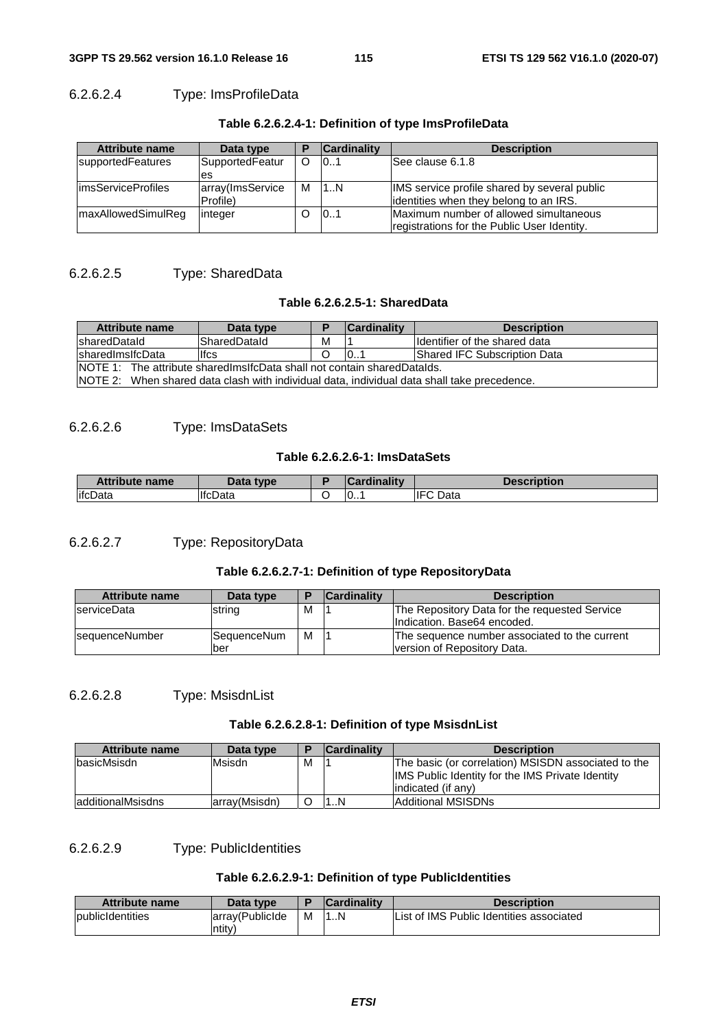#### 6.2.6.2.4 Type: ImsProfileData

**Table 6.2.6.2.4-1: Definition of type ImsProfileData**

| Attribute name | Data type | P | Cardinality | Description |
|---|---|---|---|---|
| supportedFeatures | SupportedFeatures | O | 0..1 | See clause 6.1.8 |
| imsServiceProfiles | array(ImsServiceProfile) | M | 1..N | IMS service profile shared by several public identities when they belong to an IRS. |
| maxAllowedSimulReg | integer | O | 0..1 | Maximum number of allowed simultaneous registrations for the Public User Identity. |

#### 6.2.6.2.5 Type: SharedData

**Table 6.2.6.2.5-1: SharedData**

| Attribute name | Data type | P | Cardinality | Description |
|---|---|---|---|---|
| sharedDataId | SharedDataId | M | 1 | Identifier of the shared data |
| sharedImsIfcData | Ifcs | O | 0..1 | Shared IFC Subscription Data |
| NOTE 1: The attribute sharedImsIfcData shall not contain sharedDataIds. | | | | |
| NOTE 2: When shared data clash with individual data, individual data shall take precedence. | | | | |

#### 6.2.6.2.6 Type: ImsDataSets

**Table 6.2.6.2.6-1: ImsDataSets**

| Attribute name | Data type | P | Cardinality | Description |
|---|---|---|---|---|
| ifcData | IfcData | O | 0..1 | IFC Data |

#### 6.2.6.2.7 Type: RepositoryData

**Table 6.2.6.2.7-1: Definition of type RepositoryData**

| Attribute name | Data type | P | Cardinality | Description |
|---|---|---|---|---|
| serviceData | string | M | 1 | The Repository Data for the requested Service Indication. Base64 encoded. |
| sequenceNumber | SequenceNumber | M | 1 | The sequence number associated to the current version of Repository Data. |

#### 6.2.6.2.8 Type: MsisdnList

**Table 6.2.6.2.8-1: Definition of type MsisdnList**

| Attribute name | Data type | P | Cardinality | Description |
|---|---|---|---|---|
| basicMsisdn | Msisdn | M | 1 | The basic (or correlation) MSISDN associated to the IMS Public Identity for the IMS Private Identity indicated (if any) |
| additionalMsisdns | array(Msisdn) | O | 1..N | Additional MSISDNs |

#### 6.2.6.2.9 Type: PublicIdentities

**Table 6.2.6.2.9-1: Definition of type PublicIdentities**

| Attribute name | Data type | P | Cardinality | Description |
|---|---|---|---|---|
| publicIdentities | array(PublicIdentity) | M | 1..N | List of IMS Public Identities associated |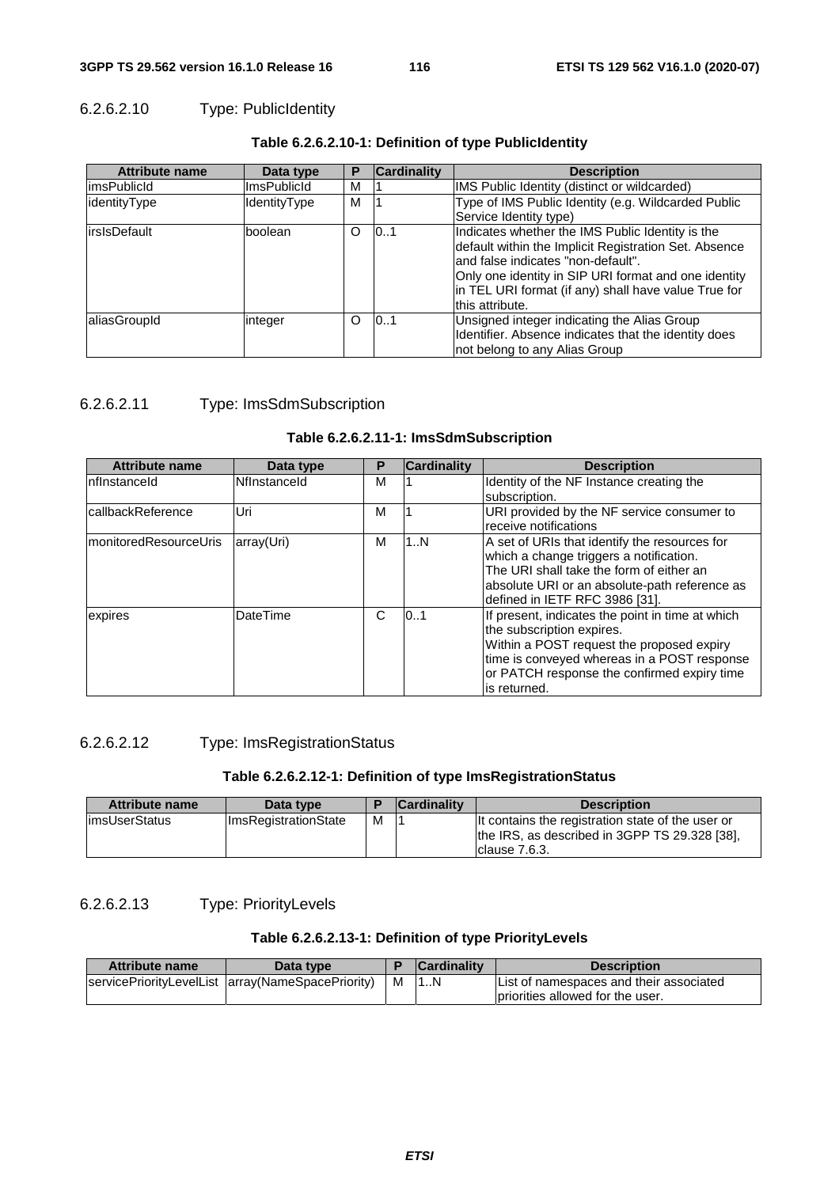#### 6.2.6.2.10 Type: PublicIdentity

**Table 6.2.6.2.10-1: Definition of type PublicIdentity**

| Attribute name | Data type | P | Cardinality | Description |
|---|---|---|---|---|
| imsPublicId | ImsPublicId | M | 1 | IMS Public Identity (distinct or wildcarded) |
| identityType | IdentityType | M | 1 | Type of IMS Public Identity (e.g. Wildcarded Public Service Identity type) |
| irsIsDefault | boolean | O | 0..1 | Indicates whether the IMS Public Identity is the default within the Implicit Registration Set. Absence and false indicates "non-default".<br>Only one identity in SIP URI format and one identity in TEL URI format (if any) shall have value True for this attribute. |
| aliasGroupId | integer | O | 0..1 | Unsigned integer indicating the Alias Group Identifier. Absence indicates that the identity does not belong to any Alias Group |

#### 6.2.6.2.11 Type: ImsSdmSubscription

**Table 6.2.6.2.11-1: ImsSdmSubscription**

| Attribute name | Data type | P | Cardinality | Description |
|---|---|---|---|---|
| nfInstanceId | NfInstanceId | M | 1 | Identity of the NF Instance creating the subscription. |
| callbackReference | Uri | M | 1 | URI provided by the NF service consumer to receive notifications |
| monitoredResourceUris | array(Uri) | M | 1..N | A set of URIs that identify the resources for which a change triggers a notification.<br>The URI shall take the form of either an absolute URI or an absolute-path reference as defined in IETF RFC 3986 [31]. |
| expires | DateTime | C | 0..1 | If present, indicates the point in time at which the subscription expires.<br>Within a POST request the proposed expiry time is conveyed whereas in a POST response or PATCH response the confirmed expiry time is returned. |

#### 6.2.6.2.12 Type: ImsRegistrationStatus

**Table 6.2.6.2.12-1: Definition of type ImsRegistrationStatus**

| Attribute name | Data type | P | Cardinality | Description |
|---|---|---|---|---|
| imsUserStatus | ImsRegistrationState | M | 1 | It contains the registration state of the user or the IRS, as described in 3GPP TS 29.328 [38], clause 7.6.3. |

#### 6.2.6.2.13 Type: PriorityLevels

**Table 6.2.6.2.13-1: Definition of type PriorityLevels**

| Attribute name | Data type | P | Cardinality | Description |
|---|---|---|---|---|
| servicePriorityLevelList | array(NameSpacePriority) | M | 1..N | List of namespaces and their associated priorities allowed for the user. |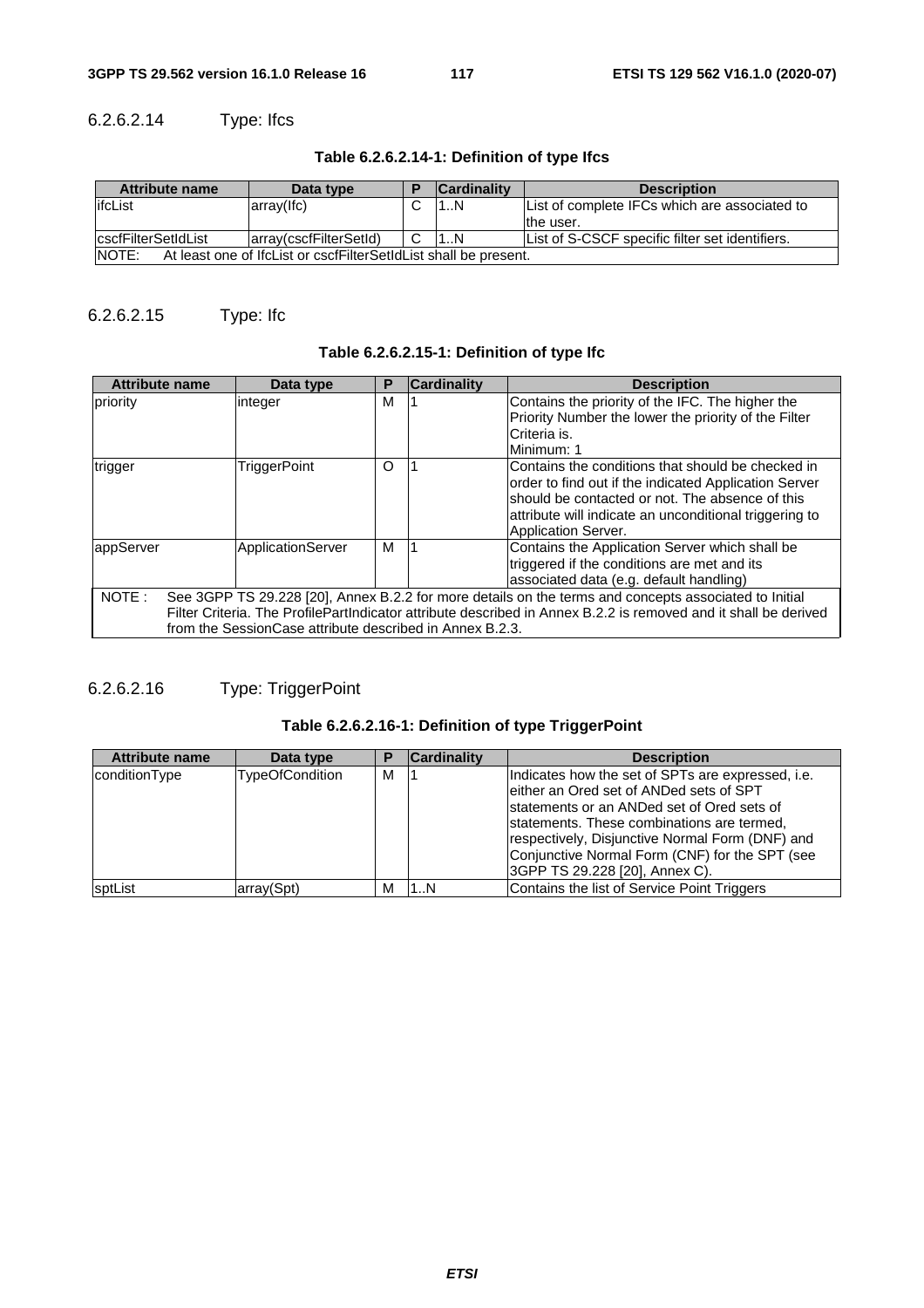#### 6.2.6.2.14 Type: Ifcs

**Table 6.2.6.2.14-1: Definition of type Ifcs**

| Attribute name | Data type | P | Cardinality | Description |
|---|---|---|---|---|
| ifcList | array(Ifc) | C | 1..N | List of complete IFCs which are associated to the user. |
| cscfFilterSetIdList | array(cscfFilterSetId) | C | 1..N | List of S-CSCF specific filter set identifiers. |
| NOTE: At least one of IfcList or cscfFilterSetIdList shall be present. | | | | |

#### 6.2.6.2.15 Type: Ifc

**Table 6.2.6.2.15-1: Definition of type Ifc**

| Attribute name | Data type | P | Cardinality | Description |
|---|---|---|---|---|
| priority | integer | M | 1 | Contains the priority of the IFC. The higher the Priority Number the lower the priority of the Filter Criteria is.<br>Minimum: 1 |
| trigger | TriggerPoint | O | 1 | Contains the conditions that should be checked in order to find out if the indicated Application Server should be contacted or not. The absence of this attribute will indicate an unconditional triggering to Application Server. |
| appServer | ApplicationServer | M | 1 | Contains the Application Server which shall be triggered if the conditions are met and its associated data (e.g. default handling) |
| NOTE : See 3GPP TS 29.228 [20], Annex B.2.2 for more details on the terms and concepts associated to Initial Filter Criteria. The ProfilePartIndicator attribute described in Annex B.2.2 is removed and it shall be derived from the SessionCase attribute described in Annex B.2.3. | | | | |

#### 6.2.6.2.16 Type: TriggerPoint

**Table 6.2.6.2.16-1: Definition of type TriggerPoint**

| Attribute name | Data type | P | Cardinality | Description |
|---|---|---|---|---|
| conditionType | TypeOfCondition | M | 1 | Indicates how the set of SPTs are expressed, i.e. either an Ored set of ANDed sets of SPT statements or an ANDed set of Ored sets of statements. These combinations are termed, respectively, Disjunctive Normal Form (DNF) and Conjunctive Normal Form (CNF) for the SPT (see 3GPP TS 29.228 [20], Annex C). |
| sptList | array(Spt) | M | 1..N | Contains the list of Service Point Triggers |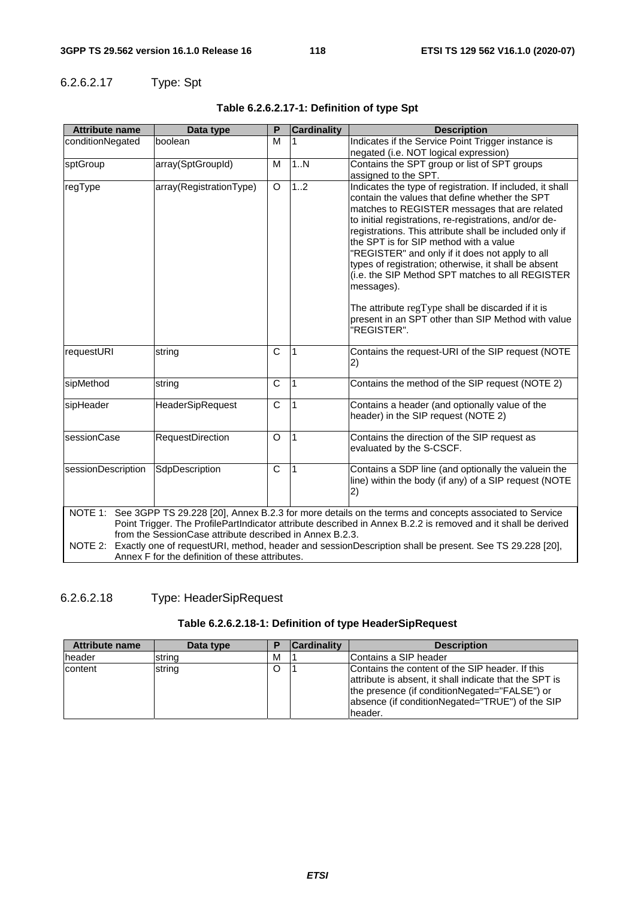#### 6.2.6.2.17 Type: Spt

**Table 6.2.6.2.17-1: Definition of type Spt**

| Attribute name | Data type | P | Cardinality | Description |
|---|---|---|---|---|
| conditionNegated | boolean | M | 1 | Indicates if the Service Point Trigger instance is negated (i.e. NOT logical expression) |
| sptGroup | array(SptGroupId) | M | 1..N | Contains the SPT group or list of SPT groups assigned to the SPT. |
| regType | array(RegistrationType) | O | 1..2 | Indicates the type of registration. If included, it shall contain the values that define whether the SPT matches to REGISTER messages that are related to initial registrations, re-registrations, and/or de-registrations. This attribute shall be included only if the SPT is for SIP method with a value "REGISTER" and only if it does not apply to all types of registration; otherwise, it shall be absent (i.e. the SIP Method SPT matches to all REGISTER messages).<br><br>The attribute regType shall be discarded if it is present in an SPT other than SIP Method with value "REGISTER". |
| requestURI | string | C | 1 | Contains the request-URI of the SIP request (NOTE 2) |
| sipMethod | string | C | 1 | Contains the method of the SIP request (NOTE 2) |
| sipHeader | HeaderSipRequest | C | 1 | Contains a header (and optionally value of the header) in the SIP request (NOTE 2) |
| sessionCase | RequestDirection | O | 1 | Contains the direction of the SIP request as evaluated by the S-CSCF. |
| sessionDescription | SdpDescription | C | 1 | Contains a SDP line (and optionally the valuein the line) within the body (if any) of a SIP request (NOTE 2) |
| NOTE 1: See 3GPP TS 29.228 [20], Annex B.2.3 for more details on the terms and concepts associated to Service Point Trigger. The ProfilePartIndicator attribute described in Annex B.2.2 is removed and it shall be derived from the SessionCase attribute described in Annex B.2.3.<br>NOTE 2: Exactly one of requestURI, method, header and sessionDescription shall be present. See TS 29.228 [20], Annex F for the definition of these attributes. | | | | |

#### 6.2.6.2.18 Type: HeaderSipRequest

**Table 6.2.6.2.18-1: Definition of type HeaderSipRequest**

| Attribute name | Data type | P | Cardinality | Description |
|---|---|---|---|---|
| header | string | M | 1 | Contains a SIP header |
| content | string | O | 1 | Contains the content of the SIP header. If this attribute is absent, it shall indicate that the SPT is the presence (if conditionNegated="FALSE") or absence (if conditionNegated="TRUE") of the SIP header. |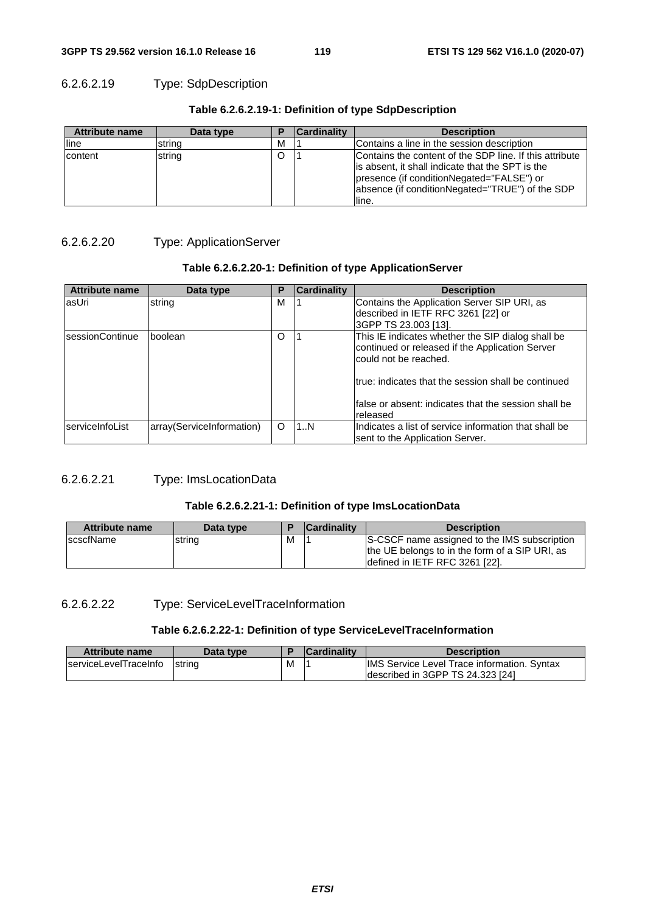#### 6.2.6.2.19 Type: SdpDescription

**Table 6.2.6.2.19-1: Definition of type SdpDescription**

| Attribute name | Data type | P | Cardinality | Description |
|---|---|---|---|---|
| line | string | M | 1 | Contains a line in the session description |
| content | string | O | 1 | Contains the content of the SDP line. If this attribute is absent, it shall indicate that the SPT is the presence (if conditionNegated="FALSE") or absence (if conditionNegated="TRUE") of the SDP line. |

#### 6.2.6.2.20 Type: ApplicationServer

**Table 6.2.6.2.20-1: Definition of type ApplicationServer**

| Attribute name | Data type | P | Cardinality | Description |
|---|---|---|---|---|
| asUri | string | M | 1 | Contains the Application Server SIP URI, as described in IETF RFC 3261 [22] or 3GPP TS 23.003 [13]. |
| sessionContinue | boolean | O | 1 | This IE indicates whether the SIP dialog shall be continued or released if the Application Server could not be reached.<br><br>true: indicates that the session shall be continued<br><br>false or absent: indicates that the session shall be released |
| serviceInfoList | array(ServiceInformation) | O | 1..N | Indicates a list of service information that shall be sent to the Application Server. |

#### 6.2.6.2.21 Type: ImsLocationData

**Table 6.2.6.2.21-1: Definition of type ImsLocationData**

| Attribute name | Data type | P | Cardinality | Description |
|---|---|---|---|---|
| scscfName | string | M | 1 | S-CSCF name assigned to the IMS subscription the UE belongs to in the form of a SIP URI, as defined in IETF RFC 3261 [22]. |

#### 6.2.6.2.22 Type: ServiceLevelTraceInformation

**Table 6.2.6.2.22-1: Definition of type ServiceLevelTraceInformation**

| Attribute name | Data type | P | Cardinality | Description |
|---|---|---|---|---|
| serviceLevelTraceInfo | string | M | 1 | IMS Service Level Trace information. Syntax described in 3GPP TS 24.323 [24] |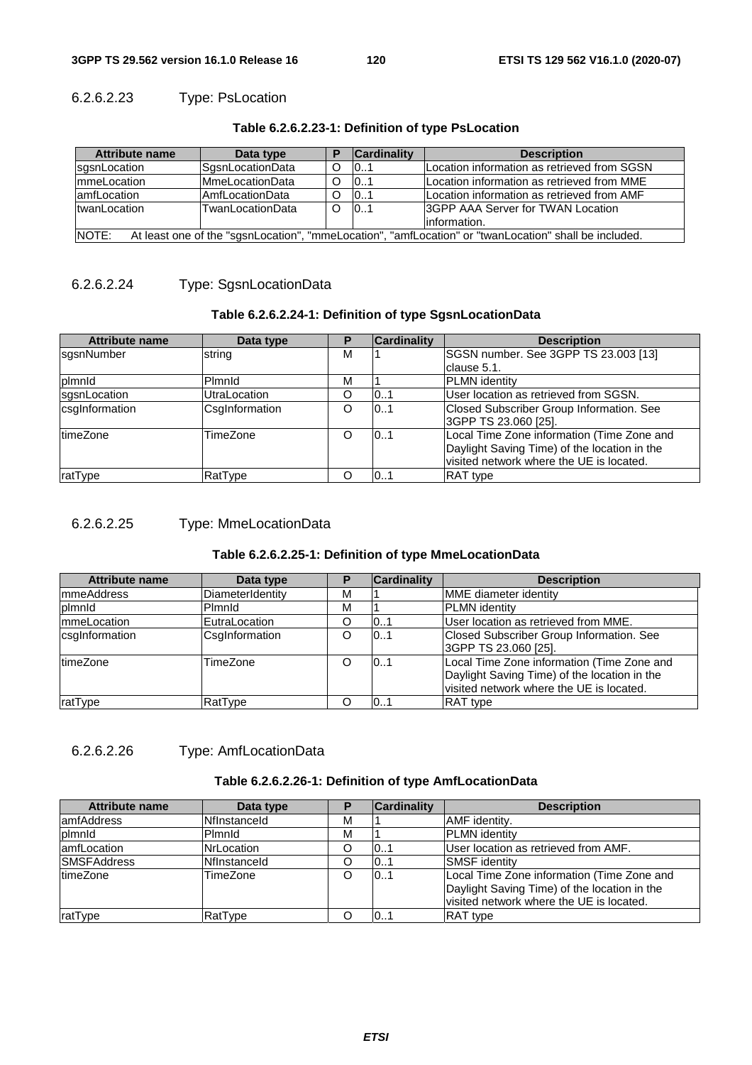#### 6.2.6.2.23 Type: PsLocation

**Table 6.2.6.2.23-1: Definition of type PsLocation**

| Attribute name | Data type | P | Cardinality | Description |
| --- | --- | --- | --- | --- |
| sgsnLocation | SgsnLocationData | O | 0..1 | Location information as retrieved from SGSN |
| mmeLocation | MmeLocationData | O | 0..1 | Location information as retrieved from MME |
| amfLocation | AmfLocationData | O | 0..1 | Location information as retrieved from AMF |
| twanLocation | TwanLocationData | O | 0..1 | 3GPP AAA Server for TWAN Location information. |
| NOTE: At least one of the "sgsnLocation", "mmeLocation", "amfLocation" or "twanLocation" shall be included. | | | | |

#### 6.2.6.2.24 Type: SgsnLocationData

**Table 6.2.6.2.24-1: Definition of type SgsnLocationData**

| Attribute name | Data type | P | Cardinality | Description |
| --- | --- | --- | --- | --- |
| sgsnNumber | string | M | 1 | SGSN number. See 3GPP TS 23.003 [13] clause 5.1. |
| plmnId | PlmnId | M | 1 | PLMN identity |
| sgsnLocation | UtraLocation | O | 0..1 | User location as retrieved from SGSN. |
| csgInformation | CsgInformation | O | 0..1 | Closed Subscriber Group Information. See 3GPP TS 23.060 [25]. |
| timeZone | TimeZone | O | 0..1 | Local Time Zone information (Time Zone and Daylight Saving Time) of the location in the visited network where the UE is located. |
| ratType | RatType | O | 0..1 | RAT type |

#### 6.2.6.2.25 Type: MmeLocationData

**Table 6.2.6.2.25-1: Definition of type MmeLocationData**

| Attribute name | Data type | P | Cardinality | Description |
| --- | --- | --- | --- | --- |
| mmeAddress | DiameterIdentity | M | 1 | MME diameter identity |
| plmnId | PlmnId | M | 1 | PLMN identity |
| mmeLocation | EutraLocation | O | 0..1 | User location as retrieved from MME. |
| csgInformation | CsgInformation | O | 0..1 | Closed Subscriber Group Information. See 3GPP TS 23.060 [25]. |
| timeZone | TimeZone | O | 0..1 | Local Time Zone information (Time Zone and Daylight Saving Time) of the location in the visited network where the UE is located. |
| ratType | RatType | O | 0..1 | RAT type |

#### 6.2.6.2.26 Type: AmfLocationData

**Table 6.2.6.2.26-1: Definition of type AmfLocationData**

| Attribute name | Data type | P | Cardinality | Description |
| --- | --- | --- | --- | --- |
| amfAddress | NfInstanceId | M | 1 | AMF identity. |
| plmnId | PlmnId | M | 1 | PLMN identity |
| amfLocation | NrLocation | O | 0..1 | User location as retrieved from AMF. |
| SMSFAddress | NfInstanceId | O | 0..1 | SMSF identity |
| timeZone | TimeZone | O | 0..1 | Local Time Zone information (Time Zone and Daylight Saving Time) of the location in the visited network where the UE is located. |
| ratType | RatType | O | 0..1 | RAT type |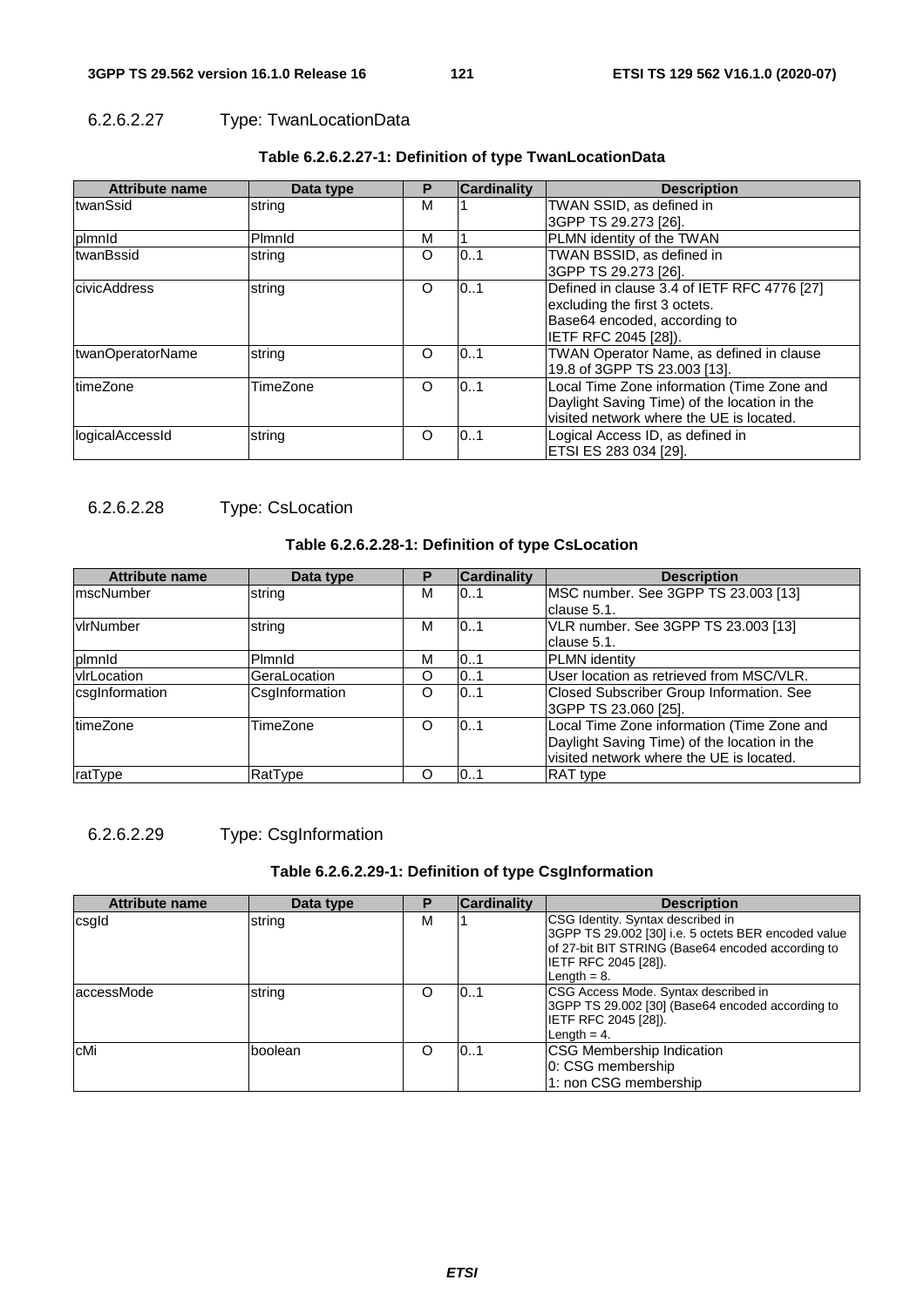#### 6.2.6.2.27 Type: TwanLocationData

**Table 6.2.6.2.27-1: Definition of type TwanLocationData**

| Attribute name | Data type | P | Cardinality | Description |
| --- | --- | --- | --- | --- |
| twanSsid | string | M | 1 | TWAN SSID, as defined in 3GPP TS 29.273 [26]. |
| plmnId | PlmnId | M | 1 | PLMN identity of the TWAN |
| twanBssid | string | O | 0..1 | TWAN BSSID, as defined in 3GPP TS 29.273 [26]. |
| civicAddress | string | O | 0..1 | Defined in clause 3.4 of IETF RFC 4776 [27] excluding the first 3 octets. Base64 encoded, according to IETF RFC 2045 [28]). |
| twanOperatorName | string | O | 0..1 | TWAN Operator Name, as defined in clause 19.8 of 3GPP TS 23.003 [13]. |
| timeZone | TimeZone | O | 0..1 | Local Time Zone information (Time Zone and Daylight Saving Time) of the location in the visited network where the UE is located. |
| logicalAccessId | string | O | 0..1 | Logical Access ID, as defined in ETSI ES 283 034 [29]. |

#### 6.2.6.2.28 Type: CsLocation

**Table 6.2.6.2.28-1: Definition of type CsLocation**

| Attribute name | Data type | P | Cardinality | Description |
| --- | --- | --- | --- | --- |
| mscNumber | string | M | 0..1 | MSC number. See 3GPP TS 23.003 [13] clause 5.1. |
| vlrNumber | string | M | 0..1 | VLR number. See 3GPP TS 23.003 [13] clause 5.1. |
| plmnId | PlmnId | M | 0..1 | PLMN identity |
| vlrLocation | GeraLocation | O | 0..1 | User location as retrieved from MSC/VLR. |
| csgInformation | CsgInformation | O | 0..1 | Closed Subscriber Group Information. See 3GPP TS 23.060 [25]. |
| timeZone | TimeZone | O | 0..1 | Local Time Zone information (Time Zone and Daylight Saving Time) of the location in the visited network where the UE is located. |
| ratType | RatType | O | 0..1 | RAT type |

#### 6.2.6.2.29 Type: CsgInformation

**Table 6.2.6.2.29-1: Definition of type CsgInformation**

| Attribute name | Data type | P | Cardinality | Description |
| --- | --- | --- | --- | --- |
| csgId | string | M | 1 | CSG Identity. Syntax described in 3GPP TS 29.002 [30] i.e. 5 octets BER encoded value of 27-bit BIT STRING (Base64 encoded according to IETF RFC 2045 [28]). Length = 8. |
| accessMode | string | O | 0..1 | CSG Access Mode. Syntax described in 3GPP TS 29.002 [30] (Base64 encoded according to IETF RFC 2045 [28]). Length = 4. |
| cMi | boolean | O | 0..1 | CSG Membership Indication<br>0: CSG membership<br>1: non CSG membership |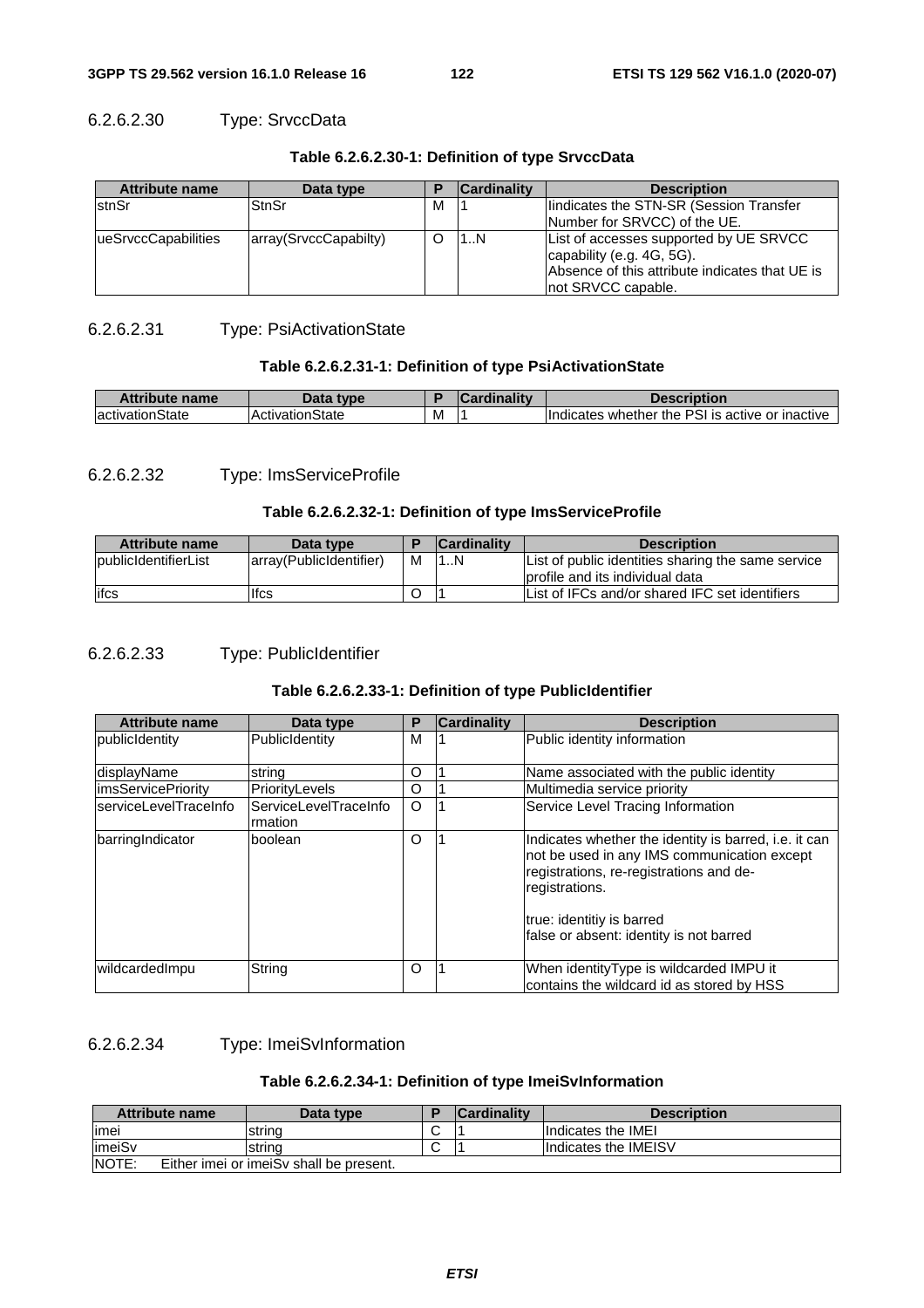#### 6.2.6.2.30 Type: SrvccData

**Table 6.2.6.2.30-1: Definition of type SrvccData**

| Attribute name | Data type | P | Cardinality | Description |
|---|---|---|---|---|
| stnSr | StnSr | M | 1 | Iindicates the STN-SR (Session Transfer Number for SRVCC) of the UE. |
| ueSrvccCapabilities | array(SrvccCapabilty) | O | 1..N | List of accesses supported by UE SRVCC capability (e.g. 4G, 5G).<br>Absence of this attribute indicates that UE is not SRVCC capable. |

#### 6.2.6.2.31 Type: PsiActivationState

**Table 6.2.6.2.31-1: Definition of type PsiActivationState**

| Attribute name | Data type | P | Cardinality | Description |
|---|---|---|---|---|
| activationState | ActivationState | M | 1 | Indicates whether the PSI is active or inactive |

#### 6.2.6.2.32 Type: ImsServiceProfile

**Table 6.2.6.2.32-1: Definition of type ImsServiceProfile**

| Attribute name | Data type | P | Cardinality | Description |
|---|---|---|---|---|
| publicIdentifierList | array(PublicIdentifier) | M | 1..N | List of public identities sharing the same service profile and its individual data |
| ifcs | Ifcs | O | 1 | List of IFCs and/or shared IFC set identifiers |

#### 6.2.6.2.33 Type: PublicIdentifier

**Table 6.2.6.2.33-1: Definition of type PublicIdentifier**

| Attribute name | Data type | P | Cardinality | Description |
|---|---|---|---|---|
| publicIdentity | PublicIdentity | M | 1 | Public identity information |
| displayName | string | O | 1 | Name associated with the public identity |
| imsServicePriority | PriorityLevels | O | 1 | Multimedia service priority |
| serviceLevelTraceInfo | ServiceLevelTraceInformation | O | 1 | Service Level Tracing Information |
| barringIndicator | boolean | O | 1 | Indicates whether the identity is barred, i.e. it can not be used in any IMS communication except registrations, re-registrations and de-registrations.<br><br>true: identitiy is barred<br>false or absent: identity is not barred |
| wildcardedImpu | String | O | 1 | When identityType is wildcarded IMPU it contains the wildcard id as stored by HSS |

#### 6.2.6.2.34 Type: ImeiSvInformation

**Table 6.2.6.2.34-1: Definition of type ImeiSvInformation**

| Attribute name | Data type | P | Cardinality | Description |
|---|---|---|---|---|
| imei | string | C | 1 | Indicates the IMEI |
| imeiSv | string | C | 1 | Indicates the IMEISV |
| NOTE: Either imei or imeiSv shall be present. | | | | |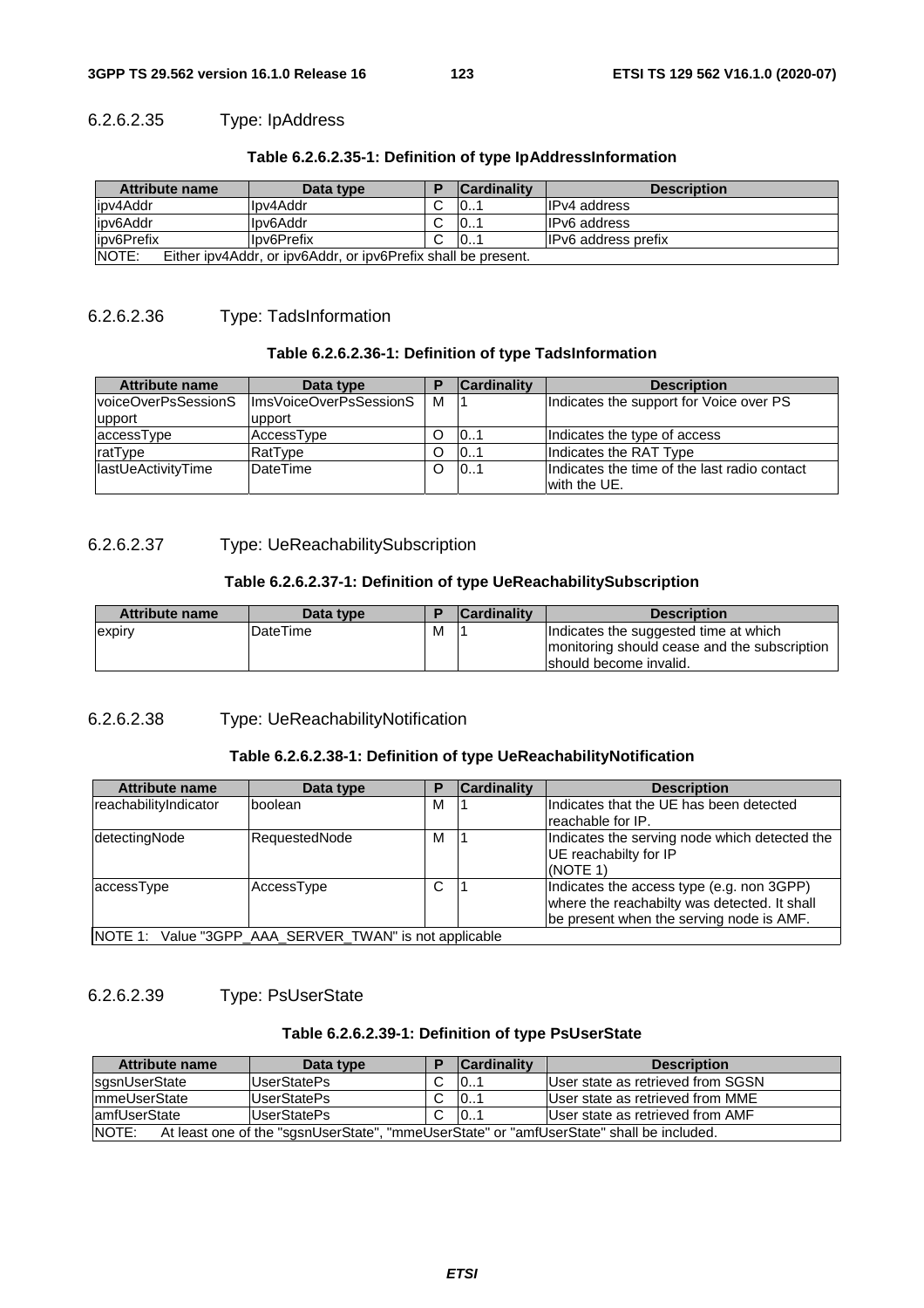#### 6.2.6.2.35 Type: IpAddress

**Table 6.2.6.2.35-1: Definition of type IpAddressInformation**

| Attribute name | Data type | P | Cardinality | Description |
|---|---|---|---|---|
| ipv4Addr | Ipv4Addr | C | 0..1 | IPv4 address |
| ipv6Addr | Ipv6Addr | C | 0..1 | IPv6 address |
| ipv6Prefix | Ipv6Prefix | C | 0..1 | IPv6 address prefix |
| NOTE: Either ipv4Addr, or ipv6Addr, or ipv6Prefix shall be present. | | | | |

#### 6.2.6.2.36 Type: TadsInformation

**Table 6.2.6.2.36-1: Definition of type TadsInformation**

| Attribute name | Data type | P | Cardinality | Description |
|---|---|---|---|---|
| voiceOverPsSessionSupport | ImsVoiceOverPsSessionSupport | M | 1 | Indicates the support for Voice over PS |
| accessType | AccessType | O | 0..1 | Indicates the type of access |
| ratType | RatType | O | 0..1 | Indicates the RAT Type |
| lastUeActivityTime | DateTime | O | 0..1 | Indicates the time of the last radio contact with the UE. |

#### 6.2.6.2.37 Type: UeReachabilitySubscription

**Table 6.2.6.2.37-1: Definition of type UeReachabilitySubscription**

| Attribute name | Data type | P | Cardinality | Description |
|---|---|---|---|---|
| expiry | DateTime | M | 1 | Indicates the suggested time at which monitoring should cease and the subscription should become invalid. |

#### 6.2.6.2.38 Type: UeReachabilityNotification

**Table 6.2.6.2.38-1: Definition of type UeReachabilityNotification**

| Attribute name | Data type | P | Cardinality | Description |
|---|---|---|---|---|
| reachabilityIndicator | boolean | M | 1 | Indicates that the UE has been detected reachable for IP. |
| detectingNode | RequestedNode | M | 1 | Indicates the serving node which detected the UE reachabilty for IP (NOTE 1) |
| accessType | AccessType | C | 1 | Indicates the access type (e.g. non 3GPP) where the reachabilty was detected. It shall be present when the serving node is AMF. |
| NOTE 1: Value "3GPP_AAA_SERVER_TWAN" is not applicable | | | | |

#### 6.2.6.2.39 Type: PsUserState

**Table 6.2.6.2.39-1: Definition of type PsUserState**

| Attribute name | Data type | P | Cardinality | Description |
|---|---|---|---|---|
| sgsnUserState | UserStatePs | C | 0..1 | User state as retrieved from SGSN |
| mmeUserState | UserStatePs | C | 0..1 | User state as retrieved from MME |
| amfUserState | UserStatePs | C | 0..1 | User state as retrieved from AMF |
| NOTE: At least one of the "sgsnUserState", "mmeUserState" or "amfUserState" shall be included. | | | | |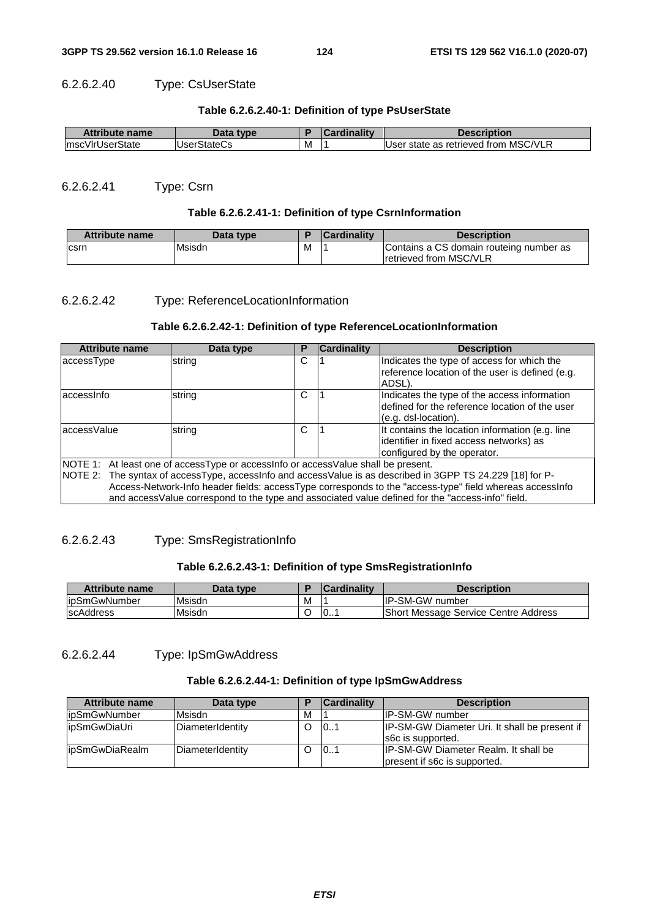#### 6.2.6.2.40 Type: CsUserState

**Table 6.2.6.2.40-1: Definition of type PsUserState**

| Attribute name | Data type | P | Cardinality | Description |
|---|---|---|---|---|
| mscVlrUserState | UserStateCs | M | 1 | User state as retrieved from MSC/VLR |

#### 6.2.6.2.41 Type: Csrn

**Table 6.2.6.2.41-1: Definition of type CsrnInformation**

| Attribute name | Data type | P | Cardinality | Description |
|---|---|---|---|---|
| csrn | Msisdn | M | 1 | Contains a CS domain routeing number as retrieved from MSC/VLR |

#### 6.2.6.2.42 Type: ReferenceLocationInformation

**Table 6.2.6.2.42-1: Definition of type ReferenceLocationInformation**

| Attribute name | Data type | P | Cardinality | Description |
|---|---|---|---|---|
| accessType | string | C | 1 | Indicates the type of access for which the reference location of the user is defined (e.g. ADSL). |
| accessInfo | string | C | 1 | Indicates the type of the access information defined for the reference location of the user (e.g. dsl-location). |
| accessValue | string | C | 1 | It contains the location information (e.g. line identifier in fixed access networks) as configured by the operator. |
| NOTE 1: At least one of accessType or accessInfo or accessValue shall be present.<br>NOTE 2: The syntax of accessType, accessInfo and accessValue is as described in 3GPP TS 24.229 [18] for P-Access-Network-Info header fields: accessType corresponds to the "access-type" field whereas accessInfo and accessValue correspond to the type and associated value defined for the "access-info" field. | | | | |

#### 6.2.6.2.43 Type: SmsRegistrationInfo

**Table 6.2.6.2.43-1: Definition of type SmsRegistrationInfo**

| Attribute name | Data type | P | Cardinality | Description |
|---|---|---|---|---|
| ipSmGwNumber | Msisdn | M | 1 | IP-SM-GW number |
| scAddress | Msisdn | O | 0..1 | Short Message Service Centre Address |

#### 6.2.6.2.44 Type: IpSmGwAddress

**Table 6.2.6.2.44-1: Definition of type IpSmGwAddress**

| Attribute name | Data type | P | Cardinality | Description |
|---|---|---|---|---|
| ipSmGwNumber | Msisdn | M | 1 | IP-SM-GW number |
| ipSmGwDiaUri | DiameterIdentity | O | 0..1 | IP-SM-GW Diameter Uri. It shall be present if s6c is supported. |
| ipSmGwDiaRealm | DiameterIdentity | O | 0..1 | IP-SM-GW Diameter Realm. It shall be present if s6c is supported. |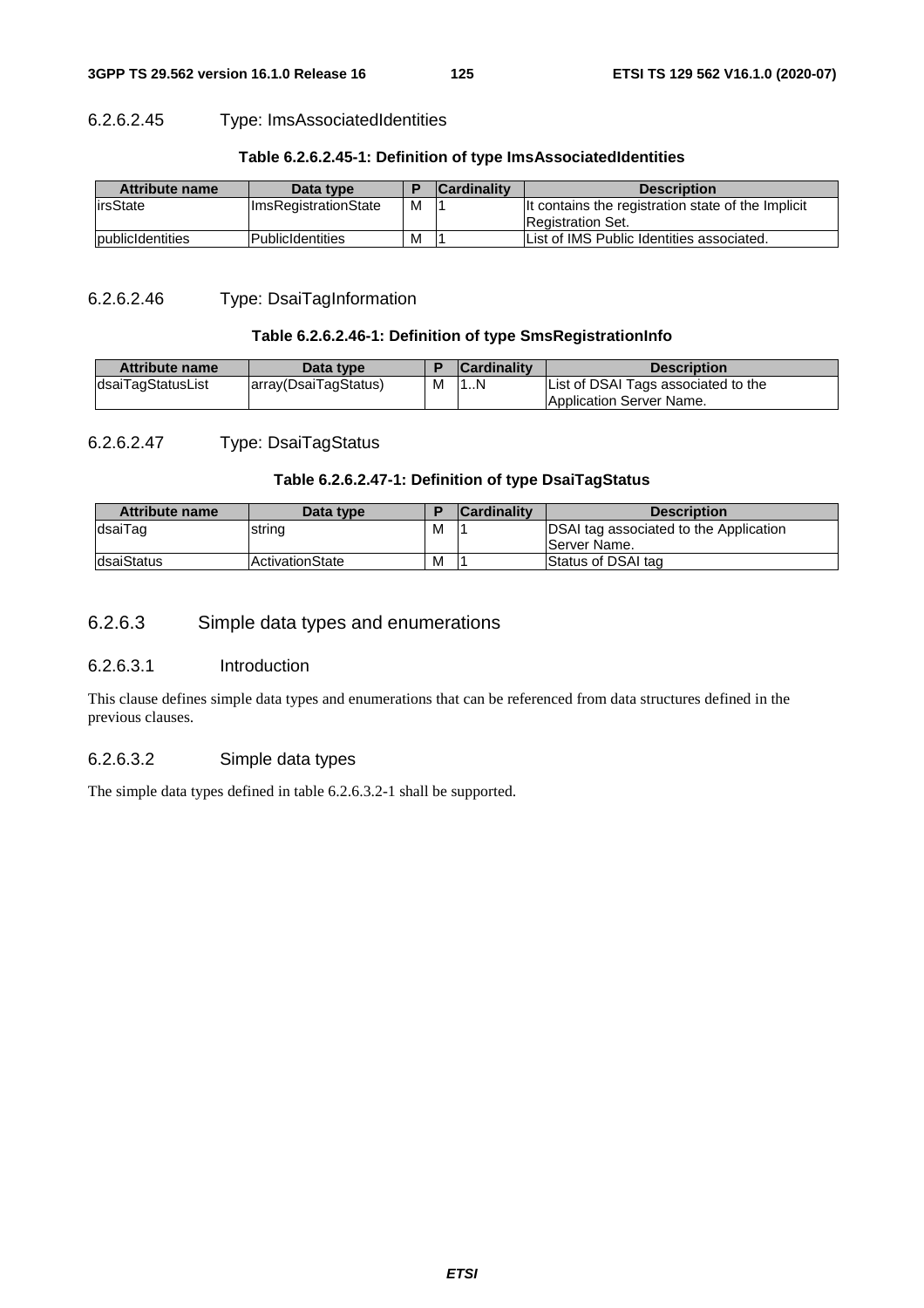#### 6.2.6.2.45 Type: ImsAssociatedIdentities

**Table 6.2.6.2.45-1: Definition of type ImsAssociatedIdentities**

| Attribute name | Data type | P | Cardinality | Description |
| --- | --- | --- | --- | --- |
| irsState | ImsRegistrationState | M | 1 | It contains the registration state of the Implicit Registration Set. |
| publicIdentities | PublicIdentities | M | 1 | List of IMS Public Identities associated. |

#### 6.2.6.2.46 Type: DsaiTagInformation

**Table 6.2.6.2.46-1: Definition of type SmsRegistrationInfo**

| Attribute name | Data type | P | Cardinality | Description |
| --- | --- | --- | --- | --- |
| dsaiTagStatusList | array(DsaiTagStatus) | M | 1..N | List of DSAI Tags associated to the Application Server Name. |

#### 6.2.6.2.47 Type: DsaiTagStatus

**Table 6.2.6.2.47-1: Definition of type DsaiTagStatus**

| Attribute name | Data type | P | Cardinality | Description |
| --- | --- | --- | --- | --- |
| dsaiTag | string | M | 1 | DSAI tag associated to the Application Server Name. |
| dsaiStatus | ActivationState | M | 1 | Status of DSAI tag |

### 6.2.6.3 Simple data types and enumerations

#### 6.2.6.3.1 Introduction

This clause defines simple data types and enumerations that can be referenced from data structures defined in the previous clauses.

#### 6.2.6.3.2 Simple data types

The simple data types defined in table 6.2.6.3.2-1 shall be supported.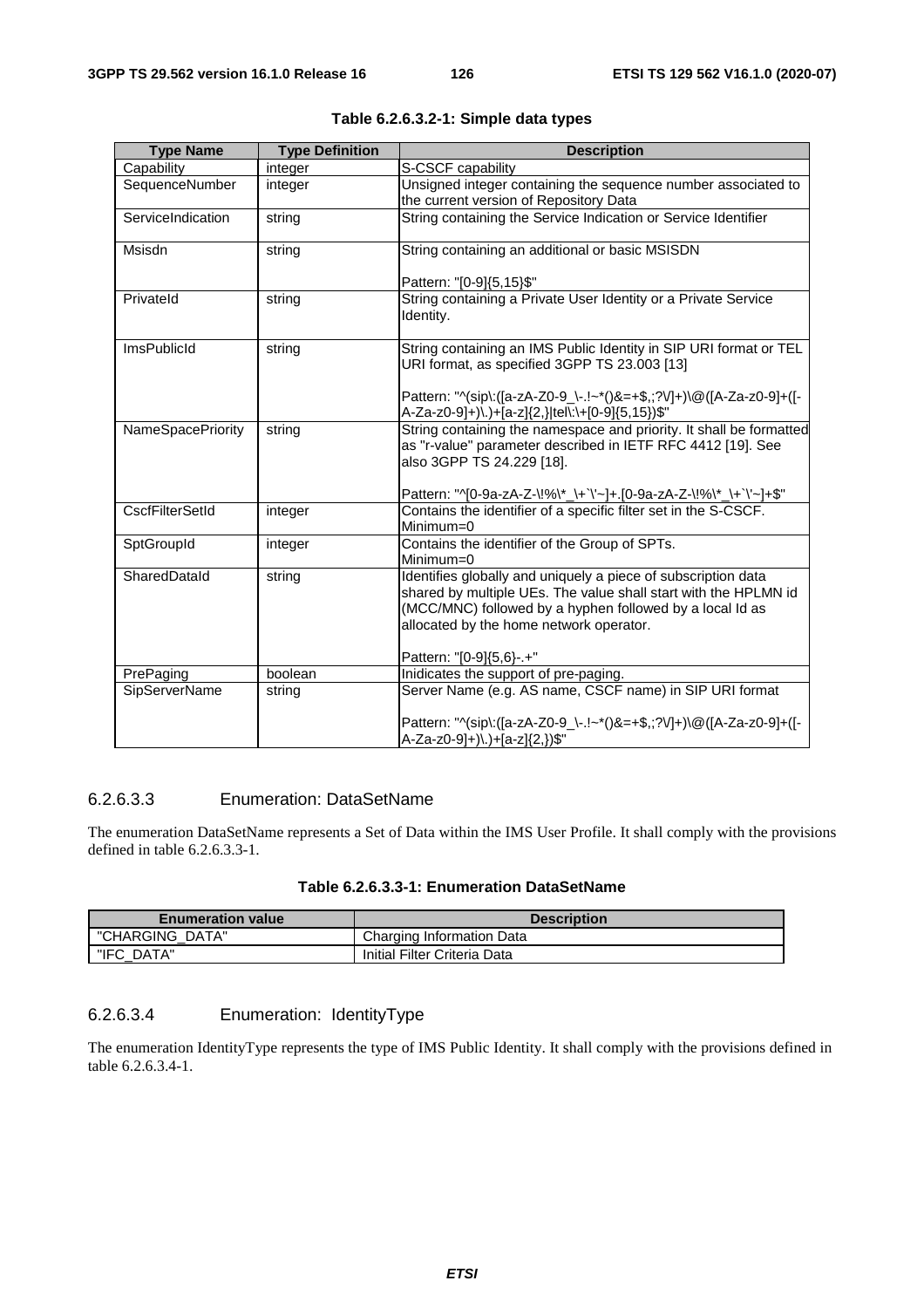**Table 6.2.6.3.2-1: Simple data types**

| Type Name | Type Definition | Description |
| --- | --- | --- |
| Capability | integer | S-CSCF capability |
| SequenceNumber | integer | Unsigned integer containing the sequence number associated to the current version of Repository Data |
| ServiceIndication | string | String containing the Service Indication or Service Identifier |
| Msisdn | string | String containing an additional or basic MSISDN<br><br>Pattern: "[0-9]{5,15}$" |
| PrivateId | string | String containing a Private User Identity or a Private Service Identity. |
| ImsPublicId | string | String containing an IMS Public Identity in SIP URI format or TEL URI format, as specified 3GPP TS 23.003 [13]<br><br>Pattern: "^(sip\:([a-zA-Z0-9_\-.!~*()&=+$,;?\/]+)\@([A-Za-z0-9]+([-A-Za-z0-9]+)\.)+[a-z]{2,}\|tel\:\+[0-9]{5,15})$" |
| NameSpacePriority | string | String containing the namespace and priority. It shall be formatted as "r-value" parameter described in IETF RFC 4412 [19]. See also 3GPP TS 24.229 [18].<br><br>Pattern: "^[0-9a-zA-Z-\!%\*_\+`\'~]+.[0-9a-zA-Z-\!%\*_\+`\'~]+$" |
| CscfFilterSetId | integer | Contains the identifier of a specific filter set in the S-CSCF.<br>Minimum=0 |
| SptGroupId | integer | Contains the identifier of the Group of SPTs.<br>Minimum=0 |
| SharedDataId | string | Identifies globally and uniquely a piece of subscription data shared by multiple UEs. The value shall start with the HPLMN id (MCC/MNC) followed by a hyphen followed by a local Id as allocated by the home network operator.<br><br>Pattern: "[0-9]{5,6}-.+" |
| PrePaging | boolean | Inidicates the support of pre-paging. |
| SipServerName | string | Server Name (e.g. AS name, CSCF name) in SIP URI format<br><br>Pattern: "^(sip\:([a-zA-Z0-9_\-.!~*()&=+$,;?\/]+)\@([A-Za-z0-9]+([-A-Za-z0-9]+)\.)+[a-z]{2,})$" |

#### 6.2.6.3.3 Enumeration: DataSetName

The enumeration DataSetName represents a Set of Data within the IMS User Profile. It shall comply with the provisions defined in table 6.2.6.3.3-1.

**Table 6.2.6.3.3-1: Enumeration DataSetName**

| Enumeration value | Description |
| --- | --- |
| "CHARGING_DATA" | Charging Information Data |
| "IFC_DATA" | Initial Filter Criteria Data |

#### 6.2.6.3.4 Enumeration: IdentityType

The enumeration IdentityType represents the type of IMS Public Identity. It shall comply with the provisions defined in table 6.2.6.3.4-1.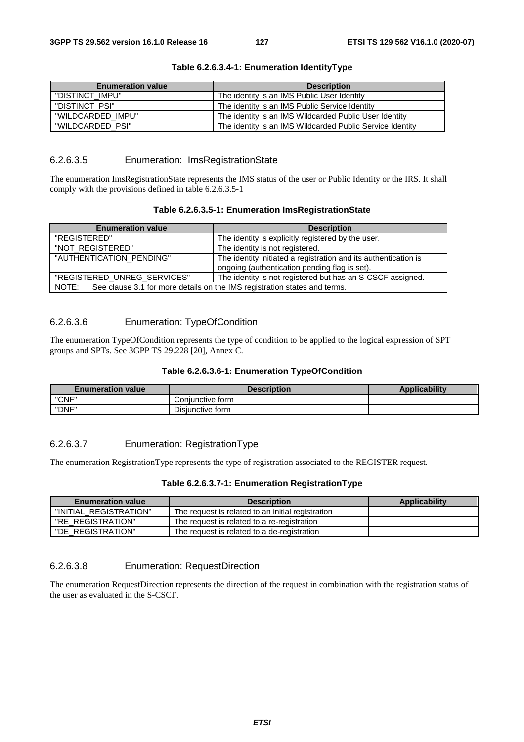**Table 6.2.6.3.4-1: Enumeration IdentityType**

| Enumeration value | Description |
| --- | --- |
| "DISTINCT_IMPU" | The identity is an IMS Public User Identity |
| "DISTINCT_PSI" | The identity is an IMS Public Service Identity |
| "WILDCARDED_IMPU" | The identity is an IMS Wildcarded Public User Identity |
| "WILDCARDED_PSI" | The identity is an IMS Wildcarded Public Service Identity |

#### 6.2.6.3.5 Enumeration: ImsRegistrationState

The enumeration ImsRegistrationState represents the IMS status of the user or Public Identity or the IRS. It shall comply with the provisions defined in table 6.2.6.3.5-1

**Table 6.2.6.3.5-1: Enumeration ImsRegistrationState**

| Enumeration value | Description |
| --- | --- |
| "REGISTERED" | The identity is explicitly registered by the user. |
| "NOT_REGISTERED" | The identity is not registered. |
| "AUTHENTICATION_PENDING" | The identity initiated a registration and its authentication is ongoing (authentication pending flag is set). |
| "REGISTERED_UNREG_SERVICES" | The identity is not registered but has an S-CSCF assigned. |
| NOTE: See clause 3.1 for more details on the IMS registration states and terms. | |

#### 6.2.6.3.6 Enumeration: TypeOfCondition

The enumeration TypeOfCondition represents the type of condition to be applied to the logical expression of SPT groups and SPTs. See 3GPP TS 29.228 [20], Annex C.

**Table 6.2.6.3.6-1: Enumeration TypeOfCondition**

| Enumeration value | Description | Applicability |
| --- | --- | --- |
| "CNF" | Conjunctive form | |
| "DNF" | Disjunctive form | |

#### 6.2.6.3.7 Enumeration: RegistrationType

The enumeration RegistrationType represents the type of registration associated to the REGISTER request.

**Table 6.2.6.3.7-1: Enumeration RegistrationType**

| Enumeration value | Description | Applicability |
| --- | --- | --- |
| "INITIAL_REGISTRATION" | The request is related to an initial registration | |
| "RE_REGISTRATION" | The request is related to a re-registration | |
| "DE_REGISTRATION" | The request is related to a de-registration | |

#### 6.2.6.3.8 Enumeration: RequestDirection

The enumeration RequestDirection represents the direction of the request in combination with the registration status of the user as evaluated in the S-CSCF.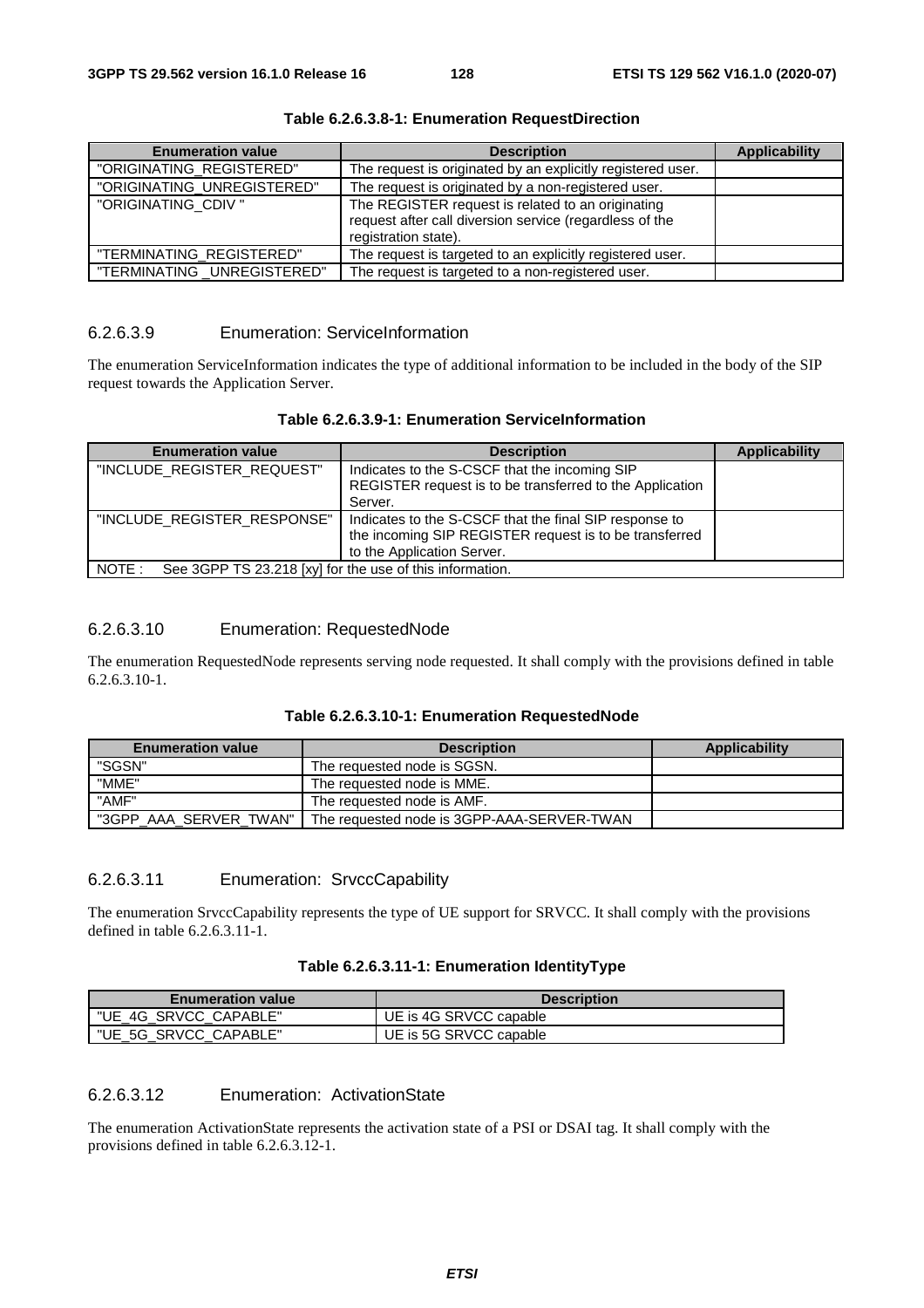**Table 6.2.6.3.8-1: Enumeration RequestDirection**

| Enumeration value | Description | Applicability |
| --- | --- | --- |
| "ORIGINATING_REGISTERED" | The request is originated by an explicitly registered user. | |
| "ORIGINATING_UNREGISTERED" | The request is originated by a non-registered user. | |
| "ORIGINATING_CDIV " | The REGISTER request is related to an originating request after call diversion service (regardless of the registration state). | |
| "TERMINATING_REGISTERED" | The request is targeted to an explicitly registered user. | |
| "TERMINATING _UNREGISTERED" | The request is targeted to a non-registered user. | |

#### 6.2.6.3.9 Enumeration: ServiceInformation

The enumeration ServiceInformation indicates the type of additional information to be included in the body of the SIP request towards the Application Server.

**Table 6.2.6.3.9-1: Enumeration ServiceInformation**

| Enumeration value | Description | Applicability |
| --- | --- | --- |
| "INCLUDE_REGISTER_REQUEST" | Indicates to the S-CSCF that the incoming SIP REGISTER request is to be transferred to the Application Server. | |
| "INCLUDE_REGISTER_RESPONSE" | Indicates to the S-CSCF that the final SIP response to the incoming SIP REGISTER request is to be transferred to the Application Server. | |
| NOTE : See 3GPP TS 23.218 [xy] for the use of this information. | | |

#### 6.2.6.3.10 Enumeration: RequestedNode

The enumeration RequestedNode represents serving node requested. It shall comply with the provisions defined in table 6.2.6.3.10-1.

**Table 6.2.6.3.10-1: Enumeration RequestedNode**

| Enumeration value | Description | Applicability |
| --- | --- | --- |
| "SGSN" | The requested node is SGSN. | |
| "MME" | The requested node is MME. | |
| "AMF" | The requested node is AMF. | |
| "3GPP_AAA_SERVER_TWAN" | The requested node is 3GPP-AAA-SERVER-TWAN | |

#### 6.2.6.3.11 Enumeration: SrvccCapability

The enumeration SrvccCapability represents the type of UE support for SRVCC. It shall comply with the provisions defined in table 6.2.6.3.11-1.

**Table 6.2.6.3.11-1: Enumeration IdentityType**

| Enumeration value | Description |
| --- | --- |
| "UE_4G_SRVCC_CAPABLE" | UE is 4G SRVCC capable |
| "UE_5G_SRVCC_CAPABLE" | UE is 5G SRVCC capable |

#### 6.2.6.3.12 Enumeration: ActivationState

The enumeration ActivationState represents the activation state of a PSI or DSAI tag. It shall comply with the provisions defined in table 6.2.6.3.12-1.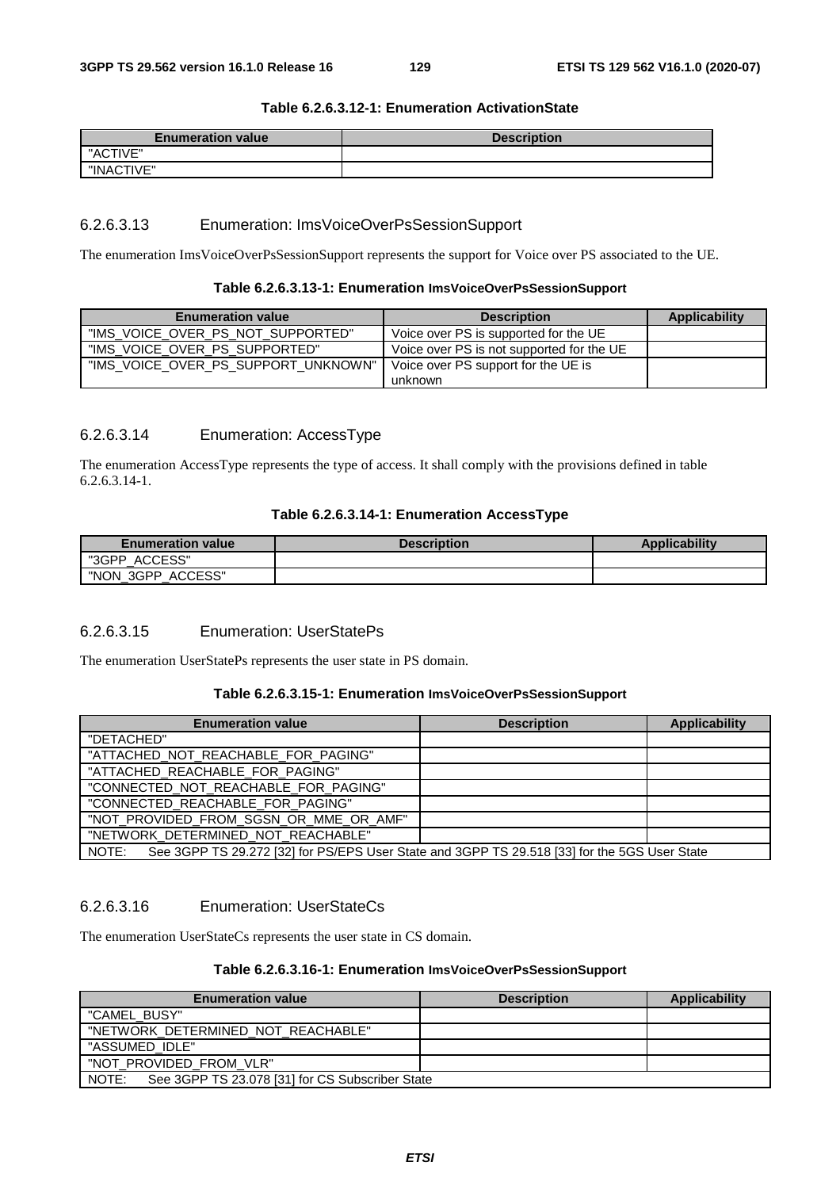**Table 6.2.6.3.12-1: Enumeration ActivationState**

| Enumeration value | Description |
| --- | --- |
| "ACTIVE" | |
| "INACTIVE" | |

### 6.2.6.3.13 Enumeration: ImsVoiceOverPsSessionSupport

The enumeration ImsVoiceOverPsSessionSupport represents the support for Voice over PS associated to the UE.

**Table 6.2.6.3.13-1: Enumeration ImsVoiceOverPsSessionSupport**

| Enumeration value | Description | Applicability |
| --- | --- | --- |
| "IMS_VOICE_OVER_PS_NOT_SUPPORTED" | Voice over PS is supported for the UE | |
| "IMS_VOICE_OVER_PS_SUPPORTED" | Voice over PS is not supported for the UE | |
| "IMS_VOICE_OVER_PS_SUPPORT_UNKNOWN" | Voice over PS support for the UE is unknown | |

### 6.2.6.3.14 Enumeration: AccessType

The enumeration AccessType represents the type of access. It shall comply with the provisions defined in table 6.2.6.3.14-1.

**Table 6.2.6.3.14-1: Enumeration AccessType**

| Enumeration value | Description | Applicability |
| --- | --- | --- |
| "3GPP_ACCESS" | | |
| "NON_3GPP_ACCESS" | | |

### 6.2.6.3.15 Enumeration: UserStatePs

The enumeration UserStatePs represents the user state in PS domain.

**Table 6.2.6.3.15-1: Enumeration ImsVoiceOverPsSessionSupport**

| Enumeration value | Description | Applicability |
| --- | --- | --- |
| "DETACHED" | | |
| "ATTACHED_NOT_REACHABLE_FOR_PAGING" | | |
| "ATTACHED_REACHABLE_FOR_PAGING" | | |
| "CONNECTED_NOT_REACHABLE_FOR_PAGING" | | |
| "CONNECTED_REACHABLE_FOR_PAGING" | | |
| "NOT_PROVIDED_FROM_SGSN_OR_MME_OR_AMF" | | |
| "NETWORK_DETERMINED_NOT_REACHABLE" | | |
| NOTE: See 3GPP TS 29.272 [32] for PS/EPS User State and 3GPP TS 29.518 [33] for the 5GS User State | | |

### 6.2.6.3.16 Enumeration: UserStateCs

The enumeration UserStateCs represents the user state in CS domain.

**Table 6.2.6.3.16-1: Enumeration ImsVoiceOverPsSessionSupport**

| Enumeration value | Description | Applicability |
| --- | --- | --- |
| "CAMEL_BUSY" | | |
| "NETWORK_DETERMINED_NOT_REACHABLE" | | |
| "ASSUMED_IDLE" | | |
| "NOT_PROVIDED_FROM_VLR" | | |
| NOTE: See 3GPP TS 23.078 [31] for CS Subscriber State | | |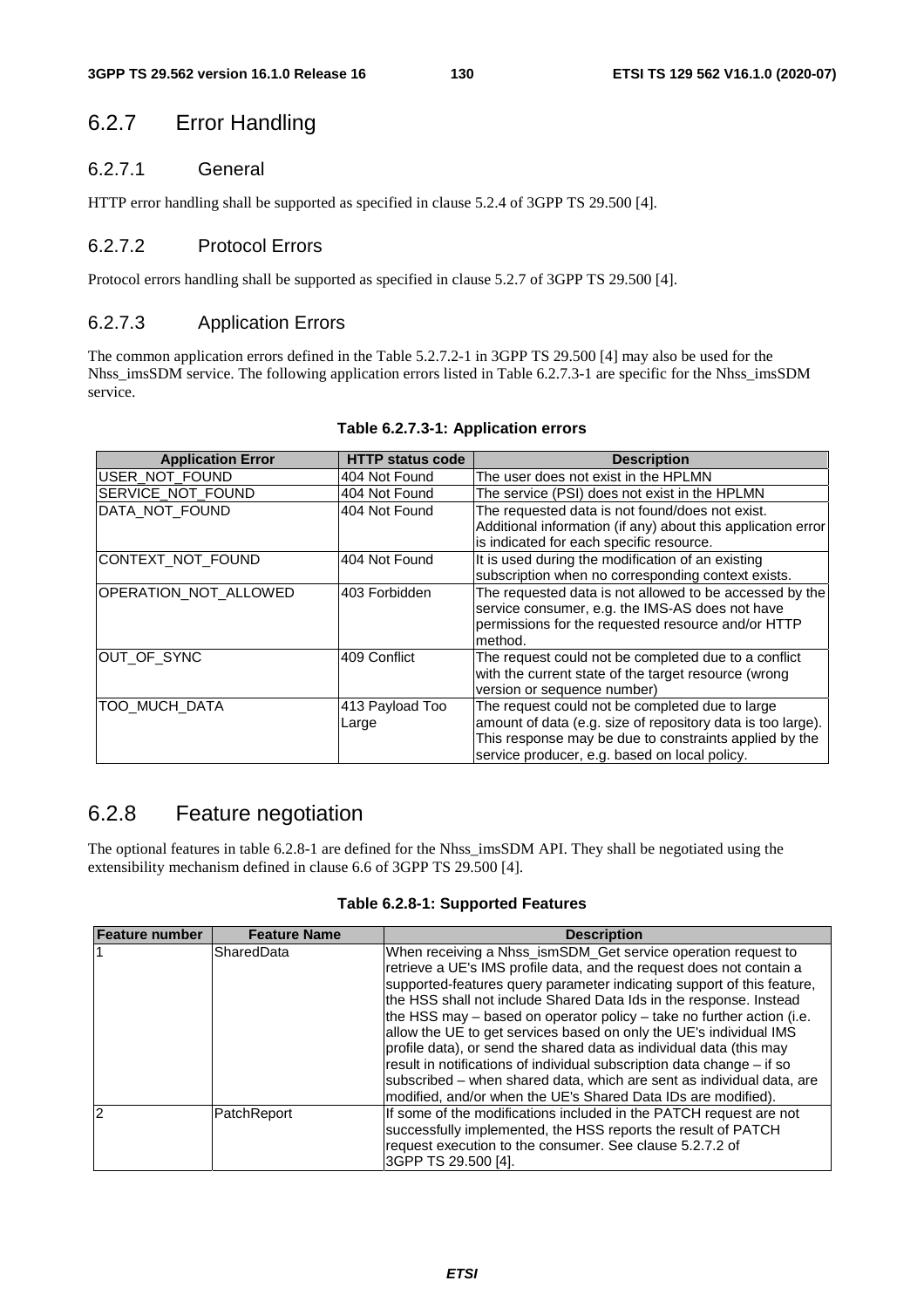## 6.2.7 Error Handling

### 6.2.7.1 General

HTTP error handling shall be supported as specified in clause 5.2.4 of 3GPP TS 29.500 [4].

### 6.2.7.2 Protocol Errors

Protocol errors handling shall be supported as specified in clause 5.2.7 of 3GPP TS 29.500 [4].

### 6.2.7.3 Application Errors

The common application errors defined in the Table 5.2.7.2-1 in 3GPP TS 29.500 [4] may also be used for the Nhss_imsSDM service. The following application errors listed in Table 6.2.7.3-1 are specific for the Nhss_imsSDM service.

**Table 6.2.7.3-1: Application errors**

| Application Error | HTTP status code | Description |
| --- | --- | --- |
| USER_NOT_FOUND | 404 Not Found | The user does not exist in the HPLMN |
| SERVICE_NOT_FOUND | 404 Not Found | The service (PSI) does not exist in the HPLMN |
| DATA_NOT_FOUND | 404 Not Found | The requested data is not found/does not exist. Additional information (if any) about this application error is indicated for each specific resource. |
| CONTEXT_NOT_FOUND | 404 Not Found | It is used during the modification of an existing subscription when no corresponding context exists. |
| OPERATION_NOT_ALLOWED | 403 Forbidden | The requested data is not allowed to be accessed by the service consumer, e.g. the IMS-AS does not have permissions for the requested resource and/or HTTP method. |
| OUT_OF_SYNC | 409 Conflict | The request could not be completed due to a conflict with the current state of the target resource (wrong version or sequence number) |
| TOO_MUCH_DATA | 413 Payload Too Large | The request could not be completed due to large amount of data (e.g. size of repository data is too large). This response may be due to constraints applied by the service producer, e.g. based on local policy. |

## 6.2.8 Feature negotiation

The optional features in table 6.2.8-1 are defined for the Nhss_imsSDM API. They shall be negotiated using the extensibility mechanism defined in clause 6.6 of 3GPP TS 29.500 [4].

**Table 6.2.8-1: Supported Features**

| Feature number | Feature Name | Description |
| --- | --- | --- |
| 1 | SharedData | When receiving a Nhss_ismSDM_Get service operation request to retrieve a UE's IMS profile data, and the request does not contain a supported-features query parameter indicating support of this feature, the HSS shall not include Shared Data Ids in the response. Instead the HSS may – based on operator policy – take no further action (i.e. allow the UE to get services based on only the UE's individual IMS profile data), or send the shared data as individual data (this may result in notifications of individual subscription data change – if so subscribed – when shared data, which are sent as individual data, are modified, and/or when the UE's Shared Data IDs are modified). |
| 2 | PatchReport | If some of the modifications included in the PATCH request are not successfully implemented, the HSS reports the result of PATCH request execution to the consumer. See clause 5.2.7.2 of 3GPP TS 29.500 [4]. |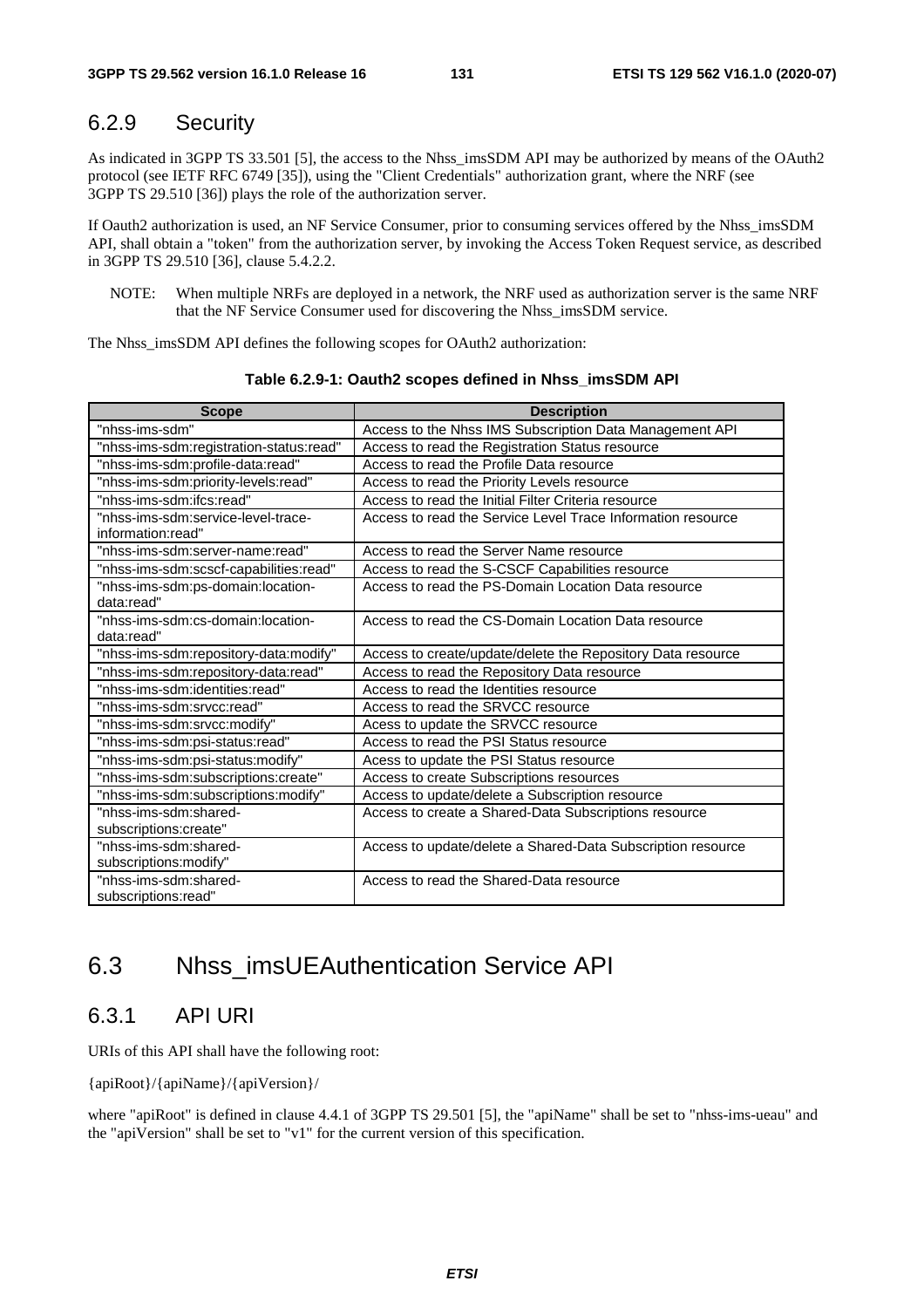### 6.2.9 Security

As indicated in 3GPP TS 33.501 [5], the access to the Nhss_imsSDM API may be authorized by means of the OAuth2 protocol (see IETF RFC 6749 [35]), using the "Client Credentials" authorization grant, where the NRF (see 3GPP TS 29.510 [36]) plays the role of the authorization server.

If Oauth2 authorization is used, an NF Service Consumer, prior to consuming services offered by the Nhss_imsSDM API, shall obtain a "token" from the authorization server, by invoking the Access Token Request service, as described in 3GPP TS 29.510 [36], clause 5.4.2.2.

NOTE: When multiple NRFs are deployed in a network, the NRF used as authorization server is the same NRF that the NF Service Consumer used for discovering the Nhss_imsSDM service.

The Nhss_imsSDM API defines the following scopes for OAuth2 authorization:

**Table 6.2.9-1: Oauth2 scopes defined in Nhss_imsSDM API**

| Scope | Description |
| --- | --- |
| "nhss-ims-sdm" | Access to the Nhss IMS Subscription Data Management API |
| "nhss-ims-sdm:registration-status:read" | Access to read the Registration Status resource |
| "nhss-ims-sdm:profile-data:read" | Access to read the Profile Data resource |
| "nhss-ims-sdm:priority-levels:read" | Access to read the Priority Levels resource |
| "nhss-ims-sdm:ifcs:read" | Access to read the Initial Filter Criteria resource |
| "nhss-ims-sdm:service-level-trace-information:read" | Access to read the Service Level Trace Information resource |
| "nhss-ims-sdm:server-name:read" | Access to read the Server Name resource |
| "nhss-ims-sdm:scscf-capabilities:read" | Access to read the S-CSCF Capabilities resource |
| "nhss-ims-sdm:ps-domain:location-data:read" | Access to read the PS-Domain Location Data resource |
| "nhss-ims-sdm:cs-domain:location-data:read" | Access to read the CS-Domain Location Data resource |
| "nhss-ims-sdm:repository-data:modify" | Access to create/update/delete the Repository Data resource |
| "nhss-ims-sdm:repository-data:read" | Access to read the Repository Data resource |
| "nhss-ims-sdm:identities:read" | Access to read the Identities resource |
| "nhss-ims-sdm:srvcc:read" | Access to read the SRVCC resource |
| "nhss-ims-sdm:srvcc:modify" | Acess to update the SRVCC resource |
| "nhss-ims-sdm:psi-status:read" | Access to read the PSI Status resource |
| "nhss-ims-sdm:psi-status:modify" | Acess to update the PSI Status resource |
| "nhss-ims-sdm:subscriptions:create" | Access to create Subscriptions resources |
| "nhss-ims-sdm:subscriptions:modify" | Access to update/delete a Subscription resource |
| "nhss-ims-sdm:shared-subscriptions:create" | Access to create a Shared-Data Subscriptions resource |
| "nhss-ims-sdm:shared-subscriptions:modify" | Access to update/delete a Shared-Data Subscription resource |
| "nhss-ims-sdm:shared-subscriptions:read" | Access to read the Shared-Data resource |

## 6.3 Nhss_imsUEAuthentication Service API

### 6.3.1 API URI

URIs of this API shall have the following root:

{apiRoot}/{apiName}/{apiVersion}/

where "apiRoot" is defined in clause 4.4.1 of 3GPP TS 29.501 [5], the "apiName" shall be set to "nhss-ims-ueau" and the "apiVersion" shall be set to "v1" for the current version of this specification.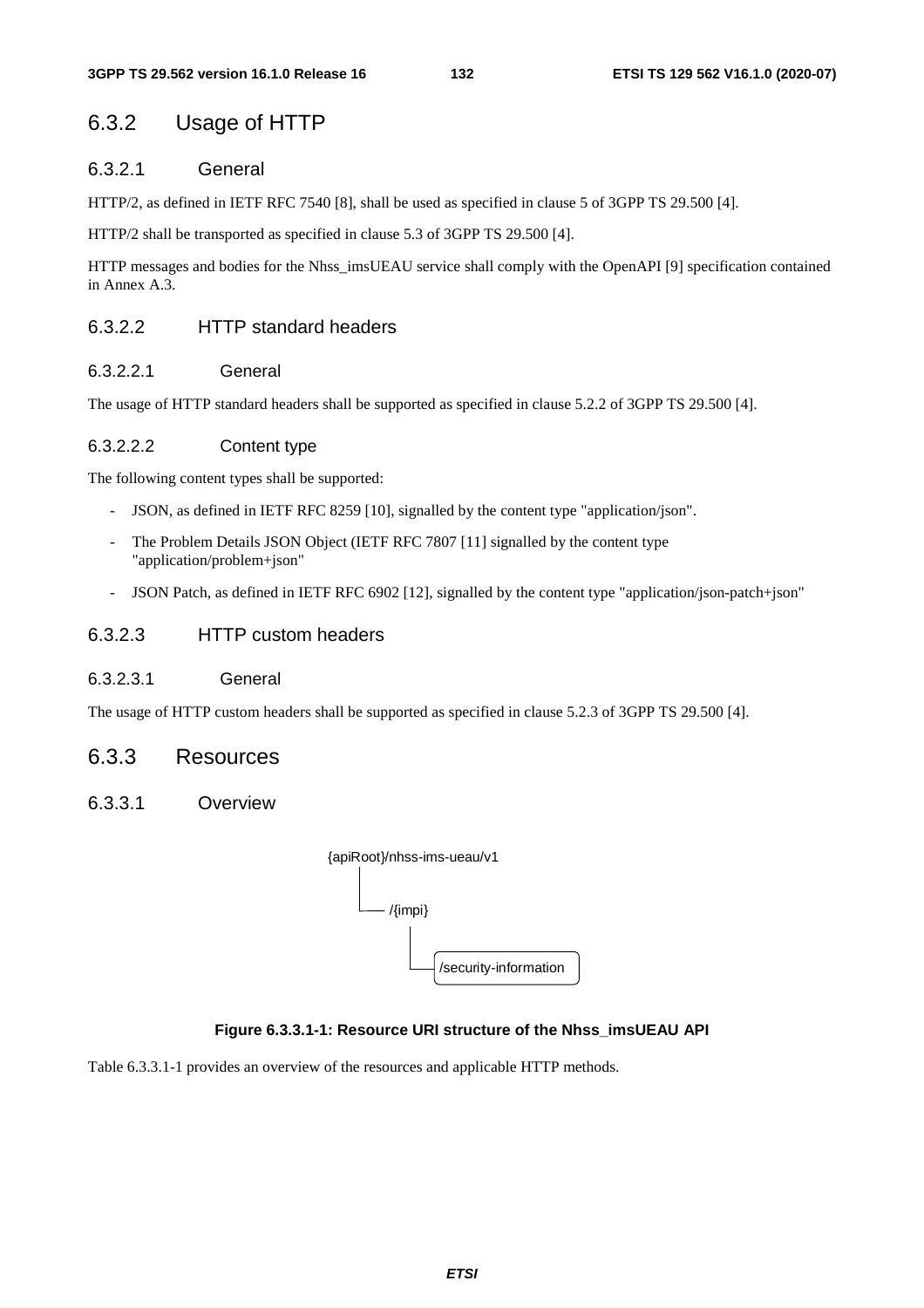## 6.3.2 Usage of HTTP

### 6.3.2.1 General

HTTP/2, as defined in IETF RFC 7540 [8], shall be used as specified in clause 5 of 3GPP TS 29.500 [4].

HTTP/2 shall be transported as specified in clause 5.3 of 3GPP TS 29.500 [4].

HTTP messages and bodies for the Nhss_imsUEAU service shall comply with the OpenAPI [9] specification contained in Annex A.3.

### 6.3.2.2 HTTP standard headers

#### 6.3.2.2.1 General

The usage of HTTP standard headers shall be supported as specified in clause 5.2.2 of 3GPP TS 29.500 [4].

#### 6.3.2.2.2 Content type

The following content types shall be supported:

- JSON, as defined in IETF RFC 8259 [10], signalled by the content type "application/json".
- The Problem Details JSON Object (IETF RFC 7807 [11] signalled by the content type "application/problem+json"
- JSON Patch, as defined in IETF RFC 6902 [12], signalled by the content type "application/json-patch+json"

### 6.3.2.3 HTTP custom headers

#### 6.3.2.3.1 General

The usage of HTTP custom headers shall be supported as specified in clause 5.2.3 of 3GPP TS 29.500 [4].

## 6.3.3 Resources

### 6.3.3.1 Overview

```
{apiRoot}/nhss-ims-ueau/v1
   |
   └── /{impi}
          |
          └── /security-information
```

**Figure 6.3.3.1-1: Resource URI structure of the Nhss_imsUEAU API**

Table 6.3.3.1-1 provides an overview of the resources and applicable HTTP methods.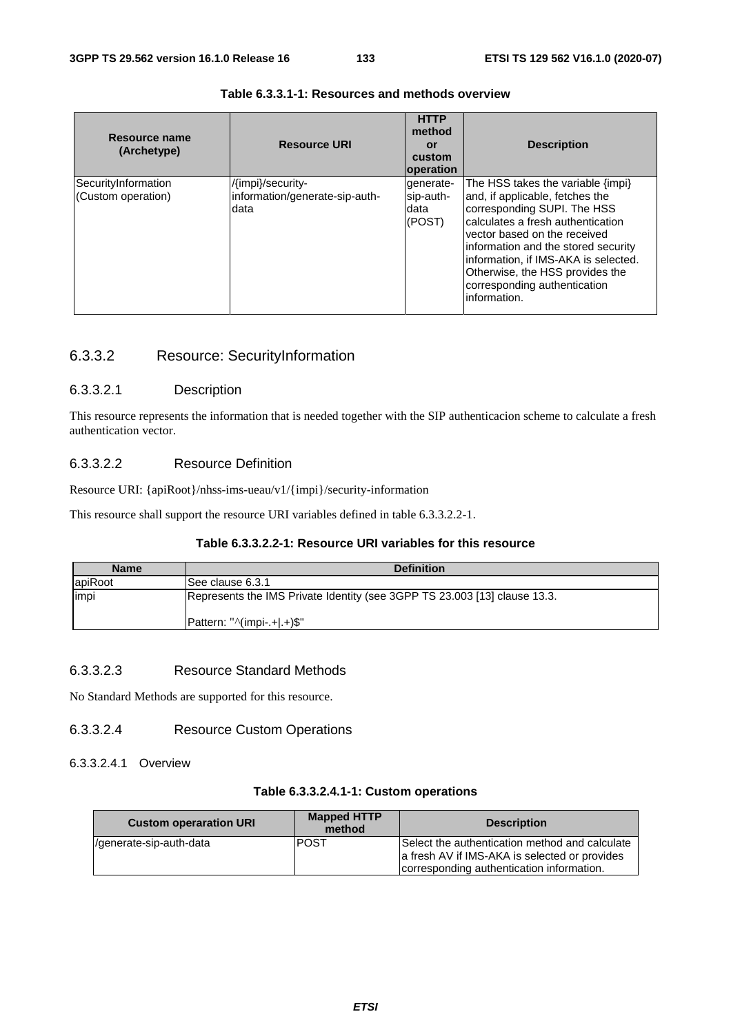**Table 6.3.3.1-1: Resources and methods overview**

| Resource name (Archetype) | Resource URI | HTTP method or custom operation | Description |
|---|---|---|---|
| SecurityInformation (Custom operation) | /{impi}/security-information/generate-sip-auth-data | generate-sip-auth-data (POST) | The HSS takes the variable {impi} and, if applicable, fetches the corresponding SUPI. The HSS calculates a fresh authentication vector based on the received information and the stored security information, if IMS-AKA is selected. Otherwise, the HSS provides the corresponding authentication information. |

### 6.3.3.2 Resource: SecurityInformation

#### 6.3.3.2.1 Description

This resource represents the information that is needed together with the SIP authenticacion scheme to calculate a fresh authentication vector.

#### 6.3.3.2.2 Resource Definition

Resource URI: {apiRoot}/nhss-ims-ueau/v1/{impi}/security-information

This resource shall support the resource URI variables defined in table 6.3.3.2.2-1.

**Table 6.3.3.2.2-1: Resource URI variables for this resource**

| Name | Definition |
|---|---|
| apiRoot | See clause 6.3.1 |
| impi | Represents the IMS Private Identity (see 3GPP TS 23.003 [13] clause 13.3.<br><br>Pattern: "^(impi-.+\|.+)$" |

#### 6.3.3.2.3 Resource Standard Methods

No Standard Methods are supported for this resource.

#### 6.3.3.2.4 Resource Custom Operations

##### 6.3.3.2.4.1 Overview

**Table 6.3.3.2.4.1-1: Custom operations**

| Custom operaration URI | Mapped HTTP method | Description |
|---|---|---|
| /generate-sip-auth-data | POST | Select the authentication method and calculate a fresh AV if IMS-AKA is selected or provides corresponding authentication information. |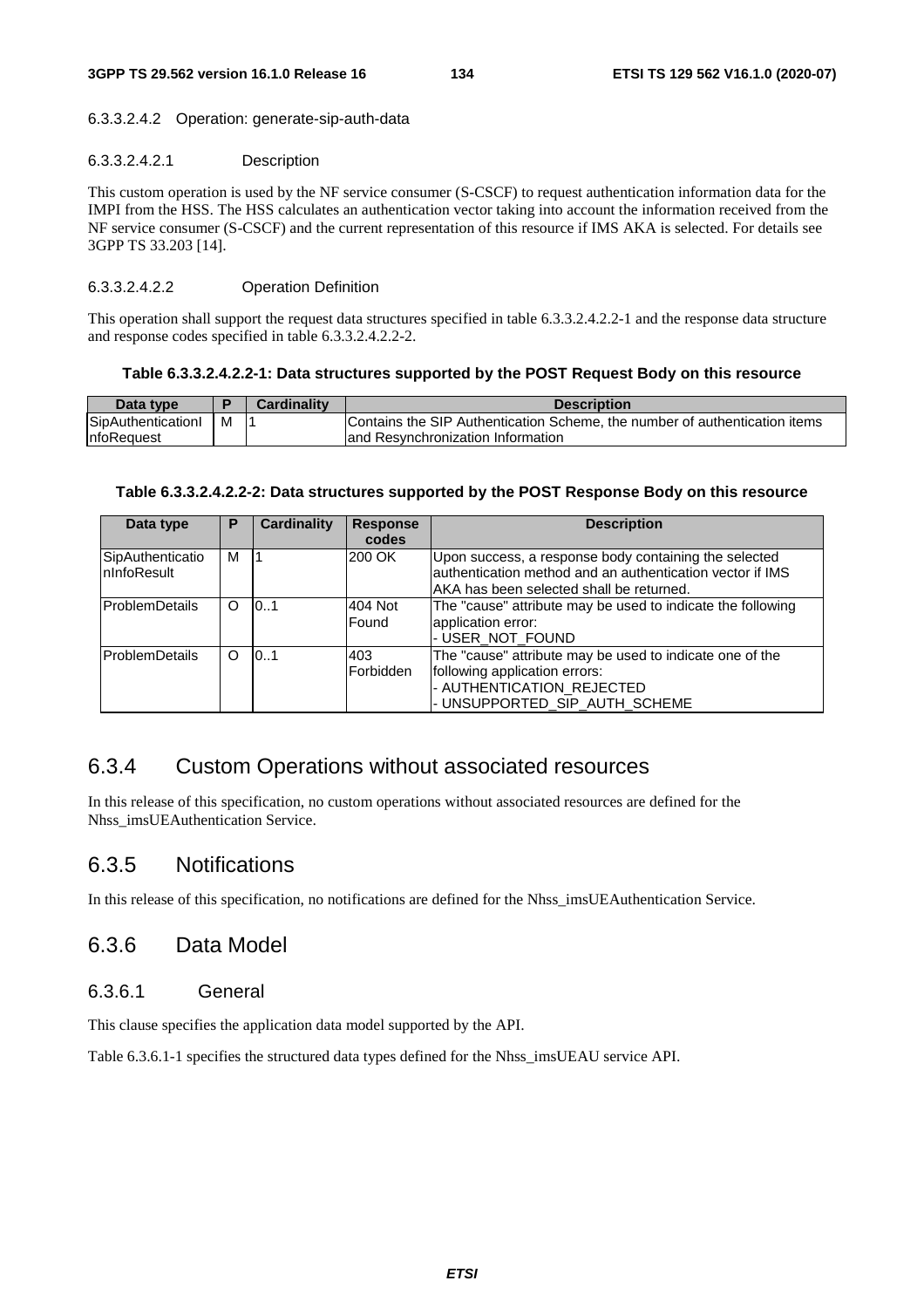###### 6.3.3.2.4.2 Operation: generate-sip-auth-data

###### 6.3.3.2.4.2.1 Description

This custom operation is used by the NF service consumer (S-CSCF) to request authentication information data for the IMPI from the HSS. The HSS calculates an authentication vector taking into account the information received from the NF service consumer (S-CSCF) and the current representation of this resource if IMS AKA is selected. For details see 3GPP TS 33.203 [14].

###### 6.3.3.2.4.2.2 Operation Definition

This operation shall support the request data structures specified in table 6.3.3.2.4.2.2-1 and the response data structure and response codes specified in table 6.3.3.2.4.2.2-2.

**Table 6.3.3.2.4.2.2-1: Data structures supported by the POST Request Body on this resource**

| Data type | P | Cardinality | Description |
| --- | --- | --- | --- |
| SipAuthenticationInfoRequest | M | 1 | Contains the SIP Authentication Scheme, the number of authentication items and Resynchronization Information |

**Table 6.3.3.2.4.2.2-2: Data structures supported by the POST Response Body on this resource**

| Data type | P | Cardinality | Response codes | Description |
| --- | --- | --- | --- | --- |
| SipAuthenticationInfoResult | M | 1 | 200 OK | Upon success, a response body containing the selected authentication method and an authentication vector if IMS AKA has been selected shall be returned. |
| ProblemDetails | O | 0..1 | 404 Not Found | The "cause" attribute may be used to indicate the following application error:<br>- USER_NOT_FOUND |
| ProblemDetails | O | 0..1 | 403 Forbidden | The "cause" attribute may be used to indicate one of the following application errors:<br>- AUTHENTICATION_REJECTED<br>- UNSUPPORTED_SIP_AUTH_SCHEME |

## 6.3.4 Custom Operations without associated resources

In this release of this specification, no custom operations without associated resources are defined for the Nhss_imsUEAuthentication Service.

## 6.3.5 Notifications

In this release of this specification, no notifications are defined for the Nhss_imsUEAuthentication Service.

## 6.3.6 Data Model

### 6.3.6.1 General

This clause specifies the application data model supported by the API.

Table 6.3.6.1-1 specifies the structured data types defined for the Nhss_imsUEAU service API.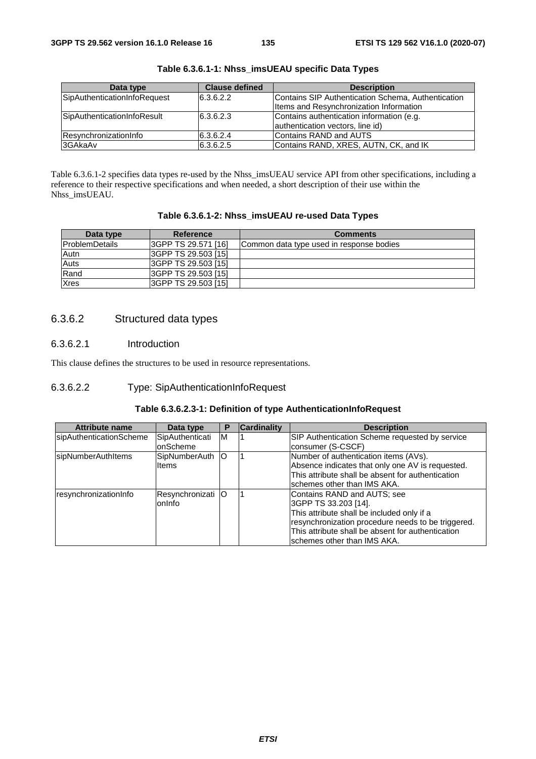**Table 6.3.6.1-1: Nhss_imsUEAU specific Data Types**

| Data type | Clause defined | Description |
| --- | --- | --- |
| SipAuthenticationInfoRequest | 6.3.6.2.2 | Contains SIP Authentication Schema, Authentication Items and Resynchronization Information |
| SipAuthenticationInfoResult | 6.3.6.2.3 | Contains authentication information (e.g. authentication vectors, line id) |
| ResynchronizationInfo | 6.3.6.2.4 | Contains RAND and AUTS |
| 3GAkaAv | 6.3.6.2.5 | Contains RAND, XRES, AUTN, CK, and IK |

Table 6.3.6.1-2 specifies data types re-used by the Nhss_imsUEAU service API from other specifications, including a reference to their respective specifications and when needed, a short description of their use within the Nhss_imsUEAU.

**Table 6.3.6.1-2: Nhss_imsUEAU re-used Data Types**

| Data type | Reference | Comments |
| --- | --- | --- |
| ProblemDetails | 3GPP TS 29.571 [16] | Common data type used in response bodies |
| Autn | 3GPP TS 29.503 [15] | |
| Auts | 3GPP TS 29.503 [15] | |
| Rand | 3GPP TS 29.503 [15] | |
| Xres | 3GPP TS 29.503 [15] | |

### 6.3.6.2 Structured data types

#### 6.3.6.2.1 Introduction

This clause defines the structures to be used in resource representations.

#### 6.3.6.2.2 Type: SipAuthenticationInfoRequest

**Table 6.3.6.2.3-1: Definition of type AuthenticationInfoRequest**

| Attribute name | Data type | P | Cardinality | Description |
| --- | --- | --- | --- | --- |
| sipAuthenticationScheme | SipAuthenticationScheme | M | 1 | SIP Authentication Scheme requested by service consumer (S-CSCF) |
| sipNumberAuthItems | SipNumberAuthItems | O | 1 | Number of authentication items (AVs). Absence indicates that only one AV is requested. This attribute shall be absent for authentication schemes other than IMS AKA. |
| resynchronizationInfo | ResynchronizationInfo | O | 1 | Contains RAND and AUTS; see 3GPP TS 33.203 [14]. This attribute shall be included only if a resynchronization procedure needs to be triggered. This attribute shall be absent for authentication schemes other than IMS AKA. |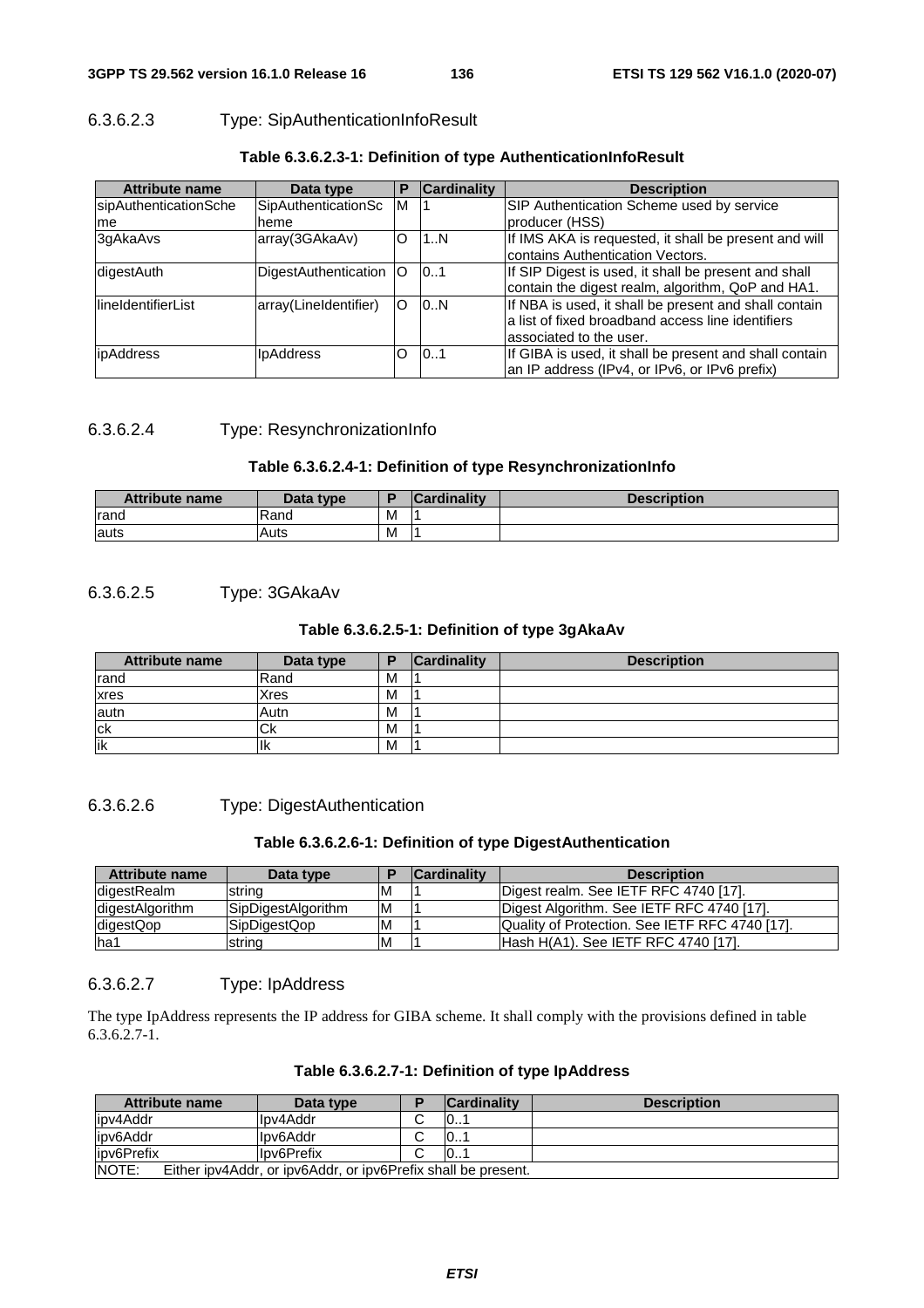#### 6.3.6.2.3 Type: SipAuthenticationInfoResult

**Table 6.3.6.2.3-1: Definition of type AuthenticationInfoResult**

| Attribute name | Data type | P | Cardinality | Description |
|---|---|---|---|---|
| sipAuthenticationScheme | SipAuthenticationScheme | M | 1 | SIP Authentication Scheme used by service producer (HSS) |
| 3gAkaAvs | array(3GAkaAv) | O | 1..N | If IMS AKA is requested, it shall be present and will contains Authentication Vectors. |
| digestAuth | DigestAuthentication | O | 0..1 | If SIP Digest is used, it shall be present and shall contain the digest realm, algorithm, QoP and HA1. |
| lineIdentifierList | array(LineIdentifier) | O | 0..N | If NBA is used, it shall be present and shall contain a list of fixed broadband access line identifiers associated to the user. |
| ipAddress | IpAddress | O | 0..1 | If GIBA is used, it shall be present and shall contain an IP address (IPv4, or IPv6, or IPv6 prefix) |

#### 6.3.6.2.4 Type: ResynchronizationInfo

**Table 6.3.6.2.4-1: Definition of type ResynchronizationInfo**

| Attribute name | Data type | P | Cardinality | Description |
|---|---|---|---|---|
| rand | Rand | M | 1 | |
| auts | Auts | M | 1 | |

#### 6.3.6.2.5 Type: 3GAkaAv

**Table 6.3.6.2.5-1: Definition of type 3gAkaAv**

| Attribute name | Data type | P | Cardinality | Description |
|---|---|---|---|---|
| rand | Rand | M | 1 | |
| xres | Xres | M | 1 | |
| autn | Autn | M | 1 | |
| ck | Ck | M | 1 | |
| ik | Ik | M | 1 | |

#### 6.3.6.2.6 Type: DigestAuthentication

**Table 6.3.6.2.6-1: Definition of type DigestAuthentication**

| Attribute name | Data type | P | Cardinality | Description |
|---|---|---|---|---|
| digestRealm | string | M | 1 | Digest realm. See IETF RFC 4740 [17]. |
| digestAlgorithm | SipDigestAlgorithm | M | 1 | Digest Algorithm. See IETF RFC 4740 [17]. |
| digestQop | SipDigestQop | M | 1 | Quality of Protection. See IETF RFC 4740 [17]. |
| ha1 | string | M | 1 | Hash H(A1). See IETF RFC 4740 [17]. |

#### 6.3.6.2.7 Type: IpAddress

The type IpAddress represents the IP address for GIBA scheme. It shall comply with the provisions defined in table 6.3.6.2.7-1.

**Table 6.3.6.2.7-1: Definition of type IpAddress**

| Attribute name | Data type | P | Cardinality | Description |
|---|---|---|---|---|
| ipv4Addr | Ipv4Addr | C | 0..1 | |
| ipv6Addr | Ipv6Addr | C | 0..1 | |
| ipv6Prefix | Ipv6Prefix | C | 0..1 | |
| NOTE: Either ipv4Addr, or ipv6Addr, or ipv6Prefix shall be present. | | | | |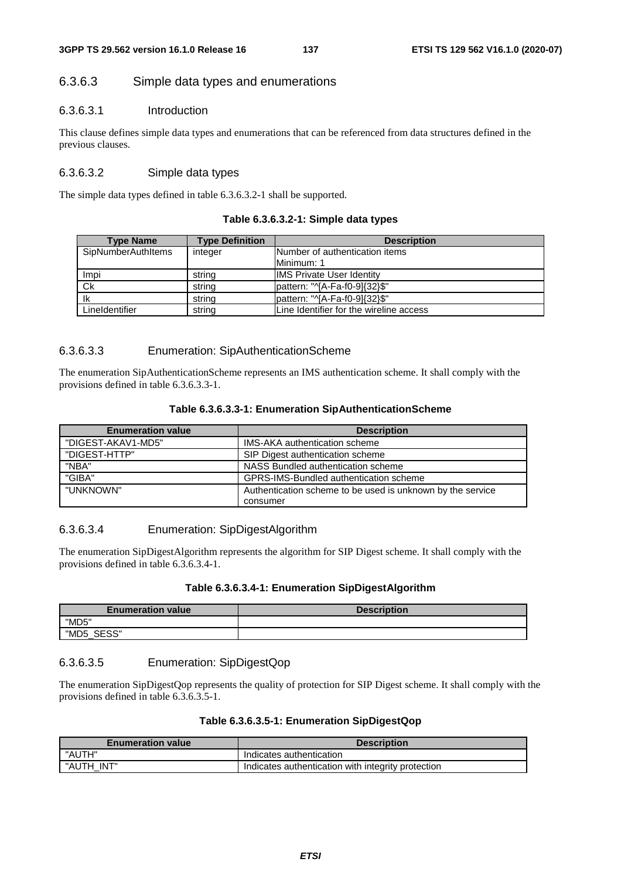### 6.3.6.3 Simple data types and enumerations

#### 6.3.6.3.1 Introduction

This clause defines simple data types and enumerations that can be referenced from data structures defined in the previous clauses.

#### 6.3.6.3.2 Simple data types

The simple data types defined in table 6.3.6.3.2-1 shall be supported.

**Table 6.3.6.3.2-1: Simple data types**

| Type Name | Type Definition | Description |
| --- | --- | --- |
| SipNumberAuthItems | integer | Number of authentication items<br>Minimum: 1 |
| Impi | string | IMS Private User Identity |
| Ck | string | pattern: "^[A-Fa-f0-9]{32}$" |
| Ik | string | pattern: "^[A-Fa-f0-9]{32}$" |
| LineIdentifier | string | Line Identifier for the wireline access |

#### 6.3.6.3.3 Enumeration: SipAuthenticationScheme

The enumeration SipAuthenticationScheme represents an IMS authentication scheme. It shall comply with the provisions defined in table 6.3.6.3.3-1.

**Table 6.3.6.3.3-1: Enumeration SipAuthenticationScheme**

| Enumeration value | Description |
| --- | --- |
| "DIGEST-AKAV1-MD5" | IMS-AKA authentication scheme |
| "DIGEST-HTTP" | SIP Digest authentication scheme |
| "NBA" | NASS Bundled authentication scheme |
| "GIBA" | GPRS-IMS-Bundled authentication scheme |
| "UNKNOWN" | Authentication scheme to be used is unknown by the service consumer |

#### 6.3.6.3.4 Enumeration: SipDigestAlgorithm

The enumeration SipDigestAlgorithm represents the algorithm for SIP Digest scheme. It shall comply with the provisions defined in table 6.3.6.3.4-1.

**Table 6.3.6.3.4-1: Enumeration SipDigestAlgorithm**

| Enumeration value | Description |
| --- | --- |
| "MD5" | |
| "MD5_SESS" | |

#### 6.3.6.3.5 Enumeration: SipDigestQop

The enumeration SipDigestQop represents the quality of protection for SIP Digest scheme. It shall comply with the provisions defined in table 6.3.6.3.5-1.

**Table 6.3.6.3.5-1: Enumeration SipDigestQop**

| Enumeration value | Description |
| --- | --- |
| "AUTH" | Indicates authentication |
| "AUTH_INT" | Indicates authentication with integrity protection |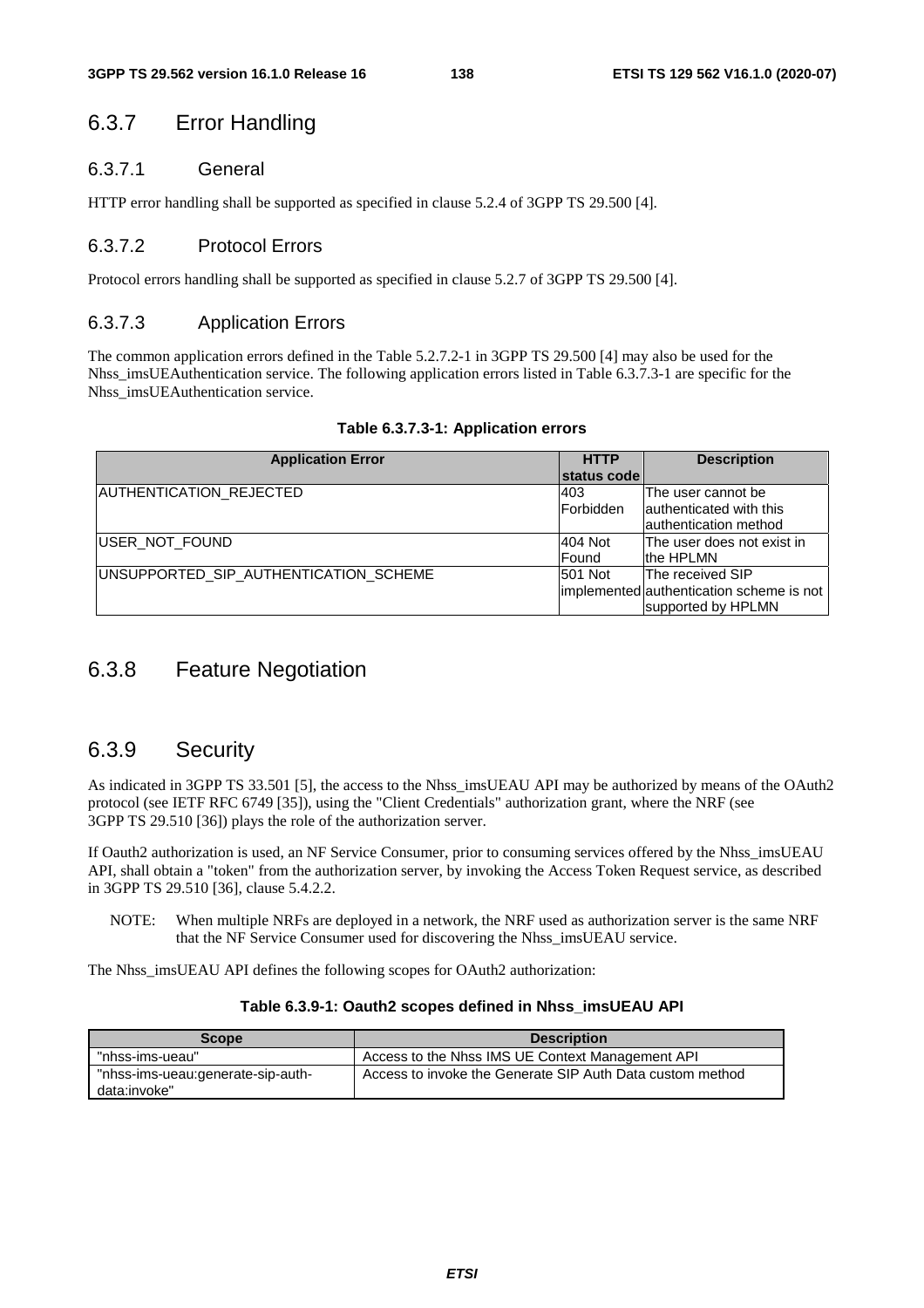## 6.3.7 Error Handling

### 6.3.7.1 General

HTTP error handling shall be supported as specified in clause 5.2.4 of 3GPP TS 29.500 [4].

### 6.3.7.2 Protocol Errors

Protocol errors handling shall be supported as specified in clause 5.2.7 of 3GPP TS 29.500 [4].

### 6.3.7.3 Application Errors

The common application errors defined in the Table 5.2.7.2-1 in 3GPP TS 29.500 [4] may also be used for the Nhss_imsUEAuthentication service. The following application errors listed in Table 6.3.7.3-1 are specific for the Nhss_imsUEAuthentication service.

**Table 6.3.7.3-1: Application errors**

| Application Error | HTTP status code | Description |
|---|---|---|
| AUTHENTICATION_REJECTED | 403 Forbidden | The user cannot be authenticated with this authentication method |
| USER_NOT_FOUND | 404 Not Found | The user does not exist in the HPLMN |
| UNSUPPORTED_SIP_AUTHENTICATION_SCHEME | 501 Not implemented | The received SIP authentication scheme is not supported by HPLMN |

## 6.3.8 Feature Negotiation

## 6.3.9 Security

As indicated in 3GPP TS 33.501 [5], the access to the Nhss_imsUEAU API may be authorized by means of the OAuth2 protocol (see IETF RFC 6749 [35]), using the "Client Credentials" authorization grant, where the NRF (see 3GPP TS 29.510 [36]) plays the role of the authorization server.

If Oauth2 authorization is used, an NF Service Consumer, prior to consuming services offered by the Nhss_imsUEAU API, shall obtain a "token" from the authorization server, by invoking the Access Token Request service, as described in 3GPP TS 29.510 [36], clause 5.4.2.2.

NOTE: When multiple NRFs are deployed in a network, the NRF used as authorization server is the same NRF that the NF Service Consumer used for discovering the Nhss_imsUEAU service.

The Nhss_imsUEAU API defines the following scopes for OAuth2 authorization:

**Table 6.3.9-1: Oauth2 scopes defined in Nhss_imsUEAU API**

| Scope | Description |
|---|---|
| "nhss-ims-ueau" | Access to the Nhss IMS UE Context Management API |
| "nhss-ims-ueau:generate-sip-auth-data:invoke" | Access to invoke the Generate SIP Auth Data custom method |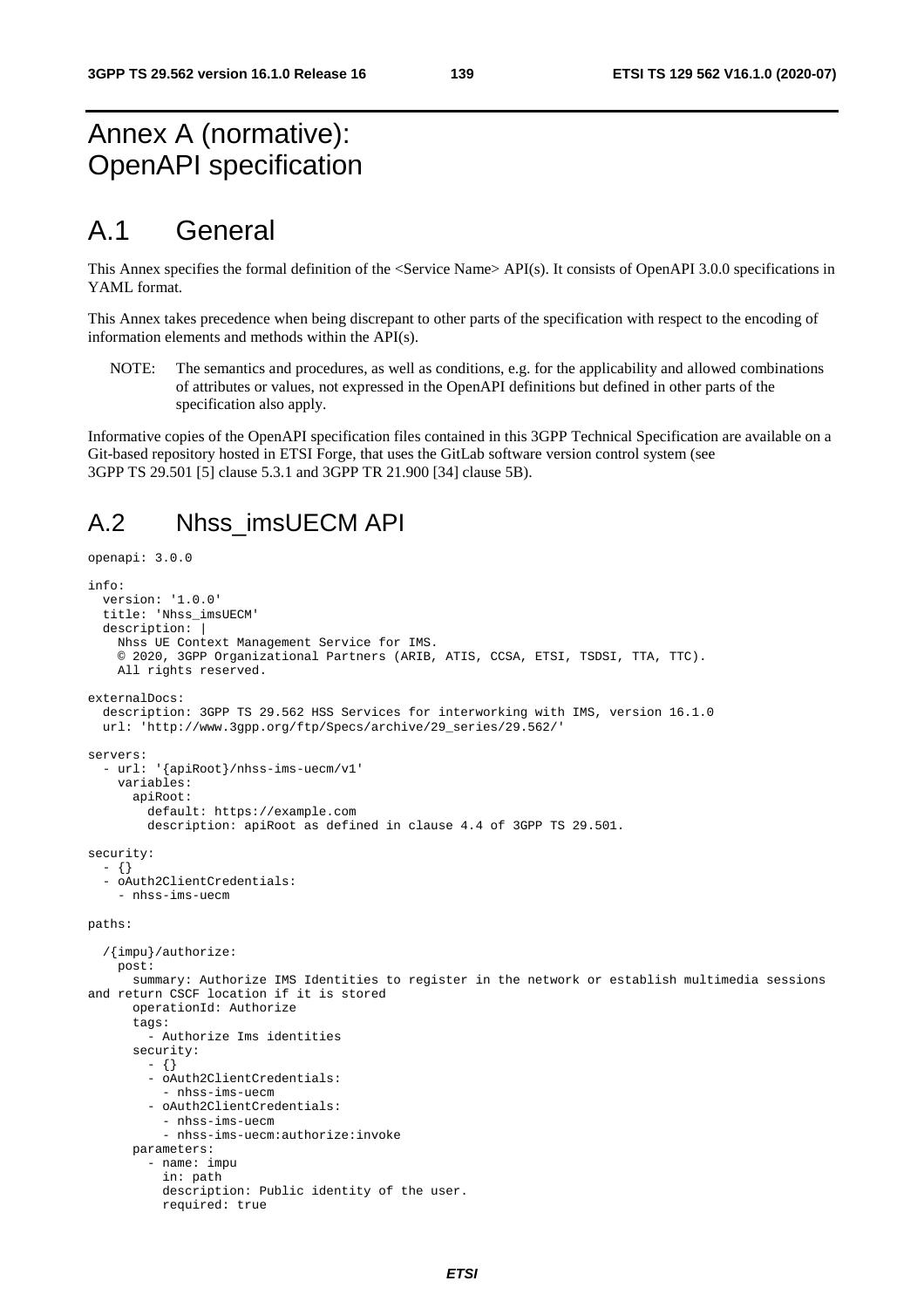# Annex A (normative): OpenAPI specification

# A.1 General

This Annex specifies the formal definition of the <Service Name> API(s). It consists of OpenAPI 3.0.0 specifications in YAML format.

This Annex takes precedence when being discrepant to other parts of the specification with respect to the encoding of information elements and methods within the API(s).

NOTE: The semantics and procedures, as well as conditions, e.g. for the applicability and allowed combinations of attributes or values, not expressed in the OpenAPI definitions but defined in other parts of the specification also apply.

Informative copies of the OpenAPI specification files contained in this 3GPP Technical Specification are available on a Git-based repository hosted in ETSI Forge, that uses the GitLab software version control system (see 3GPP TS 29.501 [5] clause 5.3.1 and 3GPP TR 21.900 [34] clause 5B).

# A.2 Nhss_imsUECM API

```
openapi: 3.0.0

info:
  version: '1.0.0'
  title: 'Nhss_imsUECM'
  description: |
    Nhss UE Context Management Service for IMS.
    © 2020, 3GPP Organizational Partners (ARIB, ATIS, CCSA, ETSI, TSDSI, TTA, TTC).
    All rights reserved.

externalDocs:
  description: 3GPP TS 29.562 HSS Services for interworking with IMS, version 16.1.0
  url: 'http://www.3gpp.org/ftp/Specs/archive/29_series/29.562/'

servers:
  - url: '{apiRoot}/nhss-ims-uecm/v1'
    variables:
      apiRoot:
        default: https://example.com
        description: apiRoot as defined in clause 4.4 of 3GPP TS 29.501.

security:
  - {}
  - oAuth2ClientCredentials:
    - nhss-ims-uecm

paths:

  /{impu}/authorize:
    post:
      summary: Authorize IMS Identities to register in the network or establish multimedia sessions
and return CSCF location if it is stored
      operationId: Authorize
      tags:
        - Authorize Ims identities
      security:
        - {}
        - oAuth2ClientCredentials:
          - nhss-ims-uecm
        - oAuth2ClientCredentials:
          - nhss-ims-uecm
          - nhss-ims-uecm:authorize:invoke
      parameters:
        - name: impu
          in: path
          description: Public identity of the user.
          required: true
```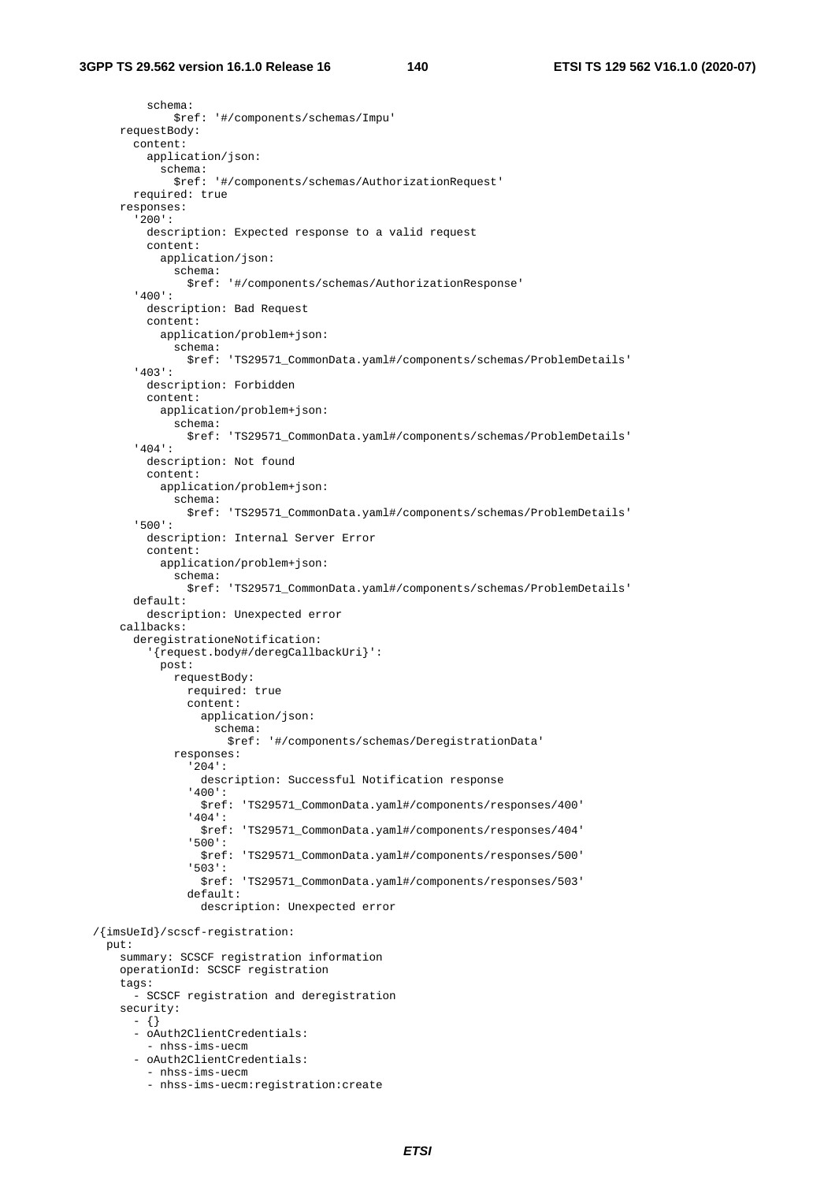```
          schema:
            $ref: '#/components/schemas/Impu'
      requestBody:
        content:
          application/json:
            schema:
              $ref: '#/components/schemas/AuthorizationRequest'
        required: true
      responses:
        '200':
          description: Expected response to a valid request
          content:
            application/json:
              schema:
                $ref: '#/components/schemas/AuthorizationResponse'
        '400':
          description: Bad Request
          content:
            application/problem+json:
              schema:
                $ref: 'TS29571_CommonData.yaml#/components/schemas/ProblemDetails'
        '403':
          description: Forbidden
          content:
            application/problem+json:
              schema:
                $ref: 'TS29571_CommonData.yaml#/components/schemas/ProblemDetails'
        '404':
          description: Not found
          content:
            application/problem+json:
              schema:
                $ref: 'TS29571_CommonData.yaml#/components/schemas/ProblemDetails'
        '500':
          description: Internal Server Error
          content:
            application/problem+json:
              schema:
                $ref: 'TS29571_CommonData.yaml#/components/schemas/ProblemDetails'
        default:
          description: Unexpected error
      callbacks:
        deregistrationeNotification:
          '{request.body#/deregCallbackUri}':
            post:
              requestBody:
                required: true
                content:
                  application/json:
                    schema:
                      $ref: '#/components/schemas/DeregistrationData'
              responses:
                '204':
                  description: Successful Notification response
                '400':
                  $ref: 'TS29571_CommonData.yaml#/components/responses/400'
                '404':
                  $ref: 'TS29571_CommonData.yaml#/components/responses/404'
                '500':
                  $ref: 'TS29571_CommonData.yaml#/components/responses/500'
                '503':
                  $ref: 'TS29571_CommonData.yaml#/components/responses/503'
                default:
                  description: Unexpected error

  /{imsUeId}/scscf-registration:
    put:
      summary: SCSCF registration information
      operationId: SCSCF registration
      tags:
        - SCSCF registration and deregistration
      security:
        - {}
        - oAuth2ClientCredentials:
          - nhss-ims-uecm
        - oAuth2ClientCredentials:
          - nhss-ims-uecm
          - nhss-ims-uecm:registration:create
```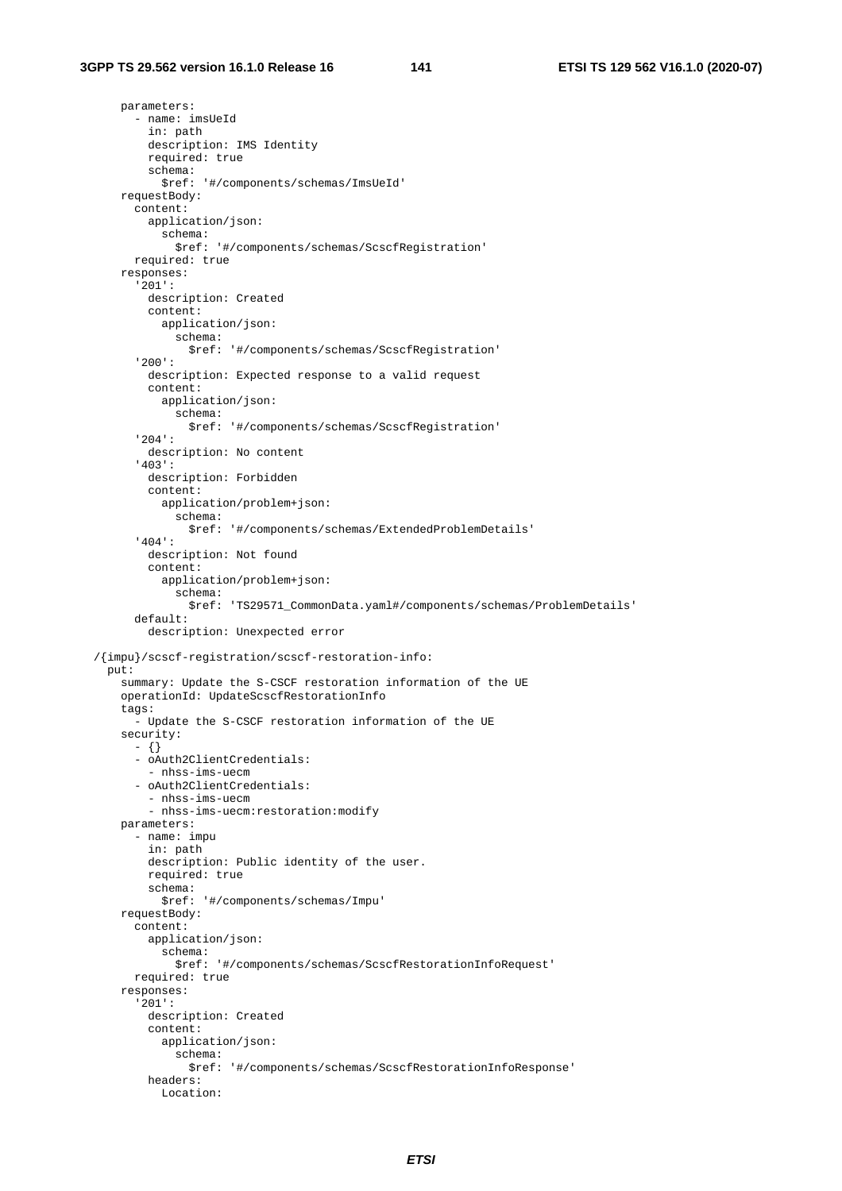```
      parameters:
        - name: imsUeId
          in: path
          description: IMS Identity
          required: true
          schema:
            $ref: '#/components/schemas/ImsUeId'
      requestBody:
        content:
          application/json:
            schema:
              $ref: '#/components/schemas/ScscfRegistration'
        required: true
      responses:
        '201':
          description: Created
          content:
            application/json:
              schema:
                $ref: '#/components/schemas/ScscfRegistration'
        '200':
          description: Expected response to a valid request
          content:
            application/json:
              schema:
                $ref: '#/components/schemas/ScscfRegistration'
        '204':
          description: No content
        '403':
          description: Forbidden
          content:
            application/problem+json:
              schema:
                $ref: '#/components/schemas/ExtendedProblemDetails'
        '404':
          description: Not found
          content:
            application/problem+json:
              schema:
                $ref: 'TS29571_CommonData.yaml#/components/schemas/ProblemDetails'
        default:
          description: Unexpected error

  /{impu}/scscf-registration/scscf-restoration-info:
    put:
      summary: Update the S-CSCF restoration information of the UE
      operationId: UpdateScscfRestorationInfo
      tags:
        - Update the S-CSCF restoration information of the UE
      security:
        - {}
        - oAuth2ClientCredentials:
          - nhss-ims-uecm
        - oAuth2ClientCredentials:
          - nhss-ims-uecm
          - nhss-ims-uecm:restoration:modify
      parameters:
        - name: impu
          in: path
          description: Public identity of the user.
          required: true
          schema:
            $ref: '#/components/schemas/Impu'
      requestBody:
        content:
          application/json:
            schema:
              $ref: '#/components/schemas/ScscfRestorationInfoRequest'
        required: true
      responses:
        '201':
          description: Created
          content:
            application/json:
              schema:
                $ref: '#/components/schemas/ScscfRestorationInfoResponse'
          headers:
            Location:
```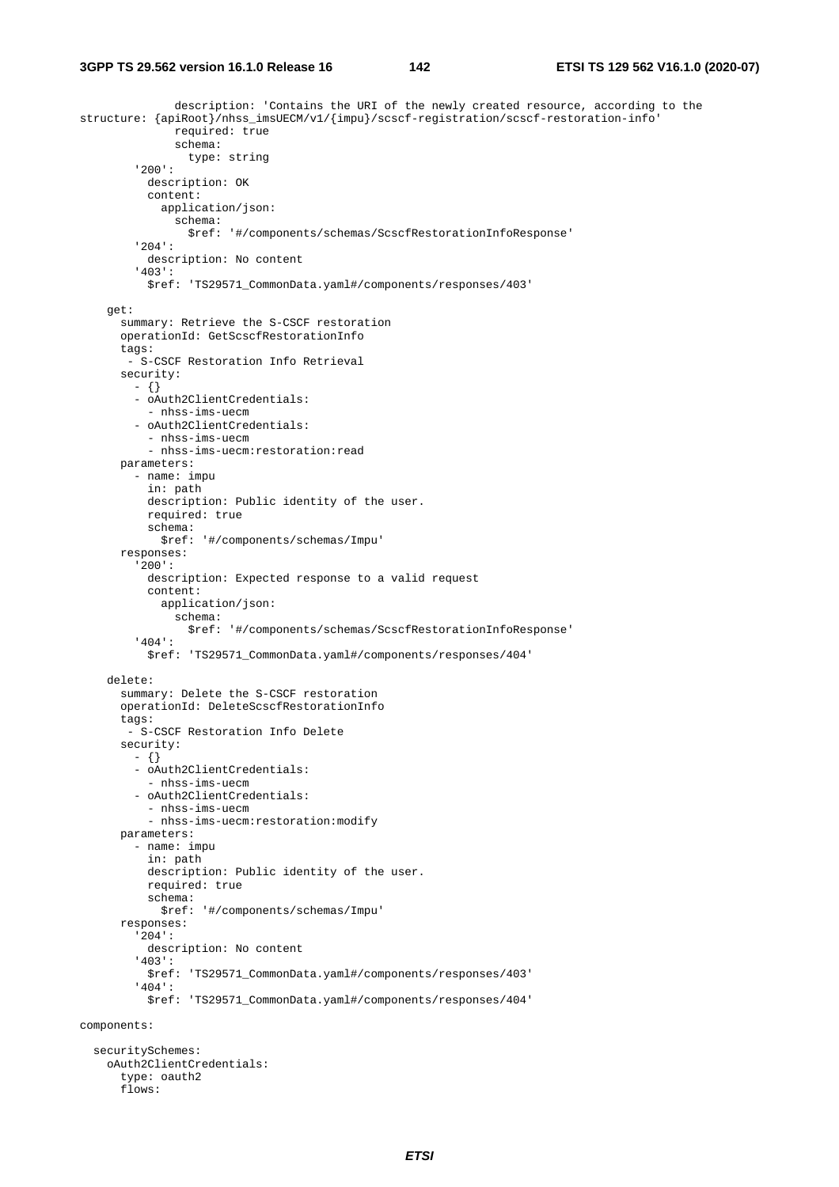```
              description: 'Contains the URI of the newly created resource, according to the
structure: {apiRoot}/nhss_imsUECM/v1/{impu}/scscf-registration/scscf-restoration-info'
              required: true
              schema:
                type: string
        '200':
          description: OK
          content:
            application/json:
              schema:
                $ref: '#/components/schemas/ScscfRestorationInfoResponse'
        '204':
          description: No content
        '403':
          $ref: 'TS29571_CommonData.yaml#/components/responses/403'

    get:
      summary: Retrieve the S-CSCF restoration
      operationId: GetScscfRestorationInfo
      tags:
       - S-CSCF Restoration Info Retrieval
      security:
        - {}
        - oAuth2ClientCredentials:
          - nhss-ims-uecm
        - oAuth2ClientCredentials:
          - nhss-ims-uecm
          - nhss-ims-uecm:restoration:read
      parameters:
        - name: impu
          in: path
          description: Public identity of the user.
          required: true
          schema:
            $ref: '#/components/schemas/Impu'
      responses:
        '200':
          description: Expected response to a valid request
          content:
            application/json:
              schema:
                $ref: '#/components/schemas/ScscfRestorationInfoResponse'
        '404':
          $ref: 'TS29571_CommonData.yaml#/components/responses/404'

    delete:
      summary: Delete the S-CSCF restoration
      operationId: DeleteScscfRestorationInfo
      tags:
       - S-CSCF Restoration Info Delete
      security:
        - {}
        - oAuth2ClientCredentials:
          - nhss-ims-uecm
        - oAuth2ClientCredentials:
          - nhss-ims-uecm
          - nhss-ims-uecm:restoration:modify
      parameters:
        - name: impu
          in: path
          description: Public identity of the user.
          required: true
          schema:
            $ref: '#/components/schemas/Impu'
      responses:
        '204':
          description: No content
        '403':
          $ref: 'TS29571_CommonData.yaml#/components/responses/403'
        '404':
          $ref: 'TS29571_CommonData.yaml#/components/responses/404'

components:

  securitySchemes:
    oAuth2ClientCredentials:
      type: oauth2
      flows:
```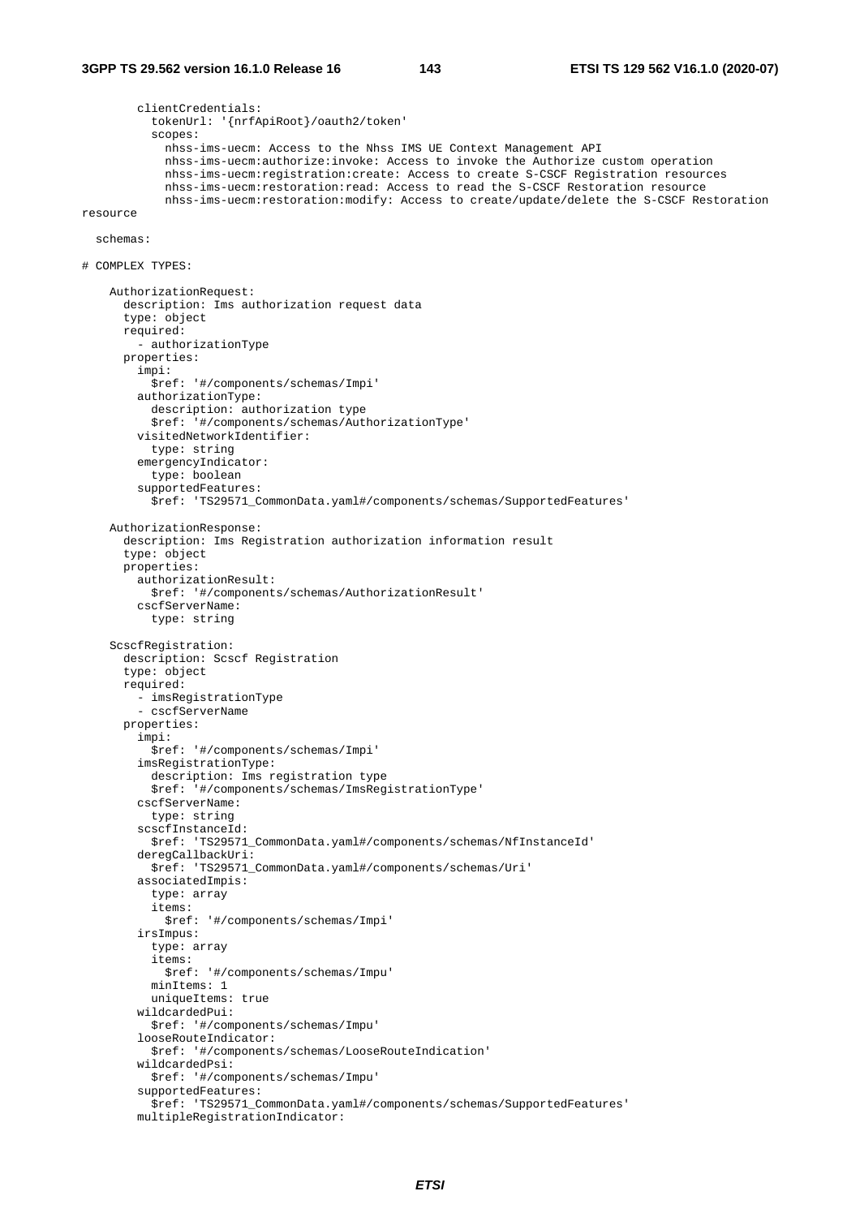```
        clientCredentials:
          tokenUrl: '{nrfApiRoot}/oauth2/token'
          scopes:
            nhss-ims-uecm: Access to the Nhss IMS UE Context Management API
            nhss-ims-uecm:authorize:invoke: Access to invoke the Authorize custom operation
            nhss-ims-uecm:registration:create: Access to create S-CSCF Registration resources
            nhss-ims-uecm:restoration:read: Access to read the S-CSCF Restoration resource
            nhss-ims-uecm:restoration:modify: Access to create/update/delete the S-CSCF Restoration
resource

  schemas:

# COMPLEX TYPES:

    AuthorizationRequest:
      description: Ims authorization request data
      type: object
      required:
        - authorizationType
      properties:
        impi:
          $ref: '#/components/schemas/Impi'
        authorizationType:
          description: authorization type
          $ref: '#/components/schemas/AuthorizationType'
        visitedNetworkIdentifier:
          type: string
        emergencyIndicator:
          type: boolean
        supportedFeatures:
          $ref: 'TS29571_CommonData.yaml#/components/schemas/SupportedFeatures'

    AuthorizationResponse:
      description: Ims Registration authorization information result
      type: object
      properties:
        authorizationResult:
          $ref: '#/components/schemas/AuthorizationResult'
        cscfServerName:
          type: string

    ScscfRegistration:
      description: Scscf Registration
      type: object
      required:
        - imsRegistrationType
        - cscfServerName
      properties:
        impi:
          $ref: '#/components/schemas/Impi'
        imsRegistrationType:
          description: Ims registration type
          $ref: '#/components/schemas/ImsRegistrationType'
        cscfServerName:
          type: string
        scscfInstanceId:
          $ref: 'TS29571_CommonData.yaml#/components/schemas/NfInstanceId'
        deregCallbackUri:
          $ref: 'TS29571_CommonData.yaml#/components/schemas/Uri'
        associatedImpis:
          type: array
          items:
            $ref: '#/components/schemas/Impi'
        irsImpus:
          type: array
          items:
            $ref: '#/components/schemas/Impu'
          minItems: 1
          uniqueItems: true
        wildcardedPui:
          $ref: '#/components/schemas/Impu'
        looseRouteIndicator:
          $ref: '#/components/schemas/LooseRouteIndication'
        wildcardedPsi:
          $ref: '#/components/schemas/Impu'
        supportedFeatures:
          $ref: 'TS29571_CommonData.yaml#/components/schemas/SupportedFeatures'
        multipleRegistrationIndicator:
```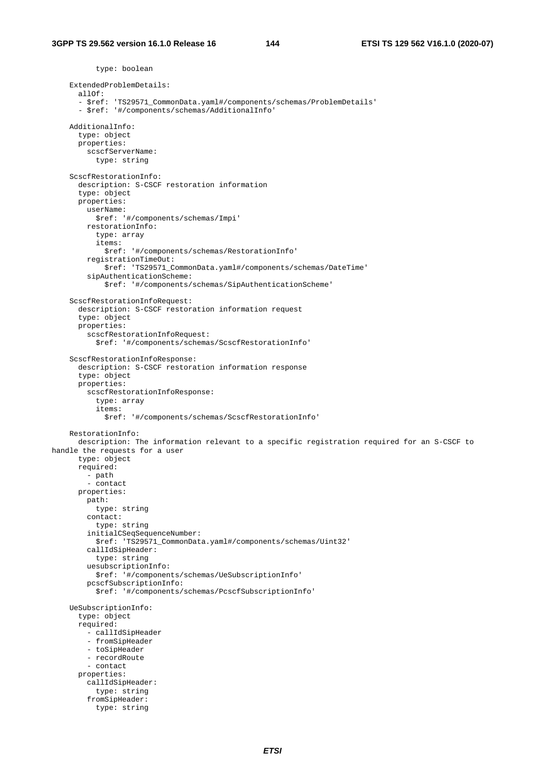```
          type: boolean

    ExtendedProblemDetails:
      allOf:
      - $ref: 'TS29571_CommonData.yaml#/components/schemas/ProblemDetails'
      - $ref: '#/components/schemas/AdditionalInfo'

    AdditionalInfo:
      type: object
      properties:
        scscfServerName:
          type: string

    ScscfRestorationInfo:
      description: S-CSCF restoration information
      type: object
      properties:
        userName:
          $ref: '#/components/schemas/Impi'
        restorationInfo:
          type: array
          items:
            $ref: '#/components/schemas/RestorationInfo'
        registrationTimeOut:
            $ref: 'TS29571_CommonData.yaml#/components/schemas/DateTime'
        sipAuthenticationScheme:
            $ref: '#/components/schemas/SipAuthenticationScheme'

    ScscfRestorationInfoRequest:
      description: S-CSCF restoration information request
      type: object
      properties:
        scscfRestorationInfoRequest:
          $ref: '#/components/schemas/ScscfRestorationInfo'

    ScscfRestorationInfoResponse:
      description: S-CSCF restoration information response
      type: object
      properties:
        scscfRestorationInfoResponse:
          type: array
          items:
            $ref: '#/components/schemas/ScscfRestorationInfo'

    RestorationInfo:
      description: The information relevant to a specific registration required for an S-CSCF to
handle the requests for a user
      type: object
      required:
        - path
        - contact
      properties:
        path:
          type: string
        contact:
          type: string
        initialCSeqSequenceNumber:
          $ref: 'TS29571_CommonData.yaml#/components/schemas/Uint32'
        callIdSipHeader:
          type: string
        uesubscriptionInfo:
          $ref: '#/components/schemas/UeSubscriptionInfo'
        pcscfSubscriptionInfo:
          $ref: '#/components/schemas/PcscfSubscriptionInfo'

    UeSubscriptionInfo:
      type: object
      required:
        - callIdSipHeader
        - fromSipHeader
        - toSipHeader
        - recordRoute
        - contact
      properties:
        callIdSipHeader:
          type: string
        fromSipHeader:
          type: string
```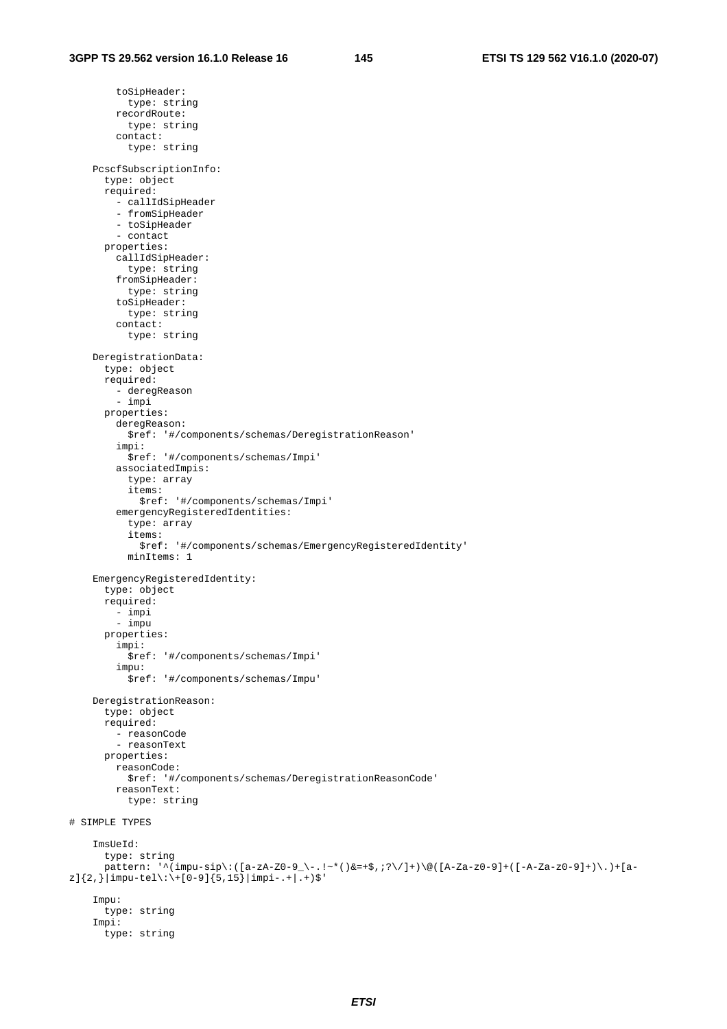```
        toSipHeader:
          type: string
        recordRoute:
          type: string
        contact:
          type: string

    PcscfSubscriptionInfo:
      type: object
      required:
        - callIdSipHeader
        - fromSipHeader
        - toSipHeader
        - contact
      properties:
        callIdSipHeader:
          type: string
        fromSipHeader:
          type: string
        toSipHeader:
          type: string
        contact:
          type: string

    DeregistrationData:
      type: object
      required:
        - deregReason
        - impi
      properties:
        deregReason:
          $ref: '#/components/schemas/DeregistrationReason'
        impi:
          $ref: '#/components/schemas/Impi'
        associatedImpis:
          type: array
          items:
            $ref: '#/components/schemas/Impi'
        emergencyRegisteredIdentities:
          type: array
          items:
            $ref: '#/components/schemas/EmergencyRegisteredIdentity'
          minItems: 1

    EmergencyRegisteredIdentity:
      type: object
      required:
        - impi
        - impu
      properties:
        impi:
          $ref: '#/components/schemas/Impi'
        impu:
          $ref: '#/components/schemas/Impu'

    DeregistrationReason:
      type: object
      required:
        - reasonCode
        - reasonText
      properties:
        reasonCode:
          $ref: '#/components/schemas/DeregistrationReasonCode'
        reasonText:
          type: string

# SIMPLE TYPES

    ImsUeId:
      type: string
      pattern: '^(impu-sip\:([a-zA-Z0-9_\-.!~*()&=+$,;?\/]+)\@([A-Za-z0-9]+([-A-Za-z0-9]+)\.)+[a-z]{2,}|impu-tel\:\+[0-9]{5,15}|impi-.+|.+)$'

    Impu:
      type: string
    Impi:
      type: string
```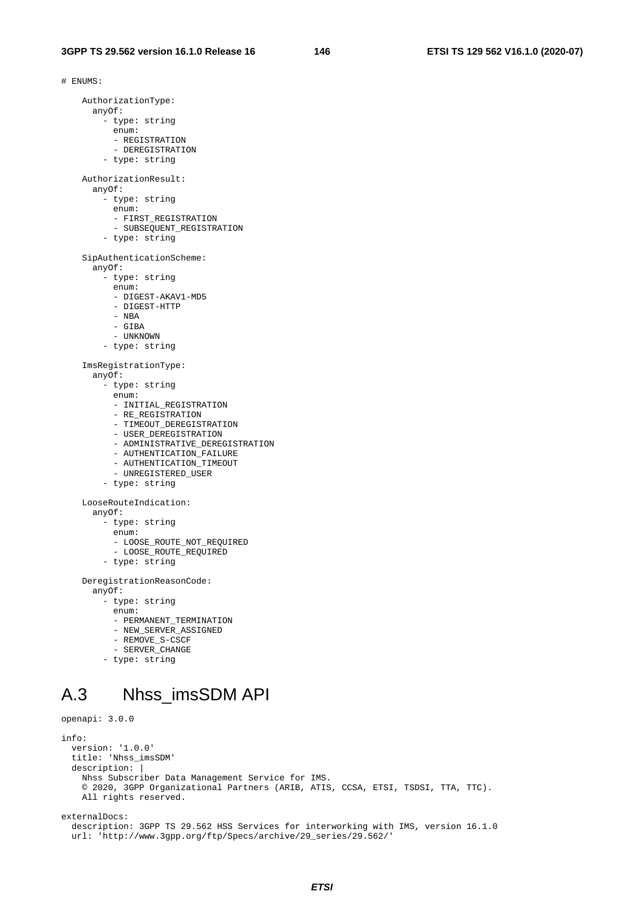```
# ENUMS:

    AuthorizationType:
      anyOf:
        - type: string
          enum:
          - REGISTRATION
          - DEREGISTRATION
        - type: string

    AuthorizationResult:
      anyOf:
        - type: string
          enum:
          - FIRST_REGISTRATION
          - SUBSEQUENT_REGISTRATION
        - type: string

    SipAuthenticationScheme:
      anyOf:
        - type: string
          enum:
          - DIGEST-AKAV1-MD5
          - DIGEST-HTTP
          - NBA
          - GIBA
          - UNKNOWN
        - type: string

    ImsRegistrationType:
      anyOf:
        - type: string
          enum:
          - INITIAL_REGISTRATION
          - RE_REGISTRATION
          - TIMEOUT_DEREGISTRATION
          - USER_DEREGISTRATION
          - ADMINISTRATIVE_DEREGISTRATION
          - AUTHENTICATION_FAILURE
          - AUTHENTICATION_TIMEOUT
          - UNREGISTERED_USER
        - type: string

    LooseRouteIndication:
      anyOf:
        - type: string
          enum:
          - LOOSE_ROUTE_NOT_REQUIRED
          - LOOSE_ROUTE_REQUIRED
        - type: string

    DeregistrationReasonCode:
      anyOf:
        - type: string
          enum:
          - PERMANENT_TERMINATION
          - NEW_SERVER_ASSIGNED
          - REMOVE_S-CSCF
          - SERVER_CHANGE
        - type: string
```

# A.3 Nhss_imsSDM API

```
openapi: 3.0.0

info:
  version: '1.0.0'
  title: 'Nhss_imsSDM'
  description: |
    Nhss Subscriber Data Management Service for IMS.
    © 2020, 3GPP Organizational Partners (ARIB, ATIS, CCSA, ETSI, TSDSI, TTA, TTC).
    All rights reserved.

externalDocs:
  description: 3GPP TS 29.562 HSS Services for interworking with IMS, version 16.1.0
  url: 'http://www.3gpp.org/ftp/Specs/archive/29_series/29.562/'
```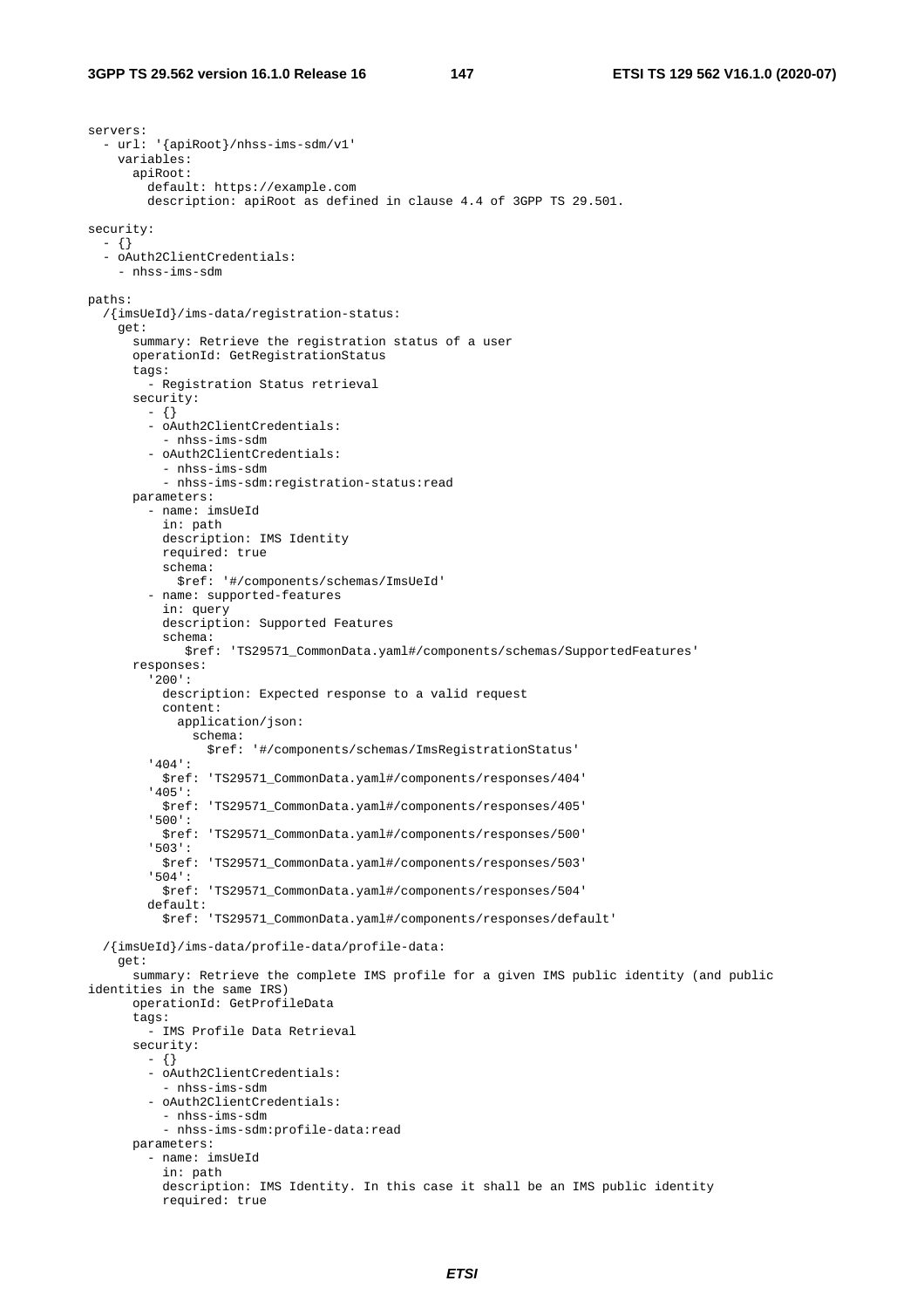```
servers:
  - url: '{apiRoot}/nhss-ims-sdm/v1'
    variables:
      apiRoot:
        default: https://example.com
        description: apiRoot as defined in clause 4.4 of 3GPP TS 29.501.

security:
  - {}
  - oAuth2ClientCredentials:
    - nhss-ims-sdm

paths:
  /{imsUeId}/ims-data/registration-status:
    get:
      summary: Retrieve the registration status of a user
      operationId: GetRegistrationStatus
      tags:
        - Registration Status retrieval
      security:
        - {}
        - oAuth2ClientCredentials:
          - nhss-ims-sdm
        - oAuth2ClientCredentials:
          - nhss-ims-sdm
          - nhss-ims-sdm:registration-status:read
      parameters:
        - name: imsUeId
          in: path
          description: IMS Identity
          required: true
          schema:
            $ref: '#/components/schemas/ImsUeId'
        - name: supported-features
          in: query
          description: Supported Features
          schema:
             $ref: 'TS29571_CommonData.yaml#/components/schemas/SupportedFeatures'
      responses:
        '200':
          description: Expected response to a valid request
          content:
            application/json:
              schema:
                $ref: '#/components/schemas/ImsRegistrationStatus'
        '404':
          $ref: 'TS29571_CommonData.yaml#/components/responses/404'
        '405':
          $ref: 'TS29571_CommonData.yaml#/components/responses/405'
        '500':
          $ref: 'TS29571_CommonData.yaml#/components/responses/500'
        '503':
          $ref: 'TS29571_CommonData.yaml#/components/responses/503'
        '504':
          $ref: 'TS29571_CommonData.yaml#/components/responses/504'
        default:
          $ref: 'TS29571_CommonData.yaml#/components/responses/default'

  /{imsUeId}/ims-data/profile-data/profile-data:
    get:
      summary: Retrieve the complete IMS profile for a given IMS public identity (and public
identities in the same IRS)
      operationId: GetProfileData
      tags:
        - IMS Profile Data Retrieval
      security:
        - {}
        - oAuth2ClientCredentials:
          - nhss-ims-sdm
        - oAuth2ClientCredentials:
          - nhss-ims-sdm
          - nhss-ims-sdm:profile-data:read
      parameters:
        - name: imsUeId
          in: path
          description: IMS Identity. In this case it shall be an IMS public identity
          required: true
```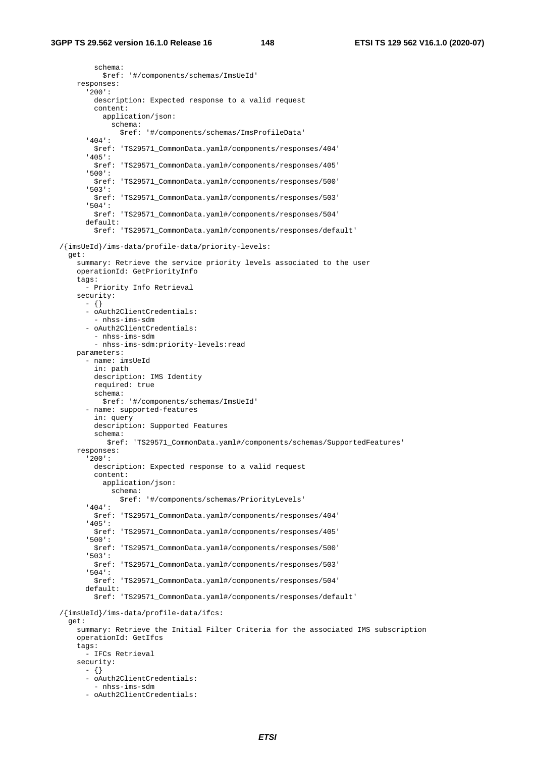```
          schema:
            $ref: '#/components/schemas/ImsUeId'
      responses:
        '200':
          description: Expected response to a valid request
          content:
            application/json:
              schema:
                $ref: '#/components/schemas/ImsProfileData'
        '404':
          $ref: 'TS29571_CommonData.yaml#/components/responses/404'
        '405':
          $ref: 'TS29571_CommonData.yaml#/components/responses/405'
        '500':
          $ref: 'TS29571_CommonData.yaml#/components/responses/500'
        '503':
          $ref: 'TS29571_CommonData.yaml#/components/responses/503'
        '504':
          $ref: 'TS29571_CommonData.yaml#/components/responses/504'
        default:
          $ref: 'TS29571_CommonData.yaml#/components/responses/default'

  /{imsUeId}/ims-data/profile-data/priority-levels:
    get:
      summary: Retrieve the service priority levels associated to the user
      operationId: GetPriorityInfo
      tags:
        - Priority Info Retrieval
      security:
        - {}
        - oAuth2ClientCredentials:
          - nhss-ims-sdm
        - oAuth2ClientCredentials:
          - nhss-ims-sdm
          - nhss-ims-sdm:priority-levels:read
      parameters:
        - name: imsUeId
          in: path
          description: IMS Identity
          required: true
          schema:
            $ref: '#/components/schemas/ImsUeId'
        - name: supported-features
          in: query
          description: Supported Features
          schema:
             $ref: 'TS29571_CommonData.yaml#/components/schemas/SupportedFeatures'
      responses:
        '200':
          description: Expected response to a valid request
          content:
            application/json:
              schema:
                $ref: '#/components/schemas/PriorityLevels'
        '404':
          $ref: 'TS29571_CommonData.yaml#/components/responses/404'
        '405':
          $ref: 'TS29571_CommonData.yaml#/components/responses/405'
        '500':
          $ref: 'TS29571_CommonData.yaml#/components/responses/500'
        '503':
          $ref: 'TS29571_CommonData.yaml#/components/responses/503'
        '504':
          $ref: 'TS29571_CommonData.yaml#/components/responses/504'
        default:
          $ref: 'TS29571_CommonData.yaml#/components/responses/default'

  /{imsUeId}/ims-data/profile-data/ifcs:
    get:
      summary: Retrieve the Initial Filter Criteria for the associated IMS subscription
      operationId: GetIfcs
      tags:
        - IFCs Retrieval
      security:
        - {}
        - oAuth2ClientCredentials:
          - nhss-ims-sdm
        - oAuth2ClientCredentials:
```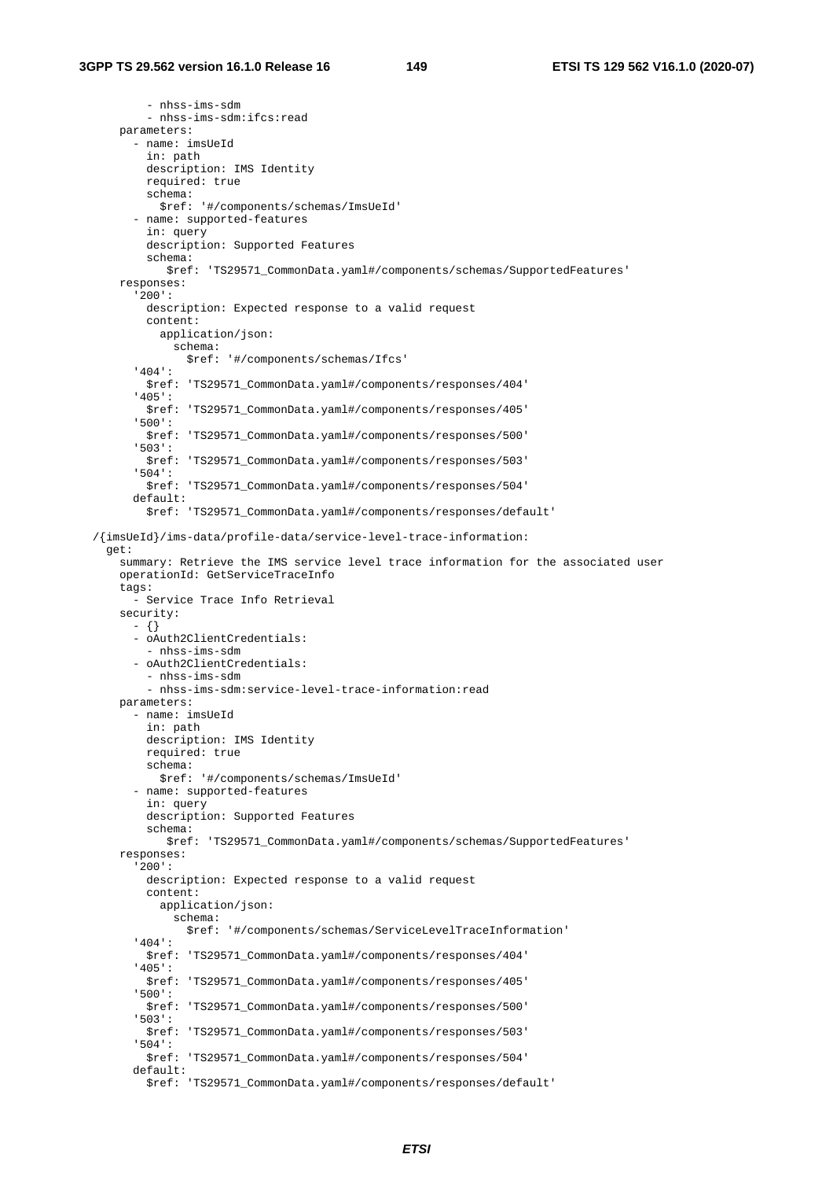```
          - nhss-ims-sdm
          - nhss-ims-sdm:ifcs:read
      parameters:
        - name: imsUeId
          in: path
          description: IMS Identity
          required: true
          schema:
            $ref: '#/components/schemas/ImsUeId'
        - name: supported-features
          in: query
          description: Supported Features
          schema:
             $ref: 'TS29571_CommonData.yaml#/components/schemas/SupportedFeatures'
      responses:
        '200':
          description: Expected response to a valid request
          content:
            application/json:
              schema:
                $ref: '#/components/schemas/Ifcs'
        '404':
          $ref: 'TS29571_CommonData.yaml#/components/responses/404'
        '405':
          $ref: 'TS29571_CommonData.yaml#/components/responses/405'
        '500':
          $ref: 'TS29571_CommonData.yaml#/components/responses/500'
        '503':
          $ref: 'TS29571_CommonData.yaml#/components/responses/503'
        '504':
          $ref: 'TS29571_CommonData.yaml#/components/responses/504'
        default:
          $ref: 'TS29571_CommonData.yaml#/components/responses/default'

  /{imsUeId}/ims-data/profile-data/service-level-trace-information:
    get:
      summary: Retrieve the IMS service level trace information for the associated user
      operationId: GetServiceTraceInfo
      tags:
        - Service Trace Info Retrieval
      security:
        - {}
        - oAuth2ClientCredentials:
          - nhss-ims-sdm
        - oAuth2ClientCredentials:
          - nhss-ims-sdm
          - nhss-ims-sdm:service-level-trace-information:read
      parameters:
        - name: imsUeId
          in: path
          description: IMS Identity
          required: true
          schema:
            $ref: '#/components/schemas/ImsUeId'
        - name: supported-features
          in: query
          description: Supported Features
          schema:
             $ref: 'TS29571_CommonData.yaml#/components/schemas/SupportedFeatures'
      responses:
        '200':
          description: Expected response to a valid request
          content:
            application/json:
              schema:
                $ref: '#/components/schemas/ServiceLevelTraceInformation'
        '404':
          $ref: 'TS29571_CommonData.yaml#/components/responses/404'
        '405':
          $ref: 'TS29571_CommonData.yaml#/components/responses/405'
        '500':
          $ref: 'TS29571_CommonData.yaml#/components/responses/500'
        '503':
          $ref: 'TS29571_CommonData.yaml#/components/responses/503'
        '504':
          $ref: 'TS29571_CommonData.yaml#/components/responses/504'
        default:
          $ref: 'TS29571_CommonData.yaml#/components/responses/default'
```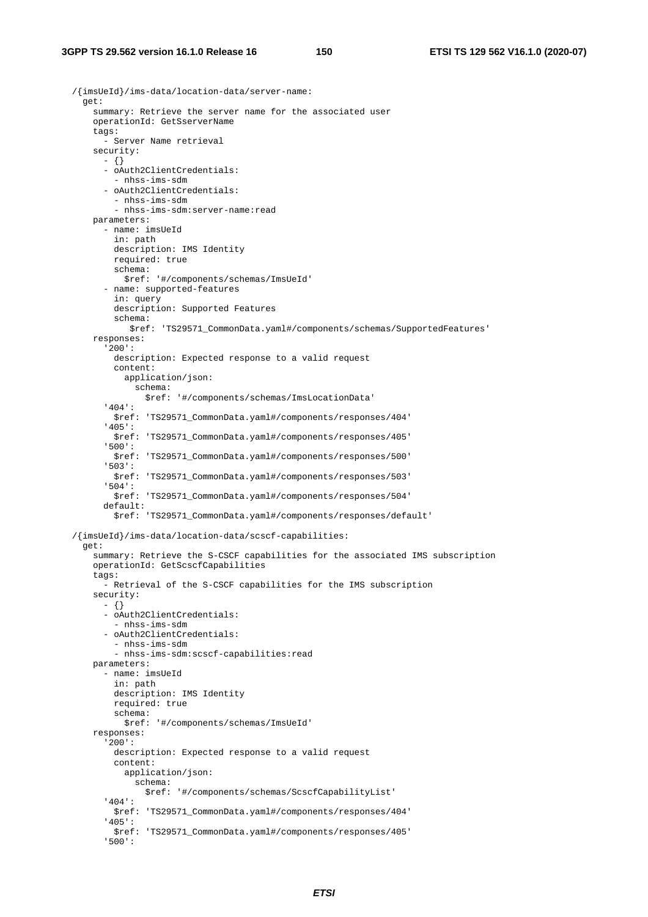```
  /{imsUeId}/ims-data/location-data/server-name:
    get:
      summary: Retrieve the server name for the associated user
      operationId: GetSserverName
      tags:
        - Server Name retrieval
      security:
        - {}
        - oAuth2ClientCredentials:
          - nhss-ims-sdm
        - oAuth2ClientCredentials:
          - nhss-ims-sdm
          - nhss-ims-sdm:server-name:read
      parameters:
        - name: imsUeId
          in: path
          description: IMS Identity
          required: true
          schema:
            $ref: '#/components/schemas/ImsUeId'
        - name: supported-features
          in: query
          description: Supported Features
          schema:
             $ref: 'TS29571_CommonData.yaml#/components/schemas/SupportedFeatures'
      responses:
        '200':
          description: Expected response to a valid request
          content:
            application/json:
              schema:
                $ref: '#/components/schemas/ImsLocationData'
        '404':
          $ref: 'TS29571_CommonData.yaml#/components/responses/404'
        '405':
          $ref: 'TS29571_CommonData.yaml#/components/responses/405'
        '500':
          $ref: 'TS29571_CommonData.yaml#/components/responses/500'
        '503':
          $ref: 'TS29571_CommonData.yaml#/components/responses/503'
        '504':
          $ref: 'TS29571_CommonData.yaml#/components/responses/504'
        default:
          $ref: 'TS29571_CommonData.yaml#/components/responses/default'

  /{imsUeId}/ims-data/location-data/scscf-capabilities:
    get:
      summary: Retrieve the S-CSCF capabilities for the associated IMS subscription
      operationId: GetScscfCapabilities
      tags:
        - Retrieval of the S-CSCF capabilities for the IMS subscription
      security:
        - {}
        - oAuth2ClientCredentials:
          - nhss-ims-sdm
        - oAuth2ClientCredentials:
          - nhss-ims-sdm
          - nhss-ims-sdm:scscf-capabilities:read
      parameters:
        - name: imsUeId
          in: path
          description: IMS Identity
          required: true
          schema:
            $ref: '#/components/schemas/ImsUeId'
      responses:
        '200':
          description: Expected response to a valid request
          content:
            application/json:
              schema:
                $ref: '#/components/schemas/ScscfCapabilityList'
        '404':
          $ref: 'TS29571_CommonData.yaml#/components/responses/404'
        '405':
          $ref: 'TS29571_CommonData.yaml#/components/responses/405'
        '500':
```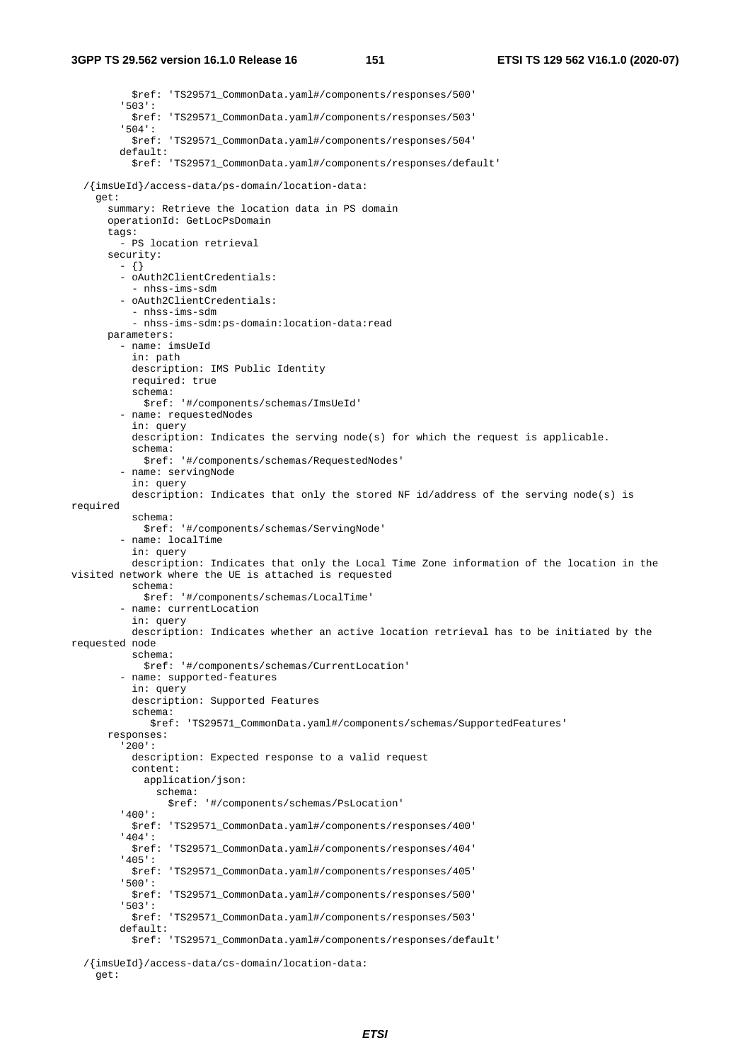```
          $ref: 'TS29571_CommonData.yaml#/components/responses/500'
        '503':
          $ref: 'TS29571_CommonData.yaml#/components/responses/503'
        '504':
          $ref: 'TS29571_CommonData.yaml#/components/responses/504'
        default:
          $ref: 'TS29571_CommonData.yaml#/components/responses/default'

  /{imsUeId}/access-data/ps-domain/location-data:
    get:
      summary: Retrieve the location data in PS domain
      operationId: GetLocPsDomain
      tags:
        - PS location retrieval
      security:
        - {}
        - oAuth2ClientCredentials:
          - nhss-ims-sdm
        - oAuth2ClientCredentials:
          - nhss-ims-sdm
          - nhss-ims-sdm:ps-domain:location-data:read
      parameters:
        - name: imsUeId
          in: path
          description: IMS Public Identity
          required: true
          schema:
            $ref: '#/components/schemas/ImsUeId'
        - name: requestedNodes
          in: query
          description: Indicates the serving node(s) for which the request is applicable.
          schema:
            $ref: '#/components/schemas/RequestedNodes'
        - name: servingNode
          in: query
          description: Indicates that only the stored NF id/address of the serving node(s) is
required
          schema:
            $ref: '#/components/schemas/ServingNode'
        - name: localTime
          in: query
          description: Indicates that only the Local Time Zone information of the location in the
visited network where the UE is attached is requested
          schema:
            $ref: '#/components/schemas/LocalTime'
        - name: currentLocation
          in: query
          description: Indicates whether an active location retrieval has to be initiated by the
requested node
          schema:
            $ref: '#/components/schemas/CurrentLocation'
        - name: supported-features
          in: query
          description: Supported Features
          schema:
             $ref: 'TS29571_CommonData.yaml#/components/schemas/SupportedFeatures'
      responses:
        '200':
          description: Expected response to a valid request
          content:
            application/json:
              schema:
                $ref: '#/components/schemas/PsLocation'
        '400':
          $ref: 'TS29571_CommonData.yaml#/components/responses/400'
        '404':
          $ref: 'TS29571_CommonData.yaml#/components/responses/404'
        '405':
          $ref: 'TS29571_CommonData.yaml#/components/responses/405'
        '500':
          $ref: 'TS29571_CommonData.yaml#/components/responses/500'
        '503':
          $ref: 'TS29571_CommonData.yaml#/components/responses/503'
        default:
          $ref: 'TS29571_CommonData.yaml#/components/responses/default'

  /{imsUeId}/access-data/cs-domain/location-data:
    get:
```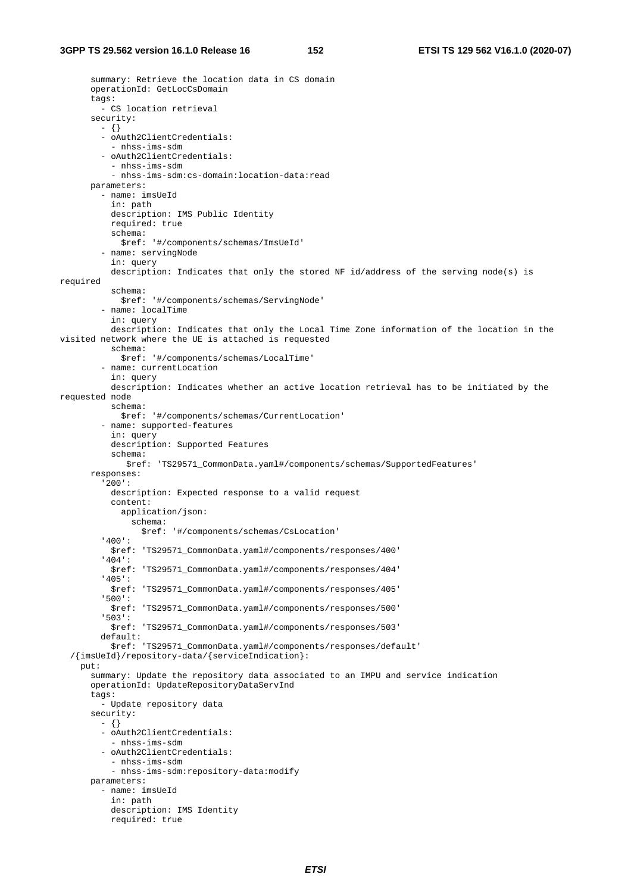```
      summary: Retrieve the location data in CS domain
      operationId: GetLocCsDomain
      tags:
        - CS location retrieval
      security:
        - {}
        - oAuth2ClientCredentials:
          - nhss-ims-sdm
        - oAuth2ClientCredentials:
          - nhss-ims-sdm
          - nhss-ims-sdm:cs-domain:location-data:read
      parameters:
        - name: imsUeId
          in: path
          description: IMS Public Identity
          required: true
          schema:
            $ref: '#/components/schemas/ImsUeId'
        - name: servingNode
          in: query
          description: Indicates that only the stored NF id/address of the serving node(s) is
required
          schema:
            $ref: '#/components/schemas/ServingNode'
        - name: localTime
          in: query
          description: Indicates that only the Local Time Zone information of the location in the
visited network where the UE is attached is requested
          schema:
            $ref: '#/components/schemas/LocalTime'
        - name: currentLocation
          in: query
          description: Indicates whether an active location retrieval has to be initiated by the
requested node
          schema:
            $ref: '#/components/schemas/CurrentLocation'
        - name: supported-features
          in: query
          description: Supported Features
          schema:
             $ref: 'TS29571_CommonData.yaml#/components/schemas/SupportedFeatures'
      responses:
        '200':
          description: Expected response to a valid request
          content:
            application/json:
              schema:
                $ref: '#/components/schemas/CsLocation'
        '400':
          $ref: 'TS29571_CommonData.yaml#/components/responses/400'
        '404':
          $ref: 'TS29571_CommonData.yaml#/components/responses/404'
        '405':
          $ref: 'TS29571_CommonData.yaml#/components/responses/405'
        '500':
          $ref: 'TS29571_CommonData.yaml#/components/responses/500'
        '503':
          $ref: 'TS29571_CommonData.yaml#/components/responses/503'
        default:
          $ref: 'TS29571_CommonData.yaml#/components/responses/default'
  /{imsUeId}/repository-data/{serviceIndication}:
    put:
      summary: Update the repository data associated to an IMPU and service indication
      operationId: UpdateRepositoryDataServInd
      tags:
        - Update repository data
      security:
        - {}
        - oAuth2ClientCredentials:
          - nhss-ims-sdm
        - oAuth2ClientCredentials:
          - nhss-ims-sdm
          - nhss-ims-sdm:repository-data:modify
      parameters:
        - name: imsUeId
          in: path
          description: IMS Identity
          required: true
```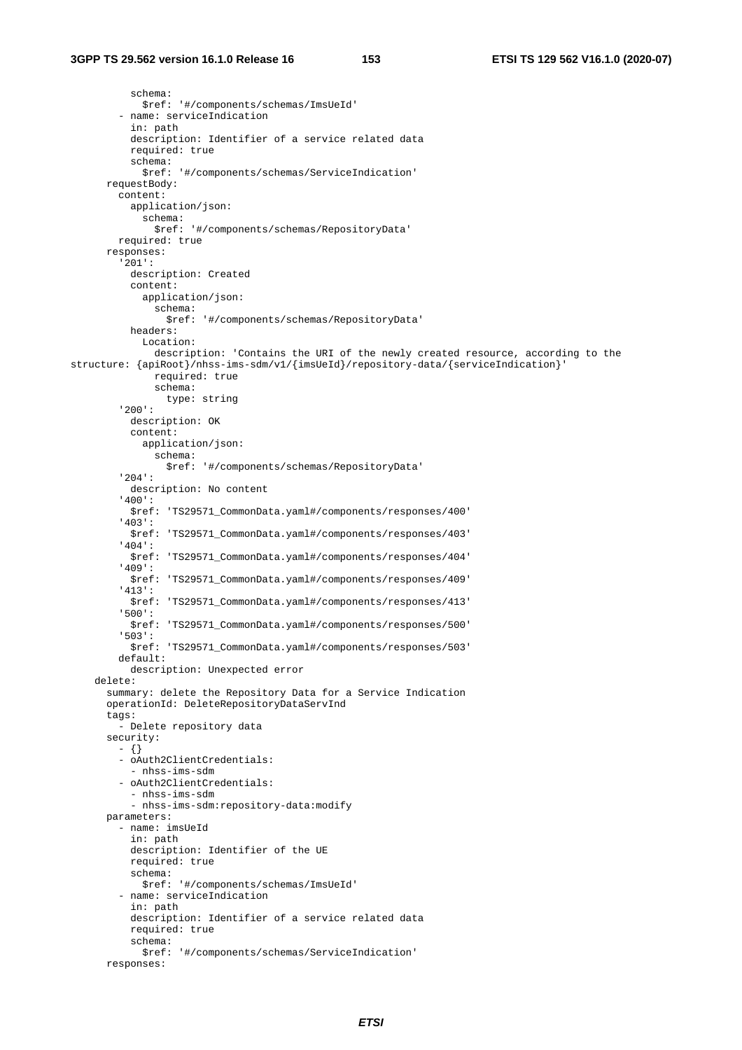```
          schema:
            $ref: '#/components/schemas/ImsUeId'
        - name: serviceIndication
          in: path
          description: Identifier of a service related data
          required: true
          schema:
            $ref: '#/components/schemas/ServiceIndication'
      requestBody:
        content:
          application/json:
            schema:
              $ref: '#/components/schemas/RepositoryData'
        required: true
      responses:
        '201':
          description: Created
          content:
            application/json:
              schema:
                $ref: '#/components/schemas/RepositoryData'
          headers:
            Location:
              description: 'Contains the URI of the newly created resource, according to the
structure: {apiRoot}/nhss-ims-sdm/v1/{imsUeId}/repository-data/{serviceIndication}'
              required: true
              schema:
                type: string
        '200':
          description: OK
          content:
            application/json:
              schema:
                $ref: '#/components/schemas/RepositoryData'
        '204':
          description: No content
        '400':
          $ref: 'TS29571_CommonData.yaml#/components/responses/400'
        '403':
          $ref: 'TS29571_CommonData.yaml#/components/responses/403'
        '404':
          $ref: 'TS29571_CommonData.yaml#/components/responses/404'
        '409':
          $ref: 'TS29571_CommonData.yaml#/components/responses/409'
        '413':
          $ref: 'TS29571_CommonData.yaml#/components/responses/413'
        '500':
          $ref: 'TS29571_CommonData.yaml#/components/responses/500'
        '503':
          $ref: 'TS29571_CommonData.yaml#/components/responses/503'
        default:
          description: Unexpected error
    delete:
      summary: delete the Repository Data for a Service Indication
      operationId: DeleteRepositoryDataServInd
      tags:
        - Delete repository data
      security:
        - {}
        - oAuth2ClientCredentials:
          - nhss-ims-sdm
        - oAuth2ClientCredentials:
          - nhss-ims-sdm
          - nhss-ims-sdm:repository-data:modify
      parameters:
        - name: imsUeId
          in: path
          description: Identifier of the UE
          required: true
          schema:
            $ref: '#/components/schemas/ImsUeId'
        - name: serviceIndication
          in: path
          description: Identifier of a service related data
          required: true
          schema:
            $ref: '#/components/schemas/ServiceIndication'
      responses:
```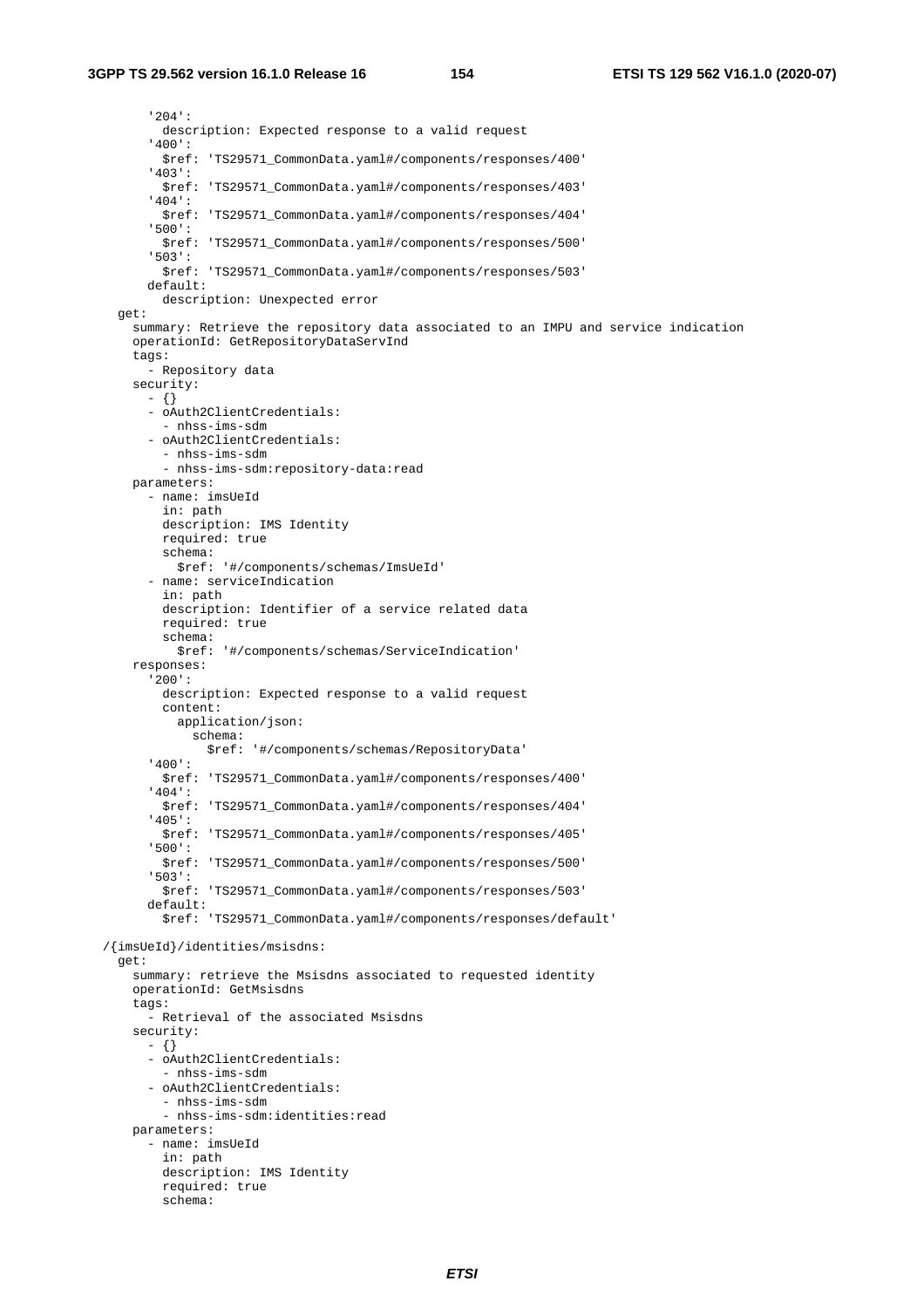```
        '204':
          description: Expected response to a valid request
        '400':
          $ref: 'TS29571_CommonData.yaml#/components/responses/400'
        '403':
          $ref: 'TS29571_CommonData.yaml#/components/responses/403'
        '404':
          $ref: 'TS29571_CommonData.yaml#/components/responses/404'
        '500':
          $ref: 'TS29571_CommonData.yaml#/components/responses/500'
        '503':
          $ref: 'TS29571_CommonData.yaml#/components/responses/503'
        default:
          description: Unexpected error
    get:
      summary: Retrieve the repository data associated to an IMPU and service indication
      operationId: GetRepositoryDataServInd
      tags:
        - Repository data
      security:
        - {}
        - oAuth2ClientCredentials:
          - nhss-ims-sdm
        - oAuth2ClientCredentials:
          - nhss-ims-sdm
          - nhss-ims-sdm:repository-data:read
      parameters:
        - name: imsUeId
          in: path
          description: IMS Identity
          required: true
          schema:
            $ref: '#/components/schemas/ImsUeId'
        - name: serviceIndication
          in: path
          description: Identifier of a service related data
          required: true
          schema:
            $ref: '#/components/schemas/ServiceIndication'
      responses:
        '200':
          description: Expected response to a valid request
          content:
            application/json:
              schema:
                $ref: '#/components/schemas/RepositoryData'
        '400':
          $ref: 'TS29571_CommonData.yaml#/components/responses/400'
        '404':
          $ref: 'TS29571_CommonData.yaml#/components/responses/404'
        '405':
          $ref: 'TS29571_CommonData.yaml#/components/responses/405'
        '500':
          $ref: 'TS29571_CommonData.yaml#/components/responses/500'
        '503':
          $ref: 'TS29571_CommonData.yaml#/components/responses/503'
        default:
          $ref: 'TS29571_CommonData.yaml#/components/responses/default'

  /{imsUeId}/identities/msisdns:
    get:
      summary: retrieve the Msisdns associated to requested identity
      operationId: GetMsisdns
      tags:
        - Retrieval of the associated Msisdns
      security:
        - {}
        - oAuth2ClientCredentials:
          - nhss-ims-sdm
        - oAuth2ClientCredentials:
          - nhss-ims-sdm
          - nhss-ims-sdm:identities:read
      parameters:
        - name: imsUeId
          in: path
          description: IMS Identity
          required: true
          schema:
```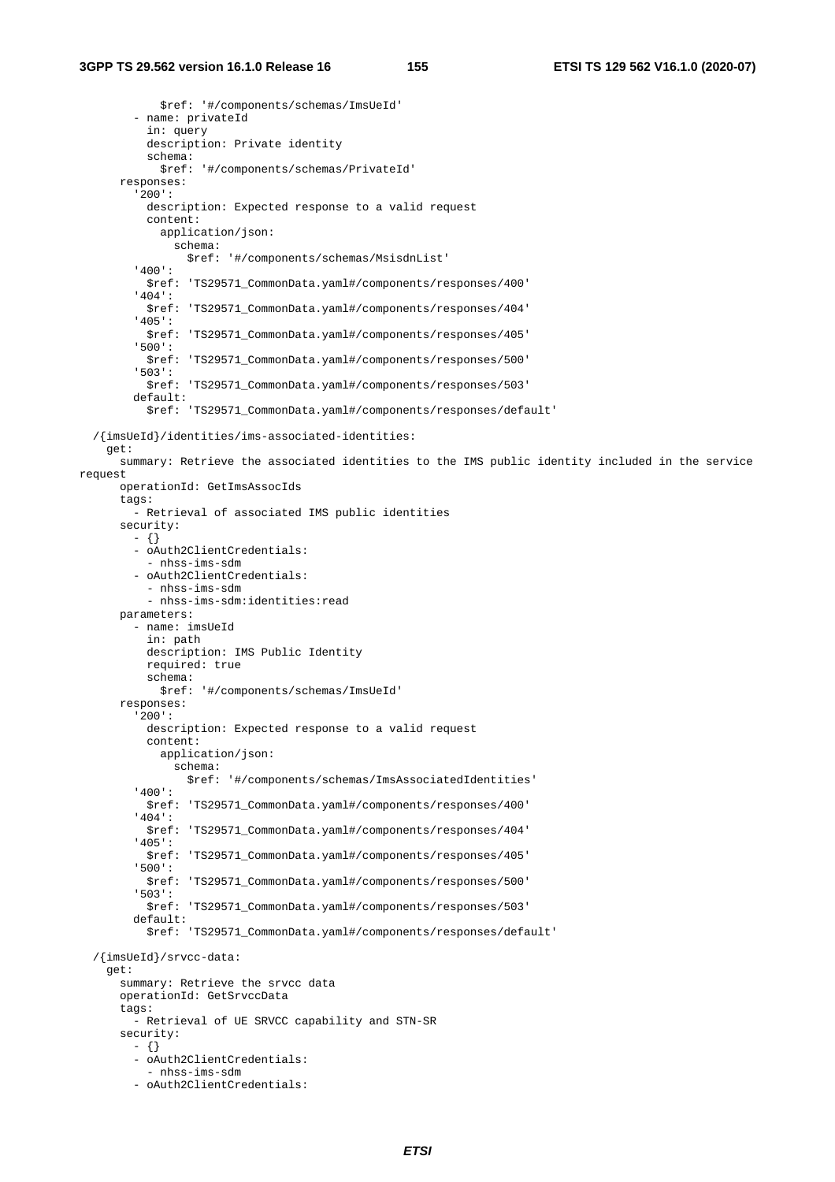```
            $ref: '#/components/schemas/ImsUeId'
        - name: privateId
          in: query
          description: Private identity
          schema:
            $ref: '#/components/schemas/PrivateId'
      responses:
        '200':
          description: Expected response to a valid request
          content:
            application/json:
              schema:
                $ref: '#/components/schemas/MsisdnList'
        '400':
          $ref: 'TS29571_CommonData.yaml#/components/responses/400'
        '404':
          $ref: 'TS29571_CommonData.yaml#/components/responses/404'
        '405':
          $ref: 'TS29571_CommonData.yaml#/components/responses/405'
        '500':
          $ref: 'TS29571_CommonData.yaml#/components/responses/500'
        '503':
          $ref: 'TS29571_CommonData.yaml#/components/responses/503'
        default:
          $ref: 'TS29571_CommonData.yaml#/components/responses/default'

  /{imsUeId}/identities/ims-associated-identities:
    get:
      summary: Retrieve the associated identities to the IMS public identity included in the service
request
      operationId: GetImsAssocIds
      tags:
        - Retrieval of associated IMS public identities
      security:
        - {}
        - oAuth2ClientCredentials:
          - nhss-ims-sdm
        - oAuth2ClientCredentials:
          - nhss-ims-sdm
          - nhss-ims-sdm:identities:read
      parameters:
        - name: imsUeId
          in: path
          description: IMS Public Identity
          required: true
          schema:
            $ref: '#/components/schemas/ImsUeId'
      responses:
        '200':
          description: Expected response to a valid request
          content:
            application/json:
              schema:
                $ref: '#/components/schemas/ImsAssociatedIdentities'
        '400':
          $ref: 'TS29571_CommonData.yaml#/components/responses/400'
        '404':
          $ref: 'TS29571_CommonData.yaml#/components/responses/404'
        '405':
          $ref: 'TS29571_CommonData.yaml#/components/responses/405'
        '500':
          $ref: 'TS29571_CommonData.yaml#/components/responses/500'
        '503':
          $ref: 'TS29571_CommonData.yaml#/components/responses/503'
        default:
          $ref: 'TS29571_CommonData.yaml#/components/responses/default'

  /{imsUeId}/srvcc-data:
    get:
      summary: Retrieve the srvcc data
      operationId: GetSrvccData
      tags:
        - Retrieval of UE SRVCC capability and STN-SR
      security:
        - {}
        - oAuth2ClientCredentials:
          - nhss-ims-sdm
        - oAuth2ClientCredentials:
```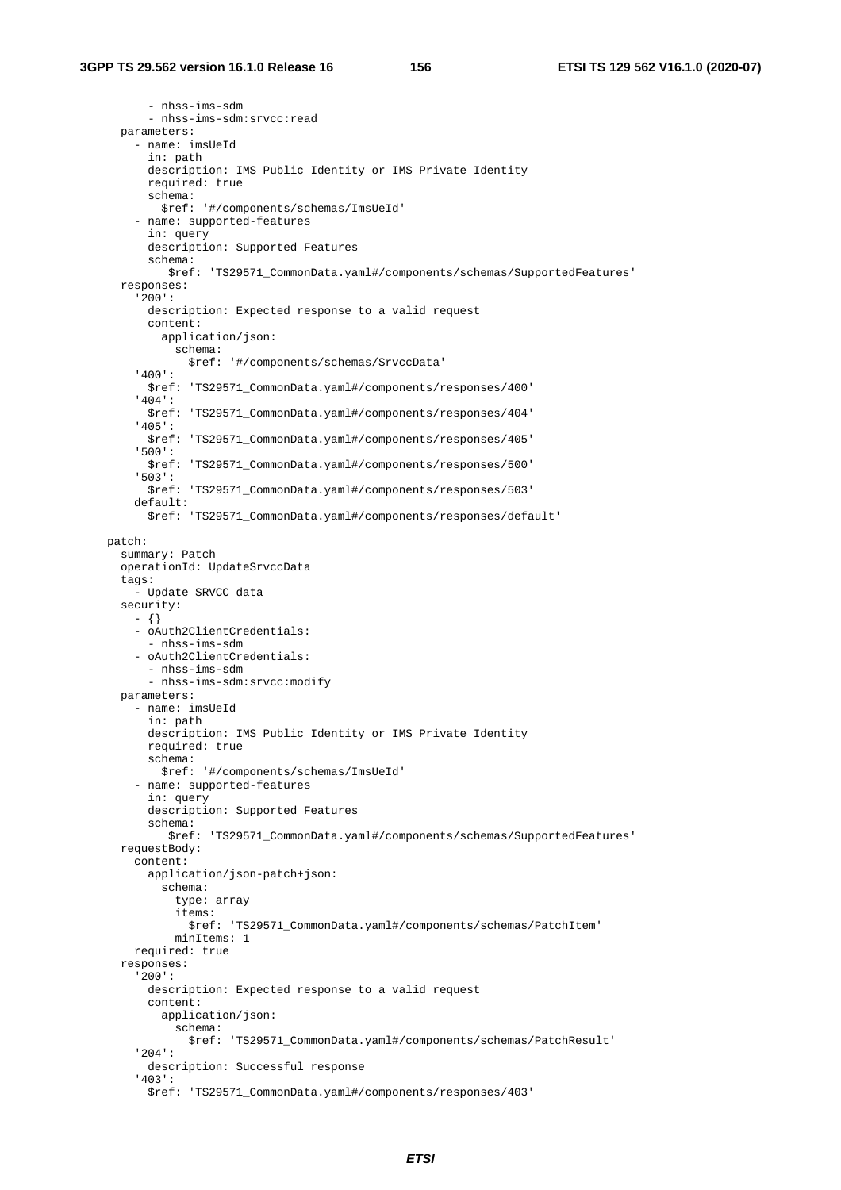```
        - nhss-ims-sdm
        - nhss-ims-sdm:srvcc:read
    parameters:
      - name: imsUeId
        in: path
        description: IMS Public Identity or IMS Private Identity
        required: true
        schema:
          $ref: '#/components/schemas/ImsUeId'
      - name: supported-features
        in: query
        description: Supported Features
        schema:
           $ref: 'TS29571_CommonData.yaml#/components/schemas/SupportedFeatures'
    responses:
      '200':
        description: Expected response to a valid request
        content:
          application/json:
            schema:
              $ref: '#/components/schemas/SrvccData'
      '400':
        $ref: 'TS29571_CommonData.yaml#/components/responses/400'
      '404':
        $ref: 'TS29571_CommonData.yaml#/components/responses/404'
      '405':
        $ref: 'TS29571_CommonData.yaml#/components/responses/405'
      '500':
        $ref: 'TS29571_CommonData.yaml#/components/responses/500'
      '503':
        $ref: 'TS29571_CommonData.yaml#/components/responses/503'
      default:
        $ref: 'TS29571_CommonData.yaml#/components/responses/default'

  patch:
    summary: Patch
    operationId: UpdateSrvccData
    tags:
      - Update SRVCC data
    security:
      - {}
      - oAuth2ClientCredentials:
        - nhss-ims-sdm
      - oAuth2ClientCredentials:
        - nhss-ims-sdm
        - nhss-ims-sdm:srvcc:modify
    parameters:
      - name: imsUeId
        in: path
        description: IMS Public Identity or IMS Private Identity
        required: true
        schema:
          $ref: '#/components/schemas/ImsUeId'
      - name: supported-features
        in: query
        description: Supported Features
        schema:
           $ref: 'TS29571_CommonData.yaml#/components/schemas/SupportedFeatures'
    requestBody:
      content:
        application/json-patch+json:
          schema:
            type: array
            items:
              $ref: 'TS29571_CommonData.yaml#/components/schemas/PatchItem'
            minItems: 1
      required: true
    responses:
      '200':
        description: Expected response to a valid request
        content:
          application/json:
            schema:
              $ref: 'TS29571_CommonData.yaml#/components/schemas/PatchResult'
      '204':
        description: Successful response
      '403':
        $ref: 'TS29571_CommonData.yaml#/components/responses/403'
```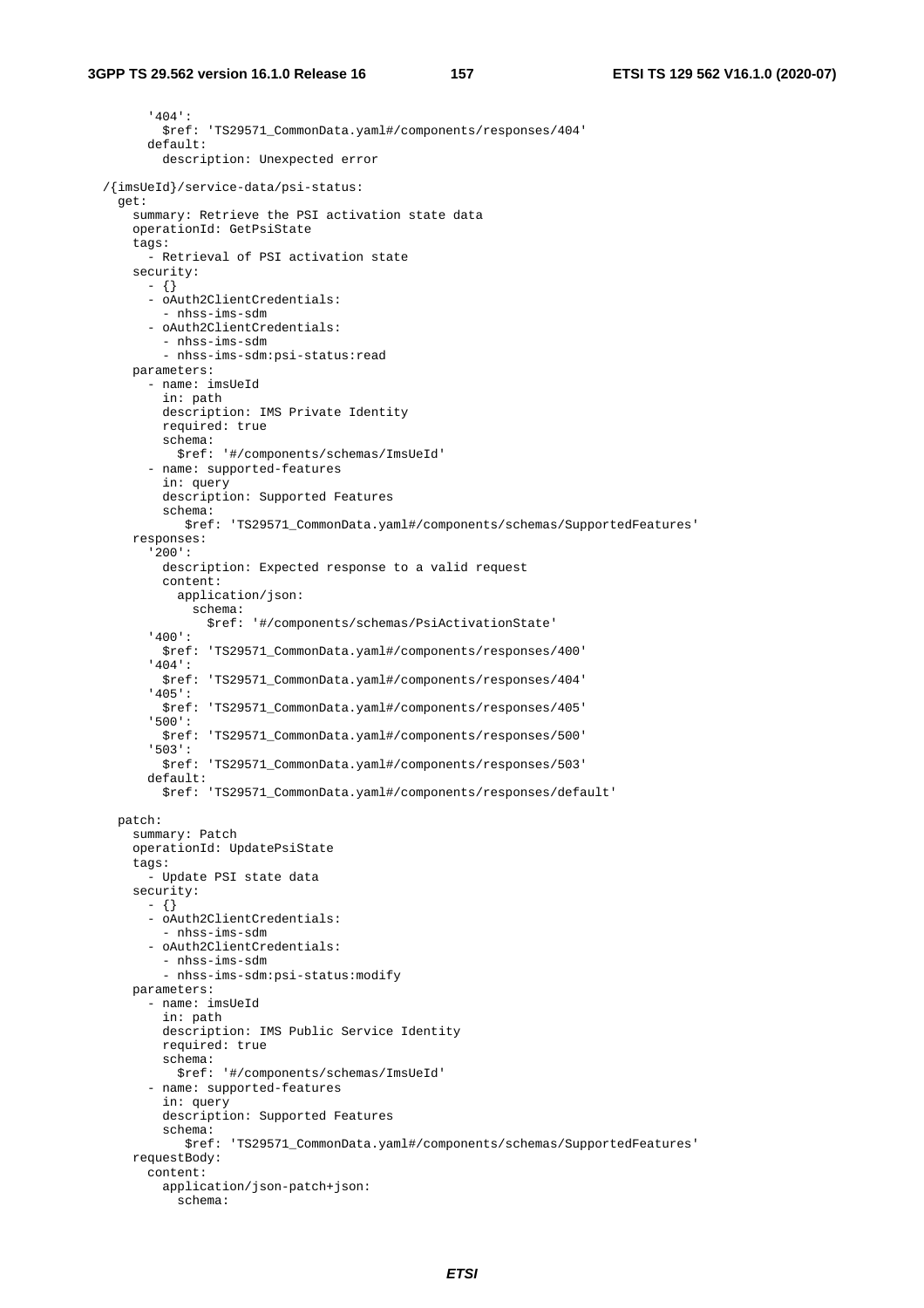```
        '404':
          $ref: 'TS29571_CommonData.yaml#/components/responses/404'
        default:
          description: Unexpected error

  /{imsUeId}/service-data/psi-status:
    get:
      summary: Retrieve the PSI activation state data
      operationId: GetPsiState
      tags:
        - Retrieval of PSI activation state
      security:
        - {}
        - oAuth2ClientCredentials:
          - nhss-ims-sdm
        - oAuth2ClientCredentials:
          - nhss-ims-sdm
          - nhss-ims-sdm:psi-status:read
      parameters:
        - name: imsUeId
          in: path
          description: IMS Private Identity
          required: true
          schema:
            $ref: '#/components/schemas/ImsUeId'
        - name: supported-features
          in: query
          description: Supported Features
          schema:
             $ref: 'TS29571_CommonData.yaml#/components/schemas/SupportedFeatures'
      responses:
        '200':
          description: Expected response to a valid request
          content:
            application/json:
              schema:
                $ref: '#/components/schemas/PsiActivationState'
        '400':
          $ref: 'TS29571_CommonData.yaml#/components/responses/400'
        '404':
          $ref: 'TS29571_CommonData.yaml#/components/responses/404'
        '405':
          $ref: 'TS29571_CommonData.yaml#/components/responses/405'
        '500':
          $ref: 'TS29571_CommonData.yaml#/components/responses/500'
        '503':
          $ref: 'TS29571_CommonData.yaml#/components/responses/503'
        default:
          $ref: 'TS29571_CommonData.yaml#/components/responses/default'

    patch:
      summary: Patch
      operationId: UpdatePsiState
      tags:
        - Update PSI state data
      security:
        - {}
        - oAuth2ClientCredentials:
          - nhss-ims-sdm
        - oAuth2ClientCredentials:
          - nhss-ims-sdm
          - nhss-ims-sdm:psi-status:modify
      parameters:
        - name: imsUeId
          in: path
          description: IMS Public Service Identity
          required: true
          schema:
            $ref: '#/components/schemas/ImsUeId'
        - name: supported-features
          in: query
          description: Supported Features
          schema:
             $ref: 'TS29571_CommonData.yaml#/components/schemas/SupportedFeatures'
      requestBody:
        content:
          application/json-patch+json:
            schema:
```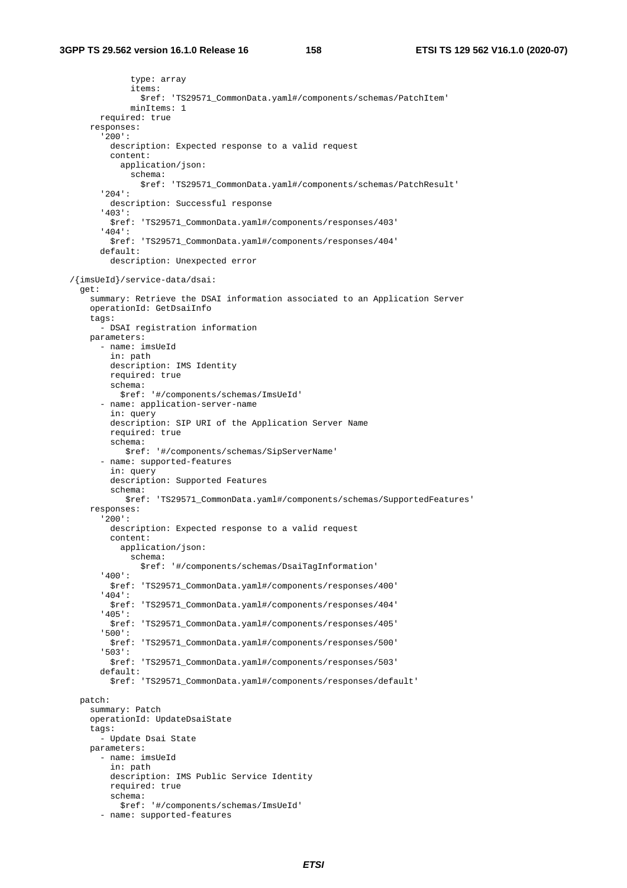```
            type: array
            items:
              $ref: 'TS29571_CommonData.yaml#/components/schemas/PatchItem'
            minItems: 1
        required: true
      responses:
        '200':
          description: Expected response to a valid request
          content:
            application/json:
              schema:
                $ref: 'TS29571_CommonData.yaml#/components/schemas/PatchResult'
        '204':
          description: Successful response
        '403':
          $ref: 'TS29571_CommonData.yaml#/components/responses/403'
        '404':
          $ref: 'TS29571_CommonData.yaml#/components/responses/404'
        default:
          description: Unexpected error

  /{imsUeId}/service-data/dsai:
    get:
      summary: Retrieve the DSAI information associated to an Application Server
      operationId: GetDsaiInfo
      tags:
        - DSAI registration information
      parameters:
        - name: imsUeId
          in: path
          description: IMS Identity
          required: true
          schema:
            $ref: '#/components/schemas/ImsUeId'
        - name: application-server-name
          in: query
          description: SIP URI of the Application Server Name
          required: true
          schema:
             $ref: '#/components/schemas/SipServerName'
        - name: supported-features
          in: query
          description: Supported Features
          schema:
             $ref: 'TS29571_CommonData.yaml#/components/schemas/SupportedFeatures'
      responses:
        '200':
          description: Expected response to a valid request
          content:
            application/json:
              schema:
                $ref: '#/components/schemas/DsaiTagInformation'
        '400':
          $ref: 'TS29571_CommonData.yaml#/components/responses/400'
        '404':
          $ref: 'TS29571_CommonData.yaml#/components/responses/404'
        '405':
          $ref: 'TS29571_CommonData.yaml#/components/responses/405'
        '500':
          $ref: 'TS29571_CommonData.yaml#/components/responses/500'
        '503':
          $ref: 'TS29571_CommonData.yaml#/components/responses/503'
        default:
          $ref: 'TS29571_CommonData.yaml#/components/responses/default'

    patch:
      summary: Patch
      operationId: UpdateDsaiState
      tags:
        - Update Dsai State
      parameters:
        - name: imsUeId
          in: path
          description: IMS Public Service Identity
          required: true
          schema:
            $ref: '#/components/schemas/ImsUeId'
        - name: supported-features
```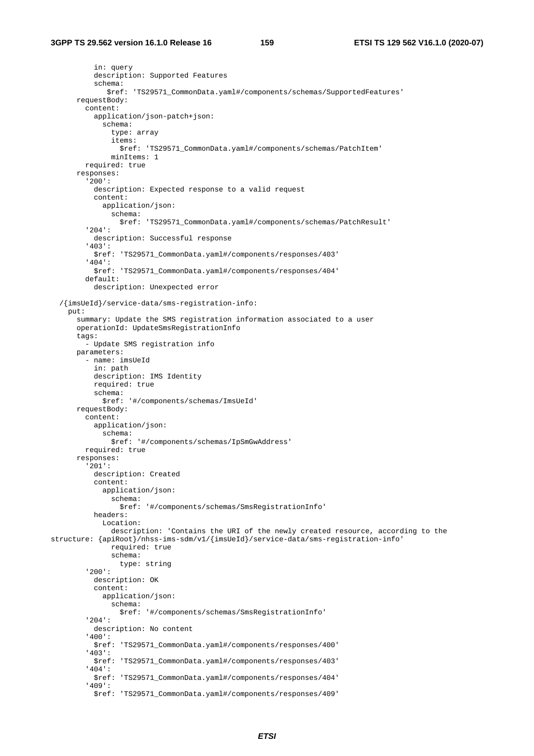```
          in: query
          description: Supported Features
          schema:
             $ref: 'TS29571_CommonData.yaml#/components/schemas/SupportedFeatures'
      requestBody:
        content:
          application/json-patch+json:
            schema:
              type: array
              items:
                $ref: 'TS29571_CommonData.yaml#/components/schemas/PatchItem'
              minItems: 1
        required: true
      responses:
        '200':
          description: Expected response to a valid request
          content:
            application/json:
              schema:
                $ref: 'TS29571_CommonData.yaml#/components/schemas/PatchResult'
        '204':
          description: Successful response
        '403':
          $ref: 'TS29571_CommonData.yaml#/components/responses/403'
        '404':
          $ref: 'TS29571_CommonData.yaml#/components/responses/404'
        default:
          description: Unexpected error

  /{imsUeId}/service-data/sms-registration-info:
    put:
      summary: Update the SMS registration information associated to a user
      operationId: UpdateSmsRegistrationInfo
      tags:
        - Update SMS registration info
      parameters:
        - name: imsUeId
          in: path
          description: IMS Identity
          required: true
          schema:
            $ref: '#/components/schemas/ImsUeId'
      requestBody:
        content:
          application/json:
            schema:
              $ref: '#/components/schemas/IpSmGwAddress'
        required: true
      responses:
        '201':
          description: Created
          content:
            application/json:
              schema:
                $ref: '#/components/schemas/SmsRegistrationInfo'
          headers:
            Location:
              description: 'Contains the URI of the newly created resource, according to the 
structure: {apiRoot}/nhss-ims-sdm/v1/{imsUeId}/service-data/sms-registration-info'
              required: true
              schema:
                type: string
        '200':
          description: OK
          content:
            application/json:
              schema:
                $ref: '#/components/schemas/SmsRegistrationInfo'
        '204':
          description: No content
        '400':
          $ref: 'TS29571_CommonData.yaml#/components/responses/400'
        '403':
          $ref: 'TS29571_CommonData.yaml#/components/responses/403'
        '404':
          $ref: 'TS29571_CommonData.yaml#/components/responses/404'
        '409':
          $ref: 'TS29571_CommonData.yaml#/components/responses/409'
```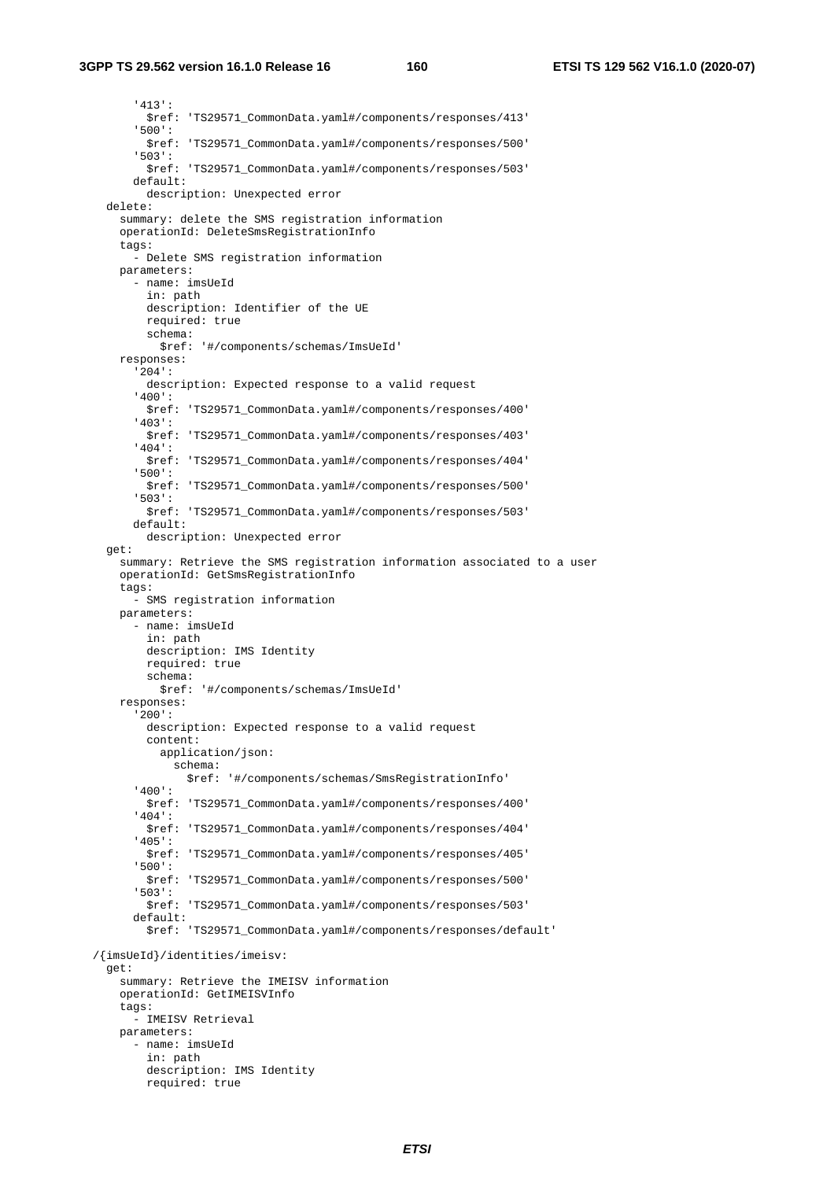```
        '413':
          $ref: 'TS29571_CommonData.yaml#/components/responses/413'
        '500':
          $ref: 'TS29571_CommonData.yaml#/components/responses/500'
        '503':
          $ref: 'TS29571_CommonData.yaml#/components/responses/503'
        default:
          description: Unexpected error
    delete:
      summary: delete the SMS registration information
      operationId: DeleteSmsRegistrationInfo
      tags:
        - Delete SMS registration information
      parameters:
        - name: imsUeId
          in: path
          description: Identifier of the UE
          required: true
          schema:
            $ref: '#/components/schemas/ImsUeId'
      responses:
        '204':
          description: Expected response to a valid request
        '400':
          $ref: 'TS29571_CommonData.yaml#/components/responses/400'
        '403':
          $ref: 'TS29571_CommonData.yaml#/components/responses/403'
        '404':
          $ref: 'TS29571_CommonData.yaml#/components/responses/404'
        '500':
          $ref: 'TS29571_CommonData.yaml#/components/responses/500'
        '503':
          $ref: 'TS29571_CommonData.yaml#/components/responses/503'
        default:
          description: Unexpected error
    get:
      summary: Retrieve the SMS registration information associated to a user
      operationId: GetSmsRegistrationInfo
      tags:
        - SMS registration information
      parameters:
        - name: imsUeId
          in: path
          description: IMS Identity
          required: true
          schema:
            $ref: '#/components/schemas/ImsUeId'
      responses:
        '200':
          description: Expected response to a valid request
          content:
            application/json:
              schema:
                $ref: '#/components/schemas/SmsRegistrationInfo'
        '400':
          $ref: 'TS29571_CommonData.yaml#/components/responses/400'
        '404':
          $ref: 'TS29571_CommonData.yaml#/components/responses/404'
        '405':
          $ref: 'TS29571_CommonData.yaml#/components/responses/405'
        '500':
          $ref: 'TS29571_CommonData.yaml#/components/responses/500'
        '503':
          $ref: 'TS29571_CommonData.yaml#/components/responses/503'
        default:
          $ref: 'TS29571_CommonData.yaml#/components/responses/default'

  /{imsUeId}/identities/imeisv:
    get:
      summary: Retrieve the IMEISV information
      operationId: GetIMEISVInfo
      tags:
        - IMEISV Retrieval
      parameters:
        - name: imsUeId
          in: path
          description: IMS Identity
          required: true
```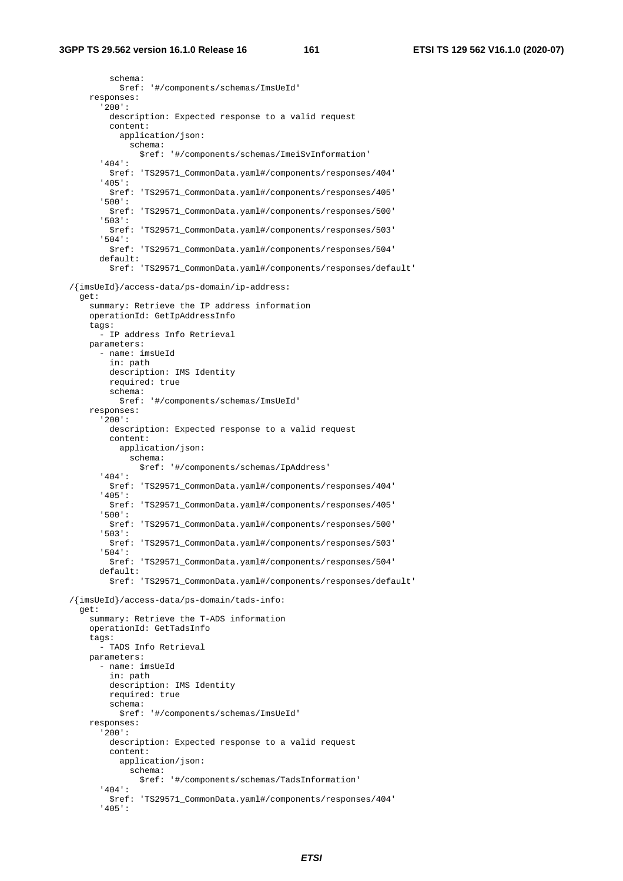```
          schema:
            $ref: '#/components/schemas/ImsUeId'
      responses:
        '200':
          description: Expected response to a valid request
          content:
            application/json:
              schema:
                $ref: '#/components/schemas/ImeiSvInformation'
        '404':
          $ref: 'TS29571_CommonData.yaml#/components/responses/404'
        '405':
          $ref: 'TS29571_CommonData.yaml#/components/responses/405'
        '500':
          $ref: 'TS29571_CommonData.yaml#/components/responses/500'
        '503':
          $ref: 'TS29571_CommonData.yaml#/components/responses/503'
        '504':
          $ref: 'TS29571_CommonData.yaml#/components/responses/504'
        default:
          $ref: 'TS29571_CommonData.yaml#/components/responses/default'

  /{imsUeId}/access-data/ps-domain/ip-address:
    get:
      summary: Retrieve the IP address information
      operationId: GetIpAddressInfo
      tags:
        - IP address Info Retrieval
      parameters:
        - name: imsUeId
          in: path
          description: IMS Identity
          required: true
          schema:
            $ref: '#/components/schemas/ImsUeId'
      responses:
        '200':
          description: Expected response to a valid request
          content:
            application/json:
              schema:
                $ref: '#/components/schemas/IpAddress'
        '404':
          $ref: 'TS29571_CommonData.yaml#/components/responses/404'
        '405':
          $ref: 'TS29571_CommonData.yaml#/components/responses/405'
        '500':
          $ref: 'TS29571_CommonData.yaml#/components/responses/500'
        '503':
          $ref: 'TS29571_CommonData.yaml#/components/responses/503'
        '504':
          $ref: 'TS29571_CommonData.yaml#/components/responses/504'
        default:
          $ref: 'TS29571_CommonData.yaml#/components/responses/default'

  /{imsUeId}/access-data/ps-domain/tads-info:
    get:
      summary: Retrieve the T-ADS information
      operationId: GetTadsInfo
      tags:
        - TADS Info Retrieval
      parameters:
        - name: imsUeId
          in: path
          description: IMS Identity
          required: true
          schema:
            $ref: '#/components/schemas/ImsUeId'
      responses:
        '200':
          description: Expected response to a valid request
          content:
            application/json:
              schema:
                $ref: '#/components/schemas/TadsInformation'
        '404':
          $ref: 'TS29571_CommonData.yaml#/components/responses/404'
        '405':
```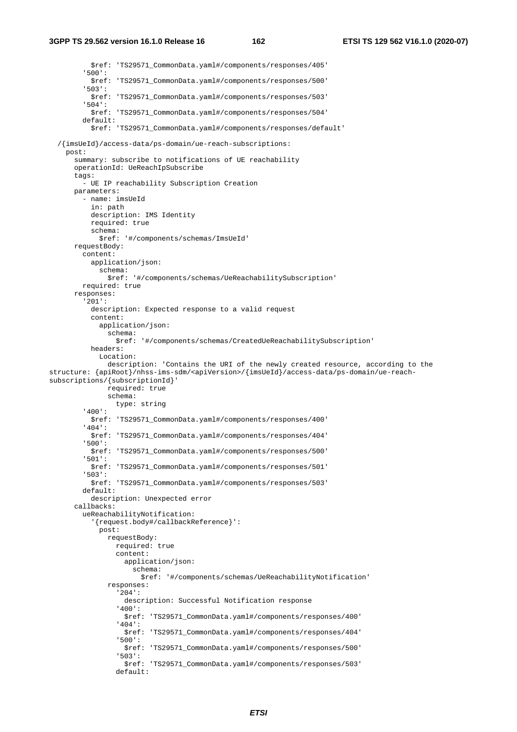```
          $ref: 'TS29571_CommonData.yaml#/components/responses/405'
        '500':
          $ref: 'TS29571_CommonData.yaml#/components/responses/500'
        '503':
          $ref: 'TS29571_CommonData.yaml#/components/responses/503'
        '504':
          $ref: 'TS29571_CommonData.yaml#/components/responses/504'
        default:
          $ref: 'TS29571_CommonData.yaml#/components/responses/default'

  /{imsUeId}/access-data/ps-domain/ue-reach-subscriptions:
    post:
      summary: subscribe to notifications of UE reachability
      operationId: UeReachIpSubscribe
      tags:
        - UE IP reachability Subscription Creation
      parameters:
        - name: imsUeId
          in: path
          description: IMS Identity
          required: true
          schema:
            $ref: '#/components/schemas/ImsUeId'
      requestBody:
        content:
          application/json:
            schema:
              $ref: '#/components/schemas/UeReachabilitySubscription'
        required: true
      responses:
        '201':
          description: Expected response to a valid request
          content:
            application/json:
              schema:
                $ref: '#/components/schemas/CreatedUeReachabilitySubscription'
          headers:
            Location:
              description: 'Contains the URI of the newly created resource, according to the
structure: {apiRoot}/nhss-ims-sdm/<apiVersion>/{imsUeId}/access-data/ps-domain/ue-reach-
subscriptions/{subscriptionId}'
              required: true
              schema:
                type: string
        '400':
          $ref: 'TS29571_CommonData.yaml#/components/responses/400'
        '404':
          $ref: 'TS29571_CommonData.yaml#/components/responses/404'
        '500':
          $ref: 'TS29571_CommonData.yaml#/components/responses/500'
        '501':
          $ref: 'TS29571_CommonData.yaml#/components/responses/501'
        '503':
          $ref: 'TS29571_CommonData.yaml#/components/responses/503'
        default:
          description: Unexpected error
      callbacks:
        ueReachabilityNotification:
          '{request.body#/callbackReference}':
            post:
              requestBody:
                required: true
                content:
                  application/json:
                    schema:
                      $ref: '#/components/schemas/UeReachabilityNotification'
              responses:
                '204':
                  description: Successful Notification response
                '400':
                  $ref: 'TS29571_CommonData.yaml#/components/responses/400'
                '404':
                  $ref: 'TS29571_CommonData.yaml#/components/responses/404'
                '500':
                  $ref: 'TS29571_CommonData.yaml#/components/responses/500'
                '503':
                  $ref: 'TS29571_CommonData.yaml#/components/responses/503'
                default:
```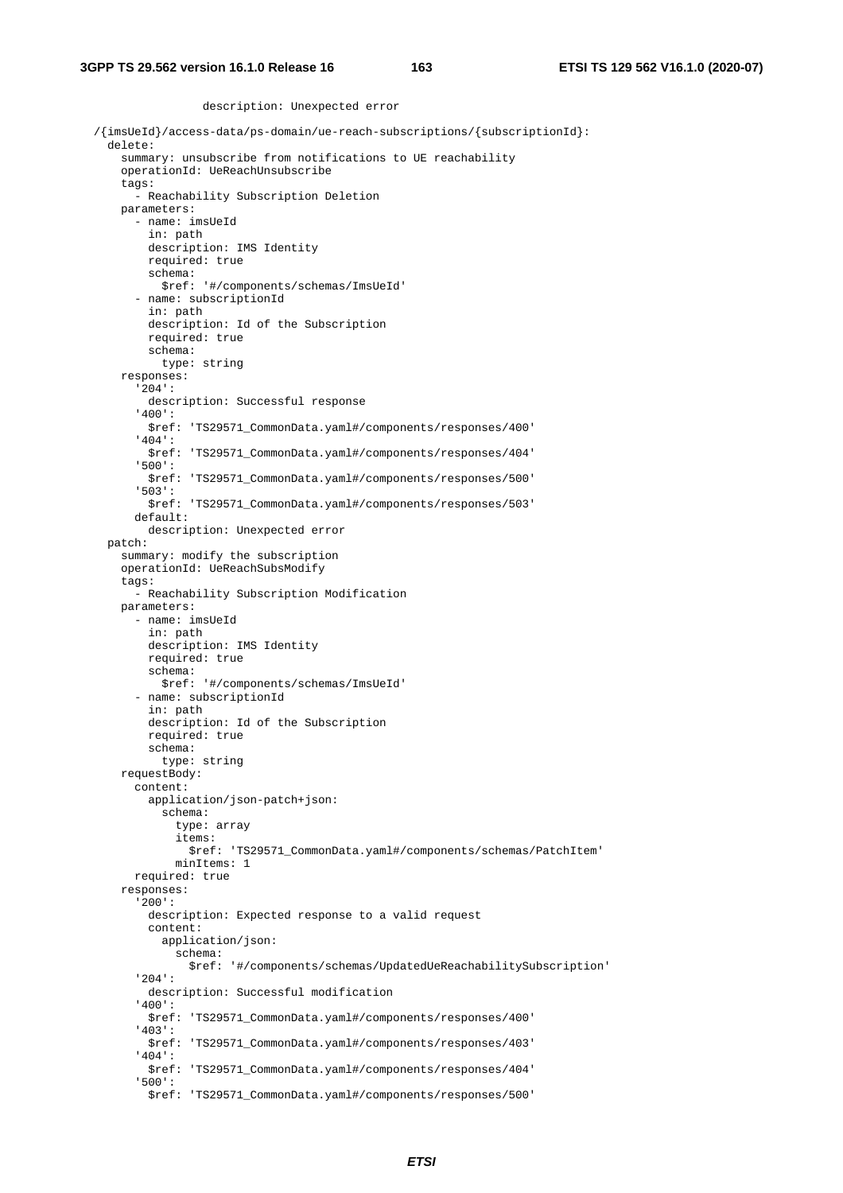```
                description: Unexpected error

  /{imsUeId}/access-data/ps-domain/ue-reach-subscriptions/{subscriptionId}:
    delete:
      summary: unsubscribe from notifications to UE reachability
      operationId: UeReachUnsubscribe
      tags:
        - Reachability Subscription Deletion
      parameters:
        - name: imsUeId
          in: path
          description: IMS Identity
          required: true
          schema:
            $ref: '#/components/schemas/ImsUeId'
        - name: subscriptionId
          in: path
          description: Id of the Subscription
          required: true
          schema:
            type: string
      responses:
        '204':
          description: Successful response
        '400':
          $ref: 'TS29571_CommonData.yaml#/components/responses/400'
        '404':
          $ref: 'TS29571_CommonData.yaml#/components/responses/404'
        '500':
          $ref: 'TS29571_CommonData.yaml#/components/responses/500'
        '503':
          $ref: 'TS29571_CommonData.yaml#/components/responses/503'
        default:
          description: Unexpected error
    patch:
      summary: modify the subscription
      operationId: UeReachSubsModify
      tags:
        - Reachability Subscription Modification
      parameters:
        - name: imsUeId
          in: path
          description: IMS Identity
          required: true
          schema:
            $ref: '#/components/schemas/ImsUeId'
        - name: subscriptionId
          in: path
          description: Id of the Subscription
          required: true
          schema:
            type: string
      requestBody:
        content:
          application/json-patch+json:
            schema:
              type: array
              items:
                $ref: 'TS29571_CommonData.yaml#/components/schemas/PatchItem'
              minItems: 1
        required: true
      responses:
        '200':
          description: Expected response to a valid request
          content:
            application/json:
              schema:
                $ref: '#/components/schemas/UpdatedUeReachabilitySubscription'
        '204':
          description: Successful modification
        '400':
          $ref: 'TS29571_CommonData.yaml#/components/responses/400'
        '403':
          $ref: 'TS29571_CommonData.yaml#/components/responses/403'
        '404':
          $ref: 'TS29571_CommonData.yaml#/components/responses/404'
        '500':
          $ref: 'TS29571_CommonData.yaml#/components/responses/500'
```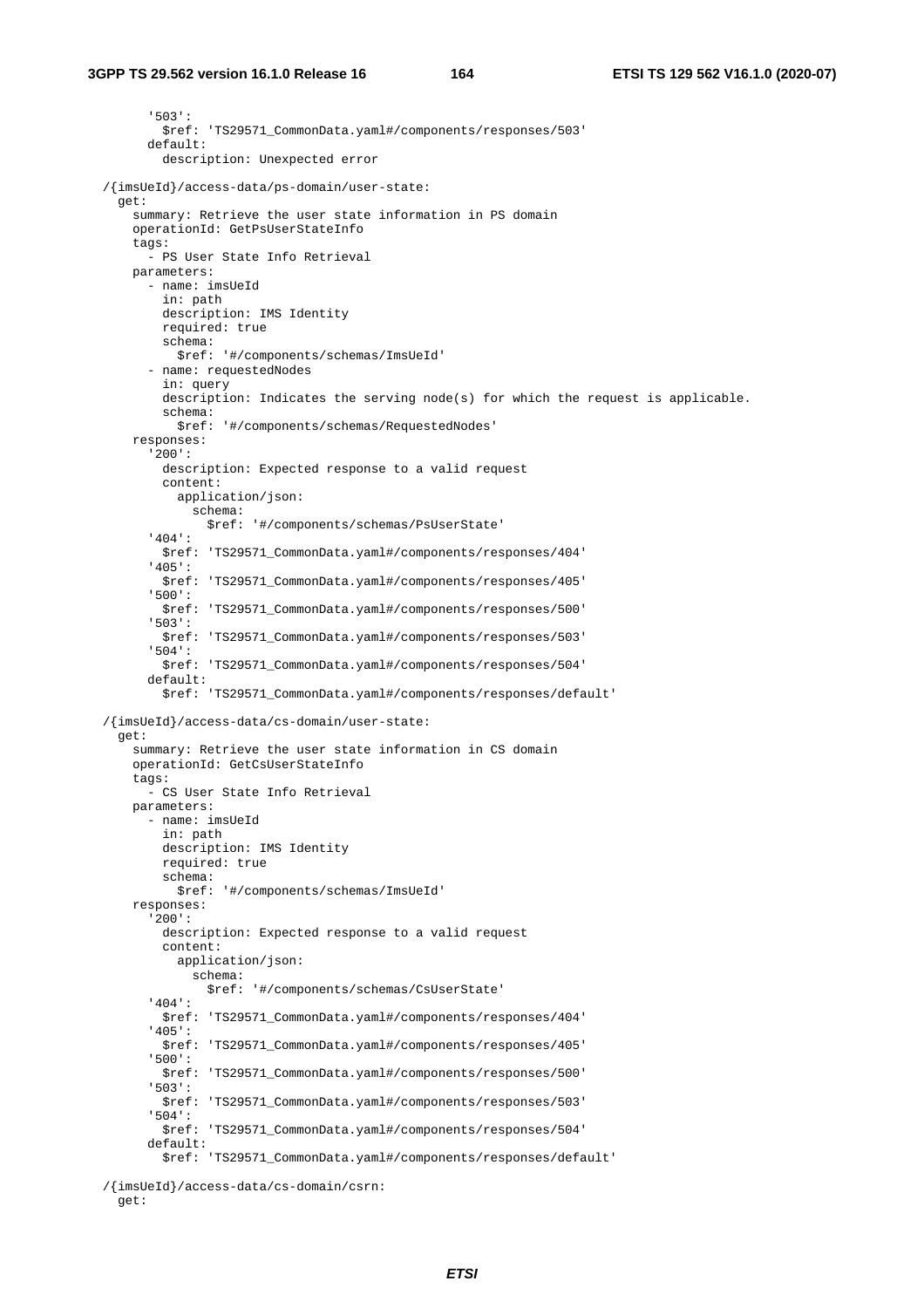```
      '503':
        $ref: 'TS29571_CommonData.yaml#/components/responses/503'
      default:
        description: Unexpected error

  /{imsUeId}/access-data/ps-domain/user-state:
    get:
      summary: Retrieve the user state information in PS domain
      operationId: GetPsUserStateInfo
      tags:
        - PS User State Info Retrieval
      parameters:
        - name: imsUeId
          in: path
          description: IMS Identity
          required: true
          schema:
            $ref: '#/components/schemas/ImsUeId'
        - name: requestedNodes
          in: query
          description: Indicates the serving node(s) for which the request is applicable.
          schema:
            $ref: '#/components/schemas/RequestedNodes'
      responses:
        '200':
          description: Expected response to a valid request
          content:
            application/json:
              schema:
                $ref: '#/components/schemas/PsUserState'
        '404':
          $ref: 'TS29571_CommonData.yaml#/components/responses/404'
        '405':
          $ref: 'TS29571_CommonData.yaml#/components/responses/405'
        '500':
          $ref: 'TS29571_CommonData.yaml#/components/responses/500'
        '503':
          $ref: 'TS29571_CommonData.yaml#/components/responses/503'
        '504':
          $ref: 'TS29571_CommonData.yaml#/components/responses/504'
        default:
          $ref: 'TS29571_CommonData.yaml#/components/responses/default'

  /{imsUeId}/access-data/cs-domain/user-state:
    get:
      summary: Retrieve the user state information in CS domain
      operationId: GetCsUserStateInfo
      tags:
        - CS User State Info Retrieval
      parameters:
        - name: imsUeId
          in: path
          description: IMS Identity
          required: true
          schema:
            $ref: '#/components/schemas/ImsUeId'
      responses:
        '200':
          description: Expected response to a valid request
          content:
            application/json:
              schema:
                $ref: '#/components/schemas/CsUserState'
        '404':
          $ref: 'TS29571_CommonData.yaml#/components/responses/404'
        '405':
          $ref: 'TS29571_CommonData.yaml#/components/responses/405'
        '500':
          $ref: 'TS29571_CommonData.yaml#/components/responses/500'
        '503':
          $ref: 'TS29571_CommonData.yaml#/components/responses/503'
        '504':
          $ref: 'TS29571_CommonData.yaml#/components/responses/504'
        default:
          $ref: 'TS29571_CommonData.yaml#/components/responses/default'

  /{imsUeId}/access-data/cs-domain/csrn:
    get:
```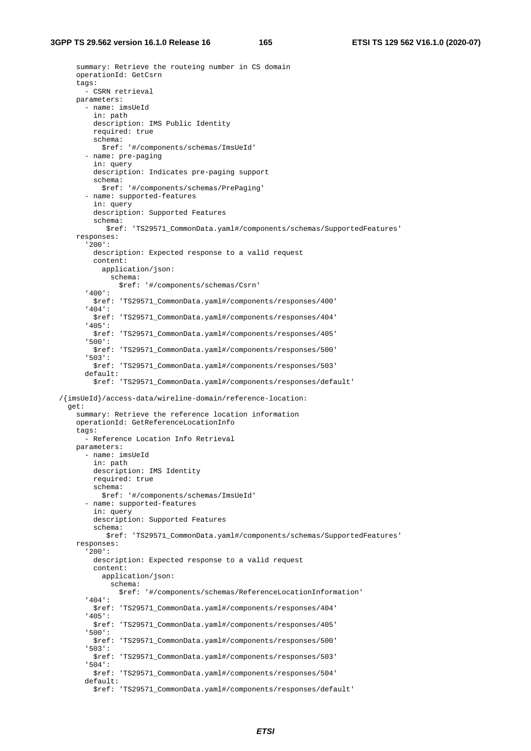```
      summary: Retrieve the routeing number in CS domain
      operationId: GetCsrn
      tags:
        - CSRN retrieval
      parameters:
        - name: imsUeId
          in: path
          description: IMS Public Identity
          required: true
          schema:
            $ref: '#/components/schemas/ImsUeId'
        - name: pre-paging
          in: query
          description: Indicates pre-paging support
          schema:
            $ref: '#/components/schemas/PrePaging'
        - name: supported-features
          in: query
          description: Supported Features
          schema:
             $ref: 'TS29571_CommonData.yaml#/components/schemas/SupportedFeatures'
      responses:
        '200':
          description: Expected response to a valid request
          content:
            application/json:
              schema:
                $ref: '#/components/schemas/Csrn'
        '400':
          $ref: 'TS29571_CommonData.yaml#/components/responses/400'
        '404':
          $ref: 'TS29571_CommonData.yaml#/components/responses/404'
        '405':
          $ref: 'TS29571_CommonData.yaml#/components/responses/405'
        '500':
          $ref: 'TS29571_CommonData.yaml#/components/responses/500'
        '503':
          $ref: 'TS29571_CommonData.yaml#/components/responses/503'
        default:
          $ref: 'TS29571_CommonData.yaml#/components/responses/default'

  /{imsUeId}/access-data/wireline-domain/reference-location:
    get:
      summary: Retrieve the reference location information
      operationId: GetReferenceLocationInfo
      tags:
        - Reference Location Info Retrieval
      parameters:
        - name: imsUeId
          in: path
          description: IMS Identity
          required: true
          schema:
            $ref: '#/components/schemas/ImsUeId'
        - name: supported-features
          in: query
          description: Supported Features
          schema:
             $ref: 'TS29571_CommonData.yaml#/components/schemas/SupportedFeatures'
      responses:
        '200':
          description: Expected response to a valid request
          content:
            application/json:
              schema:
                $ref: '#/components/schemas/ReferenceLocationInformation'
        '404':
          $ref: 'TS29571_CommonData.yaml#/components/responses/404'
        '405':
          $ref: 'TS29571_CommonData.yaml#/components/responses/405'
        '500':
          $ref: 'TS29571_CommonData.yaml#/components/responses/500'
        '503':
          $ref: 'TS29571_CommonData.yaml#/components/responses/503'
        '504':
          $ref: 'TS29571_CommonData.yaml#/components/responses/504'
        default:
          $ref: 'TS29571_CommonData.yaml#/components/responses/default'
```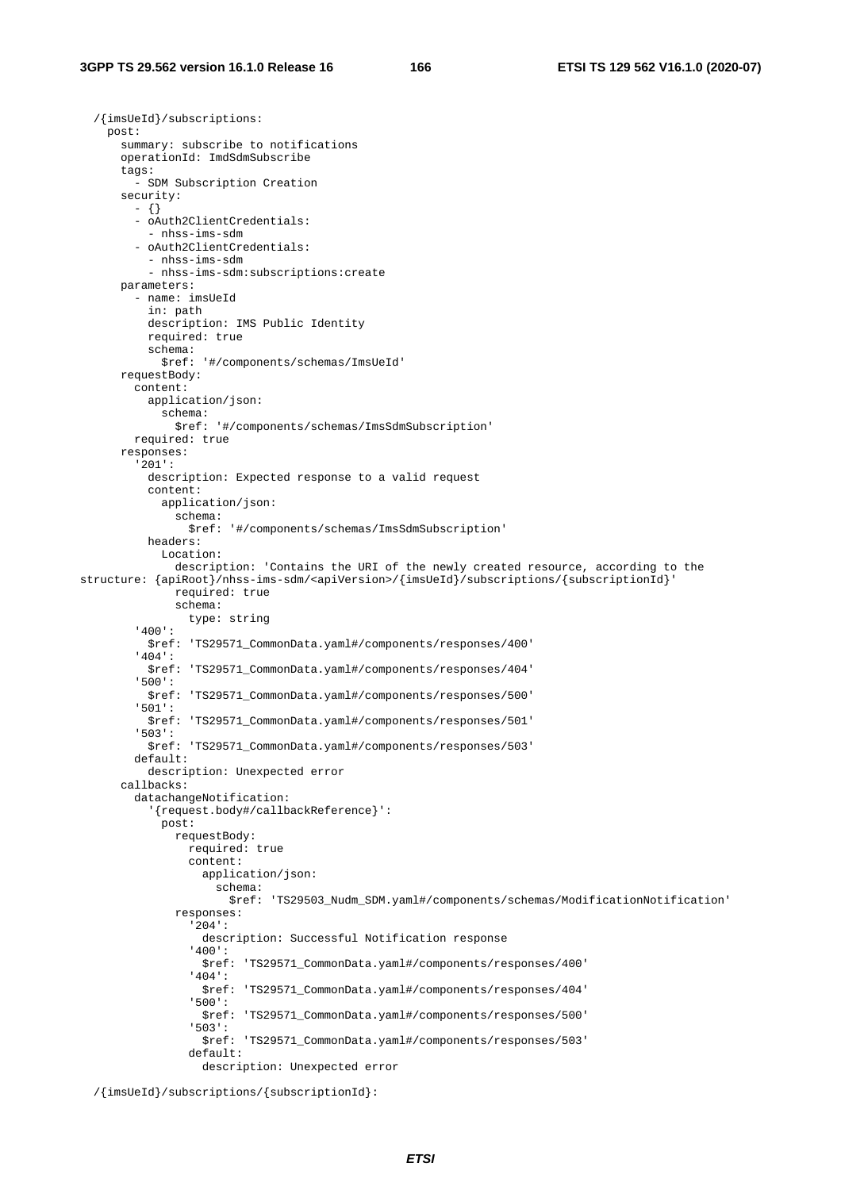```
  /{imsUeId}/subscriptions:
    post:
      summary: subscribe to notifications
      operationId: ImdSdmSubscribe
      tags:
        - SDM Subscription Creation
      security:
        - {}
        - oAuth2ClientCredentials:
          - nhss-ims-sdm
        - oAuth2ClientCredentials:
          - nhss-ims-sdm
          - nhss-ims-sdm:subscriptions:create
      parameters:
        - name: imsUeId
          in: path
          description: IMS Public Identity
          required: true
          schema:
            $ref: '#/components/schemas/ImsUeId'
      requestBody:
        content:
          application/json:
            schema:
              $ref: '#/components/schemas/ImsSdmSubscription'
        required: true
      responses:
        '201':
          description: Expected response to a valid request
          content:
            application/json:
              schema:
                $ref: '#/components/schemas/ImsSdmSubscription'
          headers:
            Location:
              description: 'Contains the URI of the newly created resource, according to the
structure: {apiRoot}/nhss-ims-sdm/<apiVersion>/{imsUeId}/subscriptions/{subscriptionId}'
              required: true
              schema:
                type: string
        '400':
          $ref: 'TS29571_CommonData.yaml#/components/responses/400'
        '404':
          $ref: 'TS29571_CommonData.yaml#/components/responses/404'
        '500':
          $ref: 'TS29571_CommonData.yaml#/components/responses/500'
        '501':
          $ref: 'TS29571_CommonData.yaml#/components/responses/501'
        '503':
          $ref: 'TS29571_CommonData.yaml#/components/responses/503'
        default:
          description: Unexpected error
      callbacks:
        datachangeNotification:
          '{request.body#/callbackReference}':
            post:
              requestBody:
                required: true
                content:
                  application/json:
                    schema:
                      $ref: 'TS29503_Nudm_SDM.yaml#/components/schemas/ModificationNotification'
              responses:
                '204':
                  description: Successful Notification response
                '400':
                  $ref: 'TS29571_CommonData.yaml#/components/responses/400'
                '404':
                  $ref: 'TS29571_CommonData.yaml#/components/responses/404'
                '500':
                  $ref: 'TS29571_CommonData.yaml#/components/responses/500'
                '503':
                  $ref: 'TS29571_CommonData.yaml#/components/responses/503'
                default:
                  description: Unexpected error

  /{imsUeId}/subscriptions/{subscriptionId}:
```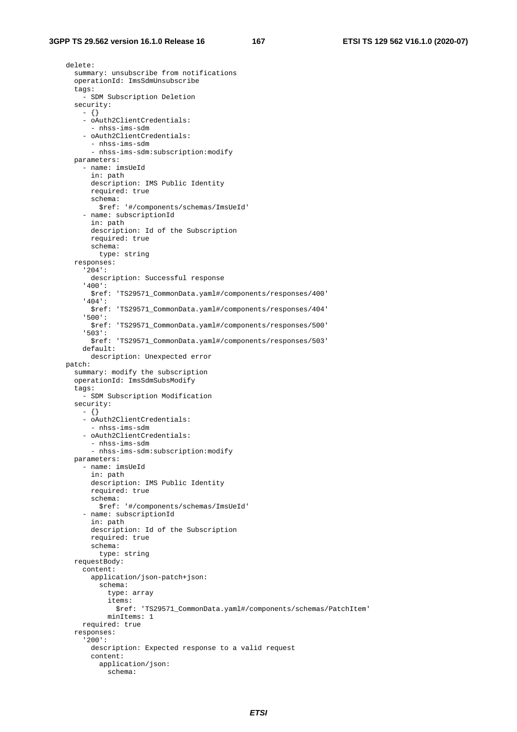```
      delete:
        summary: unsubscribe from notifications
        operationId: ImsSdmUnsubscribe
        tags:
          - SDM Subscription Deletion
        security:
          - {}
          - oAuth2ClientCredentials:
            - nhss-ims-sdm
          - oAuth2ClientCredentials:
            - nhss-ims-sdm
            - nhss-ims-sdm:subscription:modify
        parameters:
          - name: imsUeId
            in: path
            description: IMS Public Identity
            required: true
            schema:
              $ref: '#/components/schemas/ImsUeId'
          - name: subscriptionId
            in: path
            description: Id of the Subscription
            required: true
            schema:
              type: string
        responses:
          '204':
            description: Successful response
          '400':
            $ref: 'TS29571_CommonData.yaml#/components/responses/400'
          '404':
            $ref: 'TS29571_CommonData.yaml#/components/responses/404'
          '500':
            $ref: 'TS29571_CommonData.yaml#/components/responses/500'
          '503':
            $ref: 'TS29571_CommonData.yaml#/components/responses/503'
          default:
            description: Unexpected error
      patch:
        summary: modify the subscription
        operationId: ImsSdmSubsModify
        tags:
          - SDM Subscription Modification
        security:
          - {}
          - oAuth2ClientCredentials:
            - nhss-ims-sdm
          - oAuth2ClientCredentials:
            - nhss-ims-sdm
            - nhss-ims-sdm:subscription:modify
        parameters:
          - name: imsUeId
            in: path
            description: IMS Public Identity
            required: true
            schema:
              $ref: '#/components/schemas/ImsUeId'
          - name: subscriptionId
            in: path
            description: Id of the Subscription
            required: true
            schema:
              type: string
        requestBody:
          content:
            application/json-patch+json:
              schema:
                type: array
                items:
                  $ref: 'TS29571_CommonData.yaml#/components/schemas/PatchItem'
                minItems: 1
          required: true
        responses:
          '200':
            description: Expected response to a valid request
            content:
              application/json:
                schema:
```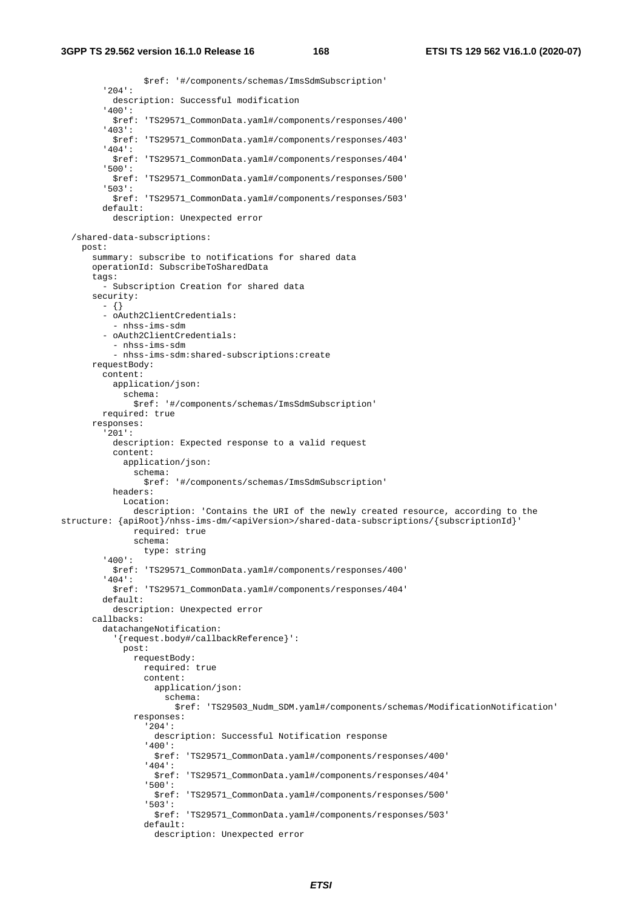```
              $ref: '#/components/schemas/ImsSdmSubscription'
        '204':
          description: Successful modification
        '400':
          $ref: 'TS29571_CommonData.yaml#/components/responses/400'
        '403':
          $ref: 'TS29571_CommonData.yaml#/components/responses/403'
        '404':
          $ref: 'TS29571_CommonData.yaml#/components/responses/404'
        '500':
          $ref: 'TS29571_CommonData.yaml#/components/responses/500'
        '503':
          $ref: 'TS29571_CommonData.yaml#/components/responses/503'
        default:
          description: Unexpected error

  /shared-data-subscriptions:
    post:
      summary: subscribe to notifications for shared data
      operationId: SubscribeToSharedData
      tags:
        - Subscription Creation for shared data
      security:
        - {}
        - oAuth2ClientCredentials:
          - nhss-ims-sdm
        - oAuth2ClientCredentials:
          - nhss-ims-sdm
          - nhss-ims-sdm:shared-subscriptions:create
      requestBody:
        content:
          application/json:
            schema:
              $ref: '#/components/schemas/ImsSdmSubscription'
        required: true
      responses:
        '201':
          description: Expected response to a valid request
          content:
            application/json:
              schema:
                $ref: '#/components/schemas/ImsSdmSubscription'
          headers:
            Location:
              description: 'Contains the URI of the newly created resource, according to the
structure: {apiRoot}/nhss-ims-dm/<apiVersion>/shared-data-subscriptions/{subscriptionId}'
              required: true
              schema:
                type: string
        '400':
          $ref: 'TS29571_CommonData.yaml#/components/responses/400'
        '404':
          $ref: 'TS29571_CommonData.yaml#/components/responses/404'
        default:
          description: Unexpected error
      callbacks:
        datachangeNotification:
          '{request.body#/callbackReference}':
            post:
              requestBody:
                required: true
                content:
                  application/json:
                    schema:
                      $ref: 'TS29503_Nudm_SDM.yaml#/components/schemas/ModificationNotification'
              responses:
                '204':
                  description: Successful Notification response
                '400':
                  $ref: 'TS29571_CommonData.yaml#/components/responses/400'
                '404':
                  $ref: 'TS29571_CommonData.yaml#/components/responses/404'
                '500':
                  $ref: 'TS29571_CommonData.yaml#/components/responses/500'
                '503':
                  $ref: 'TS29571_CommonData.yaml#/components/responses/503'
                default:
                  description: Unexpected error
```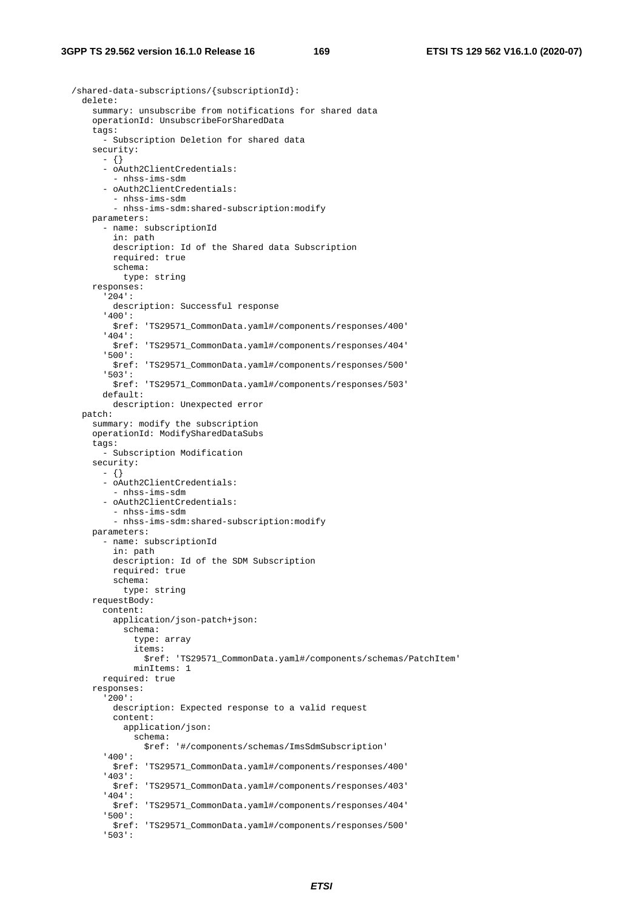```
  /shared-data-subscriptions/{subscriptionId}:
    delete:
      summary: unsubscribe from notifications for shared data
      operationId: UnsubscribeForSharedData
      tags:
        - Subscription Deletion for shared data
      security:
        - {}
        - oAuth2ClientCredentials:
          - nhss-ims-sdm
        - oAuth2ClientCredentials:
          - nhss-ims-sdm
          - nhss-ims-sdm:shared-subscription:modify
      parameters:
        - name: subscriptionId
          in: path
          description: Id of the Shared data Subscription
          required: true
          schema:
            type: string
      responses:
        '204':
          description: Successful response
        '400':
          $ref: 'TS29571_CommonData.yaml#/components/responses/400'
        '404':
          $ref: 'TS29571_CommonData.yaml#/components/responses/404'
        '500':
          $ref: 'TS29571_CommonData.yaml#/components/responses/500'
        '503':
          $ref: 'TS29571_CommonData.yaml#/components/responses/503'
        default:
          description: Unexpected error
    patch:
      summary: modify the subscription
      operationId: ModifySharedDataSubs
      tags:
        - Subscription Modification
      security:
        - {}
        - oAuth2ClientCredentials:
          - nhss-ims-sdm
        - oAuth2ClientCredentials:
          - nhss-ims-sdm
          - nhss-ims-sdm:shared-subscription:modify
      parameters:
        - name: subscriptionId
          in: path
          description: Id of the SDM Subscription
          required: true
          schema:
            type: string
      requestBody:
        content:
          application/json-patch+json:
            schema:
              type: array
              items:
                $ref: 'TS29571_CommonData.yaml#/components/schemas/PatchItem'
              minItems: 1
        required: true
      responses:
        '200':
          description: Expected response to a valid request
          content:
            application/json:
              schema:
                $ref: '#/components/schemas/ImsSdmSubscription'
        '400':
          $ref: 'TS29571_CommonData.yaml#/components/responses/400'
        '403':
          $ref: 'TS29571_CommonData.yaml#/components/responses/403'
        '404':
          $ref: 'TS29571_CommonData.yaml#/components/responses/404'
        '500':
          $ref: 'TS29571_CommonData.yaml#/components/responses/500'
        '503':
```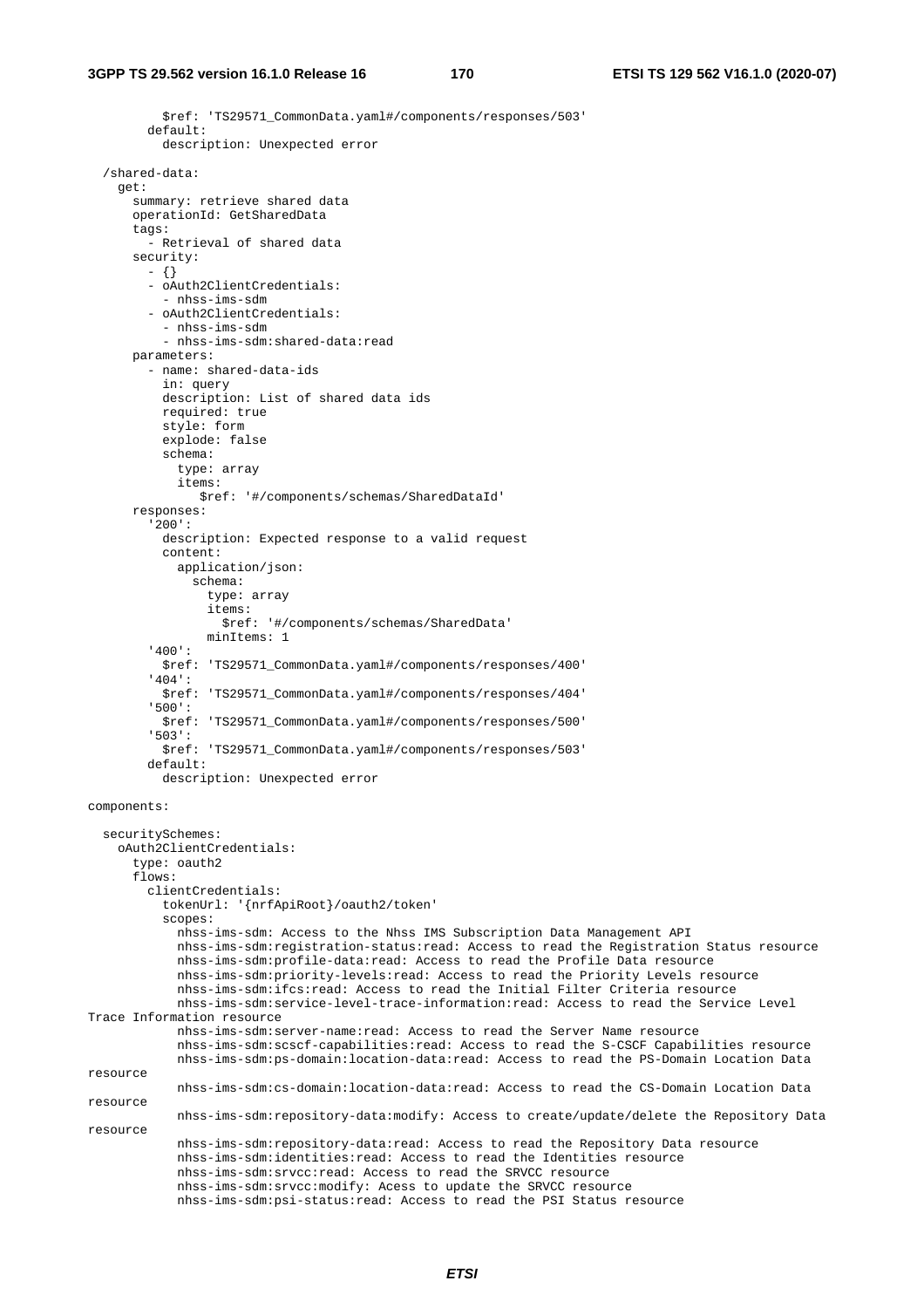```
          $ref: 'TS29571_CommonData.yaml#/components/responses/503'
        default:
          description: Unexpected error

  /shared-data:
    get:
      summary: retrieve shared data
      operationId: GetSharedData
      tags:
        - Retrieval of shared data
      security:
        - {}
        - oAuth2ClientCredentials:
          - nhss-ims-sdm
        - oAuth2ClientCredentials:
          - nhss-ims-sdm
          - nhss-ims-sdm:shared-data:read
      parameters:
        - name: shared-data-ids
          in: query
          description: List of shared data ids
          required: true
          style: form
          explode: false
          schema:
            type: array
            items:
               $ref: '#/components/schemas/SharedDataId'
      responses:
        '200':
          description: Expected response to a valid request
          content:
            application/json:
              schema:
                type: array
                items:
                  $ref: '#/components/schemas/SharedData'
                minItems: 1
        '400':
          $ref: 'TS29571_CommonData.yaml#/components/responses/400'
        '404':
          $ref: 'TS29571_CommonData.yaml#/components/responses/404'
        '500':
          $ref: 'TS29571_CommonData.yaml#/components/responses/500'
        '503':
          $ref: 'TS29571_CommonData.yaml#/components/responses/503'
        default:
          description: Unexpected error

components:

  securitySchemes:
    oAuth2ClientCredentials:
      type: oauth2
      flows:
        clientCredentials:
          tokenUrl: '{nrfApiRoot}/oauth2/token'
          scopes:
            nhss-ims-sdm: Access to the Nhss IMS Subscription Data Management API
            nhss-ims-sdm:registration-status:read: Access to read the Registration Status resource
            nhss-ims-sdm:profile-data:read: Access to read the Profile Data resource
            nhss-ims-sdm:priority-levels:read: Access to read the Priority Levels resource
            nhss-ims-sdm:ifcs:read: Access to read the Initial Filter Criteria resource
            nhss-ims-sdm:service-level-trace-information:read: Access to read the Service Level 
Trace Information resource
            nhss-ims-sdm:server-name:read: Access to read the Server Name resource
            nhss-ims-sdm:scscf-capabilities:read: Access to read the S-CSCF Capabilities resource
            nhss-ims-sdm:ps-domain:location-data:read: Access to read the PS-Domain Location Data 
resource
            nhss-ims-sdm:cs-domain:location-data:read: Access to read the CS-Domain Location Data 
resource
            nhss-ims-sdm:repository-data:modify: Access to create/update/delete the Repository Data 
resource
            nhss-ims-sdm:repository-data:read: Access to read the Repository Data resource
            nhss-ims-sdm:identities:read: Access to read the Identities resource
            nhss-ims-sdm:srvcc:read: Access to read the SRVCC resource
            nhss-ims-sdm:srvcc:modify: Acess to update the SRVCC resource
            nhss-ims-sdm:psi-status:read: Access to read the PSI Status resource
```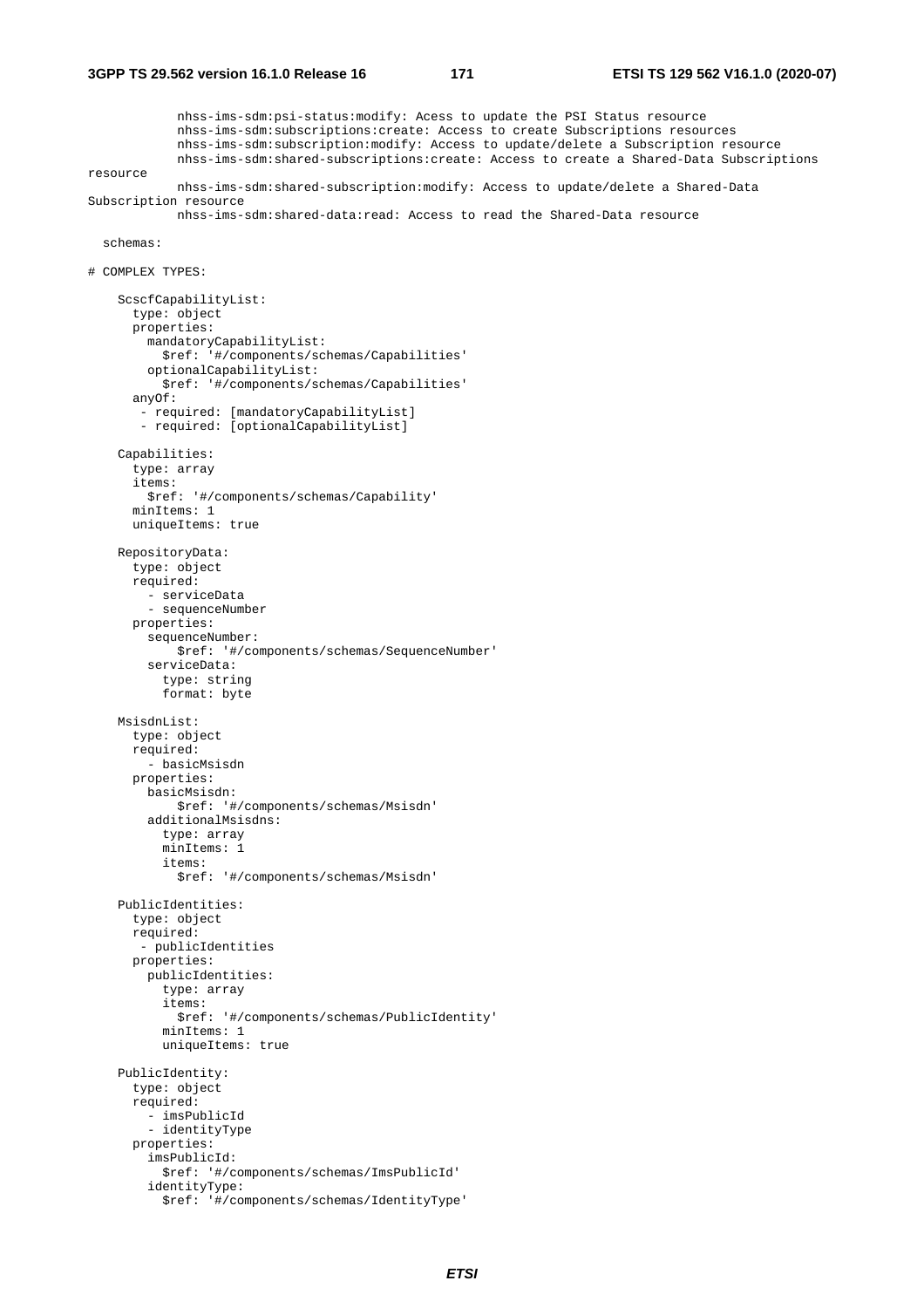```
            nhss-ims-sdm:psi-status:modify: Acess to update the PSI Status resource
            nhss-ims-sdm:subscriptions:create: Access to create Subscriptions resources
            nhss-ims-sdm:subscription:modify: Access to update/delete a Subscription resource
            nhss-ims-sdm:shared-subscriptions:create: Access to create a Shared-Data Subscriptions
resource
            nhss-ims-sdm:shared-subscription:modify: Access to update/delete a Shared-Data
Subscription resource
            nhss-ims-sdm:shared-data:read: Access to read the Shared-Data resource

  schemas:

# COMPLEX TYPES:

    ScscfCapabilityList:
      type: object
      properties:
        mandatoryCapabilityList:
          $ref: '#/components/schemas/Capabilities'
        optionalCapabilityList:
          $ref: '#/components/schemas/Capabilities'
      anyOf:
       - required: [mandatoryCapabilityList]
       - required: [optionalCapabilityList]

    Capabilities:
      type: array
      items:
        $ref: '#/components/schemas/Capability'
      minItems: 1
      uniqueItems: true

    RepositoryData:
      type: object
      required:
        - serviceData
        - sequenceNumber
      properties:
        sequenceNumber:
            $ref: '#/components/schemas/SequenceNumber'
        serviceData:
          type: string
          format: byte

    MsisdnList:
      type: object
      required:
        - basicMsisdn
      properties:
        basicMsisdn:
            $ref: '#/components/schemas/Msisdn'
        additionalMsisdns:
          type: array
          minItems: 1
          items:
            $ref: '#/components/schemas/Msisdn'

    PublicIdentities:
      type: object
      required:
       - publicIdentities
      properties:
        publicIdentities:
          type: array
          items:
            $ref: '#/components/schemas/PublicIdentity'
          minItems: 1
          uniqueItems: true

    PublicIdentity:
      type: object
      required:
        - imsPublicId
        - identityType
      properties:
        imsPublicId:
          $ref: '#/components/schemas/ImsPublicId'
        identityType:
          $ref: '#/components/schemas/IdentityType'
```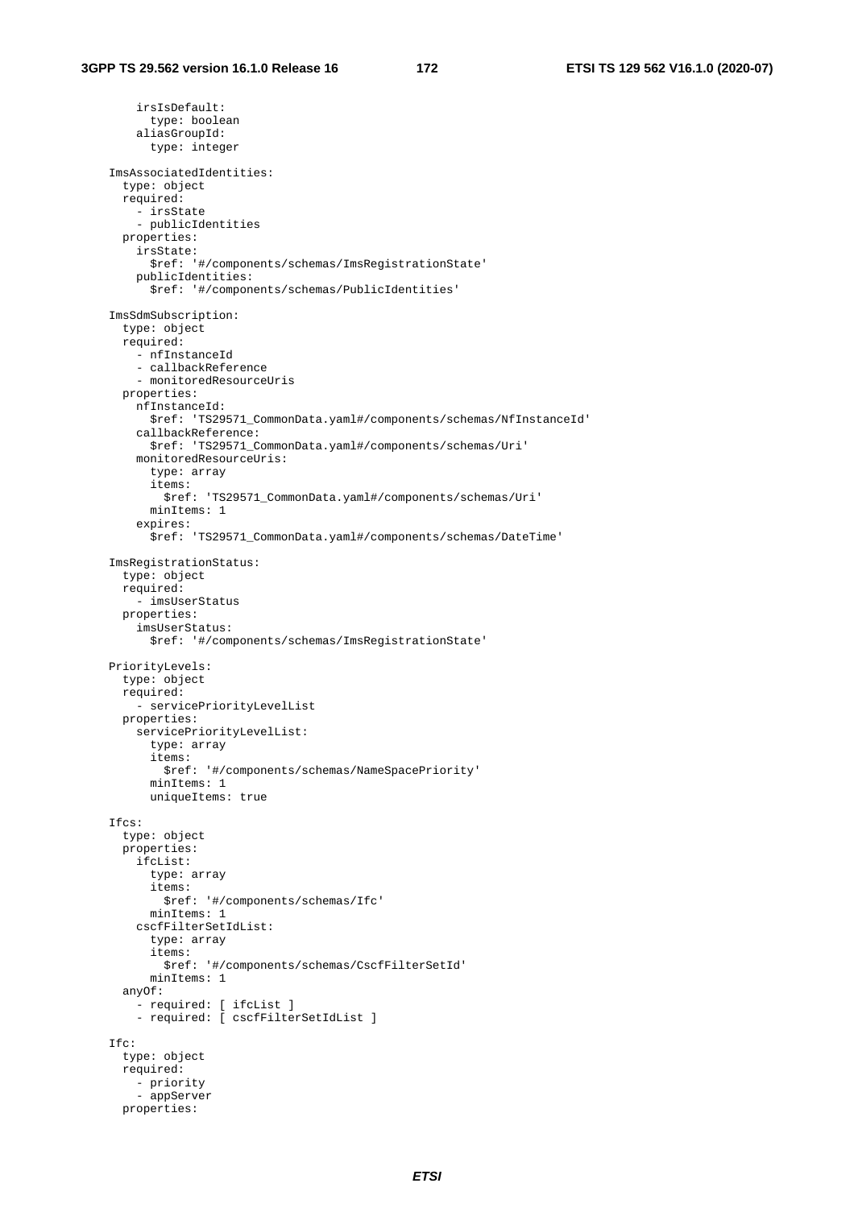```
        irsIsDefault:
          type: boolean
        aliasGroupId:
          type: integer

    ImsAssociatedIdentities:
      type: object
      required:
        - irsState
        - publicIdentities
      properties:
        irsState:
          $ref: '#/components/schemas/ImsRegistrationState'
        publicIdentities:
          $ref: '#/components/schemas/PublicIdentities'

    ImsSdmSubscription:
      type: object
      required:
        - nfInstanceId
        - callbackReference
        - monitoredResourceUris
      properties:
        nfInstanceId:
          $ref: 'TS29571_CommonData.yaml#/components/schemas/NfInstanceId'
        callbackReference:
          $ref: 'TS29571_CommonData.yaml#/components/schemas/Uri'
        monitoredResourceUris:
          type: array
          items:
            $ref: 'TS29571_CommonData.yaml#/components/schemas/Uri'
          minItems: 1
        expires:
          $ref: 'TS29571_CommonData.yaml#/components/schemas/DateTime'

    ImsRegistrationStatus:
      type: object
      required:
        - imsUserStatus
      properties:
        imsUserStatus:
          $ref: '#/components/schemas/ImsRegistrationState'

    PriorityLevels:
      type: object
      required:
        - servicePriorityLevelList
      properties:
        servicePriorityLevelList:
          type: array
          items:
            $ref: '#/components/schemas/NameSpacePriority'
          minItems: 1
          uniqueItems: true

    Ifcs:
      type: object
      properties:
        ifcList:
          type: array
          items:
            $ref: '#/components/schemas/Ifc'
          minItems: 1
        cscfFilterSetIdList:
          type: array
          items:
            $ref: '#/components/schemas/CscfFilterSetId'
          minItems: 1
      anyOf:
        - required: [ ifcList ]
        - required: [ cscfFilterSetIdList ]

    Ifc:
      type: object
      required:
        - priority
        - appServer
      properties:
```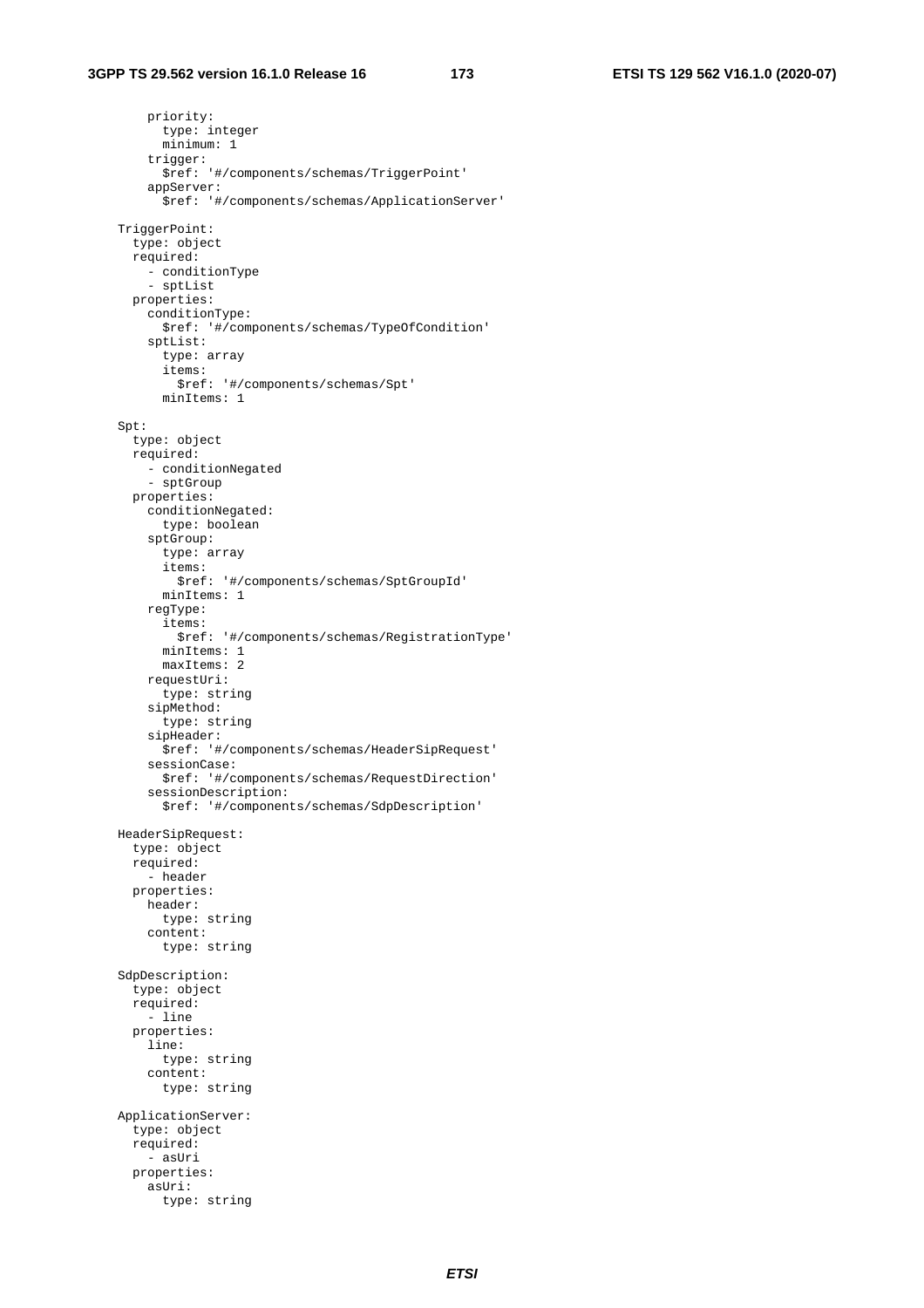```
        priority:
          type: integer
          minimum: 1
        trigger:
          $ref: '#/components/schemas/TriggerPoint'
        appServer:
          $ref: '#/components/schemas/ApplicationServer'

    TriggerPoint:
      type: object
      required:
        - conditionType
        - sptList
      properties:
        conditionType:
          $ref: '#/components/schemas/TypeOfCondition'
        sptList:
          type: array
          items:
            $ref: '#/components/schemas/Spt'
          minItems: 1

    Spt:
      type: object
      required:
        - conditionNegated
        - sptGroup
      properties:
        conditionNegated:
          type: boolean
        sptGroup:
          type: array
          items:
            $ref: '#/components/schemas/SptGroupId'
          minItems: 1
        regType:
          items:
            $ref: '#/components/schemas/RegistrationType'
          minItems: 1
          maxItems: 2
        requestUri:
          type: string
        sipMethod:
          type: string
        sipHeader:
          $ref: '#/components/schemas/HeaderSipRequest'
        sessionCase:
          $ref: '#/components/schemas/RequestDirection'
        sessionDescription:
          $ref: '#/components/schemas/SdpDescription'

    HeaderSipRequest:
      type: object
      required:
        - header
      properties:
        header:
          type: string
        content:
          type: string

    SdpDescription:
      type: object
      required:
        - line
      properties:
        line:
          type: string
        content:
          type: string

    ApplicationServer:
      type: object
      required:
        - asUri
      properties:
        asUri:
          type: string
```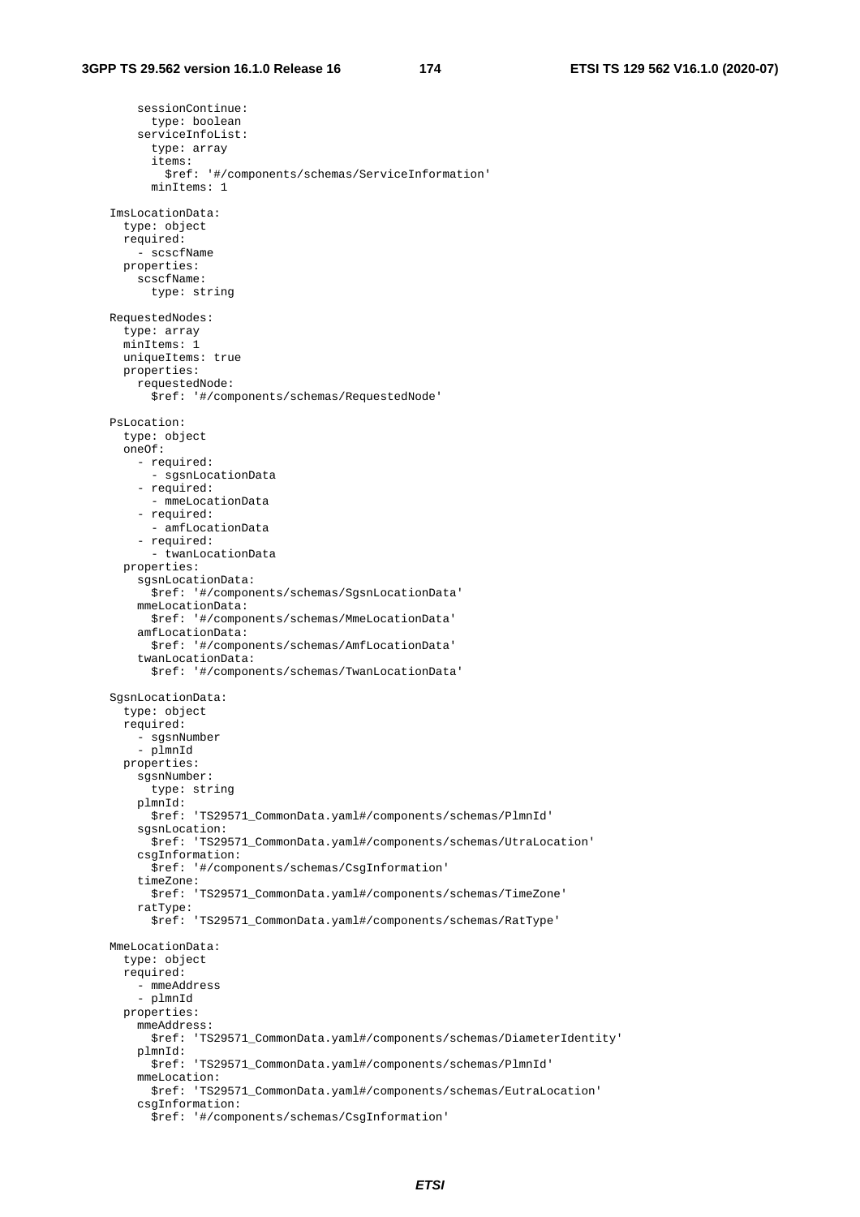```
        sessionContinue:
          type: boolean
        serviceInfoList:
          type: array
          items:
            $ref: '#/components/schemas/ServiceInformation'
          minItems: 1

    ImsLocationData:
      type: object
      required:
        - scscfName
      properties:
        scscfName:
          type: string

    RequestedNodes:
      type: array
      minItems: 1
      uniqueItems: true
      properties:
        requestedNode:
          $ref: '#/components/schemas/RequestedNode'

    PsLocation:
      type: object
      oneOf:
        - required:
          - sgsnLocationData
        - required:
          - mmeLocationData
        - required:
          - amfLocationData
        - required:
          - twanLocationData
      properties:
        sgsnLocationData:
          $ref: '#/components/schemas/SgsnLocationData'
        mmeLocationData:
          $ref: '#/components/schemas/MmeLocationData'
        amfLocationData:
          $ref: '#/components/schemas/AmfLocationData'
        twanLocationData:
          $ref: '#/components/schemas/TwanLocationData'

    SgsnLocationData:
      type: object
      required:
        - sgsnNumber
        - plmnId
      properties:
        sgsnNumber:
          type: string
        plmnId:
          $ref: 'TS29571_CommonData.yaml#/components/schemas/PlmnId'
        sgsnLocation:
          $ref: 'TS29571_CommonData.yaml#/components/schemas/UtraLocation'
        csgInformation:
          $ref: '#/components/schemas/CsgInformation'
        timeZone:
          $ref: 'TS29571_CommonData.yaml#/components/schemas/TimeZone'
        ratType:
          $ref: 'TS29571_CommonData.yaml#/components/schemas/RatType'

    MmeLocationData:
      type: object
      required:
        - mmeAddress
        - plmnId
      properties:
        mmeAddress:
          $ref: 'TS29571_CommonData.yaml#/components/schemas/DiameterIdentity'
        plmnId:
          $ref: 'TS29571_CommonData.yaml#/components/schemas/PlmnId'
        mmeLocation:
          $ref: 'TS29571_CommonData.yaml#/components/schemas/EutraLocation'
        csgInformation:
          $ref: '#/components/schemas/CsgInformation'
```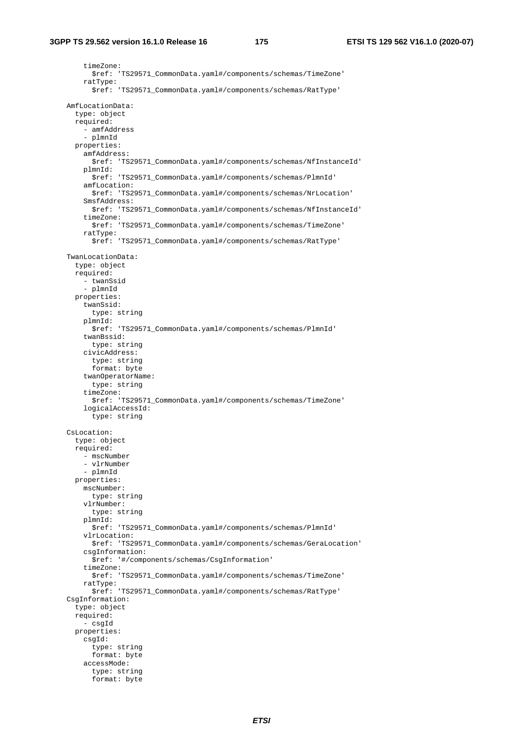```
        timeZone:
          $ref: 'TS29571_CommonData.yaml#/components/schemas/TimeZone'
        ratType:
          $ref: 'TS29571_CommonData.yaml#/components/schemas/RatType'

    AmfLocationData:
      type: object
      required:
        - amfAddress
        - plmnId
      properties:
        amfAddress:
          $ref: 'TS29571_CommonData.yaml#/components/schemas/NfInstanceId'
        plmnId:
          $ref: 'TS29571_CommonData.yaml#/components/schemas/PlmnId'
        amfLocation:
          $ref: 'TS29571_CommonData.yaml#/components/schemas/NrLocation'
        SmsfAddress:
          $ref: 'TS29571_CommonData.yaml#/components/schemas/NfInstanceId'
        timeZone:
          $ref: 'TS29571_CommonData.yaml#/components/schemas/TimeZone'
        ratType:
          $ref: 'TS29571_CommonData.yaml#/components/schemas/RatType'

    TwanLocationData:
      type: object
      required:
        - twanSsid
        - plmnId
      properties:
        twanSsid:
          type: string
        plmnId:
          $ref: 'TS29571_CommonData.yaml#/components/schemas/PlmnId'
        twanBssid:
          type: string
        civicAddress:
          type: string
          format: byte
        twanOperatorName:
          type: string
        timeZone:
          $ref: 'TS29571_CommonData.yaml#/components/schemas/TimeZone'
        logicalAccessId:
          type: string

    CsLocation:
      type: object
      required:
        - mscNumber
        - vlrNumber
        - plmnId
      properties:
        mscNumber:
          type: string
        vlrNumber:
          type: string
        plmnId:
          $ref: 'TS29571_CommonData.yaml#/components/schemas/PlmnId'
        vlrLocation:
          $ref: 'TS29571_CommonData.yaml#/components/schemas/GeraLocation'
        csgInformation:
          $ref: '#/components/schemas/CsgInformation'
        timeZone:
          $ref: 'TS29571_CommonData.yaml#/components/schemas/TimeZone'
        ratType:
          $ref: 'TS29571_CommonData.yaml#/components/schemas/RatType'
    CsgInformation:
      type: object
      required:
        - csgId
      properties:
        csgId:
          type: string
          format: byte
        accessMode:
          type: string
          format: byte
```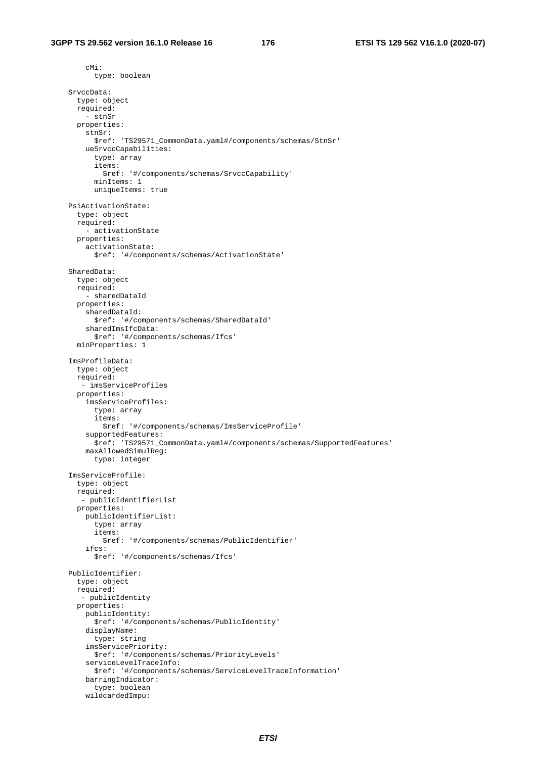```
        cMi:
          type: boolean

    SrvccData:
      type: object
      required:
        - stnSr
      properties:
        stnSr:
          $ref: 'TS29571_CommonData.yaml#/components/schemas/StnSr'
        ueSrvccCapabilities:
          type: array
          items:
            $ref: '#/components/schemas/SrvccCapability'
          minItems: 1
          uniqueItems: true

    PsiActivationState:
      type: object
      required:
        - activationState
      properties:
        activationState:
          $ref: '#/components/schemas/ActivationState'

    SharedData:
      type: object
      required:
        - sharedDataId
      properties:
        sharedDataId:
          $ref: '#/components/schemas/SharedDataId'
        sharedImsIfcData:
          $ref: '#/components/schemas/Ifcs'
      minProperties: 1

    ImsProfileData:
      type: object
      required:
       - imsServiceProfiles
      properties:
        imsServiceProfiles:
          type: array
          items:
            $ref: '#/components/schemas/ImsServiceProfile'
        supportedFeatures:
          $ref: 'TS29571_CommonData.yaml#/components/schemas/SupportedFeatures'
        maxAllowedSimulReg:
          type: integer

    ImsServiceProfile:
      type: object
      required:
       - publicIdentifierList
      properties:
        publicIdentifierList:
          type: array
          items:
            $ref: '#/components/schemas/PublicIdentifier'
        ifcs:
          $ref: '#/components/schemas/Ifcs'

    PublicIdentifier:
      type: object
      required:
       - publicIdentity
      properties:
        publicIdentity:
          $ref: '#/components/schemas/PublicIdentity'
        displayName:
          type: string
        imsServicePriority:
          $ref: '#/components/schemas/PriorityLevels'
        serviceLevelTraceInfo:
          $ref: '#/components/schemas/ServiceLevelTraceInformation'
        barringIndicator:
          type: boolean
        wildcardedImpu:
```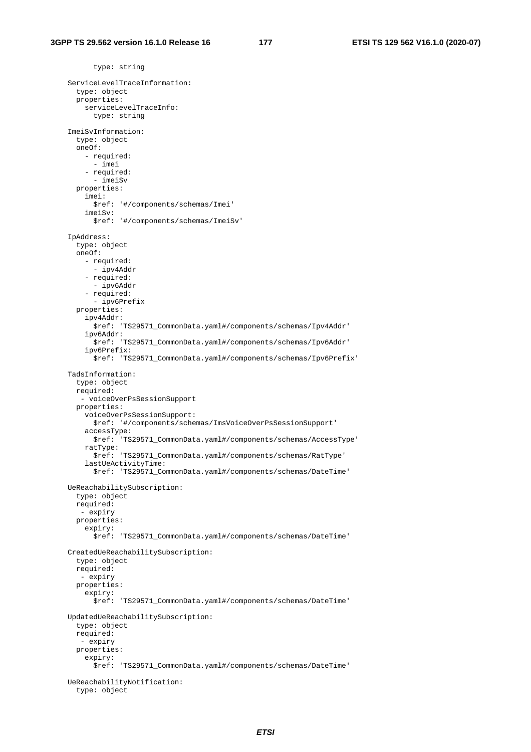```
          type: string

    ServiceLevelTraceInformation:
      type: object
      properties:
        serviceLevelTraceInfo:
          type: string

    ImeiSvInformation:
      type: object
      oneOf:
        - required:
          - imei
        - required:
          - imeiSv
      properties:
        imei:
          $ref: '#/components/schemas/Imei'
        imeiSv:
          $ref: '#/components/schemas/ImeiSv'

    IpAddress:
      type: object
      oneOf:
        - required:
          - ipv4Addr
        - required:
          - ipv6Addr
        - required:
          - ipv6Prefix
      properties:
        ipv4Addr:
          $ref: 'TS29571_CommonData.yaml#/components/schemas/Ipv4Addr'
        ipv6Addr:
          $ref: 'TS29571_CommonData.yaml#/components/schemas/Ipv6Addr'
        ipv6Prefix:
          $ref: 'TS29571_CommonData.yaml#/components/schemas/Ipv6Prefix'

    TadsInformation:
      type: object
      required:
       - voiceOverPsSessionSupport
      properties:
        voiceOverPsSessionSupport:
          $ref: '#/components/schemas/ImsVoiceOverPsSessionSupport'
        accessType:
          $ref: 'TS29571_CommonData.yaml#/components/schemas/AccessType'
        ratType:
          $ref: 'TS29571_CommonData.yaml#/components/schemas/RatType'
        lastUeActivityTime:
          $ref: 'TS29571_CommonData.yaml#/components/schemas/DateTime'

    UeReachabilitySubscription:
      type: object
      required:
       - expiry
      properties:
        expiry:
          $ref: 'TS29571_CommonData.yaml#/components/schemas/DateTime'

    CreatedUeReachabilitySubscription:
      type: object
      required:
       - expiry
      properties:
        expiry:
          $ref: 'TS29571_CommonData.yaml#/components/schemas/DateTime'

    UpdatedUeReachabilitySubscription:
      type: object
      required:
       - expiry
      properties:
        expiry:
          $ref: 'TS29571_CommonData.yaml#/components/schemas/DateTime'

    UeReachabilityNotification:
      type: object
```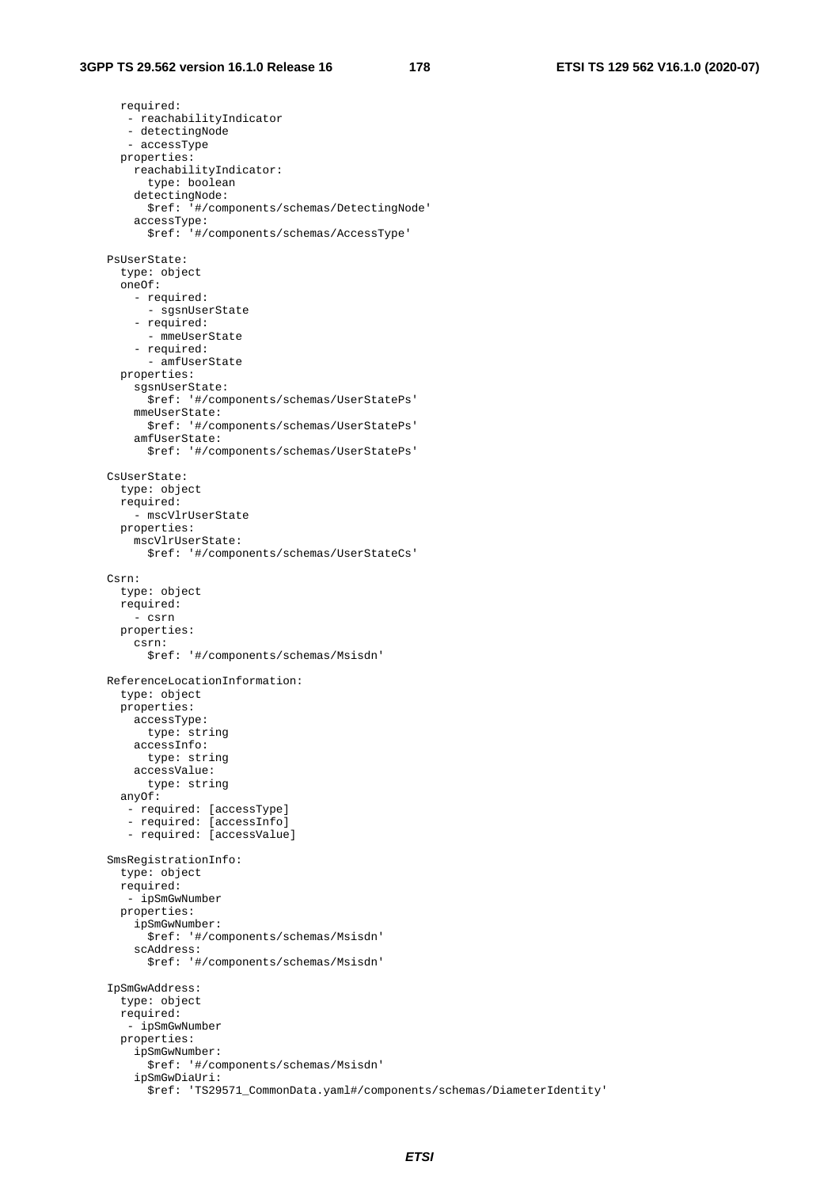```
      required:
       - reachabilityIndicator
       - detectingNode
       - accessType
      properties:
        reachabilityIndicator:
          type: boolean
        detectingNode:
          $ref: '#/components/schemas/DetectingNode'
        accessType:
          $ref: '#/components/schemas/AccessType'

    PsUserState:
      type: object
      oneOf:
        - required:
          - sgsnUserState
        - required:
          - mmeUserState
        - required:
          - amfUserState
      properties:
        sgsnUserState:
          $ref: '#/components/schemas/UserStatePs'
        mmeUserState:
          $ref: '#/components/schemas/UserStatePs'
        amfUserState:
          $ref: '#/components/schemas/UserStatePs'

    CsUserState:
      type: object
      required:
        - mscVlrUserState
      properties:
        mscVlrUserState:
          $ref: '#/components/schemas/UserStateCs'

    Csrn:
      type: object
      required:
        - csrn
      properties:
        csrn:
          $ref: '#/components/schemas/Msisdn'

    ReferenceLocationInformation:
      type: object
      properties:
        accessType:
          type: string
        accessInfo:
          type: string
        accessValue:
          type: string
      anyOf:
       - required: [accessType]
       - required: [accessInfo]
       - required: [accessValue]

    SmsRegistrationInfo:
      type: object
      required:
       - ipSmGwNumber
      properties:
        ipSmGwNumber:
          $ref: '#/components/schemas/Msisdn'
        scAddress:
          $ref: '#/components/schemas/Msisdn'

    IpSmGwAddress:
      type: object
      required:
       - ipSmGwNumber
      properties:
        ipSmGwNumber:
          $ref: '#/components/schemas/Msisdn'
        ipSmGwDiaUri:
          $ref: 'TS29571_CommonData.yaml#/components/schemas/DiameterIdentity'
```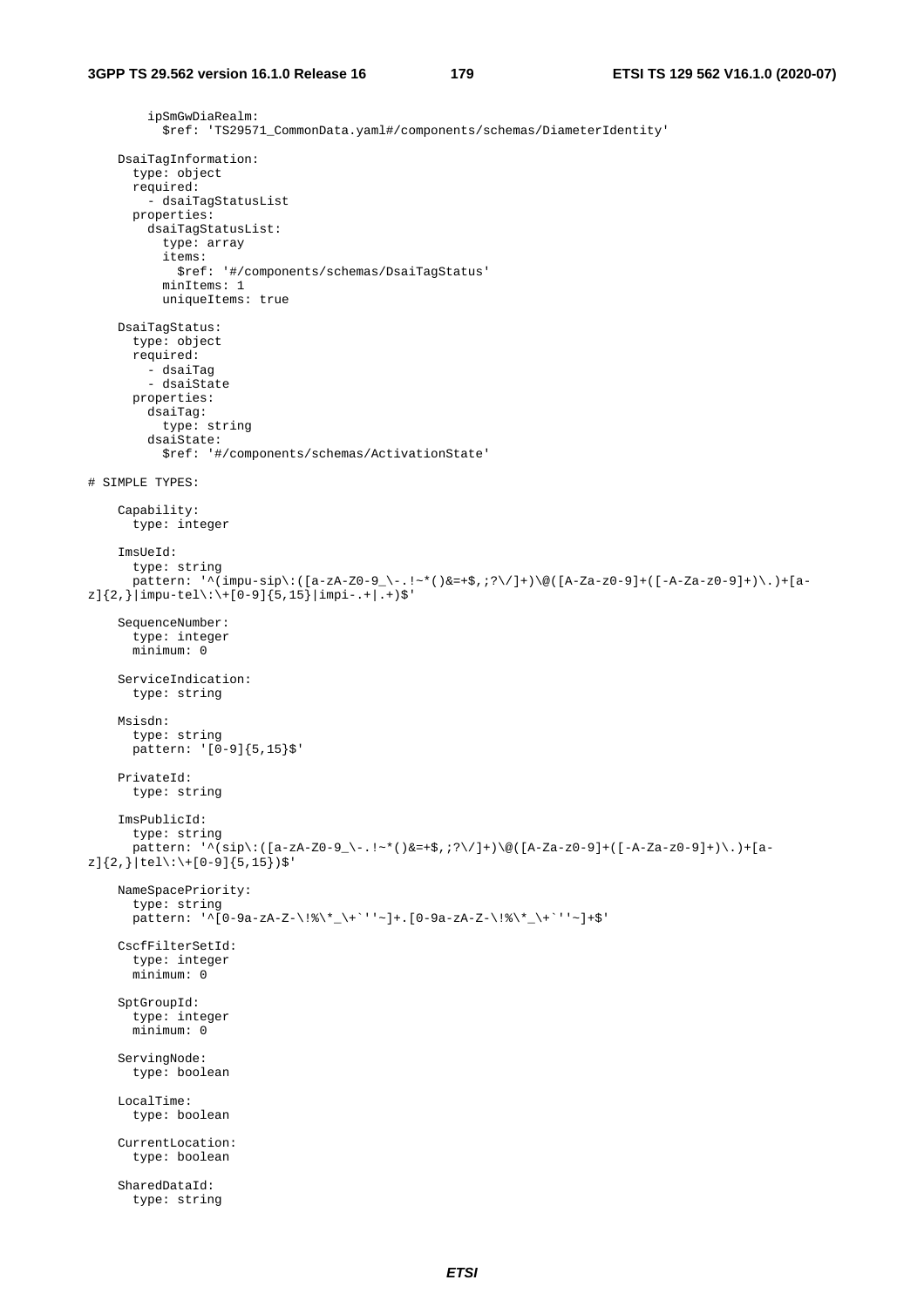```
        ipSmGwDiaRealm:
          $ref: 'TS29571_CommonData.yaml#/components/schemas/DiameterIdentity'

    DsaiTagInformation:
      type: object
      required:
        - dsaiTagStatusList
      properties:
        dsaiTagStatusList:
          type: array
          items:
            $ref: '#/components/schemas/DsaiTagStatus'
          minItems: 1
          uniqueItems: true

    DsaiTagStatus:
      type: object
      required:
        - dsaiTag
        - dsaiState
      properties:
        dsaiTag:
          type: string
        dsaiState:
          $ref: '#/components/schemas/ActivationState'

# SIMPLE TYPES:

    Capability:
      type: integer

    ImsUeId:
      type: string
      pattern: '^(impu-sip\:([a-zA-Z0-9_\-.!~*()&=+$,;?\/]+)\@([A-Za-z0-9]+([-A-Za-z0-9]+)\.)+[a-
z]{2,}|impu-tel\:\+[0-9]{5,15}|impi-.+|.+)$'

    SequenceNumber:
      type: integer
      minimum: 0

    ServiceIndication:
      type: string

    Msisdn:
      type: string
      pattern: '[0-9]{5,15}$'

    PrivateId:
      type: string

    ImsPublicId:
      type: string
      pattern: '^(sip\:([a-zA-Z0-9_\-.!~*()&=+$,;?\/]+)\@([A-Za-z0-9]+([-A-Za-z0-9]+)\.)+[a-
z]{2,}|tel\:\+[0-9]{5,15})$'

    NameSpacePriority:
      type: string
      pattern: '^[0-9a-zA-Z-\!%\*_\+`''~]+.[0-9a-zA-Z-\!%\*_\+`''~]+$'

    CscfFilterSetId:
      type: integer
      minimum: 0

    SptGroupId:
      type: integer
      minimum: 0

    ServingNode:
      type: boolean

    LocalTime:
      type: boolean

    CurrentLocation:
      type: boolean

    SharedDataId:
      type: string
```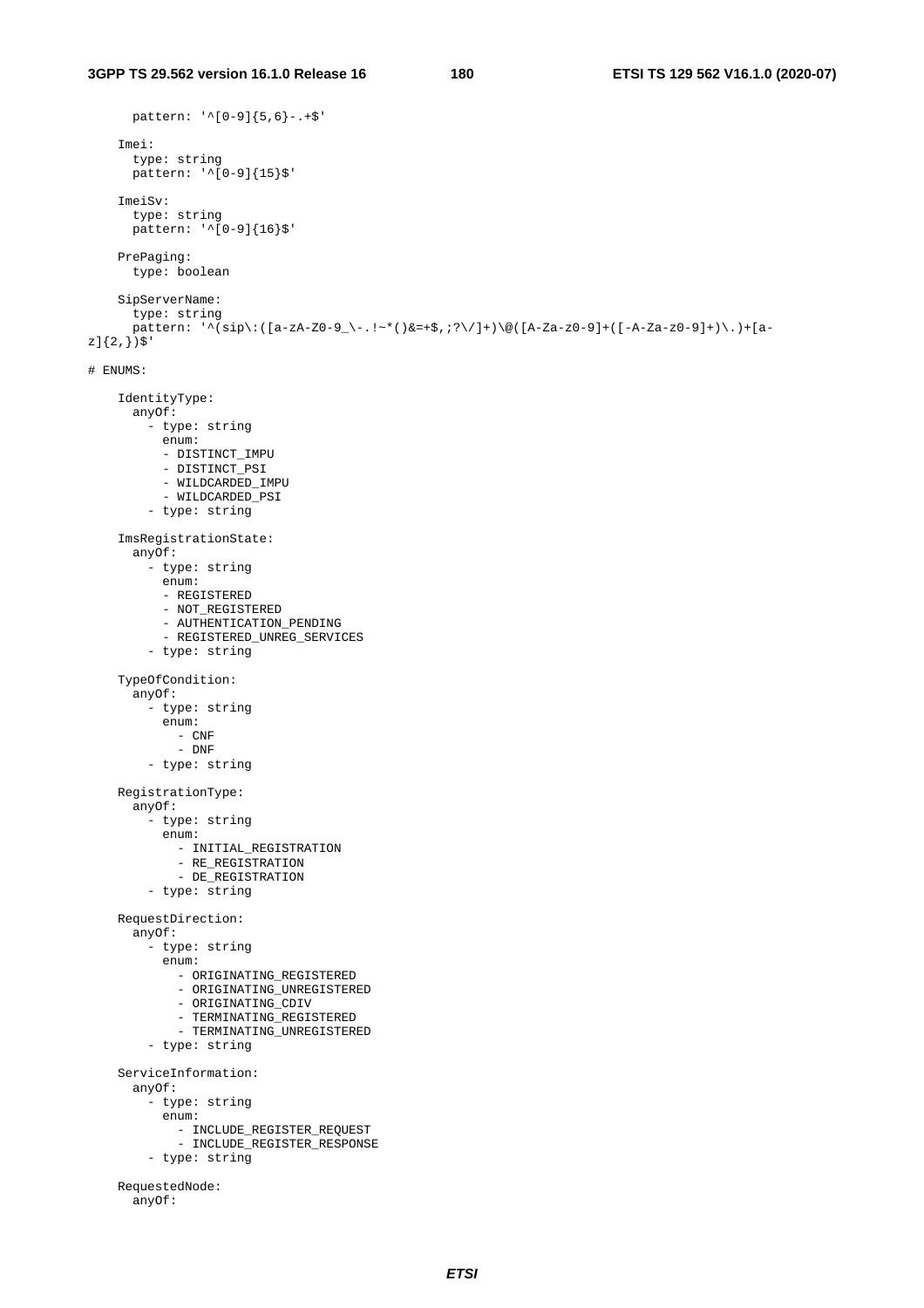```
        pattern: '^[0-9]{5,6}-.+$'

    Imei:
      type: string
      pattern: '^[0-9]{15}$'

    ImeiSv:
      type: string
      pattern: '^[0-9]{16}$'

    PrePaging:
      type: boolean

    SipServerName:
      type: string
      pattern: '^(sip\:([a-zA-Z0-9_\-.!~*()&=+$,;?\/]+)\@([A-Za-z0-9]+([-A-Za-z0-9]+)\.)+[a-
z]{2,})$'

# ENUMS:

    IdentityType:
      anyOf:
        - type: string
          enum:
          - DISTINCT_IMPU
          - DISTINCT_PSI
          - WILDCARDED_IMPU
          - WILDCARDED_PSI
        - type: string

    ImsRegistrationState:
      anyOf:
        - type: string
          enum:
          - REGISTERED
          - NOT_REGISTERED
          - AUTHENTICATION_PENDING
          - REGISTERED_UNREG_SERVICES
        - type: string

    TypeOfCondition:
      anyOf:
        - type: string
          enum:
            - CNF
            - DNF
        - type: string

    RegistrationType:
      anyOf:
        - type: string
          enum:
            - INITIAL_REGISTRATION
            - RE_REGISTRATION
            - DE_REGISTRATION
        - type: string

    RequestDirection:
      anyOf:
        - type: string
          enum:
            - ORIGINATING_REGISTERED
            - ORIGINATING_UNREGISTERED
            - ORIGINATING_CDIV
            - TERMINATING_REGISTERED
            - TERMINATING_UNREGISTERED
        - type: string

    ServiceInformation:
      anyOf:
        - type: string
          enum:
            - INCLUDE_REGISTER_REQUEST
            - INCLUDE_REGISTER_RESPONSE
        - type: string

    RequestedNode:
      anyOf:
```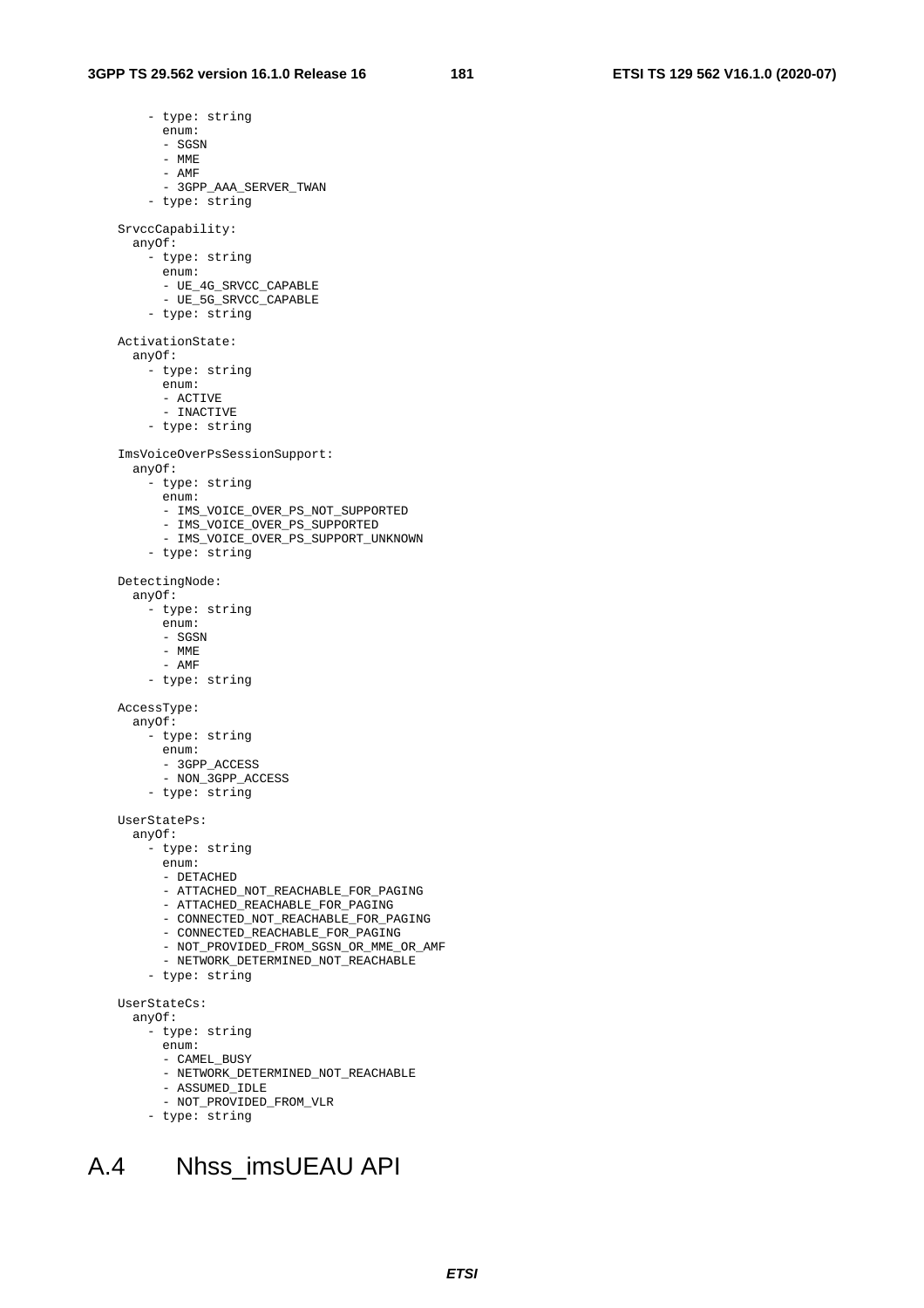```
        - type: string
          enum:
          - SGSN
          - MME
          - AMF
          - 3GPP_AAA_SERVER_TWAN
        - type: string

    SrvccCapability:
      anyOf:
        - type: string
          enum:
          - UE_4G_SRVCC_CAPABLE
          - UE_5G_SRVCC_CAPABLE
        - type: string

    ActivationState:
      anyOf:
        - type: string
          enum:
          - ACTIVE
          - INACTIVE
        - type: string

    ImsVoiceOverPsSessionSupport:
      anyOf:
        - type: string
          enum:
          - IMS_VOICE_OVER_PS_NOT_SUPPORTED
          - IMS_VOICE_OVER_PS_SUPPORTED
          - IMS_VOICE_OVER_PS_SUPPORT_UNKNOWN
        - type: string

    DetectingNode:
      anyOf:
        - type: string
          enum:
          - SGSN
          - MME
          - AMF
        - type: string

    AccessType:
      anyOf:
        - type: string
          enum:
          - 3GPP_ACCESS
          - NON_3GPP_ACCESS
        - type: string

    UserStatePs:
      anyOf:
        - type: string
          enum:
          - DETACHED
          - ATTACHED_NOT_REACHABLE_FOR_PAGING
          - ATTACHED_REACHABLE_FOR_PAGING
          - CONNECTED_NOT_REACHABLE_FOR_PAGING
          - CONNECTED_REACHABLE_FOR_PAGING
          - NOT_PROVIDED_FROM_SGSN_OR_MME_OR_AMF
          - NETWORK_DETERMINED_NOT_REACHABLE
        - type: string

    UserStateCs:
      anyOf:
        - type: string
          enum:
          - CAMEL_BUSY
          - NETWORK_DETERMINED_NOT_REACHABLE
          - ASSUMED_IDLE
          - NOT_PROVIDED_FROM_VLR
        - type: string
```

# A.4 Nhss_imsUEAU API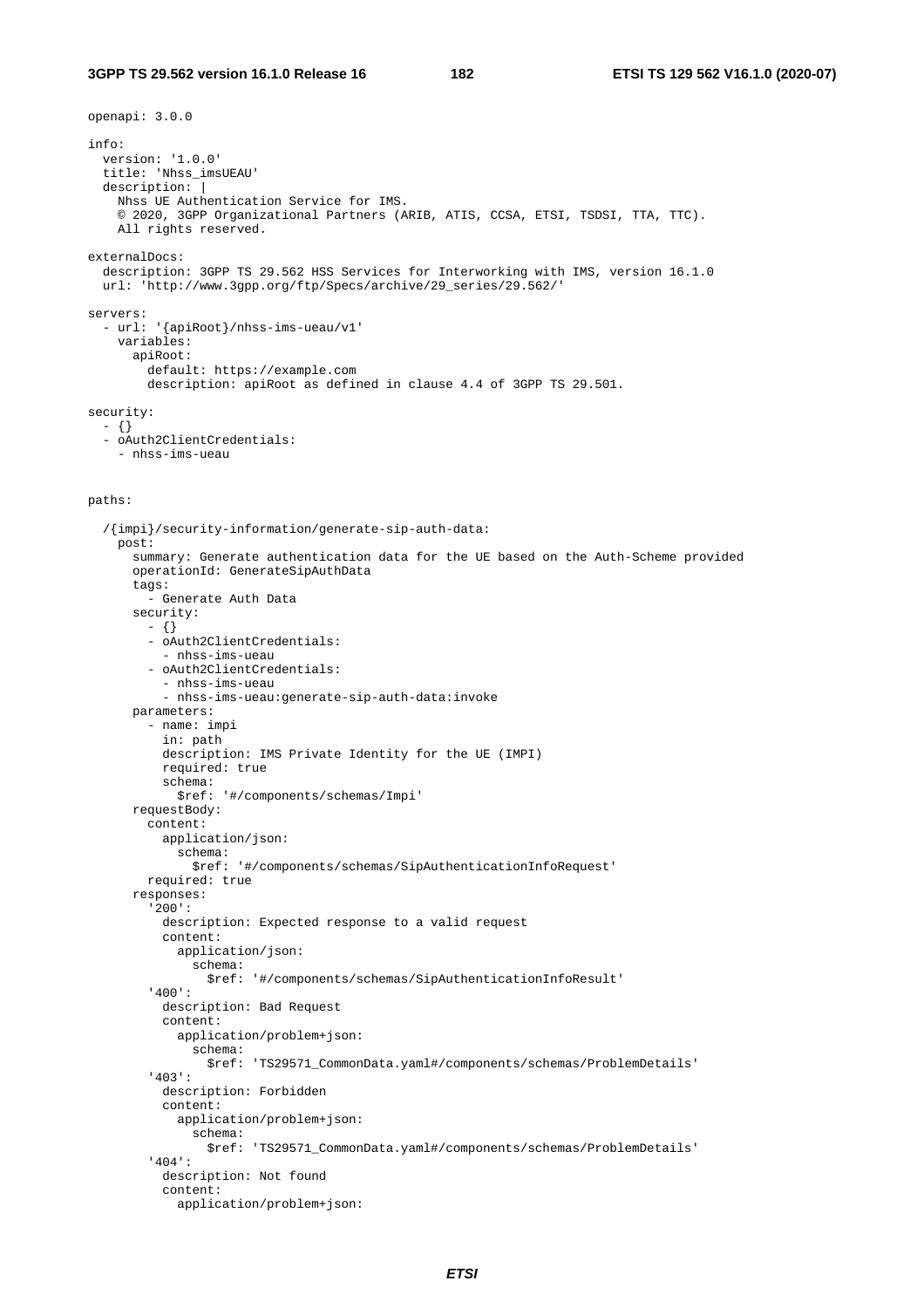```yaml
openapi: 3.0.0

info:
  version: '1.0.0'
  title: 'Nhss_imsUEAU'
  description: |
    Nhss UE Authentication Service for IMS.
    © 2020, 3GPP Organizational Partners (ARIB, ATIS, CCSA, ETSI, TSDSI, TTA, TTC).
    All rights reserved.

externalDocs:
  description: 3GPP TS 29.562 HSS Services for Interworking with IMS, version 16.1.0
  url: 'http://www.3gpp.org/ftp/Specs/archive/29_series/29.562/'

servers:
  - url: '{apiRoot}/nhss-ims-ueau/v1'
    variables:
      apiRoot:
        default: https://example.com
        description: apiRoot as defined in clause 4.4 of 3GPP TS 29.501.

security:
  - {}
  - oAuth2ClientCredentials:
    - nhss-ims-ueau


paths:

  /{impi}/security-information/generate-sip-auth-data:
    post:
      summary: Generate authentication data for the UE based on the Auth-Scheme provided
      operationId: GenerateSipAuthData
      tags:
        - Generate Auth Data
      security:
        - {}
        - oAuth2ClientCredentials:
          - nhss-ims-ueau
        - oAuth2ClientCredentials:
          - nhss-ims-ueau
          - nhss-ims-ueau:generate-sip-auth-data:invoke
      parameters:
        - name: impi
          in: path
          description: IMS Private Identity for the UE (IMPI)
          required: true
          schema:
            $ref: '#/components/schemas/Impi'
      requestBody:
        content:
          application/json:
            schema:
              $ref: '#/components/schemas/SipAuthenticationInfoRequest'
        required: true
      responses:
        '200':
          description: Expected response to a valid request
          content:
            application/json:
              schema:
                $ref: '#/components/schemas/SipAuthenticationInfoResult'
        '400':
          description: Bad Request
          content:
            application/problem+json:
              schema:
                $ref: 'TS29571_CommonData.yaml#/components/schemas/ProblemDetails'
        '403':
          description: Forbidden
          content:
            application/problem+json:
              schema:
                $ref: 'TS29571_CommonData.yaml#/components/schemas/ProblemDetails'
        '404':
          description: Not found
          content:
            application/problem+json:
```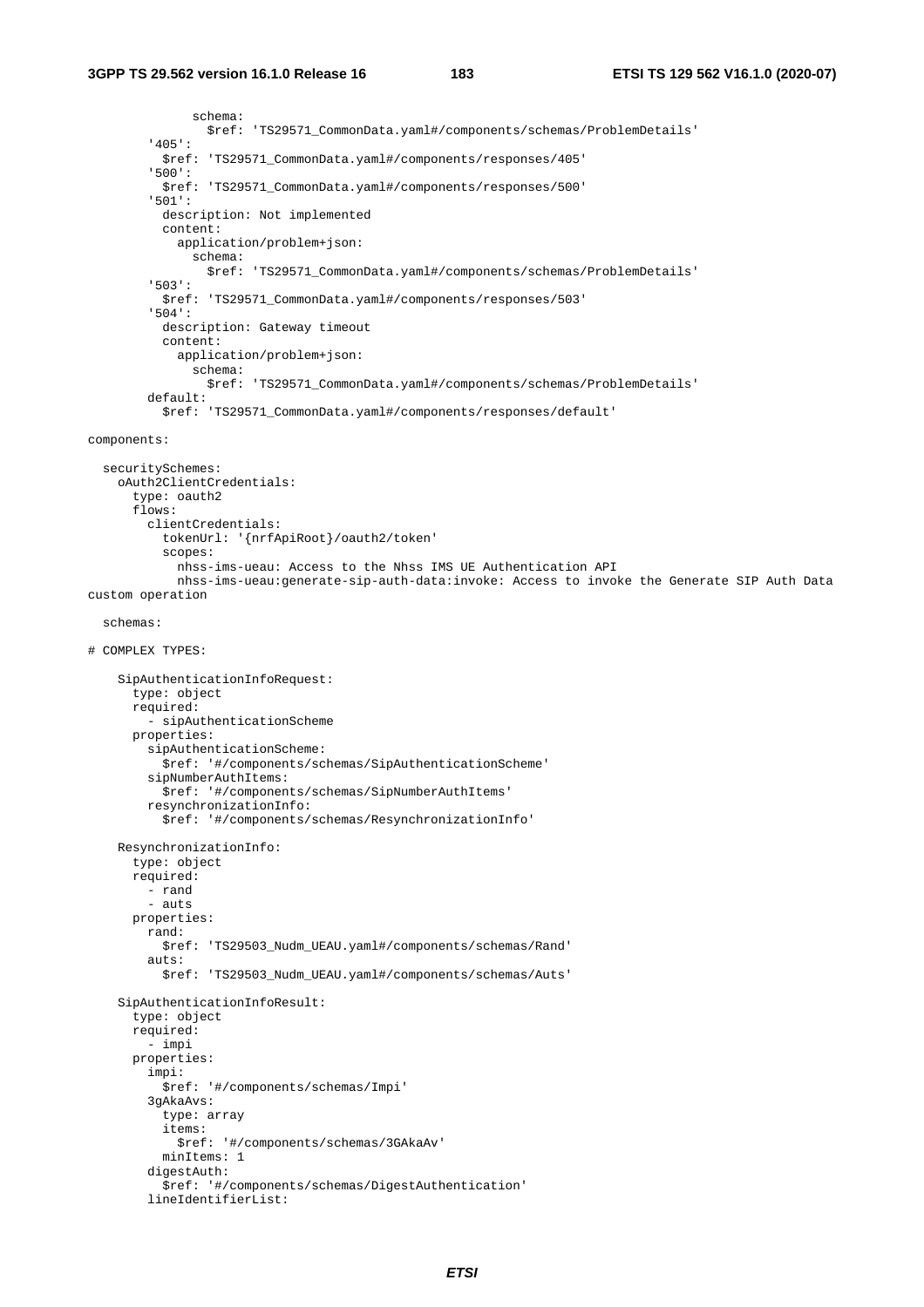```
              schema:
                $ref: 'TS29571_CommonData.yaml#/components/schemas/ProblemDetails'
        '405':
          $ref: 'TS29571_CommonData.yaml#/components/responses/405'
        '500':
          $ref: 'TS29571_CommonData.yaml#/components/responses/500'
        '501':
          description: Not implemented
          content:
            application/problem+json:
              schema:
                $ref: 'TS29571_CommonData.yaml#/components/schemas/ProblemDetails'
        '503':
          $ref: 'TS29571_CommonData.yaml#/components/responses/503'
        '504':
          description: Gateway timeout
          content:
            application/problem+json:
              schema:
                $ref: 'TS29571_CommonData.yaml#/components/schemas/ProblemDetails'
        default:
          $ref: 'TS29571_CommonData.yaml#/components/responses/default'

components:

  securitySchemes:
    oAuth2ClientCredentials:
      type: oauth2
      flows:
        clientCredentials:
          tokenUrl: '{nrfApiRoot}/oauth2/token'
          scopes:
            nhss-ims-ueau: Access to the Nhss IMS UE Authentication API
            nhss-ims-ueau:generate-sip-auth-data:invoke: Access to invoke the Generate SIP Auth Data
custom operation

  schemas:

# COMPLEX TYPES:

    SipAuthenticationInfoRequest:
      type: object
      required:
        - sipAuthenticationScheme
      properties:
        sipAuthenticationScheme:
          $ref: '#/components/schemas/SipAuthenticationScheme'
        sipNumberAuthItems:
          $ref: '#/components/schemas/SipNumberAuthItems'
        resynchronizationInfo:
          $ref: '#/components/schemas/ResynchronizationInfo'

    ResynchronizationInfo:
      type: object
      required:
        - rand
        - auts
      properties:
        rand:
          $ref: 'TS29503_Nudm_UEAU.yaml#/components/schemas/Rand'
        auts:
          $ref: 'TS29503_Nudm_UEAU.yaml#/components/schemas/Auts'

    SipAuthenticationInfoResult:
      type: object
      required:
        - impi
      properties:
        impi:
          $ref: '#/components/schemas/Impi'
        3gAkaAvs:
          type: array
          items:
            $ref: '#/components/schemas/3GAkaAv'
          minItems: 1
        digestAuth:
          $ref: '#/components/schemas/DigestAuthentication'
        lineIdentifierList:
```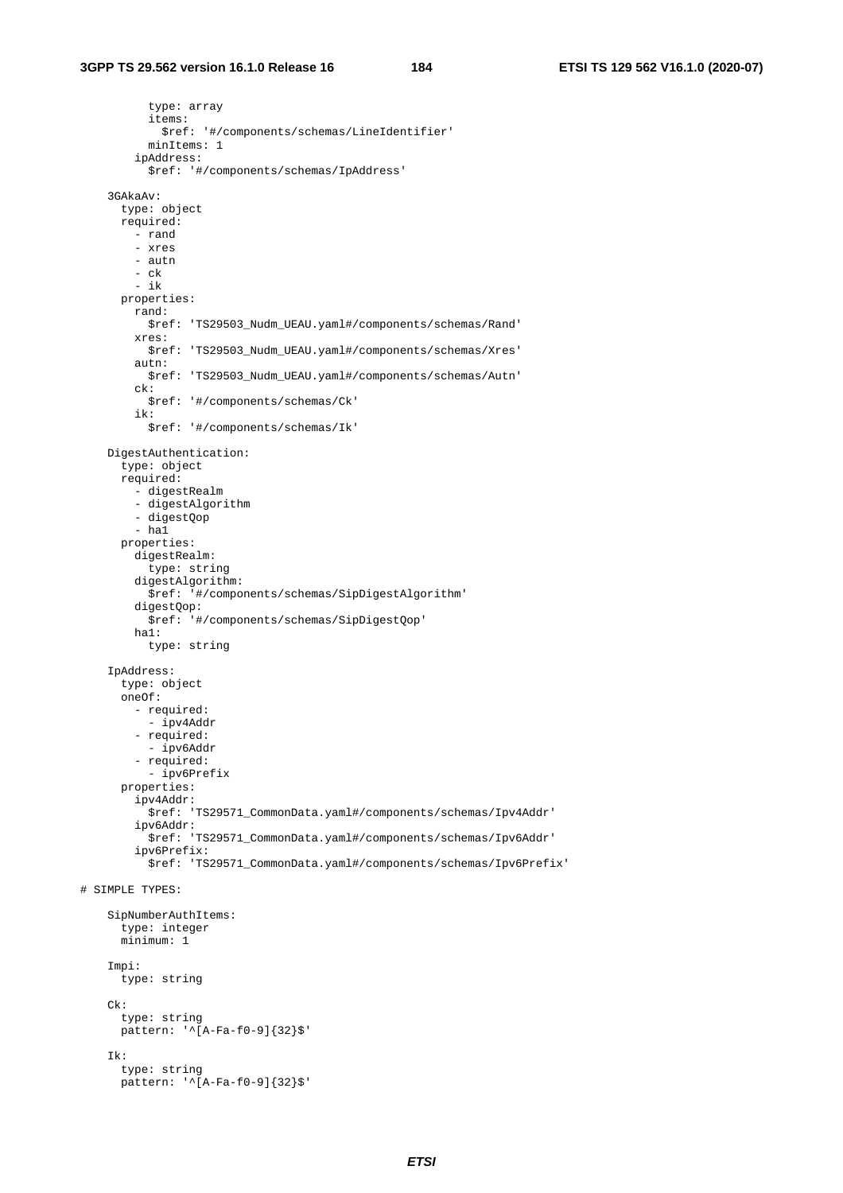```
          type: array
          items:
            $ref: '#/components/schemas/LineIdentifier'
          minItems: 1
        ipAddress:
          $ref: '#/components/schemas/IpAddress'

    3GAkaAv:
      type: object
      required:
        - rand
        - xres
        - autn
        - ck
        - ik
      properties:
        rand:
          $ref: 'TS29503_Nudm_UEAU.yaml#/components/schemas/Rand'
        xres:
          $ref: 'TS29503_Nudm_UEAU.yaml#/components/schemas/Xres'
        autn:
          $ref: 'TS29503_Nudm_UEAU.yaml#/components/schemas/Autn'
        ck:
          $ref: '#/components/schemas/Ck'
        ik:
          $ref: '#/components/schemas/Ik'

    DigestAuthentication:
      type: object
      required:
        - digestRealm
        - digestAlgorithm
        - digestQop
        - ha1
      properties:
        digestRealm:
          type: string
        digestAlgorithm:
          $ref: '#/components/schemas/SipDigestAlgorithm'
        digestQop:
          $ref: '#/components/schemas/SipDigestQop'
        ha1:
          type: string

    IpAddress:
      type: object
      oneOf:
        - required:
          - ipv4Addr
        - required:
          - ipv6Addr
        - required:
          - ipv6Prefix
      properties:
        ipv4Addr:
          $ref: 'TS29571_CommonData.yaml#/components/schemas/Ipv4Addr'
        ipv6Addr:
          $ref: 'TS29571_CommonData.yaml#/components/schemas/Ipv6Addr'
        ipv6Prefix:
          $ref: 'TS29571_CommonData.yaml#/components/schemas/Ipv6Prefix'

# SIMPLE TYPES:

    SipNumberAuthItems:
      type: integer
      minimum: 1

    Impi:
      type: string

    Ck:
      type: string
      pattern: '^[A-Fa-f0-9]{32}$'

    Ik:
      type: string
      pattern: '^[A-Fa-f0-9]{32}$'
```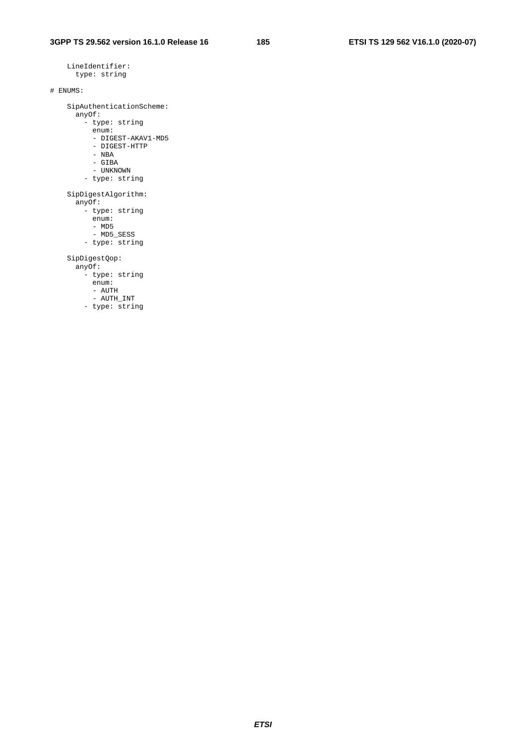```
    LineIdentifier:
      type: string

# ENUMS:

    SipAuthenticationScheme:
      anyOf:
        - type: string
          enum:
          - DIGEST-AKAV1-MD5
          - DIGEST-HTTP
          - NBA
          - GIBA
          - UNKNOWN
        - type: string

    SipDigestAlgorithm:
      anyOf:
        - type: string
          enum:
          - MD5
          - MD5_SESS
        - type: string

    SipDigestQop:
      anyOf:
        - type: string
          enum:
          - AUTH
          - AUTH_INT
        - type: string
```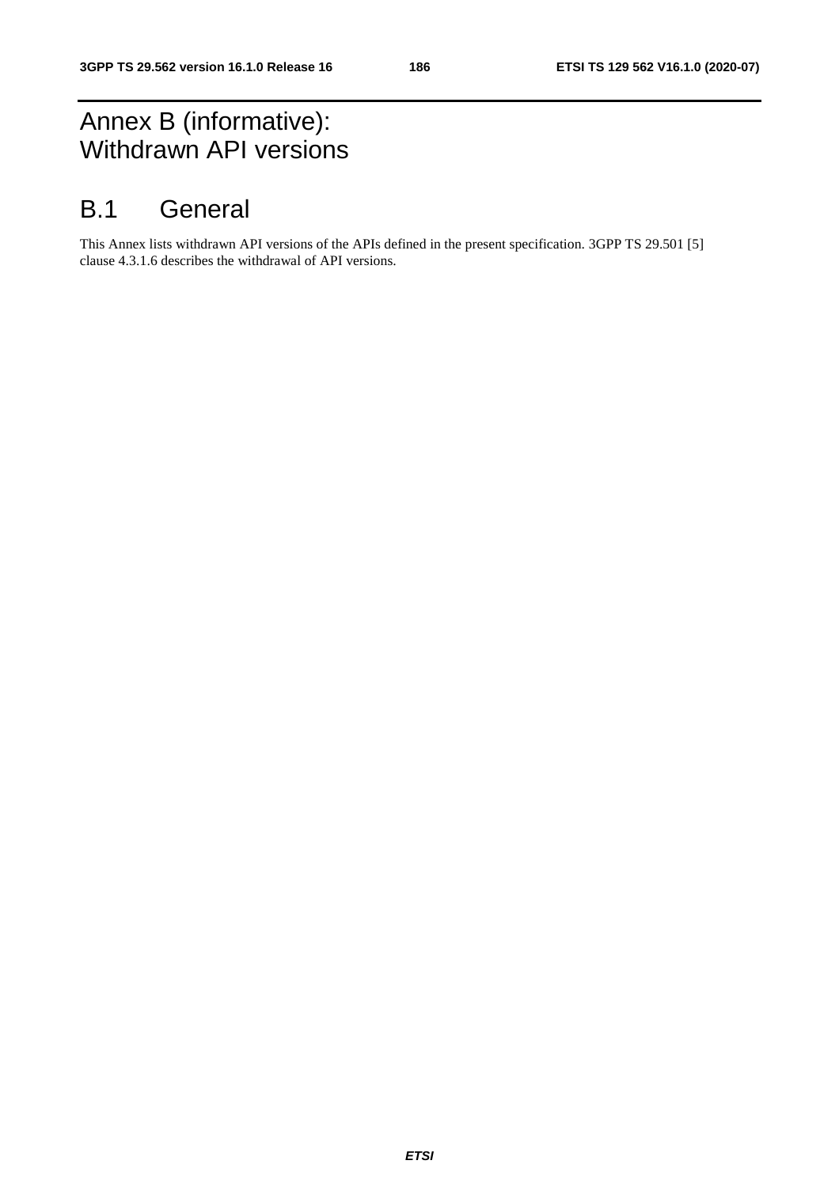# Annex B (informative): Withdrawn API versions

# B.1 General

This Annex lists withdrawn API versions of the APIs defined in the present specification. 3GPP TS 29.501 [5] clause 4.3.1.6 describes the withdrawal of API versions.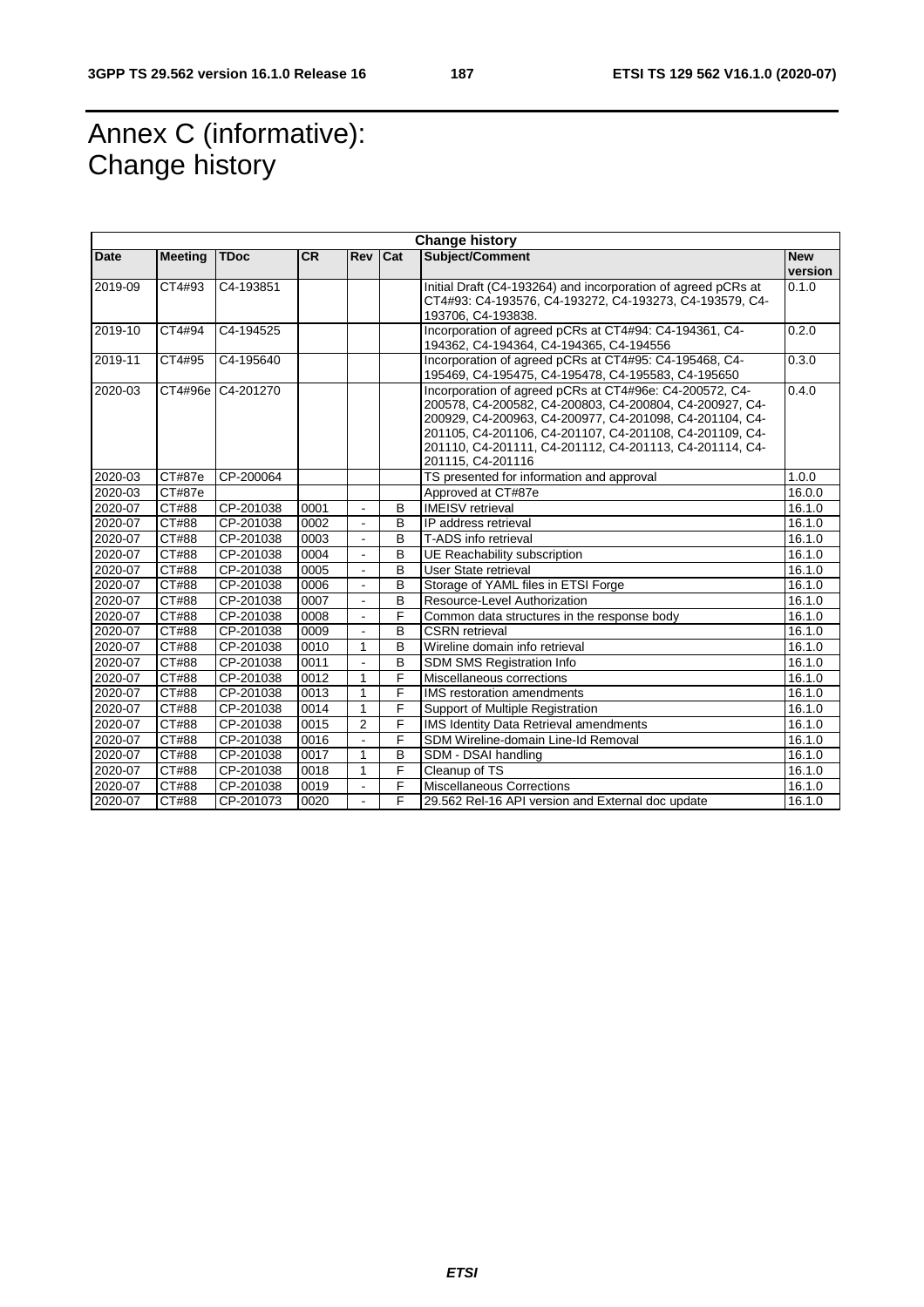# Annex C (informative): Change history

| Change history | | | | | | | |
|---|---|---|---|---|---|---|---|
| **Date** | **Meeting** | **TDoc** | **CR** | **Rev** | **Cat** | **Subject/Comment** | **New version** |
| 2019-09 | CT4#93 | C4-193851 | | | | Initial Draft (C4-193264) and incorporation of agreed pCRs at CT4#93: C4-193576, C4-193272, C4-193273, C4-193579, C4-193706, C4-193838. | 0.1.0 |
| 2019-10 | CT4#94 | C4-194525 | | | | Incorporation of agreed pCRs at CT4#94: C4-194361, C4-194362, C4-194364, C4-194365, C4-194556 | 0.2.0 |
| 2019-11 | CT4#95 | C4-195640 | | | | Incorporation of agreed pCRs at CT4#95: C4-195468, C4-195469, C4-195475, C4-195478, C4-195583, C4-195650 | 0.3.0 |
| 2020-03 | CT4#96e | C4-201270 | | | | Incorporation of agreed pCRs at CT4#96e: C4-200572, C4-200578, C4-200582, C4-200803, C4-200804, C4-200927, C4-200929, C4-200963, C4-200977, C4-201098, C4-201104, C4-201105, C4-201106, C4-201107, C4-201108, C4-201109, C4-201110, C4-201111, C4-201112, C4-201113, C4-201114, C4-201115, C4-201116 | 0.4.0 |
| 2020-03 | CT#87e | CP-200064 | | | | TS presented for information and approval | 1.0.0 |
| 2020-03 | CT#87e | | | | | Approved at CT#87e | 16.0.0 |
| 2020-07 | CT#88 | CP-201038 | 0001 | - | B | IMEISV retrieval | 16.1.0 |
| 2020-07 | CT#88 | CP-201038 | 0002 | - | B | IP address retrieval | 16.1.0 |
| 2020-07 | CT#88 | CP-201038 | 0003 | - | B | T-ADS info retrieval | 16.1.0 |
| 2020-07 | CT#88 | CP-201038 | 0004 | - | B | UE Reachability subscription | 16.1.0 |
| 2020-07 | CT#88 | CP-201038 | 0005 | - | B | User State retrieval | 16.1.0 |
| 2020-07 | CT#88 | CP-201038 | 0006 | - | B | Storage of YAML files in ETSI Forge | 16.1.0 |
| 2020-07 | CT#88 | CP-201038 | 0007 | - | B | Resource-Level Authorization | 16.1.0 |
| 2020-07 | CT#88 | CP-201038 | 0008 | - | F | Common data structures in the response body | 16.1.0 |
| 2020-07 | CT#88 | CP-201038 | 0009 | - | B | CSRN retrieval | 16.1.0 |
| 2020-07 | CT#88 | CP-201038 | 0010 | 1 | B | Wireline domain info retrieval | 16.1.0 |
| 2020-07 | CT#88 | CP-201038 | 0011 | - | B | SDM SMS Registration Info | 16.1.0 |
| 2020-07 | CT#88 | CP-201038 | 0012 | 1 | F | Miscellaneous corrections | 16.1.0 |
| 2020-07 | CT#88 | CP-201038 | 0013 | 1 | F | IMS restoration amendments | 16.1.0 |
| 2020-07 | CT#88 | CP-201038 | 0014 | 1 | F | Support of Multiple Registration | 16.1.0 |
| 2020-07 | CT#88 | CP-201038 | 0015 | 2 | F | IMS Identity Data Retrieval amendments | 16.1.0 |
| 2020-07 | CT#88 | CP-201038 | 0016 | - | F | SDM Wireline-domain Line-Id Removal | 16.1.0 |
| 2020-07 | CT#88 | CP-201038 | 0017 | 1 | B | SDM - DSAI handling | 16.1.0 |
| 2020-07 | CT#88 | CP-201038 | 0018 | 1 | F | Cleanup of TS | 16.1.0 |
| 2020-07 | CT#88 | CP-201038 | 0019 | - | F | Miscellaneous Corrections | 16.1.0 |
| 2020-07 | CT#88 | CP-201073 | 0020 | - | F | 29.562 Rel-16 API version and External doc update | 16.1.0 |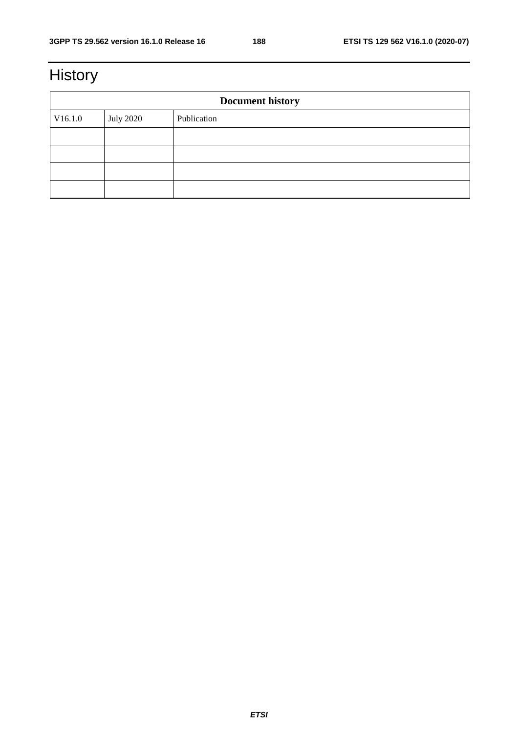# History

| Document history | | |
|---|---|---|
| V16.1.0 | July 2020 | Publication |
| | | |
| | | |
| | | |
| | | |